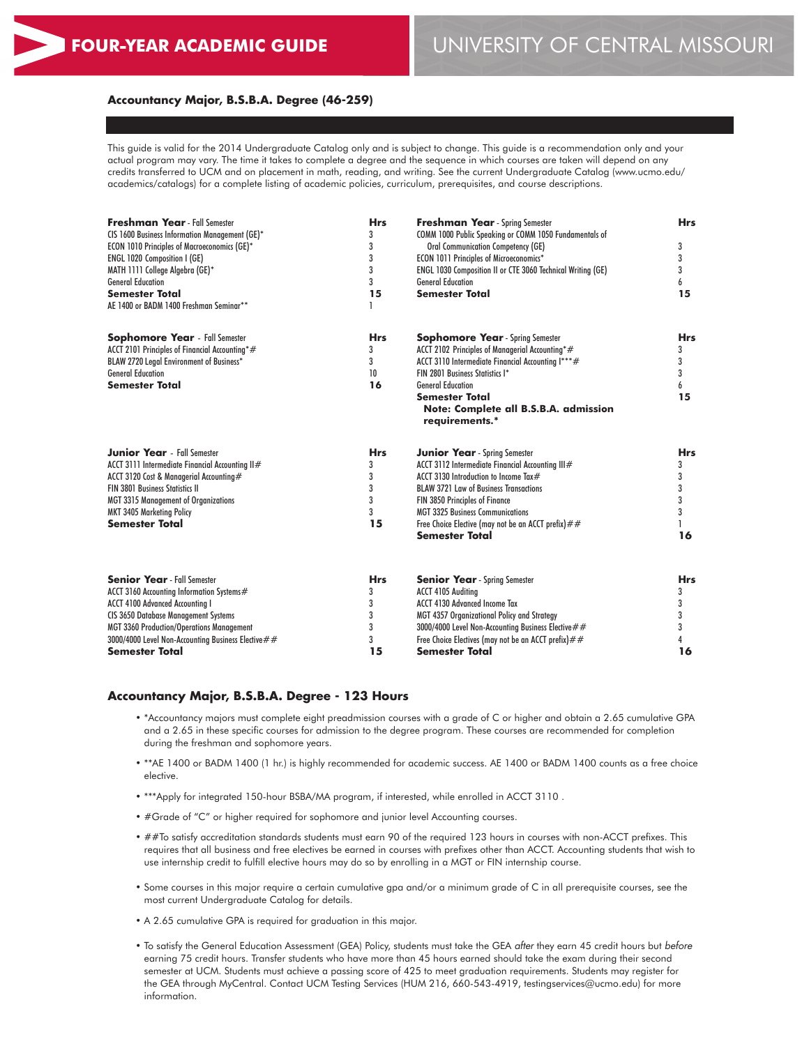# FOUR-YEAR ACADEMIC GUIDE

# UNIVERSITY OF CENTRAL MISSOURI

## Accountancy Major, B.S.B.A. Degree (46-259)

This guide is valid for the 2014 Undergraduate Catalog only and is subject to change. This guide is a recommendation only and your actual program may vary. The time it takes to complete a degree and the sequence in which courses are taken will depend on any credits transferred to UCM and on placement in math, reading, and writing. See the current Undergraduate Catalog (www.ucmo.edu/academics/catalogs) for a complete listing of academic policies, curriculum, prerequisites, and course descriptions.

| **Freshman Year** - Fall Semester | **Hrs** | **Freshman Year** - Spring Semester | **Hrs** |
|---|---|---|---|
| CIS 1600 Business Information Management (GE)* | 3 | COMM 1000 Public Speaking or COMM 1050 Fundamentals of Oral Communication Competency (GE) | 3 |
| ECON 1010 Principles of Macroeconomics (GE)* | 3 | ECON 1011 Principles of Microeconomics* | 3 |
| ENGL 1020 Composition I (GE) | 3 | ENGL 1030 Composition II or CTE 3060 Technical Writing (GE) | 3 |
| MATH 1111 College Algebra (GE)* | 3 | General Education | 6 |
| General Education | 3 | **Semester Total** | **15** |
| **Semester Total** | **15** | | |
| AE 1400 or BADM 1400 Freshman Seminar** | 1 | | |

| **Sophomore Year** - Fall Semester | **Hrs** | **Sophomore Year** - Spring Semester | **Hrs** |
|---|---|---|---|
| ACCT 2101 Principles of Financial Accounting*# | 3 | ACCT 2102 Principles of Managerial Accounting*# | 3 |
| BLAW 2720 Legal Environment of Business* | 3 | ACCT 3110 Intermediate Financial Accounting I***# | 3 |
| General Education | 10 | FIN 2801 Business Statistics I* | 3 |
| **Semester Total** | **16** | General Education | 6 |
| | | **Semester Total** | **15** |
| | | **Note: Complete all B.S.B.A. admission requirements.*** | |

| **Junior Year** - Fall Semester | **Hrs** | **Junior Year** - Spring Semester | **Hrs** |
|---|---|---|---|
| ACCT 3111 Intermediate Financial Accounting II# | 3 | ACCT 3112 Intermediate Financial Accounting III# | 3 |
| ACCT 3120 Cost & Managerial Accounting# | 3 | ACCT 3130 Introduction to Income Tax# | 3 |
| FIN 3801 Business Statistics II | 3 | BLAW 3721 Law of Business Transactions | 3 |
| MGT 3315 Management of Organizations | 3 | FIN 3850 Principles of Finance | 3 |
| MKT 3405 Marketing Policy | 3 | MGT 3325 Business Communications | 3 |
| **Semester Total** | **15** | Free Choice Elective (may not be an ACCT prefix)## | 1 |
| | | **Semester Total** | **16** |

| **Senior Year** - Fall Semester | **Hrs** | **Senior Year** - Spring Semester | **Hrs** |
|---|---|---|---|
| ACCT 3160 Accounting Information Systems# | 3 | ACCT 4105 Auditing | 3 |
| ACCT 4100 Advanced Accounting I | 3 | ACCT 4130 Advanced Income Tax | 3 |
| CIS 3650 Database Management Systems | 3 | MGT 4357 Organizational Policy and Strategy | 3 |
| MGT 3360 Production/Operations Management | 3 | 3000/4000 Level Non-Accounting Business Elective## | 3 |
| 3000/4000 Level Non-Accounting Business Elective## | 3 | Free Choice Electives (may not be an ACCT prefix)## | 4 |
| **Semester Total** | **15** | **Semester Total** | **16** |

## Accountancy Major, B.S.B.A. Degree - 123 Hours

- *Accountancy majors must complete eight preadmission courses with a grade of C or higher and obtain a 2.65 cumulative GPA and a 2.65 in these specific courses for admission to the degree program. These courses are recommended for completion during the freshman and sophomore years.
- **AE 1400 or BADM 1400 (1 hr.) is highly recommended for academic success. AE 1400 or BADM 1400 counts as a free choice elective.
- ***Apply for integrated 150-hour BSBA/MA program, if interested, while enrolled in ACCT 3110 .
- #Grade of "C" or higher required for sophomore and junior level Accounting courses.
- ##To satisfy accreditation standards students must earn 90 of the required 123 hours in courses with non-ACCT prefixes. This requires that all business and free electives be earned in courses with prefixes other than ACCT. Accounting students that wish to use internship credit to fulfill elective hours may do so by enrolling in a MGT or FIN internship course.
- Some courses in this major require a certain cumulative gpa and/or a minimum grade of C in all prerequisite courses, see the most current Undergraduate Catalog for details.
- A 2.65 cumulative GPA is required for graduation in this major.
- To satisfy the General Education Assessment (GEA) Policy, students must take the GEA *after* they earn 45 credit hours but *before* earning 75 credit hours. Transfer students who have more than 45 hours earned should take the exam during their second semester at UCM. Students must achieve a passing score of 425 to meet graduation requirements. Students may register for the GEA through MyCentral. Contact UCM Testing Services (HUM 216, 660-543-4919, testingservices@ucmo.edu) for more information.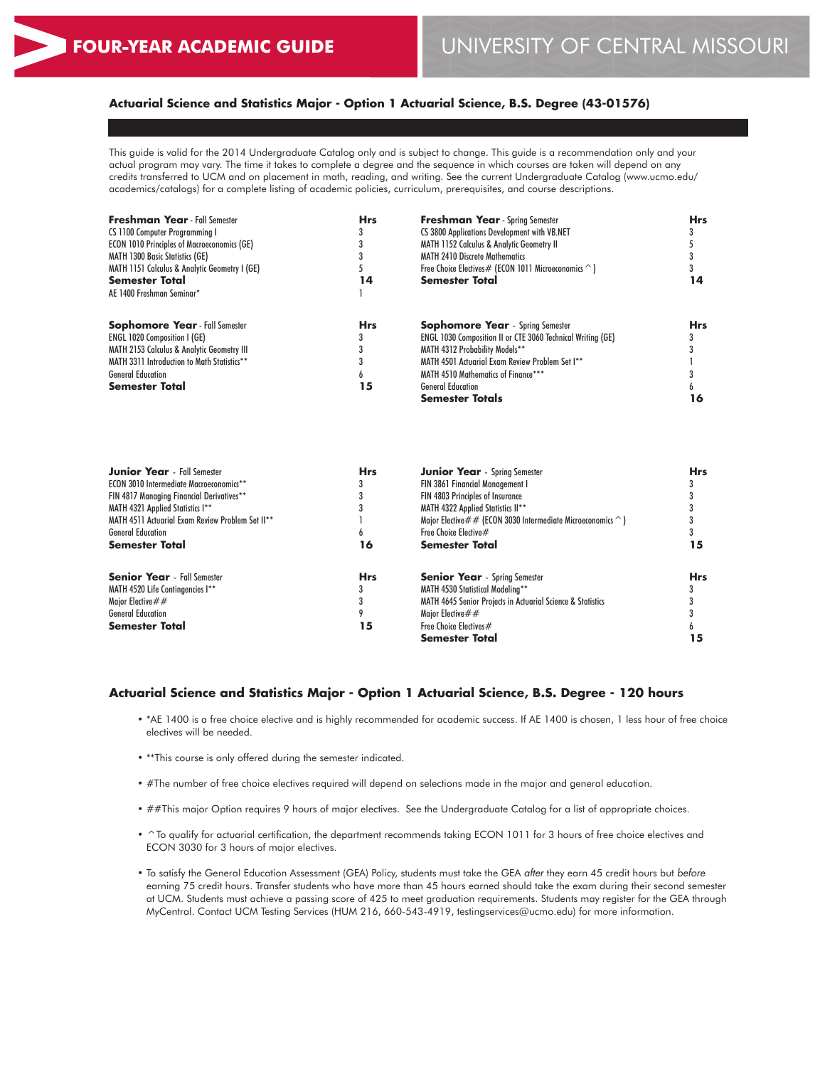# FOUR-YEAR ACADEMIC GUIDE

# UNIVERSITY OF CENTRAL MISSOURI

## Actuarial Science and Statistics Major - Option 1 Actuarial Science, B.S. Degree (43-01576)

This guide is valid for the 2014 Undergraduate Catalog only and is subject to change. This guide is a recommendation only and your actual program may vary. The time it takes to complete a degree and the sequence in which courses are taken will depend on any credits transferred to UCM and on placement in math, reading, and writing. See the current Undergraduate Catalog (www.ucmo.edu/academics/catalogs) for a complete listing of academic policies, curriculum, prerequisites, and course descriptions.

| **Freshman Year** - Fall Semester | Hrs | **Freshman Year** - Spring Semester | Hrs |
|---|---|---|---|
| CS 1100 Computer Programming I | 3 | CS 3800 Applications Development with VB.NET | 3 |
| ECON 1010 Principles of Macroeconomics (GE) | 3 | MATH 1152 Calculus & Analytic Geometry II | 5 |
| MATH 1300 Basic Statistics (GE) | 3 | MATH 2410 Discrete Mathematics | 3 |
| MATH 1151 Calculus & Analytic Geometry I (GE) | 5 | Free Choice Electives# (ECON 1011 Microeconomics ^) | 3 |
| **Semester Total** | **14** | **Semester Total** | **14** |
| AE 1400 Freshman Seminar* | 1 | | |

| **Sophomore Year** - Fall Semester | Hrs | **Sophomore Year** - Spring Semester | Hrs |
|---|---|---|---|
| ENGL 1020 Composition I (GE) | 3 | ENGL 1030 Composition II or CTE 3060 Technical Writing (GE) | 3 |
| MATH 2153 Calculus & Analytic Geometry III | 3 | MATH 4312 Probability Models** | 3 |
| MATH 3311 Introduction to Math Statistics** | 3 | MATH 4501 Actuarial Exam Review Problem Set I** | 1 |
| General Education | 6 | MATH 4510 Mathematics of Finance*** | 3 |
| **Semester Total** | **15** | General Education | 6 |
| | | **Semester Totals** | **16** |

| **Junior Year** - Fall Semester | Hrs | **Junior Year** - Spring Semester | Hrs |
|---|---|---|---|
| ECON 3010 Intermediate Macroeconomics** | 3 | FIN 3861 Financial Management I | 3 |
| FIN 4817 Managing Financial Derivatives** | 3 | FIN 4803 Principles of Insurance | 3 |
| MATH 4321 Applied Statistics I** | 3 | MATH 4322 Applied Statistics II** | 3 |
| MATH 4511 Actuarial Exam Review Problem Set II** | 1 | Major Elective## (ECON 3030 Intermediate Microeconomics ^) | 3 |
| General Education | 6 | Free Choice Elective# | 3 |
| **Semester Total** | **16** | **Semester Total** | **15** |

| **Senior Year** - Fall Semester | Hrs | **Senior Year** - Spring Semester | Hrs |
|---|---|---|---|
| MATH 4520 Life Contingencies I** | 3 | MATH 4530 Statistical Modeling** | 3 |
| Major Elective## | 3 | MATH 4645 Senior Projects in Actuarial Science & Statistics | 3 |
| General Education | 9 | Major Elective## | 3 |
| **Semester Total** | **15** | Free Choice Electives# | 6 |
| | | **Semester Total** | **15** |

## Actuarial Science and Statistics Major - Option 1 Actuarial Science, B.S. Degree - 120 hours

- *AE 1400 is a free choice elective and is highly recommended for academic success. If AE 1400 is chosen, 1 less hour of free choice electives will be needed.
- **This course is only offered during the semester indicated.
- #The number of free choice electives required will depend on selections made in the major and general education.
- ##This major Option requires 9 hours of major electives. See the Undergraduate Catalog for a list of appropriate choices.
- ^To qualify for actuarial certification, the department recommends taking ECON 1011 for 3 hours of free choice electives and ECON 3030 for 3 hours of major electives.
- To satisfy the General Education Assessment (GEA) Policy, students must take the GEA *after* they earn 45 credit hours but *before* earning 75 credit hours. Transfer students who have more than 45 hours earned should take the exam during their second semester at UCM. Students must achieve a passing score of 425 to meet graduation requirements. Students may register for the GEA through MyCentral. Contact UCM Testing Services (HUM 216, 660-543-4919, testingservices@ucmo.edu) for more information.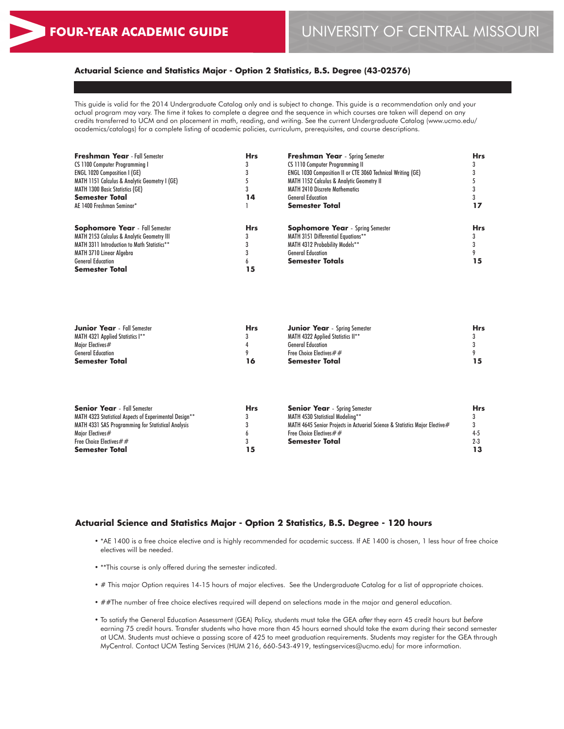# FOUR-YEAR ACADEMIC GUIDE

# UNIVERSITY OF CENTRAL MISSOURI

## Actuarial Science and Statistics Major - Option 2 Statistics, B.S. Degree (43-02576)

This guide is valid for the 2014 Undergraduate Catalog only and is subject to change. This guide is a recommendation only and your actual program may vary. The time it takes to complete a degree and the sequence in which courses are taken will depend on any credits transferred to UCM and on placement in math, reading, and writing. See the current Undergraduate Catalog (www.ucmo.edu/academics/catalogs) for a complete listing of academic policies, curriculum, prerequisites, and course descriptions.

| **Freshman Year** - Fall Semester | **Hrs** | **Freshman Year** - Spring Semester | **Hrs** |
|---|---|---|---|
| CS 1100 Computer Programming I | 3 | CS 1110 Computer Programming II | 3 |
| ENGL 1020 Composition I (GE) | 3 | ENGL 1030 Composition II or CTE 3060 Technical Writing (GE) | 3 |
| MATH 1151 Calculus & Analytic Geometry I (GE) | 5 | MATH 1152 Calculus & Analytic Geometry II | 5 |
| MATH 1300 Basic Statistics (GE) | 3 | MATH 2410 Discrete Mathematics | 3 |
| **Semester Total** | **14** | General Education | 3 |
| AE 1400 Freshman Seminar* | 1 | **Semester Total** | **17** |

| **Sophomore Year** - Fall Semester | **Hrs** | **Sophomore Year** - Spring Semester | **Hrs** |
|---|---|---|---|
| MATH 2153 Calculus & Analytic Geometry III | 3 | MATH 3151 Differential Equations** | 3 |
| MATH 3311 Introduction to Math Statistics** | 3 | MATH 4312 Probability Models** | 3 |
| MATH 3710 Linear Algebra | 3 | General Education | 9 |
| General Education | 6 | **Semester Totals** | **15** |
| **Semester Total** | **15** | | |

| **Junior Year** - Fall Semester | **Hrs** | **Junior Year** - Spring Semester | **Hrs** |
|---|---|---|---|
| MATH 4321 Applied Statistics I** | 3 | MATH 4322 Applied Statistics II** | 3 |
| Major Electives# | 4 | General Education | 3 |
| General Education | 9 | Free Choice Electives## | 9 |
| **Semester Total** | **16** | **Semester Total** | **15** |

| **Senior Year** - Fall Semester | **Hrs** | **Senior Year** - Spring Semester | **Hrs** |
|---|---|---|---|
| MATH 4323 Statistical Aspects of Experimental Design** | 3 | MATH 4530 Statistical Modeling** | 3 |
| MATH 4331 SAS Programming for Statistical Analysis | 3 | MATH 4645 Senior Projects in Actuarial Science & Statistics Major Elective# | 3 |
| Major Electives# | 6 | Free Choice Electives## | 4-5 |
| Free Choice Electives## | 3 | **Semester Total** | 2-3 |
| **Semester Total** | **15** | | **13** |

## Actuarial Science and Statistics Major - Option 2 Statistics, B.S. Degree - 120 hours

- *AE 1400 is a free choice elective and is highly recommended for academic success. If AE 1400 is chosen, 1 less hour of free choice electives will be needed.
- **This course is only offered during the semester indicated.
- # This major Option requires 14-15 hours of major electives. See the Undergraduate Catalog for a list of appropriate choices.
- ##The number of free choice electives required will depend on selections made in the major and general education.
- To satisfy the General Education Assessment (GEA) Policy, students must take the GEA *after* they earn 45 credit hours but *before* earning 75 credit hours. Transfer students who have more than 45 hours earned should take the exam during their second semester at UCM. Students must achieve a passing score of 425 to meet graduation requirements. Students may register for the GEA through MyCentral. Contact UCM Testing Services (HUM 216, 660-543-4919, testingservices@ucmo.edu) for more information.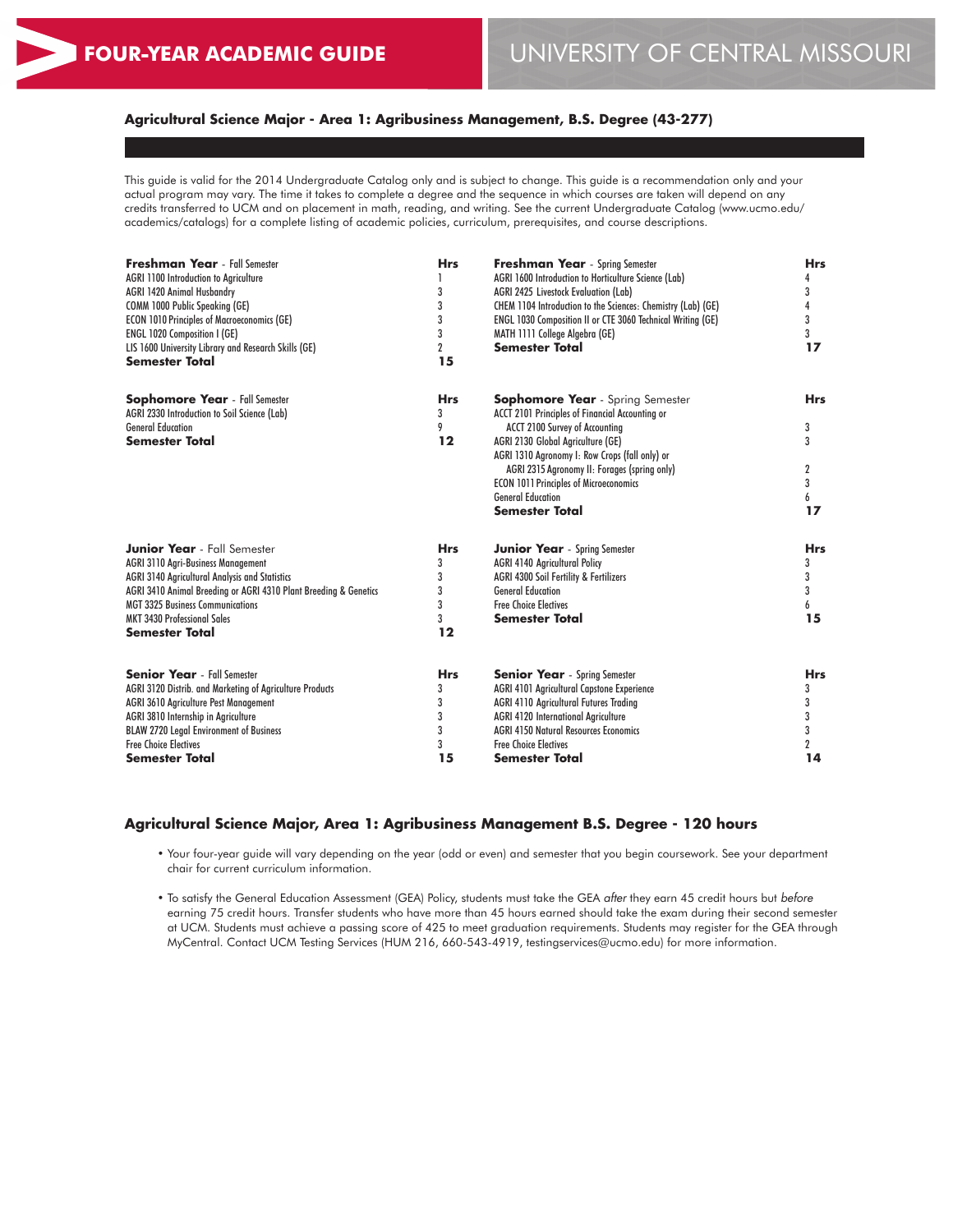# FOUR-YEAR ACADEMIC GUIDE

## UNIVERSITY OF CENTRAL MISSOURI

### Agricultural Science Major - Area 1: Agribusiness Management, B.S. Degree (43-277)

This guide is valid for the 2014 Undergraduate Catalog only and is subject to change. This guide is a recommendation only and your actual program may vary. The time it takes to complete a degree and the sequence in which courses are taken will depend on any credits transferred to UCM and on placement in math, reading, and writing. See the current Undergraduate Catalog (www.ucmo.edu/academics/catalogs) for a complete listing of academic policies, curriculum, prerequisites, and course descriptions.

| **Freshman Year** - Fall Semester | **Hrs** |
|---|---|
| AGRI 1100 Introduction to Agriculture | 1 |
| AGRI 1420 Animal Husbandry | 3 |
| COMM 1000 Public Speaking (GE) | 3 |
| ECON 1010 Principles of Macroeconomics (GE) | 3 |
| ENGL 1020 Composition I (GE) | 3 |
| LIS 1600 University Library and Research Skills (GE) | 2 |
| **Semester Total** | **15** |

| **Freshman Year** - Spring Semester | **Hrs** |
|---|---|
| AGRI 1600 Introduction to Horticulture Science (Lab) | 4 |
| AGRI 2425 Livestock Evaluation (Lab) | 3 |
| CHEM 1104 Introduction to the Sciences: Chemistry (Lab) (GE) | 4 |
| ENGL 1030 Composition II or CTE 3060 Technical Writing (GE) | 3 |
| MATH 1111 College Algebra (GE) | 3 |
| **Semester Total** | **17** |

| **Sophomore Year** - Fall Semester | **Hrs** |
|---|---|
| AGRI 2330 Introduction to Soil Science (Lab) | 3 |
| General Education | 9 |
| **Semester Total** | **12** |

| **Sophomore Year** - Spring Semester | **Hrs** |
|---|---|
| ACCT 2101 Principles of Financial Accounting or ACCT 2100 Survey of Accounting | 3 |
| AGRI 2130 Global Agriculture (GE) | 3 |
| AGRI 1310 Agronomy I: Row Crops (fall only) or AGRI 2315 Agronomy II: Forages (spring only) | 2 |
| ECON 1011 Principles of Microeconomics | 3 |
| General Education | 6 |
| **Semester Total** | **17** |

| **Junior Year** - Fall Semester | **Hrs** |
|---|---|
| AGRI 3110 Agri-Business Management | 3 |
| AGRI 3140 Agricultural Analysis and Statistics | 3 |
| AGRI 3410 Animal Breeding or AGRI 4310 Plant Breeding & Genetics | 3 |
| MGT 3325 Business Communications | 3 |
| MKT 3430 Professional Sales | 3 |
| **Semester Total** | **12** |

| **Junior Year** - Spring Semester | **Hrs** |
|---|---|
| AGRI 4140 Agricultural Policy | 3 |
| AGRI 4300 Soil Fertility & Fertilizers | 3 |
| General Education | 3 |
| Free Choice Electives | 6 |
| **Semester Total** | **15** |

| **Senior Year** - Fall Semester | **Hrs** |
|---|---|
| AGRI 3120 Distrib. and Marketing of Agriculture Products | 3 |
| AGRI 3610 Agriculture Pest Management | 3 |
| AGRI 3810 Internship in Agriculture | 3 |
| BLAW 2720 Legal Environment of Business | 3 |
| Free Choice Electives | 3 |
| **Semester Total** | **15** |

| **Senior Year** - Spring Semester | **Hrs** |
|---|---|
| AGRI 4101 Agricultural Capstone Experience | 3 |
| AGRI 4110 Agricultural Futures Trading | 3 |
| AGRI 4120 International Agriculture | 3 |
| AGRI 4150 Natural Resources Economics | 3 |
| Free Choice Electives | 2 |
| **Semester Total** | **14** |

### Agricultural Science Major, Area 1: Agribusiness Management B.S. Degree - 120 hours

- Your four-year guide will vary depending on the year (odd or even) and semester that you begin coursework. See your department chair for current curriculum information.
- To satisfy the General Education Assessment (GEA) Policy, students must take the GEA *after* they earn 45 credit hours but *before* earning 75 credit hours. Transfer students who have more than 45 hours earned should take the exam during their second semester at UCM. Students must achieve a passing score of 425 to meet graduation requirements. Students may register for the GEA through MyCentral. Contact UCM Testing Services (HUM 216, 660-543-4919, testingservices@ucmo.edu) for more information.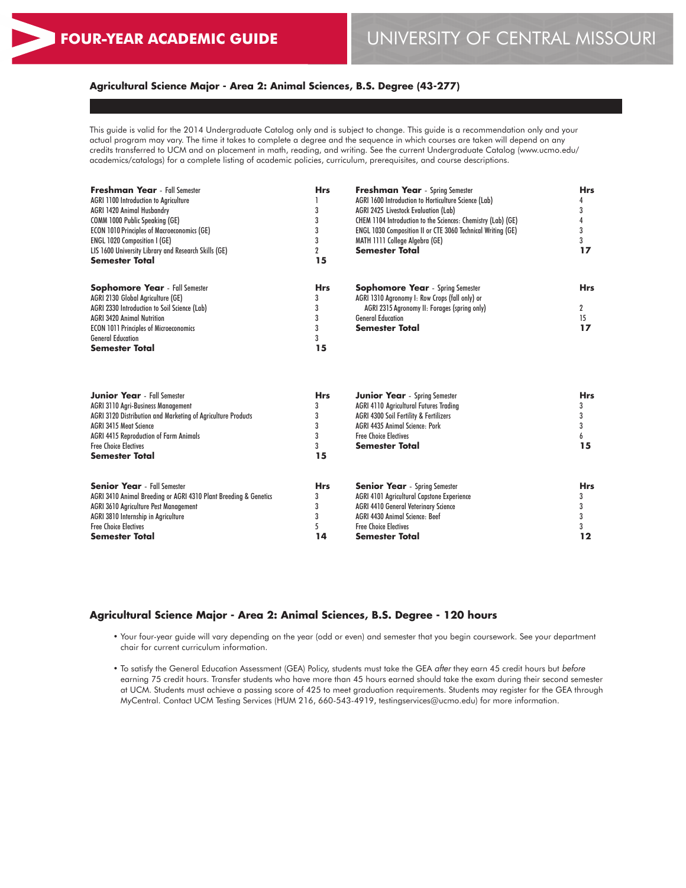# FOUR-YEAR ACADEMIC GUIDE

# UNIVERSITY OF CENTRAL MISSOURI

## Agricultural Science Major - Area 2: Animal Sciences, B.S. Degree (43-277)

This guide is valid for the 2014 Undergraduate Catalog only and is subject to change. This guide is a recommendation only and your actual program may vary. The time it takes to complete a degree and the sequence in which courses are taken will depend on any credits transferred to UCM and on placement in math, reading, and writing. See the current Undergraduate Catalog (www.ucmo.edu/academics/catalogs) for a complete listing of academic policies, curriculum, prerequisites, and course descriptions.

| **Freshman Year** - Fall Semester | **Hrs** |
|---|---|
| AGRI 1100 Introduction to Agriculture | 1 |
| AGRI 1420 Animal Husbandry | 3 |
| COMM 1000 Public Speaking (GE) | 3 |
| ECON 1010 Principles of Macroeconomics (GE) | 3 |
| ENGL 1020 Composition I (GE) | 3 |
| LIS 1600 University Library and Research Skills (GE) | 2 |
| **Semester Total** | **15** |

| **Freshman Year** - Spring Semester | **Hrs** |
|---|---|
| AGRI 1600 Introduction to Horticulture Science (Lab) | 4 |
| AGRI 2425 Livestock Evaluation (Lab) | 3 |
| CHEM 1104 Introduction to the Sciences: Chemistry (Lab) (GE) | 4 |
| ENGL 1030 Composition II or CTE 3060 Technical Writing (GE) | 3 |
| MATH 1111 College Algebra (GE) | 3 |
| **Semester Total** | **17** |

| **Sophomore Year** - Fall Semester | **Hrs** |
|---|---|
| AGRI 2130 Global Agriculture (GE) | 3 |
| AGRI 2330 Introduction to Soil Science (Lab) | 3 |
| AGRI 3420 Animal Nutrition | 3 |
| ECON 1011 Principles of Microeconomics | 3 |
| General Education | 3 |
| **Semester Total** | **15** |

| **Sophomore Year** - Spring Semester | **Hrs** |
|---|---|
| AGRI 1310 Agronomy I: Row Crops (fall only) or AGRI 2315 Agronomy II: Forages (spring only) | 2 |
| General Education | 15 |
| **Semester Total** | **17** |

| **Junior Year** - Fall Semester | **Hrs** |
|---|---|
| AGRI 3110 Agri-Business Management | 3 |
| AGRI 3120 Distribution and Marketing of Agriculture Products | 3 |
| AGRI 3415 Meat Science | 3 |
| AGRI 4415 Reproduction of Farm Animals | 3 |
| Free Choice Electives | 3 |
| **Semester Total** | **15** |

| **Junior Year** - Spring Semester | **Hrs** |
|---|---|
| AGRI 4110 Agricultural Futures Trading | 3 |
| AGRI 4300 Soil Fertility & Fertilizers | 3 |
| AGRI 4435 Animal Science: Pork | 3 |
| Free Choice Electives | 6 |
| **Semester Total** | **15** |

| **Senior Year** - Fall Semester | **Hrs** |
|---|---|
| AGRI 3410 Animal Breeding or AGRI 4310 Plant Breeding & Genetics | 3 |
| AGRI 3610 Agriculture Pest Management | 3 |
| AGRI 3810 Internship in Agriculture | 3 |
| Free Choice Electives | 5 |
| **Semester Total** | **14** |

| **Senior Year** - Spring Semester | **Hrs** |
|---|---|
| AGRI 4101 Agricultural Capstone Experience | 3 |
| AGRI 4410 General Veterinary Science | 3 |
| AGRI 4430 Animal Science: Beef | 3 |
| Free Choice Electives | 3 |
| **Semester Total** | **12** |

## Agricultural Science Major - Area 2: Animal Sciences, B.S. Degree - 120 hours

- Your four-year guide will vary depending on the year (odd or even) and semester that you begin coursework. See your department chair for current curriculum information.
- To satisfy the General Education Assessment (GEA) Policy, students must take the GEA *after* they earn 45 credit hours but *before* earning 75 credit hours. Transfer students who have more than 45 hours earned should take the exam during their second semester at UCM. Students must achieve a passing score of 425 to meet graduation requirements. Students may register for the GEA through MyCentral. Contact UCM Testing Services (HUM 216, 660-543-4919, testingservices@ucmo.edu) for more information.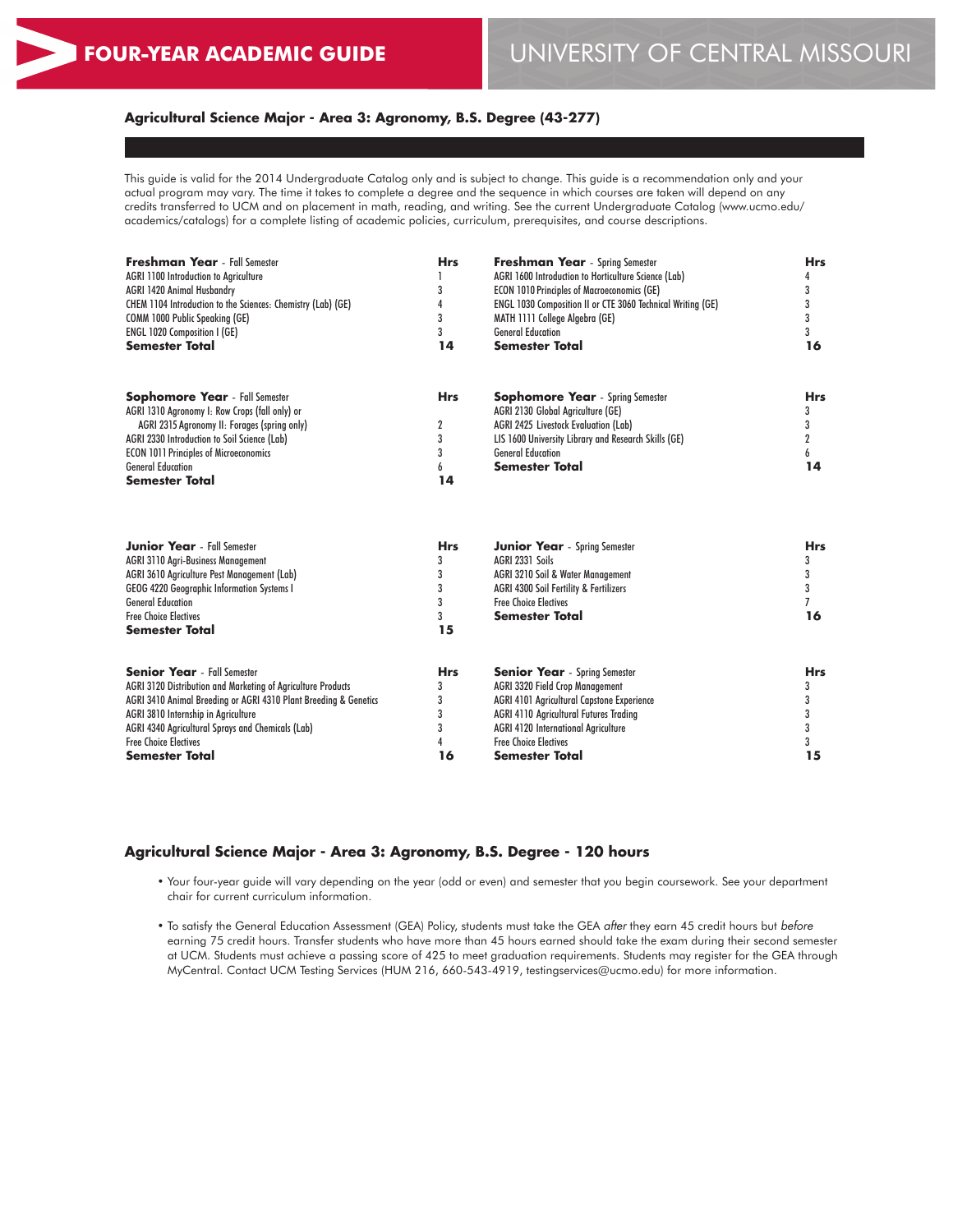# FOUR-YEAR ACADEMIC GUIDE

# UNIVERSITY OF CENTRAL MISSOURI

## Agricultural Science Major - Area 3: Agronomy, B.S. Degree (43-277)

This guide is valid for the 2014 Undergraduate Catalog only and is subject to change. This guide is a recommendation only and your actual program may vary. The time it takes to complete a degree and the sequence in which courses are taken will depend on any credits transferred to UCM and on placement in math, reading, and writing. See the current Undergraduate Catalog (www.ucmo.edu/academics/catalogs) for a complete listing of academic policies, curriculum, prerequisites, and course descriptions.

| **Freshman Year** - Fall Semester | **Hrs** |
|---|---|
| AGRI 1100 Introduction to Agriculture | 1 |
| AGRI 1420 Animal Husbandry | 3 |
| CHEM 1104 Introduction to the Sciences: Chemistry (Lab) (GE) | 4 |
| COMM 1000 Public Speaking (GE) | 3 |
| ENGL 1020 Composition I (GE) | 3 |
| **Semester Total** | **14** |

| **Freshman Year** - Spring Semester | **Hrs** |
|---|---|
| AGRI 1600 Introduction to Horticulture Science (Lab) | 4 |
| ECON 1010 Principles of Macroeconomics (GE) | 3 |
| ENGL 1030 Composition II or CTE 3060 Technical Writing (GE) | 3 |
| MATH 1111 College Algebra (GE) | 3 |
| General Education | 3 |
| **Semester Total** | **16** |

| **Sophomore Year** - Fall Semester | **Hrs** |
|---|---|
| AGRI 1310 Agronomy I: Row Crops (fall only) or AGRI 2315 Agronomy II: Forages (spring only) | 2 |
| AGRI 2330 Introduction to Soil Science (Lab) | 3 |
| ECON 1011 Principles of Microeconomics | 3 |
| General Education | 6 |
| **Semester Total** | **14** |

| **Sophomore Year** - Spring Semester | **Hrs** |
|---|---|
| AGRI 2130 Global Agriculture (GE) | 3 |
| AGRI 2425 Livestock Evaluation (Lab) | 3 |
| LIS 1600 University Library and Research Skills (GE) | 2 |
| General Education | 6 |
| **Semester Total** | **14** |

| **Junior Year** - Fall Semester | **Hrs** |
|---|---|
| AGRI 3110 Agri-Business Management | 3 |
| AGRI 3610 Agriculture Pest Management (Lab) | 3 |
| GEOG 4220 Geographic Information Systems I | 3 |
| General Education | 3 |
| Free Choice Electives | 3 |
| **Semester Total** | **15** |

| **Junior Year** - Spring Semester | **Hrs** |
|---|---|
| AGRI 2331 Soils | 3 |
| AGRI 3210 Soil & Water Management | 3 |
| AGRI 4300 Soil Fertility & Fertilizers | 3 |
| Free Choice Electives | 7 |
| **Semester Total** | **16** |

| **Senior Year** - Fall Semester | **Hrs** |
|---|---|
| AGRI 3120 Distribution and Marketing of Agriculture Products | 3 |
| AGRI 3410 Animal Breeding or AGRI 4310 Plant Breeding & Genetics | 3 |
| AGRI 3810 Internship in Agriculture | 3 |
| AGRI 4340 Agricultural Sprays and Chemicals (Lab) | 3 |
| Free Choice Electives | 4 |
| **Semester Total** | **16** |

| **Senior Year** - Spring Semester | **Hrs** |
|---|---|
| AGRI 3320 Field Crop Management | 3 |
| AGRI 4101 Agricultural Capstone Experience | 3 |
| AGRI 4110 Agricultural Futures Trading | 3 |
| AGRI 4120 International Agriculture | 3 |
| Free Choice Electives | 3 |
| **Semester Total** | **15** |

## Agricultural Science Major - Area 3: Agronomy, B.S. Degree - 120 hours

- Your four-year guide will vary depending on the year (odd or even) and semester that you begin coursework. See your department chair for current curriculum information.
- To satisfy the General Education Assessment (GEA) Policy, students must take the GEA *after* they earn 45 credit hours but *before* earning 75 credit hours. Transfer students who have more than 45 hours earned should take the exam during their second semester at UCM. Students must achieve a passing score of 425 to meet graduation requirements. Students may register for the GEA through MyCentral. Contact UCM Testing Services (HUM 216, 660-543-4919, testingservices@ucmo.edu) for more information.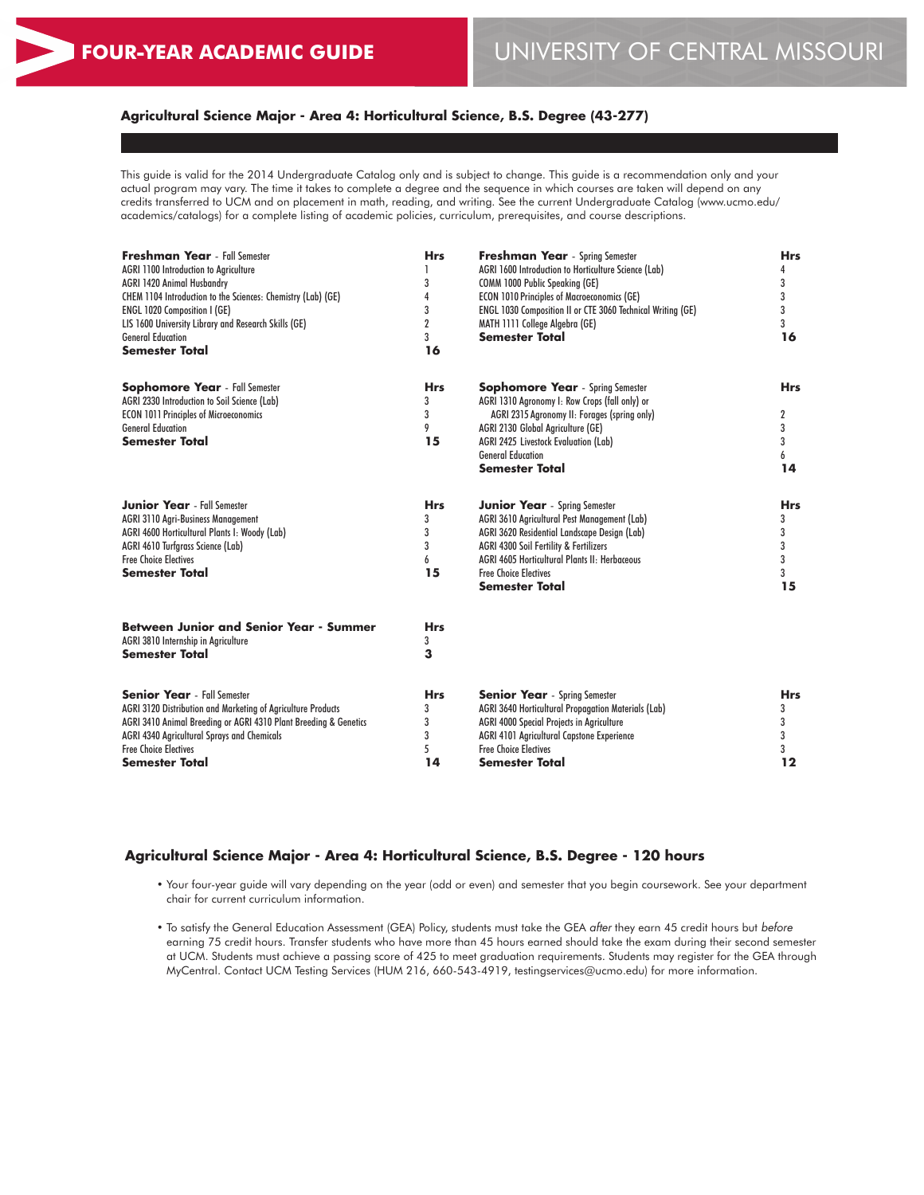**FOUR-YEAR ACADEMIC GUIDE** | UNIVERSITY OF CENTRAL MISSOURI

## Agricultural Science Major - Area 4: Horticultural Science, B.S. Degree (43-277)

This guide is valid for the 2014 Undergraduate Catalog only and is subject to change. This guide is a recommendation only and your actual program may vary. The time it takes to complete a degree and the sequence in which courses are taken will depend on any credits transferred to UCM and on placement in math, reading, and writing. See the current Undergraduate Catalog (www.ucmo.edu/academics/catalogs) for a complete listing of academic policies, curriculum, prerequisites, and course descriptions.

| **Freshman Year** - Fall Semester | Hrs |
|---|---|
| AGRI 1100 Introduction to Agriculture | 1 |
| AGRI 1420 Animal Husbandry | 3 |
| CHEM 1104 Introduction to the Sciences: Chemistry (Lab) (GE) | 4 |
| ENGL 1020 Composition I (GE) | 3 |
| LIS 1600 University Library and Research Skills (GE) | 2 |
| General Education | 3 |
| **Semester Total** | **16** |

| **Freshman Year** - Spring Semester | Hrs |
|---|---|
| AGRI 1600 Introduction to Horticulture Science (Lab) | 4 |
| COMM 1000 Public Speaking (GE) | 3 |
| ECON 1010 Principles of Macroeconomics (GE) | 3 |
| ENGL 1030 Composition II or CTE 3060 Technical Writing (GE) | 3 |
| MATH 1111 College Algebra (GE) | 3 |
| **Semester Total** | **16** |

| **Sophomore Year** - Fall Semester | Hrs |
|---|---|
| AGRI 2330 Introduction to Soil Science (Lab) | 3 |
| ECON 1011 Principles of Microeconomics | 3 |
| General Education | 9 |
| **Semester Total** | **15** |

| **Sophomore Year** - Spring Semester | Hrs |
|---|---|
| AGRI 1310 Agronomy I: Row Crops (fall only) or AGRI 2315 Agronomy II: Forages (spring only) | 2 |
| AGRI 2130 Global Agriculture (GE) | 3 |
| AGRI 2425 Livestock Evaluation (Lab) | 3 |
| General Education | 6 |
| **Semester Total** | **14** |

| **Junior Year** - Fall Semester | Hrs |
|---|---|
| AGRI 3110 Agri-Business Management | 3 |
| AGRI 4600 Horticultural Plants I: Woody (Lab) | 3 |
| AGRI 4610 Turfgrass Science (Lab) | 3 |
| Free Choice Electives | 6 |
| **Semester Total** | **15** |

| **Junior Year** - Spring Semester | Hrs |
|---|---|
| AGRI 3610 Agricultural Pest Management (Lab) | 3 |
| AGRI 3620 Residential Landscape Design (Lab) | 3 |
| AGRI 4300 Soil Fertility & Fertilizers | 3 |
| AGRI 4605 Horticultural Plants II: Herbaceous | 3 |
| Free Choice Electives | 3 |
| **Semester Total** | **15** |

| **Between Junior and Senior Year - Summer** | Hrs |
|---|---|
| AGRI 3810 Internship in Agriculture | 3 |
| **Semester Total** | **3** |

| **Senior Year** - Fall Semester | Hrs |
|---|---|
| AGRI 3120 Distribution and Marketing of Agriculture Products | 3 |
| AGRI 3410 Animal Breeding or AGRI 4310 Plant Breeding & Genetics | 3 |
| AGRI 4340 Agricultural Sprays and Chemicals | 3 |
| Free Choice Electives | 5 |
| **Semester Total** | **14** |

| **Senior Year** - Spring Semester | Hrs |
|---|---|
| AGRI 3640 Horticultural Propagation Materials (Lab) | 3 |
| AGRI 4000 Special Projects in Agriculture | 3 |
| AGRI 4101 Agricultural Capstone Experience | 3 |
| Free Choice Electives | 3 |
| **Semester Total** | **12** |

## Agricultural Science Major - Area 4: Horticultural Science, B.S. Degree - 120 hours

- Your four-year guide will vary depending on the year (odd or even) and semester that you begin coursework. See your department chair for current curriculum information.
- To satisfy the General Education Assessment (GEA) Policy, students must take the GEA *after* they earn 45 credit hours but *before* earning 75 credit hours. Transfer students who have more than 45 hours earned should take the exam during their second semester at UCM. Students must achieve a passing score of 425 to meet graduation requirements. Students may register for the GEA through MyCentral. Contact UCM Testing Services (HUM 216, 660-543-4919, testingservices@ucmo.edu) for more information.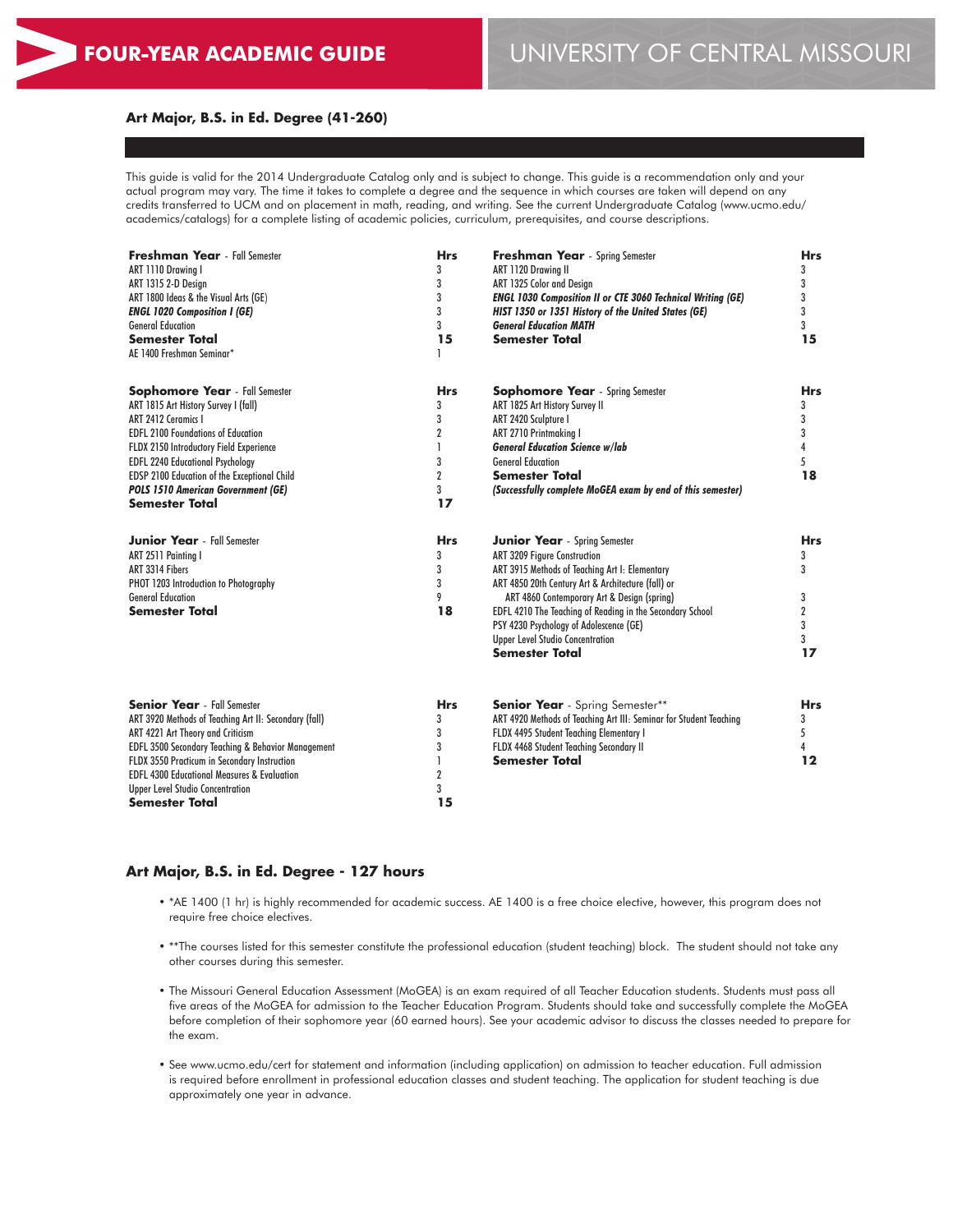FOUR-YEAR ACADEMIC GUIDE — UNIVERSITY OF CENTRAL MISSOURI

## Art Major, B.S. in Ed. Degree (41-260)

This guide is valid for the 2014 Undergraduate Catalog only and is subject to change. This guide is a recommendation only and your actual program may vary. The time it takes to complete a degree and the sequence in which courses are taken will depend on any credits transferred to UCM and on placement in math, reading, and writing. See the current Undergraduate Catalog (www.ucmo.edu/academics/catalogs) for a complete listing of academic policies, curriculum, prerequisites, and course descriptions.

| **Freshman Year** - Fall Semester | **Hrs** | **Freshman Year** - Spring Semester | **Hrs** |
|---|---|---|---|
| ART 1110 Drawing I | 3 | ART 1120 Drawing II | 3 |
| ART 1315 2-D Design | 3 | ART 1325 Color and Design | 3 |
| ART 1800 Ideas & the Visual Arts (GE) | 3 | ***ENGL 1030 Composition II or CTE 3060 Technical Writing (GE)*** | 3 |
| ***ENGL 1020 Composition I (GE)*** | 3 | ***HIST 1350 or 1351 History of the United States (GE)*** | 3 |
| General Education | 3 | ***General Education MATH*** | 3 |
| **Semester Total** | **15** | **Semester Total** | **15** |
| AE 1400 Freshman Seminar* | 1 | | |

| **Sophomore Year** - Fall Semester | **Hrs** | **Sophomore Year** - Spring Semester | **Hrs** |
|---|---|---|---|
| ART 1815 Art History Survey I (fall) | 3 | ART 1825 Art History Survey II | 3 |
| ART 2412 Ceramics I | 3 | ART 2420 Sculpture I | 3 |
| EDFL 2100 Foundations of Education | 2 | ART 2710 Printmaking I | 3 |
| FLDX 2150 Introductory Field Experience | 1 | ***General Education Science w/lab*** | 4 |
| EDFL 2240 Educational Psychology | 3 | General Education | 5 |
| EDSP 2100 Education of the Exceptional Child | 2 | **Semester Total** | **18** |
| ***POLS 1510 American Government (GE)*** | 3 | ***(Successfully complete MoGEA exam by end of this semester)*** | |
| **Semester Total** | **17** | | |

| **Junior Year** - Fall Semester | **Hrs** | **Junior Year** - Spring Semester | **Hrs** |
|---|---|---|---|
| ART 2511 Painting I | 3 | ART 3209 Figure Construction | 3 |
| ART 3314 Fibers | 3 | ART 3915 Methods of Teaching Art I: Elementary | 3 |
| PHOT 1203 Introduction to Photography | 3 | ART 4850 20th Century Art & Architecture (fall) or ART 4860 Contemporary Art & Design (spring) | 3 |
| General Education | 9 | EDFL 4210 The Teaching of Reading in the Secondary School | 2 |
| **Semester Total** | **18** | PSY 4230 Psychology of Adolescence (GE) | 3 |
| | | Upper Level Studio Concentration | 3 |
| | | **Semester Total** | **17** |

| **Senior Year** - Fall Semester | **Hrs** | **Senior Year** - Spring Semester** | **Hrs** |
|---|---|---|---|
| ART 3920 Methods of Teaching Art II: Secondary (fall) | 3 | ART 4920 Methods of Teaching Art III: Seminar for Student Teaching | 3 |
| ART 4221 Art Theory and Criticism | 3 | FLDX 4495 Student Teaching Elementary I | 5 |
| EDFL 3500 Secondary Teaching & Behavior Management | 3 | FLDX 4468 Student Teaching Secondary II | 4 |
| FLDX 3550 Practicum in Secondary Instruction | 1 | **Semester Total** | **12** |
| EDFL 4300 Educational Measures & Evaluation | 2 | | |
| Upper Level Studio Concentration | 3 | | |
| **Semester Total** | **15** | | |

## Art Major, B.S. in Ed. Degree - 127 hours

- *AE 1400 (1 hr) is highly recommended for academic success. AE 1400 is a free choice elective, however, this program does not require free choice electives.
- **The courses listed for this semester constitute the professional education (student teaching) block. The student should not take any other courses during this semester.
- The Missouri General Education Assessment (MoGEA) is an exam required of all Teacher Education students. Students must pass all five areas of the MoGEA for admission to the Teacher Education Program. Students should take and successfully complete the MoGEA before completion of their sophomore year (60 earned hours). See your academic advisor to discuss the classes needed to prepare for the exam.
- See www.ucmo.edu/cert for statement and information (including application) on admission to teacher education. Full admission is required before enrollment in professional education classes and student teaching. The application for student teaching is due approximately one year in advance.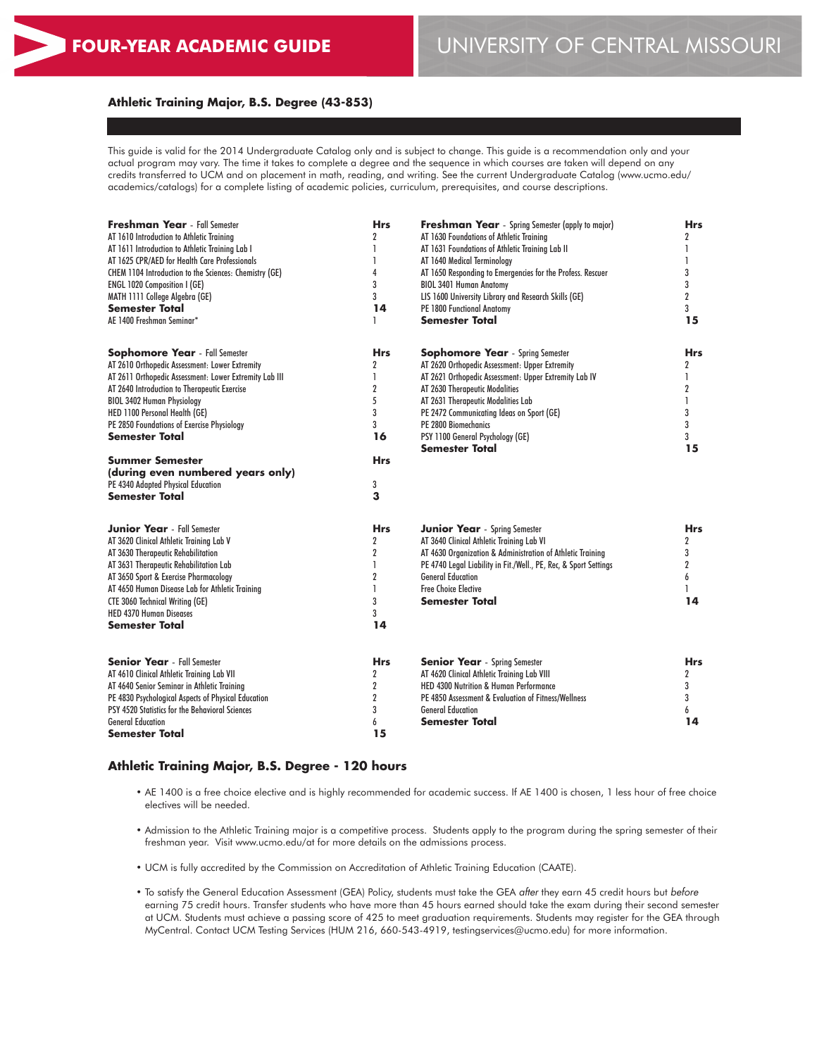# FOUR-YEAR ACADEMIC GUIDE

UNIVERSITY OF CENTRAL MISSOURI

## Athletic Training Major, B.S. Degree (43-853)

This guide is valid for the 2014 Undergraduate Catalog only and is subject to change. This guide is a recommendation only and your actual program may vary. The time it takes to complete a degree and the sequence in which courses are taken will depend on any credits transferred to UCM and on placement in math, reading, and writing. See the current Undergraduate Catalog (www.ucmo.edu/academics/catalogs) for a complete listing of academic policies, curriculum, prerequisites, and course descriptions.

| **Freshman Year** - Fall Semester | **Hrs** |
|---|---|
| AT 1610 Introduction to Athletic Training | 2 |
| AT 1611 Introduction to Athletic Training Lab I | 1 |
| AT 1625 CPR/AED for Health Care Professionals | 1 |
| CHEM 1104 Introduction to the Sciences: Chemistry (GE) | 4 |
| ENGL 1020 Composition I (GE) | 3 |
| MATH 1111 College Algebra (GE) | 3 |
| **Semester Total** | **14** |
| AE 1400 Freshman Seminar* | 1 |

| **Freshman Year** - Spring Semester (apply to major) | **Hrs** |
|---|---|
| AT 1630 Foundations of Athletic Training | 2 |
| AT 1631 Foundations of Athletic Training Lab II | 1 |
| AT 1640 Medical Terminology | 1 |
| AT 1650 Responding to Emergencies for the Profess. Rescuer | 3 |
| BIOL 3401 Human Anatomy | 3 |
| LIS 1600 University Library and Research Skills (GE) | 2 |
| PE 1800 Functional Anatomy | 3 |
| **Semester Total** | **15** |

| **Sophomore Year** - Fall Semester | **Hrs** |
|---|---|
| AT 2610 Orthopedic Assessment: Lower Extremity | 2 |
| AT 2611 Orthopedic Assessment: Lower Extremity Lab III | 1 |
| AT 2640 Introduction to Therapeutic Exercise | 2 |
| BIOL 3402 Human Physiology | 5 |
| HED 1100 Personal Health (GE) | 3 |
| PE 2850 Foundations of Exercise Physiology | 3 |
| **Semester Total** | **16** |

| **Sophomore Year** - Spring Semester | **Hrs** |
|---|---|
| AT 2620 Orthopedic Assessment: Upper Extremity | 2 |
| AT 2621 Orthopedic Assessment: Upper Extremity Lab IV | 1 |
| AT 2630 Therapeutic Modalities | 2 |
| AT 2631 Therapeutic Modalities Lab | 1 |
| PE 2472 Communicating Ideas on Sport (GE) | 3 |
| PE 2800 Biomechanics | 3 |
| PSY 1100 General Psychology (GE) | 3 |
| **Semester Total** | **15** |

| **Summer Semester (during even numbered years only)** | **Hrs** |
|---|---|
| PE 4340 Adapted Physical Education | 3 |
| **Semester Total** | **3** |

| **Junior Year** - Fall Semester | **Hrs** |
|---|---|
| AT 3620 Clinical Athletic Training Lab V | 2 |
| AT 3630 Therapeutic Rehabilitation | 2 |
| AT 3631 Therapeutic Rehabilitation Lab | 1 |
| AT 3650 Sport & Exercise Pharmacology | 2 |
| AT 4650 Human Disease Lab for Athletic Training | 1 |
| CTE 3060 Technical Writing (GE) | 3 |
| HED 4370 Human Diseases | 3 |
| **Semester Total** | **14** |

| **Junior Year** - Spring Semester | **Hrs** |
|---|---|
| AT 3640 Clinical Athletic Training Lab VI | 2 |
| AT 4630 Organization & Administration of Athletic Training | 3 |
| PE 4740 Legal Liability in Fit./Well., PE, Rec, & Sport Settings | 2 |
| General Education | 6 |
| Free Choice Elective | 1 |
| **Semester Total** | **14** |

| **Senior Year** - Fall Semester | **Hrs** |
|---|---|
| AT 4610 Clinical Athletic Training Lab VII | 2 |
| AT 4640 Senior Seminar in Athletic Training | 2 |
| PE 4830 Psychological Aspects of Physical Education | 2 |
| PSY 4520 Statistics for the Behavioral Sciences | 3 |
| General Education | 6 |
| **Semester Total** | **15** |

| **Senior Year** - Spring Semester | **Hrs** |
|---|---|
| AT 4620 Clinical Athletic Training Lab VIII | 2 |
| HED 4300 Nutrition & Human Performance | 3 |
| PE 4850 Assessment & Evaluation of Fitness/Wellness | 3 |
| General Education | 6 |
| **Semester Total** | **14** |

## Athletic Training Major, B.S. Degree - 120 hours

- AE 1400 is a free choice elective and is highly recommended for academic success. If AE 1400 is chosen, 1 less hour of free choice electives will be needed.
- Admission to the Athletic Training major is a competitive process. Students apply to the program during the spring semester of their freshman year. Visit www.ucmo.edu/at for more details on the admissions process.
- UCM is fully accredited by the Commission on Accreditation of Athletic Training Education (CAATE).
- To satisfy the General Education Assessment (GEA) Policy, students must take the GEA *after* they earn 45 credit hours but *before* earning 75 credit hours. Transfer students who have more than 45 hours earned should take the exam during their second semester at UCM. Students must achieve a passing score of 425 to meet graduation requirements. Students may register for the GEA through MyCentral. Contact UCM Testing Services (HUM 216, 660-543-4919, testingservices@ucmo.edu) for more information.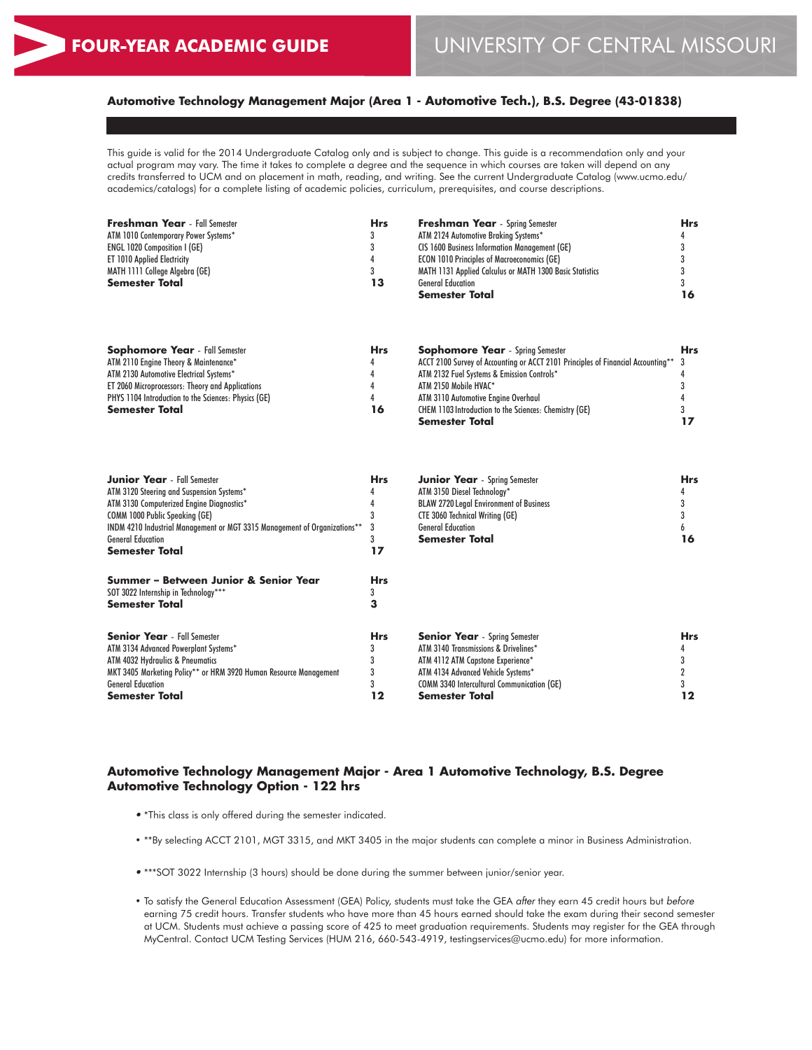# FOUR-YEAR ACADEMIC GUIDE

## UNIVERSITY OF CENTRAL MISSOURI

### Automotive Technology Management Major (Area 1 - Automotive Tech.), B.S. Degree (43-01838)

This guide is valid for the 2014 Undergraduate Catalog only and is subject to change. This guide is a recommendation only and your actual program may vary. The time it takes to complete a degree and the sequence in which courses are taken will depend on any credits transferred to UCM and on placement in math, reading, and writing. See the current Undergraduate Catalog (www.ucmo.edu/academics/catalogs) for a complete listing of academic policies, curriculum, prerequisites, and course descriptions.

| **Freshman Year** - Fall Semester | Hrs |
|---|---|
| ATM 1010 Contemporary Power Systems* | 3 |
| ENGL 1020 Composition I (GE) | 3 |
| ET 1010 Applied Electricity | 4 |
| MATH 1111 College Algebra (GE) | 3 |
| **Semester Total** | **13** |

| **Freshman Year** - Spring Semester | Hrs |
|---|---|
| ATM 2124 Automotive Braking Systems* | 4 |
| CIS 1600 Business Information Management (GE) | 3 |
| ECON 1010 Principles of Macroeconomics (GE) | 3 |
| MATH 1131 Applied Calculus or MATH 1300 Basic Statistics | 3 |
| General Education | 3 |
| **Semester Total** | **16** |

| **Sophomore Year** - Fall Semester | Hrs |
|---|---|
| ATM 2110 Engine Theory & Maintenance* | 4 |
| ATM 2130 Automotive Electrical Systems* | 4 |
| ET 2060 Microprocessors: Theory and Applications | 4 |
| PHYS 1104 Introduction to the Sciences: Physics (GE) | 4 |
| **Semester Total** | **16** |

| **Sophomore Year** - Spring Semester | Hrs |
|---|---|
| ACCT 2100 Survey of Accounting or ACCT 2101 Principles of Financial Accounting** | 3 |
| ATM 2132 Fuel Systems & Emission Controls* | 4 |
| ATM 2150 Mobile HVAC* | 3 |
| ATM 3110 Automotive Engine Overhaul | 4 |
| CHEM 1103 Introduction to the Sciences: Chemistry (GE) | 3 |
| **Semester Total** | **17** |

| **Junior Year** - Fall Semester | Hrs |
|---|---|
| ATM 3120 Steering and Suspension Systems* | 4 |
| ATM 3130 Computerized Engine Diagnostics* | 4 |
| COMM 1000 Public Speaking (GE) | 3 |
| INDM 4210 Industrial Management or MGT 3315 Management of Organizations** | 3 |
| General Education | 3 |
| **Semester Total** | **17** |

| **Junior Year** - Spring Semester | Hrs |
|---|---|
| ATM 3150 Diesel Technology* | 4 |
| BLAW 2720 Legal Environment of Business | 3 |
| CTE 3060 Technical Writing (GE) | 3 |
| General Education | 6 |
| **Semester Total** | **16** |

| **Summer – Between Junior & Senior Year** | Hrs |
|---|---|
| SOT 3022 Internship in Technology*** | 3 |
| **Semester Total** | **3** |

| **Senior Year** - Fall Semester | Hrs |
|---|---|
| ATM 3134 Advanced Powerplant Systems* | 3 |
| ATM 4032 Hydraulics & Pneumatics | 3 |
| MKT 3405 Marketing Policy** or HRM 3920 Human Resource Management | 3 |
| General Education | 3 |
| **Semester Total** | **12** |

| **Senior Year** - Spring Semester | Hrs |
|---|---|
| ATM 3140 Transmissions & Drivelines* | 4 |
| ATM 4112 ATM Capstone Experience* | 3 |
| ATM 4134 Advanced Vehicle Systems* | 2 |
| COMM 3340 Intercultural Communication (GE) | 3 |
| **Semester Total** | **12** |

### Automotive Technology Management Major - Area 1 Automotive Technology, B.S. Degree Automotive Technology Option - 122 hrs

- *This class is only offered during the semester indicated.
- **By selecting ACCT 2101, MGT 3315, and MKT 3405 in the major students can complete a minor in Business Administration.
- ***SOT 3022 Internship (3 hours) should be done during the summer between junior/senior year.
- To satisfy the General Education Assessment (GEA) Policy, students must take the GEA *after* they earn 45 credit hours but *before* earning 75 credit hours. Transfer students who have more than 45 hours earned should take the exam during their second semester at UCM. Students must achieve a passing score of 425 to meet graduation requirements. Students may register for the GEA through MyCentral. Contact UCM Testing Services (HUM 216, 660-543-4919, testingservices@ucmo.edu) for more information.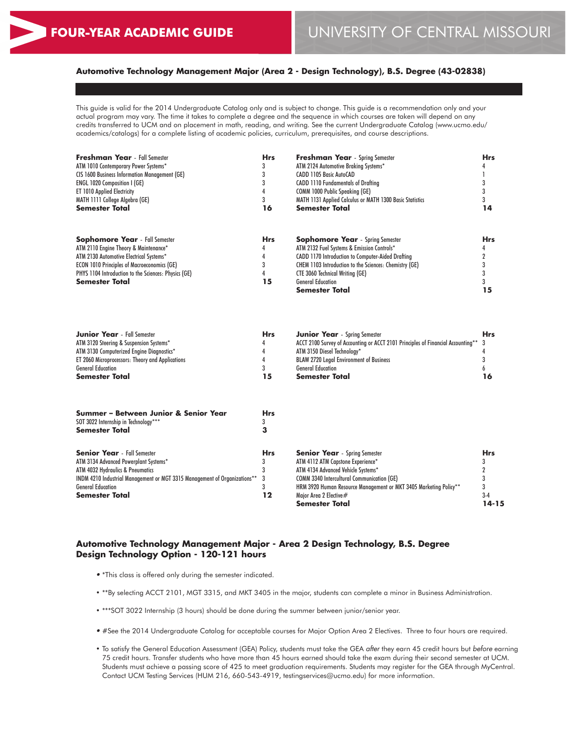# FOUR-YEAR ACADEMIC GUIDE

# UNIVERSITY OF CENTRAL MISSOURI

## Automotive Technology Management Major (Area 2 - Design Technology), B.S. Degree (43-02838)

This guide is valid for the 2014 Undergraduate Catalog only and is subject to change. This guide is a recommendation only and your actual program may vary. The time it takes to complete a degree and the sequence in which courses are taken will depend on any credits transferred to UCM and on placement in math, reading, and writing. See the current Undergraduate Catalog (www.ucmo.edu/academics/catalogs) for a complete listing of academic policies, curriculum, prerequisites, and course descriptions.

| **Freshman Year** - Fall Semester | **Hrs** |
|---|---|
| ATM 1010 Contemporary Power Systems* | 3 |
| CIS 1600 Business Information Management (GE) | 3 |
| ENGL 1020 Composition I (GE) | 3 |
| ET 1010 Applied Electricity | 4 |
| MATH 1111 College Algebra (GE) | 3 |
| **Semester Total** | **16** |

| **Freshman Year** - Spring Semester | **Hrs** |
|---|---|
| ATM 2124 Automotive Braking Systems* | 4 |
| CADD 1105 Basic AutoCAD | 1 |
| CADD 1110 Fundamentals of Drafting | 3 |
| COMM 1000 Public Speaking (GE) | 3 |
| MATH 1131 Applied Calculus or MATH 1300 Basic Statistics | 3 |
| **Semester Total** | **14** |

| **Sophomore Year** - Fall Semester | **Hrs** |
|---|---|
| ATM 2110 Engine Theory & Maintenance* | 4 |
| ATM 2130 Automotive Electrical Systems* | 4 |
| ECON 1010 Principles of Macroeconomics (GE) | 3 |
| PHYS 1104 Introduction to the Sciences: Physics (GE) | 4 |
| **Semester Total** | **15** |

| **Sophomore Year** - Spring Semester | **Hrs** |
|---|---|
| ATM 2132 Fuel Systems & Emission Controls* | 4 |
| CADD 1170 Introduction to Computer-Aided Drafting | 2 |
| CHEM 1103 Introduction to the Sciences: Chemistry (GE) | 3 |
| CTE 3060 Technical Writing (GE) | 3 |
| General Education | 3 |
| **Semester Total** | **15** |

| **Junior Year** - Fall Semester | **Hrs** |
|---|---|
| ATM 3120 Steering & Suspension Systems* | 4 |
| ATM 3130 Computerized Engine Diagnostics* | 4 |
| ET 2060 Microprocessors: Theory and Applications | 4 |
| General Education | 3 |
| **Semester Total** | **15** |

| **Junior Year** - Spring Semester | **Hrs** |
|---|---|
| ACCT 2100 Survey of Accounting or ACCT 2101 Principles of Financial Accounting** | 3 |
| ATM 3150 Diesel Technology* | 4 |
| BLAW 2720 Legal Environment of Business | 3 |
| General Education | 6 |
| **Semester Total** | **16** |

| **Summer – Between Junior & Senior Year** | **Hrs** |
|---|---|
| SOT 3022 Internship in Technology*** | 3 |
| **Semester Total** | **3** |

| **Senior Year** - Fall Semester | **Hrs** |
|---|---|
| ATM 3134 Advanced Powerplant Systems* | 3 |
| ATM 4032 Hydraulics & Pneumatics | 3 |
| INDM 4210 Industrial Management or MGT 3315 Management of Organizations** | 3 |
| General Education | 3 |
| **Semester Total** | **12** |

| **Senior Year** - Spring Semester | **Hrs** |
|---|---|
| ATM 4112 ATM Capstone Experience* | 3 |
| ATM 4134 Advanced Vehicle Systems* | 2 |
| COMM 3340 Intercultural Communication (GE) | 3 |
| HRM 3920 Human Resource Management or MKT 3405 Marketing Policy** | 3 |
| Major Area 2 Elective# | 3-4 |
| **Semester Total** | **14-15** |

### Automotive Technology Management Major - Area 2 Design Technology, B.S. Degree Design Technology Option - 120-121 hours

- *This class is offered only during the semester indicated.
- **By selecting ACCT 2101, MGT 3315, and MKT 3405 in the major, students can complete a minor in Business Administration.
- ***SOT 3022 Internship (3 hours) should be done during the summer between junior/senior year.
- #See the 2014 Undergraduate Catalog for acceptable courses for Major Option Area 2 Electives. Three to four hours are required.
- To satisfy the General Education Assessment (GEA) Policy, students must take the GEA *after* they earn 45 credit hours but *before* earning 75 credit hours. Transfer students who have more than 45 hours earned should take the exam during their second semester at UCM. Students must achieve a passing score of 425 to meet graduation requirements. Students may register for the GEA through MyCentral. Contact UCM Testing Services (HUM 216, 660-543-4919, testingservices@ucmo.edu) for more information.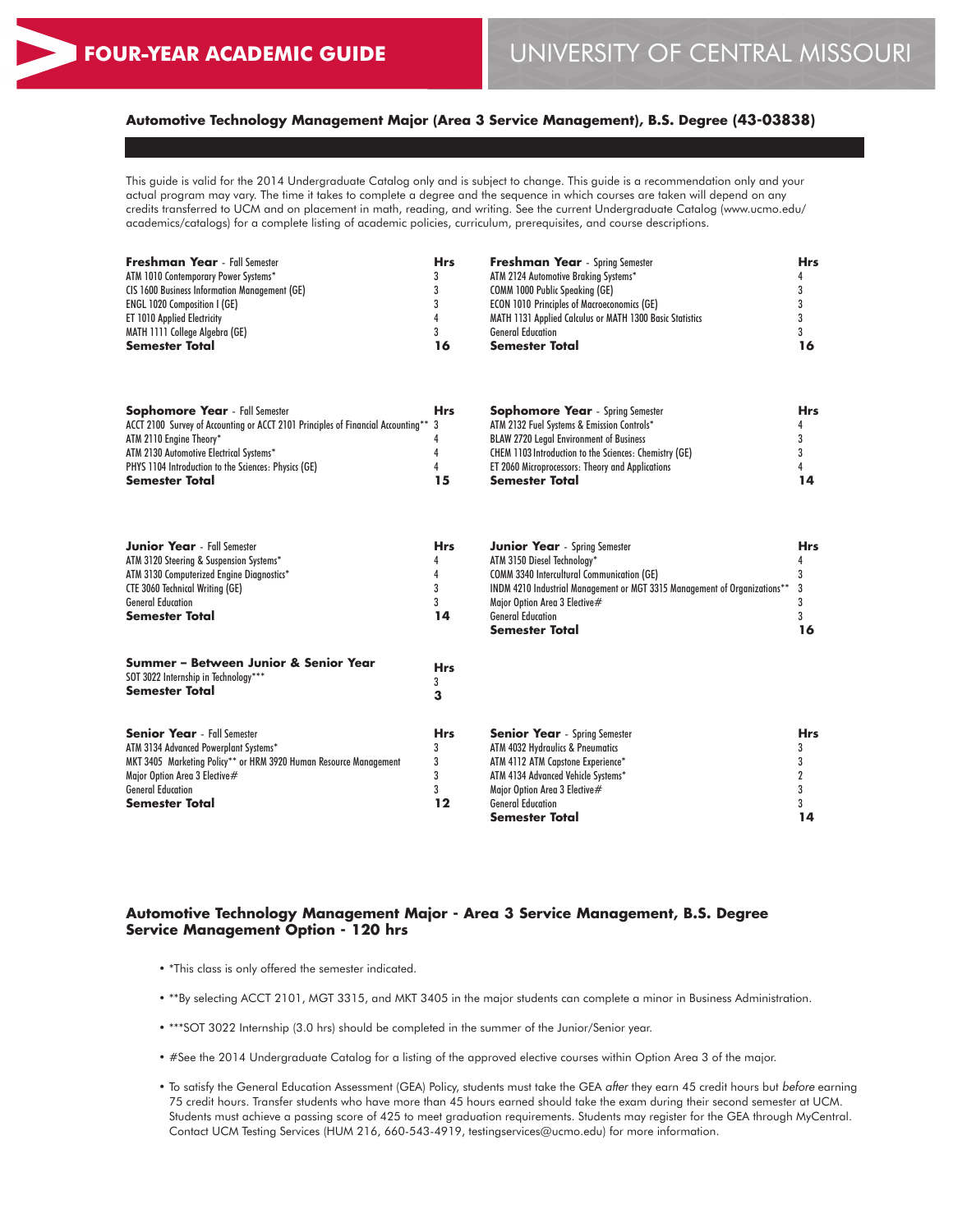# FOUR-YEAR ACADEMIC GUIDE

# UNIVERSITY OF CENTRAL MISSOURI

## Automotive Technology Management Major (Area 3 Service Management), B.S. Degree (43-03838)

This guide is valid for the 2014 Undergraduate Catalog only and is subject to change. This guide is a recommendation only and your actual program may vary. The time it takes to complete a degree and the sequence in which courses are taken will depend on any credits transferred to UCM and on placement in math, reading, and writing. See the current Undergraduate Catalog (www.ucmo.edu/academics/catalogs) for a complete listing of academic policies, curriculum, prerequisites, and course descriptions.

| **Freshman Year** - Fall Semester | **Hrs** | **Freshman Year** - Spring Semester | **Hrs** |
|---|---|---|---|
| ATM 1010 Contemporary Power Systems* | 3 | ATM 2124 Automotive Braking Systems* | 4 |
| CIS 1600 Business Information Management (GE) | 3 | COMM 1000 Public Speaking (GE) | 3 |
| ENGL 1020 Composition I (GE) | 3 | ECON 1010 Principles of Macroeconomics (GE) | 3 |
| ET 1010 Applied Electricity | 4 | MATH 1131 Applied Calculus or MATH 1300 Basic Statistics | 3 |
| MATH 1111 College Algebra (GE) | 3 | General Education | 3 |
| **Semester Total** | **16** | **Semester Total** | **16** |

| **Sophomore Year** - Fall Semester | **Hrs** | **Sophomore Year** - Spring Semester | **Hrs** |
|---|---|---|---|
| ACCT 2100 Survey of Accounting or ACCT 2101 Principles of Financial Accounting** | 3 | ATM 2132 Fuel Systems & Emission Controls* | 4 |
| ATM 2110 Engine Theory* | 4 | BLAW 2720 Legal Environment of Business | 3 |
| ATM 2130 Automotive Electrical Systems* | 4 | CHEM 1103 Introduction to the Sciences: Chemistry (GE) | 3 |
| PHYS 1104 Introduction to the Sciences: Physics (GE) | 4 | ET 2060 Microprocessors: Theory and Applications | 4 |
| **Semester Total** | **15** | **Semester Total** | **14** |

| **Junior Year** - Fall Semester | **Hrs** | **Junior Year** - Spring Semester | **Hrs** |
|---|---|---|---|
| ATM 3120 Steering & Suspension Systems* | 4 | ATM 3150 Diesel Technology* | 4 |
| ATM 3130 Computerized Engine Diagnostics* | 4 | COMM 3340 Intercultural Communication (GE) | 3 |
| CTE 3060 Technical Writing (GE) | 3 | INDM 4210 Industrial Management or MGT 3315 Management of Organizations** | 3 |
| General Education | 3 | Major Option Area 3 Elective# | 3 |
| **Semester Total** | **14** | General Education | 3 |
| | | **Semester Total** | **16** |

| **Summer – Between Junior & Senior Year** | **Hrs** |
|---|---|
| SOT 3022 Internship in Technology*** | 3 |
| **Semester Total** | **3** |

| **Senior Year** - Fall Semester | **Hrs** | **Senior Year** - Spring Semester | **Hrs** |
|---|---|---|---|
| ATM 3134 Advanced Powerplant Systems* | 3 | ATM 4032 Hydraulics & Pneumatics | 3 |
| MKT 3405 Marketing Policy** or HRM 3920 Human Resource Management | 3 | ATM 4112 ATM Capstone Experience* | 3 |
| Major Option Area 3 Elective# | 3 | ATM 4134 Advanced Vehicle Systems* | 2 |
| General Education | 3 | Major Option Area 3 Elective# | 3 |
| **Semester Total** | **12** | General Education | 3 |
| | | **Semester Total** | **14** |

## Automotive Technology Management Major - Area 3 Service Management, B.S. Degree Service Management Option - 120 hrs

- *This class is only offered the semester indicated.
- **By selecting ACCT 2101, MGT 3315, and MKT 3405 in the major students can complete a minor in Business Administration.
- ***SOT 3022 Internship (3.0 hrs) should be completed in the summer of the Junior/Senior year.
- #See the 2014 Undergraduate Catalog for a listing of the approved elective courses within Option Area 3 of the major.
- To satisfy the General Education Assessment (GEA) Policy, students must take the GEA *after* they earn 45 credit hours but *before* earning 75 credit hours. Transfer students who have more than 45 hours earned should take the exam during their second semester at UCM. Students must achieve a passing score of 425 to meet graduation requirements. Students may register for the GEA through MyCentral. Contact UCM Testing Services (HUM 216, 660-543-4919, testingservices@ucmo.edu) for more information.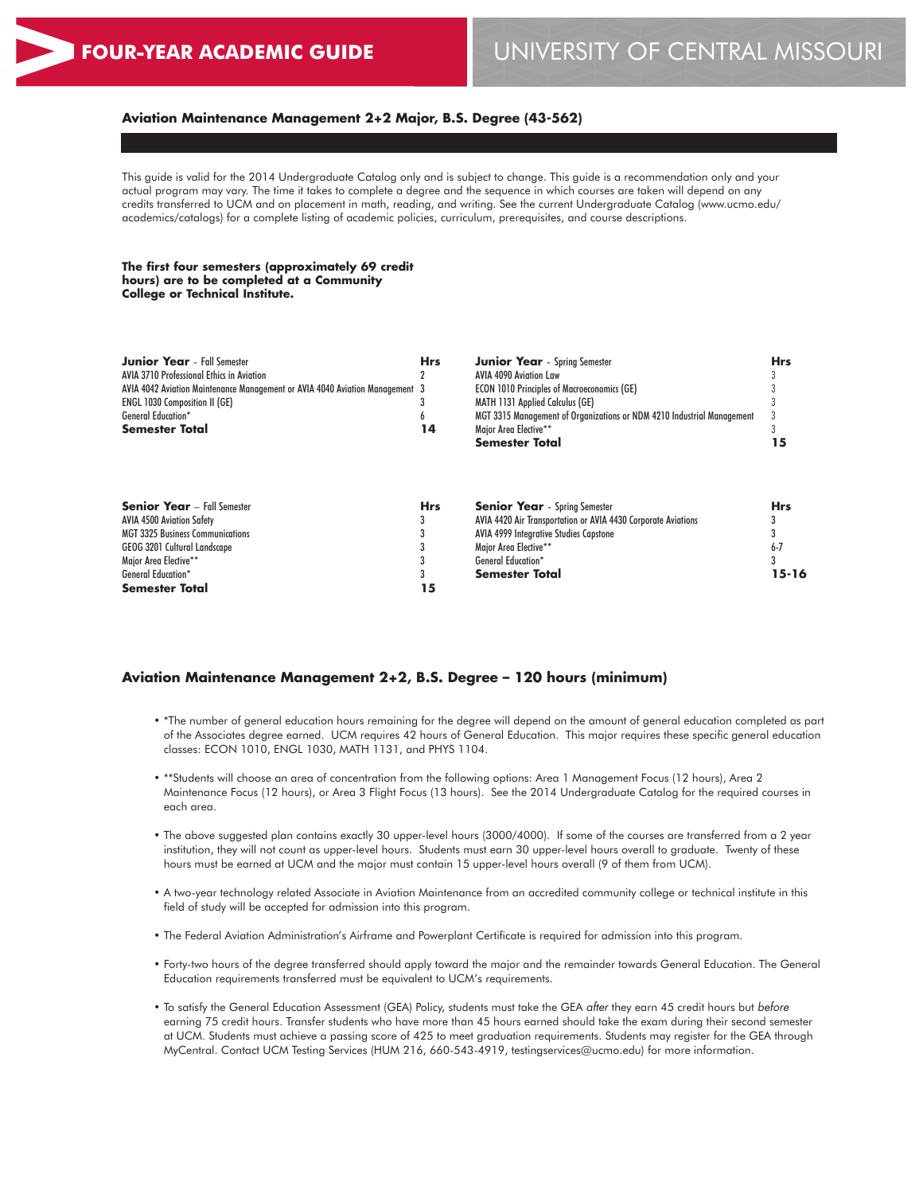## Aviation Maintenance Management 2+2 Major, B.S. Degree (43-562)

This guide is valid for the 2014 Undergraduate Catalog only and is subject to change. This guide is a recommendation only and your actual program may vary. The time it takes to complete a degree and the sequence in which courses are taken will depend on any credits transferred to UCM and on placement in math, reading, and writing. See the current Undergraduate Catalog (www.ucmo.edu/academics/catalogs) for a complete listing of academic policies, curriculum, prerequisites, and course descriptions.

**The first four semesters (approximately 69 credit hours) are to be completed at a Community College or Technical Institute.**

| **Junior Year** - Fall Semester | **Hrs** |
|---|---|
| AVIA 3710 Professional Ethics in Aviation | 2 |
| AVIA 4042 Aviation Maintenance Management or AVIA 4040 Aviation Management | 3 |
| ENGL 1030 Composition II (GE) | 3 |
| General Education* | 6 |
| **Semester Total** | **14** |

| **Junior Year** - Spring Semester | **Hrs** |
|---|---|
| AVIA 4090 Aviation Law | 3 |
| ECON 1010 Principles of Macroeconomics (GE) | 3 |
| MATH 1131 Applied Calculus (GE) | 3 |
| MGT 3315 Management of Organizations or NDM 4210 Industrial Management | 3 |
| Major Area Elective** | 3 |
| **Semester Total** | **15** |

| **Senior Year** – Fall Semester | **Hrs** |
|---|---|
| AVIA 4500 Aviation Safety | 3 |
| MGT 3325 Business Communications | 3 |
| GEOG 3201 Cultural Landscape | 3 |
| Major Area Elective** | 3 |
| General Education* | 3 |
| **Semester Total** | **15** |

| **Senior Year** - Spring Semester | **Hrs** |
|---|---|
| AVIA 4420 Air Transportation or AVIA 4430 Corporate Aviations | 3 |
| AVIA 4999 Integrative Studies Capstone | 3 |
| Major Area Elective** | 6-7 |
| General Education* | 3 |
| **Semester Total** | **15-16** |

### Aviation Maintenance Management 2+2, B.S. Degree – 120 hours (minimum)

- *The number of general education hours remaining for the degree will depend on the amount of general education completed as part of the Associates degree earned. UCM requires 42 hours of General Education. This major requires these specific general education classes: ECON 1010, ENGL 1030, MATH 1131, and PHYS 1104.
- **Students will choose an area of concentration from the following options: Area 1 Management Focus (12 hours), Area 2 Maintenance Focus (12 hours), or Area 3 Flight Focus (13 hours). See the 2014 Undergraduate Catalog for the required courses in each area.
- The above suggested plan contains exactly 30 upper-level hours (3000/4000). If some of the courses are transferred from a 2 year institution, they will not count as upper-level hours. Students must earn 30 upper-level hours overall to graduate. Twenty of these hours must be earned at UCM and the major must contain 15 upper-level hours overall (9 of them from UCM).
- A two-year technology related Associate in Aviation Maintenance from an accredited community college or technical institute in this field of study will be accepted for admission into this program.
- The Federal Aviation Administration's Airframe and Powerplant Certificate is required for admission into this program.
- Forty-two hours of the degree transferred should apply toward the major and the remainder towards General Education. The General Education requirements transferred must be equivalent to UCM's requirements.
- To satisfy the General Education Assessment (GEA) Policy, students must take the GEA *after* they earn 45 credit hours but *before* earning 75 credit hours. Transfer students who have more than 45 hours earned should take the exam during their second semester at UCM. Students must achieve a passing score of 425 to meet graduation requirements. Students may register for the GEA through MyCentral. Contact UCM Testing Services (HUM 216, 660-543-4919, testingservices@ucmo.edu) for more information.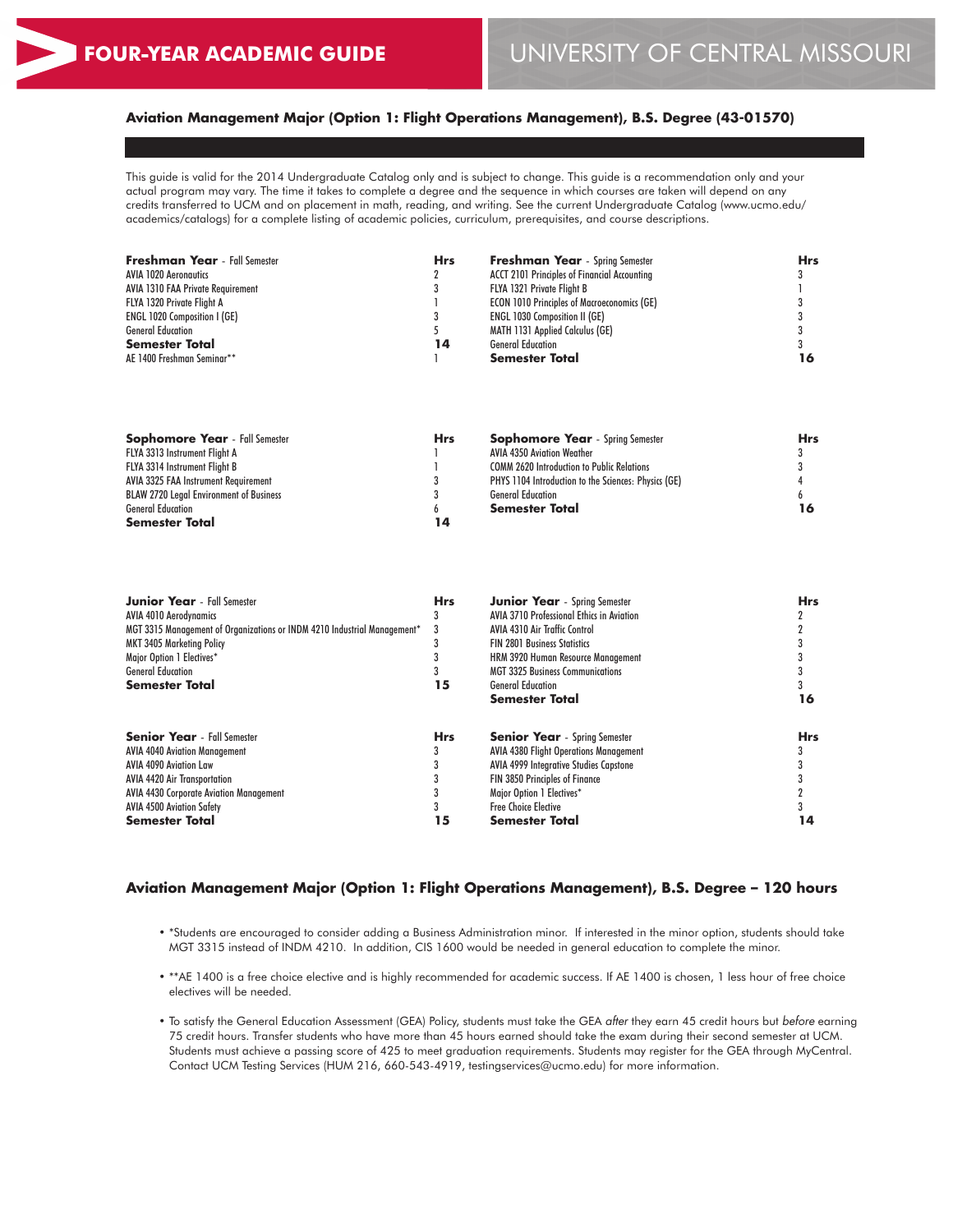# FOUR-YEAR ACADEMIC GUIDE

# UNIVERSITY OF CENTRAL MISSOURI

## Aviation Management Major (Option 1: Flight Operations Management), B.S. Degree (43-01570)

This guide is valid for the 2014 Undergraduate Catalog only and is subject to change. This guide is a recommendation only and your actual program may vary. The time it takes to complete a degree and the sequence in which courses are taken will depend on any credits transferred to UCM and on placement in math, reading, and writing. See the current Undergraduate Catalog (www.ucmo.edu/academics/catalogs) for a complete listing of academic policies, curriculum, prerequisites, and course descriptions.

| **Freshman Year** - Fall Semester | **Hrs** |
|---|---|
| AVIA 1020 Aeronautics | 2 |
| AVIA 1310 FAA Private Requirement | 3 |
| FLYA 1320 Private Flight A | 1 |
| ENGL 1020 Composition I (GE) | 3 |
| General Education | 5 |
| **Semester Total** | **14** |
| AE 1400 Freshman Seminar** | 1 |

| **Freshman Year** - Spring Semester | **Hrs** |
|---|---|
| ACCT 2101 Principles of Financial Accounting | 3 |
| FLYA 1321 Private Flight B | 1 |
| ECON 1010 Principles of Macroeconomics (GE) | 3 |
| ENGL 1030 Composition II (GE) | 3 |
| MATH 1131 Applied Calculus (GE) | 3 |
| General Education | 3 |
| **Semester Total** | **16** |

| **Sophomore Year** - Fall Semester | **Hrs** |
|---|---|
| FLYA 3313 Instrument Flight A | 1 |
| FLYA 3314 Instrument Flight B | 1 |
| AVIA 3325 FAA Instrument Requirement | 3 |
| BLAW 2720 Legal Environment of Business | 3 |
| General Education | 6 |
| **Semester Total** | **14** |

| **Sophomore Year** - Spring Semester | **Hrs** |
|---|---|
| AVIA 4350 Aviation Weather | 3 |
| COMM 2620 Introduction to Public Relations | 3 |
| PHYS 1104 Introduction to the Sciences: Physics (GE) | 4 |
| General Education | 6 |
| **Semester Total** | **16** |

| **Junior Year** - Fall Semester | **Hrs** |
|---|---|
| AVIA 4010 Aerodynamics | 3 |
| MGT 3315 Management of Organizations or INDM 4210 Industrial Management* | 3 |
| MKT 3405 Marketing Policy | 3 |
| Major Option 1 Electives* | 3 |
| General Education | 3 |
| **Semester Total** | **15** |

| **Junior Year** - Spring Semester | **Hrs** |
|---|---|
| AVIA 3710 Professional Ethics in Aviation | 2 |
| AVIA 4310 Air Traffic Control | 2 |
| FIN 2801 Business Statistics | 3 |
| HRM 3920 Human Resource Management | 3 |
| MGT 3325 Business Communications | 3 |
| General Education | 3 |
| **Semester Total** | **16** |

| **Senior Year** - Fall Semester | **Hrs** |
|---|---|
| AVIA 4040 Aviation Management | 3 |
| AVIA 4090 Aviation Law | 3 |
| AVIA 4420 Air Transportation | 3 |
| AVIA 4430 Corporate Aviation Management | 3 |
| AVIA 4500 Aviation Safety | 3 |
| **Semester Total** | **15** |

| **Senior Year** - Spring Semester | **Hrs** |
|---|---|
| AVIA 4380 Flight Operations Management | 3 |
| AVIA 4999 Integrative Studies Capstone | 3 |
| FIN 3850 Principles of Finance | 3 |
| Major Option 1 Electives* | 2 |
| Free Choice Elective | 3 |
| **Semester Total** | **14** |

## Aviation Management Major (Option 1: Flight Operations Management), B.S. Degree – 120 hours

- *Students are encouraged to consider adding a Business Administration minor. If interested in the minor option, students should take MGT 3315 instead of INDM 4210. In addition, CIS 1600 would be needed in general education to complete the minor.
- **AE 1400 is a free choice elective and is highly recommended for academic success. If AE 1400 is chosen, 1 less hour of free choice electives will be needed.
- To satisfy the General Education Assessment (GEA) Policy, students must take the GEA *after* they earn 45 credit hours but *before* earning 75 credit hours. Transfer students who have more than 45 hours earned should take the exam during their second semester at UCM. Students must achieve a passing score of 425 to meet graduation requirements. Students may register for the GEA through MyCentral. Contact UCM Testing Services (HUM 216, 660-543-4919, testingservices@ucmo.edu) for more information.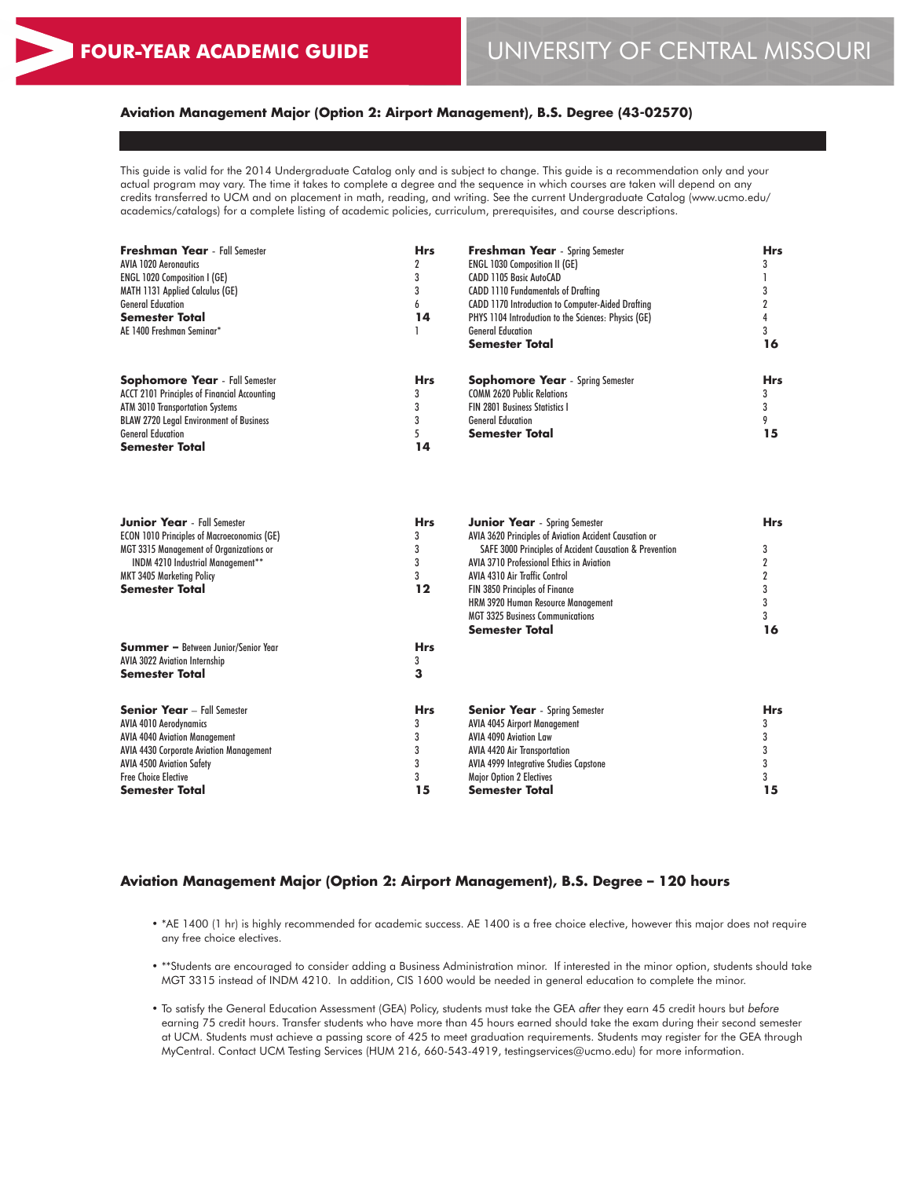# FOUR-YEAR ACADEMIC GUIDE

# UNIVERSITY OF CENTRAL MISSOURI

## Aviation Management Major (Option 2: Airport Management), B.S. Degree (43-02570)

This guide is valid for the 2014 Undergraduate Catalog only and is subject to change. This guide is a recommendation only and your actual program may vary. The time it takes to complete a degree and the sequence in which courses are taken will depend on any credits transferred to UCM and on placement in math, reading, and writing. See the current Undergraduate Catalog (www.ucmo.edu/academics/catalogs) for a complete listing of academic policies, curriculum, prerequisites, and course descriptions.

| **Freshman Year** - Fall Semester | **Hrs** |
|---|---|
| AVIA 1020 Aeronautics | 2 |
| ENGL 1020 Composition I (GE) | 3 |
| MATH 1131 Applied Calculus (GE) | 3 |
| General Education | 6 |
| **Semester Total** | **14** |
| AE 1400 Freshman Seminar* | 1 |

| **Freshman Year** - Spring Semester | **Hrs** |
|---|---|
| ENGL 1030 Composition II (GE) | 3 |
| CADD 1105 Basic AutoCAD | 1 |
| CADD 1110 Fundamentals of Drafting | 3 |
| CADD 1170 Introduction to Computer-Aided Drafting | 2 |
| PHYS 1104 Introduction to the Sciences: Physics (GE) | 4 |
| General Education | 3 |
| **Semester Total** | **16** |

| **Sophomore Year** - Fall Semester | **Hrs** |
|---|---|
| ACCT 2101 Principles of Financial Accounting | 3 |
| ATM 3010 Transportation Systems | 3 |
| BLAW 2720 Legal Environment of Business | 3 |
| General Education | 5 |
| **Semester Total** | **14** |

| **Sophomore Year** - Spring Semester | **Hrs** |
|---|---|
| COMM 2620 Public Relations | 3 |
| FIN 2801 Business Statistics I | 3 |
| General Education | 9 |
| **Semester Total** | **15** |

| **Junior Year** - Fall Semester | **Hrs** |
|---|---|
| ECON 1010 Principles of Macroeconomics (GE) | 3 |
| MGT 3315 Management of Organizations or | 3 |
| INDM 4210 Industrial Management** | 3 |
| MKT 3405 Marketing Policy | 3 |
| **Semester Total** | **12** |

| **Junior Year** - Spring Semester | **Hrs** |
|---|---|
| AVIA 3620 Principles of Aviation Accident Causation or SAFE 3000 Principles of Accident Causation & Prevention | 3 |
| AVIA 3710 Professional Ethics in Aviation | 2 |
| AVIA 4310 Air Traffic Control | 2 |
| FIN 3850 Principles of Finance | 3 |
| HRM 3920 Human Resource Management | 3 |
| MGT 3325 Business Communications | 3 |
| **Semester Total** | **16** |

| **Summer** – Between Junior/Senior Year | **Hrs** |
|---|---|
| AVIA 3022 Aviation Internship | 3 |
| **Semester Total** | **3** |

| **Senior Year** – Fall Semester | **Hrs** |
|---|---|
| AVIA 4010 Aerodynamics | 3 |
| AVIA 4040 Aviation Management | 3 |
| AVIA 4430 Corporate Aviation Management | 3 |
| AVIA 4500 Aviation Safety | 3 |
| Free Choice Elective | 3 |
| **Semester Total** | **15** |

| **Senior Year** - Spring Semester | **Hrs** |
|---|---|
| AVIA 4045 Airport Management | 3 |
| AVIA 4090 Aviation Law | 3 |
| AVIA 4420 Air Transportation | 3 |
| AVIA 4999 Integrative Studies Capstone | 3 |
| Major Option 2 Electives | 3 |
| **Semester Total** | **15** |

## Aviation Management Major (Option 2: Airport Management), B.S. Degree – 120 hours

- *AE 1400 (1 hr) is highly recommended for academic success. AE 1400 is a free choice elective, however this major does not require any free choice electives.
- **Students are encouraged to consider adding a Business Administration minor. If interested in the minor option, students should take MGT 3315 instead of INDM 4210. In addition, CIS 1600 would be needed in general education to complete the minor.
- To satisfy the General Education Assessment (GEA) Policy, students must take the GEA *after* they earn 45 credit hours but *before* earning 75 credit hours. Transfer students who have more than 45 hours earned should take the exam during their second semester at UCM. Students must achieve a passing score of 425 to meet graduation requirements. Students may register for the GEA through MyCentral. Contact UCM Testing Services (HUM 216, 660-543-4919, testingservices@ucmo.edu) for more information.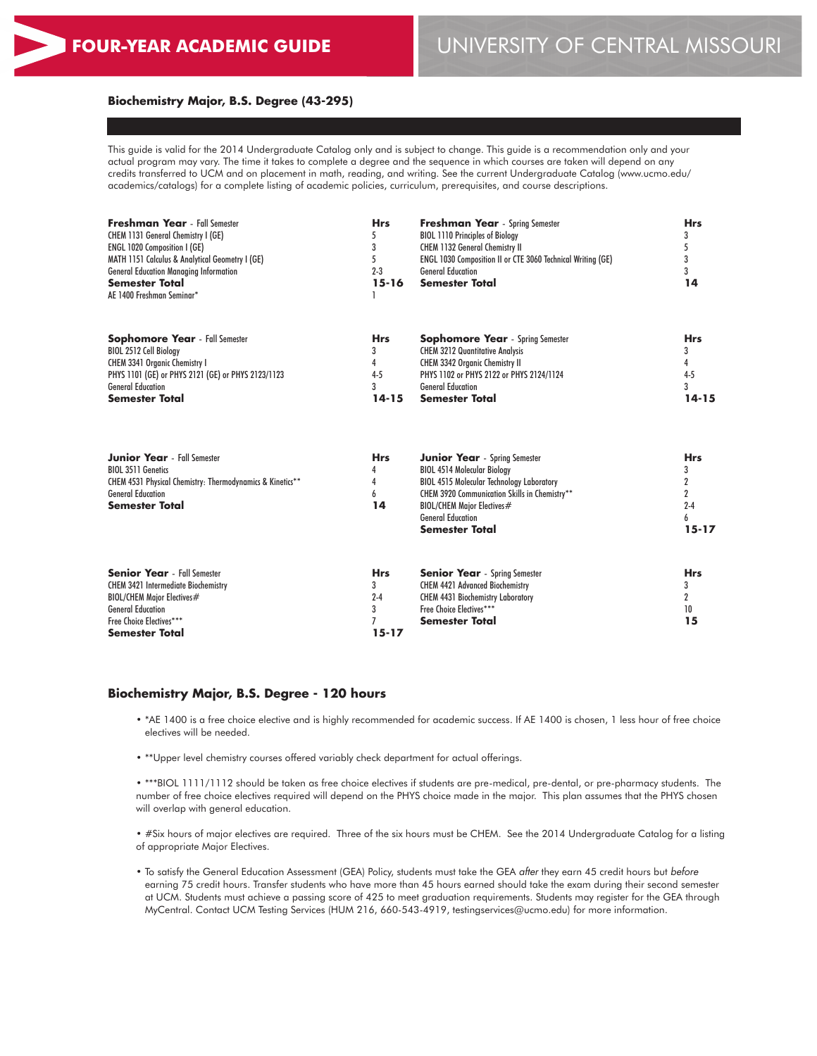**FOUR-YEAR ACADEMIC GUIDE** | UNIVERSITY OF CENTRAL MISSOURI

## Biochemistry Major, B.S. Degree (43-295)

This guide is valid for the 2014 Undergraduate Catalog only and is subject to change. This guide is a recommendation only and your actual program may vary. The time it takes to complete a degree and the sequence in which courses are taken will depend on any credits transferred to UCM and on placement in math, reading, and writing. See the current Undergraduate Catalog (www.ucmo.edu/academics/catalogs) for a complete listing of academic policies, curriculum, prerequisites, and course descriptions.

| **Freshman Year** - Fall Semester | **Hrs** | **Freshman Year** - Spring Semester | **Hrs** |
|---|---|---|---|
| CHEM 1131 General Chemistry I (GE) | 5 | BIOL 1110 Principles of Biology | 3 |
| ENGL 1020 Composition I (GE) | 3 | CHEM 1132 General Chemistry II | 5 |
| MATH 1151 Calculus & Analytical Geometry I (GE) | 5 | ENGL 1030 Composition II or CTE 3060 Technical Writing (GE) | 3 |
| General Education Managing Information | 2-3 | General Education | 3 |
| **Semester Total** | **15-16** | **Semester Total** | **14** |
| AE 1400 Freshman Seminar* | 1 | | |

| **Sophomore Year** - Fall Semester | **Hrs** | **Sophomore Year** - Spring Semester | **Hrs** |
|---|---|---|---|
| BIOL 2512 Cell Biology | 3 | CHEM 3212 Quantitative Analysis | 3 |
| CHEM 3341 Organic Chemistry I | 4 | CHEM 3342 Organic Chemistry II | 4 |
| PHYS 1101 (GE) or PHYS 2121 (GE) or PHYS 2123/1123 | 4-5 | PHYS 1102 or PHYS 2122 or PHYS 2124/1124 | 4-5 |
| General Education | 3 | General Education | 3 |
| **Semester Total** | **14-15** | **Semester Total** | **14-15** |

| **Junior Year** - Fall Semester | **Hrs** | **Junior Year** - Spring Semester | **Hrs** |
|---|---|---|---|
| BIOL 3511 Genetics | 4 | BIOL 4514 Molecular Biology | 3 |
| CHEM 4531 Physical Chemistry: Thermodynamics & Kinetics** | 4 | BIOL 4515 Molecular Technology Laboratory | 2 |
| General Education | 6 | CHEM 3920 Communication Skills in Chemistry** | 2 |
| **Semester Total** | **14** | BIOL/CHEM Major Electives# | 2-4 |
| | | General Education | 6 |
| | | **Semester Total** | **15-17** |

| **Senior Year** - Fall Semester | **Hrs** | **Senior Year** - Spring Semester | **Hrs** |
|---|---|---|---|
| CHEM 3421 Intermediate Biochemistry | 3 | CHEM 4421 Advanced Biochemistry | 3 |
| BIOL/CHEM Major Electives# | 2-4 | CHEM 4431 Biochemistry Laboratory | 2 |
| General Education | 3 | Free Choice Electives*** | 10 |
| Free Choice Electives*** | 7 | **Semester Total** | **15** |
| **Semester Total** | **15-17** | | |

### Biochemistry Major, B.S. Degree - 120 hours

- *AE 1400 is a free choice elective and is highly recommended for academic success. If AE 1400 is chosen, 1 less hour of free choice electives will be needed.
- **Upper level chemistry courses offered variably check department for actual offerings.
- ***BIOL 1111/1112 should be taken as free choice electives if students are pre-medical, pre-dental, or pre-pharmacy students. The number of free choice electives required will depend on the PHYS choice made in the major. This plan assumes that the PHYS chosen will overlap with general education.
- #Six hours of major electives are required. Three of the six hours must be CHEM. See the 2014 Undergraduate Catalog for a listing of appropriate Major Electives.
- To satisfy the General Education Assessment (GEA) Policy, students must take the GEA *after* they earn 45 credit hours but *before* earning 75 credit hours. Transfer students who have more than 45 hours earned should take the exam during their second semester at UCM. Students must achieve a passing score of 425 to meet graduation requirements. Students may register for the GEA through MyCentral. Contact UCM Testing Services (HUM 216, 660-543-4919, testingservices@ucmo.edu) for more information.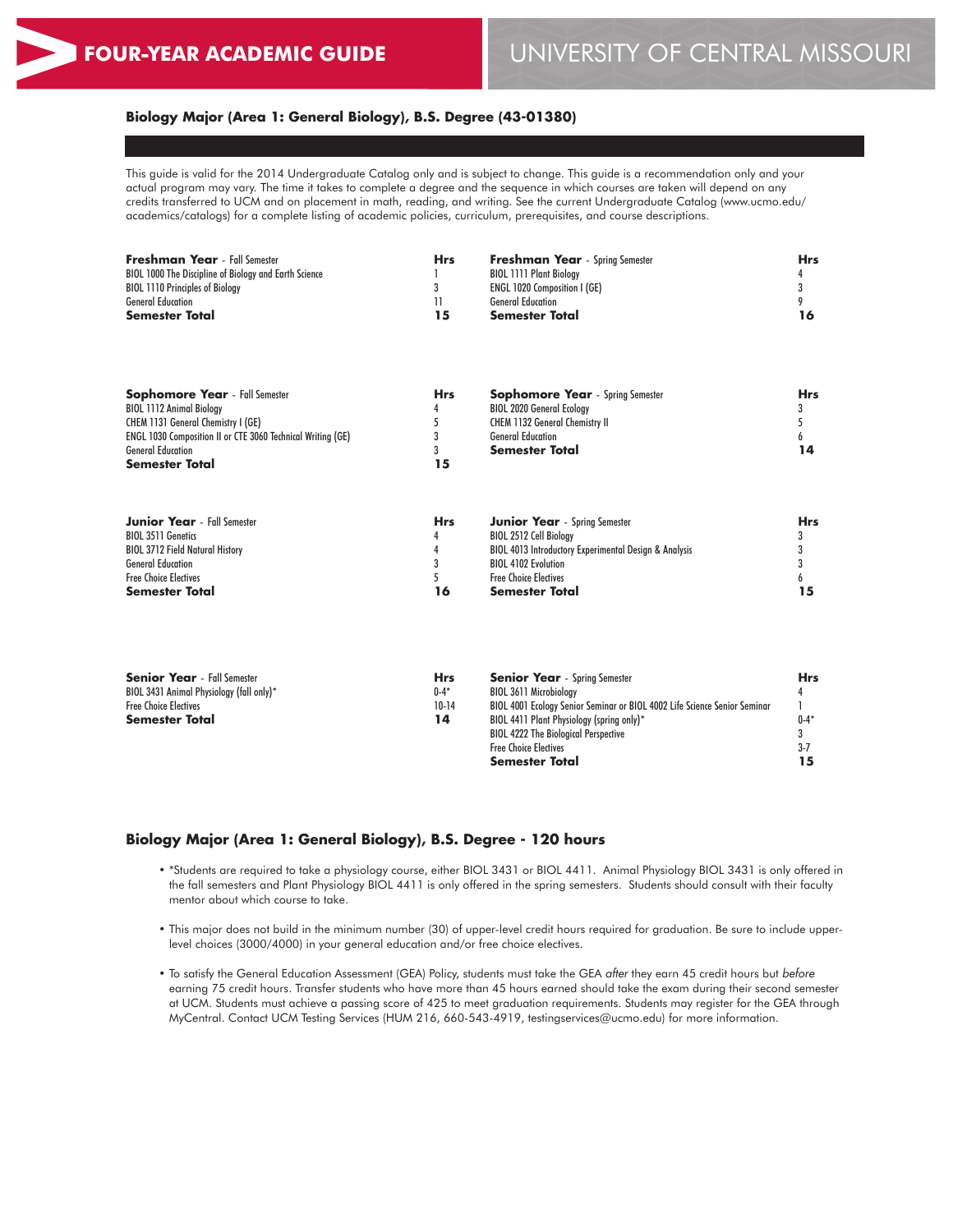## Biology Major (Area 1: General Biology), B.S. Degree (43-01380)

This guide is valid for the 2014 Undergraduate Catalog only and is subject to change. This guide is a recommendation only and your actual program may vary. The time it takes to complete a degree and the sequence in which courses are taken will depend on any credits transferred to UCM and on placement in math, reading, and writing. See the current Undergraduate Catalog (www.ucmo.edu/academics/catalogs) for a complete listing of academic policies, curriculum, prerequisites, and course descriptions.

| **Freshman Year** - Fall Semester | Hrs | **Freshman Year** - Spring Semester | Hrs |
|---|---|---|---|
| BIOL 1000 The Discipline of Biology and Earth Science | 1 | BIOL 1111 Plant Biology | 4 |
| BIOL 1110 Principles of Biology | 3 | ENGL 1020 Composition I (GE) | 3 |
| General Education | 11 | General Education | 9 |
| **Semester Total** | **15** | **Semester Total** | **16** |

| **Sophomore Year** - Fall Semester | Hrs | **Sophomore Year** - Spring Semester | Hrs |
|---|---|---|---|
| BIOL 1112 Animal Biology | 4 | BIOL 2020 General Ecology | 3 |
| CHEM 1131 General Chemistry I (GE) | 5 | CHEM 1132 General Chemistry II | 5 |
| ENGL 1030 Composition II or CTE 3060 Technical Writing (GE) | 3 | General Education | 6 |
| General Education | 3 | **Semester Total** | **14** |
| **Semester Total** | **15** | | |

| **Junior Year** - Fall Semester | Hrs | **Junior Year** - Spring Semester | Hrs |
|---|---|---|---|
| BIOL 3511 Genetics | 4 | BIOL 2512 Cell Biology | 3 |
| BIOL 3712 Field Natural History | 4 | BIOL 4013 Introductory Experimental Design & Analysis | 3 |
| General Education | 3 | BIOL 4102 Evolution | 3 |
| Free Choice Electives | 5 | Free Choice Electives | 6 |
| **Semester Total** | **16** | **Semester Total** | **15** |

| **Senior Year** - Fall Semester | Hrs | **Senior Year** - Spring Semester | Hrs |
|---|---|---|---|
| BIOL 3431 Animal Physiology (fall only)* | 0-4* | BIOL 3611 Microbiology | 4 |
| Free Choice Electives | 10-14 | BIOL 4001 Ecology Senior Seminar or BIOL 4002 Life Science Senior Seminar | 1 |
| **Semester Total** | **14** | BIOL 4411 Plant Physiology (spring only)* | 0-4* |
| | | BIOL 4222 The Biological Perspective | 3 |
| | | Free Choice Electives | 3-7 |
| | | **Semester Total** | **15** |

## Biology Major (Area 1: General Biology), B.S. Degree - 120 hours

- *Students are required to take a physiology course, either BIOL 3431 or BIOL 4411. Animal Physiology BIOL 3431 is only offered in the fall semesters and Plant Physiology BIOL 4411 is only offered in the spring semesters. Students should consult with their faculty mentor about which course to take.
- This major does not build in the minimum number (30) of upper-level credit hours required for graduation. Be sure to include upper-level choices (3000/4000) in your general education and/or free choice electives.
- To satisfy the General Education Assessment (GEA) Policy, students must take the GEA *after* they earn 45 credit hours but *before* earning 75 credit hours. Transfer students who have more than 45 hours earned should take the exam during their second semester at UCM. Students must achieve a passing score of 425 to meet graduation requirements. Students may register for the GEA through MyCentral. Contact UCM Testing Services (HUM 216, 660-543-4919, testingservices@ucmo.edu) for more information.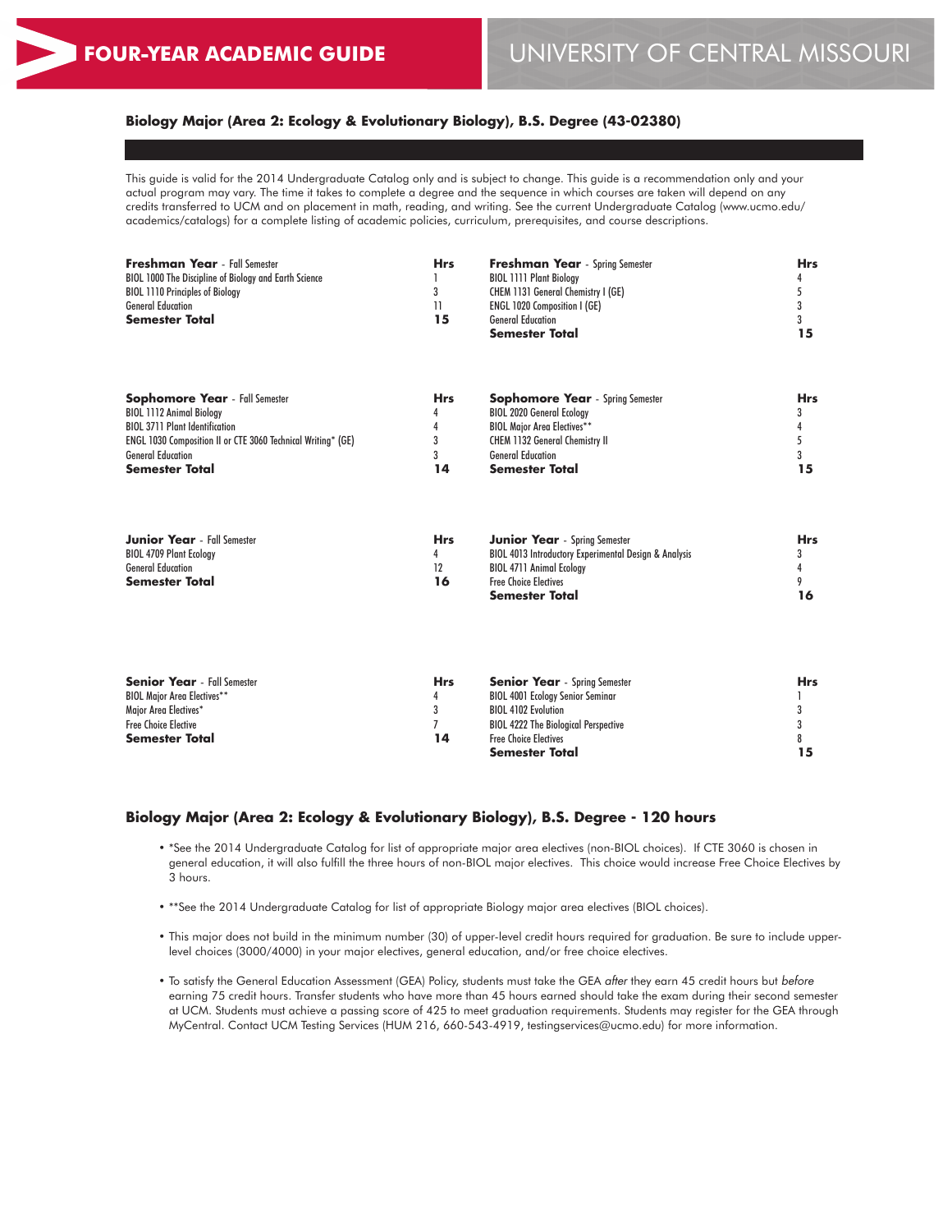**FOUR-YEAR ACADEMIC GUIDE** — UNIVERSITY OF CENTRAL MISSOURI

## Biology Major (Area 2: Ecology & Evolutionary Biology), B.S. Degree (43-02380)

This guide is valid for the 2014 Undergraduate Catalog only and is subject to change. This guide is a recommendation only and your actual program may vary. The time it takes to complete a degree and the sequence in which courses are taken will depend on any credits transferred to UCM and on placement in math, reading, and writing. See the current Undergraduate Catalog (www.ucmo.edu/academics/catalogs) for a complete listing of academic policies, curriculum, prerequisites, and course descriptions.

| **Freshman Year** - Fall Semester | **Hrs** | **Freshman Year** - Spring Semester | **Hrs** |
|---|---|---|---|
| BIOL 1000 The Discipline of Biology and Earth Science | 1 | BIOL 1111 Plant Biology | 4 |
| BIOL 1110 Principles of Biology | 3 | CHEM 1131 General Chemistry I (GE) | 5 |
| General Education | 11 | ENGL 1020 Composition I (GE) | 3 |
| **Semester Total** | **15** | General Education | 3 |
| | | **Semester Total** | **15** |

| **Sophomore Year** - Fall Semester | **Hrs** | **Sophomore Year** - Spring Semester | **Hrs** |
|---|---|---|---|
| BIOL 1112 Animal Biology | 4 | BIOL 2020 General Ecology | 3 |
| BIOL 3711 Plant Identification | 4 | BIOL Major Area Electives** | 4 |
| ENGL 1030 Composition II or CTE 3060 Technical Writing* (GE) | 3 | CHEM 1132 General Chemistry II | 5 |
| General Education | 3 | General Education | 3 |
| **Semester Total** | **14** | **Semester Total** | **15** |

| **Junior Year** - Fall Semester | **Hrs** | **Junior Year** - Spring Semester | **Hrs** |
|---|---|---|---|
| BIOL 4709 Plant Ecology | 4 | BIOL 4013 Introductory Experimental Design & Analysis | 3 |
| General Education | 12 | BIOL 4711 Animal Ecology | 4 |
| **Semester Total** | **16** | Free Choice Electives | 9 |
| | | **Semester Total** | **16** |

| **Senior Year** - Fall Semester | **Hrs** | **Senior Year** - Spring Semester | **Hrs** |
|---|---|---|---|
| BIOL Major Area Electives** | 4 | BIOL 4001 Ecology Senior Seminar | 1 |
| Major Area Electives* | 3 | BIOL 4102 Evolution | 3 |
| Free Choice Elective | 7 | BIOL 4222 The Biological Perspective | 3 |
| **Semester Total** | **14** | Free Choice Electives | 8 |
| | | **Semester Total** | **15** |

## Biology Major (Area 2: Ecology & Evolutionary Biology), B.S. Degree - 120 hours

- *See the 2014 Undergraduate Catalog for list of appropriate major area electives (non-BIOL choices). If CTE 3060 is chosen in general education, it will also fulfill the three hours of non-BIOL major electives. This choice would increase Free Choice Electives by 3 hours.
- **See the 2014 Undergraduate Catalog for list of appropriate Biology major area electives (BIOL choices).
- This major does not build in the minimum number (30) of upper-level credit hours required for graduation. Be sure to include upper-level choices (3000/4000) in your major electives, general education, and/or free choice electives.
- To satisfy the General Education Assessment (GEA) Policy, students must take the GEA *after* they earn 45 credit hours but *before* earning 75 credit hours. Transfer students who have more than 45 hours earned should take the exam during their second semester at UCM. Students must achieve a passing score of 425 to meet graduation requirements. Students may register for the GEA through MyCentral. Contact UCM Testing Services (HUM 216, 660-543-4919, testingservices@ucmo.edu) for more information.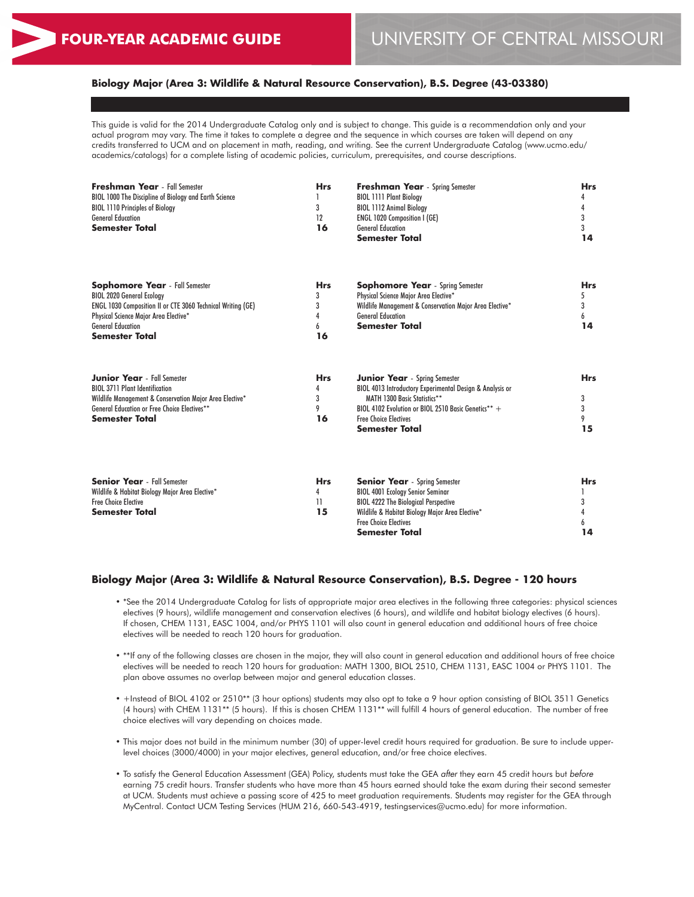**FOUR-YEAR ACADEMIC GUIDE** UNIVERSITY OF CENTRAL MISSOURI

### Biology Major (Area 3: Wildlife & Natural Resource Conservation), B.S. Degree (43-03380)

This guide is valid for the 2014 Undergraduate Catalog only and is subject to change. This guide is a recommendation only and your actual program may vary. The time it takes to complete a degree and the sequence in which courses are taken will depend on any credits transferred to UCM and on placement in math, reading, and writing. See the current Undergraduate Catalog (www.ucmo.edu/academics/catalogs) for a complete listing of academic policies, curriculum, prerequisites, and course descriptions.

| **Freshman Year** - Fall Semester | **Hrs** |
|---|---|
| BIOL 1000 The Discipline of Biology and Earth Science | 1 |
| BIOL 1110 Principles of Biology | 3 |
| General Education | 12 |
| **Semester Total** | **16** |

| **Freshman Year** - Spring Semester | **Hrs** |
|---|---|
| BIOL 1111 Plant Biology | 4 |
| BIOL 1112 Animal Biology | 4 |
| ENGL 1020 Composition I (GE) | 3 |
| General Education | 3 |
| **Semester Total** | **14** |

| **Sophomore Year** - Fall Semester | **Hrs** |
|---|---|
| BIOL 2020 General Ecology | 3 |
| ENGL 1030 Composition II or CTE 3060 Technical Writing (GE) | 3 |
| Physical Science Major Area Elective* | 4 |
| General Education | 6 |
| **Semester Total** | **16** |

| **Sophomore Year** - Spring Semester | **Hrs** |
|---|---|
| Physical Science Major Area Elective* | 5 |
| Wildlife Management & Conservation Major Area Elective* | 3 |
| General Education | 6 |
| **Semester Total** | **14** |

| **Junior Year** - Fall Semester | **Hrs** |
|---|---|
| BIOL 3711 Plant Identification | 4 |
| Wildlife Management & Conservation Major Area Elective* | 3 |
| General Education or Free Choice Electives** | 9 |
| **Semester Total** | **16** |

| **Junior Year** - Spring Semester | **Hrs** |
|---|---|
| BIOL 4013 Introductory Experimental Design & Analysis or MATH 1300 Basic Statistics** | 3 |
| BIOL 4102 Evolution or BIOL 2510 Basic Genetics** + | 3 |
| Free Choice Electives | 9 |
| **Semester Total** | **15** |

| **Senior Year** - Fall Semester | **Hrs** |
|---|---|
| Wildlife & Habitat Biology Major Area Elective* | 4 |
| Free Choice Elective | 11 |
| **Semester Total** | **15** |

| **Senior Year** - Spring Semester | **Hrs** |
|---|---|
| BIOL 4001 Ecology Senior Seminar | 1 |
| BIOL 4222 The Biological Perspective | 3 |
| Wildlife & Habitat Biology Major Area Elective* | 4 |
| Free Choice Electives | 6 |
| **Semester Total** | **14** |

### Biology Major (Area 3: Wildlife & Natural Resource Conservation), B.S. Degree - 120 hours

- *See the 2014 Undergraduate Catalog for lists of appropriate major area electives in the following three categories: physical sciences electives (9 hours), wildlife management and conservation electives (6 hours), and wildlife and habitat biology electives (6 hours). If chosen, CHEM 1131, EASC 1004, and/or PHYS 1101 will also count in general education and additional hours of free choice electives will be needed to reach 120 hours for graduation.
- **If any of the following classes are chosen in the major, they will also count in general education and additional hours of free choice electives will be needed to reach 120 hours for graduation: MATH 1300, BIOL 2510, CHEM 1131, EASC 1004 or PHYS 1101. The plan above assumes no overlap between major and general education classes.
- +Instead of BIOL 4102 or 2510** (3 hour options) students may also opt to take a 9 hour option consisting of BIOL 3511 Genetics (4 hours) with CHEM 1131** (5 hours). If this is chosen CHEM 1131** will fulfill 4 hours of general education. The number of free choice electives will vary depending on choices made.
- This major does not build in the minimum number (30) of upper-level credit hours required for graduation. Be sure to include upper-level choices (3000/4000) in your major electives, general education, and/or free choice electives.
- To satisfy the General Education Assessment (GEA) Policy, students must take the GEA *after* they earn 45 credit hours but *before* earning 75 credit hours. Transfer students who have more than 45 hours earned should take the exam during their second semester at UCM. Students must achieve a passing score of 425 to meet graduation requirements. Students may register for the GEA through MyCentral. Contact UCM Testing Services (HUM 216, 660-543-4919, testingservices@ucmo.edu) for more information.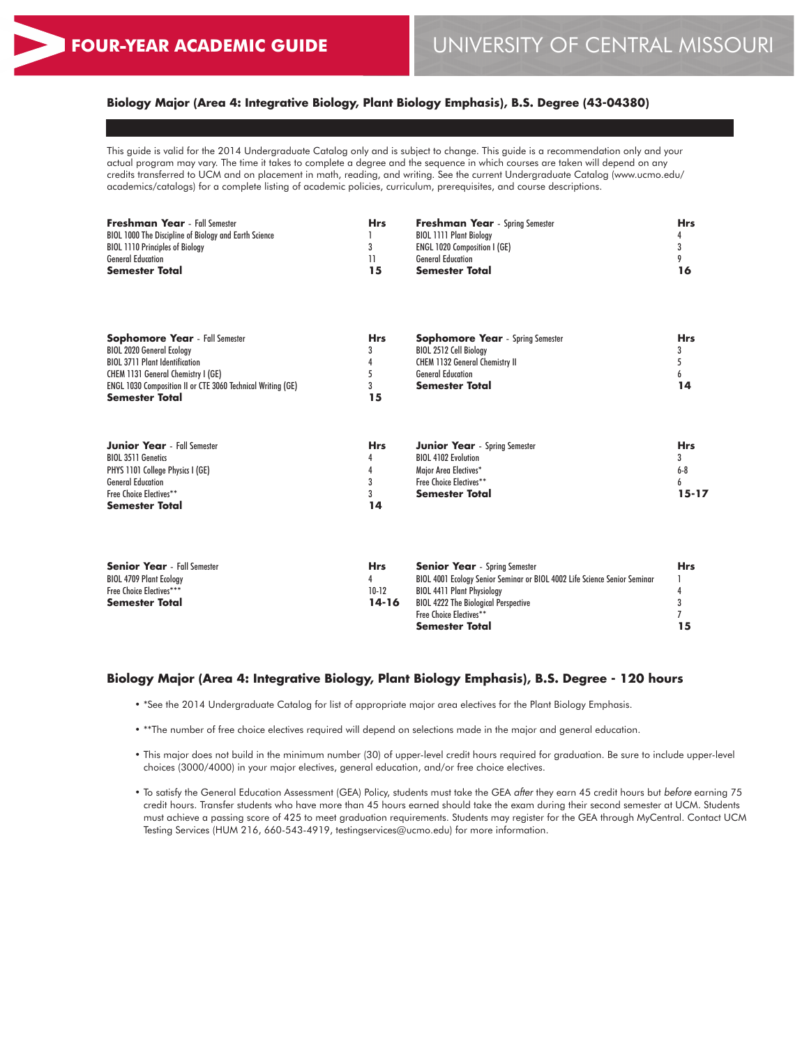# FOUR-YEAR ACADEMIC GUIDE

# UNIVERSITY OF CENTRAL MISSOURI

## Biology Major (Area 4: Integrative Biology, Plant Biology Emphasis), B.S. Degree (43-04380)

This guide is valid for the 2014 Undergraduate Catalog only and is subject to change. This guide is a recommendation only and your actual program may vary. The time it takes to complete a degree and the sequence in which courses are taken will depend on any credits transferred to UCM and on placement in math, reading, and writing. See the current Undergraduate Catalog (www.ucmo.edu/academics/catalogs) for a complete listing of academic policies, curriculum, prerequisites, and course descriptions.

| **Freshman Year** - Fall Semester | **Hrs** |
|---|---|
| BIOL 1000 The Discipline of Biology and Earth Science | 1 |
| BIOL 1110 Principles of Biology | 3 |
| General Education | 11 |
| **Semester Total** | **15** |

| **Freshman Year** - Spring Semester | **Hrs** |
|---|---|
| BIOL 1111 Plant Biology | 4 |
| ENGL 1020 Composition I (GE) | 3 |
| General Education | 9 |
| **Semester Total** | **16** |

| **Sophomore Year** - Fall Semester | **Hrs** |
|---|---|
| BIOL 2020 General Ecology | 3 |
| BIOL 3711 Plant Identification | 4 |
| CHEM 1131 General Chemistry I (GE) | 5 |
| ENGL 1030 Composition II or CTE 3060 Technical Writing (GE) | 3 |
| **Semester Total** | **15** |

| **Sophomore Year** - Spring Semester | **Hrs** |
|---|---|
| BIOL 2512 Cell Biology | 3 |
| CHEM 1132 General Chemistry II | 5 |
| General Education | 6 |
| **Semester Total** | **14** |

| **Junior Year** - Fall Semester | **Hrs** |
|---|---|
| BIOL 3511 Genetics | 4 |
| PHYS 1101 College Physics I (GE) | 4 |
| General Education | 3 |
| Free Choice Electives** | 3 |
| **Semester Total** | **14** |

| **Junior Year** - Spring Semester | **Hrs** |
|---|---|
| BIOL 4102 Evolution | 3 |
| Major Area Electives* | 6-8 |
| Free Choice Electives** | 6 |
| **Semester Total** | **15-17** |

| **Senior Year** - Fall Semester | **Hrs** |
|---|---|
| BIOL 4709 Plant Ecology | 4 |
| Free Choice Electives*** | 10-12 |
| **Semester Total** | **14-16** |

| **Senior Year** - Spring Semester | **Hrs** |
|---|---|
| BIOL 4001 Ecology Senior Seminar or BIOL 4002 Life Science Senior Seminar | 1 |
| BIOL 4411 Plant Physiology | 4 |
| BIOL 4222 The Biological Perspective | 3 |
| Free Choice Electives** | 7 |
| **Semester Total** | **15** |

## Biology Major (Area 4: Integrative Biology, Plant Biology Emphasis), B.S. Degree - 120 hours

- *See the 2014 Undergraduate Catalog for list of appropriate major area electives for the Plant Biology Emphasis.
- **The number of free choice electives required will depend on selections made in the major and general education.
- This major does not build in the minimum number (30) of upper-level credit hours required for graduation. Be sure to include upper-level choices (3000/4000) in your major electives, general education, and/or free choice electives.
- To satisfy the General Education Assessment (GEA) Policy, students must take the GEA *after* they earn 45 credit hours but *before* earning 75 credit hours. Transfer students who have more than 45 hours earned should take the exam during their second semester at UCM. Students must achieve a passing score of 425 to meet graduation requirements. Students may register for the GEA through MyCentral. Contact UCM Testing Services (HUM 216, 660-543-4919, testingservices@ucmo.edu) for more information.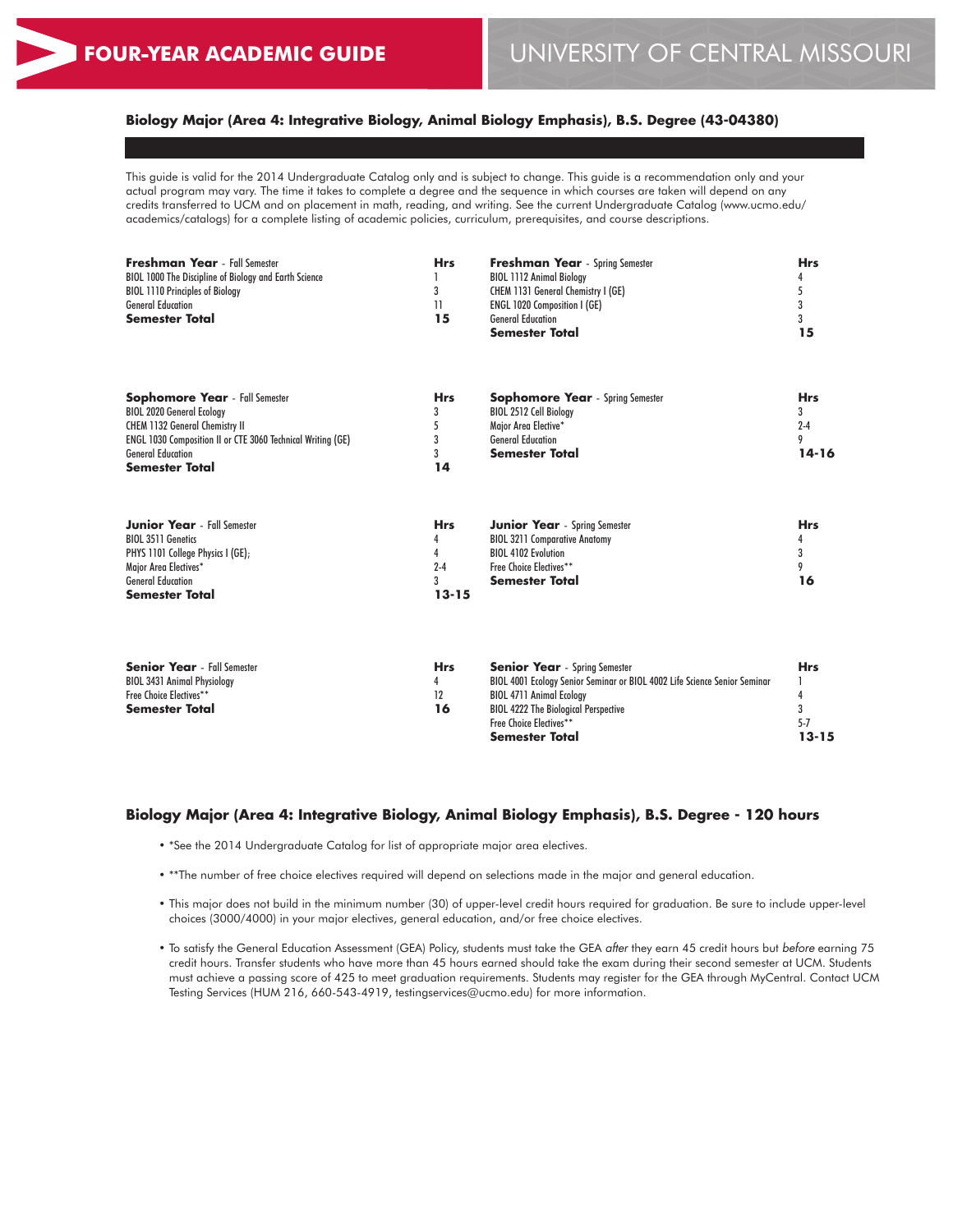# FOUR-YEAR ACADEMIC GUIDE

# UNIVERSITY OF CENTRAL MISSOURI

## Biology Major (Area 4: Integrative Biology, Animal Biology Emphasis), B.S. Degree (43-04380)

This guide is valid for the 2014 Undergraduate Catalog only and is subject to change. This guide is a recommendation only and your actual program may vary. The time it takes to complete a degree and the sequence in which courses are taken will depend on any credits transferred to UCM and on placement in math, reading, and writing. See the current Undergraduate Catalog (www.ucmo.edu/academics/catalogs) for a complete listing of academic policies, curriculum, prerequisites, and course descriptions.

| **Freshman Year** - Fall Semester | **Hrs** |
|---|---|
| BIOL 1000 The Discipline of Biology and Earth Science | 1 |
| BIOL 1110 Principles of Biology | 3 |
| General Education | 11 |
| **Semester Total** | **15** |

| **Freshman Year** - Spring Semester | **Hrs** |
|---|---|
| BIOL 1112 Animal Biology | 4 |
| CHEM 1131 General Chemistry I (GE) | 5 |
| ENGL 1020 Composition I (GE) | 3 |
| General Education | 3 |
| **Semester Total** | **15** |

| **Sophomore Year** - Fall Semester | **Hrs** |
|---|---|
| BIOL 2020 General Ecology | 3 |
| CHEM 1132 General Chemistry II | 5 |
| ENGL 1030 Composition II or CTE 3060 Technical Writing (GE) | 3 |
| General Education | 3 |
| **Semester Total** | **14** |

| **Sophomore Year** - Spring Semester | **Hrs** |
|---|---|
| BIOL 2512 Cell Biology | 3 |
| Major Area Elective* | 2-4 |
| General Education | 9 |
| **Semester Total** | **14-16** |

| **Junior Year** - Fall Semester | **Hrs** |
|---|---|
| BIOL 3511 Genetics | 4 |
| PHYS 1101 College Physics I (GE); | 4 |
| Major Area Electives* | 2-4 |
| General Education | 3 |
| **Semester Total** | **13-15** |

| **Junior Year** - Spring Semester | **Hrs** |
|---|---|
| BIOL 3211 Comparative Anatomy | 4 |
| BIOL 4102 Evolution | 3 |
| Free Choice Electives** | 9 |
| **Semester Total** | **16** |

| **Senior Year** - Fall Semester | **Hrs** |
|---|---|
| BIOL 3431 Animal Physiology | 4 |
| Free Choice Electives** | 12 |
| **Semester Total** | **16** |

| **Senior Year** - Spring Semester | **Hrs** |
|---|---|
| BIOL 4001 Ecology Senior Seminar or BIOL 4002 Life Science Senior Seminar | 1 |
| BIOL 4711 Animal Ecology | 4 |
| BIOL 4222 The Biological Perspective | 3 |
| Free Choice Electives** | 5-7 |
| **Semester Total** | **13-15** |

## Biology Major (Area 4: Integrative Biology, Animal Biology Emphasis), B.S. Degree - 120 hours

- *See the 2014 Undergraduate Catalog for list of appropriate major area electives.
- **The number of free choice electives required will depend on selections made in the major and general education.
- This major does not build in the minimum number (30) of upper-level credit hours required for graduation. Be sure to include upper-level choices (3000/4000) in your major electives, general education, and/or free choice electives.
- To satisfy the General Education Assessment (GEA) Policy, students must take the GEA *after* they earn 45 credit hours but *before* earning 75 credit hours. Transfer students who have more than 45 hours earned should take the exam during their second semester at UCM. Students must achieve a passing score of 425 to meet graduation requirements. Students may register for the GEA through MyCentral. Contact UCM Testing Services (HUM 216, 660-543-4919, testingservices@ucmo.edu) for more information.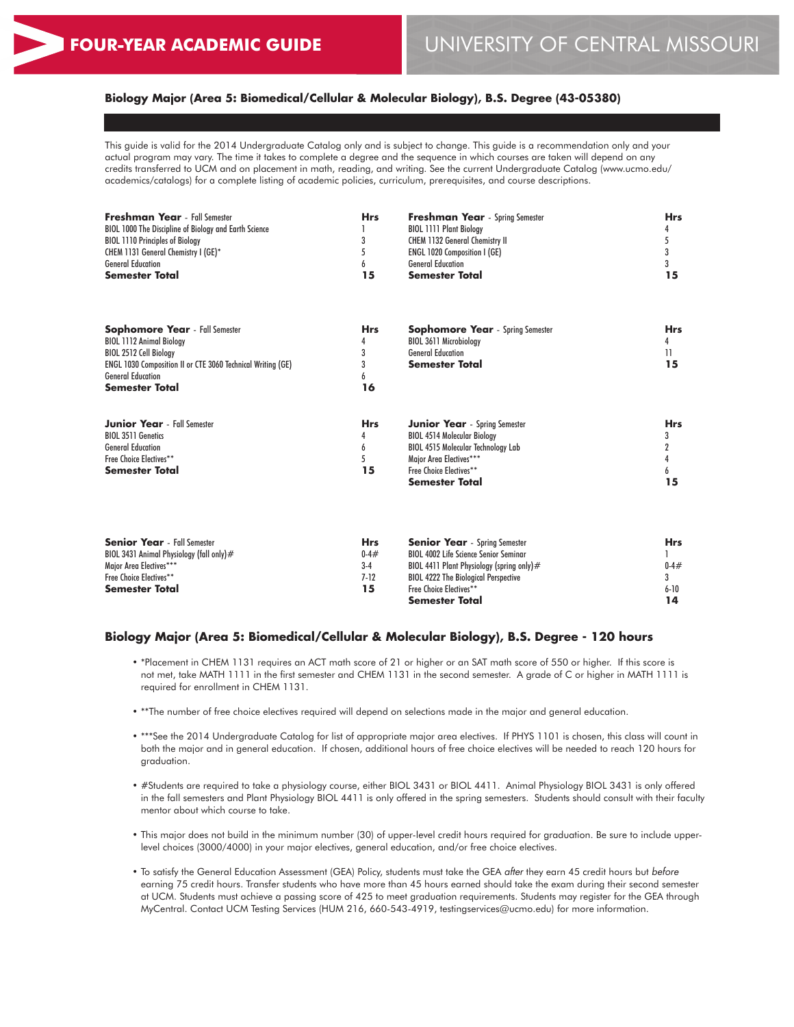## Biology Major (Area 5: Biomedical/Cellular & Molecular Biology), B.S. Degree (43-05380)

This guide is valid for the 2014 Undergraduate Catalog only and is subject to change. This guide is a recommendation only and your actual program may vary. The time it takes to complete a degree and the sequence in which courses are taken will depend on any credits transferred to UCM and on placement in math, reading, and writing. See the current Undergraduate Catalog (www.ucmo.edu/academics/catalogs) for a complete listing of academic policies, curriculum, prerequisites, and course descriptions.

| **Freshman Year** - Fall Semester | **Hrs** | **Freshman Year** - Spring Semester | **Hrs** |
|---|---|---|---|
| BIOL 1000 The Discipline of Biology and Earth Science | 1 | BIOL 1111 Plant Biology | 4 |
| BIOL 1110 Principles of Biology | 3 | CHEM 1132 General Chemistry II | 5 |
| CHEM 1131 General Chemistry I (GE)* | 5 | ENGL 1020 Composition I (GE) | 3 |
| General Education | 6 | General Education | 3 |
| **Semester Total** | **15** | **Semester Total** | **15** |

| **Sophomore Year** - Fall Semester | **Hrs** | **Sophomore Year** - Spring Semester | **Hrs** |
|---|---|---|---|
| BIOL 1112 Animal Biology | 4 | BIOL 3611 Microbiology | 4 |
| BIOL 2512 Cell Biology | 3 | General Education | 11 |
| ENGL 1030 Composition II or CTE 3060 Technical Writing (GE) | 3 | **Semester Total** | **15** |
| General Education | 6 | | |
| **Semester Total** | **16** | | |

| **Junior Year** - Fall Semester | **Hrs** | **Junior Year** - Spring Semester | **Hrs** |
|---|---|---|---|
| BIOL 3511 Genetics | 4 | BIOL 4514 Molecular Biology | 3 |
| General Education | 6 | BIOL 4515 Molecular Technology Lab | 2 |
| Free Choice Electives** | 5 | Major Area Electives*** | 4 |
| **Semester Total** | **15** | Free Choice Electives** | 6 |
| | | **Semester Total** | **15** |

| **Senior Year** - Fall Semester | **Hrs** | **Senior Year** - Spring Semester | **Hrs** |
|---|---|---|---|
| BIOL 3431 Animal Physiology (fall only)# | 0-4# | BIOL 4002 Life Science Senior Seminar | 1 |
| Major Area Electives*** | 3-4 | BIOL 4411 Plant Physiology (spring only)# | 0-4# |
| Free Choice Electives** | 7-12 | BIOL 4222 The Biological Perspective | 3 |
| **Semester Total** | **15** | Free Choice Electives** | 6-10 |
| | | **Semester Total** | **14** |

## Biology Major (Area 5: Biomedical/Cellular & Molecular Biology), B.S. Degree - 120 hours

- *Placement in CHEM 1131 requires an ACT math score of 21 or higher or an SAT math score of 550 or higher. If this score is not met, take MATH 1111 in the first semester and CHEM 1131 in the second semester. A grade of C or higher in MATH 1111 is required for enrollment in CHEM 1131.
- **The number of free choice electives required will depend on selections made in the major and general education.
- ***See the 2014 Undergraduate Catalog for list of appropriate major area electives. If PHYS 1101 is chosen, this class will count in both the major and in general education. If chosen, additional hours of free choice electives will be needed to reach 120 hours for graduation.
- #Students are required to take a physiology course, either BIOL 3431 or BIOL 4411. Animal Physiology BIOL 3431 is only offered in the fall semesters and Plant Physiology BIOL 4411 is only offered in the spring semesters. Students should consult with their faculty mentor about which course to take.
- This major does not build in the minimum number (30) of upper-level credit hours required for graduation. Be sure to include upper-level choices (3000/4000) in your major electives, general education, and/or free choice electives.
- To satisfy the General Education Assessment (GEA) Policy, students must take the GEA *after* they earn 45 credit hours but *before* earning 75 credit hours. Transfer students who have more than 45 hours earned should take the exam during their second semester at UCM. Students must achieve a passing score of 425 to meet graduation requirements. Students may register for the GEA through MyCentral. Contact UCM Testing Services (HUM 216, 660-543-4919, testingservices@ucmo.edu) for more information.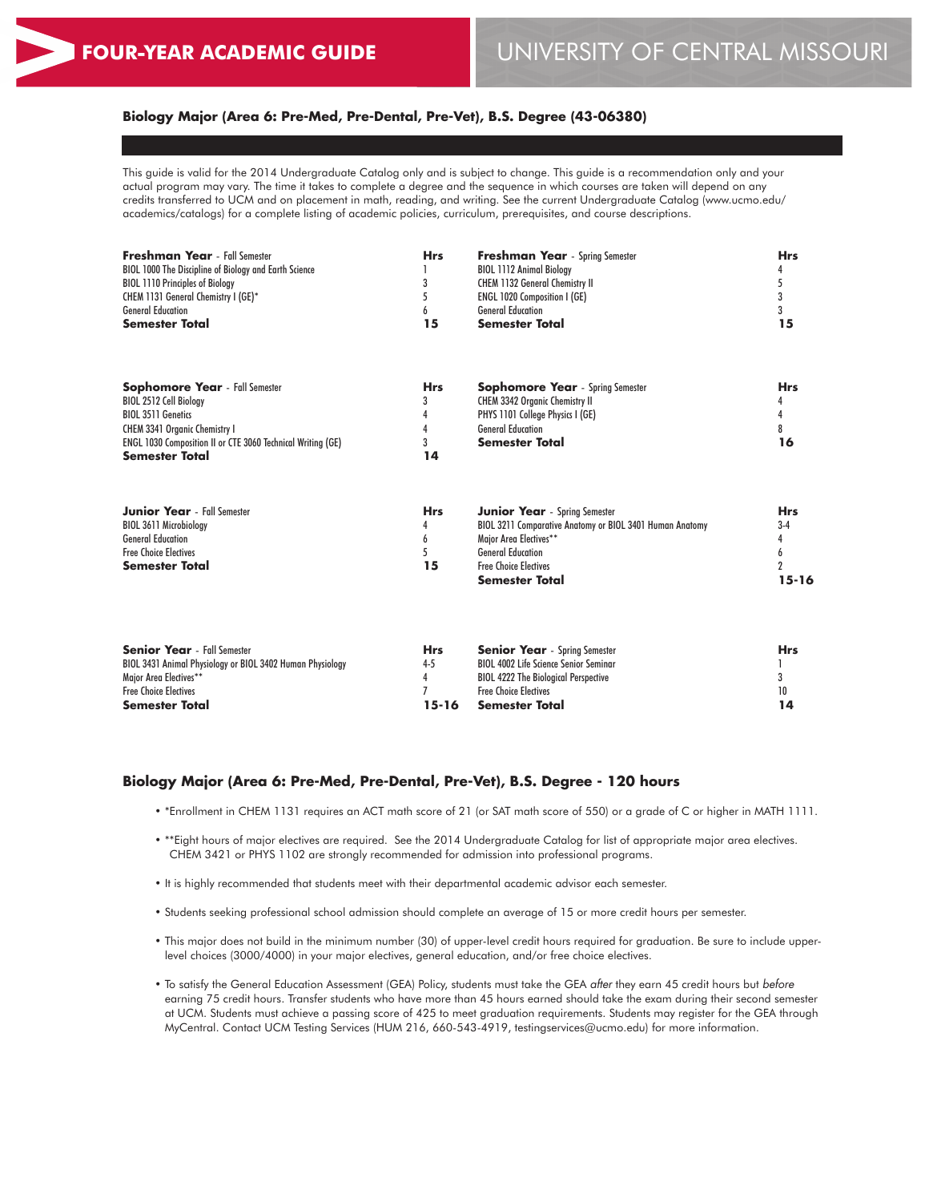# FOUR-YEAR ACADEMIC GUIDE

# UNIVERSITY OF CENTRAL MISSOURI

## Biology Major (Area 6: Pre-Med, Pre-Dental, Pre-Vet), B.S. Degree (43-06380)

This guide is valid for the 2014 Undergraduate Catalog only and is subject to change. This guide is a recommendation only and your actual program may vary. The time it takes to complete a degree and the sequence in which courses are taken will depend on any credits transferred to UCM and on placement in math, reading, and writing. See the current Undergraduate Catalog (www.ucmo.edu/academics/catalogs) for a complete listing of academic policies, curriculum, prerequisites, and course descriptions.

| **Freshman Year** - Fall Semester | **Hrs** | **Freshman Year** - Spring Semester | **Hrs** |
|---|---|---|---|
| BIOL 1000 The Discipline of Biology and Earth Science | 1 | BIOL 1112 Animal Biology | 4 |
| BIOL 1110 Principles of Biology | 3 | CHEM 1132 General Chemistry II | 5 |
| CHEM 1131 General Chemistry I (GE)* | 5 | ENGL 1020 Composition I (GE) | 3 |
| General Education | 6 | General Education | 3 |
| **Semester Total** | **15** | **Semester Total** | **15** |

| **Sophomore Year** - Fall Semester | **Hrs** | **Sophomore Year** - Spring Semester | **Hrs** |
|---|---|---|---|
| BIOL 2512 Cell Biology | 3 | CHEM 3342 Organic Chemistry II | 4 |
| BIOL 3511 Genetics | 4 | PHYS 1101 College Physics I (GE) | 4 |
| CHEM 3341 Organic Chemistry I | 4 | General Education | 8 |
| ENGL 1030 Composition II or CTE 3060 Technical Writing (GE) | 3 | **Semester Total** | **16** |
| **Semester Total** | **14** | | |

| **Junior Year** - Fall Semester | **Hrs** | **Junior Year** - Spring Semester | **Hrs** |
|---|---|---|---|
| BIOL 3611 Microbiology | 4 | BIOL 3211 Comparative Anatomy or BIOL 3401 Human Anatomy | 3-4 |
| General Education | 6 | Major Area Electives** | 4 |
| Free Choice Electives | 5 | General Education | 6 |
| **Semester Total** | **15** | Free Choice Electives | 2 |
| | | **Semester Total** | **15-16** |

| **Senior Year** - Fall Semester | **Hrs** | **Senior Year** - Spring Semester | **Hrs** |
|---|---|---|---|
| BIOL 3431 Animal Physiology or BIOL 3402 Human Physiology | 4-5 | BIOL 4002 Life Science Senior Seminar | 1 |
| Major Area Electives** | 4 | BIOL 4222 The Biological Perspective | 3 |
| Free Choice Electives | 7 | Free Choice Electives | 10 |
| **Semester Total** | **15-16** | **Semester Total** | **14** |

## Biology Major (Area 6: Pre-Med, Pre-Dental, Pre-Vet), B.S. Degree - 120 hours

- *Enrollment in CHEM 1131 requires an ACT math score of 21 (or SAT math score of 550) or a grade of C or higher in MATH 1111.
- **Eight hours of major electives are required. See the 2014 Undergraduate Catalog for list of appropriate major area electives. CHEM 3421 or PHYS 1102 are strongly recommended for admission into professional programs.
- It is highly recommended that students meet with their departmental academic advisor each semester.
- Students seeking professional school admission should complete an average of 15 or more credit hours per semester.
- This major does not build in the minimum number (30) of upper-level credit hours required for graduation. Be sure to include upper-level choices (3000/4000) in your major electives, general education, and/or free choice electives.
- To satisfy the General Education Assessment (GEA) Policy, students must take the GEA *after* they earn 45 credit hours but *before* earning 75 credit hours. Transfer students who have more than 45 hours earned should take the exam during their second semester at UCM. Students must achieve a passing score of 425 to meet graduation requirements. Students may register for the GEA through MyCentral. Contact UCM Testing Services (HUM 216, 660-543-4919, testingservices@ucmo.edu) for more information.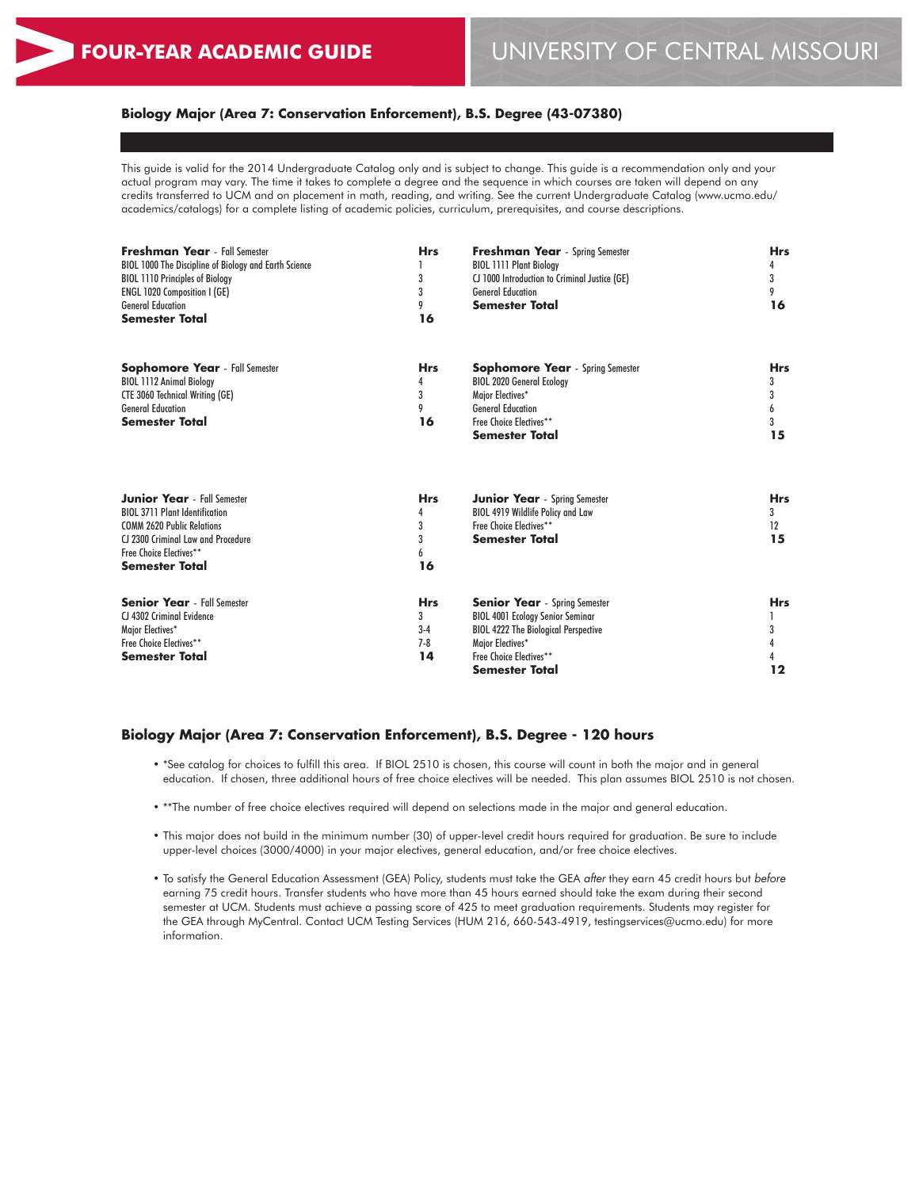# FOUR-YEAR ACADEMIC GUIDE

UNIVERSITY OF CENTRAL MISSOURI

## Biology Major (Area 7: Conservation Enforcement), B.S. Degree (43-07380)

This guide is valid for the 2014 Undergraduate Catalog only and is subject to change. This guide is a recommendation only and your actual program may vary. The time it takes to complete a degree and the sequence in which courses are taken will depend on any credits transferred to UCM and on placement in math, reading, and writing. See the current Undergraduate Catalog (www.ucmo.edu/academics/catalogs) for a complete listing of academic policies, curriculum, prerequisites, and course descriptions.

| **Freshman Year** - Fall Semester | **Hrs** |
|---|---|
| BIOL 1000 The Discipline of Biology and Earth Science | 1 |
| BIOL 1110 Principles of Biology | 3 |
| ENGL 1020 Composition I (GE) | 3 |
| General Education | 9 |
| **Semester Total** | **16** |

| **Freshman Year** - Spring Semester | **Hrs** |
|---|---|
| BIOL 1111 Plant Biology | 4 |
| CJ 1000 Introduction to Criminal Justice (GE) | 3 |
| General Education | 9 |
| **Semester Total** | **16** |

| **Sophomore Year** - Fall Semester | **Hrs** |
|---|---|
| BIOL 1112 Animal Biology | 4 |
| CTE 3060 Technical Writing (GE) | 3 |
| General Education | 9 |
| **Semester Total** | **16** |

| **Sophomore Year** - Spring Semester | **Hrs** |
|---|---|
| BIOL 2020 General Ecology | 3 |
| Major Electives* | 3 |
| General Education | 6 |
| Free Choice Electives** | 3 |
| **Semester Total** | **15** |

| **Junior Year** - Fall Semester | **Hrs** |
|---|---|
| BIOL 3711 Plant Identification | 4 |
| COMM 2620 Public Relations | 3 |
| CJ 2300 Criminal Law and Procedure | 3 |
| Free Choice Electives** | 6 |
| **Semester Total** | **16** |

| **Junior Year** - Spring Semester | **Hrs** |
|---|---|
| BIOL 4919 Wildlife Policy and Law | 3 |
| Free Choice Electives** | 12 |
| **Semester Total** | **15** |

| **Senior Year** - Fall Semester | **Hrs** |
|---|---|
| CJ 4302 Criminal Evidence | 3 |
| Major Electives* | 3-4 |
| Free Choice Electives** | 7-8 |
| **Semester Total** | **14** |

| **Senior Year** - Spring Semester | **Hrs** |
|---|---|
| BIOL 4001 Ecology Senior Seminar | 1 |
| BIOL 4222 The Biological Perspective | 3 |
| Major Electives* | 4 |
| Free Choice Electives** | 4 |
| **Semester Total** | **12** |

## Biology Major (Area 7: Conservation Enforcement), B.S. Degree - 120 hours

- *See catalog for choices to fulfill this area. If BIOL 2510 is chosen, this course will count in both the major and in general education. If chosen, three additional hours of free choice electives will be needed. This plan assumes BIOL 2510 is not chosen.
- **The number of free choice electives required will depend on selections made in the major and general education.
- This major does not build in the minimum number (30) of upper-level credit hours required for graduation. Be sure to include upper-level choices (3000/4000) in your major electives, general education, and/or free choice electives.
- To satisfy the General Education Assessment (GEA) Policy, students must take the GEA *after* they earn 45 credit hours but *before* earning 75 credit hours. Transfer students who have more than 45 hours earned should take the exam during their second semester at UCM. Students must achieve a passing score of 425 to meet graduation requirements. Students may register for the GEA through MyCentral. Contact UCM Testing Services (HUM 216, 660-543-4919, testingservices@ucmo.edu) for more information.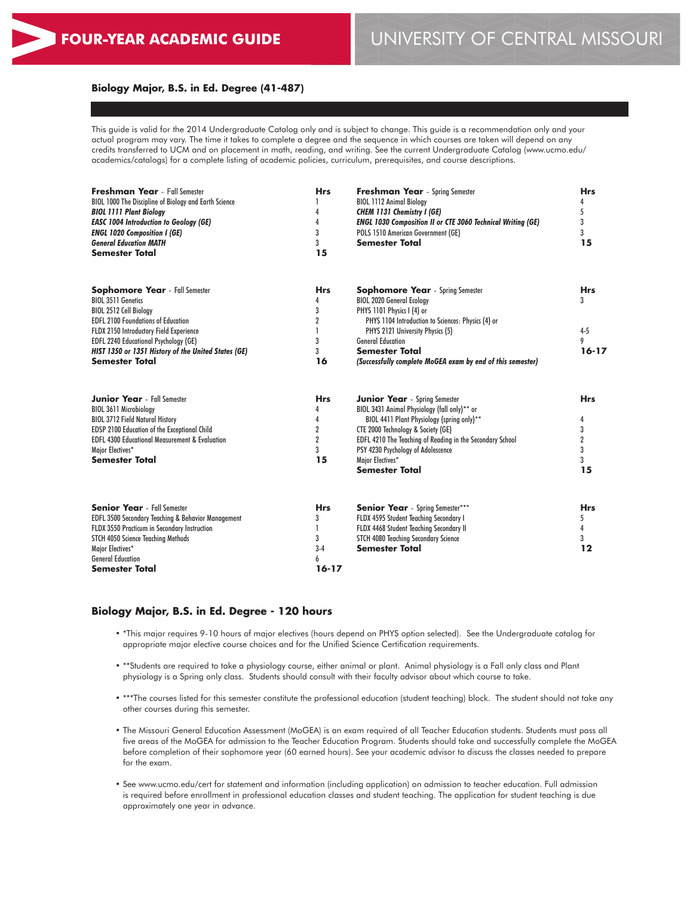# FOUR-YEAR ACADEMIC GUIDE

# UNIVERSITY OF CENTRAL MISSOURI

## Biology Major, B.S. in Ed. Degree (41-487)

This guide is valid for the 2014 Undergraduate Catalog only and is subject to change. This guide is a recommendation only and your actual program may vary. The time it takes to complete a degree and the sequence in which courses are taken will depend on any credits transferred to UCM and on placement in math, reading, and writing. See the current Undergraduate Catalog (www.ucmo.edu/academics/catalogs) for a complete listing of academic policies, curriculum, prerequisites, and course descriptions.

| **Freshman Year** - Fall Semester | **Hrs** |
|---|---|
| BIOL 1000 The Discipline of Biology and Earth Science | 1 |
| ***BIOL 1111 Plant Biology*** | 4 |
| ***EASC 1004 Introduction to Geology (GE)*** | 4 |
| ***ENGL 1020 Composition I (GE)*** | 3 |
| ***General Education MATH*** | 3 |
| **Semester Total** | **15** |

| **Freshman Year** - Spring Semester | **Hrs** |
|---|---|
| BIOL 1112 Animal Biology | 4 |
| ***CHEM 1131 Chemistry I (GE)*** | 5 |
| ***ENGL 1030 Composition II or CTE 3060 Technical Writing (GE)*** | 3 |
| POLS 1510 American Government (GE) | 3 |
| **Semester Total** | **15** |

| **Sophomore Year** - Fall Semester | **Hrs** |
|---|---|
| BIOL 3511 Genetics | 4 |
| BIOL 2512 Cell Biology | 3 |
| EDFL 2100 Foundations of Education | 2 |
| FLDX 2150 Introductory Field Experience | 1 |
| EDFL 2240 Educational Psychology (GE) | 3 |
| ***HIST 1350 or 1351 History of the United States (GE)*** | 3 |
| **Semester Total** | **16** |

| **Sophomore Year** - Spring Semester | **Hrs** |
|---|---|
| BIOL 2020 General Ecology | 3 |
| PHYS 1101 Physics I (4) or PHYS 1104 Introduction to Sciences: Physics (4) or PHYS 2121 University Physics (5) | 4-5 |
| General Education | 9 |
| **Semester Total** | **16-17** |
| ***(Successfully complete MoGEA exam by end of this semester)*** | |

| **Junior Year** - Fall Semester | **Hrs** |
|---|---|
| BIOL 3611 Microbiology | 4 |
| BIOL 3712 Field Natural History | 4 |
| EDSP 2100 Education of the Exceptional Child | 2 |
| EDFL 4300 Educational Measurement & Evaluation | 2 |
| Major Electives* | 3 |
| **Semester Total** | **15** |

| **Junior Year** - Spring Semester | **Hrs** |
|---|---|
| BIOL 3431 Animal Physiology (fall only)** or BIOL 4411 Plant Physiology (spring only)** | 4 |
| CTE 2000 Technology & Society (GE) | 3 |
| EDFL 4210 The Teaching of Reading in the Secondary School | 2 |
| PSY 4230 Psychology of Adolescence | 3 |
| Major Electives* | 3 |
| **Semester Total** | **15** |

| **Senior Year** - Fall Semester | **Hrs** |
|---|---|
| EDFL 3500 Secondary Teaching & Behavior Management | 3 |
| FLDX 3550 Practicum in Secondary Instruction | 1 |
| STCH 4050 Science Teaching Methods | 3 |
| Major Electives* | 3-4 |
| General Education | 6 |
| **Semester Total** | **16-17** |

| **Senior Year** - Spring Semester*** | **Hrs** |
|---|---|
| FLDX 4595 Student Teaching Secondary I | 5 |
| FLDX 4468 Student Teaching Secondary II | 4 |
| STCH 4080 Teaching Secondary Science | 3 |
| **Semester Total** | **12** |

## Biology Major, B.S. in Ed. Degree - 120 hours

- *This major requires 9-10 hours of major electives (hours depend on PHYS option selected). See the Undergraduate catalog for appropriate major elective course choices and for the Unified Science Certification requirements.
- **Students are required to take a physiology course, either animal or plant. Animal physiology is a Fall only class and Plant physiology is a Spring only class. Students should consult with their faculty advisor about which course to take.
- ***The courses listed for this semester constitute the professional education (student teaching) block. The student should not take any other courses during this semester.
- The Missouri General Education Assessment (MoGEA) is an exam required of all Teacher Education students. Students must pass all five areas of the MoGEA for admission to the Teacher Education Program. Students should take and successfully complete the MoGEA before completion of their sophomore year (60 earned hours). See your academic advisor to discuss the classes needed to prepare for the exam.
- See www.ucmo.edu/cert for statement and information (including application) on admission to teacher education. Full admission is required before enrollment in professional education classes and student teaching. The application for student teaching is due approximately one year in advance.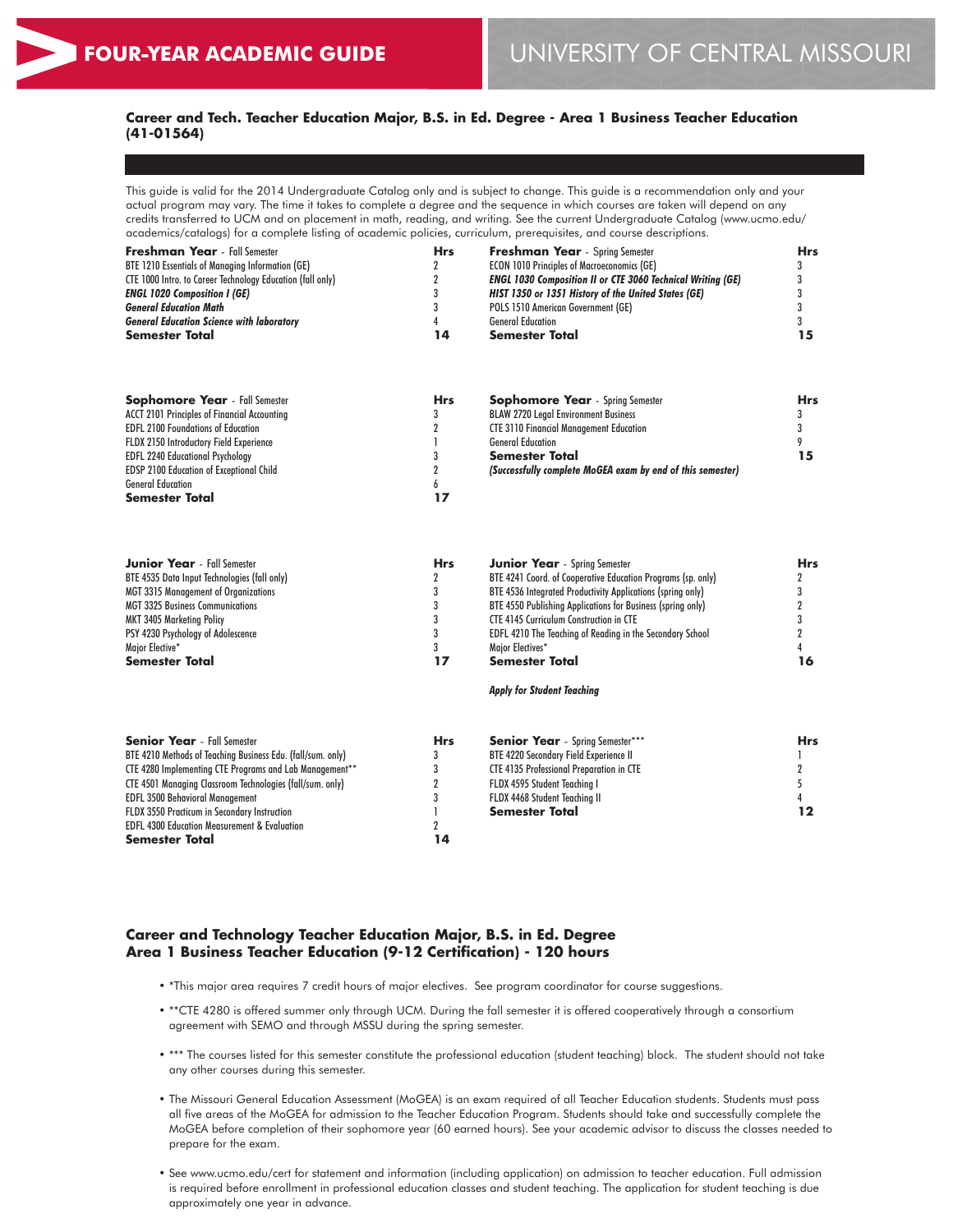**FOUR-YEAR ACADEMIC GUIDE** | UNIVERSITY OF CENTRAL MISSOURI

### Career and Tech. Teacher Education Major, B.S. in Ed. Degree - Area 1 Business Teacher Education (41-01564)

This guide is valid for the 2014 Undergraduate Catalog only and is subject to change. This guide is a recommendation only and your actual program may vary. The time it takes to complete a degree and the sequence in which courses are taken will depend on any credits transferred to UCM and on placement in math, reading, and writing. See the current Undergraduate Catalog (www.ucmo.edu/academics/catalogs) for a complete listing of academic policies, curriculum, prerequisites, and course descriptions.

| **Freshman Year** - Fall Semester | **Hrs** | **Freshman Year** - Spring Semester | **Hrs** |
|---|---|---|---|
| BTE 1210 Essentials of Managing Information (GE) | 2 | ECON 1010 Principles of Macroeconomics (GE) | 3 |
| CTE 1000 Intro. to Career Technology Education (fall only) | 2 | ***ENGL 1030 Composition II or CTE 3060 Technical Writing (GE)*** | 3 |
| ***ENGL 1020 Composition I (GE)*** | 3 | ***HIST 1350 or 1351 History of the United States (GE)*** | 3 |
| ***General Education Math*** | 3 | POLS 1510 American Government (GE) | 3 |
| ***General Education Science with laboratory*** | 4 | General Education | 3 |
| **Semester Total** | **14** | **Semester Total** | **15** |

| **Sophomore Year** - Fall Semester | **Hrs** | **Sophomore Year** - Spring Semester | **Hrs** |
|---|---|---|---|
| ACCT 2101 Principles of Financial Accounting | 3 | BLAW 2720 Legal Environment Business | 3 |
| EDFL 2100 Foundations of Education | 2 | CTE 3110 Financial Management Education | 3 |
| FLDX 2150 Introductory Field Experience | 1 | General Education | 9 |
| EDFL 2240 Educational Psychology | 3 | **Semester Total** | **15** |
| EDSP 2100 Education of Exceptional Child | 2 | ***(Successfully complete MoGEA exam by end of this semester)*** | |
| General Education | 6 | | |
| **Semester Total** | **17** | | |

| **Junior Year** - Fall Semester | **Hrs** | **Junior Year** - Spring Semester | **Hrs** |
|---|---|---|---|
| BTE 4535 Data Input Technologies (fall only) | 2 | BTE 4241 Coord. of Cooperative Education Programs (sp. only) | 2 |
| MGT 3315 Management of Organizations | 3 | BTE 4536 Integrated Productivity Applications (spring only) | 3 |
| MGT 3325 Business Communications | 3 | BTE 4550 Publishing Applications for Business (spring only) | 2 |
| MKT 3405 Marketing Policy | 3 | CTE 4145 Curriculum Construction in CTE | 3 |
| PSY 4230 Psychology of Adolescence | 3 | EDFL 4210 The Teaching of Reading in the Secondary School | 2 |
| Major Elective* | 3 | Major Electives* | 4 |
| **Semester Total** | **17** | **Semester Total** | **16** |
| | | ***Apply for Student Teaching*** | |

| **Senior Year** - Fall Semester | **Hrs** | **Senior Year** - Spring Semester*** | **Hrs** |
|---|---|---|---|
| BTE 4210 Methods of Teaching Business Edu. (fall/sum. only) | 3 | BTE 4220 Secondary Field Experience II | 1 |
| CTE 4280 Implementing CTE Programs and Lab Management** | 3 | CTE 4135 Professional Preparation in CTE | 2 |
| CTE 4501 Managing Classroom Technologies (fall/sum. only) | 2 | FLDX 4595 Student Teaching I | 5 |
| EDFL 3500 Behavioral Management | 3 | FLDX 4468 Student Teaching II | 4 |
| FLDX 3550 Practicum in Secondary Instruction | 1 | **Semester Total** | **12** |
| EDFL 4300 Education Measurement & Evaluation | 2 | | |
| **Semester Total** | **14** | | |

### Career and Technology Teacher Education Major, B.S. in Ed. Degree
### Area 1 Business Teacher Education (9-12 Certification) - 120 hours

- *This major area requires 7 credit hours of major electives. See program coordinator for course suggestions.
- **CTE 4280 is offered summer only through UCM. During the fall semester it is offered cooperatively through a consortium agreement with SEMO and through MSSU during the spring semester.
- *** The courses listed for this semester constitute the professional education (student teaching) block. The student should not take any other courses during this semester.
- The Missouri General Education Assessment (MoGEA) is an exam required of all Teacher Education students. Students must pass all five areas of the MoGEA for admission to the Teacher Education Program. Students should take and successfully complete the MoGEA before completion of their sophomore year (60 earned hours). See your academic advisor to discuss the classes needed to prepare for the exam.
- See www.ucmo.edu/cert for statement and information (including application) on admission to teacher education. Full admission is required before enrollment in professional education classes and student teaching. The application for student teaching is due approximately one year in advance.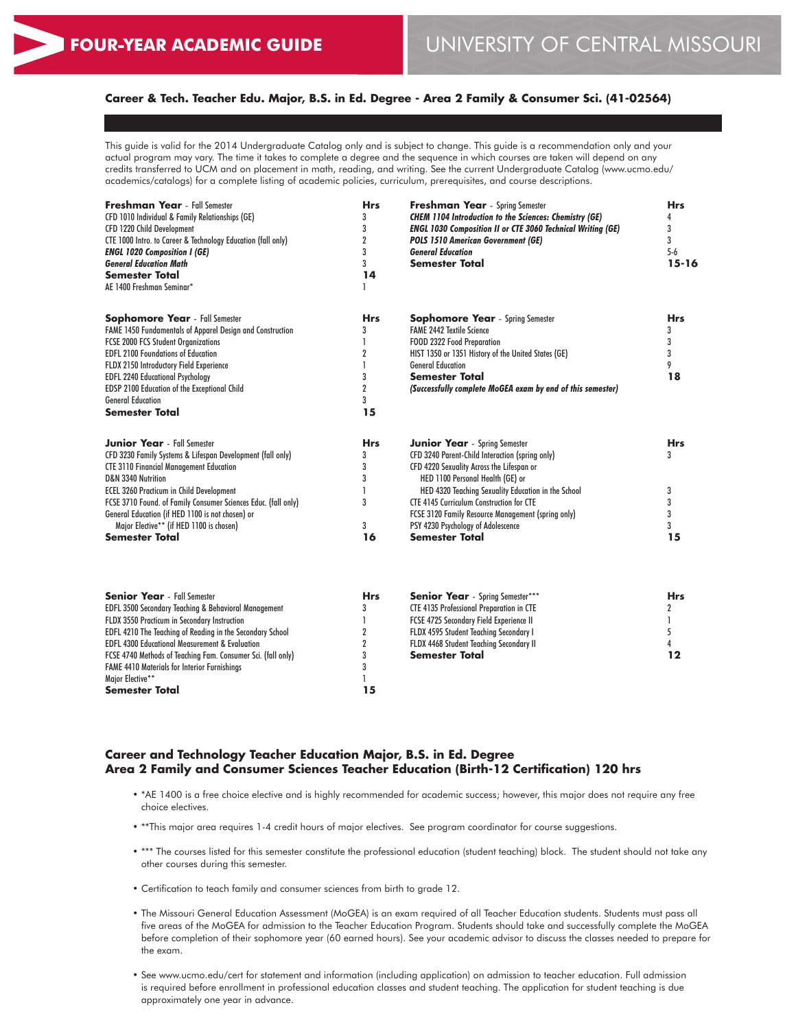# FOUR-YEAR ACADEMIC GUIDE

# UNIVERSITY OF CENTRAL MISSOURI

## Career & Tech. Teacher Edu. Major, B.S. in Ed. Degree - Area 2 Family & Consumer Sci. (41-02564)

This guide is valid for the 2014 Undergraduate Catalog only and is subject to change. This guide is a recommendation only and your actual program may vary. The time it takes to complete a degree and the sequence in which courses are taken will depend on any credits transferred to UCM and on placement in math, reading, and writing. See the current Undergraduate Catalog (www.ucmo.edu/academics/catalogs) for a complete listing of academic policies, curriculum, prerequisites, and course descriptions.

| **Freshman Year** - Fall Semester | **Hrs** |
|---|---|
| CFD 1010 Individual & Family Relationships (GE) | 3 |
| CFD 1220 Child Development | 3 |
| CTE 1000 Intro. to Career & Technology Education (fall only) | 2 |
| ***ENGL 1020 Composition I (GE)*** | 3 |
| ***General Education Math*** | 3 |
| **Semester Total** | **14** |
| AE 1400 Freshman Seminar* | 1 |

| **Freshman Year** - Spring Semester | **Hrs** |
|---|---|
| ***CHEM 1104 Introduction to the Sciences: Chemistry (GE)*** | 4 |
| ***ENGL 1030 Composition II or CTE 3060 Technical Writing (GE)*** | 3 |
| ***POLS 1510 American Government (GE)*** | 3 |
| ***General Education*** | 5-6 |
| **Semester Total** | **15-16** |

| **Sophomore Year** - Fall Semester | **Hrs** |
|---|---|
| FAME 1450 Fundamentals of Apparel Design and Construction | 3 |
| FCSE 2000 FCS Student Organizations | 1 |
| EDFL 2100 Foundations of Education | 2 |
| FLDX 2150 Introductory Field Experience | 1 |
| EDFL 2240 Educational Psychology | 3 |
| EDSP 2100 Education of the Exceptional Child | 2 |
| General Education | 3 |
| **Semester Total** | **15** |

| **Sophomore Year** - Spring Semester | **Hrs** |
|---|---|
| FAME 2442 Textile Science | 3 |
| FOOD 2322 Food Preparation | 3 |
| HIST 1350 or 1351 History of the United States (GE) | 3 |
| General Education | 9 |
| **Semester Total** | **18** |
| ***(Successfully complete MoGEA exam by end of this semester)*** | |

| **Junior Year** - Fall Semester | **Hrs** |
|---|---|
| CFD 3230 Family Systems & Lifespan Development (fall only) | 3 |
| CTE 3110 Financial Management Education | 3 |
| D&N 3340 Nutrition | 3 |
| ECEL 3260 Practicum in Child Development | 1 |
| FCSE 3710 Found. of Family Consumer Sciences Educ. (fall only) | 3 |
| General Education (if HED 1100 is not chosen) or Major Elective** (if HED 1100 is chosen) | 3 |
| **Semester Total** | **16** |

| **Junior Year** - Spring Semester | **Hrs** |
|---|---|
| CFD 3240 Parent-Child Interaction (spring only) | 3 |
| CFD 4220 Sexuality Across the Lifespan or HED 1100 Personal Health (GE) or HED 4320 Teaching Sexuality Education in the School | 3 |
| CTE 4145 Curriculum Construction for CTE | 3 |
| FCSE 3120 Family Resource Management (spring only) | 3 |
| PSY 4230 Psychology of Adolescence | 3 |
| **Semester Total** | **15** |

| **Senior Year** - Fall Semester | **Hrs** |
|---|---|
| EDFL 3500 Secondary Teaching & Behavioral Management | 3 |
| FLDX 3550 Practicum in Secondary Instruction | 1 |
| EDFL 4210 The Teaching of Reading in the Secondary School | 2 |
| EDFL 4300 Educational Measurement & Evaluation | 2 |
| FCSE 4740 Methods of Teaching Fam. Consumer Sci. (fall only) | 3 |
| FAME 4410 Materials for Interior Furnishings | 3 |
| Major Elective** | 1 |
| **Semester Total** | **15** |

| **Senior Year** - Spring Semester*** | **Hrs** |
|---|---|
| CTE 4135 Professional Preparation in CTE | 2 |
| FCSE 4725 Secondary Field Experience II | 1 |
| FLDX 4595 Student Teaching Secondary I | 5 |
| FLDX 4468 Student Teaching Secondary II | 4 |
| **Semester Total** | **12** |

### Career and Technology Teacher Education Major, B.S. in Ed. Degree
### Area 2 Family and Consumer Sciences Teacher Education (Birth-12 Certification) 120 hrs

- *AE 1400 is a free choice elective and is highly recommended for academic success; however, this major does not require any free choice electives.
- **This major area requires 1-4 credit hours of major electives. See program coordinator for course suggestions.
- *** The courses listed for this semester constitute the professional education (student teaching) block. The student should not take any other courses during this semester.
- Certification to teach family and consumer sciences from birth to grade 12.
- The Missouri General Education Assessment (MoGEA) is an exam required of all Teacher Education students. Students must pass all five areas of the MoGEA for admission to the Teacher Education Program. Students should take and successfully complete the MoGEA before completion of their sophomore year (60 earned hours). See your academic advisor to discuss the classes needed to prepare for the exam.
- See www.ucmo.edu/cert for statement and information (including application) on admission to teacher education. Full admission is required before enrollment in professional education classes and student teaching. The application for student teaching is due approximately one year in advance.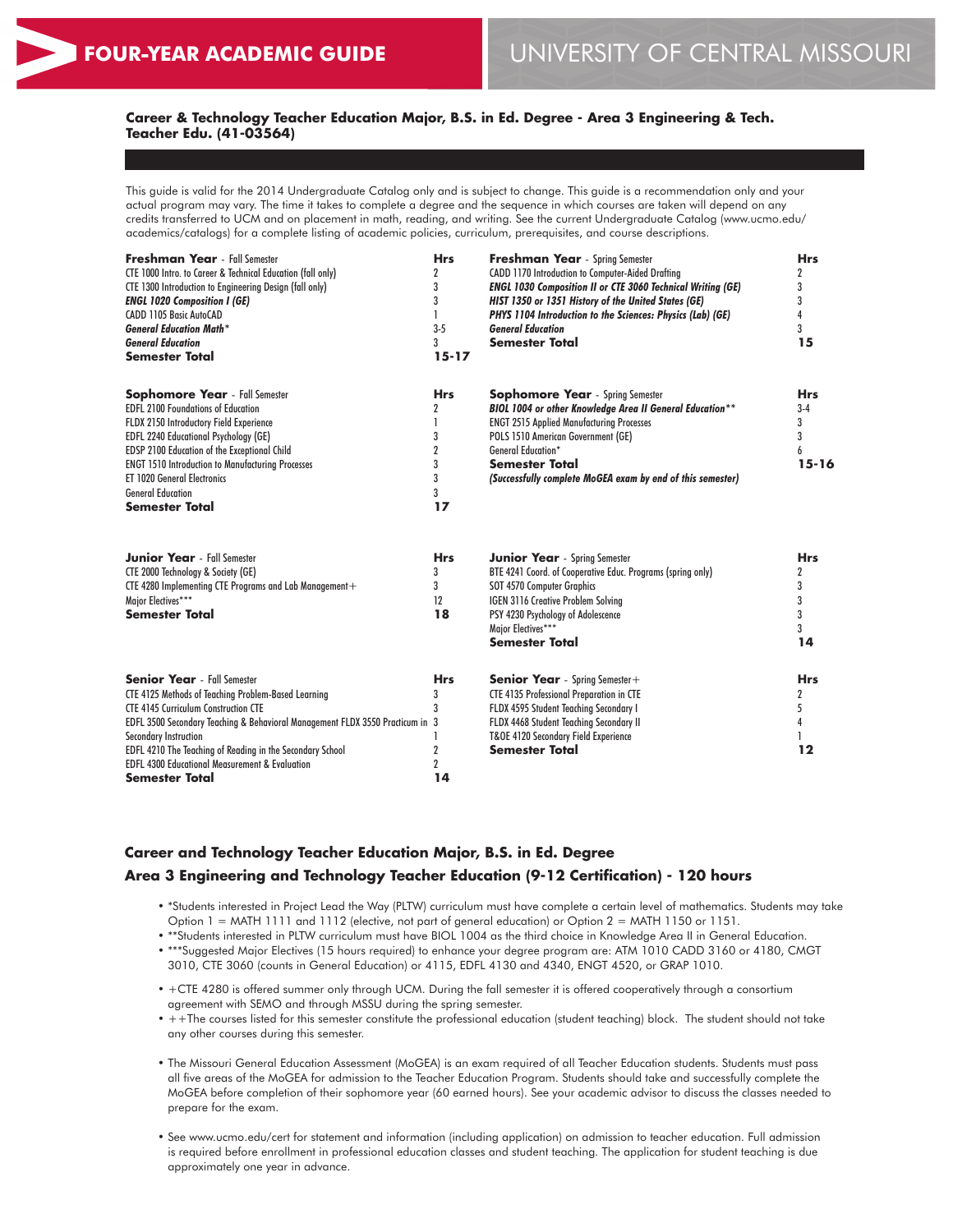# FOUR-YEAR ACADEMIC GUIDE

# UNIVERSITY OF CENTRAL MISSOURI

### Career & Technology Teacher Education Major, B.S. in Ed. Degree - Area 3 Engineering & Tech. Teacher Edu. (41-03564)

This guide is valid for the 2014 Undergraduate Catalog only and is subject to change. This guide is a recommendation only and your actual program may vary. The time it takes to complete a degree and the sequence in which courses are taken will depend on any credits transferred to UCM and on placement in math, reading, and writing. See the current Undergraduate Catalog (www.ucmo.edu/academics/catalogs) for a complete listing of academic policies, curriculum, prerequisites, and course descriptions.

| **Freshman Year** - Fall Semester | **Hrs** |
|---|---|
| CTE 1000 Intro. to Career & Technical Education (fall only) | 2 |
| CTE 1300 Introduction to Engineering Design (fall only) | 3 |
| ***ENGL 1020 Composition I (GE)*** | 3 |
| CADD 1105 Basic AutoCAD | 1 |
| ***General Education Math**** | 3-5 |
| ***General Education*** | 3 |
| **Semester Total** | **15-17** |

| **Freshman Year** - Spring Semester | **Hrs** |
|---|---|
| CADD 1170 Introduction to Computer-Aided Drafting | 2 |
| ***ENGL 1030 Composition II or CTE 3060 Technical Writing (GE)*** | 3 |
| ***HIST 1350 or 1351 History of the United States (GE)*** | 3 |
| ***PHYS 1104 Introduction to the Sciences: Physics (Lab) (GE)*** | 4 |
| ***General Education*** | 3 |
| **Semester Total** | **15** |

| **Sophomore Year** - Fall Semester | **Hrs** |
|---|---|
| EDFL 2100 Foundations of Education | 2 |
| FLDX 2150 Introductory Field Experience | 1 |
| EDFL 2240 Educational Psychology (GE) | 3 |
| EDSP 2100 Education of the Exceptional Child | 2 |
| ENGT 1510 Introduction to Manufacturing Processes | 3 |
| ET 1020 General Electronics | 3 |
| General Education | 3 |
| **Semester Total** | **17** |

| **Sophomore Year** - Spring Semester | **Hrs** |
|---|---|
| ***BIOL 1004 or other Knowledge Area II General Education**** | 3-4 |
| ENGT 2515 Applied Manufacturing Processes | 3 |
| POLS 1510 American Government (GE) | 3 |
| General Education* | 6 |
| **Semester Total** | **15-16** |
| ***(Successfully complete MoGEA exam by end of this semester)*** | |

| **Junior Year** - Fall Semester | **Hrs** |
|---|---|
| CTE 2000 Technology & Society (GE) | 3 |
| CTE 4280 Implementing CTE Programs and Lab Management+ | 3 |
| Major Electives*** | 12 |
| **Semester Total** | **18** |

| **Junior Year** - Spring Semester | **Hrs** |
|---|---|
| BTE 4241 Coord. of Cooperative Educ. Programs (spring only) | 2 |
| SOT 4570 Computer Graphics | 3 |
| IGEN 3116 Creative Problem Solving | 3 |
| PSY 4230 Psychology of Adolescence | 3 |
| Major Electives*** | 3 |
| **Semester Total** | **14** |

| **Senior Year** - Fall Semester | **Hrs** |
|---|---|
| CTE 4125 Methods of Teaching Problem-Based Learning | 3 |
| CTE 4145 Curriculum Construction CTE | 3 |
| EDFL 3500 Secondary Teaching & Behavioral Management FLDX 3550 Practicum in Secondary Instruction | 3<br>1 |
| EDFL 4210 The Teaching of Reading in the Secondary School | 2 |
| EDFL 4300 Educational Measurement & Evaluation | 2 |
| **Semester Total** | **14** |

| **Senior Year** - Spring Semester++ | **Hrs** |
|---|---|
| CTE 4135 Professional Preparation in CTE | 2 |
| FLDX 4595 Student Teaching Secondary I | 5 |
| FLDX 4468 Student Teaching Secondary II | 4 |
| T&OE 4120 Secondary Field Experience | 1 |
| **Semester Total** | **12** |

### Career and Technology Teacher Education Major, B.S. in Ed. Degree
### Area 3 Engineering and Technology Teacher Education (9-12 Certification) - 120 hours

- *Students interested in Project Lead the Way (PLTW) curriculum must have complete a certain level of mathematics. Students may take Option 1 = MATH 1111 and 1112 (elective, not part of general education) or Option 2 = MATH 1150 or 1151.
- **Students interested in PLTW curriculum must have BIOL 1004 as the third choice in Knowledge Area II in General Education.
- ***Suggested Major Electives (15 hours required) to enhance your degree program are: ATM 1010 CADD 3160 or 4180, CMGT 3010, CTE 3060 (counts in General Education) or 4115, EDFL 4130 and 4340, ENGT 4520, or GRAP 1010.
- +CTE 4280 is offered summer only through UCM. During the fall semester it is offered cooperatively through a consortium agreement with SEMO and through MSSU during the spring semester.
- ++The courses listed for this semester constitute the professional education (student teaching) block. The student should not take any other courses during this semester.
- The Missouri General Education Assessment (MoGEA) is an exam required of all Teacher Education students. Students must pass all five areas of the MoGEA for admission to the Teacher Education Program. Students should take and successfully complete the MoGEA before completion of their sophomore year (60 earned hours). See your academic advisor to discuss the classes needed to prepare for the exam.
- See www.ucmo.edu/cert for statement and information (including application) on admission to teacher education. Full admission is required before enrollment in professional education classes and student teaching. The application for student teaching is due approximately one year in advance.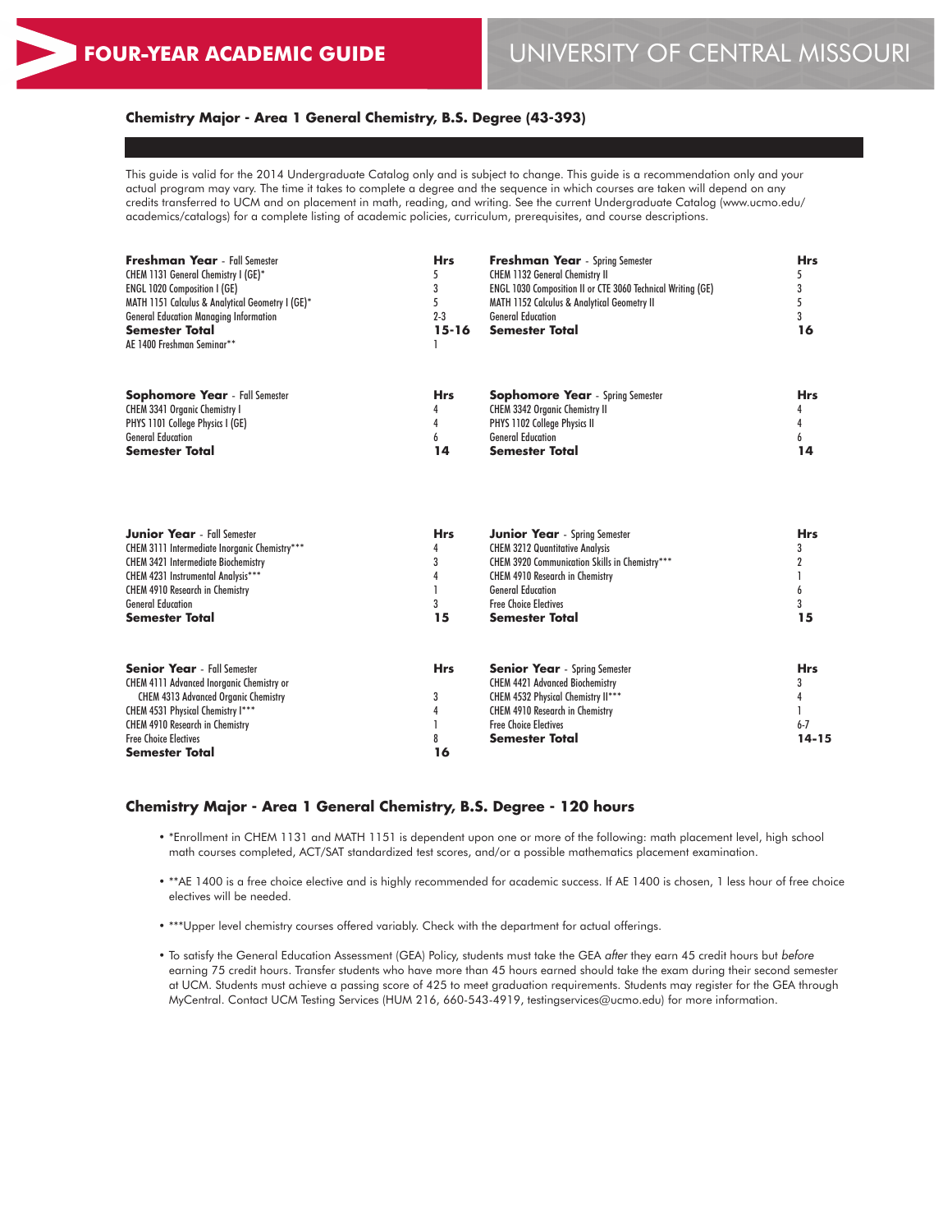# FOUR-YEAR ACADEMIC GUIDE

# UNIVERSITY OF CENTRAL MISSOURI

## Chemistry Major - Area 1 General Chemistry, B.S. Degree (43-393)

This guide is valid for the 2014 Undergraduate Catalog only and is subject to change. This guide is a recommendation only and your actual program may vary. The time it takes to complete a degree and the sequence in which courses are taken will depend on any credits transferred to UCM and on placement in math, reading, and writing. See the current Undergraduate Catalog (www.ucmo.edu/academics/catalogs) for a complete listing of academic policies, curriculum, prerequisites, and course descriptions.

| **Freshman Year** - Fall Semester | **Hrs** | **Freshman Year** - Spring Semester | **Hrs** |
|---|---|---|---|
| CHEM 1131 General Chemistry I (GE)* | 5 | CHEM 1132 General Chemistry II | 5 |
| ENGL 1020 Composition I (GE) | 3 | ENGL 1030 Composition II or CTE 3060 Technical Writing (GE) | 3 |
| MATH 1151 Calculus & Analytical Geometry I (GE)* | 5 | MATH 1152 Calculus & Analytical Geometry II | 5 |
| General Education Managing Information | 2-3 | General Education | 3 |
| **Semester Total** | **15-16** | **Semester Total** | **16** |
| AE 1400 Freshman Seminar** | 1 | | |

| **Sophomore Year** - Fall Semester | **Hrs** | **Sophomore Year** - Spring Semester | **Hrs** |
|---|---|---|---|
| CHEM 3341 Organic Chemistry I | 4 | CHEM 3342 Organic Chemistry II | 4 |
| PHYS 1101 College Physics I (GE) | 4 | PHYS 1102 College Physics II | 4 |
| General Education | 6 | General Education | 6 |
| **Semester Total** | **14** | **Semester Total** | **14** |

| **Junior Year** - Fall Semester | **Hrs** | **Junior Year** - Spring Semester | **Hrs** |
|---|---|---|---|
| CHEM 3111 Intermediate Inorganic Chemistry*** | 4 | CHEM 3212 Quantitative Analysis | 3 |
| CHEM 3421 Intermediate Biochemistry | 3 | CHEM 3920 Communication Skills in Chemistry*** | 2 |
| CHEM 4231 Instrumental Analysis*** | 4 | CHEM 4910 Research in Chemistry | 1 |
| CHEM 4910 Research in Chemistry | 1 | General Education | 6 |
| General Education | 3 | Free Choice Electives | 3 |
| **Semester Total** | **15** | **Semester Total** | **15** |

| **Senior Year** - Fall Semester | **Hrs** | **Senior Year** - Spring Semester | **Hrs** |
|---|---|---|---|
| CHEM 4111 Advanced Inorganic Chemistry or CHEM 4313 Advanced Organic Chemistry | 3 | CHEM 4421 Advanced Biochemistry | 3 |
| CHEM 4531 Physical Chemistry I*** | 4 | CHEM 4532 Physical Chemistry II*** | 4 |
| CHEM 4910 Research in Chemistry | 1 | CHEM 4910 Research in Chemistry | 1 |
| Free Choice Electives | 8 | Free Choice Electives | 6-7 |
| **Semester Total** | **16** | **Semester Total** | **14-15** |

## Chemistry Major - Area 1 General Chemistry, B.S. Degree - 120 hours

- *Enrollment in CHEM 1131 and MATH 1151 is dependent upon one or more of the following: math placement level, high school math courses completed, ACT/SAT standardized test scores, and/or a possible mathematics placement examination.
- **AE 1400 is a free choice elective and is highly recommended for academic success. If AE 1400 is chosen, 1 less hour of free choice electives will be needed.
- ***Upper level chemistry courses offered variably. Check with the department for actual offerings.
- To satisfy the General Education Assessment (GEA) Policy, students must take the GEA *after* they earn 45 credit hours but *before* earning 75 credit hours. Transfer students who have more than 45 hours earned should take the exam during their second semester at UCM. Students must achieve a passing score of 425 to meet graduation requirements. Students may register for the GEA through MyCentral. Contact UCM Testing Services (HUM 216, 660-543-4919, testingservices@ucmo.edu) for more information.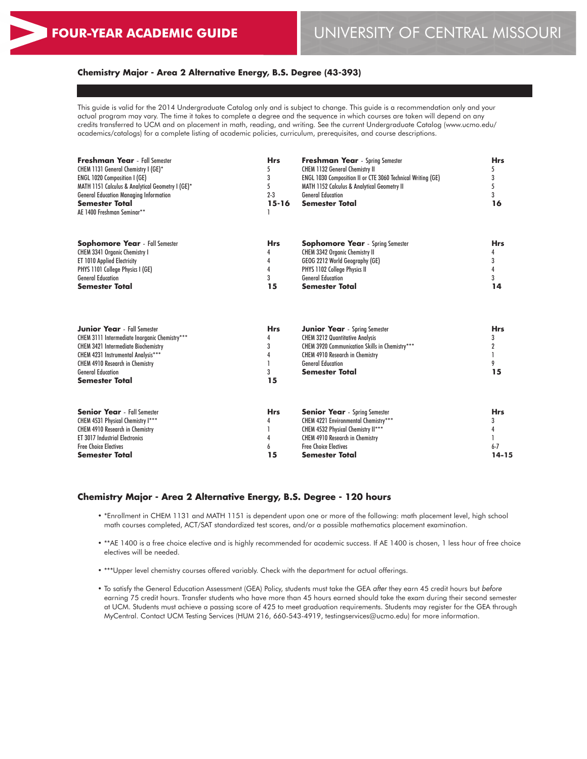## Chemistry Major - Area 2 Alternative Energy, B.S. Degree (43-393)

This guide is valid for the 2014 Undergraduate Catalog only and is subject to change. This guide is a recommendation only and your actual program may vary. The time it takes to complete a degree and the sequence in which courses are taken will depend on any credits transferred to UCM and on placement in math, reading, and writing. See the current Undergraduate Catalog (www.ucmo.edu/academics/catalogs) for a complete listing of academic policies, curriculum, prerequisites, and course descriptions.

| **Freshman Year** - Fall Semester | **Hrs** | **Freshman Year** - Spring Semester | **Hrs** |
|---|---|---|---|
| CHEM 1131 General Chemistry I (GE)* | 5 | CHEM 1132 General Chemistry II | 5 |
| ENGL 1020 Composition I (GE) | 3 | ENGL 1030 Composition II or CTE 3060 Technical Writing (GE) | 3 |
| MATH 1151 Calculus & Analytical Geometry I (GE)* | 5 | MATH 1152 Calculus & Analytical Geometry II | 5 |
| General Education Managing Information | 2-3 | General Education | 3 |
| **Semester Total** | **15-16** | **Semester Total** | **16** |
| AE 1400 Freshman Seminar** | 1 | | |

| **Sophomore Year** - Fall Semester | **Hrs** | **Sophomore Year** - Spring Semester | **Hrs** |
|---|---|---|---|
| CHEM 3341 Organic Chemistry I | 4 | CHEM 3342 Organic Chemistry II | 4 |
| ET 1010 Applied Electricity | 4 | GEOG 2212 World Geography (GE) | 3 |
| PHYS 1101 College Physics I (GE) | 4 | PHYS 1102 College Physics II | 4 |
| General Education | 3 | General Education | 3 |
| **Semester Total** | **15** | **Semester Total** | **14** |

| **Junior Year** - Fall Semester | **Hrs** | **Junior Year** - Spring Semester | **Hrs** |
|---|---|---|---|
| CHEM 3111 Intermediate Inorganic Chemistry*** | 4 | CHEM 3212 Quantitative Analysis | 3 |
| CHEM 3421 Intermediate Biochemistry | 3 | CHEM 3920 Communication Skills in Chemistry*** | 2 |
| CHEM 4231 Instrumental Analysis*** | 4 | CHEM 4910 Research in Chemistry | 1 |
| CHEM 4910 Research in Chemistry | 1 | General Education | 9 |
| General Education | 3 | **Semester Total** | **15** |
| **Semester Total** | **15** | | |

| **Senior Year** - Fall Semester | **Hrs** | **Senior Year** - Spring Semester | **Hrs** |
|---|---|---|---|
| CHEM 4531 Physical Chemistry I*** | 4 | CHEM 4221 Environmental Chemistry*** | 3 |
| CHEM 4910 Research in Chemistry | 1 | CHEM 4532 Physical Chemistry II*** | 4 |
| ET 3017 Industrial Electronics | 4 | CHEM 4910 Research in Chemistry | 1 |
| Free Choice Electives | 6 | Free Choice Electives | 6-7 |
| **Semester Total** | **15** | **Semester Total** | **14-15** |

### Chemistry Major - Area 2 Alternative Energy, B.S. Degree - 120 hours

- *Enrollment in CHEM 1131 and MATH 1151 is dependent upon one or more of the following: math placement level, high school math courses completed, ACT/SAT standardized test scores, and/or a possible mathematics placement examination.
- **AE 1400 is a free choice elective and is highly recommended for academic success. If AE 1400 is chosen, 1 less hour of free choice electives will be needed.
- ***Upper level chemistry courses offered variably. Check with the department for actual offerings.
- To satisfy the General Education Assessment (GEA) Policy, students must take the GEA *after* they earn 45 credit hours but *before* earning 75 credit hours. Transfer students who have more than 45 hours earned should take the exam during their second semester at UCM. Students must achieve a passing score of 425 to meet graduation requirements. Students may register for the GEA through MyCentral. Contact UCM Testing Services (HUM 216, 660-543-4919, testingservices@ucmo.edu) for more information.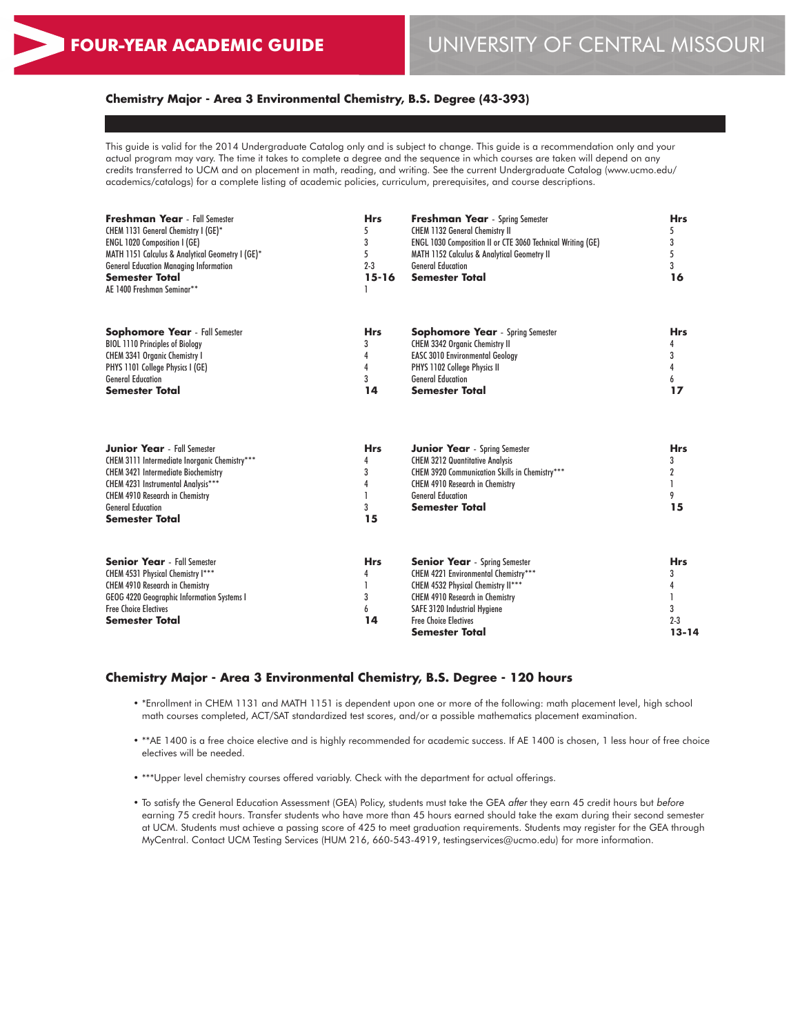# FOUR-YEAR ACADEMIC GUIDE

# UNIVERSITY OF CENTRAL MISSOURI

## Chemistry Major - Area 3 Environmental Chemistry, B.S. Degree (43-393)

This guide is valid for the 2014 Undergraduate Catalog only and is subject to change. This guide is a recommendation only and your actual program may vary. The time it takes to complete a degree and the sequence in which courses are taken will depend on any credits transferred to UCM and on placement in math, reading, and writing. See the current Undergraduate Catalog (www.ucmo.edu/academics/catalogs) for a complete listing of academic policies, curriculum, prerequisites, and course descriptions.

| **Freshman Year** - Fall Semester | **Hrs** | **Freshman Year** - Spring Semester | **Hrs** |
|---|---|---|---|
| CHEM 1131 General Chemistry I (GE)* | 5 | CHEM 1132 General Chemistry II | 5 |
| ENGL 1020 Composition I (GE) | 3 | ENGL 1030 Composition II or CTE 3060 Technical Writing (GE) | 3 |
| MATH 1151 Calculus & Analytical Geometry I (GE)* | 5 | MATH 1152 Calculus & Analytical Geometry II | 5 |
| General Education Managing Information | 2-3 | General Education | 3 |
| **Semester Total** | **15-16** | **Semester Total** | **16** |
| AE 1400 Freshman Seminar** | 1 | | |

| **Sophomore Year** - Fall Semester | **Hrs** | **Sophomore Year** - Spring Semester | **Hrs** |
|---|---|---|---|
| BIOL 1110 Principles of Biology | 3 | CHEM 3342 Organic Chemistry II | 4 |
| CHEM 3341 Organic Chemistry I | 4 | EASC 3010 Environmental Geology | 3 |
| PHYS 1101 College Physics I (GE) | 4 | PHYS 1102 College Physics II | 4 |
| General Education | 3 | General Education | 6 |
| **Semester Total** | **14** | **Semester Total** | **17** |

| **Junior Year** - Fall Semester | **Hrs** | **Junior Year** - Spring Semester | **Hrs** |
|---|---|---|---|
| CHEM 3111 Intermediate Inorganic Chemistry*** | 4 | CHEM 3212 Quantitative Analysis | 3 |
| CHEM 3421 Intermediate Biochemistry | 3 | CHEM 3920 Communication Skills in Chemistry*** | 2 |
| CHEM 4231 Instrumental Analysis*** | 4 | CHEM 4910 Research in Chemistry | 1 |
| CHEM 4910 Research in Chemistry | 1 | General Education | 9 |
| General Education | 3 | **Semester Total** | **15** |
| **Semester Total** | **15** | | |

| **Senior Year** - Fall Semester | **Hrs** | **Senior Year** - Spring Semester | **Hrs** |
|---|---|---|---|
| CHEM 4531 Physical Chemistry I*** | 4 | CHEM 4221 Environmental Chemistry*** | 3 |
| CHEM 4910 Research in Chemistry | 1 | CHEM 4532 Physical Chemistry II*** | 4 |
| GEOG 4220 Geographic Information Systems I | 3 | CHEM 4910 Research in Chemistry | 1 |
| Free Choice Electives | 6 | SAFE 3120 Industrial Hygiene | 3 |
| **Semester Total** | **14** | Free Choice Electives | 2-3 |
| | | **Semester Total** | **13-14** |

## Chemistry Major - Area 3 Environmental Chemistry, B.S. Degree - 120 hours

- *Enrollment in CHEM 1131 and MATH 1151 is dependent upon one or more of the following: math placement level, high school math courses completed, ACT/SAT standardized test scores, and/or a possible mathematics placement examination.
- **AE 1400 is a free choice elective and is highly recommended for academic success. If AE 1400 is chosen, 1 less hour of free choice electives will be needed.
- ***Upper level chemistry courses offered variably. Check with the department for actual offerings.
- To satisfy the General Education Assessment (GEA) Policy, students must take the GEA *after* they earn 45 credit hours but *before* earning 75 credit hours. Transfer students who have more than 45 hours earned should take the exam during their second semester at UCM. Students must achieve a passing score of 425 to meet graduation requirements. Students may register for the GEA through MyCentral. Contact UCM Testing Services (HUM 216, 660-543-4919, testingservices@ucmo.edu) for more information.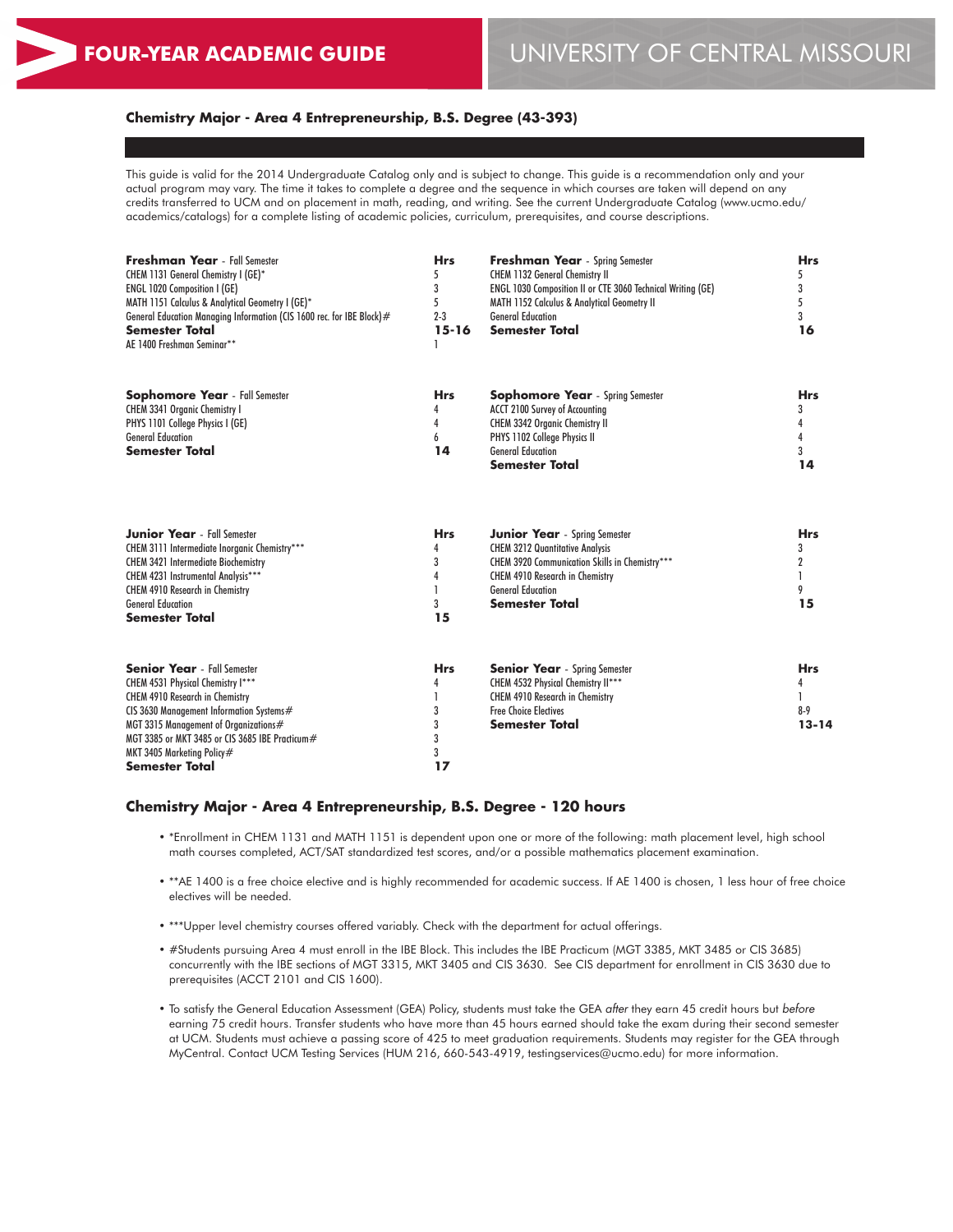FOUR-YEAR ACADEMIC GUIDE | UNIVERSITY OF CENTRAL MISSOURI

### Chemistry Major - Area 4 Entrepreneurship, B.S. Degree (43-393)

This guide is valid for the 2014 Undergraduate Catalog only and is subject to change. This guide is a recommendation only and your actual program may vary. The time it takes to complete a degree and the sequence in which courses are taken will depend on any credits transferred to UCM and on placement in math, reading, and writing. See the current Undergraduate Catalog (www.ucmo.edu/academics/catalogs) for a complete listing of academic policies, curriculum, prerequisites, and course descriptions.

| **Freshman Year** - Fall Semester | **Hrs** | **Freshman Year** - Spring Semester | **Hrs** |
|---|---|---|---|
| CHEM 1131 General Chemistry I (GE)* | 5 | CHEM 1132 General Chemistry II | 5 |
| ENGL 1020 Composition I (GE) | 3 | ENGL 1030 Composition II or CTE 3060 Technical Writing (GE) | 3 |
| MATH 1151 Calculus & Analytical Geometry I (GE)* | 5 | MATH 1152 Calculus & Analytical Geometry II | 5 |
| General Education Managing Information (CIS 1600 rec. for IBE Block)# | 2-3 | General Education | 3 |
| **Semester Total** | **15-16** | **Semester Total** | **16** |
| AE 1400 Freshman Seminar** | 1 | | |

| **Sophomore Year** - Fall Semester | **Hrs** | **Sophomore Year** - Spring Semester | **Hrs** |
|---|---|---|---|
| CHEM 3341 Organic Chemistry I | 4 | ACCT 2100 Survey of Accounting | 3 |
| PHYS 1101 College Physics I (GE) | 4 | CHEM 3342 Organic Chemistry II | 4 |
| General Education | 6 | PHYS 1102 College Physics II | 4 |
| **Semester Total** | **14** | General Education | 3 |
| | | **Semester Total** | **14** |

| **Junior Year** - Fall Semester | **Hrs** | **Junior Year** - Spring Semester | **Hrs** |
|---|---|---|---|
| CHEM 3111 Intermediate Inorganic Chemistry*** | 4 | CHEM 3212 Quantitative Analysis | 3 |
| CHEM 3421 Intermediate Biochemistry | 3 | CHEM 3920 Communication Skills in Chemistry*** | 2 |
| CHEM 4231 Instrumental Analysis*** | 4 | CHEM 4910 Research in Chemistry | 1 |
| CHEM 4910 Research in Chemistry | 1 | General Education | 9 |
| General Education | 3 | **Semester Total** | **15** |
| **Semester Total** | **15** | | |

| **Senior Year** - Fall Semester | **Hrs** | **Senior Year** - Spring Semester | **Hrs** |
|---|---|---|---|
| CHEM 4531 Physical Chemistry I*** | 4 | CHEM 4532 Physical Chemistry II*** | 4 |
| CHEM 4910 Research in Chemistry | 1 | CHEM 4910 Research in Chemistry | 1 |
| CIS 3630 Management Information Systems# | 3 | Free Choice Electives | 8-9 |
| MGT 3315 Management of Organizations# | 3 | **Semester Total** | **13-14** |
| MGT 3385 or MKT 3485 or CIS 3685 IBE Practicum# | 3 | | |
| MKT 3405 Marketing Policy# | 3 | | |
| **Semester Total** | **17** | | |

### Chemistry Major - Area 4 Entrepreneurship, B.S. Degree - 120 hours

- *Enrollment in CHEM 1131 and MATH 1151 is dependent upon one or more of the following: math placement level, high school math courses completed, ACT/SAT standardized test scores, and/or a possible mathematics placement examination.
- **AE 1400 is a free choice elective and is highly recommended for academic success. If AE 1400 is chosen, 1 less hour of free choice electives will be needed.
- ***Upper level chemistry courses offered variably. Check with the department for actual offerings.
- #Students pursuing Area 4 must enroll in the IBE Block. This includes the IBE Practicum (MGT 3385, MKT 3485 or CIS 3685) concurrently with the IBE sections of MGT 3315, MKT 3405 and CIS 3630. See CIS department for enrollment in CIS 3630 due to prerequisites (ACCT 2101 and CIS 1600).
- To satisfy the General Education Assessment (GEA) Policy, students must take the GEA *after* they earn 45 credit hours but *before* earning 75 credit hours. Transfer students who have more than 45 hours earned should take the exam during their second semester at UCM. Students must achieve a passing score of 425 to meet graduation requirements. Students may register for the GEA through MyCentral. Contact UCM Testing Services (HUM 216, 660-543-4919, testingservices@ucmo.edu) for more information.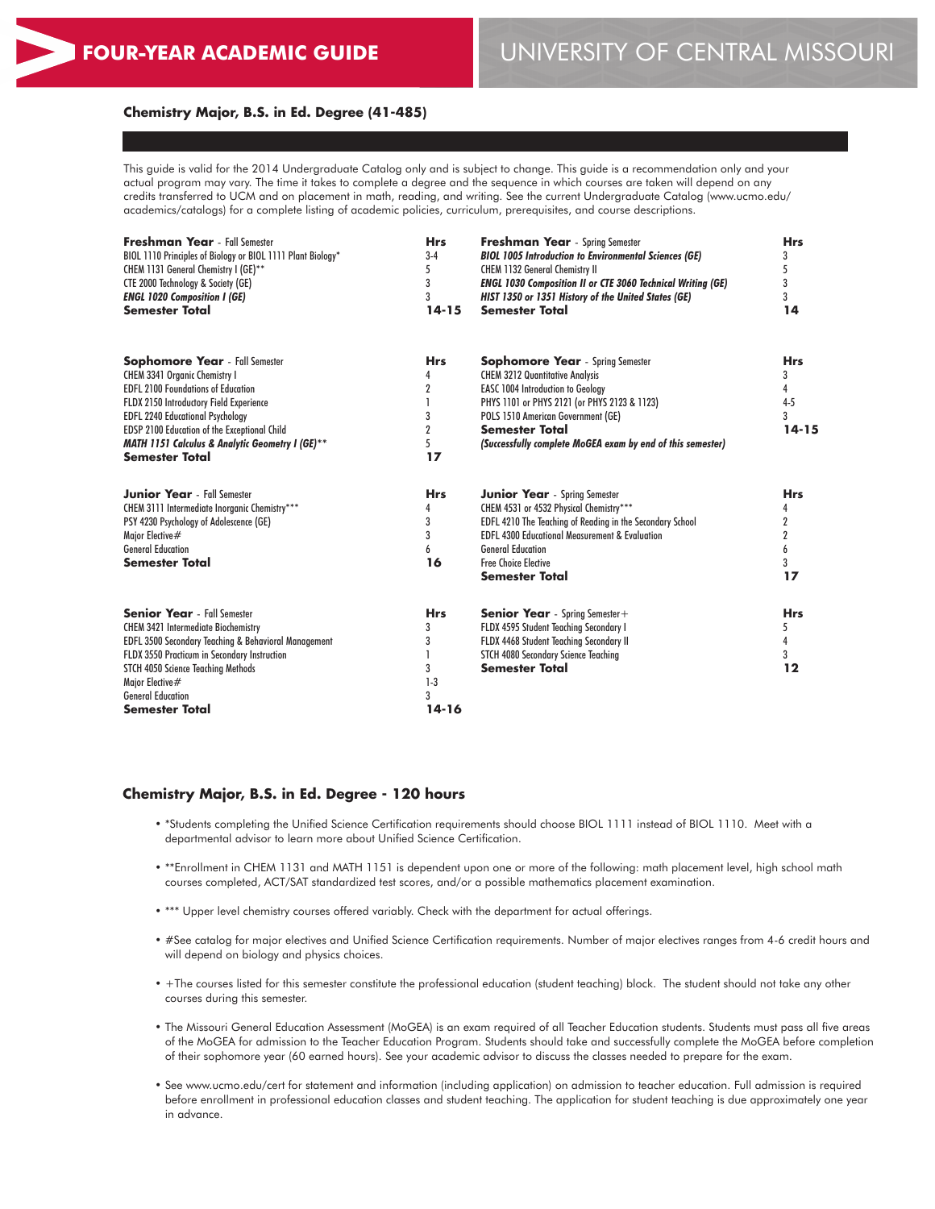# FOUR-YEAR ACADEMIC GUIDE

# UNIVERSITY OF CENTRAL MISSOURI

## Chemistry Major, B.S. in Ed. Degree (41-485)

This guide is valid for the 2014 Undergraduate Catalog only and is subject to change. This guide is a recommendation only and your actual program may vary. The time it takes to complete a degree and the sequence in which courses are taken will depend on any credits transferred to UCM and on placement in math, reading, and writing. See the current Undergraduate Catalog (www.ucmo.edu/academics/catalogs) for a complete listing of academic policies, curriculum, prerequisites, and course descriptions.

| **Freshman Year** - Fall Semester | **Hrs** | **Freshman Year** - Spring Semester | **Hrs** |
|---|---|---|---|
| BIOL 1110 Principles of Biology or BIOL 1111 Plant Biology* | 3-4 | ***BIOL 1005 Introduction to Environmental Sciences (GE)*** | 3 |
| CHEM 1131 General Chemistry I (GE)** | 5 | CHEM 1132 General Chemistry II | 5 |
| CTE 2000 Technology & Society (GE) | 3 | ***ENGL 1030 Composition II or CTE 3060 Technical Writing (GE)*** | 3 |
| ***ENGL 1020 Composition I (GE)*** | 3 | ***HIST 1350 or 1351 History of the United States (GE)*** | 3 |
| **Semester Total** | **14-15** | **Semester Total** | **14** |

| **Sophomore Year** - Fall Semester | **Hrs** | **Sophomore Year** - Spring Semester | **Hrs** |
|---|---|---|---|
| CHEM 3341 Organic Chemistry I | 4 | CHEM 3212 Quantitative Analysis | 3 |
| EDFL 2100 Foundations of Education | 2 | EASC 1004 Introduction to Geology | 4 |
| FLDX 2150 Introductory Field Experience | 1 | PHYS 1101 or PHYS 2121 (or PHYS 2123 & 1123) | 4-5 |
| EDFL 2240 Educational Psychology | 3 | POLS 1510 American Government (GE) | 3 |
| EDSP 2100 Education of the Exceptional Child | 2 | **Semester Total** | **14-15** |
| ***MATH 1151 Calculus & Analytic Geometry I (GE)**** | 5 | ***(Successfully complete MoGEA exam by end of this semester)*** | |
| **Semester Total** | **17** | | |

| **Junior Year** - Fall Semester | **Hrs** | **Junior Year** - Spring Semester | **Hrs** |
|---|---|---|---|
| CHEM 3111 Intermediate Inorganic Chemistry*** | 4 | CHEM 4531 or 4532 Physical Chemistry*** | 4 |
| PSY 4230 Psychology of Adolescence (GE) | 3 | EDFL 4210 The Teaching of Reading in the Secondary School | 2 |
| Major Elective# | 3 | EDFL 4300 Educational Measurement & Evaluation | 2 |
| General Education | 6 | General Education | 6 |
| **Semester Total** | **16** | Free Choice Elective | 3 |
| | | **Semester Total** | **17** |

| **Senior Year** - Fall Semester | **Hrs** | **Senior Year** - Spring Semester+ | **Hrs** |
|---|---|---|---|
| CHEM 3421 Intermediate Biochemistry | 3 | FLDX 4595 Student Teaching Secondary I | 5 |
| EDFL 3500 Secondary Teaching & Behavioral Management | 3 | FLDX 4468 Student Teaching Secondary II | 4 |
| FLDX 3550 Practicum in Secondary Instruction | 1 | STCH 4080 Secondary Science Teaching | 3 |
| STCH 4050 Science Teaching Methods | 3 | **Semester Total** | **12** |
| Major Elective# | 1-3 | | |
| General Education | 3 | | |
| **Semester Total** | **14-16** | | |

## Chemistry Major, B.S. in Ed. Degree - 120 hours

- *Students completing the Unified Science Certification requirements should choose BIOL 1111 instead of BIOL 1110. Meet with a departmental advisor to learn more about Unified Science Certification.
- **Enrollment in CHEM 1131 and MATH 1151 is dependent upon one or more of the following: math placement level, high school math courses completed, ACT/SAT standardized test scores, and/or a possible mathematics placement examination.
- *** Upper level chemistry courses offered variably. Check with the department for actual offerings.
- #See catalog for major electives and Unified Science Certification requirements. Number of major electives ranges from 4-6 credit hours and will depend on biology and physics choices.
- +The courses listed for this semester constitute the professional education (student teaching) block. The student should not take any other courses during this semester.
- The Missouri General Education Assessment (MoGEA) is an exam required of all Teacher Education students. Students must pass all five areas of the MoGEA for admission to the Teacher Education Program. Students should take and successfully complete the MoGEA before completion of their sophomore year (60 earned hours). See your academic advisor to discuss the classes needed to prepare for the exam.
- See www.ucmo.edu/cert for statement and information (including application) on admission to teacher education. Full admission is required before enrollment in professional education classes and student teaching. The application for student teaching is due approximately one year in advance.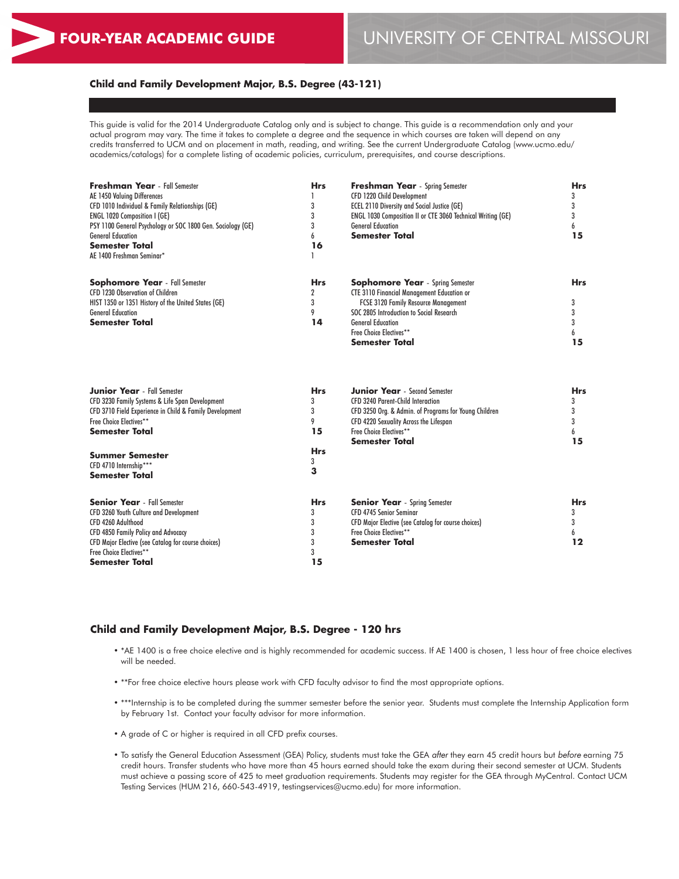# FOUR-YEAR ACADEMIC GUIDE

# UNIVERSITY OF CENTRAL MISSOURI

## Child and Family Development Major, B.S. Degree (43-121)

This guide is valid for the 2014 Undergraduate Catalog only and is subject to change. This guide is a recommendation only and your actual program may vary. The time it takes to complete a degree and the sequence in which courses are taken will depend on any credits transferred to UCM and on placement in math, reading, and writing. See the current Undergraduate Catalog (www.ucmo.edu/academics/catalogs) for a complete listing of academic policies, curriculum, prerequisites, and course descriptions.

| **Freshman Year** - Fall Semester | **Hrs** |
|---|---|
| AE 1450 Valuing Differences | 1 |
| CFD 1010 Individual & Family Relationships (GE) | 3 |
| ENGL 1020 Composition I (GE) | 3 |
| PSY 1100 General Psychology or SOC 1800 Gen. Sociology (GE) | 3 |
| General Education | 6 |
| **Semester Total** | **16** |
| AE 1400 Freshman Seminar* | 1 |

| **Freshman Year** - Spring Semester | **Hrs** |
|---|---|
| CFD 1220 Child Development | 3 |
| ECEL 2110 Diversity and Social Justice (GE) | 3 |
| ENGL 1030 Composition II or CTE 3060 Technical Writing (GE) | 3 |
| General Education | 6 |
| **Semester Total** | **15** |

| **Sophomore Year** - Fall Semester | **Hrs** |
|---|---|
| CFD 1230 Observation of Children | 2 |
| HIST 1350 or 1351 History of the United States (GE) | 3 |
| General Education | 9 |
| **Semester Total** | **14** |

| **Sophomore Year** - Spring Semester | **Hrs** |
|---|---|
| CTE 3110 Financial Management Education or FCSE 3120 Family Resource Management | 3 |
| SOC 2805 Introduction to Social Research | 3 |
| General Education | 3 |
| Free Choice Electives** | 6 |
| **Semester Total** | **15** |

| **Junior Year** - Fall Semester | **Hrs** |
|---|---|
| CFD 3230 Family Systems & Life Span Development | 3 |
| CFD 3710 Field Experience in Child & Family Development | 3 |
| Free Choice Electives** | 9 |
| **Semester Total** | **15** |

| **Junior Year** - Second Semester | **Hrs** |
|---|---|
| CFD 3240 Parent-Child Interaction | 3 |
| CFD 3250 Org. & Admin. of Programs for Young Children | 3 |
| CFD 4220 Sexuality Across the Lifespan | 3 |
| Free Choice Electives** | 6 |
| **Semester Total** | **15** |

| **Summer Semester** | **Hrs** |
|---|---|
| CFD 4710 Internship*** | 3 |
| **Semester Total** | **3** |

| **Senior Year** - Fall Semester | **Hrs** |
|---|---|
| CFD 3260 Youth Culture and Development | 3 |
| CFD 4260 Adulthood | 3 |
| CFD 4850 Family Policy and Advocacy | 3 |
| CFD Major Elective (see Catalog for course choices) | 3 |
| Free Choice Electives** | 3 |
| **Semester Total** | **15** |

| **Senior Year** - Spring Semester | **Hrs** |
|---|---|
| CFD 4745 Senior Seminar | 3 |
| CFD Major Elective (see Catalog for course choices) | 3 |
| Free Choice Electives** | 6 |
| **Semester Total** | **12** |

## Child and Family Development Major, B.S. Degree - 120 hrs

- *AE 1400 is a free choice elective and is highly recommended for academic success. If AE 1400 is chosen, 1 less hour of free choice electives will be needed.
- **For free choice elective hours please work with CFD faculty advisor to find the most appropriate options.
- ***Internship is to be completed during the summer semester before the senior year. Students must complete the Internship Application form by February 1st. Contact your faculty advisor for more information.
- A grade of C or higher is required in all CFD prefix courses.
- To satisfy the General Education Assessment (GEA) Policy, students must take the GEA *after* they earn 45 credit hours but *before* earning 75 credit hours. Transfer students who have more than 45 hours earned should take the exam during their second semester at UCM. Students must achieve a passing score of 425 to meet graduation requirements. Students may register for the GEA through MyCentral. Contact UCM Testing Services (HUM 216, 660-543-4919, testingservices@ucmo.edu) for more information.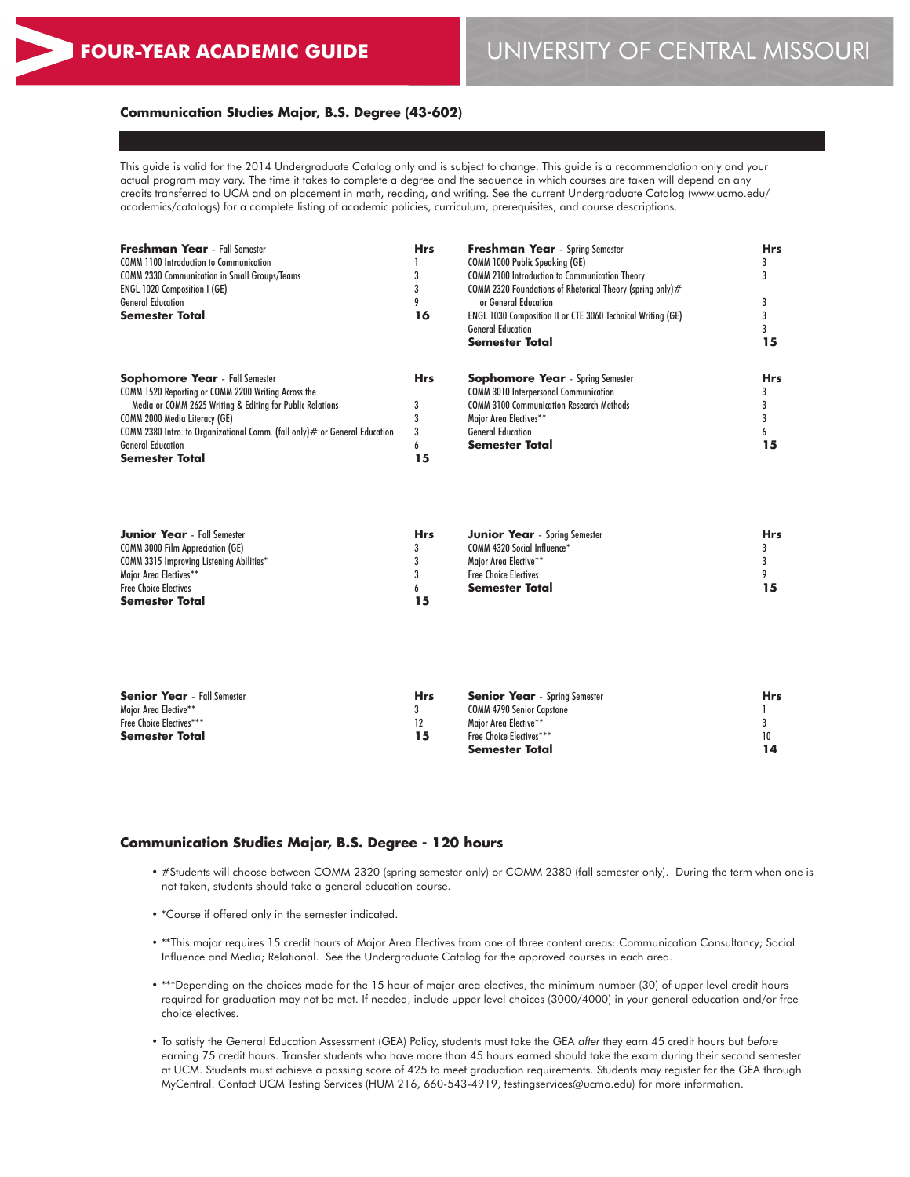# FOUR-YEAR ACADEMIC GUIDE

# UNIVERSITY OF CENTRAL MISSOURI

### Communication Studies Major, B.S. Degree (43-602)

This guide is valid for the 2014 Undergraduate Catalog only and is subject to change. This guide is a recommendation only and your actual program may vary. The time it takes to complete a degree and the sequence in which courses are taken will depend on any credits transferred to UCM and on placement in math, reading, and writing. See the current Undergraduate Catalog (www.ucmo.edu/academics/catalogs) for a complete listing of academic policies, curriculum, prerequisites, and course descriptions.

| **Freshman Year** - Fall Semester | **Hrs** |
|---|---|
| COMM 1100 Introduction to Communication | 1 |
| COMM 2330 Communication in Small Groups/Teams | 3 |
| ENGL 1020 Composition I (GE) | 3 |
| General Education | 9 |
| **Semester Total** | **16** |

| **Freshman Year** - Spring Semester | **Hrs** |
|---|---|
| COMM 1000 Public Speaking (GE) | 3 |
| COMM 2100 Introduction to Communication Theory | 3 |
| COMM 2320 Foundations of Rhetorical Theory (spring only)# or General Education | 3 |
| ENGL 1030 Composition II or CTE 3060 Technical Writing (GE) | 3 |
| General Education | 3 |
| **Semester Total** | **15** |

| **Sophomore Year** - Fall Semester | **Hrs** |
|---|---|
| COMM 1520 Reporting or COMM 2200 Writing Across the Media or COMM 2625 Writing & Editing for Public Relations | 3 |
| COMM 2000 Media Literacy (GE) | 3 |
| COMM 2380 Intro. to Organizational Comm. (fall only)# or General Education | 3 |
| General Education | 6 |
| **Semester Total** | **15** |

| **Sophomore Year** - Spring Semester | **Hrs** |
|---|---|
| COMM 3010 Interpersonal Communication | 3 |
| COMM 3100 Communication Research Methods | 3 |
| Major Area Electives** | 3 |
| General Education | 6 |
| **Semester Total** | **15** |

| **Junior Year** - Fall Semester | **Hrs** |
|---|---|
| COMM 3000 Film Appreciation (GE) | 3 |
| COMM 3315 Improving Listening Abilities* | 3 |
| Major Area Electives** | 3 |
| Free Choice Electives | 6 |
| **Semester Total** | **15** |

| **Junior Year** - Spring Semester | **Hrs** |
|---|---|
| COMM 4320 Social Influence* | 3 |
| Major Area Elective** | 3 |
| Free Choice Electives | 9 |
| **Semester Total** | **15** |

| **Senior Year** - Fall Semester | **Hrs** |
|---|---|
| Major Area Elective** | 3 |
| Free Choice Electives*** | 12 |
| **Semester Total** | **15** |

| **Senior Year** - Spring Semester | **Hrs** |
|---|---|
| COMM 4790 Senior Capstone | 1 |
| Major Area Elective** | 3 |
| Free Choice Electives*** | 10 |
| **Semester Total** | **14** |

### Communication Studies Major, B.S. Degree - 120 hours

- #Students will choose between COMM 2320 (spring semester only) or COMM 2380 (fall semester only). During the term when one is not taken, students should take a general education course.
- *Course if offered only in the semester indicated.
- **This major requires 15 credit hours of Major Area Electives from one of three content areas: Communication Consultancy; Social Influence and Media; Relational. See the Undergraduate Catalog for the approved courses in each area.
- ***Depending on the choices made for the 15 hour of major area electives, the minimum number (30) of upper level credit hours required for graduation may not be met. If needed, include upper level choices (3000/4000) in your general education and/or free choice electives.
- To satisfy the General Education Assessment (GEA) Policy, students must take the GEA *after* they earn 45 credit hours but *before* earning 75 credit hours. Transfer students who have more than 45 hours earned should take the exam during their second semester at UCM. Students must achieve a passing score of 425 to meet graduation requirements. Students may register for the GEA through MyCentral. Contact UCM Testing Services (HUM 216, 660-543-4919, testingservices@ucmo.edu) for more information.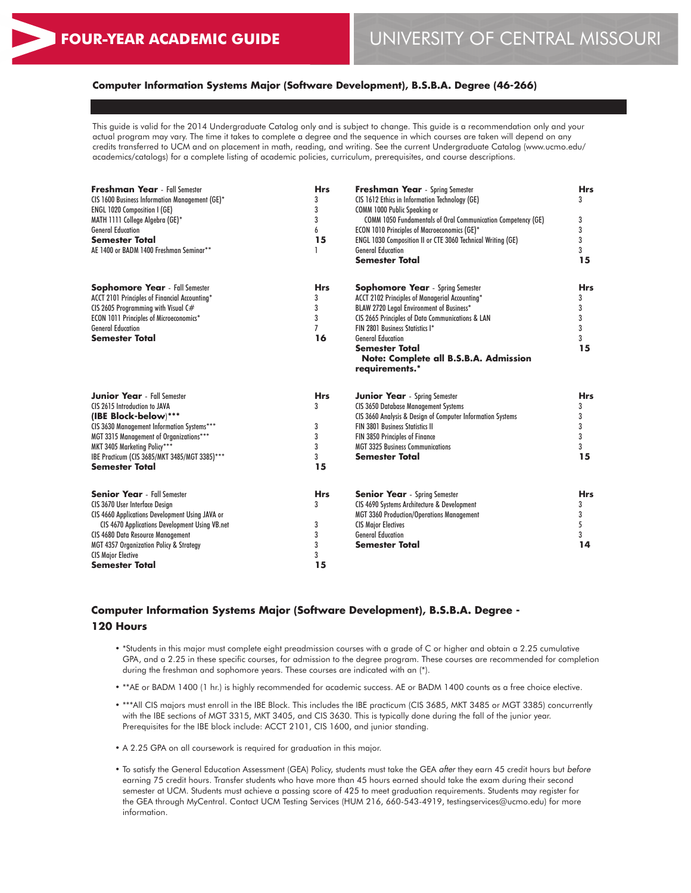# FOUR-YEAR ACADEMIC GUIDE

# UNIVERSITY OF CENTRAL MISSOURI

## Computer Information Systems Major (Software Development), B.S.B.A. Degree (46-266)

This guide is valid for the 2014 Undergraduate Catalog only and is subject to change. This guide is a recommendation only and your actual program may vary. The time it takes to complete a degree and the sequence in which courses are taken will depend on any credits transferred to UCM and on placement in math, reading, and writing. See the current Undergraduate Catalog (www.ucmo.edu/academics/catalogs) for a complete listing of academic policies, curriculum, prerequisites, and course descriptions.

| **Freshman Year** - Fall Semester | **Hrs** | **Freshman Year** - Spring Semester | **Hrs** |
|---|---|---|---|
| CIS 1600 Business Information Management (GE)* | 3 | CIS 1612 Ethics in Information Technology (GE) | 3 |
| ENGL 1020 Composition I (GE) | 3 | COMM 1000 Public Speaking or COMM 1050 Fundamentals of Oral Communication Competency (GE) | 3 |
| MATH 1111 College Algebra (GE)* | 3 | ECON 1010 Principles of Macroeconomics (GE)* | 3 |
| General Education | 6 | ENGL 1030 Composition II or CTE 3060 Technical Writing (GE) | 3 |
| **Semester Total** | **15** | General Education | 3 |
| AE 1400 or BADM 1400 Freshman Seminar** | 1 | **Semester Total** | **15** |

| **Sophomore Year** - Fall Semester | **Hrs** | **Sophomore Year** - Spring Semester | **Hrs** |
|---|---|---|---|
| ACCT 2101 Principles of Financial Accounting* | 3 | ACCT 2102 Principles of Managerial Accounting* | 3 |
| CIS 2605 Programming with Visual C# | 3 | BLAW 2720 Legal Environment of Business* | 3 |
| ECON 1011 Principles of Microeconomics* | 3 | CIS 2665 Principles of Data Communications & LAN | 3 |
| General Education | 7 | FIN 2801 Business Statistics I* | 3 |
| **Semester Total** | **16** | General Education | 3 |
| | | **Semester Total** | **15** |
| | | **Note: Complete all B.S.B.A. Admission requirements.*** | |

| **Junior Year** - Fall Semester | **Hrs** | **Junior Year** - Spring Semester | **Hrs** |
|---|---|---|---|
| CIS 2615 Introduction to JAVA | 3 | CIS 3650 Database Management Systems | 3 |
| **(IBE Block-below)***** | | CIS 3660 Analysis & Design of Computer Information Systems | 3 |
| CIS 3630 Management Information Systems*** | 3 | FIN 3801 Business Statistics II | 3 |
| MGT 3315 Management of Organizations*** | 3 | FIN 3850 Principles of Finance | 3 |
| MKT 3405 Marketing Policy*** | 3 | MGT 3325 Business Communications | 3 |
| IBE Practicum (CIS 3685/MKT 3485/MGT 3385)*** | 3 | **Semester Total** | **15** |
| **Semester Total** | **15** | | |

| **Senior Year** - Fall Semester | **Hrs** | **Senior Year** - Spring Semester | **Hrs** |
|---|---|---|---|
| CIS 3670 User Interface Design | 3 | CIS 4690 Systems Architecture & Development | 3 |
| CIS 4660 Applications Development Using JAVA or CIS 4670 Applications Development Using VB.net | 3 | MGT 3360 Production/Operations Management | 3 |
| CIS 4680 Data Resource Management | 3 | CIS Major Electives | 5 |
| MGT 4357 Organization Policy & Strategy | 3 | General Education | 3 |
| CIS Major Elective | 3 | **Semester Total** | **14** |
| **Semester Total** | **15** | | |

## Computer Information Systems Major (Software Development), B.S.B.A. Degree - 120 Hours

- *Students in this major must complete eight preadmission courses with a grade of C or higher and obtain a 2.25 cumulative GPA, and a 2.25 in these specific courses, for admission to the degree program. These courses are recommended for completion during the freshman and sophomore years. These courses are indicated with an (*).
- **AE or BADM 1400 (1 hr.) is highly recommended for academic success. AE or BADM 1400 counts as a free choice elective.
- ***All CIS majors must enroll in the IBE Block. This includes the IBE practicum (CIS 3685, MKT 3485 or MGT 3385) concurrently with the IBE sections of MGT 3315, MKT 3405, and CIS 3630. This is typically done during the fall of the junior year. Prerequisites for the IBE block include: ACCT 2101, CIS 1600, and junior standing.
- A 2.25 GPA on all coursework is required for graduation in this major.
- To satisfy the General Education Assessment (GEA) Policy, students must take the GEA *after* they earn 45 credit hours but *before* earning 75 credit hours. Transfer students who have more than 45 hours earned should take the exam during their second semester at UCM. Students must achieve a passing score of 425 to meet graduation requirements. Students may register for the GEA through MyCentral. Contact UCM Testing Services (HUM 216, 660-543-4919, testingservices@ucmo.edu) for more information.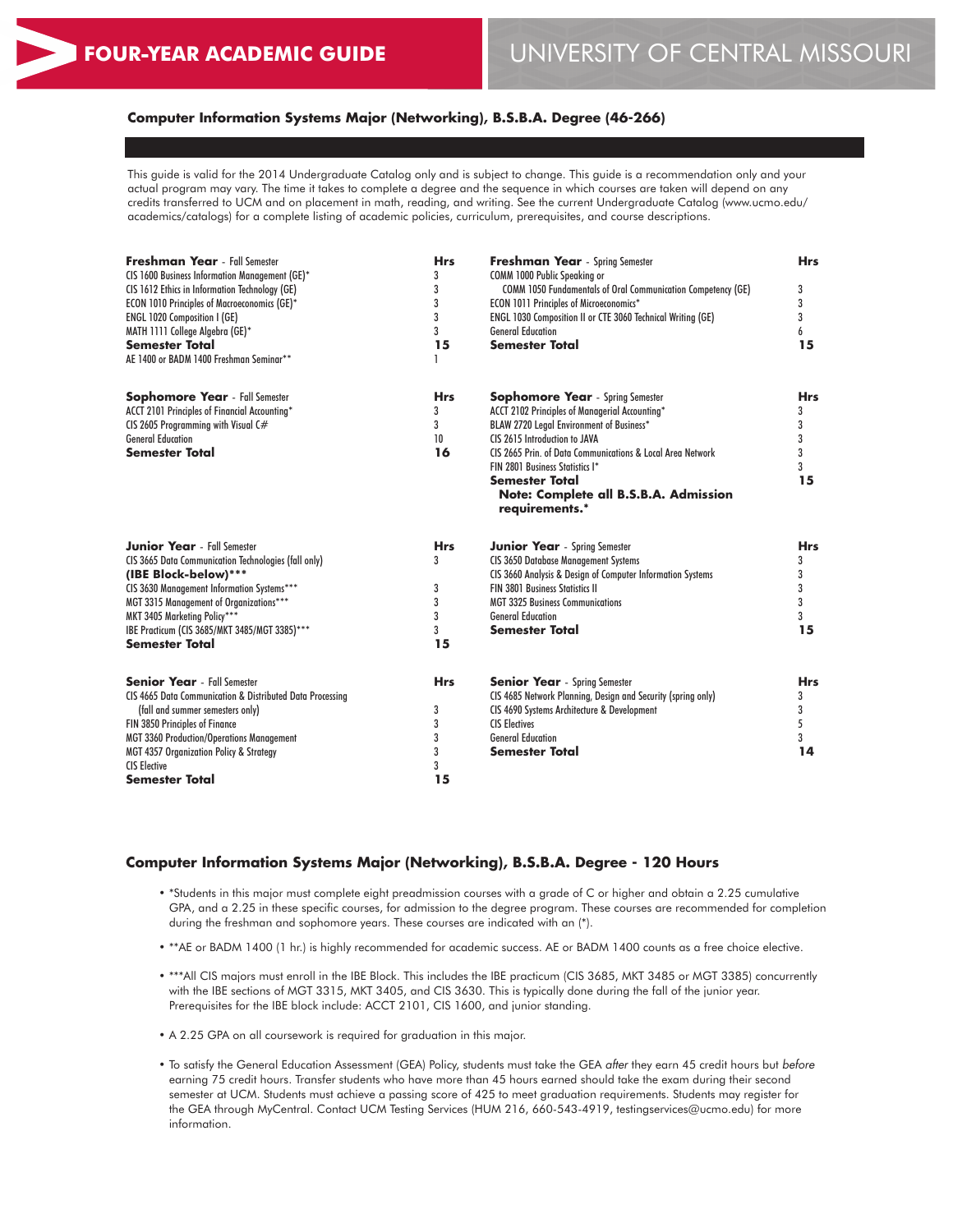## Computer Information Systems Major (Networking), B.S.B.A. Degree (46-266)

This guide is valid for the 2014 Undergraduate Catalog only and is subject to change. This guide is a recommendation only and your actual program may vary. The time it takes to complete a degree and the sequence in which courses are taken will depend on any credits transferred to UCM and on placement in math, reading, and writing. See the current Undergraduate Catalog (www.ucmo.edu/academics/catalogs) for a complete listing of academic policies, curriculum, prerequisites, and course descriptions.

| **Freshman Year** - Fall Semester | **Hrs** |
|---|---|
| CIS 1600 Business Information Management (GE)* | 3 |
| CIS 1612 Ethics in Information Technology (GE) | 3 |
| ECON 1010 Principles of Macroeconomics (GE)* | 3 |
| ENGL 1020 Composition I (GE) | 3 |
| MATH 1111 College Algebra (GE)* | 3 |
| **Semester Total** | **15** |
| AE 1400 or BADM 1400 Freshman Seminar** | 1 |

| **Freshman Year** - Spring Semester | **Hrs** |
|---|---|
| COMM 1000 Public Speaking or COMM 1050 Fundamentals of Oral Communication Competency (GE) | 3 |
| ECON 1011 Principles of Microeconomics* | 3 |
| ENGL 1030 Composition II or CTE 3060 Technical Writing (GE) | 3 |
| General Education | 6 |
| **Semester Total** | **15** |

| **Sophomore Year** - Fall Semester | **Hrs** |
|---|---|
| ACCT 2101 Principles of Financial Accounting* | 3 |
| CIS 2605 Programming with Visual C# | 3 |
| General Education | 10 |
| **Semester Total** | **16** |

| **Sophomore Year** - Spring Semester | **Hrs** |
|---|---|
| ACCT 2102 Principles of Managerial Accounting* | 3 |
| BLAW 2720 Legal Environment of Business* | 3 |
| CIS 2615 Introduction to JAVA | 3 |
| CIS 2665 Prin. of Data Communications & Local Area Network | 3 |
| FIN 2801 Business Statistics I* | 3 |
| **Semester Total** | **15** |

**Note: Complete all B.S.B.A. Admission requirements.***

| **Junior Year** - Fall Semester | **Hrs** |
|---|---|
| CIS 3665 Data Communication Technologies (fall only) | 3 |
| **(IBE Block-below)***** | |
| CIS 3630 Management Information Systems*** | 3 |
| MGT 3315 Management of Organizations*** | 3 |
| MKT 3405 Marketing Policy*** | 3 |
| IBE Practicum (CIS 3685/MKT 3485/MGT 3385)*** | 3 |
| **Semester Total** | **15** |

| **Junior Year** - Spring Semester | **Hrs** |
|---|---|
| CIS 3650 Database Management Systems | 3 |
| CIS 3660 Analysis & Design of Computer Information Systems | 3 |
| FIN 3801 Business Statistics II | 3 |
| MGT 3325 Business Communications | 3 |
| General Education | 3 |
| **Semester Total** | **15** |

| **Senior Year** - Fall Semester | **Hrs** |
|---|---|
| CIS 4665 Data Communication & Distributed Data Processing (fall and summer semesters only) | 3 |
| FIN 3850 Principles of Finance | 3 |
| MGT 3360 Production/Operations Management | 3 |
| MGT 4357 Organization Policy & Strategy | 3 |
| CIS Elective | 3 |
| **Semester Total** | **15** |

| **Senior Year** - Spring Semester | **Hrs** |
|---|---|
| CIS 4685 Network Planning, Design and Security (spring only) | 3 |
| CIS 4690 Systems Architecture & Development | 3 |
| CIS Electives | 5 |
| General Education | 3 |
| **Semester Total** | **14** |

## Computer Information Systems Major (Networking), B.S.B.A. Degree - 120 Hours

- *Students in this major must complete eight preadmission courses with a grade of C or higher and obtain a 2.25 cumulative GPA, and a 2.25 in these specific courses, for admission to the degree program. These courses are recommended for completion during the freshman and sophomore years. These courses are indicated with an (*).
- **AE or BADM 1400 (1 hr.) is highly recommended for academic success. AE or BADM 1400 counts as a free choice elective.
- ***All CIS majors must enroll in the IBE Block. This includes the IBE practicum (CIS 3685, MKT 3485 or MGT 3385) concurrently with the IBE sections of MGT 3315, MKT 3405, and CIS 3630. This is typically done during the fall of the junior year. Prerequisites for the IBE block include: ACCT 2101, CIS 1600, and junior standing.
- A 2.25 GPA on all coursework is required for graduation in this major.
- To satisfy the General Education Assessment (GEA) Policy, students must take the GEA *after* they earn 45 credit hours but *before* earning 75 credit hours. Transfer students who have more than 45 hours earned should take the exam during their second semester at UCM. Students must achieve a passing score of 425 to meet graduation requirements. Students may register for the GEA through MyCentral. Contact UCM Testing Services (HUM 216, 660-543-4919, testingservices@ucmo.edu) for more information.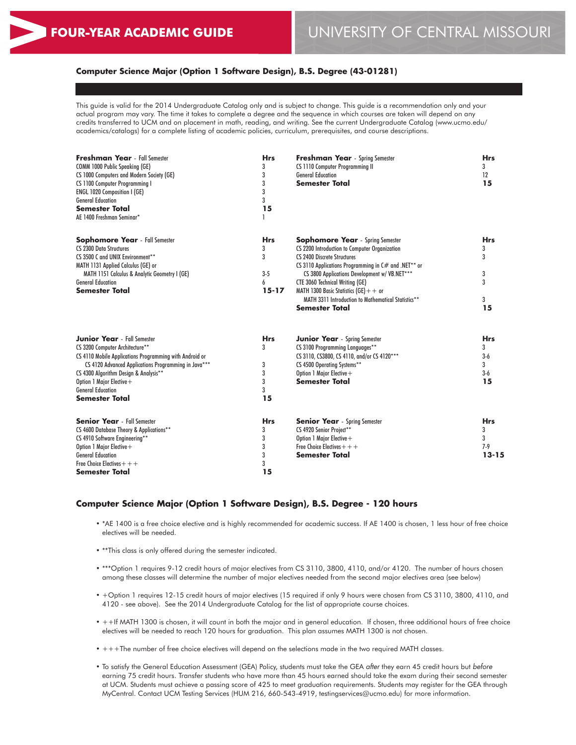# FOUR-YEAR ACADEMIC GUIDE

UNIVERSITY OF CENTRAL MISSOURI

## Computer Science Major (Option 1 Software Design), B.S. Degree (43-01281)

This guide is valid for the 2014 Undergraduate Catalog only and is subject to change. This guide is a recommendation only and your actual program may vary. The time it takes to complete a degree and the sequence in which courses are taken will depend on any credits transferred to UCM and on placement in math, reading, and writing. See the current Undergraduate Catalog (www.ucmo.edu/academics/catalogs) for a complete listing of academic policies, curriculum, prerequisites, and course descriptions.

| **Freshman Year** - Fall Semester | **Hrs** |
|---|---|
| COMM 1000 Public Speaking (GE) | 3 |
| CS 1000 Computers and Modern Society (GE) | 3 |
| CS 1100 Computer Programming I | 3 |
| ENGL 1020 Composition I (GE) | 3 |
| General Education | 3 |
| **Semester Total** | **15** |
| AE 1400 Freshman Seminar* | 1 |

| **Freshman Year** - Spring Semester | **Hrs** |
|---|---|
| CS 1110 Computer Programming II | 3 |
| General Education | 12 |
| **Semester Total** | **15** |

| **Sophomore Year** - Fall Semester | **Hrs** |
|---|---|
| CS 2300 Data Structures | 3 |
| CS 3500 C and UNIX Environment** | 3 |
| MATH 1131 Applied Calculus (GE) or MATH 1151 Calculus & Analytic Geometry I (GE) | 3-5 |
| General Education | 6 |
| **Semester Total** | **15-17** |

| **Sophomore Year** - Spring Semester | **Hrs** |
|---|---|
| CS 2200 Introduction to Computer Organization | 3 |
| CS 2400 Discrete Structures | 3 |
| CS 3110 Applications Programming in C# and .NET** or CS 3800 Applications Development w/ VB.NET*** | 3 |
| CTE 3060 Technical Writing (GE) | 3 |
| MATH 1300 Basic Statistics (GE)++ or MATH 3311 Introduction to Mathematical Statistics** | 3 |
| **Semester Total** | **15** |

| **Junior Year** - Fall Semester | **Hrs** |
|---|---|
| CS 3200 Computer Architecture** | 3 |
| CS 4110 Mobile Applications Programming with Android or CS 4120 Advanced Applications Programming in Java*** | 3 |
| CS 4300 Algorithm Design & Analysis** | 3 |
| Option 1 Major Elective+ | 3 |
| General Education | 3 |
| **Semester Total** | **15** |

| **Junior Year** - Spring Semester | **Hrs** |
|---|---|
| CS 3100 Programming Languages** | 3 |
| CS 3110, CS3800, CS 4110, and/or CS 4120*** | 3-6 |
| CS 4500 Operating Systems** | 3 |
| Option 1 Major Elective+ | 3-6 |
| **Semester Total** | **15** |

| **Senior Year** - Fall Semester | **Hrs** |
|---|---|
| CS 4600 Database Theory & Applications** | 3 |
| CS 4910 Software Engineering** | 3 |
| Option 1 Major Elective+ | 3 |
| General Education | 3 |
| Free Choice Electives+++ | 3 |
| **Semester Total** | **15** |

| **Senior Year** - Spring Semester | **Hrs** |
|---|---|
| CS 4920 Senior Project** | 3 |
| Option 1 Major Elective+ | 3 |
| Free Choice Electives+++ | 7-9 |
| **Semester Total** | **13-15** |

## Computer Science Major (Option 1 Software Design), B.S. Degree - 120 hours

- *AE 1400 is a free choice elective and is highly recommended for academic success. If AE 1400 is chosen, 1 less hour of free choice electives will be needed.
- **This class is only offered during the semester indicated.
- ***Option 1 requires 9-12 credit hours of major electives from CS 3110, 3800, 4110, and/or 4120. The number of hours chosen among these classes will determine the number of major electives needed from the second major electives area (see below)
- +Option 1 requires 12-15 credit hours of major electives (15 required if only 9 hours were chosen from CS 3110, 3800, 4110, and 4120 - see above). See the 2014 Undergraduate Catalog for the list of appropriate course choices.
- ++If MATH 1300 is chosen, it will count in both the major and in general education. If chosen, three additional hours of free choice electives will be needed to reach 120 hours for graduation. This plan assumes MATH 1300 is not chosen.
- +++The number of free choice electives will depend on the selections made in the two required MATH classes.
- To satisfy the General Education Assessment (GEA) Policy, students must take the GEA *after* they earn 45 credit hours but *before* earning 75 credit hours. Transfer students who have more than 45 hours earned should take the exam during their second semester at UCM. Students must achieve a passing score of 425 to meet graduation requirements. Students may register for the GEA through MyCentral. Contact UCM Testing Services (HUM 216, 660-543-4919, testingservices@ucmo.edu) for more information.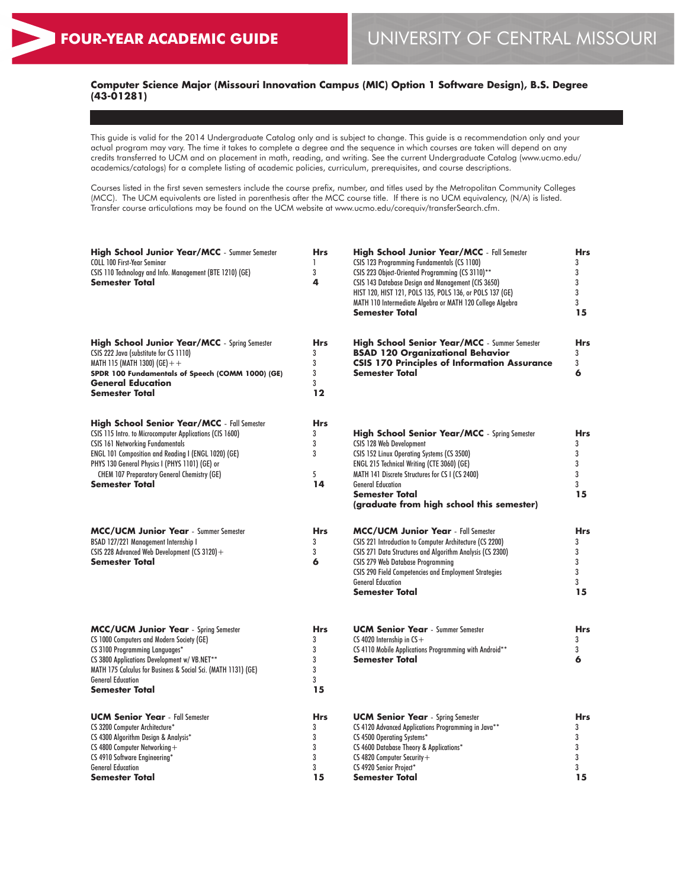# FOUR-YEAR ACADEMIC GUIDE

# UNIVERSITY OF CENTRAL MISSOURI

## Computer Science Major (Missouri Innovation Campus (MIC) Option 1 Software Design), B.S. Degree (43-01281)

This guide is valid for the 2014 Undergraduate Catalog only and is subject to change. This guide is a recommendation only and your actual program may vary. The time it takes to complete a degree and the sequence in which courses are taken will depend on any credits transferred to UCM and on placement in math, reading, and writing. See the current Undergraduate Catalog (www.ucmo.edu/academics/catalogs) for a complete listing of academic policies, curriculum, prerequisites, and course descriptions.

Courses listed in the first seven semesters include the course prefix, number, and titles used by the Metropolitan Community Colleges (MCC). The UCM equivalents are listed in parenthesis after the MCC course title. If there is no UCM equivalency, (N/A) is listed. Transfer course articulations may be found on the UCM website at www.ucmo.edu/corequiv/transferSearch.cfm.

| **High School Junior Year/MCC** - Summer Semester | **Hrs** |
|---|---|
| COLL 100 First-Year Seminar | 1 |
| CSIS 110 Technology and Info. Management (BTE 1210) (GE) | 3 |
| **Semester Total** | **4** |

| **High School Junior Year/MCC** - Fall Semester | **Hrs** |
|---|---|
| CSIS 123 Programming Fundamentals (CS 1100) | 3 |
| CSIS 223 Object-Oriented Programming (CS 3110)** | 3 |
| CSIS 143 Database Design and Management (CIS 3650) | 3 |
| HIST 120, HIST 121, POLS 135, POLS 136, or POLS 137 (GE) | 3 |
| MATH 110 Intermediate Algebra or MATH 120 College Algebra | 3 |
| **Semester Total** | **15** |

| **High School Junior Year/MCC** - Spring Semester | **Hrs** |
|---|---|
| CSIS 222 Java (substitute for CS 1110) | 3 |
| MATH 115 (MATH 1300) (GE)++ | 3 |
| **SPDR 100 Fundamentals of Speech (COMM 1000) (GE)** | 3 |
| **General Education** | 3 |
| **Semester Total** | **12** |

| **High School Senior Year/MCC** - Summer Semester | **Hrs** |
|---|---|
| **BSAD 120 Organizational Behavior** | 3 |
| **CSIS 170 Principles of Information Assurance** | 3 |
| **Semester Total** | **6** |

| **High School Senior Year/MCC** - Fall Semester | **Hrs** |
|---|---|
| CSIS 115 Intro. to Microcomputer Applications (CIS 1600) | 3 |
| CSIS 161 Networking Fundamentals | 3 |
| ENGL 101 Composition and Reading I (ENGL 1020) (GE) | 3 |
| PHYS 130 General Physics I (PHYS 1101) (GE) or CHEM 107 Preparatory General Chemistry (GE) | 5 |
| **Semester Total** | **14** |

| **High School Senior Year/MCC** - Spring Semester | **Hrs** |
|---|---|
| CSIS 128 Web Development | 3 |
| CSIS 152 Linux Operating Systems (CS 3500) | 3 |
| ENGL 215 Technical Writing (CTE 3060) (GE) | 3 |
| MATH 141 Discrete Structures for CS I (CS 2400) | 3 |
| General Education | 3 |
| **Semester Total** | **15** |
| **(graduate from high school this semester)** | |

| **MCC/UCM Junior Year** - Summer Semester | **Hrs** |
|---|---|
| BSAD 127/221 Management Internship I | 3 |
| CSIS 228 Advanced Web Development (CS 3120)+ | 3 |
| **Semester Total** | **6** |

| **MCC/UCM Junior Year** - Fall Semester | **Hrs** |
|---|---|
| CSIS 221 Introduction to Computer Architecture (CS 2200) | 3 |
| CSIS 271 Data Structures and Algorithm Analysis (CS 2300) | 3 |
| CSIS 279 Web Database Programming | 3 |
| CSIS 290 Field Competencies and Employment Strategies | 3 |
| General Education | 3 |
| **Semester Total** | **15** |

| **MCC/UCM Junior Year** - Spring Semester | **Hrs** |
|---|---|
| CS 1000 Computers and Modern Society (GE) | 3 |
| CS 3100 Programming Languages* | 3 |
| CS 3800 Applications Development w/ VB.NET** | 3 |
| MATH 175 Calculus for Business & Social Sci. (MATH 1131) (GE) | 3 |
| General Education | 3 |
| **Semester Total** | **15** |

| **UCM Senior Year** - Summer Semester | **Hrs** |
|---|---|
| CS 4020 Internship in CS+ | 3 |
| CS 4110 Mobile Applications Programming with Android** | 3 |
| **Semester Total** | **6** |

| **UCM Senior Year** - Fall Semester | **Hrs** |
|---|---|
| CS 3200 Computer Architecture* | 3 |
| CS 4300 Algorithm Design & Analysis* | 3 |
| CS 4800 Computer Networking+ | 3 |
| CS 4910 Software Engineering* | 3 |
| General Education | 3 |
| **Semester Total** | **15** |

| **UCM Senior Year** - Spring Semester | **Hrs** |
|---|---|
| CS 4120 Advanced Applications Programming in Java** | 3 |
| CS 4500 Operating Systems* | 3 |
| CS 4600 Database Theory & Applications* | 3 |
| CS 4820 Computer Security+ | 3 |
| CS 4920 Senior Project* | 3 |
| **Semester Total** | **15** |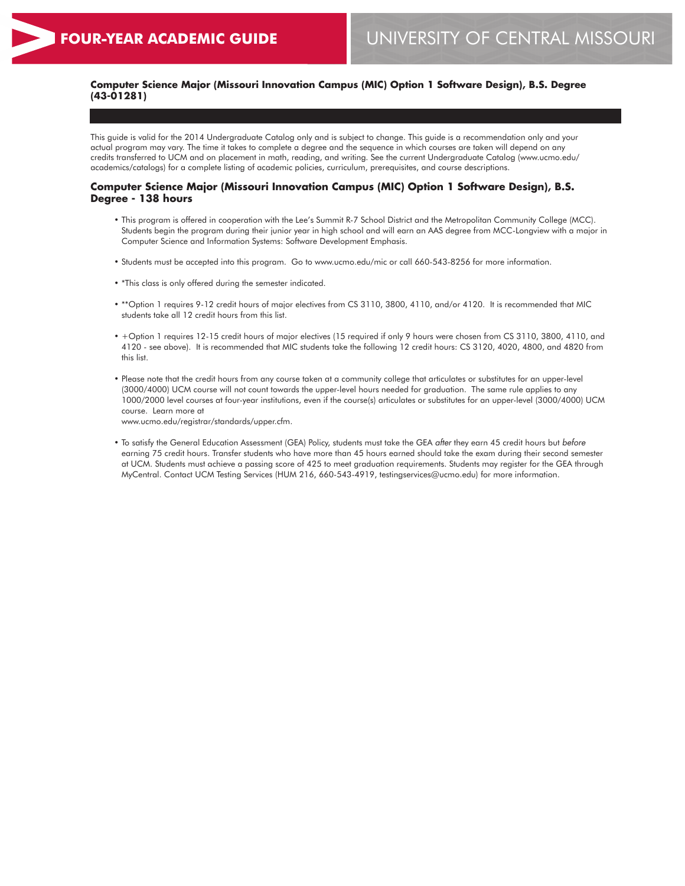**Computer Science Major (Missouri Innovation Campus (MIC) Option 1 Software Design), B.S. Degree (43-01281)**

This guide is valid for the 2014 Undergraduate Catalog only and is subject to change. This guide is a recommendation only and your actual program may vary. The time it takes to complete a degree and the sequence in which courses are taken will depend on any credits transferred to UCM and on placement in math, reading, and writing. See the current Undergraduate Catalog (www.ucmo.edu/academics/catalogs) for a complete listing of academic policies, curriculum, prerequisites, and course descriptions.

## Computer Science Major (Missouri Innovation Campus (MIC) Option 1 Software Design), B.S. Degree - 138 hours

- This program is offered in cooperation with the Lee's Summit R-7 School District and the Metropolitan Community College (MCC). Students begin the program during their junior year in high school and will earn an AAS degree from MCC-Longview with a major in Computer Science and Information Systems: Software Development Emphasis.
- Students must be accepted into this program. Go to www.ucmo.edu/mic or call 660-543-8256 for more information.
- *This class is only offered during the semester indicated.
- **Option 1 requires 9-12 credit hours of major electives from CS 3110, 3800, 4110, and/or 4120. It is recommended that MIC students take all 12 credit hours from this list.
- +Option 1 requires 12-15 credit hours of major electives (15 required if only 9 hours were chosen from CS 3110, 3800, 4110, and 4120 - see above). It is recommended that MIC students take the following 12 credit hours: CS 3120, 4020, 4800, and 4820 from this list.
- Please note that the credit hours from any course taken at a community college that articulates or substitutes for an upper-level (3000/4000) UCM course will not count towards the upper-level hours needed for graduation. The same rule applies to any 1000/2000 level courses at four-year institutions, even if the course(s) articulates or substitutes for an upper-level (3000/4000) UCM course. Learn more at www.ucmo.edu/registrar/standards/upper.cfm.
- To satisfy the General Education Assessment (GEA) Policy, students must take the GEA *after* they earn 45 credit hours but *before* earning 75 credit hours. Transfer students who have more than 45 hours earned should take the exam during their second semester at UCM. Students must achieve a passing score of 425 to meet graduation requirements. Students may register for the GEA through MyCentral. Contact UCM Testing Services (HUM 216, 660-543-4919, testingservices@ucmo.edu) for more information.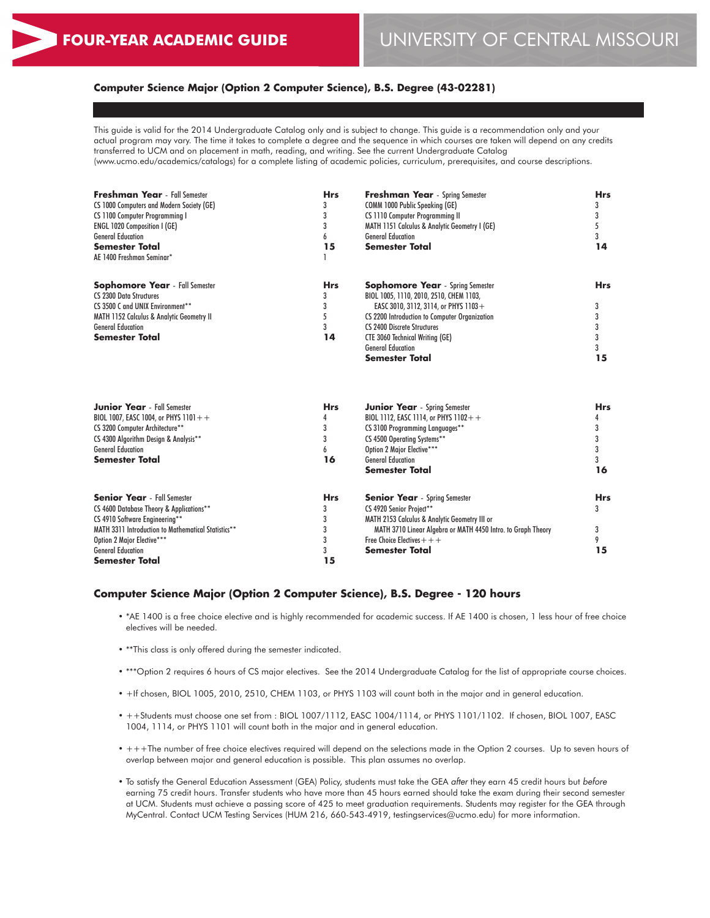# FOUR-YEAR ACADEMIC GUIDE

UNIVERSITY OF CENTRAL MISSOURI

## Computer Science Major (Option 2 Computer Science), B.S. Degree (43-02281)

This guide is valid for the 2014 Undergraduate Catalog only and is subject to change. This guide is a recommendation only and your actual program may vary. The time it takes to complete a degree and the sequence in which courses are taken will depend on any credits transferred to UCM and on placement in math, reading, and writing. See the current Undergraduate Catalog (www.ucmo.edu/academics/catalogs) for a complete listing of academic policies, curriculum, prerequisites, and course descriptions.

| **Freshman Year** - Fall Semester | **Hrs** | **Freshman Year** - Spring Semester | **Hrs** |
|---|---|---|---|
| CS 1000 Computers and Modern Society (GE) | 3 | COMM 1000 Public Speaking (GE) | 3 |
| CS 1100 Computer Programming I | 3 | CS 1110 Computer Programming II | 3 |
| ENGL 1020 Composition I (GE) | 3 | MATH 1151 Calculus & Analytic Geometry I (GE) | 5 |
| General Education | 6 | General Education | 3 |
| **Semester Total** | **15** | **Semester Total** | **14** |
| AE 1400 Freshman Seminar* | 1 | | |

| **Sophomore Year** - Fall Semester | **Hrs** | **Sophomore Year** - Spring Semester | **Hrs** |
|---|---|---|---|
| CS 2300 Data Structures | 3 | BIOL 1005, 1110, 2010, 2510, CHEM 1103, EASC 3010, 3112, 3114, or PHYS 1103+ | 3 |
| CS 3500 C and UNIX Environment** | 3 | CS 2200 Introduction to Computer Organization | 3 |
| MATH 1152 Calculus & Analytic Geometry II | 5 | CS 2400 Discrete Structures | 3 |
| General Education | 3 | CTE 3060 Technical Writing (GE) | 3 |
| **Semester Total** | **14** | General Education | 3 |
| | | **Semester Total** | **15** |

| **Junior Year** - Fall Semester | **Hrs** | **Junior Year** - Spring Semester | **Hrs** |
|---|---|---|---|
| BIOL 1007, EASC 1004, or PHYS 1101++ | 4 | BIOL 1112, EASC 1114, or PHYS 1102++ | 4 |
| CS 3200 Computer Architecture** | 3 | CS 3100 Programming Languages** | 3 |
| CS 4300 Algorithm Design & Analysis** | 3 | CS 4500 Operating Systems** | 3 |
| General Education | 6 | Option 2 Major Elective*** | 3 |
| **Semester Total** | **16** | General Education | 3 |
| | | **Semester Total** | **16** |

| **Senior Year** - Fall Semester | **Hrs** | **Senior Year** - Spring Semester | **Hrs** |
|---|---|---|---|
| CS 4600 Database Theory & Applications** | 3 | CS 4920 Senior Project** | 3 |
| CS 4910 Software Engineering** | 3 | MATH 2153 Calculus & Analytic Geometry III or MATH 3710 Linear Algebra or MATH 4450 Intro. to Graph Theory | 3 |
| MATH 3311 Introduction to Mathematical Statistics** | 3 | Free Choice Electives+++ | 9 |
| Option 2 Major Elective*** | 3 | **Semester Total** | **15** |
| General Education | 3 | | |
| **Semester Total** | **15** | | |

## Computer Science Major (Option 2 Computer Science), B.S. Degree - 120 hours

- *AE 1400 is a free choice elective and is highly recommended for academic success. If AE 1400 is chosen, 1 less hour of free choice electives will be needed.
- **This class is only offered during the semester indicated.
- ***Option 2 requires 6 hours of CS major electives. See the 2014 Undergraduate Catalog for the list of appropriate course choices.
- +If chosen, BIOL 1005, 2010, 2510, CHEM 1103, or PHYS 1103 will count both in the major and in general education.
- ++Students must choose one set from : BIOL 1007/1112, EASC 1004/1114, or PHYS 1101/1102. If chosen, BIOL 1007, EASC 1004, 1114, or PHYS 1101 will count both in the major and in general education.
- +++The number of free choice electives required will depend on the selections made in the Option 2 courses. Up to seven hours of overlap between major and general education is possible. This plan assumes no overlap.
- To satisfy the General Education Assessment (GEA) Policy, students must take the GEA *after* they earn 45 credit hours but *before* earning 75 credit hours. Transfer students who have more than 45 hours earned should take the exam during their second semester at UCM. Students must achieve a passing score of 425 to meet graduation requirements. Students may register for the GEA through MyCentral. Contact UCM Testing Services (HUM 216, 660-543-4919, testingservices@ucmo.edu) for more information.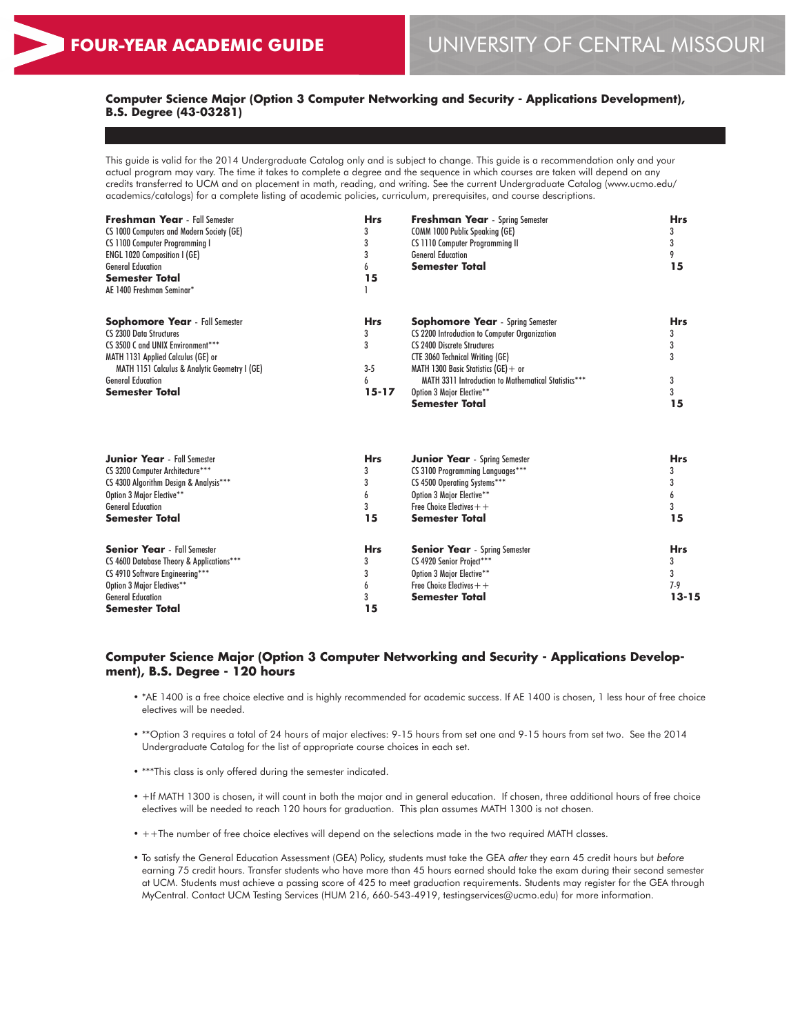# FOUR-YEAR ACADEMIC GUIDE

UNIVERSITY OF CENTRAL MISSOURI

## Computer Science Major (Option 3 Computer Networking and Security - Applications Development), B.S. Degree (43-03281)

This guide is valid for the 2014 Undergraduate Catalog only and is subject to change. This guide is a recommendation only and your actual program may vary. The time it takes to complete a degree and the sequence in which courses are taken will depend on any credits transferred to UCM and on placement in math, reading, and writing. See the current Undergraduate Catalog (www.ucmo.edu/academics/catalogs) for a complete listing of academic policies, curriculum, prerequisites, and course descriptions.

| **Freshman Year** - Fall Semester | **Hrs** | **Freshman Year** - Spring Semester | **Hrs** |
|---|---|---|---|
| CS 1000 Computers and Modern Society (GE) | 3 | COMM 1000 Public Speaking (GE) | 3 |
| CS 1100 Computer Programming I | 3 | CS 1110 Computer Programming II | 3 |
| ENGL 1020 Composition I (GE) | 3 | General Education | 9 |
| General Education | 6 | **Semester Total** | **15** |
| **Semester Total** | **15** | | |
| AE 1400 Freshman Seminar* | 1 | | |

| **Sophomore Year** - Fall Semester | **Hrs** | **Sophomore Year** - Spring Semester | **Hrs** |
|---|---|---|---|
| CS 2300 Data Structures | 3 | CS 2200 Introduction to Computer Organization | 3 |
| CS 3500 C and UNIX Environment*** | 3 | CS 2400 Discrete Structures | 3 |
| MATH 1131 Applied Calculus (GE) or | | CTE 3060 Technical Writing (GE) | 3 |
| MATH 1151 Calculus & Analytic Geometry I (GE) | 3-5 | MATH 1300 Basic Statistics (GE)+ or | |
| General Education | 6 | MATH 3311 Introduction to Mathematical Statistics*** | 3 |
| **Semester Total** | **15-17** | Option 3 Major Elective** | 3 |
| | | **Semester Total** | **15** |

| **Junior Year** - Fall Semester | **Hrs** | **Junior Year** - Spring Semester | **Hrs** |
|---|---|---|---|
| CS 3200 Computer Architecture*** | 3 | CS 3100 Programming Languages*** | 3 |
| CS 4300 Algorithm Design & Analysis*** | 3 | CS 4500 Operating Systems*** | 3 |
| Option 3 Major Elective** | 6 | Option 3 Major Elective** | 6 |
| General Education | 3 | Free Choice Electives++ | 3 |
| **Semester Total** | **15** | **Semester Total** | **15** |

| **Senior Year** - Fall Semester | **Hrs** | **Senior Year** - Spring Semester | **Hrs** |
|---|---|---|---|
| CS 4600 Database Theory & Applications*** | 3 | CS 4920 Senior Project*** | 3 |
| CS 4910 Software Engineering*** | 3 | Option 3 Major Elective** | 3 |
| Option 3 Major Electives** | 6 | Free Choice Electives++ | 7-9 |
| General Education | 3 | **Semester Total** | **13-15** |
| **Semester Total** | **15** | | |

## Computer Science Major (Option 3 Computer Networking and Security - Applications Development), B.S. Degree - 120 hours

- *AE 1400 is a free choice elective and is highly recommended for academic success. If AE 1400 is chosen, 1 less hour of free choice electives will be needed.
- **Option 3 requires a total of 24 hours of major electives: 9-15 hours from set one and 9-15 hours from set two. See the 2014 Undergraduate Catalog for the list of appropriate course choices in each set.
- ***This class is only offered during the semester indicated.
- +If MATH 1300 is chosen, it will count in both the major and in general education. If chosen, three additional hours of free choice electives will be needed to reach 120 hours for graduation. This plan assumes MATH 1300 is not chosen.
- ++The number of free choice electives will depend on the selections made in the two required MATH classes.
- To satisfy the General Education Assessment (GEA) Policy, students must take the GEA *after* they earn 45 credit hours but *before* earning 75 credit hours. Transfer students who have more than 45 hours earned should take the exam during their second semester at UCM. Students must achieve a passing score of 425 to meet graduation requirements. Students may register for the GEA through MyCentral. Contact UCM Testing Services (HUM 216, 660-543-4919, testingservices@ucmo.edu) for more information.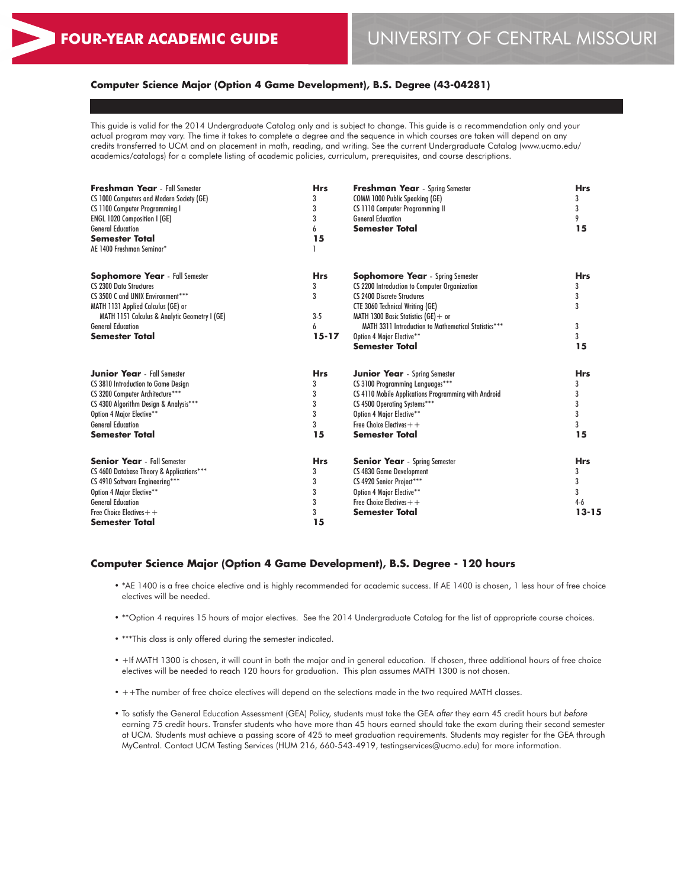# FOUR-YEAR ACADEMIC GUIDE

# UNIVERSITY OF CENTRAL MISSOURI

## Computer Science Major (Option 4 Game Development), B.S. Degree (43-04281)

This guide is valid for the 2014 Undergraduate Catalog only and is subject to change. This guide is a recommendation only and your actual program may vary. The time it takes to complete a degree and the sequence in which courses are taken will depend on any credits transferred to UCM and on placement in math, reading, and writing. See the current Undergraduate Catalog (www.ucmo.edu/academics/catalogs) for a complete listing of academic policies, curriculum, prerequisites, and course descriptions.

| **Freshman Year** - Fall Semester | **Hrs** | **Freshman Year** - Spring Semester | **Hrs** |
|---|---|---|---|
| CS 1000 Computers and Modern Society (GE) | 3 | COMM 1000 Public Speaking (GE) | 3 |
| CS 1100 Computer Programming I | 3 | CS 1110 Computer Programming II | 3 |
| ENGL 1020 Composition I (GE) | 3 | General Education | 9 |
| General Education | 6 | **Semester Total** | **15** |
| **Semester Total** | **15** | | |
| AE 1400 Freshman Seminar* | 1 | | |

| **Sophomore Year** - Fall Semester | **Hrs** | **Sophomore Year** - Spring Semester | **Hrs** |
|---|---|---|---|
| CS 2300 Data Structures | 3 | CS 2200 Introduction to Computer Organization | 3 |
| CS 3500 C and UNIX Environment*** | 3 | CS 2400 Discrete Structures | 3 |
| MATH 1131 Applied Calculus (GE) or | | CTE 3060 Technical Writing (GE) | 3 |
| MATH 1151 Calculus & Analytic Geometry I (GE) | 3-5 | MATH 1300 Basic Statistics (GE)+ or | |
| General Education | 6 | MATH 3311 Introduction to Mathematical Statistics*** | 3 |
| **Semester Total** | **15-17** | Option 4 Major Elective** | 3 |
| | | **Semester Total** | **15** |

| **Junior Year** - Fall Semester | **Hrs** | **Junior Year** - Spring Semester | **Hrs** |
|---|---|---|---|
| CS 3810 Introduction to Game Design | 3 | CS 3100 Programming Languages*** | 3 |
| CS 3200 Computer Architecture*** | 3 | CS 4110 Mobile Applications Programming with Android | 3 |
| CS 4300 Algorithm Design & Analysis*** | 3 | CS 4500 Operating Systems*** | 3 |
| Option 4 Major Elective** | 3 | Option 4 Major Elective** | 3 |
| General Education | 3 | Free Choice Electives++ | 3 |
| **Semester Total** | **15** | **Semester Total** | **15** |

| **Senior Year** - Fall Semester | **Hrs** | **Senior Year** - Spring Semester | **Hrs** |
|---|---|---|---|
| CS 4600 Database Theory & Applications*** | 3 | CS 4830 Game Development | 3 |
| CS 4910 Software Engineering*** | 3 | CS 4920 Senior Project*** | 3 |
| Option 4 Major Elective** | 3 | Option 4 Major Elective** | 3 |
| General Education | 3 | Free Choice Electives++ | 4-6 |
| Free Choice Electives++ | 3 | **Semester Total** | **13-15** |
| **Semester Total** | **15** | | |

## Computer Science Major (Option 4 Game Development), B.S. Degree - 120 hours

- *AE 1400 is a free choice elective and is highly recommended for academic success. If AE 1400 is chosen, 1 less hour of free choice electives will be needed.
- **Option 4 requires 15 hours of major electives. See the 2014 Undergraduate Catalog for the list of appropriate course choices.
- ***This class is only offered during the semester indicated.
- +If MATH 1300 is chosen, it will count in both the major and in general education. If chosen, three additional hours of free choice electives will be needed to reach 120 hours for graduation. This plan assumes MATH 1300 is not chosen.
- ++The number of free choice electives will depend on the selections made in the two required MATH classes.
- To satisfy the General Education Assessment (GEA) Policy, students must take the GEA *after* they earn 45 credit hours but *before* earning 75 credit hours. Transfer students who have more than 45 hours earned should take the exam during their second semester at UCM. Students must achieve a passing score of 425 to meet graduation requirements. Students may register for the GEA through MyCentral. Contact UCM Testing Services (HUM 216, 660-543-4919, testingservices@ucmo.edu) for more information.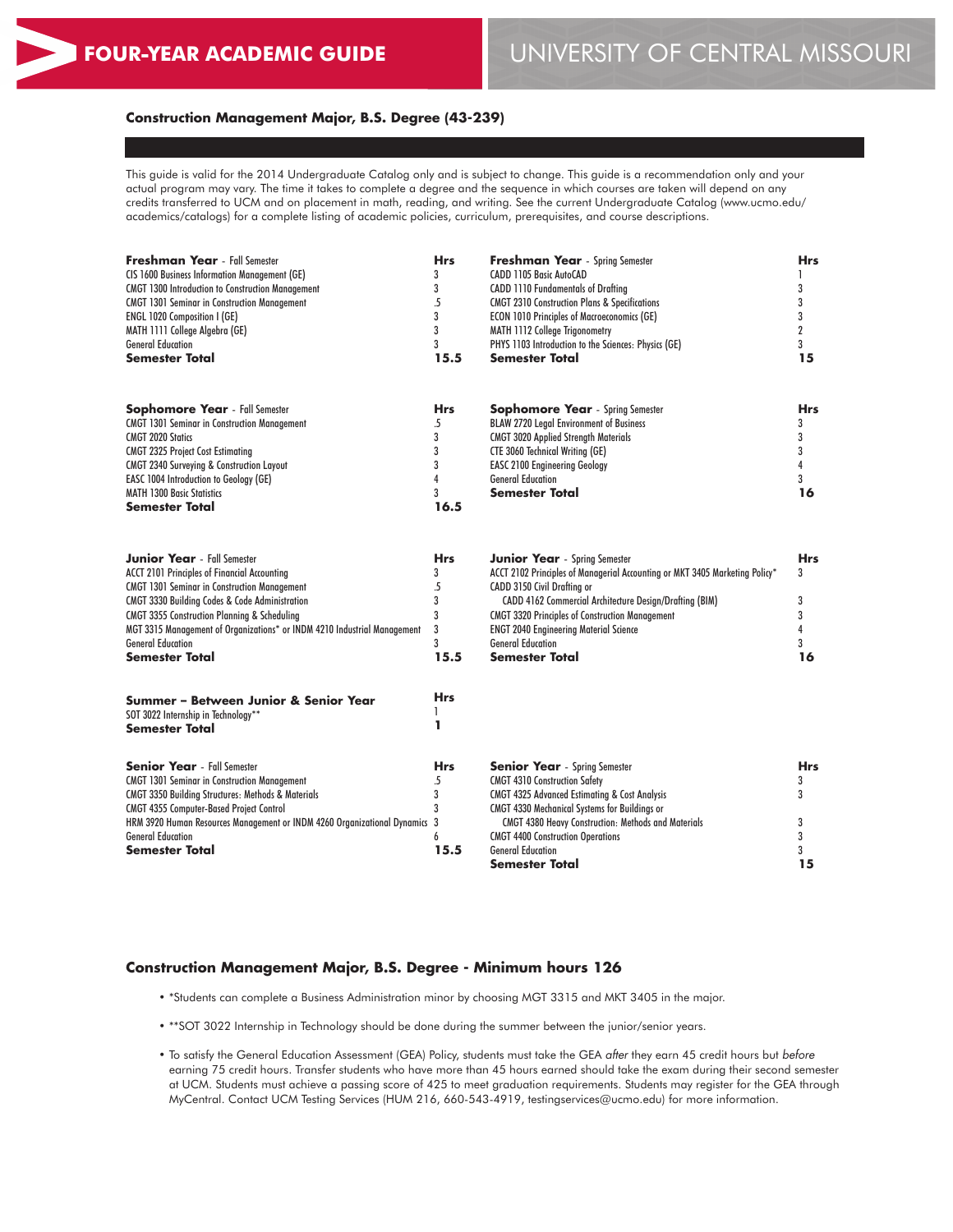# FOUR-YEAR ACADEMIC GUIDE

# UNIVERSITY OF CENTRAL MISSOURI

## Construction Management Major, B.S. Degree (43-239)

This guide is valid for the 2014 Undergraduate Catalog only and is subject to change. This guide is a recommendation only and your actual program may vary. The time it takes to complete a degree and the sequence in which courses are taken will depend on any credits transferred to UCM and on placement in math, reading, and writing. See the current Undergraduate Catalog (www.ucmo.edu/academics/catalogs) for a complete listing of academic policies, curriculum, prerequisites, and course descriptions.

| **Freshman Year** - Fall Semester | **Hrs** |
|---|---|
| CIS 1600 Business Information Management (GE) | 3 |
| CMGT 1300 Introduction to Construction Management | 3 |
| CMGT 1301 Seminar in Construction Management | .5 |
| ENGL 1020 Composition I (GE) | 3 |
| MATH 1111 College Algebra (GE) | 3 |
| General Education | 3 |
| **Semester Total** | **15.5** |

| **Freshman Year** - Spring Semester | **Hrs** |
|---|---|
| CADD 1105 Basic AutoCAD | 1 |
| CADD 1110 Fundamentals of Drafting | 3 |
| CMGT 2310 Construction Plans & Specifications | 3 |
| ECON 1010 Principles of Macroeconomics (GE) | 3 |
| MATH 1112 College Trigonometry | 2 |
| PHYS 1103 Introduction to the Sciences: Physics (GE) | 3 |
| **Semester Total** | **15** |

| **Sophomore Year** - Fall Semester | **Hrs** |
|---|---|
| CMGT 1301 Seminar in Construction Management | .5 |
| CMGT 2020 Statics | 3 |
| CMGT 2325 Project Cost Estimating | 3 |
| CMGT 2340 Surveying & Construction Layout | 3 |
| EASC 1004 Introduction to Geology (GE) | 4 |
| MATH 1300 Basic Statistics | 3 |
| **Semester Total** | **16.5** |

| **Sophomore Year** - Spring Semester | **Hrs** |
|---|---|
| BLAW 2720 Legal Environment of Business | 3 |
| CMGT 3020 Applied Strength Materials | 3 |
| CTE 3060 Technical Writing (GE) | 3 |
| EASC 2100 Engineering Geology | 4 |
| General Education | 3 |
| **Semester Total** | **16** |

| **Junior Year** - Fall Semester | **Hrs** |
|---|---|
| ACCT 2101 Principles of Financial Accounting | 3 |
| CMGT 1301 Seminar in Construction Management | .5 |
| CMGT 3330 Building Codes & Code Administration | 3 |
| CMGT 3355 Construction Planning & Scheduling | 3 |
| MGT 3315 Management of Organizations* or INDM 4210 Industrial Management | 3 |
| General Education | 3 |
| **Semester Total** | **15.5** |

| **Junior Year** - Spring Semester | **Hrs** |
|---|---|
| ACCT 2102 Principles of Managerial Accounting or MKT 3405 Marketing Policy* | 3 |
| CADD 3150 Civil Drafting or CADD 4162 Commercial Architecture Design/Drafting (BIM) | 3 |
| CMGT 3320 Principles of Construction Management | 3 |
| ENGT 2040 Engineering Material Science | 4 |
| General Education | 3 |
| **Semester Total** | **16** |

| **Summer – Between Junior & Senior Year** | **Hrs** |
|---|---|
| SOT 3022 Internship in Technology** | 1 |
| **Semester Total** | **1** |

| **Senior Year** - Fall Semester | **Hrs** |
|---|---|
| CMGT 1301 Seminar in Construction Management | .5 |
| CMGT 3350 Building Structures: Methods & Materials | 3 |
| CMGT 4355 Computer-Based Project Control | 3 |
| HRM 3920 Human Resources Management or INDM 4260 Organizational Dynamics | 3 |
| General Education | 6 |
| **Semester Total** | **15.5** |

| **Senior Year** - Spring Semester | **Hrs** |
|---|---|
| CMGT 4310 Construction Safety | 3 |
| CMGT 4325 Advanced Estimating & Cost Analysis | 3 |
| CMGT 4330 Mechanical Systems for Buildings or CMGT 4380 Heavy Construction: Methods and Materials | 3 |
| CMGT 4400 Construction Operations | 3 |
| General Education | 3 |
| **Semester Total** | **15** |

## Construction Management Major, B.S. Degree - Minimum hours 126

- *Students can complete a Business Administration minor by choosing MGT 3315 and MKT 3405 in the major.
- **SOT 3022 Internship in Technology should be done during the summer between the junior/senior years.
- To satisfy the General Education Assessment (GEA) Policy, students must take the GEA *after* they earn 45 credit hours but *before* earning 75 credit hours. Transfer students who have more than 45 hours earned should take the exam during their second semester at UCM. Students must achieve a passing score of 425 to meet graduation requirements. Students may register for the GEA through MyCentral. Contact UCM Testing Services (HUM 216, 660-543-4919, testingservices@ucmo.edu) for more information.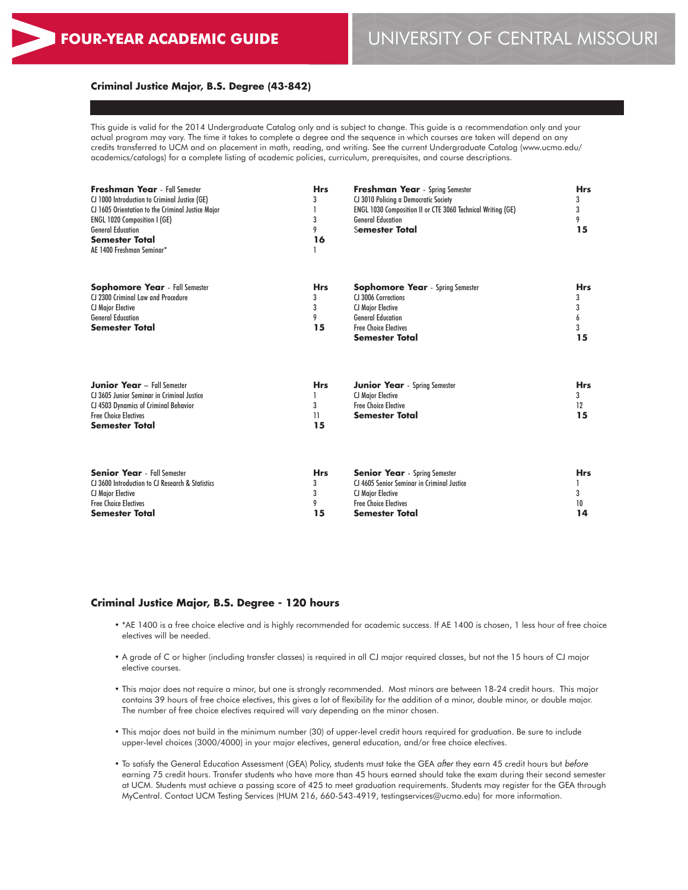# FOUR-YEAR ACADEMIC GUIDE — UNIVERSITY OF CENTRAL MISSOURI

## Criminal Justice Major, B.S. Degree (43-842)

This guide is valid for the 2014 Undergraduate Catalog only and is subject to change. This guide is a recommendation only and your actual program may vary. The time it takes to complete a degree and the sequence in which courses are taken will depend on any credits transferred to UCM and on placement in math, reading, and writing. See the current Undergraduate Catalog (www.ucmo.edu/academics/catalogs) for a complete listing of academic policies, curriculum, prerequisites, and course descriptions.

| **Freshman Year** - Fall Semester | **Hrs** | **Freshman Year** - Spring Semester | **Hrs** |
|---|---|---|---|
| CJ 1000 Introduction to Criminal Justice (GE) | 3 | CJ 3010 Policing a Democratic Society | 3 |
| CJ 1605 Orientation to the Criminal Justice Major | 1 | ENGL 1030 Composition II or CTE 3060 Technical Writing (GE) | 3 |
| ENGL 1020 Composition I (GE) | 3 | General Education | 9 |
| General Education | 9 | **Semester Total** | **15** |
| **Semester Total** | **16** | | |
| AE 1400 Freshman Seminar* | 1 | | |

| **Sophomore Year** - Fall Semester | **Hrs** | **Sophomore Year** - Spring Semester | **Hrs** |
|---|---|---|---|
| CJ 2300 Criminal Law and Procedure | 3 | CJ 3006 Corrections | 3 |
| CJ Major Elective | 3 | CJ Major Elective | 3 |
| General Education | 9 | General Education | 6 |
| **Semester Total** | **15** | Free Choice Electives | 3 |
| | | **Semester Total** | **15** |

| **Junior Year** – Fall Semester | **Hrs** | **Junior Year** - Spring Semester | **Hrs** |
|---|---|---|---|
| CJ 3605 Junior Seminar in Criminal Justice | 1 | CJ Major Elective | 3 |
| CJ 4503 Dynamics of Criminal Behavior | 3 | Free Choice Elective | 12 |
| Free Choice Electives | 11 | **Semester Total** | **15** |
| **Semester Total** | **15** | | |

| **Senior Year** - Fall Semester | **Hrs** | **Senior Year** - Spring Semester | **Hrs** |
|---|---|---|---|
| CJ 3600 Introduction to CJ Research & Statistics | 3 | CJ 4605 Senior Seminar in Criminal Justice | 1 |
| CJ Major Elective | 3 | CJ Major Elective | 3 |
| Free Choice Electives | 9 | Free Choice Electives | 10 |
| **Semester Total** | **15** | **Semester Total** | **14** |

## Criminal Justice Major, B.S. Degree - 120 hours

- *AE 1400 is a free choice elective and is highly recommended for academic success. If AE 1400 is chosen, 1 less hour of free choice electives will be needed.
- A grade of C or higher (including transfer classes) is required in all CJ major required classes, but not the 15 hours of CJ major elective courses.
- This major does not require a minor, but one is strongly recommended. Most minors are between 18-24 credit hours. This major contains 39 hours of free choice electives, this gives a lot of flexibility for the addition of a minor, double minor, or double major. The number of free choice electives required will vary depending on the minor chosen.
- This major does not build in the minimum number (30) of upper-level credit hours required for graduation. Be sure to include upper-level choices (3000/4000) in your major electives, general education, and/or free choice electives.
- To satisfy the General Education Assessment (GEA) Policy, students must take the GEA *after* they earn 45 credit hours but *before* earning 75 credit hours. Transfer students who have more than 45 hours earned should take the exam during their second semester at UCM. Students must achieve a passing score of 425 to meet graduation requirements. Students may register for the GEA through MyCentral. Contact UCM Testing Services (HUM 216, 660-543-4919, testingservices@ucmo.edu) for more information.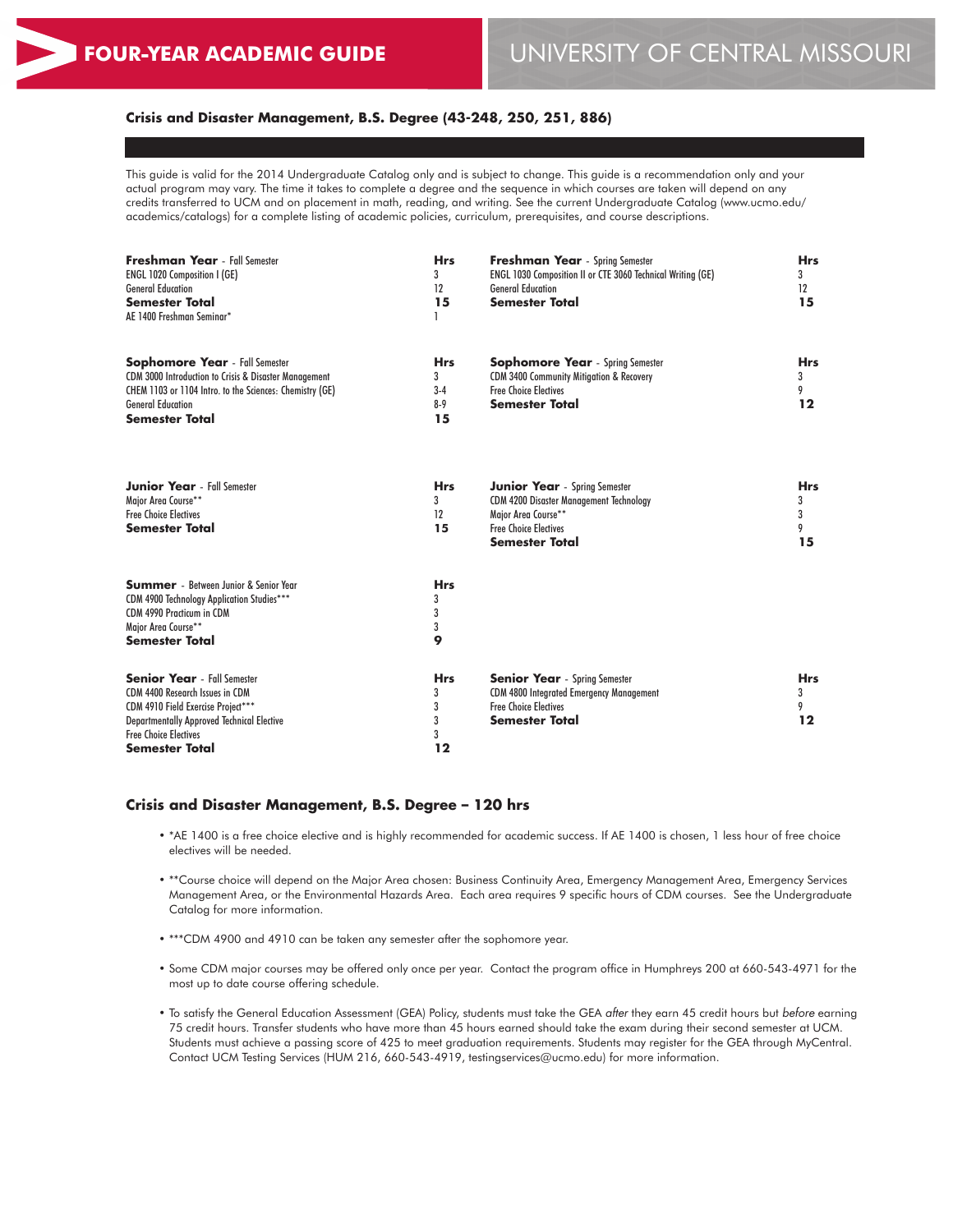## Crisis and Disaster Management, B.S. Degree (43-248, 250, 251, 886)

This guide is valid for the 2014 Undergraduate Catalog only and is subject to change. This guide is a recommendation only and your actual program may vary. The time it takes to complete a degree and the sequence in which courses are taken will depend on any credits transferred to UCM and on placement in math, reading, and writing. See the current Undergraduate Catalog (www.ucmo.edu/academics/catalogs) for a complete listing of academic policies, curriculum, prerequisites, and course descriptions.

| **Freshman Year** - Fall Semester | **Hrs** | **Freshman Year** - Spring Semester | **Hrs** |
|---|---|---|---|
| ENGL 1020 Composition I (GE) | 3 | ENGL 1030 Composition II or CTE 3060 Technical Writing (GE) | 3 |
| General Education | 12 | General Education | 12 |
| **Semester Total** | **15** | **Semester Total** | **15** |
| AE 1400 Freshman Seminar* | 1 | | |

| **Sophomore Year** - Fall Semester | **Hrs** | **Sophomore Year** - Spring Semester | **Hrs** |
|---|---|---|---|
| CDM 3000 Introduction to Crisis & Disaster Management | 3 | CDM 3400 Community Mitigation & Recovery | 3 |
| CHEM 1103 or 1104 Intro. to the Sciences: Chemistry (GE) | 3-4 | Free Choice Electives | 9 |
| General Education | 8-9 | **Semester Total** | **12** |
| **Semester Total** | **15** | | |

| **Junior Year** - Fall Semester | **Hrs** | **Junior Year** - Spring Semester | **Hrs** |
|---|---|---|---|
| Major Area Course** | 3 | CDM 4200 Disaster Management Technology | 3 |
| Free Choice Electives | 12 | Major Area Course** | 3 |
| **Semester Total** | **15** | Free Choice Electives | 9 |
| | | **Semester Total** | **15** |

| **Summer** - Between Junior & Senior Year | **Hrs** |
|---|---|
| CDM 4900 Technology Application Studies*** | 3 |
| CDM 4990 Practicum in CDM | 3 |
| Major Area Course** | 3 |
| **Semester Total** | **9** |

| **Senior Year** - Fall Semester | **Hrs** | **Senior Year** - Spring Semester | **Hrs** |
|---|---|---|---|
| CDM 4400 Research Issues in CDM | 3 | CDM 4800 Integrated Emergency Management | 3 |
| CDM 4910 Field Exercise Project*** | 3 | Free Choice Electives | 9 |
| Departmentally Approved Technical Elective | 3 | **Semester Total** | **12** |
| Free Choice Electives | 3 | | |
| **Semester Total** | **12** | | |

### Crisis and Disaster Management, B.S. Degree – 120 hrs

- *AE 1400 is a free choice elective and is highly recommended for academic success. If AE 1400 is chosen, 1 less hour of free choice electives will be needed.
- **Course choice will depend on the Major Area chosen: Business Continuity Area, Emergency Management Area, Emergency Services Management Area, or the Environmental Hazards Area. Each area requires 9 specific hours of CDM courses. See the Undergraduate Catalog for more information.
- ***CDM 4900 and 4910 can be taken any semester after the sophomore year.
- Some CDM major courses may be offered only once per year. Contact the program office in Humphreys 200 at 660-543-4971 for the most up to date course offering schedule.
- To satisfy the General Education Assessment (GEA) Policy, students must take the GEA *after* they earn 45 credit hours but *before* earning 75 credit hours. Transfer students who have more than 45 hours earned should take the exam during their second semester at UCM. Students must achieve a passing score of 425 to meet graduation requirements. Students may register for the GEA through MyCentral. Contact UCM Testing Services (HUM 216, 660-543-4919, testingservices@ucmo.edu) for more information.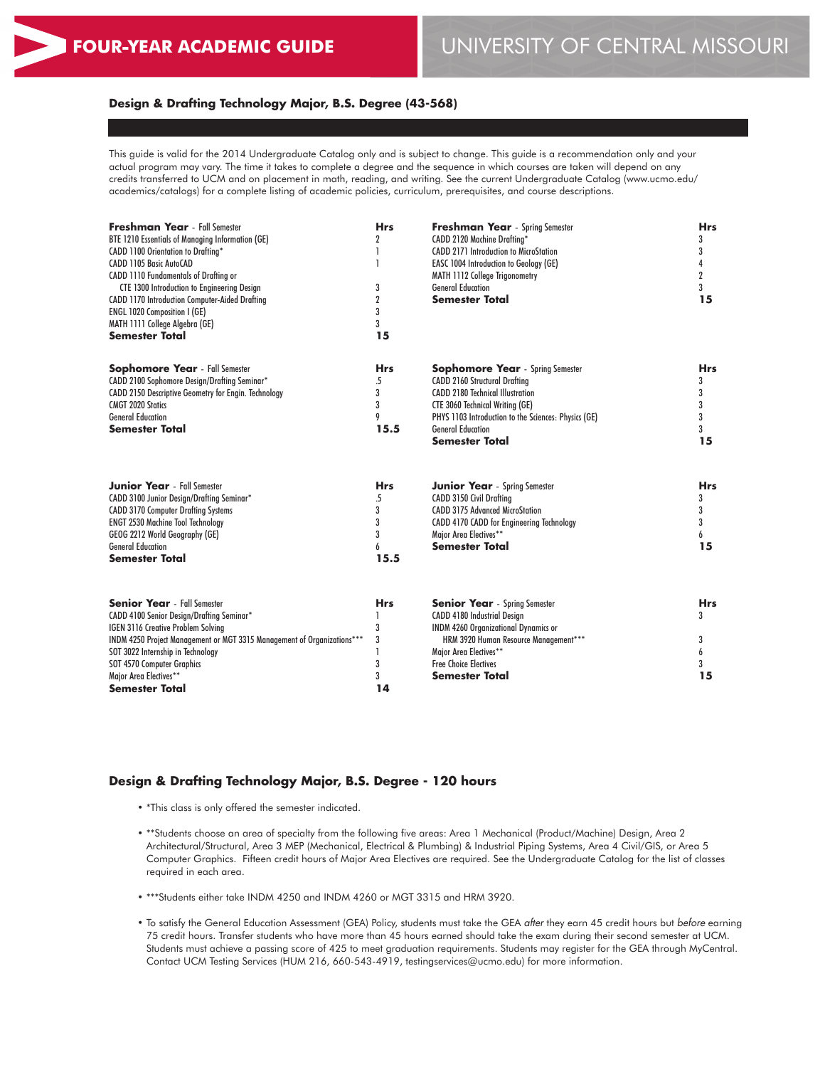# FOUR-YEAR ACADEMIC GUIDE

# UNIVERSITY OF CENTRAL MISSOURI

## Design & Drafting Technology Major, B.S. Degree (43-568)

This guide is valid for the 2014 Undergraduate Catalog only and is subject to change. This guide is a recommendation only and your actual program may vary. The time it takes to complete a degree and the sequence in which courses are taken will depend on any credits transferred to UCM and on placement in math, reading, and writing. See the current Undergraduate Catalog (www.ucmo.edu/academics/catalogs) for a complete listing of academic policies, curriculum, prerequisites, and course descriptions.

| **Freshman Year** - Fall Semester | **Hrs** |
|---|---|
| BTE 1210 Essentials of Managing Information (GE) | 2 |
| CADD 1100 Orientation to Drafting* | 1 |
| CADD 1105 Basic AutoCAD | 1 |
| CADD 1110 Fundamentals of Drafting or CTE 1300 Introduction to Engineering Design | 3 |
| CADD 1170 Introduction Computer-Aided Drafting | 2 |
| ENGL 1020 Composition I (GE) | 3 |
| MATH 1111 College Algebra (GE) | 3 |
| **Semester Total** | **15** |

| **Freshman Year** - Spring Semester | **Hrs** |
|---|---|
| CADD 2120 Machine Drafting* | 3 |
| CADD 2171 Introduction to MicroStation | 3 |
| EASC 1004 Introduction to Geology (GE) | 4 |
| MATH 1112 College Trigonometry | 2 |
| General Education | 3 |
| **Semester Total** | **15** |

| **Sophomore Year** - Fall Semester | **Hrs** |
|---|---|
| CADD 2100 Sophomore Design/Drafting Seminar* | .5 |
| CADD 2150 Descriptive Geometry for Engin. Technology | 3 |
| CMGT 2020 Statics | 3 |
| General Education | 9 |
| **Semester Total** | **15.5** |

| **Sophomore Year** - Spring Semester | **Hrs** |
|---|---|
| CADD 2160 Structural Drafting | 3 |
| CADD 2180 Technical Illustration | 3 |
| CTE 3060 Technical Writing (GE) | 3 |
| PHYS 1103 Introduction to the Sciences: Physics (GE) | 3 |
| General Education | 3 |
| **Semester Total** | **15** |

| **Junior Year** - Fall Semester | **Hrs** |
|---|---|
| CADD 3100 Junior Design/Drafting Seminar* | .5 |
| CADD 3170 Computer Drafting Systems | 3 |
| ENGT 2530 Machine Tool Technology | 3 |
| GEOG 2212 World Geography (GE) | 3 |
| General Education | 6 |
| **Semester Total** | **15.5** |

| **Junior Year** - Spring Semester | **Hrs** |
|---|---|
| CADD 3150 Civil Drafting | 3 |
| CADD 3175 Advanced MicroStation | 3 |
| CADD 4170 CADD for Engineering Technology | 3 |
| Major Area Electives** | 6 |
| **Semester Total** | **15** |

| **Senior Year** - Fall Semester | **Hrs** |
|---|---|
| CADD 4100 Senior Design/Drafting Seminar* | 1 |
| IGEN 3116 Creative Problem Solving | 3 |
| INDM 4250 Project Management or MGT 3315 Management of Organizations*** | 3 |
| SOT 3022 Internship in Technology | 1 |
| SOT 4570 Computer Graphics | 3 |
| Major Area Electives** | 3 |
| **Semester Total** | **14** |

| **Senior Year** - Spring Semester | **Hrs** |
|---|---|
| CADD 4180 Industrial Design | 3 |
| INDM 4260 Organizational Dynamics or HRM 3920 Human Resource Management*** | 3 |
| Major Area Electives** | 6 |
| Free Choice Electives | 3 |
| **Semester Total** | **15** |

## Design & Drafting Technology Major, B.S. Degree - 120 hours

- *This class is only offered the semester indicated.
- **Students choose an area of specialty from the following five areas: Area 1 Mechanical (Product/Machine) Design, Area 2 Architectural/Structural, Area 3 MEP (Mechanical, Electrical & Plumbing) & Industrial Piping Systems, Area 4 Civil/GIS, or Area 5 Computer Graphics. Fifteen credit hours of Major Area Electives are required. See the Undergraduate Catalog for the list of classes required in each area.
- ***Students either take INDM 4250 and INDM 4260 or MGT 3315 and HRM 3920.
- To satisfy the General Education Assessment (GEA) Policy, students must take the GEA *after* they earn 45 credit hours but *before* earning 75 credit hours. Transfer students who have more than 45 hours earned should take the exam during their second semester at UCM. Students must achieve a passing score of 425 to meet graduation requirements. Students may register for the GEA through MyCentral. Contact UCM Testing Services (HUM 216, 660-543-4919, testingservices@ucmo.edu) for more information.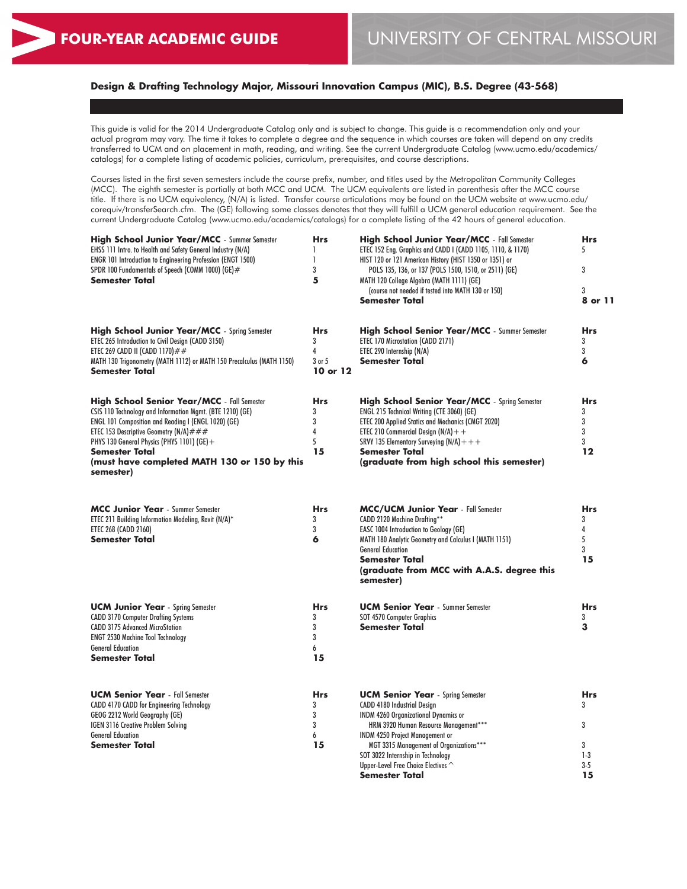# FOUR-YEAR ACADEMIC GUIDE

# UNIVERSITY OF CENTRAL MISSOURI

## Design & Drafting Technology Major, Missouri Innovation Campus (MIC), B.S. Degree (43-568)

This guide is valid for the 2014 Undergraduate Catalog only and is subject to change. This guide is a recommendation only and your actual program may vary. The time it takes to complete a degree and the sequence in which courses are taken will depend on any credits transferred to UCM and on placement in math, reading, and writing. See the current Undergraduate Catalog (www.ucmo.edu/academics/catalogs) for a complete listing of academic policies, curriculum, prerequisites, and course descriptions.

Courses listed in the first seven semesters include the course prefix, number, and titles used by the Metropolitan Community Colleges (MCC). The eighth semester is partially at both MCC and UCM. The UCM equivalents are listed in parenthesis after the MCC course title. If there is no UCM equivalency, (N/A) is listed. Transfer course articulations may be found on the UCM website at www.ucmo.edu/corequiv/transferSearch.cfm. The (GE) following some classes denotes that they will fulfill a UCM general education requirement. See the current Undergraduate Catalog (www.ucmo.edu/academics/catalogs) for a complete listing of the 42 hours of general education.

| **High School Junior Year/MCC** - Summer Semester | **Hrs** |
|---|---|
| EHSS 111 Intro. to Health and Safety General Industry (N/A) | 1 |
| ENGR 101 Introduction to Engineering Profession (ENGT 1500) | 1 |
| SPDR 100 Fundamentals of Speech (COMM 1000) (GE)# | 3 |
| **Semester Total** | **5** |

| **High School Junior Year/MCC** - Fall Semester | **Hrs** |
|---|---|
| ETEC 152 Eng. Graphics and CADD I (CADD 1105, 1110, & 1170) | 5 |
| HIST 120 or 121 American History (HIST 1350 or 1351) or POLS 135, 136, or 137 (POLS 1500, 1510, or 2511) (GE) | 3 |
| MATH 120 College Algebra (MATH 1111) (GE) (course not needed if tested into MATH 130 or 150) | 3 |
| **Semester Total** | **8 or 11** |

| **High School Junior Year/MCC** - Spring Semester | **Hrs** |
|---|---|
| ETEC 265 Introduction to Civil Design (CADD 3150) | 3 |
| ETEC 269 CADD II (CADD 1170)## | 4 |
| MATH 130 Trigonometry (MATH 1112) or MATH 150 Precalculus (MATH 1150) | 3 or 5 |
| **Semester Total** | **10 or 12** |

| **High School Senior Year/MCC** - Summer Semester | **Hrs** |
|---|---|
| ETEC 170 Microstation (CADD 2171) | 3 |
| ETEC 290 Internship (N/A) | 3 |
| **Semester Total** | **6** |

| **High School Senior Year/MCC** - Fall Semester | **Hrs** |
|---|---|
| CSIS 110 Technology and Information Mgmt. (BTE 1210) (GE) | 3 |
| ENGL 101 Composition and Reading I (ENGL 1020) (GE) | 3 |
| ETEC 153 Descriptive Geometry (N/A)### | 4 |
| PHYS 130 General Physics (PHYS 1101) (GE)+ | 5 |
| **Semester Total** | **15** |
| **(must have completed MATH 130 or 150 by this semester)** | |

| **High School Senior Year/MCC** - Spring Semester | **Hrs** |
|---|---|
| ENGL 215 Technical Writing (CTE 3060) (GE) | 3 |
| ETEC 200 Applied Statics and Mechanics (CMGT 2020) | 3 |
| ETEC 210 Commercial Design (N/A)++ | 3 |
| SRVY 135 Elementary Surveying (N/A)+++ | 3 |
| **Semester Total** | **12** |
| **(graduate from high school this semester)** | |

| **MCC Junior Year** - Summer Semester | **Hrs** |
|---|---|
| ETEC 211 Building Information Modeling, Revit (N/A)* | 3 |
| ETEC 268 (CADD 2160) | 3 |
| **Semester Total** | **6** |

| **MCC/UCM Junior Year** - Fall Semester | **Hrs** |
|---|---|
| CADD 2120 Machine Drafting** | 3 |
| EASC 1004 Introduction to Geology (GE) | 4 |
| MATH 180 Analytic Geometry and Calculus I (MATH 1151) | 5 |
| General Education | 3 |
| **Semester Total** | **15** |
| **(graduate from MCC with A.A.S. degree this semester)** | |

| **UCM Junior Year** - Spring Semester | **Hrs** |
|---|---|
| CADD 3170 Computer Drafting Systems | 3 |
| CADD 3175 Advanced MicroStation | 3 |
| ENGT 2530 Machine Tool Technology | 3 |
| General Education | 6 |
| **Semester Total** | **15** |

| **UCM Senior Year** - Summer Semester | **Hrs** |
|---|---|
| SOT 4570 Computer Graphics | 3 |
| **Semester Total** | **3** |

| **UCM Senior Year** - Fall Semester | **Hrs** |
|---|---|
| CADD 4170 CADD for Engineering Technology | 3 |
| GEOG 2212 World Geography (GE) | 3 |
| IGEN 3116 Creative Problem Solving | 3 |
| General Education | 6 |
| **Semester Total** | **15** |

| **UCM Senior Year** - Spring Semester | **Hrs** |
|---|---|
| CADD 4180 Industrial Design | 3 |
| INDM 4260 Organizational Dynamics or HRM 3920 Human Resource Management*** | 3 |
| INDM 4250 Project Management or MGT 3315 Management of Organizations*** | 3 |
| SOT 3022 Internship in Technology | 1-3 |
| Upper-Level Free Choice Electives ^ | 3-5 |
| **Semester Total** | **15** |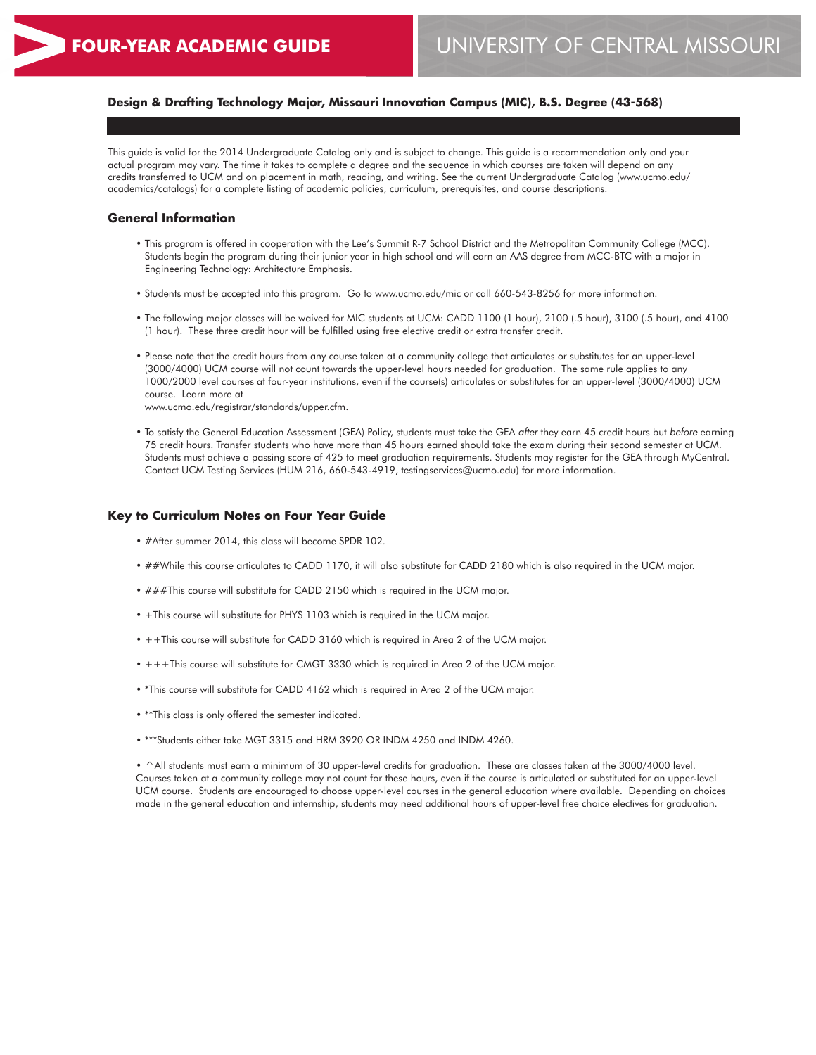# FOUR-YEAR ACADEMIC GUIDE

UNIVERSITY OF CENTRAL MISSOURI

**Design & Drafting Technology Major, Missouri Innovation Campus (MIC), B.S. Degree (43-568)**

This guide is valid for the 2014 Undergraduate Catalog only and is subject to change. This guide is a recommendation only and your actual program may vary. The time it takes to complete a degree and the sequence in which courses are taken will depend on any credits transferred to UCM and on placement in math, reading, and writing. See the current Undergraduate Catalog (www.ucmo.edu/academics/catalogs) for a complete listing of academic policies, curriculum, prerequisites, and course descriptions.

## General Information

- This program is offered in cooperation with the Lee's Summit R-7 School District and the Metropolitan Community College (MCC). Students begin the program during their junior year in high school and will earn an AAS degree from MCC-BTC with a major in Engineering Technology: Architecture Emphasis.
- Students must be accepted into this program. Go to www.ucmo.edu/mic or call 660-543-8256 for more information.
- The following major classes will be waived for MIC students at UCM: CADD 1100 (1 hour), 2100 (.5 hour), 3100 (.5 hour), and 4100 (1 hour). These three credit hour will be fulfilled using free elective credit or extra transfer credit.
- Please note that the credit hours from any course taken at a community college that articulates or substitutes for an upper-level (3000/4000) UCM course will not count towards the upper-level hours needed for graduation. The same rule applies to any 1000/2000 level courses at four-year institutions, even if the course(s) articulates or substitutes for an upper-level (3000/4000) UCM course. Learn more at www.ucmo.edu/registrar/standards/upper.cfm.
- To satisfy the General Education Assessment (GEA) Policy, students must take the GEA *after* they earn 45 credit hours but *before* earning 75 credit hours. Transfer students who have more than 45 hours earned should take the exam during their second semester at UCM. Students must achieve a passing score of 425 to meet graduation requirements. Students may register for the GEA through MyCentral. Contact UCM Testing Services (HUM 216, 660-543-4919, testingservices@ucmo.edu) for more information.

## Key to Curriculum Notes on Four Year Guide

- #After summer 2014, this class will become SPDR 102.
- ##While this course articulates to CADD 1170, it will also substitute for CADD 2180 which is also required in the UCM major.
- ###This course will substitute for CADD 2150 which is required in the UCM major.
- +This course will substitute for PHYS 1103 which is required in the UCM major.
- ++This course will substitute for CADD 3160 which is required in Area 2 of the UCM major.
- +++This course will substitute for CMGT 3330 which is required in Area 2 of the UCM major.
- *This course will substitute for CADD 4162 which is required in Area 2 of the UCM major.
- **This class is only offered the semester indicated.
- ***Students either take MGT 3315 and HRM 3920 OR INDM 4250 and INDM 4260.
- ^All students must earn a minimum of 30 upper-level credits for graduation. These are classes taken at the 3000/4000 level. Courses taken at a community college may not count for these hours, even if the course is articulated or substituted for an upper-level UCM course. Students are encouraged to choose upper-level courses in the general education where available. Depending on choices made in the general education and internship, students may need additional hours of upper-level free choice electives for graduation.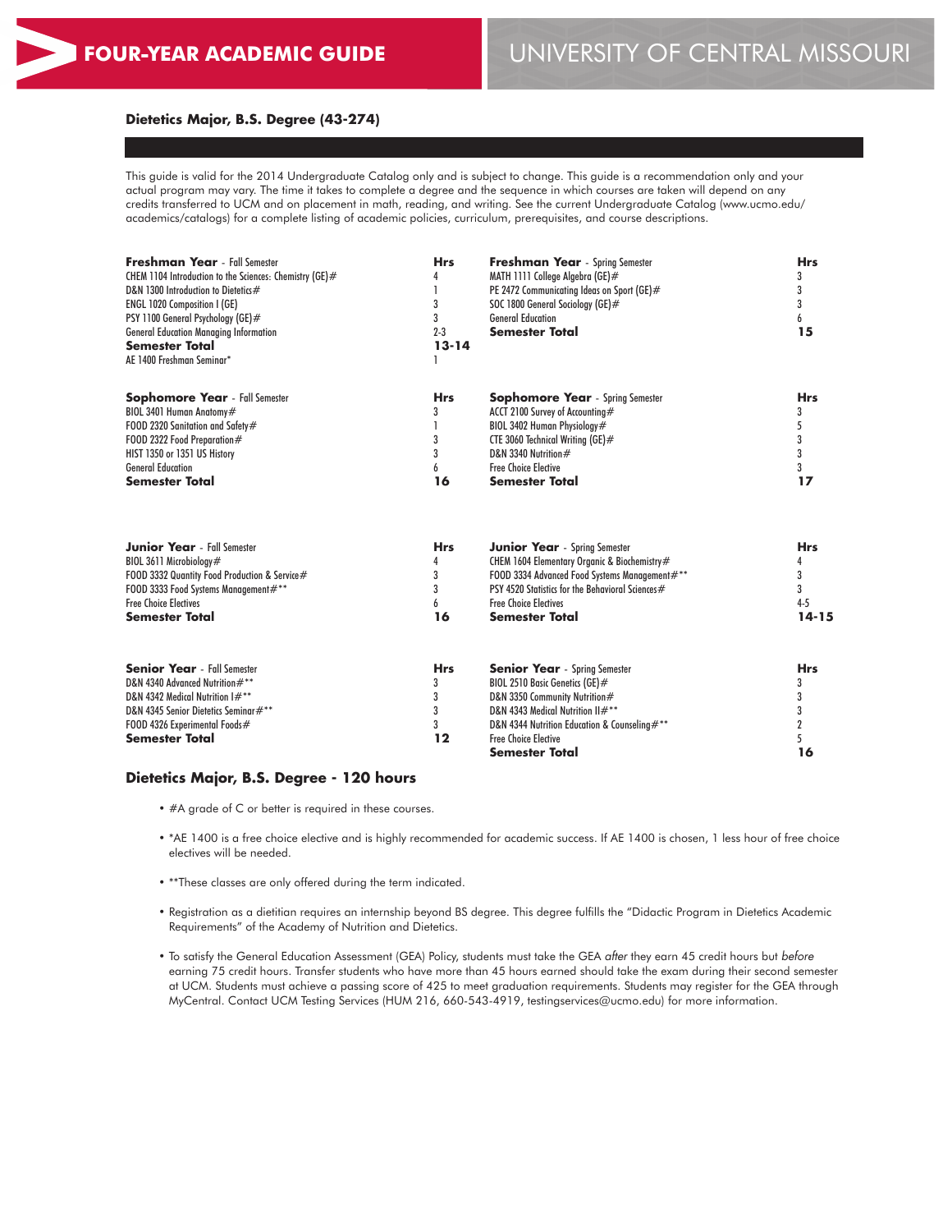# FOUR-YEAR ACADEMIC GUIDE

# UNIVERSITY OF CENTRAL MISSOURI

## Dietetics Major, B.S. Degree (43-274)

This guide is valid for the 2014 Undergraduate Catalog only and is subject to change. This guide is a recommendation only and your actual program may vary. The time it takes to complete a degree and the sequence in which courses are taken will depend on any credits transferred to UCM and on placement in math, reading, and writing. See the current Undergraduate Catalog (www.ucmo.edu/academics/catalogs) for a complete listing of academic policies, curriculum, prerequisites, and course descriptions.

| **Freshman Year** - Fall Semester | **Hrs** |
|---|---|
| CHEM 1104 Introduction to the Sciences: Chemistry (GE)# | 4 |
| D&N 1300 Introduction to Dietetics# | 1 |
| ENGL 1020 Composition I (GE) | 3 |
| PSY 1100 General Psychology (GE)# | 3 |
| General Education Managing Information | 2-3 |
| **Semester Total** | **13-14** |
| AE 1400 Freshman Seminar* | 1 |

| **Freshman Year** - Spring Semester | **Hrs** |
|---|---|
| MATH 1111 College Algebra (GE)# | 3 |
| PE 2472 Communicating Ideas on Sport (GE)# | 3 |
| SOC 1800 General Sociology (GE)# | 3 |
| General Education | 6 |
| **Semester Total** | **15** |

| **Sophomore Year** - Fall Semester | **Hrs** |
|---|---|
| BIOL 3401 Human Anatomy# | 3 |
| FOOD 2320 Sanitation and Safety# | 1 |
| FOOD 2322 Food Preparation# | 3 |
| HIST 1350 or 1351 US History | 3 |
| General Education | 6 |
| **Semester Total** | **16** |

| **Sophomore Year** - Spring Semester | **Hrs** |
|---|---|
| ACCT 2100 Survey of Accounting# | 3 |
| BIOL 3402 Human Physiology# | 5 |
| CTE 3060 Technical Writing (GE)# | 3 |
| D&N 3340 Nutrition# | 3 |
| Free Choice Elective | 3 |
| **Semester Total** | **17** |

| **Junior Year** - Fall Semester | **Hrs** |
|---|---|
| BIOL 3611 Microbiology# | 4 |
| FOOD 3332 Quantity Food Production & Service# | 3 |
| FOOD 3333 Food Systems Management#** | 3 |
| Free Choice Electives | 6 |
| **Semester Total** | **16** |

| **Junior Year** - Spring Semester | **Hrs** |
|---|---|
| CHEM 1604 Elementary Organic & Biochemistry# | 4 |
| FOOD 3334 Advanced Food Systems Management#** | 3 |
| PSY 4520 Statistics for the Behavioral Sciences# | 3 |
| Free Choice Electives | 4-5 |
| **Semester Total** | **14-15** |

| **Senior Year** - Fall Semester | **Hrs** |
|---|---|
| D&N 4340 Advanced Nutrition#** | 3 |
| D&N 4342 Medical Nutrition I#** | 3 |
| D&N 4345 Senior Dietetics Seminar#** | 3 |
| FOOD 4326 Experimental Foods# | 3 |
| **Semester Total** | **12** |

| **Senior Year** - Spring Semester | **Hrs** |
|---|---|
| BIOL 2510 Basic Genetics (GE)# | 3 |
| D&N 3350 Community Nutrition# | 3 |
| D&N 4343 Medical Nutrition II#** | 3 |
| D&N 4344 Nutrition Education & Counseling#** | 2 |
| Free Choice Elective | 5 |
| **Semester Total** | **16** |

## Dietetics Major, B.S. Degree - 120 hours

- #A grade of C or better is required in these courses.
- *AE 1400 is a free choice elective and is highly recommended for academic success. If AE 1400 is chosen, 1 less hour of free choice electives will be needed.
- **These classes are only offered during the term indicated.
- Registration as a dietitian requires an internship beyond BS degree. This degree fulfills the "Didactic Program in Dietetics Academic Requirements" of the Academy of Nutrition and Dietetics.
- To satisfy the General Education Assessment (GEA) Policy, students must take the GEA *after* they earn 45 credit hours but *before* earning 75 credit hours. Transfer students who have more than 45 hours earned should take the exam during their second semester at UCM. Students must achieve a passing score of 425 to meet graduation requirements. Students may register for the GEA through MyCentral. Contact UCM Testing Services (HUM 216, 660-543-4919, testingservices@ucmo.edu) for more information.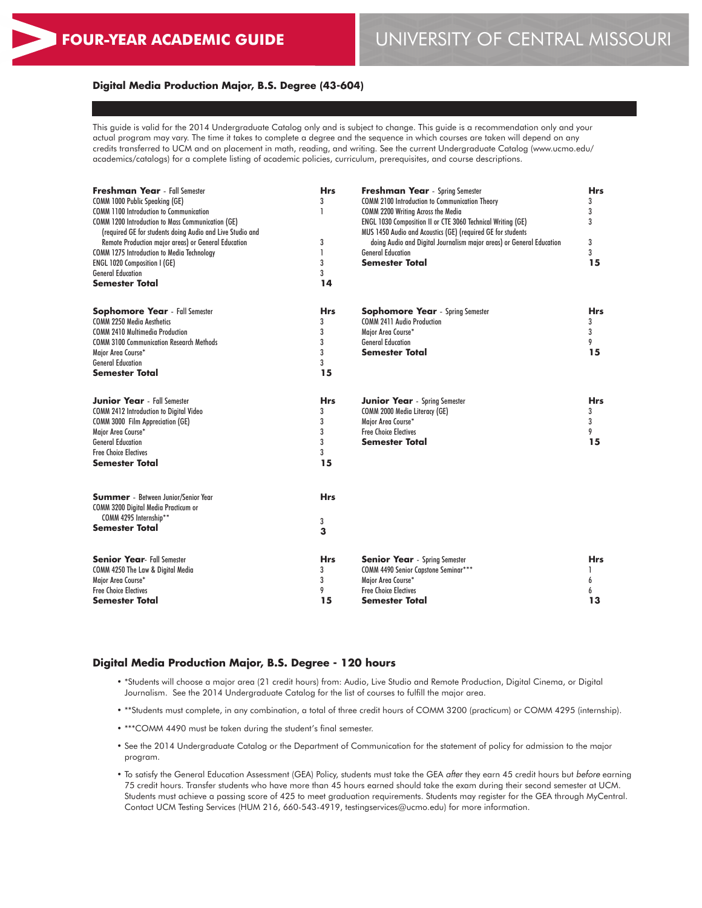# FOUR-YEAR ACADEMIC GUIDE

UNIVERSITY OF CENTRAL MISSOURI

## Digital Media Production Major, B.S. Degree (43-604)

This guide is valid for the 2014 Undergraduate Catalog only and is subject to change. This guide is a recommendation only and your actual program may vary. The time it takes to complete a degree and the sequence in which courses are taken will depend on any credits transferred to UCM and on placement in math, reading, and writing. See the current Undergraduate Catalog (www.ucmo.edu/academics/catalogs) for a complete listing of academic policies, curriculum, prerequisites, and course descriptions.

| **Freshman Year** - Fall Semester | **Hrs** |
|---|---|
| COMM 1000 Public Speaking (GE) | 3 |
| COMM 1100 Introduction to Communication | 1 |
| COMM 1200 Introduction to Mass Communication (GE) (required GE for students doing Audio and Live Studio and Remote Production major areas) or General Education | 3 |
| COMM 1275 Introduction to Media Technology | 1 |
| ENGL 1020 Composition I (GE) | 3 |
| General Education | 3 |
| **Semester Total** | **14** |

| **Freshman Year** - Spring Semester | **Hrs** |
|---|---|
| COMM 2100 Introduction to Communication Theory | 3 |
| COMM 2200 Writing Across the Media | 3 |
| ENGL 1030 Composition II or CTE 3060 Technical Writing (GE) | 3 |
| MUS 1450 Audio and Acoustics (GE) (required GE for students doing Audio and Digital Journalism major areas) or General Education | 3 |
| General Education | 3 |
| **Semester Total** | **15** |

| **Sophomore Year** - Fall Semester | **Hrs** |
|---|---|
| COMM 2250 Media Aesthetics | 3 |
| COMM 2410 Multimedia Production | 3 |
| COMM 3100 Communication Research Methods | 3 |
| Major Area Course* | 3 |
| General Education | 3 |
| **Semester Total** | **15** |

| **Sophomore Year** - Spring Semester | **Hrs** |
|---|---|
| COMM 2411 Audio Production | 3 |
| Major Area Course* | 3 |
| General Education | 9 |
| **Semester Total** | **15** |

| **Junior Year** - Fall Semester | **Hrs** |
|---|---|
| COMM 2412 Introduction to Digital Video | 3 |
| COMM 3000 Film Appreciation (GE) | 3 |
| Major Area Course* | 3 |
| General Education | 3 |
| Free Choice Electives | 3 |
| **Semester Total** | **15** |

| **Junior Year** - Spring Semester | **Hrs** |
|---|---|
| COMM 2000 Media Literacy (GE) | 3 |
| Major Area Course* | 3 |
| Free Choice Electives | 9 |
| **Semester Total** | **15** |

| **Summer** - Between Junior/Senior Year | **Hrs** |
|---|---|
| COMM 3200 Digital Media Practicum or COMM 4295 Internship** | 3 |
| **Semester Total** | **3** |

| **Senior Year** - Fall Semester | **Hrs** |
|---|---|
| COMM 4250 The Law & Digital Media | 3 |
| Major Area Course* | 3 |
| Free Choice Electives | 9 |
| **Semester Total** | **15** |

| **Senior Year** - Spring Semester | **Hrs** |
|---|---|
| COMM 4490 Senior Capstone Seminar*** | 1 |
| Major Area Course* | 6 |
| Free Choice Electives | 6 |
| **Semester Total** | **13** |

## Digital Media Production Major, B.S. Degree - 120 hours

- *Students will choose a major area (21 credit hours) from: Audio, Live Studio and Remote Production, Digital Cinema, or Digital Journalism. See the 2014 Undergraduate Catalog for the list of courses to fulfill the major area.
- **Students must complete, in any combination, a total of three credit hours of COMM 3200 (practicum) or COMM 4295 (internship).
- ***COMM 4490 must be taken during the student's final semester.
- See the 2014 Undergraduate Catalog or the Department of Communication for the statement of policy for admission to the major program.
- To satisfy the General Education Assessment (GEA) Policy, students must take the GEA *after* they earn 45 credit hours but *before* earning 75 credit hours. Transfer students who have more than 45 hours earned should take the exam during their second semester at UCM. Students must achieve a passing score of 425 to meet graduation requirements. Students may register for the GEA through MyCentral. Contact UCM Testing Services (HUM 216, 660-543-4919, testingservices@ucmo.edu) for more information.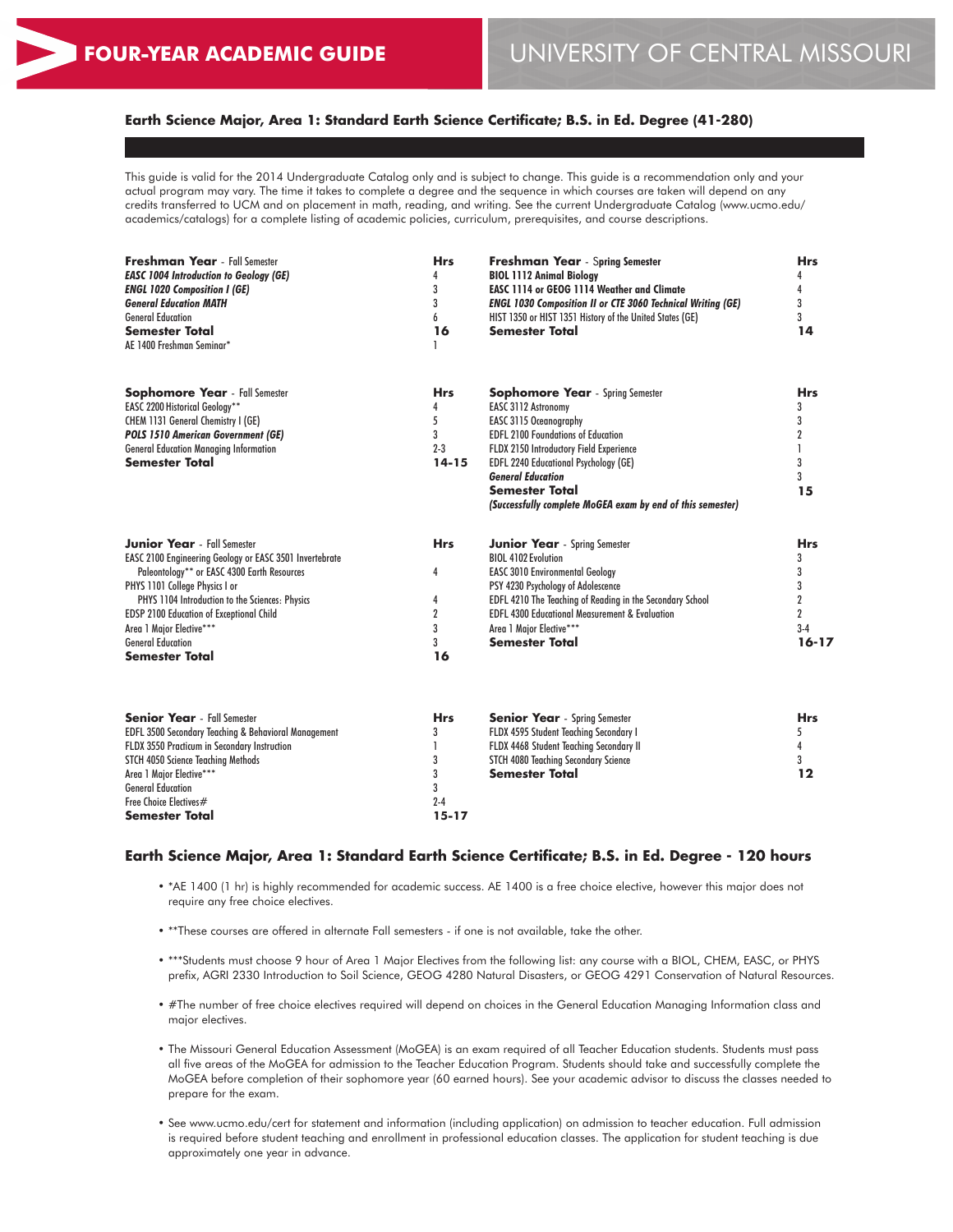# FOUR-YEAR ACADEMIC GUIDE

# UNIVERSITY OF CENTRAL MISSOURI

## Earth Science Major, Area 1: Standard Earth Science Certificate; B.S. in Ed. Degree (41-280)

This guide is valid for the 2014 Undergraduate Catalog only and is subject to change. This guide is a recommendation only and your actual program may vary. The time it takes to complete a degree and the sequence in which courses are taken will depend on any credits transferred to UCM and on placement in math, reading, and writing. See the current Undergraduate Catalog (www.ucmo.edu/academics/catalogs) for a complete listing of academic policies, curriculum, prerequisites, and course descriptions.

| **Freshman Year** - Fall Semester | **Hrs** | **Freshman Year** - Spring Semester | **Hrs** |
|---|---|---|---|
| ***EASC 1004 Introduction to Geology (GE)*** | 4 | **BIOL 1112 Animal Biology** | 4 |
| ***ENGL 1020 Composition I (GE)*** | 3 | **EASC 1114 or GEOG 1114 Weather and Climate** | 4 |
| ***General Education MATH*** | 3 | ***ENGL 1030 Composition II or CTE 3060 Technical Writing (GE)*** | 3 |
| General Education | 6 | HIST 1350 or HIST 1351 History of the United States (GE) | 3 |
| **Semester Total** | **16** | **Semester Total** | **14** |
| AE 1400 Freshman Seminar* | 1 | | |

| **Sophomore Year** - Fall Semester | **Hrs** | **Sophomore Year** - Spring Semester | **Hrs** |
|---|---|---|---|
| EASC 2200 Historical Geology** | 4 | EASC 3112 Astronomy | 3 |
| CHEM 1131 General Chemistry I (GE) | 5 | EASC 3115 Oceanography | 3 |
| ***POLS 1510 American Government (GE)*** | 3 | EDFL 2100 Foundations of Education | 2 |
| General Education Managing Information | 2-3 | FLDX 2150 Introductory Field Experience | 1 |
| **Semester Total** | **14-15** | EDFL 2240 Educational Psychology (GE) | 3 |
| | | ***General Education*** | 3 |
| | | **Semester Total** | **15** |
| | | ***(Successfully complete MoGEA exam by end of this semester)*** | |

| **Junior Year** - Fall Semester | **Hrs** | **Junior Year** - Spring Semester | **Hrs** |
|---|---|---|---|
| EASC 2100 Engineering Geology or EASC 3501 Invertebrate Paleontology** or EASC 4300 Earth Resources | 4 | BIOL 4102 Evolution | 3 |
| PHYS 1101 College Physics I or PHYS 1104 Introduction to the Sciences: Physics | 4 | EASC 3010 Environmental Geology | 3 |
| EDSP 2100 Education of Exceptional Child | 2 | PSY 4230 Psychology of Adolescence | 3 |
| Area 1 Major Elective*** | 3 | EDFL 4210 The Teaching of Reading in the Secondary School | 2 |
| General Education | 3 | EDFL 4300 Educational Measurement & Evaluation | 2 |
| **Semester Total** | **16** | Area 1 Major Elective*** | 3-4 |
| | | **Semester Total** | **16-17** |

| **Senior Year** - Fall Semester | **Hrs** | **Senior Year** - Spring Semester | **Hrs** |
|---|---|---|---|
| EDFL 3500 Secondary Teaching & Behavioral Management | 3 | FLDX 4595 Student Teaching Secondary I | 5 |
| FLDX 3550 Practicum in Secondary Instruction | 1 | FLDX 4468 Student Teaching Secondary II | 4 |
| STCH 4050 Science Teaching Methods | 3 | STCH 4080 Teaching Secondary Science | 3 |
| Area 1 Major Elective*** | 3 | **Semester Total** | **12** |
| General Education | 3 | | |
| Free Choice Electives# | 2-4 | | |
| **Semester Total** | **15-17** | | |

## Earth Science Major, Area 1: Standard Earth Science Certificate; B.S. in Ed. Degree - 120 hours

- *AE 1400 (1 hr) is highly recommended for academic success. AE 1400 is a free choice elective, however this major does not require any free choice electives.
- **These courses are offered in alternate Fall semesters - if one is not available, take the other.
- ***Students must choose 9 hour of Area 1 Major Electives from the following list: any course with a BIOL, CHEM, EASC, or PHYS prefix, AGRI 2330 Introduction to Soil Science, GEOG 4280 Natural Disasters, or GEOG 4291 Conservation of Natural Resources.
- #The number of free choice electives required will depend on choices in the General Education Managing Information class and major electives.
- The Missouri General Education Assessment (MoGEA) is an exam required of all Teacher Education students. Students must pass all five areas of the MoGEA for admission to the Teacher Education Program. Students should take and successfully complete the MoGEA before completion of their sophomore year (60 earned hours). See your academic advisor to discuss the classes needed to prepare for the exam.
- See www.ucmo.edu/cert for statement and information (including application) on admission to teacher education. Full admission is required before student teaching and enrollment in professional education classes. The application for student teaching is due approximately one year in advance.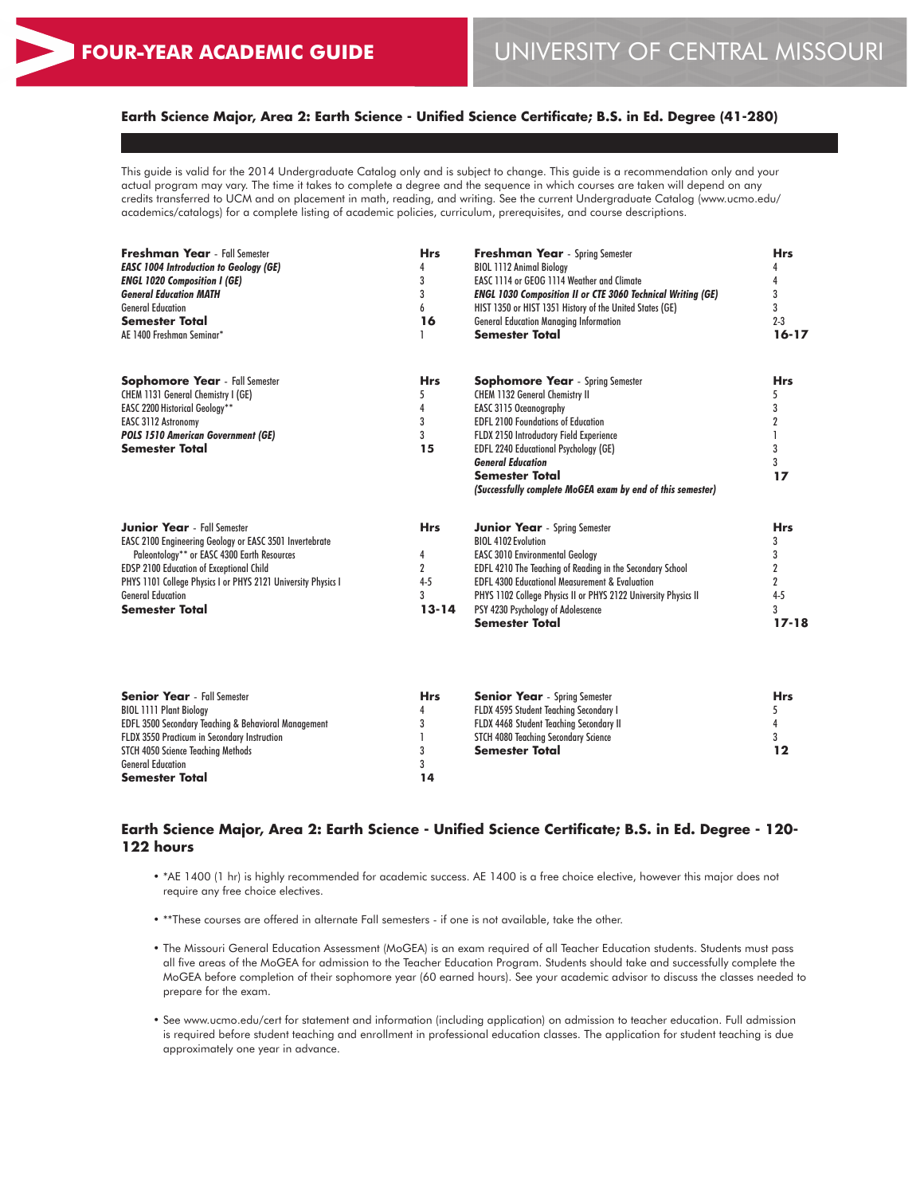# FOUR-YEAR ACADEMIC GUIDE

# UNIVERSITY OF CENTRAL MISSOURI

## Earth Science Major, Area 2: Earth Science - Unified Science Certificate; B.S. in Ed. Degree (41-280)

This guide is valid for the 2014 Undergraduate Catalog only and is subject to change. This guide is a recommendation only and your actual program may vary. The time it takes to complete a degree and the sequence in which courses are taken will depend on any credits transferred to UCM and on placement in math, reading, and writing. See the current Undergraduate Catalog (www.ucmo.edu/academics/catalogs) for a complete listing of academic policies, curriculum, prerequisites, and course descriptions.

| **Freshman Year** - Fall Semester | **Hrs** | **Freshman Year** - Spring Semester | **Hrs** |
|---|---|---|---|
| ***EASC 1004 Introduction to Geology (GE)*** | 4 | BIOL 1112 Animal Biology | 4 |
| ***ENGL 1020 Composition I (GE)*** | 3 | EASC 1114 or GEOG 1114 Weather and Climate | 4 |
| ***General Education MATH*** | 3 | ***ENGL 1030 Composition II or CTE 3060 Technical Writing (GE)*** | 3 |
| General Education | 6 | HIST 1350 or HIST 1351 History of the United States (GE) | 3 |
| **Semester Total** | **16** | General Education Managing Information | 2-3 |
| AE 1400 Freshman Seminar* | 1 | **Semester Total** | **16-17** |

| **Sophomore Year** - Fall Semester | **Hrs** | **Sophomore Year** - Spring Semester | **Hrs** |
|---|---|---|---|
| CHEM 1131 General Chemistry I (GE) | 5 | CHEM 1132 General Chemistry II | 5 |
| EASC 2200 Historical Geology** | 4 | EASC 3115 Oceanography | 3 |
| EASC 3112 Astronomy | 3 | EDFL 2100 Foundations of Education | 2 |
| ***POLS 1510 American Government (GE)*** | 3 | FLDX 2150 Introductory Field Experience | 1 |
| **Semester Total** | **15** | EDFL 2240 Educational Psychology (GE) | 3 |
| | | ***General Education*** | 3 |
| | | **Semester Total** | **17** |
| | | ***(Successfully complete MoGEA exam by end of this semester)*** | |

| **Junior Year** - Fall Semester | **Hrs** | **Junior Year** - Spring Semester | **Hrs** |
|---|---|---|---|
| EASC 2100 Engineering Geology or EASC 3501 Invertebrate Paleontology** or EASC 4300 Earth Resources | 4 | BIOL 4102 Evolution | 3 |
| EDSP 2100 Education of Exceptional Child | 2 | EASC 3010 Environmental Geology | 3 |
| PHYS 1101 College Physics I or PHYS 2121 University Physics I | 4-5 | EDFL 4210 The Teaching of Reading in the Secondary School | 2 |
| General Education | 3 | EDFL 4300 Educational Measurement & Evaluation | 2 |
| **Semester Total** | **13-14** | PHYS 1102 College Physics II or PHYS 2122 University Physics II | 4-5 |
| | | PSY 4230 Psychology of Adolescence | 3 |
| | | **Semester Total** | **17-18** |

| **Senior Year** - Fall Semester | **Hrs** | **Senior Year** - Spring Semester | **Hrs** |
|---|---|---|---|
| BIOL 1111 Plant Biology | 4 | FLDX 4595 Student Teaching Secondary I | 5 |
| EDFL 3500 Secondary Teaching & Behavioral Management | 3 | FLDX 4468 Student Teaching Secondary II | 4 |
| FLDX 3550 Practicum in Secondary Instruction | 1 | STCH 4080 Teaching Secondary Science | 3 |
| STCH 4050 Science Teaching Methods | 3 | **Semester Total** | **12** |
| General Education | 3 | | |
| **Semester Total** | **14** | | |

## Earth Science Major, Area 2: Earth Science - Unified Science Certificate; B.S. in Ed. Degree - 120-122 hours

- *AE 1400 (1 hr) is highly recommended for academic success. AE 1400 is a free choice elective, however this major does not require any free choice electives.
- **These courses are offered in alternate Fall semesters - if one is not available, take the other.
- The Missouri General Education Assessment (MoGEA) is an exam required of all Teacher Education students. Students must pass all five areas of the MoGEA for admission to the Teacher Education Program. Students should take and successfully complete the MoGEA before completion of their sophomore year (60 earned hours). See your academic advisor to discuss the classes needed to prepare for the exam.
- See www.ucmo.edu/cert for statement and information (including application) on admission to teacher education. Full admission is required before student teaching and enrollment in professional education classes. The application for student teaching is due approximately one year in advance.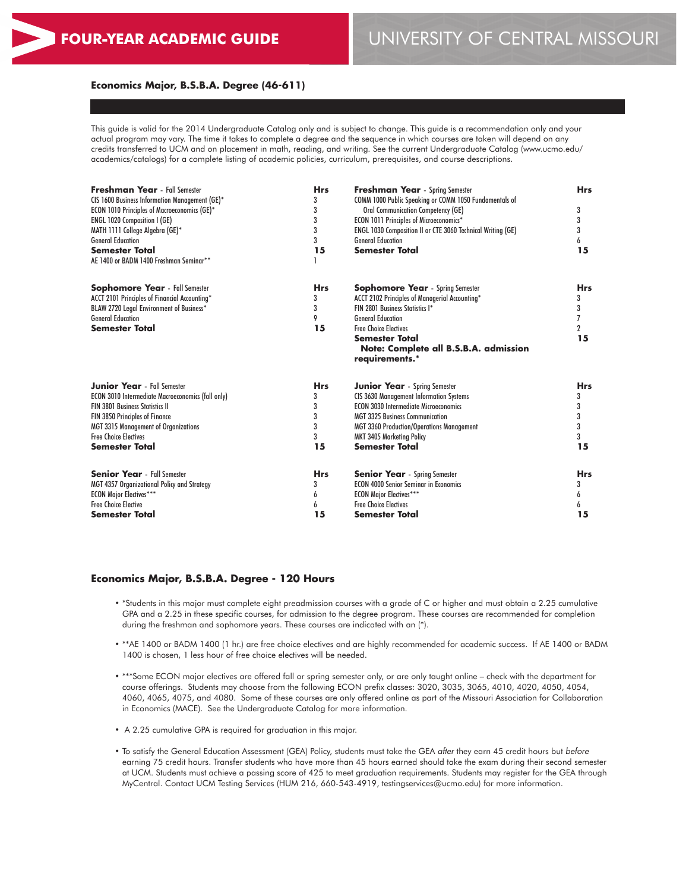## Economics Major, B.S.B.A. Degree (46-611)

This guide is valid for the 2014 Undergraduate Catalog only and is subject to change. This guide is a recommendation only and your actual program may vary. The time it takes to complete a degree and the sequence in which courses are taken will depend on any credits transferred to UCM and on placement in math, reading, and writing. See the current Undergraduate Catalog (www.ucmo.edu/academics/catalogs) for a complete listing of academic policies, curriculum, prerequisites, and course descriptions.

| **Freshman Year** - Fall Semester | **Hrs** | **Freshman Year** - Spring Semester | **Hrs** |
|---|---|---|---|
| CIS 1600 Business Information Management (GE)* | 3 | COMM 1000 Public Speaking or COMM 1050 Fundamentals of Oral Communication Competency (GE) | 3 |
| ECON 1010 Principles of Macroeconomics (GE)* | 3 | ECON 1011 Principles of Microeconomics* | 3 |
| ENGL 1020 Composition I (GE) | 3 | ENGL 1030 Composition II or CTE 3060 Technical Writing (GE) | 3 |
| MATH 1111 College Algebra (GE)* | 3 | General Education | 6 |
| General Education | 3 | **Semester Total** | **15** |
| **Semester Total** | **15** | | |
| AE 1400 or BADM 1400 Freshman Seminar** | 1 | | |

| **Sophomore Year** - Fall Semester | **Hrs** | **Sophomore Year** - Spring Semester | **Hrs** |
|---|---|---|---|
| ACCT 2101 Principles of Financial Accounting* | 3 | ACCT 2102 Principles of Managerial Accounting* | 3 |
| BLAW 2720 Legal Environment of Business* | 3 | FIN 2801 Business Statistics I* | 3 |
| General Education | 9 | General Education | 7 |
| **Semester Total** | **15** | Free Choice Electives | 2 |
| | | **Semester Total** | **15** |
| | | **Note: Complete all B.S.B.A. admission requirements.*** | |

| **Junior Year** - Fall Semester | **Hrs** | **Junior Year** - Spring Semester | **Hrs** |
|---|---|---|---|
| ECON 3010 Intermediate Macroeconomics (fall only) | 3 | CIS 3630 Management Information Systems | 3 |
| FIN 3801 Business Statistics II | 3 | ECON 3030 Intermediate Microeconomics | 3 |
| FIN 3850 Principles of Finance | 3 | MGT 3325 Business Communication | 3 |
| MGT 3315 Management of Organizations | 3 | MGT 3360 Production/Operations Management | 3 |
| Free Choice Electives | 3 | MKT 3405 Marketing Policy | 3 |
| **Semester Total** | **15** | **Semester Total** | **15** |

| **Senior Year** - Fall Semester | **Hrs** | **Senior Year** - Spring Semester | **Hrs** |
|---|---|---|---|
| MGT 4357 Organizational Policy and Strategy | 3 | ECON 4000 Senior Seminar in Economics | 3 |
| ECON Major Electives*** | 6 | ECON Major Electives*** | 6 |
| Free Choice Elective | 6 | Free Choice Electives | 6 |
| **Semester Total** | **15** | **Semester Total** | **15** |

### Economics Major, B.S.B.A. Degree - 120 Hours

- *Students in this major must complete eight preadmission courses with a grade of C or higher and must obtain a 2.25 cumulative GPA and a 2.25 in these specific courses, for admission to the degree program. These courses are recommended for completion during the freshman and sophomore years. These courses are indicated with an (*).
- **AE 1400 or BADM 1400 (1 hr.) are free choice electives and are highly recommended for academic success. If AE 1400 or BADM 1400 is chosen, 1 less hour of free choice electives will be needed.
- ***Some ECON major electives are offered fall or spring semester only, or are only taught online – check with the department for course offerings. Students may choose from the following ECON prefix classes: 3020, 3035, 3065, 4010, 4020, 4050, 4054, 4060, 4065, 4075, and 4080. Some of these courses are only offered online as part of the Missouri Association for Collaboration in Economics (MACE). See the Undergraduate Catalog for more information.
- A 2.25 cumulative GPA is required for graduation in this major.
- To satisfy the General Education Assessment (GEA) Policy, students must take the GEA *after* they earn 45 credit hours but *before* earning 75 credit hours. Transfer students who have more than 45 hours earned should take the exam during their second semester at UCM. Students must achieve a passing score of 425 to meet graduation requirements. Students may register for the GEA through MyCentral. Contact UCM Testing Services (HUM 216, 660-543-4919, testingservices@ucmo.edu) for more information.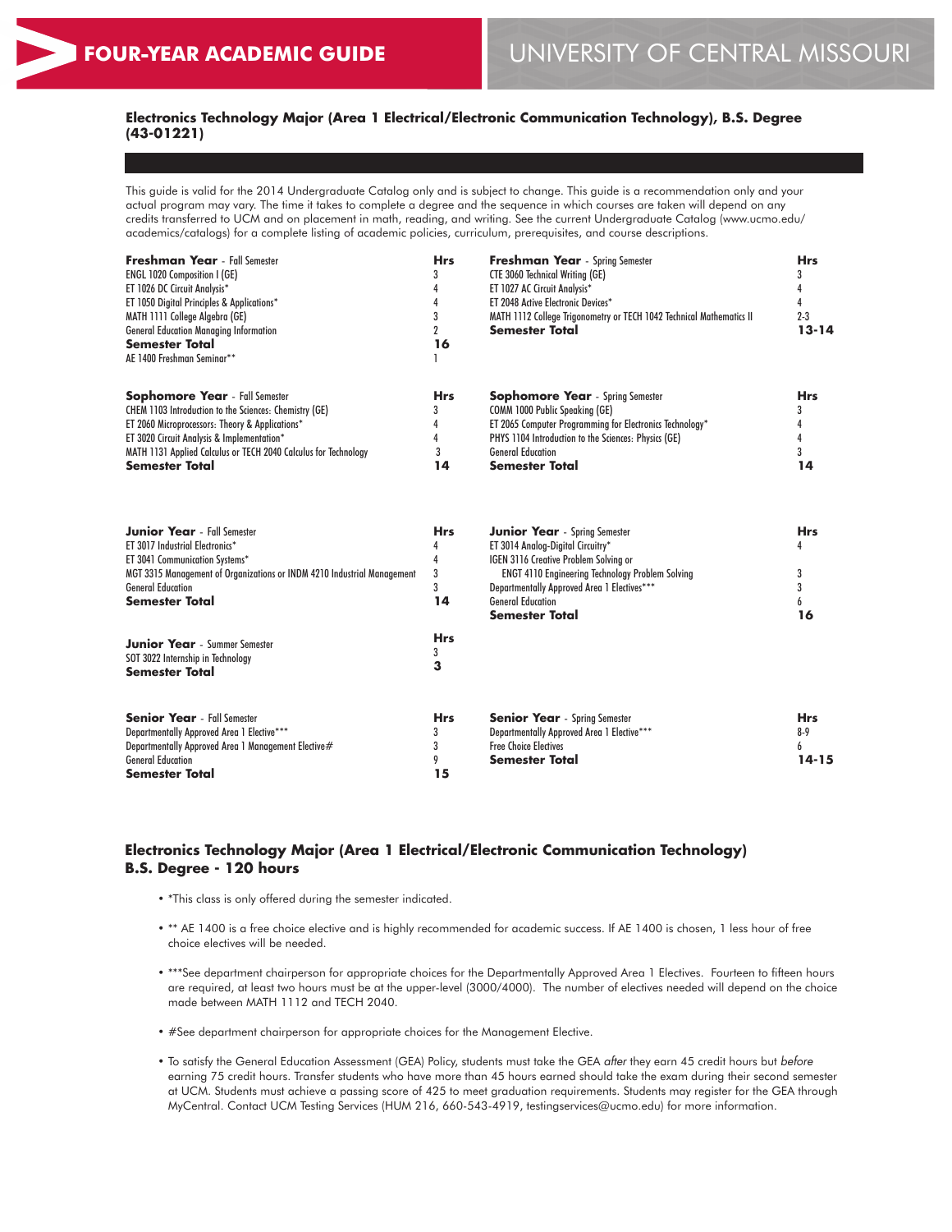# FOUR-YEAR ACADEMIC GUIDE

UNIVERSITY OF CENTRAL MISSOURI

## Electronics Technology Major (Area 1 Electrical/Electronic Communication Technology), B.S. Degree (43-01221)

This guide is valid for the 2014 Undergraduate Catalog only and is subject to change. This guide is a recommendation only and your actual program may vary. The time it takes to complete a degree and the sequence in which courses are taken will depend on any credits transferred to UCM and on placement in math, reading, and writing. See the current Undergraduate Catalog (www.ucmo.edu/academics/catalogs) for a complete listing of academic policies, curriculum, prerequisites, and course descriptions.

| **Freshman Year** - Fall Semester | **Hrs** |
|---|---|
| ENGL 1020 Composition I (GE) | 3 |
| ET 1026 DC Circuit Analysis* | 4 |
| ET 1050 Digital Principles & Applications* | 4 |
| MATH 1111 College Algebra (GE) | 3 |
| General Education Managing Information | 2 |
| **Semester Total** | **16** |
| AE 1400 Freshman Seminar** | 1 |

| **Freshman Year** - Spring Semester | **Hrs** |
|---|---|
| CTE 3060 Technical Writing (GE) | 3 |
| ET 1027 AC Circuit Analysis* | 4 |
| ET 2048 Active Electronic Devices* | 4 |
| MATH 1112 College Trigonometry or TECH 1042 Technical Mathematics II | 2-3 |
| **Semester Total** | **13-14** |

| **Sophomore Year** - Fall Semester | **Hrs** |
|---|---|
| CHEM 1103 Introduction to the Sciences: Chemistry (GE) | 3 |
| ET 2060 Microprocessors: Theory & Applications* | 4 |
| ET 3020 Circuit Analysis & Implementation* | 4 |
| MATH 1131 Applied Calculus or TECH 2040 Calculus for Technology | 3 |
| **Semester Total** | **14** |

| **Sophomore Year** - Spring Semester | **Hrs** |
|---|---|
| COMM 1000 Public Speaking (GE) | 3 |
| ET 2065 Computer Programming for Electronics Technology* | 4 |
| PHYS 1104 Introduction to the Sciences: Physics (GE) | 4 |
| General Education | 3 |
| **Semester Total** | **14** |

| **Junior Year** - Fall Semester | **Hrs** |
|---|---|
| ET 3017 Industrial Electronics* | 4 |
| ET 3041 Communication Systems* | 4 |
| MGT 3315 Management of Organizations or INDM 4210 Industrial Management | 3 |
| General Education | 3 |
| **Semester Total** | **14** |

| **Junior Year** - Spring Semester | **Hrs** |
|---|---|
| ET 3014 Analog-Digital Circuitry* | 4 |
| IGEN 3116 Creative Problem Solving or ENGT 4110 Engineering Technology Problem Solving | 3 |
| Departmentally Approved Area 1 Electives*** | 3 |
| General Education | 6 |
| **Semester Total** | **16** |

| **Junior Year** - Summer Semester | **Hrs** |
|---|---|
| SOT 3022 Internship in Technology | 3 |
| **Semester Total** | **3** |

| **Senior Year** - Fall Semester | **Hrs** |
|---|---|
| Departmentally Approved Area 1 Elective*** | 3 |
| Departmentally Approved Area 1 Management Elective# | 3 |
| General Education | 9 |
| **Semester Total** | **15** |

| **Senior Year** - Spring Semester | **Hrs** |
|---|---|
| Departmentally Approved Area 1 Elective*** | 8-9 |
| Free Choice Electives | 6 |
| **Semester Total** | **14-15** |

## Electronics Technology Major (Area 1 Electrical/Electronic Communication Technology) B.S. Degree - 120 hours

- *This class is only offered during the semester indicated.
- ** AE 1400 is a free choice elective and is highly recommended for academic success. If AE 1400 is chosen, 1 less hour of free choice electives will be needed.
- ***See department chairperson for appropriate choices for the Departmentally Approved Area 1 Electives. Fourteen to fifteen hours are required, at least two hours must be at the upper-level (3000/4000). The number of electives needed will depend on the choice made between MATH 1112 and TECH 2040.
- #See department chairperson for appropriate choices for the Management Elective.
- To satisfy the General Education Assessment (GEA) Policy, students must take the GEA *after* they earn 45 credit hours but *before* earning 75 credit hours. Transfer students who have more than 45 hours earned should take the exam during their second semester at UCM. Students must achieve a passing score of 425 to meet graduation requirements. Students may register for the GEA through MyCentral. Contact UCM Testing Services (HUM 216, 660-543-4919, testingservices@ucmo.edu) for more information.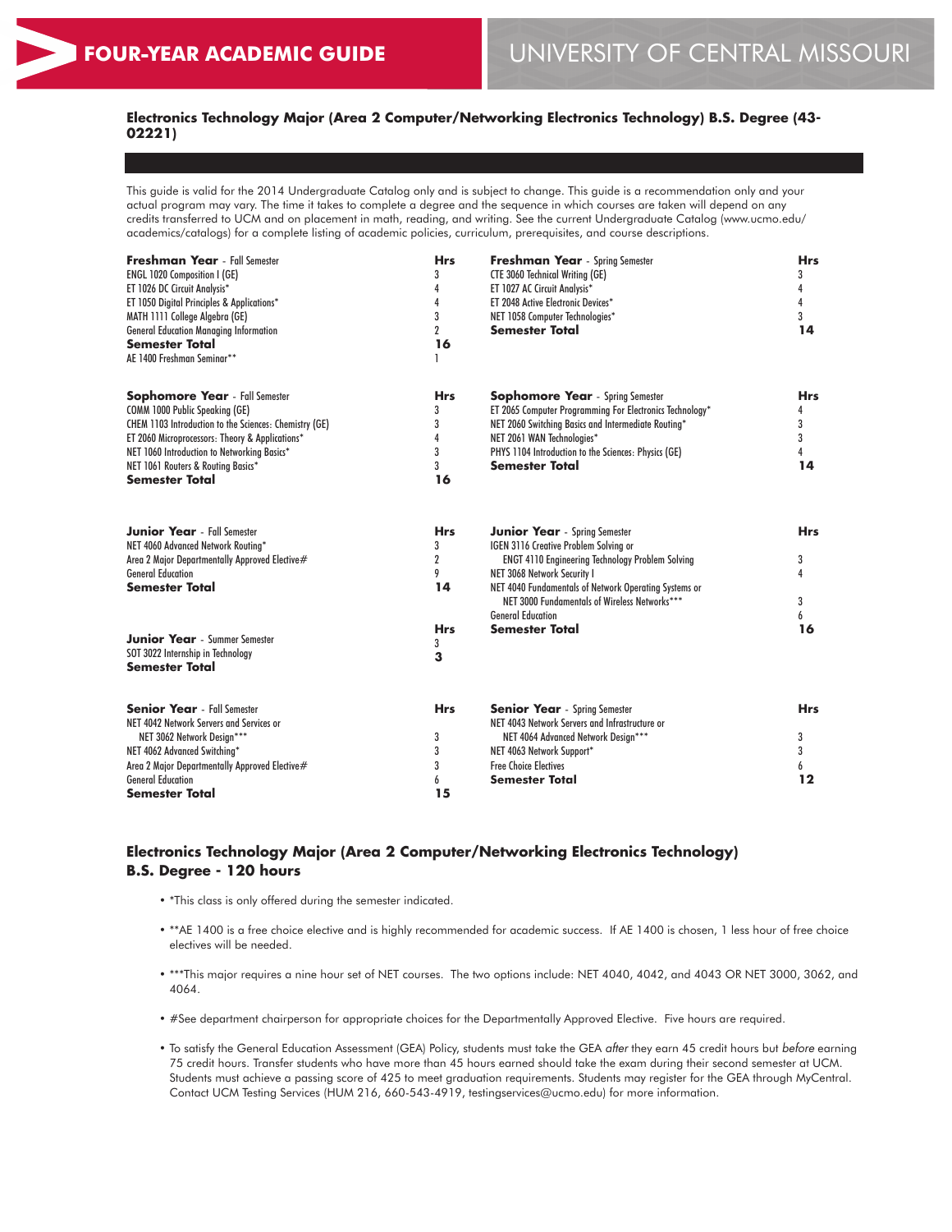FOUR-YEAR ACADEMIC GUIDE

UNIVERSITY OF CENTRAL MISSOURI

### Electronics Technology Major (Area 2 Computer/Networking Electronics Technology) B.S. Degree (43-02221)

This guide is valid for the 2014 Undergraduate Catalog only and is subject to change. This guide is a recommendation only and your actual program may vary. The time it takes to complete a degree and the sequence in which courses are taken will depend on any credits transferred to UCM and on placement in math, reading, and writing. See the current Undergraduate Catalog (www.ucmo.edu/academics/catalogs) for a complete listing of academic policies, curriculum, prerequisites, and course descriptions.

| **Freshman Year** - Fall Semester | **Hrs** | **Freshman Year** - Spring Semester | **Hrs** |
|---|---|---|---|
| ENGL 1020 Composition I (GE) | 3 | CTE 3060 Technical Writing (GE) | 3 |
| ET 1026 DC Circuit Analysis* | 4 | ET 1027 AC Circuit Analysis* | 4 |
| ET 1050 Digital Principles & Applications* | 4 | ET 2048 Active Electronic Devices* | 4 |
| MATH 1111 College Algebra (GE) | 3 | NET 1058 Computer Technologies* | 3 |
| General Education Managing Information | 2 | **Semester Total** | **14** |
| **Semester Total** | **16** | | |
| AE 1400 Freshman Seminar** | 1 | | |

| **Sophomore Year** - Fall Semester | **Hrs** | **Sophomore Year** - Spring Semester | **Hrs** |
|---|---|---|---|
| COMM 1000 Public Speaking (GE) | 3 | ET 2065 Computer Programming For Electronics Technology* | 4 |
| CHEM 1103 Introduction to the Sciences: Chemistry (GE) | 3 | NET 2060 Switching Basics and Intermediate Routing* | 3 |
| ET 2060 Microprocessors: Theory & Applications* | 4 | NET 2061 WAN Technologies* | 3 |
| NET 1060 Introduction to Networking Basics* | 3 | PHYS 1104 Introduction to the Sciences: Physics (GE) | 4 |
| NET 1061 Routers & Routing Basics* | 3 | **Semester Total** | **14** |
| **Semester Total** | **16** | | |

| **Junior Year** - Fall Semester | **Hrs** | **Junior Year** - Spring Semester | **Hrs** |
|---|---|---|---|
| NET 4060 Advanced Network Routing* | 3 | IGEN 3116 Creative Problem Solving or ENGT 4110 Engineering Technology Problem Solving | 3 |
| Area 2 Major Departmentally Approved Elective# | 2 | NET 3068 Network Security I | 4 |
| General Education | 9 | NET 4040 Fundamentals of Network Operating Systems or NET 3000 Fundamentals of Wireless Networks*** | 3 |
| **Semester Total** | **14** | General Education | 6 |
| | | **Semester Total** | **16** |
| **Junior Year** - Summer Semester | **Hrs** | | |
| SOT 3022 Internship in Technology | 3 | | |
| **Semester Total** | **3** | | |

| **Senior Year** - Fall Semester | **Hrs** | **Senior Year** - Spring Semester | **Hrs** |
|---|---|---|---|
| NET 4042 Network Servers and Services or NET 3062 Network Design*** | 3 | NET 4043 Network Servers and Infrastructure or NET 4064 Advanced Network Design*** | 3 |
| NET 4062 Advanced Switching* | 3 | NET 4063 Network Support* | 3 |
| Area 2 Major Departmentally Approved Elective# | 3 | Free Choice Electives | 6 |
| General Education | 6 | **Semester Total** | **12** |
| **Semester Total** | **15** | | |

### Electronics Technology Major (Area 2 Computer/Networking Electronics Technology) B.S. Degree - 120 hours

- *This class is only offered during the semester indicated.
- **AE 1400 is a free choice elective and is highly recommended for academic success. If AE 1400 is chosen, 1 less hour of free choice electives will be needed.
- ***This major requires a nine hour set of NET courses. The two options include: NET 4040, 4042, and 4043 OR NET 3000, 3062, and 4064.
- #See department chairperson for appropriate choices for the Departmentally Approved Elective. Five hours are required.
- To satisfy the General Education Assessment (GEA) Policy, students must take the GEA *after* they earn 45 credit hours but *before* earning 75 credit hours. Transfer students who have more than 45 hours earned should take the exam during their second semester at UCM. Students must achieve a passing score of 425 to meet graduation requirements. Students may register for the GEA through MyCentral. Contact UCM Testing Services (HUM 216, 660-543-4919, testingservices@ucmo.edu) for more information.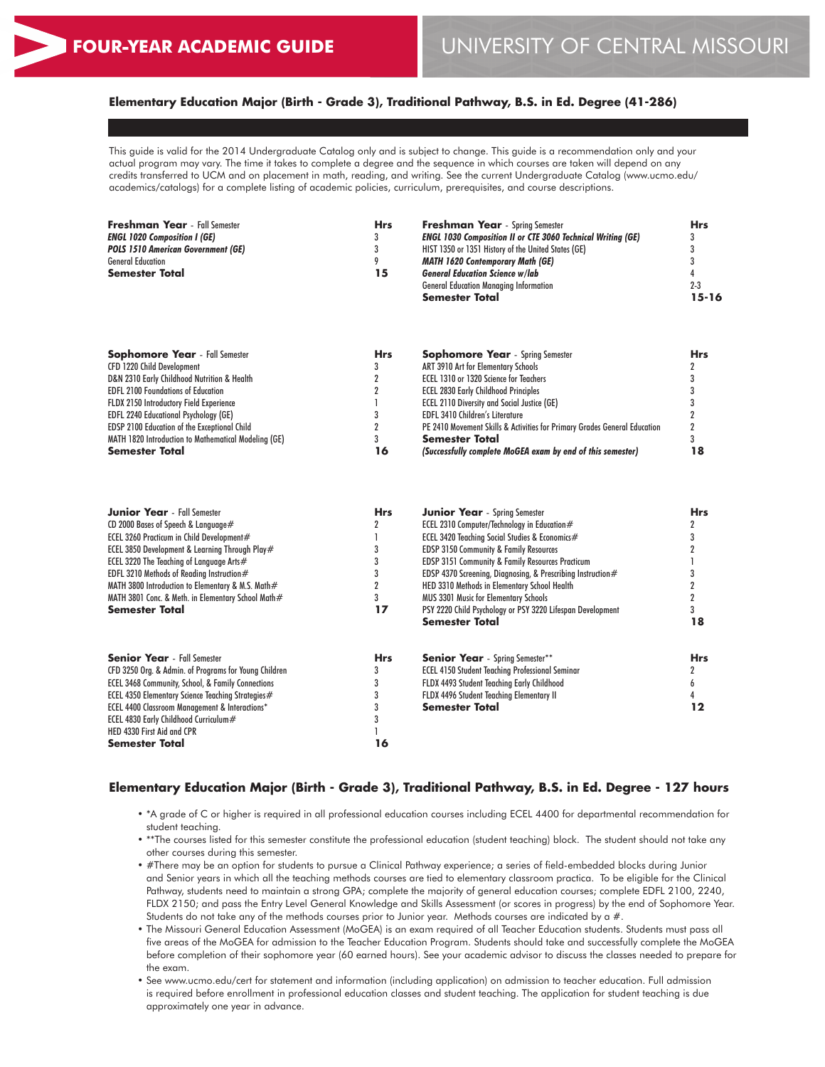# FOUR-YEAR ACADEMIC GUIDE

# UNIVERSITY OF CENTRAL MISSOURI

## Elementary Education Major (Birth - Grade 3), Traditional Pathway, B.S. in Ed. Degree (41-286)

This guide is valid for the 2014 Undergraduate Catalog only and is subject to change. This guide is a recommendation only and your actual program may vary. The time it takes to complete a degree and the sequence in which courses are taken will depend on any credits transferred to UCM and on placement in math, reading, and writing. See the current Undergraduate Catalog (www.ucmo.edu/academics/catalogs) for a complete listing of academic policies, curriculum, prerequisites, and course descriptions.

| **Freshman Year** - Fall Semester | **Hrs** |
|---|---|
| ***ENGL 1020 Composition I (GE)*** | 3 |
| ***POLS 1510 American Government (GE)*** | 3 |
| General Education | 9 |
| **Semester Total** | **15** |

| **Freshman Year** - Spring Semester | **Hrs** |
|---|---|
| ***ENGL 1030 Composition II or CTE 3060 Technical Writing (GE)*** | 3 |
| HIST 1350 or 1351 History of the United States (GE) | 3 |
| ***MATH 1620 Contemporary Math (GE)*** | 3 |
| ***General Education Science w/lab*** | 4 |
| General Education Managing Information | 2-3 |
| **Semester Total** | **15-16** |

| **Sophomore Year** - Fall Semester | **Hrs** |
|---|---|
| CFD 1220 Child Development | 3 |
| D&N 2310 Early Childhood Nutrition & Health | 2 |
| EDFL 2100 Foundations of Education | 2 |
| FLDX 2150 Introductory Field Experience | 1 |
| EDFL 2240 Educational Psychology (GE) | 3 |
| EDSP 2100 Education of the Exceptional Child | 2 |
| MATH 1820 Introduction to Mathematical Modeling (GE) | 3 |
| **Semester Total** | **16** |

| **Sophomore Year** - Spring Semester | **Hrs** |
|---|---|
| ART 3910 Art for Elementary Schools | 2 |
| ECEL 1310 or 1320 Science for Teachers | 3 |
| ECEL 2830 Early Childhood Principles | 3 |
| ECEL 2110 Diversity and Social Justice (GE) | 3 |
| EDFL 3410 Children's Literature | 2 |
| PE 2410 Movement Skills & Activities for Primary Grades General Education | 2 |
| **Semester Total** | 3 |
| ***(Successfully complete MoGEA exam by end of this semester)*** | **18** |

| **Junior Year** - Fall Semester | **Hrs** |
|---|---|
| CD 2000 Bases of Speech & Language# | 2 |
| ECEL 3260 Practicum in Child Development# | 1 |
| ECEL 3850 Development & Learning Through Play# | 3 |
| ECEL 3220 The Teaching of Language Arts# | 3 |
| EDFL 3210 Methods of Reading Instruction# | 3 |
| MATH 3800 Introduction to Elementary & M.S. Math# | 2 |
| MATH 3801 Conc. & Meth. in Elementary School Math# | 3 |
| **Semester Total** | **17** |

| **Junior Year** - Spring Semester | **Hrs** |
|---|---|
| ECEL 2310 Computer/Technology in Education# | 2 |
| ECEL 3420 Teaching Social Studies & Economics# | 3 |
| EDSP 3150 Community & Family Resources | 2 |
| EDSP 3151 Community & Family Resources Practicum | 1 |
| EDSP 4370 Screening, Diagnosing, & Prescribing Instruction# | 3 |
| HED 3310 Methods in Elementary School Health | 2 |
| MUS 3301 Music for Elementary Schools | 2 |
| PSY 2220 Child Psychology or PSY 3220 Lifespan Development | 3 |
| **Semester Total** | **18** |

| **Senior Year** - Fall Semester | **Hrs** |
|---|---|
| CFD 3250 Org. & Admin. of Programs for Young Children | 3 |
| ECEL 3468 Community, School, & Family Connections | 3 |
| ECEL 4350 Elementary Science Teaching Strategies# | 3 |
| ECEL 4400 Classroom Management & Interactions* | 3 |
| ECEL 4830 Early Childhood Curriculum# | 3 |
| HED 4330 First Aid and CPR | 1 |
| **Semester Total** | **16** |

| **Senior Year** - Spring Semester** | **Hrs** |
|---|---|
| ECEL 4150 Student Teaching Professional Seminar | 2 |
| FLDX 4493 Student Teaching Early Childhood | 6 |
| FLDX 4496 Student Teaching Elementary II | 4 |
| **Semester Total** | **12** |

## Elementary Education Major (Birth - Grade 3), Traditional Pathway, B.S. in Ed. Degree - 127 hours

- *A grade of C or higher is required in all professional education courses including ECEL 4400 for departmental recommendation for student teaching.
- **The courses listed for this semester constitute the professional education (student teaching) block. The student should not take any other courses during this semester.
- #There may be an option for students to pursue a Clinical Pathway experience; a series of field-embedded blocks during Junior and Senior years in which all the teaching methods courses are tied to elementary classroom practica. To be eligible for the Clinical Pathway, students need to maintain a strong GPA; complete the majority of general education courses; complete EDFL 2100, 2240, FLDX 2150; and pass the Entry Level General Knowledge and Skills Assessment (or scores in progress) by the end of Sophomore Year. Students do not take any of the methods courses prior to Junior year. Methods courses are indicated by a #.
- The Missouri General Education Assessment (MoGEA) is an exam required of all Teacher Education students. Students must pass all five areas of the MoGEA for admission to the Teacher Education Program. Students should take and successfully complete the MoGEA before completion of their sophomore year (60 earned hours). See your academic advisor to discuss the classes needed to prepare for the exam.
- See www.ucmo.edu/cert for statement and information (including application) on admission to teacher education. Full admission is required before enrollment in professional education classes and student teaching. The application for student teaching is due approximately one year in advance.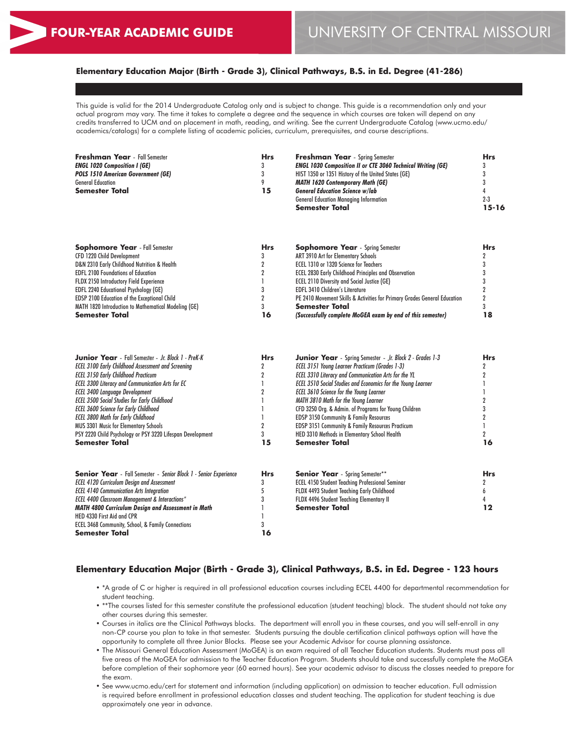# FOUR-YEAR ACADEMIC GUIDE — UNIVERSITY OF CENTRAL MISSOURI

## Elementary Education Major (Birth - Grade 3), Clinical Pathways, B.S. in Ed. Degree (41-286)

This guide is valid for the 2014 Undergraduate Catalog only and is subject to change. This guide is a recommendation only and your actual program may vary. The time it takes to complete a degree and the sequence in which courses are taken will depend on any credits transferred to UCM and on placement in math, reading, and writing. See the current Undergraduate Catalog (www.ucmo.edu/academics/catalogs) for a complete listing of academic policies, curriculum, prerequisites, and course descriptions.

| **Freshman Year** - Fall Semester | **Hrs** |
|---|---|
| ***ENGL 1020 Composition I (GE)*** | 3 |
| ***POLS 1510 American Government (GE)*** | 3 |
| General Education | 9 |
| **Semester Total** | **15** |

| **Freshman Year** - Spring Semester | **Hrs** |
|---|---|
| ***ENGL 1030 Composition II or CTE 3060 Technical Writing (GE)*** | 3 |
| HIST 1350 or 1351 History of the United States (GE) | 3 |
| ***MATH 1620 Contemporary Math (GE)*** | 3 |
| ***General Education Science w/lab*** | 4 |
| General Education Managing Information | 2-3 |
| **Semester Total** | **15-16** |

| **Sophomore Year** - Fall Semester | **Hrs** |
|---|---|
| CFD 1220 Child Development | 3 |
| D&N 2310 Early Childhood Nutrition & Health | 2 |
| EDFL 2100 Foundations of Education | 2 |
| FLDX 2150 Introductory Field Experience | 1 |
| EDFL 2240 Educational Psychology (GE) | 3 |
| EDSP 2100 Education of the Exceptional Child | 2 |
| MATH 1820 Introduction to Mathematical Modeling (GE) | 3 |
| **Semester Total** | **16** |

| **Sophomore Year** - Spring Semester | **Hrs** |
|---|---|
| ART 3910 Art for Elementary Schools | 2 |
| ECEL 1310 or 1320 Science for Teachers | 3 |
| ECEL 2830 Early Childhood Principles and Observation | 3 |
| ECEL 2110 Diversity and Social Justice (GE) | 3 |
| EDFL 3410 Children's Literature | 2 |
| PE 2410 Movement Skills & Activities for Primary Grades General Education | 2 |
| **Semester Total** | 3 |
| ***(Successfully complete MoGEA exam by end of this semester)*** | **18** |

| **Junior Year** - Fall Semester - *Jr. Block 1 - PreK-K* | **Hrs** |
|---|---|
| *ECEL 3100 Early Childhood Assessment and Screening* | 2 |
| *ECEL 3150 Early Childhood Practicum* | 2 |
| *ECEL 3300 Literacy and Communication Arts for EC* | 1 |
| *ECEL 3400 Language Development* | 2 |
| *ECEL 3500 Social Studies for Early Childhood* | 1 |
| *ECEL 3600 Science for Early Childhood* | 1 |
| *ECEL 3800 Math for Early Childhood* | 1 |
| MUS 3301 Music for Elementary Schools | 2 |
| PSY 2220 Child Psychology or PSY 3220 Lifespan Development | 3 |
| **Semester Total** | **15** |

| **Junior Year** - Spring Semester - *Jr. Block 2 - Grades 1-3* | **Hrs** |
|---|---|
| *ECEL 3151 Young Learner Practicum (Grades 1-3)* | 2 |
| *ECEL 3310 Literacy and Communication Arts for the YL* | 2 |
| *ECEL 3510 Social Studies and Economics for the Young Learner* | 1 |
| *ECEL 3610 Science for the Young Learner* | 1 |
| *MATH 3810 Math for the Young Learner* | 2 |
| CFD 3250 Org. & Admin. of Programs for Young Children | 3 |
| EDSP 3150 Community & Family Resources | 2 |
| EDSP 3151 Community & Family Resources Practicum | 1 |
| HED 3310 Methods in Elementary School Health | 2 |
| **Semester Total** | **16** |

| **Senior Year** - Fall Semester - *Senior Block 1 - Senior Experience* | **Hrs** |
|---|---|
| *ECEL 4120 Curriculum Design and Assessment* | 3 |
| *ECEL 4140 Communication Arts Integration* | 5 |
| *ECEL 4400 Classroom Management & Interactions** | 3 |
| ***MATH 4800 Curriculum Design and Assessment in Math*** | 1 |
| HED 4330 First Aid and CPR | 1 |
| ECEL 3468 Community, School, & Family Connections | 3 |
| **Semester Total** | **16** |

| **Senior Year** - Spring Semester** | **Hrs** |
|---|---|
| ECEL 4150 Student Teaching Professional Seminar | 2 |
| FLDX 4493 Student Teaching Early Childhood | 6 |
| FLDX 4496 Student Teaching Elementary II | 4 |
| **Semester Total** | **12** |

## Elementary Education Major (Birth - Grade 3), Clinical Pathways, B.S. in Ed. Degree - 123 hours

- *A grade of C or higher is required in all professional education courses including ECEL 4400 for departmental recommendation for student teaching.
- **The courses listed for this semester constitute the professional education (student teaching) block. The student should not take any other courses during this semester.
- Courses in italics are the Clinical Pathways blocks. The department will enroll you in these courses, and you will self-enroll in any non-CP course you plan to take in that semester. Students pursuing the double certification clinical pathways option will have the opportunity to complete all three Junior Blocks. Please see your Academic Advisor for course planning assistance.
- The Missouri General Education Assessment (MoGEA) is an exam required of all Teacher Education students. Students must pass all five areas of the MoGEA for admission to the Teacher Education Program. Students should take and successfully complete the MoGEA before completion of their sophomore year (60 earned hours). See your academic advisor to discuss the classes needed to prepare for the exam.
- See www.ucmo.edu/cert for statement and information (including application) on admission to teacher education. Full admission is required before enrollment in professional education classes and student teaching. The application for student teaching is due approximately one year in advance.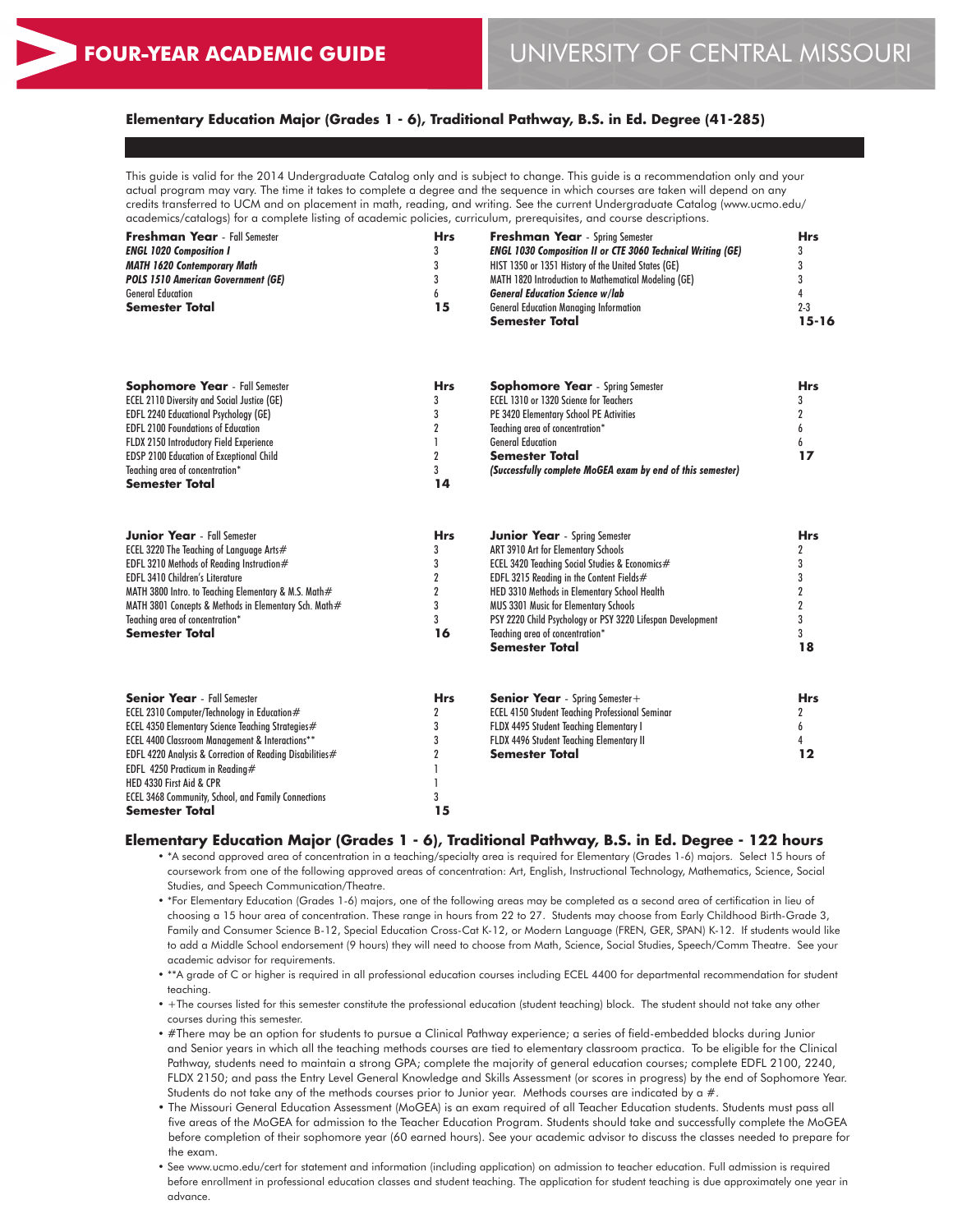**FOUR-YEAR ACADEMIC GUIDE** | UNIVERSITY OF CENTRAL MISSOURI

## Elementary Education Major (Grades 1 - 6), Traditional Pathway, B.S. in Ed. Degree (41-285)

This guide is valid for the 2014 Undergraduate Catalog only and is subject to change. This guide is a recommendation only and your actual program may vary. The time it takes to complete a degree and the sequence in which courses are taken will depend on any credits transferred to UCM and on placement in math, reading, and writing. See the current Undergraduate Catalog (www.ucmo.edu/academics/catalogs) for a complete listing of academic policies, curriculum, prerequisites, and course descriptions.

| **Freshman Year** - Fall Semester | **Hrs** |
|---|---|
| ***ENGL 1020 Composition I*** | 3 |
| ***MATH 1620 Contemporary Math*** | 3 |
| ***POLS 1510 American Government (GE)*** | 3 |
| General Education | 6 |
| **Semester Total** | **15** |

| **Freshman Year** - Spring Semester | **Hrs** |
|---|---|
| ***ENGL 1030 Composition II or CTE 3060 Technical Writing (GE)*** | 3 |
| HIST 1350 or 1351 History of the United States (GE) | 3 |
| MATH 1820 Introduction to Mathematical Modeling (GE) | 3 |
| ***General Education Science w/lab*** | 4 |
| General Education Managing Information | 2-3 |
| **Semester Total** | **15-16** |

| **Sophomore Year** - Fall Semester | **Hrs** |
|---|---|
| ECEL 2110 Diversity and Social Justice (GE) | 3 |
| EDFL 2240 Educational Psychology (GE) | 3 |
| EDFL 2100 Foundations of Education | 2 |
| FLDX 2150 Introductory Field Experience | 1 |
| EDSP 2100 Education of Exceptional Child | 2 |
| Teaching area of concentration* | 3 |
| **Semester Total** | **14** |

| **Sophomore Year** - Spring Semester | **Hrs** |
|---|---|
| ECEL 1310 or 1320 Science for Teachers | 3 |
| PE 3420 Elementary School PE Activities | 2 |
| Teaching area of concentration* | 6 |
| General Education | 6 |
| **Semester Total** | **17** |
| ***(Successfully complete MoGEA exam by end of this semester)*** | |

| **Junior Year** - Fall Semester | **Hrs** |
|---|---|
| ECEL 3220 The Teaching of Language Arts# | 3 |
| EDFL 3210 Methods of Reading Instruction# | 3 |
| EDFL 3410 Children's Literature | 2 |
| MATH 3800 Intro. to Teaching Elementary & M.S. Math# | 2 |
| MATH 3801 Concepts & Methods in Elementary Sch. Math# | 3 |
| Teaching area of concentration* | 3 |
| **Semester Total** | **16** |

| **Junior Year** - Spring Semester | **Hrs** |
|---|---|
| ART 3910 Art for Elementary Schools | 2 |
| ECEL 3420 Teaching Social Studies & Economics# | 3 |
| EDFL 3215 Reading in the Content Fields# | 3 |
| HED 3310 Methods in Elementary School Health | 2 |
| MUS 3301 Music for Elementary Schools | 2 |
| PSY 2220 Child Psychology or PSY 3220 Lifespan Development | 3 |
| Teaching area of concentration* | 3 |
| **Semester Total** | **18** |

| **Senior Year** - Fall Semester | **Hrs** |
|---|---|
| ECEL 2310 Computer/Technology in Education# | 2 |
| ECEL 4350 Elementary Science Teaching Strategies# | 3 |
| ECEL 4400 Classroom Management & Interactions** | 3 |
| EDFL 4220 Analysis & Correction of Reading Disabilities# | 2 |
| EDFL 4250 Practicum in Reading# | 1 |
| HED 4330 First Aid & CPR | 1 |
| ECEL 3468 Community, School, and Family Connections | 3 |
| **Semester Total** | **15** |

| **Senior Year** - Spring Semester+ | **Hrs** |
|---|---|
| ECEL 4150 Student Teaching Professional Seminar | 2 |
| FLDX 4495 Student Teaching Elementary I | 6 |
| FLDX 4496 Student Teaching Elementary II | 4 |
| **Semester Total** | **12** |

### Elementary Education Major (Grades 1 - 6), Traditional Pathway, B.S. in Ed. Degree - 122 hours

- *A second approved area of concentration in a teaching/specialty area is required for Elementary (Grades 1-6) majors. Select 15 hours of coursework from one of the following approved areas of concentration: Art, English, Instructional Technology, Mathematics, Science, Social Studies, and Speech Communication/Theatre.
- *For Elementary Education (Grades 1-6) majors, one of the following areas may be completed as a second area of certification in lieu of choosing a 15 hour area of concentration. These range in hours from 22 to 27. Students may choose from Early Childhood Birth-Grade 3, Family and Consumer Science B-12, Special Education Cross-Cat K-12, or Modern Language (FREN, GER, SPAN) K-12. If students would like to add a Middle School endorsement (9 hours) they will need to choose from Math, Science, Social Studies, Speech/Comm Theatre. See your academic advisor for requirements.
- **A grade of C or higher is required in all professional education courses including ECEL 4400 for departmental recommendation for student teaching.
- +The courses listed for this semester constitute the professional education (student teaching) block. The student should not take any other courses during this semester.
- #There may be an option for students to pursue a Clinical Pathway experience; a series of field-embedded blocks during Junior and Senior years in which all the teaching methods courses are tied to elementary classroom practica. To be eligible for the Clinical Pathway, students need to maintain a strong GPA; complete the majority of general education courses; complete EDFL 2100, 2240, FLDX 2150; and pass the Entry Level General Knowledge and Skills Assessment (or scores in progress) by the end of Sophomore Year. Students do not take any of the methods courses prior to Junior year. Methods courses are indicated by a #.
- The Missouri General Education Assessment (MoGEA) is an exam required of all Teacher Education students. Students must pass all five areas of the MoGEA for admission to the Teacher Education Program. Students should take and successfully complete the MoGEA before completion of their sophomore year (60 earned hours). See your academic advisor to discuss the classes needed to prepare for the exam.
- See www.ucmo.edu/cert for statement and information (including application) on admission to teacher education. Full admission is required before enrollment in professional education classes and student teaching. The application for student teaching is due approximately one year in advance.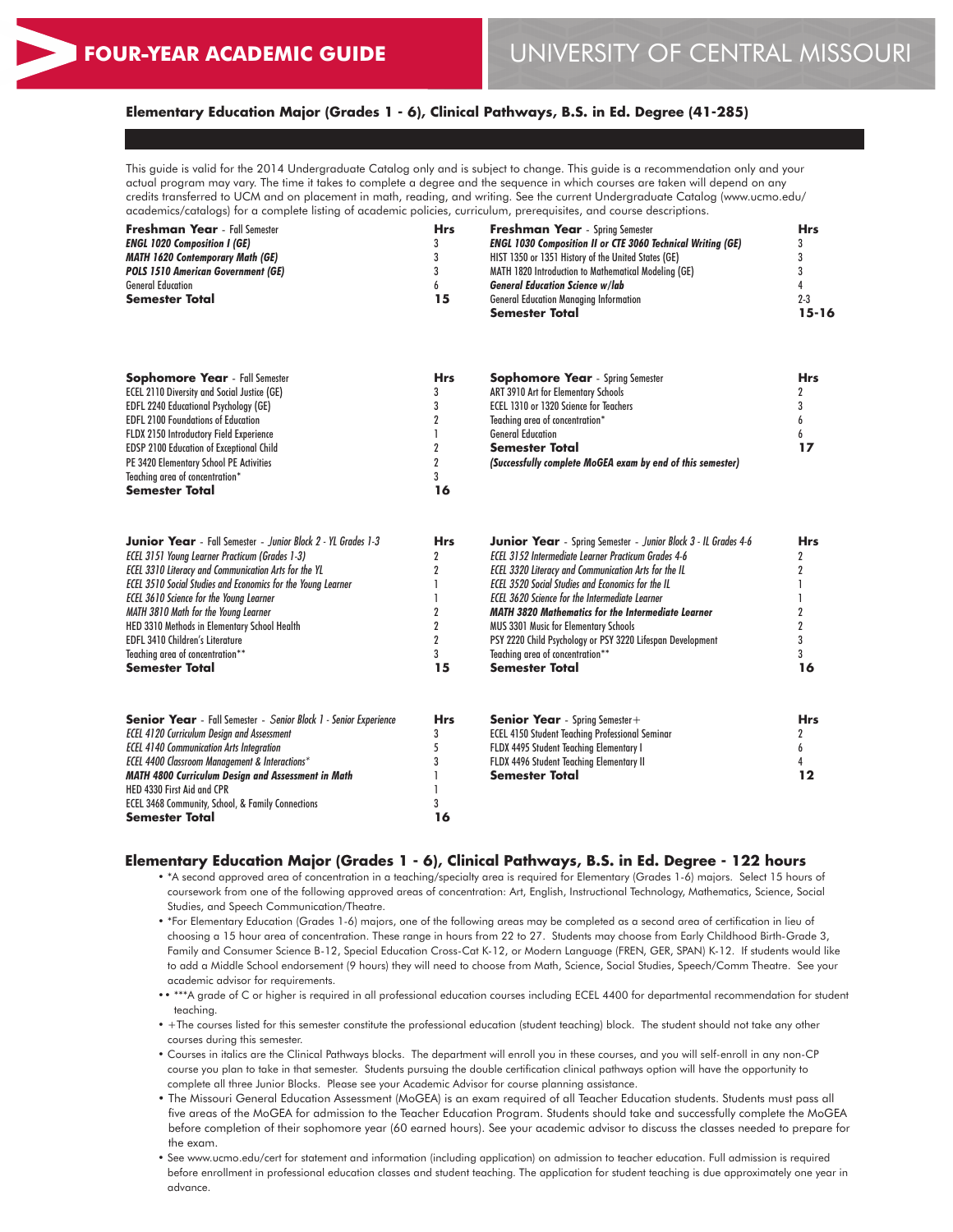# FOUR-YEAR ACADEMIC GUIDE

UNIVERSITY OF CENTRAL MISSOURI

## Elementary Education Major (Grades 1 - 6), Clinical Pathways, B.S. in Ed. Degree (41-285)

This guide is valid for the 2014 Undergraduate Catalog only and is subject to change. This guide is a recommendation only and your actual program may vary. The time it takes to complete a degree and the sequence in which courses are taken will depend on any credits transferred to UCM and on placement in math, reading, and writing. See the current Undergraduate Catalog (www.ucmo.edu/academics/catalogs) for a complete listing of academic policies, curriculum, prerequisites, and course descriptions.

| **Freshman Year** - Fall Semester | **Hrs** |
|---|---|
| ***ENGL 1020 Composition I (GE)*** | 3 |
| ***MATH 1620 Contemporary Math (GE)*** | 3 |
| ***POLS 1510 American Government (GE)*** | 3 |
| General Education | 6 |
| **Semester Total** | **15** |

| **Freshman Year** - Spring Semester | **Hrs** |
|---|---|
| ***ENGL 1030 Composition II or CTE 3060 Technical Writing (GE)*** | 3 |
| HIST 1350 or 1351 History of the United States (GE) | 3 |
| MATH 1820 Introduction to Mathematical Modeling (GE) | 3 |
| ***General Education Science w/lab*** | 4 |
| General Education Managing Information | 2-3 |
| **Semester Total** | **15-16** |

| **Sophomore Year** - Fall Semester | **Hrs** |
|---|---|
| ECEL 2110 Diversity and Social Justice (GE) | 3 |
| EDFL 2240 Educational Psychology (GE) | 3 |
| EDFL 2100 Foundations of Education | 2 |
| FLDX 2150 Introductory Field Experience | 1 |
| EDSP 2100 Education of Exceptional Child | 2 |
| PE 3420 Elementary School PE Activities | 2 |
| Teaching area of concentration* | 3 |
| **Semester Total** | **16** |

| **Sophomore Year** - Spring Semester | **Hrs** |
|---|---|
| ART 3910 Art for Elementary Schools | 2 |
| ECEL 1310 or 1320 Science for Teachers | 3 |
| Teaching area of concentration* | 6 |
| General Education | 6 |
| **Semester Total** | **17** |
| ***(Successfully complete MoGEA exam by end of this semester)*** | |

| **Junior Year** - Fall Semester - *Junior Block 2 - YL Grades 1-3* | **Hrs** |
|---|---|
| *ECEL 3151 Young Learner Practicum (Grades 1-3)* | 2 |
| *ECEL 3310 Literacy and Communication Arts for the YL* | 2 |
| *ECEL 3510 Social Studies and Economics for the Young Learner* | 1 |
| *ECEL 3610 Science for the Young Learner* | 1 |
| *MATH 3810 Math for the Young Learner* | 2 |
| HED 3310 Methods in Elementary School Health | 2 |
| EDFL 3410 Children's Literature | 2 |
| Teaching area of concentration** | 3 |
| **Semester Total** | **15** |

| **Junior Year** - Spring Semester - *Junior Block 3 - IL Grades 4-6* | **Hrs** |
|---|---|
| *ECEL 3152 Intermediate Learner Practicum Grades 4-6* | 2 |
| *ECEL 3320 Literacy and Communication Arts for the IL* | 2 |
| *ECEL 3520 Social Studies and Economics for the IL* | 1 |
| *ECEL 3620 Science for the Intermediate Learner* | 1 |
| ***MATH 3820 Mathematics for the Intermediate Learner*** | 2 |
| MUS 3301 Music for Elementary Schools | 2 |
| PSY 2220 Child Psychology or PSY 3220 Lifespan Development | 3 |
| Teaching area of concentration** | 3 |
| **Semester Total** | **16** |

| **Senior Year** - Fall Semester - *Senior Block 1 - Senior Experience* | **Hrs** |
|---|---|
| *ECEL 4120 Curriculum Design and Assessment* | 3 |
| *ECEL 4140 Communication Arts Integration* | 5 |
| *ECEL 4400 Classroom Management & Interactions** | 3 |
| ***MATH 4800 Curriculum Design and Assessment in Math*** | 1 |
| HED 4330 First Aid and CPR | 1 |
| ECEL 3468 Community, School, & Family Connections | 3 |
| **Semester Total** | **16** |

| **Senior Year** - Spring Semester+ | **Hrs** |
|---|---|
| ECEL 4150 Student Teaching Professional Seminar | 2 |
| FLDX 4495 Student Teaching Elementary I | 6 |
| FLDX 4496 Student Teaching Elementary II | 4 |
| **Semester Total** | **12** |

## Elementary Education Major (Grades 1 - 6), Clinical Pathways, B.S. in Ed. Degree - 122 hours

- *A second approved area of concentration in a teaching/specialty area is required for Elementary (Grades 1-6) majors. Select 15 hours of coursework from one of the following approved areas of concentration: Art, English, Instructional Technology, Mathematics, Science, Social Studies, and Speech Communication/Theatre.
- *For Elementary Education (Grades 1-6) majors, one of the following areas may be completed as a second area of certification in lieu of choosing a 15 hour area of concentration. These range in hours from 22 to 27. Students may choose from Early Childhood Birth-Grade 3, Family and Consumer Science B-12, Special Education Cross-Cat K-12, or Modern Language (FREN, GER, SPAN) K-12. If students would like to add a Middle School endorsement (9 hours) they will need to choose from Math, Science, Social Studies, Speech/Comm Theatre. See your academic advisor for requirements.
- ***A grade of C or higher is required in all professional education courses including ECEL 4400 for departmental recommendation for student teaching.
- +The courses listed for this semester constitute the professional education (student teaching) block. The student should not take any other courses during this semester.
- Courses in italics are the Clinical Pathways blocks. The department will enroll you in these courses, and you will self-enroll in any non-CP course you plan to take in that semester. Students pursuing the double certification clinical pathways option will have the opportunity to complete all three Junior Blocks. Please see your Academic Advisor for course planning assistance.
- The Missouri General Education Assessment (MoGEA) is an exam required of all Teacher Education students. Students must pass all five areas of the MoGEA for admission to the Teacher Education Program. Students should take and successfully complete the MoGEA before completion of their sophomore year (60 earned hours). See your academic advisor to discuss the classes needed to prepare for the exam.
- See www.ucmo.edu/cert for statement and information (including application) on admission to teacher education. Full admission is required before enrollment in professional education classes and student teaching. The application for student teaching is due approximately one year in advance.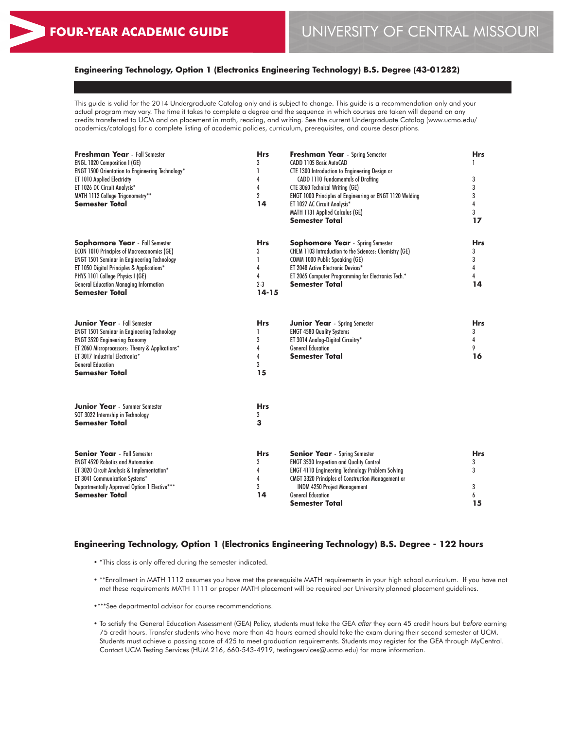# FOUR-YEAR ACADEMIC GUIDE

## UNIVERSITY OF CENTRAL MISSOURI

### Engineering Technology, Option 1 (Electronics Engineering Technology) B.S. Degree (43-01282)

This guide is valid for the 2014 Undergraduate Catalog only and is subject to change. This guide is a recommendation only and your actual program may vary. The time it takes to complete a degree and the sequence in which courses are taken will depend on any credits transferred to UCM and on placement in math, reading, and writing. See the current Undergraduate Catalog (www.ucmo.edu/academics/catalogs) for a complete listing of academic policies, curriculum, prerequisites, and course descriptions.

| **Freshman Year** - Fall Semester | **Hrs** |
|---|---|
| ENGL 1020 Composition I (GE) | 3 |
| ENGT 1500 Orientation to Engineering Technology* | 1 |
| ET 1010 Applied Electricity | 4 |
| ET 1026 DC Circuit Analysis* | 4 |
| MATH 1112 College Trigonometry** | 2 |
| **Semester Total** | **14** |

| **Freshman Year** - Spring Semester | **Hrs** |
|---|---|
| CADD 1105 Basic AutoCAD | 1 |
| CTE 1300 Introduction to Engineering Design or CADD 1110 Fundamentals of Drafting | 3 |
| CTE 3060 Technical Writing (GE) | 3 |
| ENGT 1000 Principles of Engineering or ENGT 1120 Welding | 3 |
| ET 1027 AC Circuit Analysis* | 4 |
| MATH 1131 Applied Calculus (GE) | 3 |
| **Semester Total** | **17** |

| **Sophomore Year** - Fall Semester | **Hrs** |
|---|---|
| ECON 1010 Principles of Macroeconomics (GE) | 3 |
| ENGT 1501 Seminar in Engineering Technology | 1 |
| ET 1050 Digital Principles & Applications* | 4 |
| PHYS 1101 College Physics I (GE) | 4 |
| General Education Managing Information | 2-3 |
| **Semester Total** | **14-15** |

| **Sophomore Year** - Spring Semester | **Hrs** |
|---|---|
| CHEM 1103 Introduction to the Sciences: Chemistry (GE) | 3 |
| COMM 1000 Public Speaking (GE) | 3 |
| ET 2048 Active Electronic Devices* | 4 |
| ET 2065 Computer Programming for Electronics Tech.* | 4 |
| **Semester Total** | **14** |

| **Junior Year** - Fall Semester | **Hrs** |
|---|---|
| ENGT 1501 Seminar in Engineering Technology | 1 |
| ENGT 3520 Engineering Economy | 3 |
| ET 2060 Microprocessors: Theory & Applications* | 4 |
| ET 3017 Industrial Electronics* | 4 |
| General Education | 3 |
| **Semester Total** | **15** |

| **Junior Year** - Spring Semester | **Hrs** |
|---|---|
| ENGT 4580 Quality Systems | 3 |
| ET 3014 Analog-Digital Circuitry* | 4 |
| General Education | 9 |
| **Semester Total** | **16** |

| **Junior Year** - Summer Semester | **Hrs** |
|---|---|
| SOT 3022 Internship in Technology | 3 |
| **Semester Total** | **3** |

| **Senior Year** - Fall Semester | **Hrs** |
|---|---|
| ENGT 4520 Robotics and Automation | 3 |
| ET 3020 Circuit Analysis & Implementation* | 4 |
| ET 3041 Communication Systems* | 4 |
| Departmentally Approved Option 1 Elective*** | 3 |
| **Semester Total** | **14** |

| **Senior Year** - Spring Semester | **Hrs** |
|---|---|
| ENGT 3530 Inspection and Quality Control | 3 |
| ENGT 4110 Engineering Technology Problem Solving | 3 |
| CMGT 3320 Principles of Construction Management or INDM 4250 Project Management | 3 |
| General Education | 6 |
| **Semester Total** | **15** |

### Engineering Technology, Option 1 (Electronics Engineering Technology) B.S. Degree - 122 hours

- *This class is only offered during the semester indicated.
- **Enrollment in MATH 1112 assumes you have met the prerequisite MATH requirements in your high school curriculum. If you have not met these requirements MATH 1111 or proper MATH placement will be required per University planned placement guidelines.
- ***See departmental advisor for course recommendations.
- To satisfy the General Education Assessment (GEA) Policy, students must take the GEA *after* they earn 45 credit hours but *before* earning 75 credit hours. Transfer students who have more than 45 hours earned should take the exam during their second semester at UCM. Students must achieve a passing score of 425 to meet graduation requirements. Students may register for the GEA through MyCentral. Contact UCM Testing Services (HUM 216, 660-543-4919, testingservices@ucmo.edu) for more information.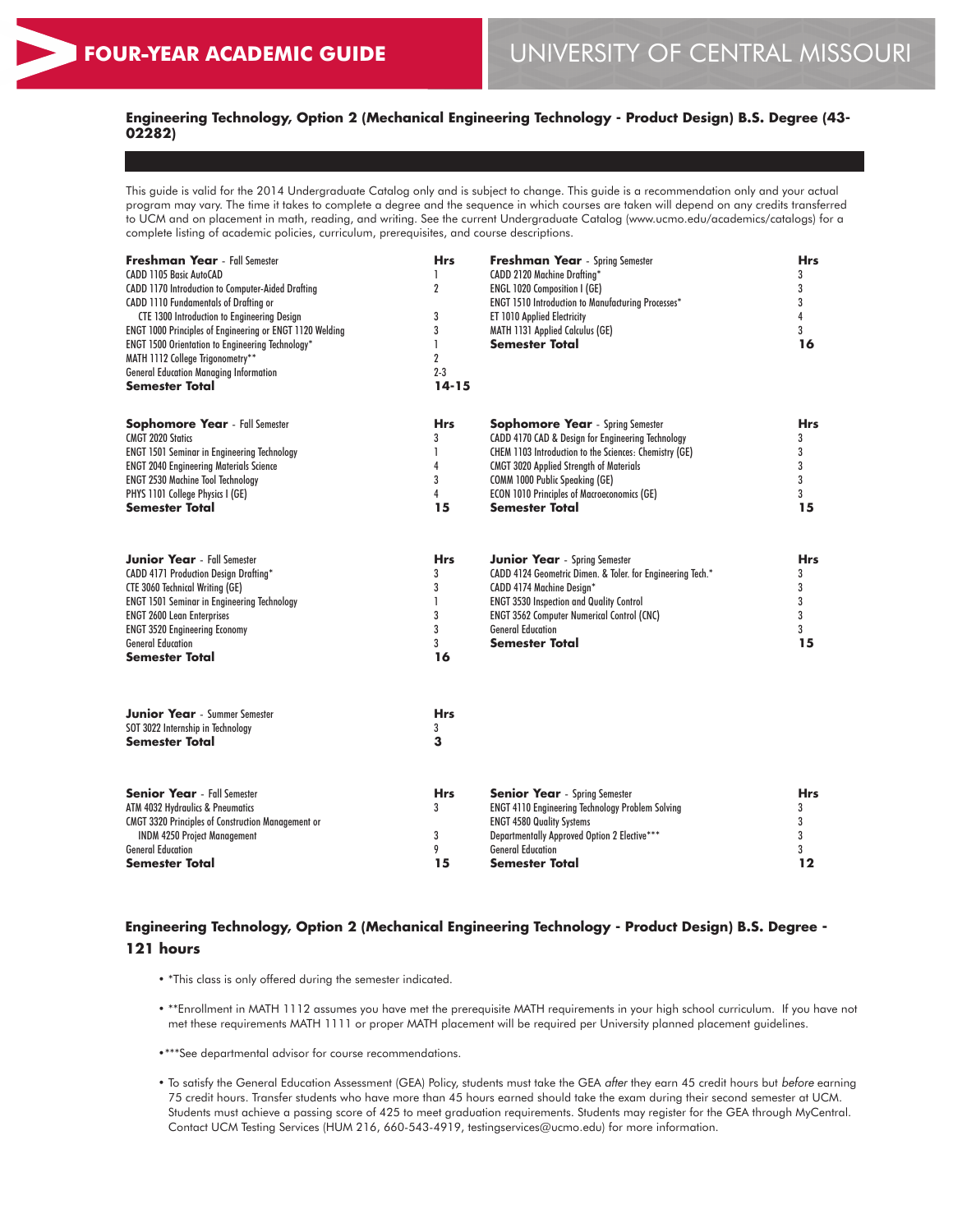# FOUR-YEAR ACADEMIC GUIDE

# UNIVERSITY OF CENTRAL MISSOURI

### Engineering Technology, Option 2 (Mechanical Engineering Technology - Product Design) B.S. Degree (43-02282)

This guide is valid for the 2014 Undergraduate Catalog only and is subject to change. This guide is a recommendation only and your actual program may vary. The time it takes to complete a degree and the sequence in which courses are taken will depend on any credits transferred to UCM and on placement in math, reading, and writing. See the current Undergraduate Catalog (www.ucmo.edu/academics/catalogs) for a complete listing of academic policies, curriculum, prerequisites, and course descriptions.

| **Freshman Year** - Fall Semester | **Hrs** |
|---|---|
| CADD 1105 Basic AutoCAD | 1 |
| CADD 1170 Introduction to Computer-Aided Drafting | 2 |
| CADD 1110 Fundamentals of Drafting or CTE 1300 Introduction to Engineering Design | 3 |
| ENGT 1000 Principles of Engineering or ENGT 1120 Welding | 3 |
| ENGT 1500 Orientation to Engineering Technology* | 1 |
| MATH 1112 College Trigonometry** | 2 |
| General Education Managing Information | 2-3 |
| **Semester Total** | **14-15** |

| **Freshman Year** - Spring Semester | **Hrs** |
|---|---|
| CADD 2120 Machine Drafting* | 3 |
| ENGL 1020 Composition I (GE) | 3 |
| ENGT 1510 Introduction to Manufacturing Processes* | 3 |
| ET 1010 Applied Electricity | 4 |
| MATH 1131 Applied Calculus (GE) | 3 |
| **Semester Total** | **16** |

| **Sophomore Year** - Fall Semester | **Hrs** |
|---|---|
| CMGT 2020 Statics | 3 |
| ENGT 1501 Seminar in Engineering Technology | 1 |
| ENGT 2040 Engineering Materials Science | 4 |
| ENGT 2530 Machine Tool Technology | 3 |
| PHYS 1101 College Physics I (GE) | 4 |
| **Semester Total** | **15** |

| **Sophomore Year** - Spring Semester | **Hrs** |
|---|---|
| CADD 4170 CAD & Design for Engineering Technology | 3 |
| CHEM 1103 Introduction to the Sciences: Chemistry (GE) | 3 |
| CMGT 3020 Applied Strength of Materials | 3 |
| COMM 1000 Public Speaking (GE) | 3 |
| ECON 1010 Principles of Macroeconomics (GE) | 3 |
| **Semester Total** | **15** |

| **Junior Year** - Fall Semester | **Hrs** |
|---|---|
| CADD 4171 Production Design Drafting* | 3 |
| CTE 3060 Technical Writing (GE) | 3 |
| ENGT 1501 Seminar in Engineering Technology | 1 |
| ENGT 2600 Lean Enterprises | 3 |
| ENGT 3520 Engineering Economy | 3 |
| General Education | 3 |
| **Semester Total** | **16** |

| **Junior Year** - Spring Semester | **Hrs** |
|---|---|
| CADD 4124 Geometric Dimen. & Toler. for Engineering Tech.* | 3 |
| CADD 4174 Machine Design* | 3 |
| ENGT 3530 Inspection and Quality Control | 3 |
| ENGT 3562 Computer Numerical Control (CNC) | 3 |
| General Education | 3 |
| **Semester Total** | **15** |

| **Junior Year** - Summer Semester | **Hrs** |
|---|---|
| SOT 3022 Internship in Technology | 3 |
| **Semester Total** | **3** |

| **Senior Year** - Fall Semester | **Hrs** |
|---|---|
| ATM 4032 Hydraulics & Pneumatics | 3 |
| CMGT 3320 Principles of Construction Management or INDM 4250 Project Management | 3 |
| General Education | 9 |
| **Semester Total** | **15** |

| **Senior Year** - Spring Semester | **Hrs** |
|---|---|
| ENGT 4110 Engineering Technology Problem Solving | 3 |
| ENGT 4580 Quality Systems | 3 |
| Departmentally Approved Option 2 Elective*** | 3 |
| General Education | 3 |
| **Semester Total** | **12** |

### Engineering Technology, Option 2 (Mechanical Engineering Technology - Product Design) B.S. Degree - 121 hours

- *This class is only offered during the semester indicated.
- **Enrollment in MATH 1112 assumes you have met the prerequisite MATH requirements in your high school curriculum. If you have not met these requirements MATH 1111 or proper MATH placement will be required per University planned placement guidelines.
- ***See departmental advisor for course recommendations.
- To satisfy the General Education Assessment (GEA) Policy, students must take the GEA *after* they earn 45 credit hours but *before* earning 75 credit hours. Transfer students who have more than 45 hours earned should take the exam during their second semester at UCM. Students must achieve a passing score of 425 to meet graduation requirements. Students may register for the GEA through MyCentral. Contact UCM Testing Services (HUM 216, 660-543-4919, testingservices@ucmo.edu) for more information.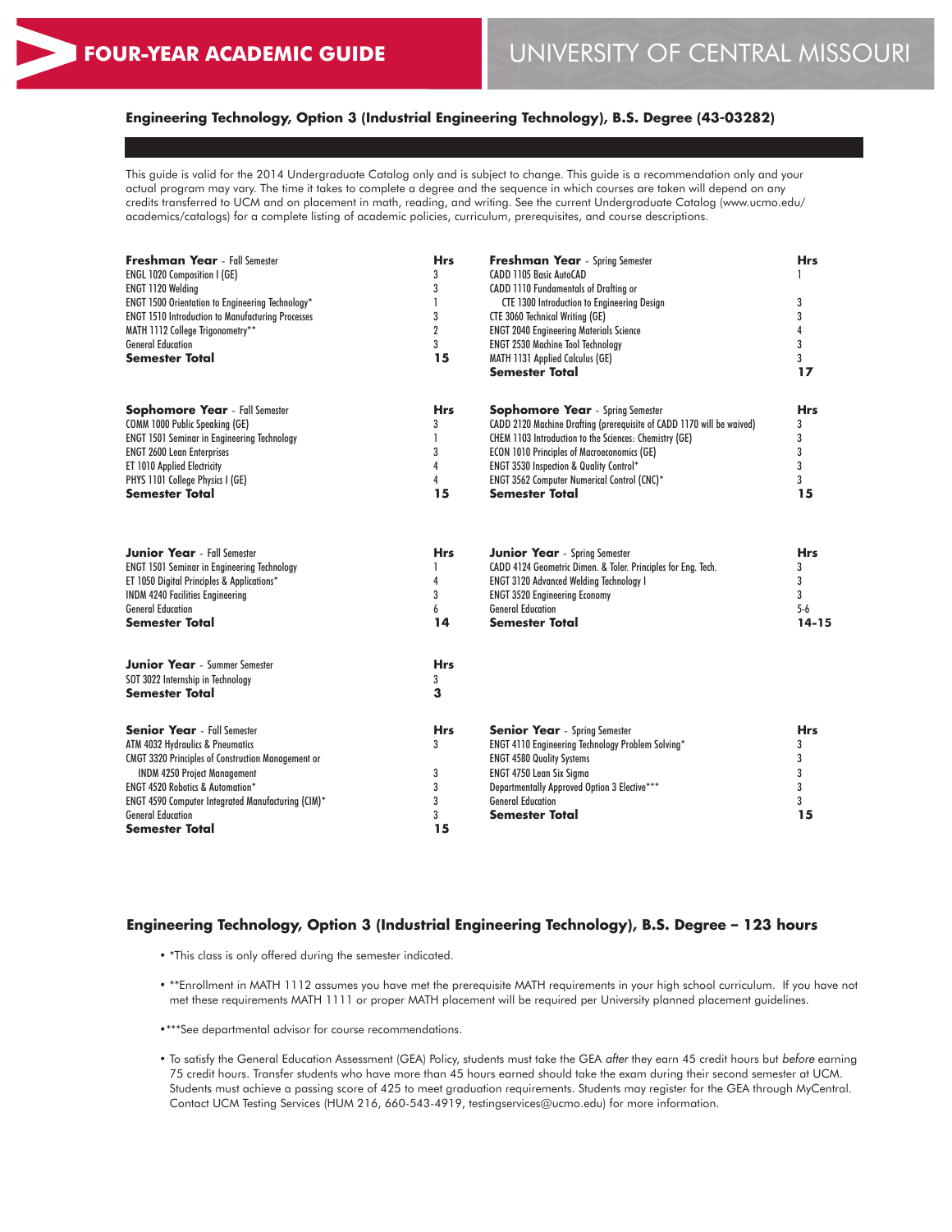# FOUR-YEAR ACADEMIC GUIDE

# UNIVERSITY OF CENTRAL MISSOURI

## Engineering Technology, Option 3 (Industrial Engineering Technology), B.S. Degree (43-03282)

This guide is valid for the 2014 Undergraduate Catalog only and is subject to change. This guide is a recommendation only and your actual program may vary. The time it takes to complete a degree and the sequence in which courses are taken will depend on any credits transferred to UCM and on placement in math, reading, and writing. See the current Undergraduate Catalog (www.ucmo.edu/academics/catalogs) for a complete listing of academic policies, curriculum, prerequisites, and course descriptions.

| **Freshman Year** - Fall Semester | **Hrs** |
|---|---|
| ENGL 1020 Composition I (GE) | 3 |
| ENGT 1120 Welding | 3 |
| ENGT 1500 Orientation to Engineering Technology* | 1 |
| ENGT 1510 Introduction to Manufacturing Processes | 3 |
| MATH 1112 College Trigonometry** | 2 |
| General Education | 3 |
| **Semester Total** | **15** |

| **Freshman Year** - Spring Semester | **Hrs** |
|---|---|
| CADD 1105 Basic AutoCAD | 1 |
| CADD 1110 Fundamentals of Drafting or CTE 1300 Introduction to Engineering Design | 3 |
| CTE 3060 Technical Writing (GE) | 3 |
| ENGT 2040 Engineering Materials Science | 4 |
| ENGT 2530 Machine Tool Technology | 3 |
| MATH 1131 Applied Calculus (GE) | 3 |
| **Semester Total** | **17** |

| **Sophomore Year** - Fall Semester | **Hrs** |
|---|---|
| COMM 1000 Public Speaking (GE) | 3 |
| ENGT 1501 Seminar in Engineering Technology | 1 |
| ENGT 2600 Lean Enterprises | 3 |
| ET 1010 Applied Electricity | 4 |
| PHYS 1101 College Physics I (GE) | 4 |
| **Semester Total** | **15** |

| **Sophomore Year** - Spring Semester | **Hrs** |
|---|---|
| CADD 2120 Machine Drafting (prerequisite of CADD 1170 will be waived) | 3 |
| CHEM 1103 Introduction to the Sciences: Chemistry (GE) | 3 |
| ECON 1010 Principles of Macroeconomics (GE) | 3 |
| ENGT 3530 Inspection & Quality Control* | 3 |
| ENGT 3562 Computer Numerical Control (CNC)* | 3 |
| **Semester Total** | **15** |

| **Junior Year** - Fall Semester | **Hrs** |
|---|---|
| ENGT 1501 Seminar in Engineering Technology | 1 |
| ET 1050 Digital Principles & Applications* | 4 |
| INDM 4240 Facilities Engineering | 3 |
| General Education | 6 |
| **Semester Total** | **14** |

| **Junior Year** - Spring Semester | **Hrs** |
|---|---|
| CADD 4124 Geometric Dimen. & Toler. Principles for Eng. Tech. | 3 |
| ENGT 3120 Advanced Welding Technology I | 3 |
| ENGT 3520 Engineering Economy | 3 |
| General Education | 5-6 |
| **Semester Total** | **14-15** |

| **Junior Year** - Summer Semester | **Hrs** |
|---|---|
| SOT 3022 Internship in Technology | 3 |
| **Semester Total** | **3** |

| **Senior Year** - Fall Semester | **Hrs** |
|---|---|
| ATM 4032 Hydraulics & Pneumatics | 3 |
| CMGT 3320 Principles of Construction Management or INDM 4250 Project Management | 3 |
| ENGT 4520 Robotics & Automation* | 3 |
| ENGT 4590 Computer Integrated Manufacturing (CIM)* | 3 |
| General Education | 3 |
| **Semester Total** | **15** |

| **Senior Year** - Spring Semester | **Hrs** |
|---|---|
| ENGT 4110 Engineering Technology Problem Solving* | 3 |
| ENGT 4580 Quality Systems | 3 |
| ENGT 4750 Lean Six Sigma | 3 |
| Departmentally Approved Option 3 Elective*** | 3 |
| General Education | 3 |
| **Semester Total** | **15** |

## Engineering Technology, Option 3 (Industrial Engineering Technology), B.S. Degree – 123 hours

- *This class is only offered during the semester indicated.
- **Enrollment in MATH 1112 assumes you have met the prerequisite MATH requirements in your high school curriculum. If you have not met these requirements MATH 1111 or proper MATH placement will be required per University planned placement guidelines.
- ***See departmental advisor for course recommendations.
- To satisfy the General Education Assessment (GEA) Policy, students must take the GEA *after* they earn 45 credit hours but *before* earning 75 credit hours. Transfer students who have more than 45 hours earned should take the exam during their second semester at UCM. Students must achieve a passing score of 425 to meet graduation requirements. Students may register for the GEA through MyCentral. Contact UCM Testing Services (HUM 216, 660-543-4919, testingservices@ucmo.edu) for more information.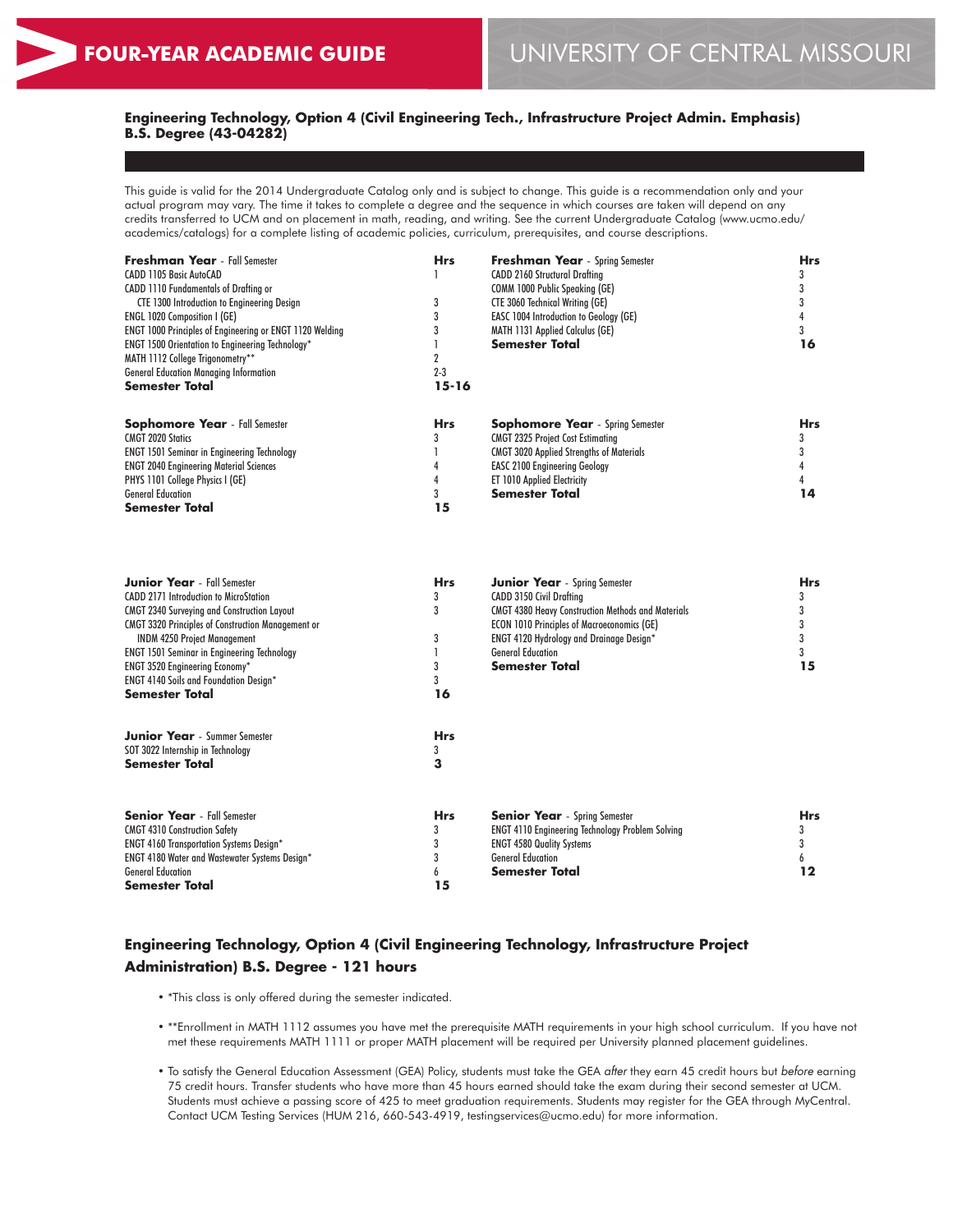**FOUR-YEAR ACADEMIC GUIDE** | UNIVERSITY OF CENTRAL MISSOURI

### Engineering Technology, Option 4 (Civil Engineering Tech., Infrastructure Project Admin. Emphasis) B.S. Degree (43-04282)

This guide is valid for the 2014 Undergraduate Catalog only and is subject to change. This guide is a recommendation only and your actual program may vary. The time it takes to complete a degree and the sequence in which courses are taken will depend on any credits transferred to UCM and on placement in math, reading, and writing. See the current Undergraduate Catalog (www.ucmo.edu/academics/catalogs) for a complete listing of academic policies, curriculum, prerequisites, and course descriptions.

| **Freshman Year** - Fall Semester | **Hrs** |
|---|---|
| CADD 1105 Basic AutoCAD | 1 |
| CADD 1110 Fundamentals of Drafting or CTE 1300 Introduction to Engineering Design | 3 |
| ENGL 1020 Composition I (GE) | 3 |
| ENGT 1000 Principles of Engineering or ENGT 1120 Welding | 3 |
| ENGT 1500 Orientation to Engineering Technology* | 1 |
| MATH 1112 College Trigonometry** | 2 |
| General Education Managing Information | 2-3 |
| **Semester Total** | **15-16** |

| **Freshman Year** - Spring Semester | **Hrs** |
|---|---|
| CADD 2160 Structural Drafting | 3 |
| COMM 1000 Public Speaking (GE) | 3 |
| CTE 3060 Technical Writing (GE) | 3 |
| EASC 1004 Introduction to Geology (GE) | 4 |
| MATH 1131 Applied Calculus (GE) | 3 |
| **Semester Total** | **16** |

| **Sophomore Year** - Fall Semester | **Hrs** |
|---|---|
| CMGT 2020 Statics | 3 |
| ENGT 1501 Seminar in Engineering Technology | 1 |
| ENGT 2040 Engineering Material Sciences | 4 |
| PHYS 1101 College Physics I (GE) | 4 |
| General Education | 3 |
| **Semester Total** | **15** |

| **Sophomore Year** - Spring Semester | **Hrs** |
|---|---|
| CMGT 2325 Project Cost Estimating | 3 |
| CMGT 3020 Applied Strengths of Materials | 3 |
| EASC 2100 Engineering Geology | 4 |
| ET 1010 Applied Electricity | 4 |
| **Semester Total** | **14** |

| **Junior Year** - Fall Semester | **Hrs** |
|---|---|
| CADD 2171 Introduction to MicroStation | 3 |
| CMGT 2340 Surveying and Construction Layout | 3 |
| CMGT 3320 Principles of Construction Management or INDM 4250 Project Management | 3 |
| ENGT 1501 Seminar in Engineering Technology | 1 |
| ENGT 3520 Engineering Economy* | 3 |
| ENGT 4140 Soils and Foundation Design* | 3 |
| **Semester Total** | **16** |

| **Junior Year** - Spring Semester | **Hrs** |
|---|---|
| CADD 3150 Civil Drafting | 3 |
| CMGT 4380 Heavy Construction Methods and Materials | 3 |
| ECON 1010 Principles of Macroeconomics (GE) | 3 |
| ENGT 4120 Hydrology and Drainage Design* | 3 |
| General Education | 3 |
| **Semester Total** | **15** |

| **Junior Year** - Summer Semester | **Hrs** |
|---|---|
| SOT 3022 Internship in Technology | 3 |
| **Semester Total** | **3** |

| **Senior Year** - Fall Semester | **Hrs** |
|---|---|
| CMGT 4310 Construction Safety | 3 |
| ENGT 4160 Transportation Systems Design* | 3 |
| ENGT 4180 Water and Wastewater Systems Design* | 3 |
| General Education | 6 |
| **Semester Total** | **15** |

| **Senior Year** - Spring Semester | **Hrs** |
|---|---|
| ENGT 4110 Engineering Technology Problem Solving | 3 |
| ENGT 4580 Quality Systems | 3 |
| General Education | 6 |
| **Semester Total** | **12** |

### Engineering Technology, Option 4 (Civil Engineering Technology, Infrastructure Project Administration) B.S. Degree - 121 hours

- *This class is only offered during the semester indicated.
- **Enrollment in MATH 1112 assumes you have met the prerequisite MATH requirements in your high school curriculum. If you have not met these requirements MATH 1111 or proper MATH placement will be required per University planned placement guidelines.
- To satisfy the General Education Assessment (GEA) Policy, students must take the GEA *after* they earn 45 credit hours but *before* earning 75 credit hours. Transfer students who have more than 45 hours earned should take the exam during their second semester at UCM. Students must achieve a passing score of 425 to meet graduation requirements. Students may register for the GEA through MyCentral. Contact UCM Testing Services (HUM 216, 660-543-4919, testingservices@ucmo.edu) for more information.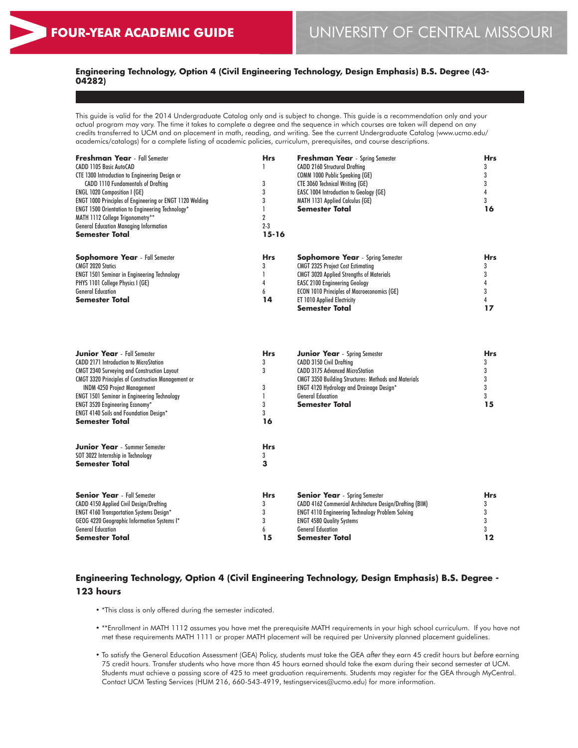# FOUR-YEAR ACADEMIC GUIDE

# UNIVERSITY OF CENTRAL MISSOURI

### Engineering Technology, Option 4 (Civil Engineering Technology, Design Emphasis) B.S. Degree (43-04282)

This guide is valid for the 2014 Undergraduate Catalog only and is subject to change. This guide is a recommendation only and your actual program may vary. The time it takes to complete a degree and the sequence in which courses are taken will depend on any credits transferred to UCM and on placement in math, reading, and writing. See the current Undergraduate Catalog (www.ucmo.edu/academics/catalogs) for a complete listing of academic policies, curriculum, prerequisites, and course descriptions.

| **Freshman Year** - Fall Semester | **Hrs** |
|---|---|
| CADD 1105 Basic AutoCAD | 1 |
| CTE 1300 Introduction to Engineering Design or CADD 1110 Fundamentals of Drafting | 3 |
| ENGL 1020 Composition I (GE) | 3 |
| ENGT 1000 Principles of Engineering or ENGT 1120 Welding | 3 |
| ENGT 1500 Orientation to Engineering Technology* | 1 |
| MATH 1112 College Trigonometry** | 2 |
| General Education Managing Information | 2-3 |
| **Semester Total** | **15-16** |

| **Freshman Year** - Spring Semester | **Hrs** |
|---|---|
| CADD 2160 Structural Drafting | 3 |
| COMM 1000 Public Speaking (GE) | 3 |
| CTE 3060 Technical Writing (GE) | 3 |
| EASC 1004 Introduction to Geology (GE) | 4 |
| MATH 1131 Applied Calculus (GE) | 3 |
| **Semester Total** | **16** |

| **Sophomore Year** - Fall Semester | **Hrs** |
|---|---|
| CMGT 2020 Statics | 3 |
| ENGT 1501 Seminar in Engineering Technology | 1 |
| PHYS 1101 College Physics I (GE) | 4 |
| General Education | 6 |
| **Semester Total** | **14** |

| **Sophomore Year** - Spring Semester | **Hrs** |
|---|---|
| CMGT 2325 Project Cost Estimating | 3 |
| CMGT 3020 Applied Strengths of Materials | 3 |
| EASC 2100 Engineering Geology | 4 |
| ECON 1010 Principles of Macroeconomics (GE) | 3 |
| ET 1010 Applied Electricity | 4 |
| **Semester Total** | **17** |

| **Junior Year** - Fall Semester | **Hrs** |
|---|---|
| CADD 2171 Introduction to MicroStation | 3 |
| CMGT 2340 Surveying and Construction Layout | 3 |
| CMGT 3320 Principles of Construction Management or INDM 4250 Project Management | 3 |
| ENGT 1501 Seminar in Engineering Technology | 1 |
| ENGT 3520 Engineering Economy* | 3 |
| ENGT 4140 Soils and Foundation Design* | 3 |
| **Semester Total** | **16** |

| **Junior Year** - Spring Semester | **Hrs** |
|---|---|
| CADD 3150 Civil Drafting | 3 |
| CADD 3175 Advanced MicroStation | 3 |
| CMGT 3350 Building Structures: Methods and Materials | 3 |
| ENGT 4120 Hydrology and Drainage Design* | 3 |
| General Education | 3 |
| **Semester Total** | **15** |

| **Junior Year** - Summer Semester | **Hrs** |
|---|---|
| SOT 3022 Internship in Technology | 3 |
| **Semester Total** | **3** |

| **Senior Year** - Fall Semester | **Hrs** |
|---|---|
| CADD 4150 Applied Civil Design/Drafting | 3 |
| ENGT 4160 Transportation Systems Design* | 3 |
| GEOG 4220 Geographic Information Systems I* | 3 |
| General Education | 6 |
| **Semester Total** | **15** |

| **Senior Year** - Spring Semester | **Hrs** |
|---|---|
| CADD 4162 Commercial Architecture Design/Drafting (BIM) | 3 |
| ENGT 4110 Engineering Technology Problem Solving | 3 |
| ENGT 4580 Quality Systems | 3 |
| General Education | 3 |
| **Semester Total** | **12** |

### Engineering Technology, Option 4 (Civil Engineering Technology, Design Emphasis) B.S. Degree - 123 hours

- *This class is only offered during the semester indicated.
- **Enrollment in MATH 1112 assumes you have met the prerequisite MATH requirements in your high school curriculum. If you have not met these requirements MATH 1111 or proper MATH placement will be required per University planned placement guidelines.
- To satisfy the General Education Assessment (GEA) Policy, students must take the GEA *after* they earn 45 credit hours but *before* earning 75 credit hours. Transfer students who have more than 45 hours earned should take the exam during their second semester at UCM. Students must achieve a passing score of 425 to meet graduation requirements. Students may register for the GEA through MyCentral. Contact UCM Testing Services (HUM 216, 660-543-4919, testingservices@ucmo.edu) for more information.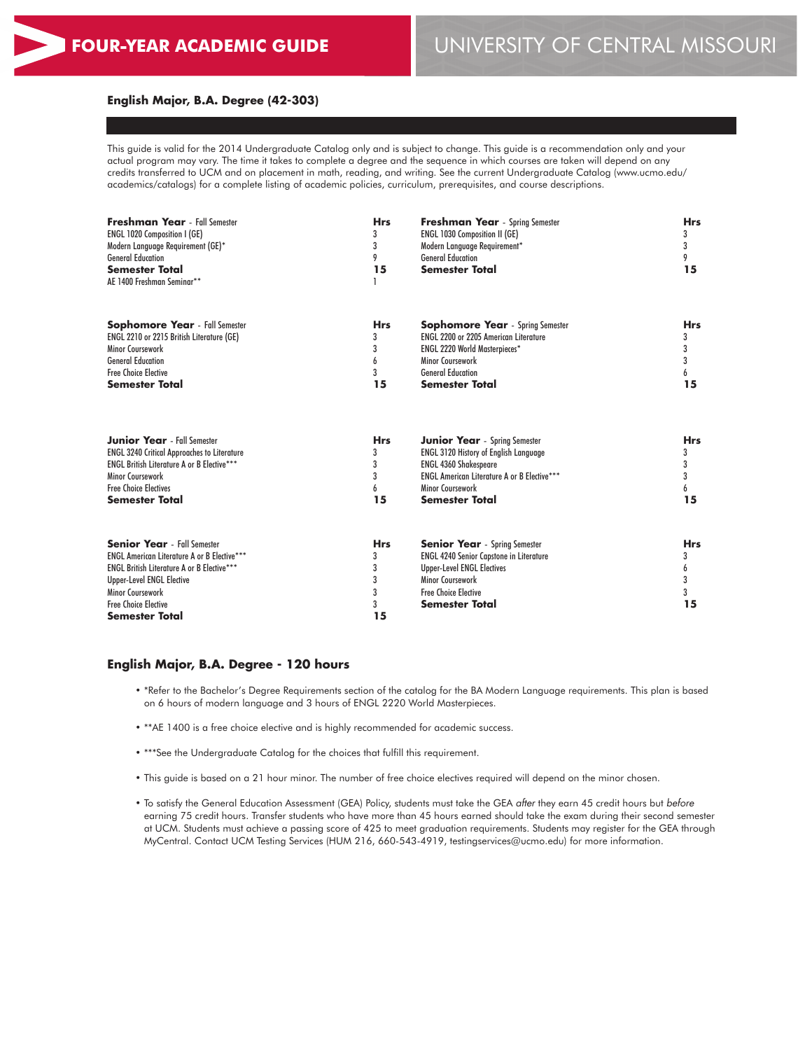# FOUR-YEAR ACADEMIC GUIDE

UNIVERSITY OF CENTRAL MISSOURI

## English Major, B.A. Degree (42-303)

This guide is valid for the 2014 Undergraduate Catalog only and is subject to change. This guide is a recommendation only and your actual program may vary. The time it takes to complete a degree and the sequence in which courses are taken will depend on any credits transferred to UCM and on placement in math, reading, and writing. See the current Undergraduate Catalog (www.ucmo.edu/academics/catalogs) for a complete listing of academic policies, curriculum, prerequisites, and course descriptions.

| **Freshman Year** - Fall Semester | **Hrs** | **Freshman Year** - Spring Semester | **Hrs** |
|---|---|---|---|
| ENGL 1020 Composition I (GE) | 3 | ENGL 1030 Composition II (GE) | 3 |
| Modern Language Requirement (GE)* | 3 | Modern Language Requirement* | 3 |
| General Education | 9 | General Education | 9 |
| **Semester Total** | **15** | **Semester Total** | **15** |
| AE 1400 Freshman Seminar** | 1 | | |

| **Sophomore Year** - Fall Semester | **Hrs** | **Sophomore Year** - Spring Semester | **Hrs** |
|---|---|---|---|
| ENGL 2210 or 2215 British Literature (GE) | 3 | ENGL 2200 or 2205 American Literature | 3 |
| Minor Coursework | 3 | ENGL 2220 World Masterpieces* | 3 |
| General Education | 6 | Minor Coursework | 3 |
| Free Choice Elective | 3 | General Education | 6 |
| **Semester Total** | **15** | **Semester Total** | **15** |

| **Junior Year** - Fall Semester | **Hrs** | **Junior Year** - Spring Semester | **Hrs** |
|---|---|---|---|
| ENGL 3240 Critical Approaches to Literature | 3 | ENGL 3120 History of English Language | 3 |
| ENGL British Literature A or B Elective*** | 3 | ENGL 4360 Shakespeare | 3 |
| Minor Coursework | 3 | ENGL American Literature A or B Elective*** | 3 |
| Free Choice Electives | 6 | Minor Coursework | 6 |
| **Semester Total** | **15** | **Semester Total** | **15** |

| **Senior Year** - Fall Semester | **Hrs** | **Senior Year** - Spring Semester | **Hrs** |
|---|---|---|---|
| ENGL American Literature A or B Elective*** | 3 | ENGL 4240 Senior Capstone in Literature | 3 |
| ENGL British Literature A or B Elective*** | 3 | Upper-Level ENGL Electives | 6 |
| Upper-Level ENGL Elective | 3 | Minor Coursework | 3 |
| Minor Coursework | 3 | Free Choice Elective | 3 |
| Free Choice Elective | 3 | **Semester Total** | **15** |
| **Semester Total** | **15** | | |

## English Major, B.A. Degree - 120 hours

- *Refer to the Bachelor's Degree Requirements section of the catalog for the BA Modern Language requirements. This plan is based on 6 hours of modern language and 3 hours of ENGL 2220 World Masterpieces.
- **AE 1400 is a free choice elective and is highly recommended for academic success.
- ***See the Undergraduate Catalog for the choices that fulfill this requirement.
- This guide is based on a 21 hour minor. The number of free choice electives required will depend on the minor chosen.
- To satisfy the General Education Assessment (GEA) Policy, students must take the GEA *after* they earn 45 credit hours but *before* earning 75 credit hours. Transfer students who have more than 45 hours earned should take the exam during their second semester at UCM. Students must achieve a passing score of 425 to meet graduation requirements. Students may register for the GEA through MyCentral. Contact UCM Testing Services (HUM 216, 660-543-4919, testingservices@ucmo.edu) for more information.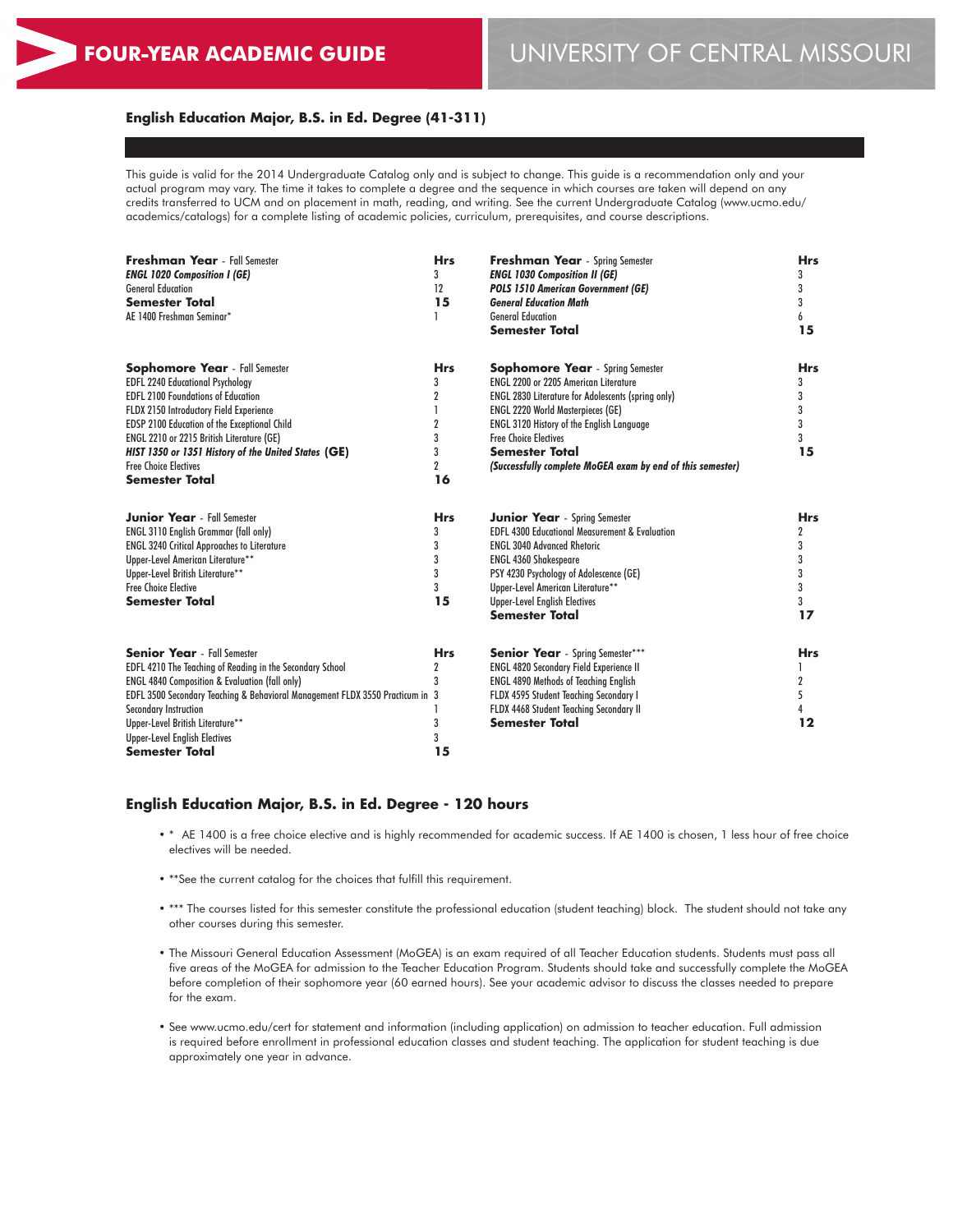# FOUR-YEAR ACADEMIC GUIDE

# UNIVERSITY OF CENTRAL MISSOURI

## English Education Major, B.S. in Ed. Degree (41-311)

This guide is valid for the 2014 Undergraduate Catalog only and is subject to change. This guide is a recommendation only and your actual program may vary. The time it takes to complete a degree and the sequence in which courses are taken will depend on any credits transferred to UCM and on placement in math, reading, and writing. See the current Undergraduate Catalog (www.ucmo.edu/academics/catalogs) for a complete listing of academic policies, curriculum, prerequisites, and course descriptions.

| **Freshman Year** - Fall Semester | **Hrs** |
|---|---|
| ***ENGL 1020 Composition I (GE)*** | 3 |
| General Education | 12 |
| **Semester Total** | **15** |
| AE 1400 Freshman Seminar* | 1 |

| **Freshman Year** - Spring Semester | **Hrs** |
|---|---|
| ***ENGL 1030 Composition II (GE)*** | 3 |
| ***POLS 1510 American Government (GE)*** | 3 |
| ***General Education Math*** | 3 |
| General Education | 6 |
| **Semester Total** | **15** |

| **Sophomore Year** - Fall Semester | **Hrs** |
|---|---|
| EDFL 2240 Educational Psychology | 3 |
| EDFL 2100 Foundations of Education | 2 |
| FLDX 2150 Introductory Field Experience | 1 |
| EDSP 2100 Education of the Exceptional Child | 2 |
| ENGL 2210 or 2215 British Literature (GE) | 3 |
| ***HIST 1350 or 1351 History of the United States* (GE)** | 3 |
| Free Choice Electives | 2 |
| **Semester Total** | **16** |

| **Sophomore Year** - Spring Semester | **Hrs** |
|---|---|
| ENGL 2200 or 2205 American Literature | 3 |
| ENGL 2830 Literature for Adolescents (spring only) | 3 |
| ENGL 2220 World Masterpieces (GE) | 3 |
| ENGL 3120 History of the English Language | 3 |
| Free Choice Electives | 3 |
| **Semester Total** | **15** |
| ***(Successfully complete MoGEA exam by end of this semester)*** | |

| **Junior Year** - Fall Semester | **Hrs** |
|---|---|
| ENGL 3110 English Grammar (fall only) | 3 |
| ENGL 3240 Critical Approaches to Literature | 3 |
| Upper-Level American Literature** | 3 |
| Upper-Level British Literature** | 3 |
| Free Choice Elective | 3 |
| **Semester Total** | **15** |

| **Junior Year** - Spring Semester | **Hrs** |
|---|---|
| EDFL 4300 Educational Measurement & Evaluation | 2 |
| ENGL 3040 Advanced Rhetoric | 3 |
| ENGL 4360 Shakespeare | 3 |
| PSY 4230 Psychology of Adolescence (GE) | 3 |
| Upper-Level American Literature** | 3 |
| Upper-Level English Electives | 3 |
| **Semester Total** | **17** |

| **Senior Year** - Fall Semester | **Hrs** |
|---|---|
| EDFL 4210 The Teaching of Reading in the Secondary School | 2 |
| ENGL 4840 Composition & Evaluation (fall only) | 3 |
| EDFL 3500 Secondary Teaching & Behavioral Management | 3 |
| FLDX 3550 Practicum in Secondary Instruction | 1 |
| Upper-Level British Literature** | 3 |
| Upper-Level English Electives | 3 |
| **Semester Total** | **15** |

| **Senior Year** - Spring Semester*** | **Hrs** |
|---|---|
| ENGL 4820 Secondary Field Experience II | 1 |
| ENGL 4890 Methods of Teaching English | 2 |
| FLDX 4595 Student Teaching Secondary I | 5 |
| FLDX 4468 Student Teaching Secondary II | 4 |
| **Semester Total** | **12** |

## English Education Major, B.S. in Ed. Degree - 120 hours

- * AE 1400 is a free choice elective and is highly recommended for academic success. If AE 1400 is chosen, 1 less hour of free choice electives will be needed.
- **See the current catalog for the choices that fulfill this requirement.
- *** The courses listed for this semester constitute the professional education (student teaching) block. The student should not take any other courses during this semester.
- The Missouri General Education Assessment (MoGEA) is an exam required of all Teacher Education students. Students must pass all five areas of the MoGEA for admission to the Teacher Education Program. Students should take and successfully complete the MoGEA before completion of their sophomore year (60 earned hours). See your academic advisor to discuss the classes needed to prepare for the exam.
- See www.ucmo.edu/cert for statement and information (including application) on admission to teacher education. Full admission is required before enrollment in professional education classes and student teaching. The application for student teaching is due approximately one year in advance.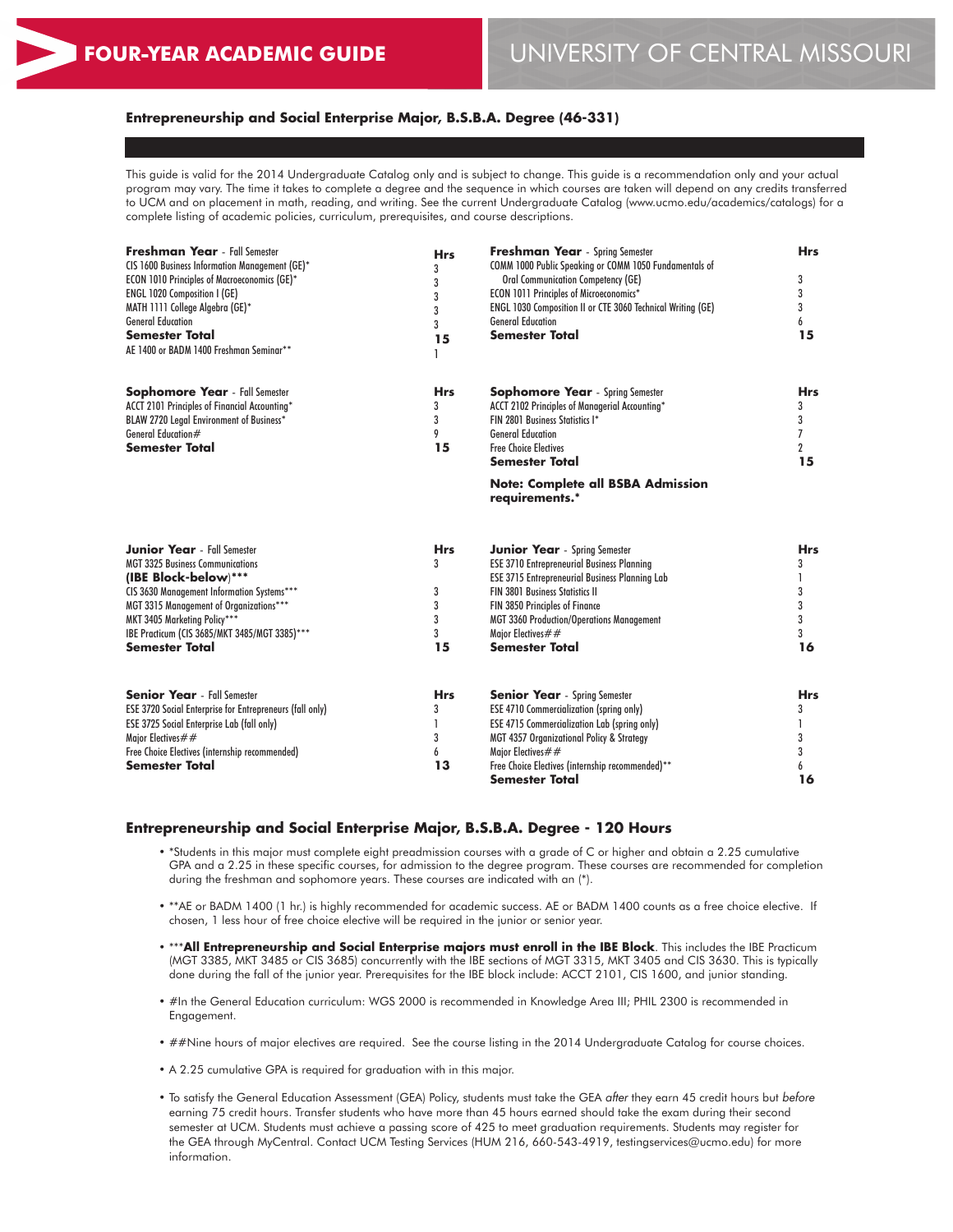# FOUR-YEAR ACADEMIC GUIDE

# UNIVERSITY OF CENTRAL MISSOURI

## Entrepreneurship and Social Enterprise Major, B.S.B.A. Degree (46-331)

This guide is valid for the 2014 Undergraduate Catalog only and is subject to change. This guide is a recommendation only and your actual program may vary. The time it takes to complete a degree and the sequence in which courses are taken will depend on any credits transferred to UCM and on placement in math, reading, and writing. See the current Undergraduate Catalog (www.ucmo.edu/academics/catalogs) for a complete listing of academic policies, curriculum, prerequisites, and course descriptions.

| **Freshman Year** - Fall Semester | **Hrs** | **Freshman Year** - Spring Semester | **Hrs** |
|---|---|---|---|
| CIS 1600 Business Information Management (GE)* | 3 | COMM 1000 Public Speaking or COMM 1050 Fundamentals of Oral Communication Competency (GE) | 3 |
| ECON 1010 Principles of Macroeconomics (GE)* | 3 | ECON 1011 Principles of Microeconomics* | 3 |
| ENGL 1020 Composition I (GE) | 3 | ENGL 1030 Composition II or CTE 3060 Technical Writing (GE) | 3 |
| MATH 1111 College Algebra (GE)* | 3 | General Education | 6 |
| General Education | 3 | **Semester Total** | **15** |
| **Semester Total** | **15** | | |
| AE 1400 or BADM 1400 Freshman Seminar** | 1 | | |

| **Sophomore Year** - Fall Semester | **Hrs** | **Sophomore Year** - Spring Semester | **Hrs** |
|---|---|---|---|
| ACCT 2101 Principles of Financial Accounting* | 3 | ACCT 2102 Principles of Managerial Accounting* | 3 |
| BLAW 2720 Legal Environment of Business* | 3 | FIN 2801 Business Statistics I* | 3 |
| General Education# | 9 | General Education | 7 |
| **Semester Total** | **15** | Free Choice Electives | 2 |
| | | **Semester Total** | **15** |
| | | **Note: Complete all BSBA Admission requirements.*** | |

| **Junior Year** - Fall Semester | **Hrs** | **Junior Year** - Spring Semester | **Hrs** |
|---|---|---|---|
| MGT 3325 Business Communications | 3 | ESE 3710 Entrepreneurial Business Planning | 3 |
| **(IBE Block-below)***** | | ESE 3715 Entrepreneurial Business Planning Lab | 1 |
| CIS 3630 Management Information Systems*** | 3 | FIN 3801 Business Statistics II | 3 |
| MGT 3315 Management of Organizations*** | 3 | FIN 3850 Principles of Finance | 3 |
| MKT 3405 Marketing Policy*** | 3 | MGT 3360 Production/Operations Management | 3 |
| IBE Practicum (CIS 3685/MKT 3485/MGT 3385)*** | 3 | Major Electives## | 3 |
| **Semester Total** | **15** | **Semester Total** | **16** |

| **Senior Year** - Fall Semester | **Hrs** | **Senior Year** - Spring Semester | **Hrs** |
|---|---|---|---|
| ESE 3720 Social Enterprise for Entrepreneurs (fall only) | 3 | ESE 4710 Commercialization (spring only) | 3 |
| ESE 3725 Social Enterprise Lab (fall only) | 1 | ESE 4715 Commercialization Lab (spring only) | 1 |
| Major Electives## | 3 | MGT 4357 Organizational Policy & Strategy | 3 |
| Free Choice Electives (internship recommended) | 6 | Major Electives## | 3 |
| **Semester Total** | **13** | Free Choice Electives (internship recommended)** | 6 |
| | | **Semester Total** | **16** |

## Entrepreneurship and Social Enterprise Major, B.S.B.A. Degree - 120 Hours

- *Students in this major must complete eight preadmission courses with a grade of C or higher and obtain a 2.25 cumulative GPA and a 2.25 in these specific courses, for admission to the degree program. These courses are recommended for completion during the freshman and sophomore years. These courses are indicated with an (*).
- **AE or BADM 1400 (1 hr.) is highly recommended for academic success. AE or BADM 1400 counts as a free choice elective. If chosen, 1 less hour of free choice elective will be required in the junior or senior year.
- ***__All Entrepreneurship and Social Enterprise majors must enroll in the IBE Block__. This includes the IBE Practicum (MGT 3385, MKT 3485 or CIS 3685) concurrently with the IBE sections of MGT 3315, MKT 3405 and CIS 3630. This is typically done during the fall of the junior year. Prerequisites for the IBE block include: ACCT 2101, CIS 1600, and junior standing.
- #In the General Education curriculum: WGS 2000 is recommended in Knowledge Area III; PHIL 2300 is recommended in Engagement.
- ##Nine hours of major electives are required. See the course listing in the 2014 Undergraduate Catalog for course choices.
- A 2.25 cumulative GPA is required for graduation with in this major.
- To satisfy the General Education Assessment (GEA) Policy, students must take the GEA *after* they earn 45 credit hours but *before* earning 75 credit hours. Transfer students who have more than 45 hours earned should take the exam during their second semester at UCM. Students must achieve a passing score of 425 to meet graduation requirements. Students may register for the GEA through MyCentral. Contact UCM Testing Services (HUM 216, 660-543-4919, testingservices@ucmo.edu) for more information.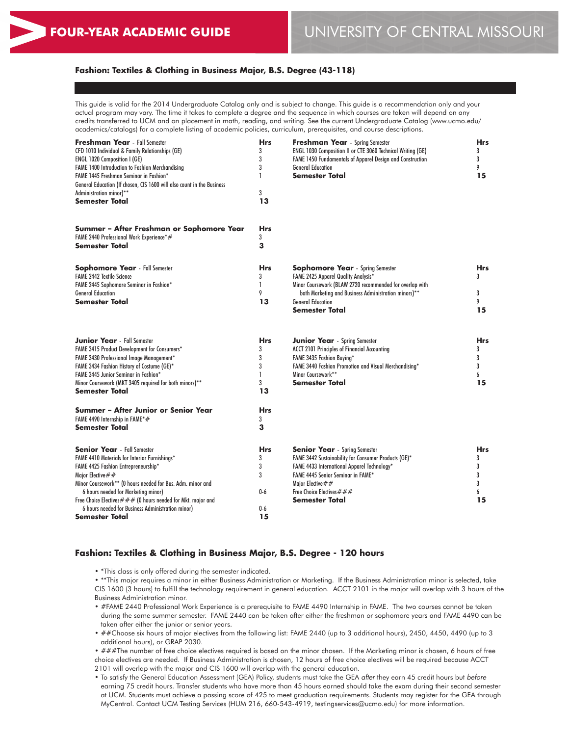FOUR-YEAR ACADEMIC GUIDE

UNIVERSITY OF CENTRAL MISSOURI

## Fashion: Textiles & Clothing in Business Major, B.S. Degree (43-118)

This guide is valid for the 2014 Undergraduate Catalog only and is subject to change. This guide is a recommendation only and your actual program may vary. The time it takes to complete a degree and the sequence in which courses are taken will depend on any credits transferred to UCM and on placement in math, reading, and writing. See the current Undergraduate Catalog (www.ucmo.edu/academics/catalogs) for a complete listing of academic policies, curriculum, prerequisites, and course descriptions.

| **Freshman Year** - Fall Semester | **Hrs** |
|---|---|
| CFD 1010 Individual & Family Relationships (GE) | 3 |
| ENGL 1020 Composition I (GE) | 3 |
| FAME 1400 Introduction to Fashion Merchandising | 3 |
| FAME 1445 Freshman Seminar in Fashion* | 1 |
| General Education (If chosen, CIS 1600 will also count in the Business Administration minor)** | 3 |
| **Semester Total** | **13** |

| **Freshman Year** - Spring Semester | **Hrs** |
|---|---|
| ENGL 1030 Composition II or CTE 3060 Technical Writing (GE) | 3 |
| FAME 1450 Fundamentals of Apparel Design and Construction | 3 |
| General Education | 9 |
| **Semester Total** | **15** |

| **Summer – After Freshman or Sophomore Year** | **Hrs** |
|---|---|
| FAME 2440 Professional Work Experience*# | 3 |
| **Semester Total** | **3** |

| **Sophomore Year** - Fall Semester | **Hrs** |
|---|---|
| FAME 2442 Textile Science | 3 |
| FAME 2445 Sophomore Seminar in Fashion* | 1 |
| General Education | 9 |
| **Semester Total** | **13** |

| **Sophomore Year** - Spring Semester | **Hrs** |
|---|---|
| FAME 2425 Apparel Quality Analysis* | 3 |
| Minor Coursework (BLAW 2720 recommended for overlap with both Marketing and Business Administration minors)** | 3 |
| General Education | 9 |
| **Semester Total** | **15** |

| **Junior Year** - Fall Semester | **Hrs** |
|---|---|
| FAME 3415 Product Development for Consumers* | 3 |
| FAME 3430 Professional Image Management* | 3 |
| FAME 3434 Fashion History of Costume (GE)* | 3 |
| FAME 3445 Junior Seminar in Fashion* | 1 |
| Minor Coursework (MKT 3405 required for both minors)** | 3 |
| **Semester Total** | **13** |

| **Junior Year** - Spring Semester | **Hrs** |
|---|---|
| ACCT 2101 Principles of Financial Accounting | 3 |
| FAME 3435 Fashion Buying* | 3 |
| FAME 3440 Fashion Promotion and Visual Merchandising* | 3 |
| Minor Coursework** | 6 |
| **Semester Total** | **15** |

| **Summer – After Junior or Senior Year** | **Hrs** |
|---|---|
| FAME 4490 Internship in FAME*# | 3 |
| **Semester Total** | **3** |

| **Senior Year** - Fall Semester | **Hrs** |
|---|---|
| FAME 4410 Materials for Interior Furnishings* | 3 |
| FAME 4425 Fashion Entrepreneurship* | 3 |
| Major Elective## | 3 |
| Minor Coursework** (0 hours needed for Bus. Adm. minor and 6 hours needed for Marketing minor) | 0-6 |
| Free Choice Electives### (0 hours needed for Mkt. major and 6 hours needed for Business Administration minor) | 0-6 |
| **Semester Total** | **15** |

| **Senior Year** - Spring Semester | **Hrs** |
|---|---|
| FAME 3442 Sustainability for Consumer Products (GE)* | 3 |
| FAME 4433 International Apparel Technology* | 3 |
| FAME 4445 Senior Seminar in FAME* | 3 |
| Major Elective## | 3 |
| Free Choice Electives### | 6 |
| **Semester Total** | **15** |

## Fashion: Textiles & Clothing in Business Major, B.S. Degree - 120 hours

- *This class is only offered during the semester indicated.
- **This major requires a minor in either Business Administration or Marketing. If the Business Administration minor is selected, take CIS 1600 (3 hours) to fulfill the technology requirement in general education. ACCT 2101 in the major will overlap with 3 hours of the Business Administration minor.
- #FAME 2440 Professional Work Experience is a prerequisite to FAME 4490 Internship in FAME. The two courses cannot be taken during the same summer semester. FAME 2440 can be taken after either the freshman or sophomore years and FAME 4490 can be taken after either the junior or senior years.
- ##Choose six hours of major electives from the following list: FAME 2440 (up to 3 additional hours), 2450, 4450, 4490 (up to 3 additional hours), or GRAP 2030.
- ###The number of free choice electives required is based on the minor chosen. If the Marketing minor is chosen, 6 hours of free choice electives are needed. If Business Administration is chosen, 12 hours of free choice electives will be required because ACCT 2101 will overlap with the major and CIS 1600 will overlap with the general education.
- To satisfy the General Education Assessment (GEA) Policy, students must take the GEA *after* they earn 45 credit hours but *before* earning 75 credit hours. Transfer students who have more than 45 hours earned should take the exam during their second semester at UCM. Students must achieve a passing score of 425 to meet graduation requirements. Students may register for the GEA through MyCentral. Contact UCM Testing Services (HUM 216, 660-543-4919, testingservices@ucmo.edu) for more information.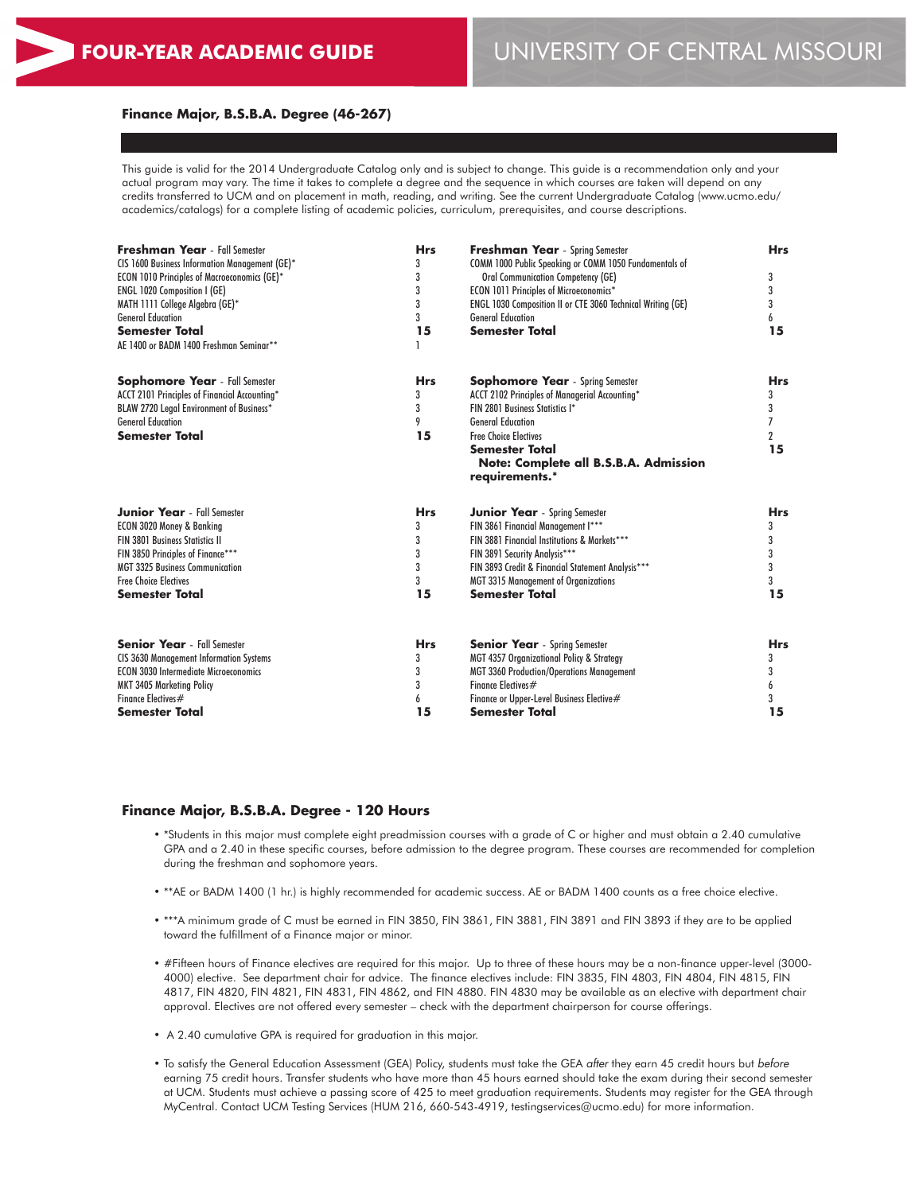# FOUR-YEAR ACADEMIC GUIDE

# UNIVERSITY OF CENTRAL MISSOURI

## Finance Major, B.S.B.A. Degree (46-267)

This guide is valid for the 2014 Undergraduate Catalog only and is subject to change. This guide is a recommendation only and your actual program may vary. The time it takes to complete a degree and the sequence in which courses are taken will depend on any credits transferred to UCM and on placement in math, reading, and writing. See the current Undergraduate Catalog (www.ucmo.edu/academics/catalogs) for a complete listing of academic policies, curriculum, prerequisites, and course descriptions.

| **Freshman Year** - Fall Semester | Hrs |
|---|---|
| CIS 1600 Business Information Management (GE)* | 3 |
| ECON 1010 Principles of Macroeconomics (GE)* | 3 |
| ENGL 1020 Composition I (GE) | 3 |
| MATH 1111 College Algebra (GE)* | 3 |
| General Education | 3 |
| **Semester Total** | **15** |
| AE 1400 or BADM 1400 Freshman Seminar** | 1 |

| **Freshman Year** - Spring Semester | Hrs |
|---|---|
| COMM 1000 Public Speaking or COMM 1050 Fundamentals of Oral Communication Competency (GE) | 3 |
| ECON 1011 Principles of Microeconomics* | 3 |
| ENGL 1030 Composition II or CTE 3060 Technical Writing (GE) | 3 |
| General Education | 6 |
| **Semester Total** | **15** |

| **Sophomore Year** - Fall Semester | Hrs |
|---|---|
| ACCT 2101 Principles of Financial Accounting* | 3 |
| BLAW 2720 Legal Environment of Business* | 3 |
| General Education | 9 |
| **Semester Total** | **15** |

| **Sophomore Year** - Spring Semester | Hrs |
|---|---|
| ACCT 2102 Principles of Managerial Accounting* | 3 |
| FIN 2801 Business Statistics I* | 3 |
| General Education | 7 |
| Free Choice Electives | 2 |
| **Semester Total** | **15** |

**Note: Complete all B.S.B.A. Admission requirements.***

| **Junior Year** - Fall Semester | Hrs |
|---|---|
| ECON 3020 Money & Banking | 3 |
| FIN 3801 Business Statistics II | 3 |
| FIN 3850 Principles of Finance*** | 3 |
| MGT 3325 Business Communication | 3 |
| Free Choice Electives | 3 |
| **Semester Total** | **15** |

| **Junior Year** - Spring Semester | Hrs |
|---|---|
| FIN 3861 Financial Management I*** | 3 |
| FIN 3881 Financial Institutions & Markets*** | 3 |
| FIN 3891 Security Analysis*** | 3 |
| FIN 3893 Credit & Financial Statement Analysis*** | 3 |
| MGT 3315 Management of Organizations | 3 |
| **Semester Total** | **15** |

| **Senior Year** - Fall Semester | Hrs |
|---|---|
| CIS 3630 Management Information Systems | 3 |
| ECON 3030 Intermediate Microeconomics | 3 |
| MKT 3405 Marketing Policy | 3 |
| Finance Electives# | 6 |
| **Semester Total** | **15** |

| **Senior Year** - Spring Semester | Hrs |
|---|---|
| MGT 4357 Organizational Policy & Strategy | 3 |
| MGT 3360 Production/Operations Management | 3 |
| Finance Electives# | 6 |
| Finance or Upper-Level Business Elective# | 3 |
| **Semester Total** | **15** |

## Finance Major, B.S.B.A. Degree - 120 Hours

- *Students in this major must complete eight preadmission courses with a grade of C or higher and must obtain a 2.40 cumulative GPA and a 2.40 in these specific courses, before admission to the degree program. These courses are recommended for completion during the freshman and sophomore years.
- **AE or BADM 1400 (1 hr.) is highly recommended for academic success. AE or BADM 1400 counts as a free choice elective.
- ***A minimum grade of C must be earned in FIN 3850, FIN 3861, FIN 3881, FIN 3891 and FIN 3893 if they are to be applied toward the fulfillment of a Finance major or minor.
- #Fifteen hours of Finance electives are required for this major. Up to three of these hours may be a non-finance upper-level (3000-4000) elective. See department chair for advice. The finance electives include: FIN 3835, FIN 4803, FIN 4804, FIN 4815, FIN 4817, FIN 4820, FIN 4821, FIN 4831, FIN 4862, and FIN 4880. FIN 4830 may be available as an elective with department chair approval. Electives are not offered every semester – check with the department chairperson for course offerings.
- A 2.40 cumulative GPA is required for graduation in this major.
- To satisfy the General Education Assessment (GEA) Policy, students must take the GEA *after* they earn 45 credit hours but *before* earning 75 credit hours. Transfer students who have more than 45 hours earned should take the exam during their second semester at UCM. Students must achieve a passing score of 425 to meet graduation requirements. Students may register for the GEA through MyCentral. Contact UCM Testing Services (HUM 216, 660-543-4919, testingservices@ucmo.edu) for more information.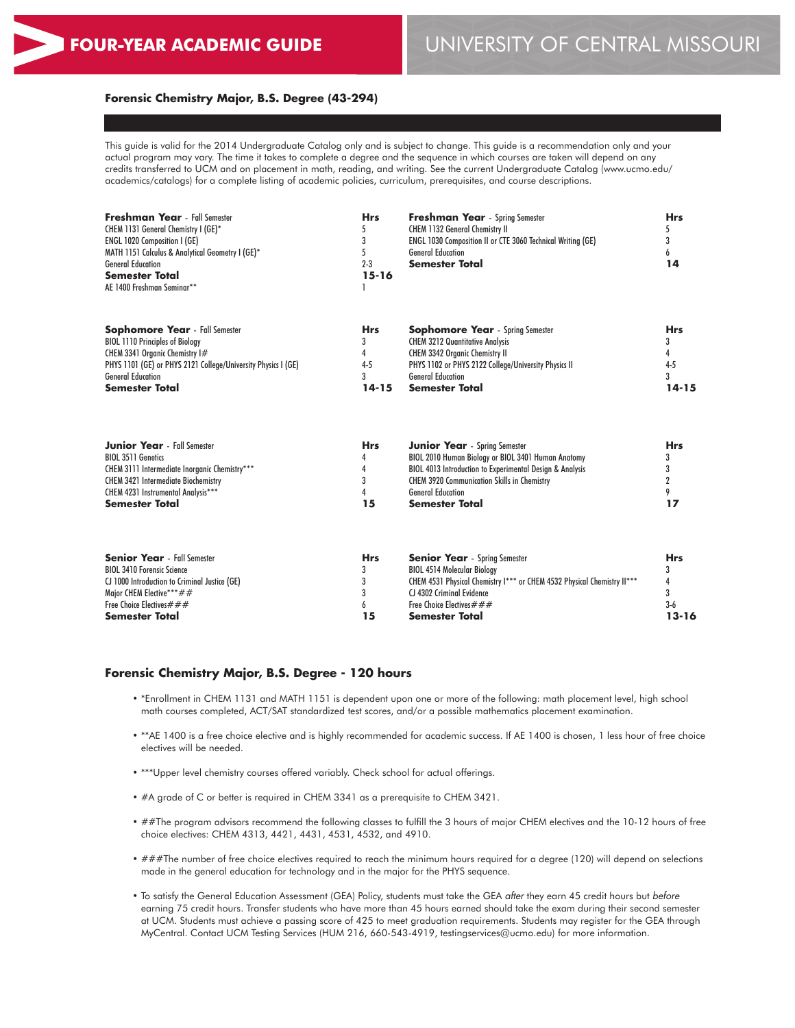FOUR-YEAR ACADEMIC GUIDE

UNIVERSITY OF CENTRAL MISSOURI

### Forensic Chemistry Major, B.S. Degree (43-294)

This guide is valid for the 2014 Undergraduate Catalog only and is subject to change. This guide is a recommendation only and your actual program may vary. The time it takes to complete a degree and the sequence in which courses are taken will depend on any credits transferred to UCM and on placement in math, reading, and writing. See the current Undergraduate Catalog (www.ucmo.edu/academics/catalogs) for a complete listing of academic policies, curriculum, prerequisites, and course descriptions.

| **Freshman Year** - Fall Semester | **Hrs** | **Freshman Year** - Spring Semester | **Hrs** |
|---|---|---|---|
| CHEM 1131 General Chemistry I (GE)* | 5 | CHEM 1132 General Chemistry II | 5 |
| ENGL 1020 Composition I (GE) | 3 | ENGL 1030 Composition II or CTE 3060 Technical Writing (GE) | 3 |
| MATH 1151 Calculus & Analytical Geometry I (GE)* | 5 | General Education | 6 |
| General Education | 2-3 | **Semester Total** | **14** |
| **Semester Total** | **15-16** | | |
| AE 1400 Freshman Seminar** | 1 | | |

| **Sophomore Year** - Fall Semester | **Hrs** | **Sophomore Year** - Spring Semester | **Hrs** |
|---|---|---|---|
| BIOL 1110 Principles of Biology | 3 | CHEM 3212 Quantitative Analysis | 3 |
| CHEM 3341 Organic Chemistry I# | 4 | CHEM 3342 Organic Chemistry II | 4 |
| PHYS 1101 (GE) or PHYS 2121 College/University Physics I (GE) | 4-5 | PHYS 1102 or PHYS 2122 College/University Physics II | 4-5 |
| General Education | 3 | General Education | 3 |
| **Semester Total** | **14-15** | **Semester Total** | **14-15** |

| **Junior Year** - Fall Semester | **Hrs** | **Junior Year** - Spring Semester | **Hrs** |
|---|---|---|---|
| BIOL 3511 Genetics | 4 | BIOL 2010 Human Biology or BIOL 3401 Human Anatomy | 3 |
| CHEM 3111 Intermediate Inorganic Chemistry*** | 4 | BIOL 4013 Introduction to Experimental Design & Analysis | 3 |
| CHEM 3421 Intermediate Biochemistry | 3 | CHEM 3920 Communication Skills in Chemistry | 2 |
| CHEM 4231 Instrumental Analysis*** | 4 | General Education | 9 |
| **Semester Total** | **15** | **Semester Total** | **17** |

| **Senior Year** - Fall Semester | **Hrs** | **Senior Year** - Spring Semester | **Hrs** |
|---|---|---|---|
| BIOL 3410 Forensic Science | 3 | BIOL 4514 Molecular Biology | 3 |
| CJ 1000 Introduction to Criminal Justice (GE) | 3 | CHEM 4531 Physical Chemistry I*** or CHEM 4532 Physical Chemistry II*** | 4 |
| Major CHEM Elective***## | 3 | CJ 4302 Criminal Evidence | 3 |
| Free Choice Electives### | 6 | Free Choice Electives### | 3-6 |
| **Semester Total** | **15** | **Semester Total** | **13-16** |

### Forensic Chemistry Major, B.S. Degree - 120 hours

- *Enrollment in CHEM 1131 and MATH 1151 is dependent upon one or more of the following: math placement level, high school math courses completed, ACT/SAT standardized test scores, and/or a possible mathematics placement examination.
- **AE 1400 is a free choice elective and is highly recommended for academic success. If AE 1400 is chosen, 1 less hour of free choice electives will be needed.
- ***Upper level chemistry courses offered variably. Check school for actual offerings.
- #A grade of C or better is required in CHEM 3341 as a prerequisite to CHEM 3421.
- ##The program advisors recommend the following classes to fulfill the 3 hours of major CHEM electives and the 10-12 hours of free choice electives: CHEM 4313, 4421, 4431, 4531, 4532, and 4910.
- ###The number of free choice electives required to reach the minimum hours required for a degree (120) will depend on selections made in the general education for technology and in the major for the PHYS sequence.
- To satisfy the General Education Assessment (GEA) Policy, students must take the GEA *after* they earn 45 credit hours but *before* earning 75 credit hours. Transfer students who have more than 45 hours earned should take the exam during their second semester at UCM. Students must achieve a passing score of 425 to meet graduation requirements. Students may register for the GEA through MyCentral. Contact UCM Testing Services (HUM 216, 660-543-4919, testingservices@ucmo.edu) for more information.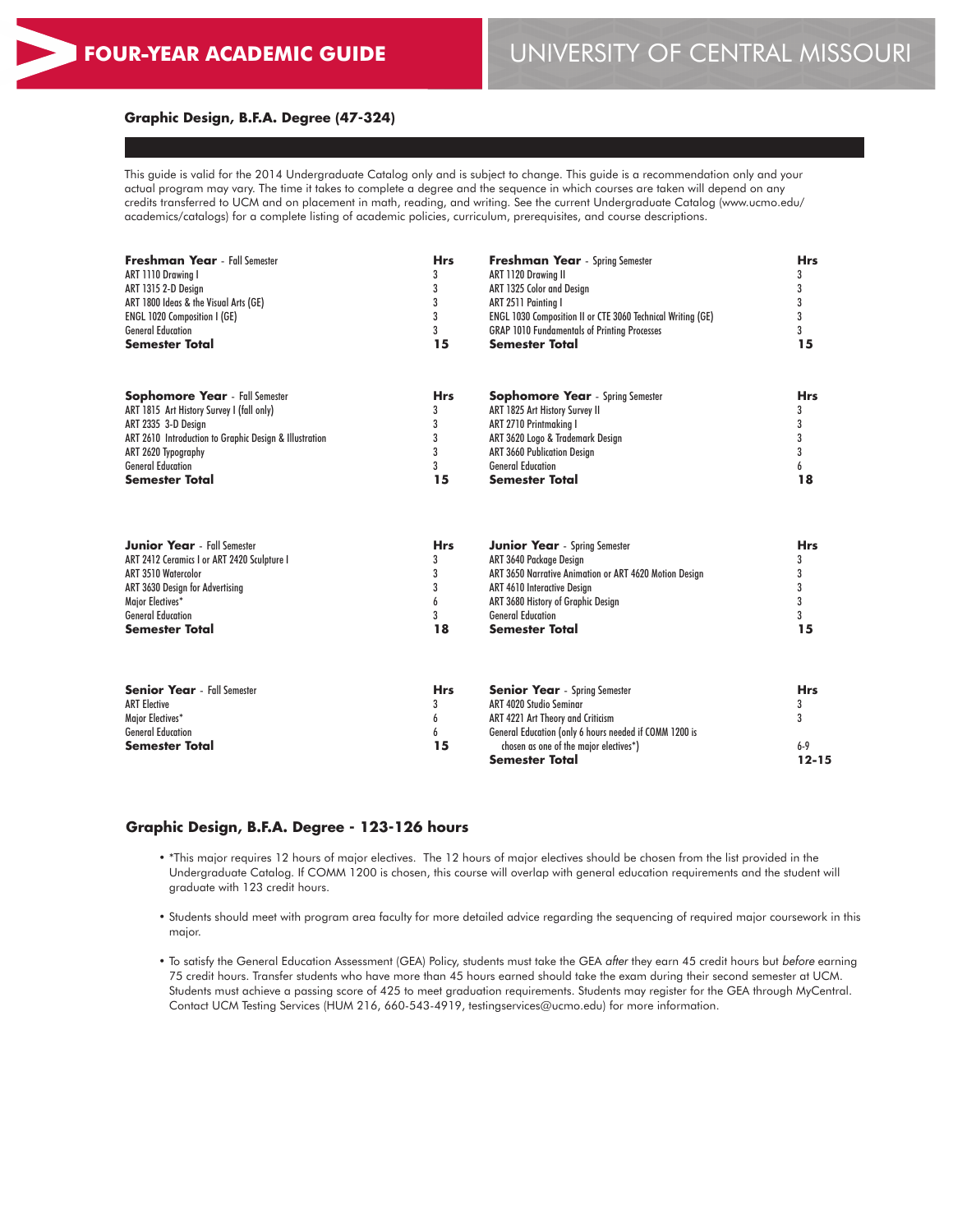## Graphic Design, B.F.A. Degree (47-324)

This guide is valid for the 2014 Undergraduate Catalog only and is subject to change. This guide is a recommendation only and your actual program may vary. The time it takes to complete a degree and the sequence in which courses are taken will depend on any credits transferred to UCM and on placement in math, reading, and writing. See the current Undergraduate Catalog (www.ucmo.edu/academics/catalogs) for a complete listing of academic policies, curriculum, prerequisites, and course descriptions.

| **Freshman Year** - Fall Semester | **Hrs** |
|---|---|
| ART 1110 Drawing I | 3 |
| ART 1315 2-D Design | 3 |
| ART 1800 Ideas & the Visual Arts (GE) | 3 |
| ENGL 1020 Composition I (GE) | 3 |
| General Education | 3 |
| **Semester Total** | **15** |

| **Freshman Year** - Spring Semester | **Hrs** |
|---|---|
| ART 1120 Drawing II | 3 |
| ART 1325 Color and Design | 3 |
| ART 2511 Painting I | 3 |
| ENGL 1030 Composition II or CTE 3060 Technical Writing (GE) | 3 |
| GRAP 1010 Fundamentals of Printing Processes | 3 |
| **Semester Total** | **15** |

| **Sophomore Year** - Fall Semester | **Hrs** |
|---|---|
| ART 1815 Art History Survey I (fall only) | 3 |
| ART 2335 3-D Design | 3 |
| ART 2610 Introduction to Graphic Design & Illustration | 3 |
| ART 2620 Typography | 3 |
| General Education | 3 |
| **Semester Total** | **15** |

| **Sophomore Year** - Spring Semester | **Hrs** |
|---|---|
| ART 1825 Art History Survey II | 3 |
| ART 2710 Printmaking I | 3 |
| ART 3620 Logo & Trademark Design | 3 |
| ART 3660 Publication Design | 3 |
| General Education | 6 |
| **Semester Total** | **18** |

| **Junior Year** - Fall Semester | **Hrs** |
|---|---|
| ART 2412 Ceramics I or ART 2420 Sculpture I | 3 |
| ART 3510 Watercolor | 3 |
| ART 3630 Design for Advertising | 3 |
| Major Electives* | 6 |
| General Education | 3 |
| **Semester Total** | **18** |

| **Junior Year** - Spring Semester | **Hrs** |
|---|---|
| ART 3640 Package Design | 3 |
| ART 3650 Narrative Animation or ART 4620 Motion Design | 3 |
| ART 4610 Interactive Design | 3 |
| ART 3680 History of Graphic Design | 3 |
| General Education | 3 |
| **Semester Total** | **15** |

| **Senior Year** - Fall Semester | **Hrs** |
|---|---|
| ART Elective | 3 |
| Major Electives* | 6 |
| General Education | 6 |
| **Semester Total** | **15** |

| **Senior Year** - Spring Semester | **Hrs** |
|---|---|
| ART 4020 Studio Seminar | 3 |
| ART 4221 Art Theory and Criticism | 3 |
| General Education (only 6 hours needed if COMM 1200 is chosen as one of the major electives*) | 6-9 |
| **Semester Total** | **12-15** |

### Graphic Design, B.F.A. Degree - 123-126 hours

- *This major requires 12 hours of major electives. The 12 hours of major electives should be chosen from the list provided in the Undergraduate Catalog. If COMM 1200 is chosen, this course will overlap with general education requirements and the student will graduate with 123 credit hours.
- Students should meet with program area faculty for more detailed advice regarding the sequencing of required major coursework in this major.
- To satisfy the General Education Assessment (GEA) Policy, students must take the GEA *after* they earn 45 credit hours but *before* earning 75 credit hours. Transfer students who have more than 45 hours earned should take the exam during their second semester at UCM. Students must achieve a passing score of 425 to meet graduation requirements. Students may register for the GEA through MyCentral. Contact UCM Testing Services (HUM 216, 660-543-4919, testingservices@ucmo.edu) for more information.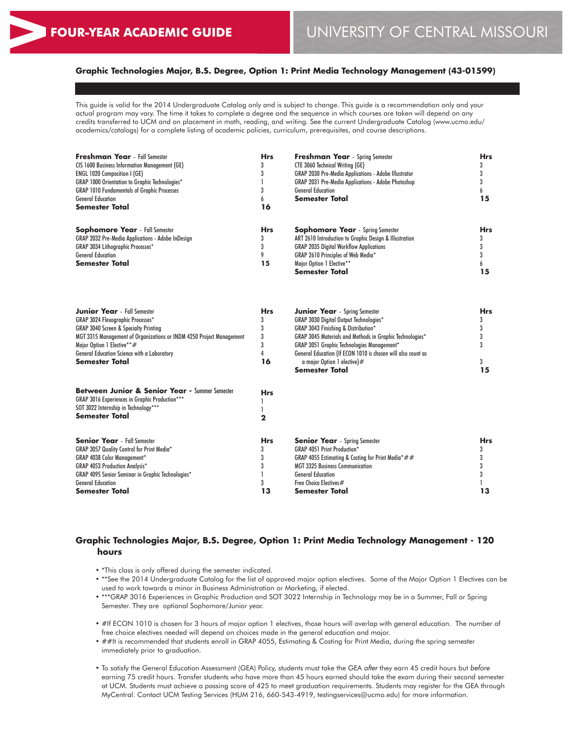# FOUR-YEAR ACADEMIC GUIDE

# UNIVERSITY OF CENTRAL MISSOURI

### Graphic Technologies Major, B.S. Degree, Option 1: Print Media Technology Management (43-01599)

This guide is valid for the 2014 Undergraduate Catalog only and is subject to change. This guide is a recommendation only and your actual program may vary. The time it takes to complete a degree and the sequence in which courses are taken will depend on any credits transferred to UCM and on placement in math, reading, and writing. See the current Undergraduate Catalog (www.ucmo.edu/academics/catalogs) for a complete listing of academic policies, curriculum, prerequisites, and course descriptions.

| **Freshman Year** - Fall Semester | **Hrs** |
|---|---|
| CIS 1600 Business Information Management (GE) | 3 |
| ENGL 1020 Composition I (GE) | 3 |
| GRAP 1000 Orientation to Graphic Technologies* | 1 |
| GRAP 1010 Fundamentals of Graphic Processes | 3 |
| General Education | 6 |
| **Semester Total** | **16** |

| **Freshman Year** - Spring Semester | **Hrs** |
|---|---|
| CTE 3060 Technical Writing (GE) | 3 |
| GRAP 2030 Pre-Media Applications - Adobe Illustrator | 3 |
| GRAP 2031 Pre-Media Applications - Adobe Photoshop | 3 |
| General Education | 6 |
| **Semester Total** | **15** |

| **Sophomore Year** - Fall Semester | **Hrs** |
|---|---|
| GRAP 2032 Pre-Media Applications - Adobe InDesign | 3 |
| GRAP 3034 Lithographic Processes* | 3 |
| General Education | 9 |
| **Semester Total** | **15** |

| **Sophomore Year** - Spring Semester | **Hrs** |
|---|---|
| ART 2610 Introduction to Graphic Design & Illustration | 3 |
| GRAP 2035 Digital Workflow Applications | 3 |
| GRAP 2610 Principles of Web Media* | 3 |
| Major Option 1 Elective** | 6 |
| **Semester Total** | **15** |

| **Junior Year** - Fall Semester | **Hrs** |
|---|---|
| GRAP 3024 Flexographic Processes* | 3 |
| GRAP 3040 Screen & Specialty Printing | 3 |
| MGT 3315 Management of Organizations or INDM 4250 Project Management | 3 |
| Major Option 1 Elective**# | 3 |
| General Education Science with a Laboratory | 4 |
| **Semester Total** | **16** |

| **Junior Year** - Spring Semester | **Hrs** |
|---|---|
| GRAP 3030 Digital Output Technologies* | 3 |
| GRAP 3043 Finishing & Distribution* | 3 |
| GRAP 3045 Materials and Methods in Graphic Technologies* | 3 |
| GRAP 3051 Graphic Technologies Management* | 3 |
| General Education (If ECON 1010 is chosen will also count as a major Option 1 elective)# | 3 |
| **Semester Total** | **15** |

| **Between Junior & Senior Year** - Summer Semester | **Hrs** |
|---|---|
| GRAP 3016 Experiences in Graphic Production*** | 1 |
| SOT 3022 Internship in Technology*** | 1 |
| **Semester Total** | **2** |

| **Senior Year** - Fall Semester | **Hrs** |
|---|---|
| GRAP 3057 Quality Control for Print Media* | 3 |
| GRAP 4038 Color Management* | 3 |
| GRAP 4053 Production Analysis* | 3 |
| GRAP 4095 Senior Seminar in Graphic Technologies* | 1 |
| General Education | 3 |
| **Semester Total** | **13** |

| **Senior Year** - Spring Semester | **Hrs** |
|---|---|
| GRAP 4051 Print Production* | 3 |
| GRAP 4055 Estimating & Costing for Print Media*## | 3 |
| MGT 3325 Business Communication | 3 |
| General Education | 3 |
| Free Choice Electives# | 1 |
| **Semester Total** | **13** |

### Graphic Technologies Major, B.S. Degree, Option 1: Print Media Technology Management - 120 hours

- *This class is only offered during the semester indicated.
- **See the 2014 Undergraduate Catalog for the list of approved major option electives. Some of the Major Option 1 Electives can be used to work towards a minor in Business Administration or Marketing, if elected.
- ***GRAP 3016 Experiences in Graphic Production and SOT 3022 Internship in Technology may be in a Summer, Fall or Spring Semester. They are optional Sophomore/Junior year.
- #If ECON 1010 is chosen for 3 hours of major option 1 electives, those hours will overlap with general education. The number of free choice electives needed will depend on choices made in the general education and major.
- ##It is recommended that students enroll in GRAP 4055, Estimating & Costing for Print Media, during the spring semester immediately prior to graduation.
- To satisfy the General Education Assessment (GEA) Policy, students must take the GEA *after* they earn 45 credit hours but *before* earning 75 credit hours. Transfer students who have more than 45 hours earned should take the exam during their second semester at UCM. Students must achieve a passing score of 425 to meet graduation requirements. Students may register for the GEA through MyCentral. Contact UCM Testing Services (HUM 216, 660-543-4919, testingservices@ucmo.edu) for more information.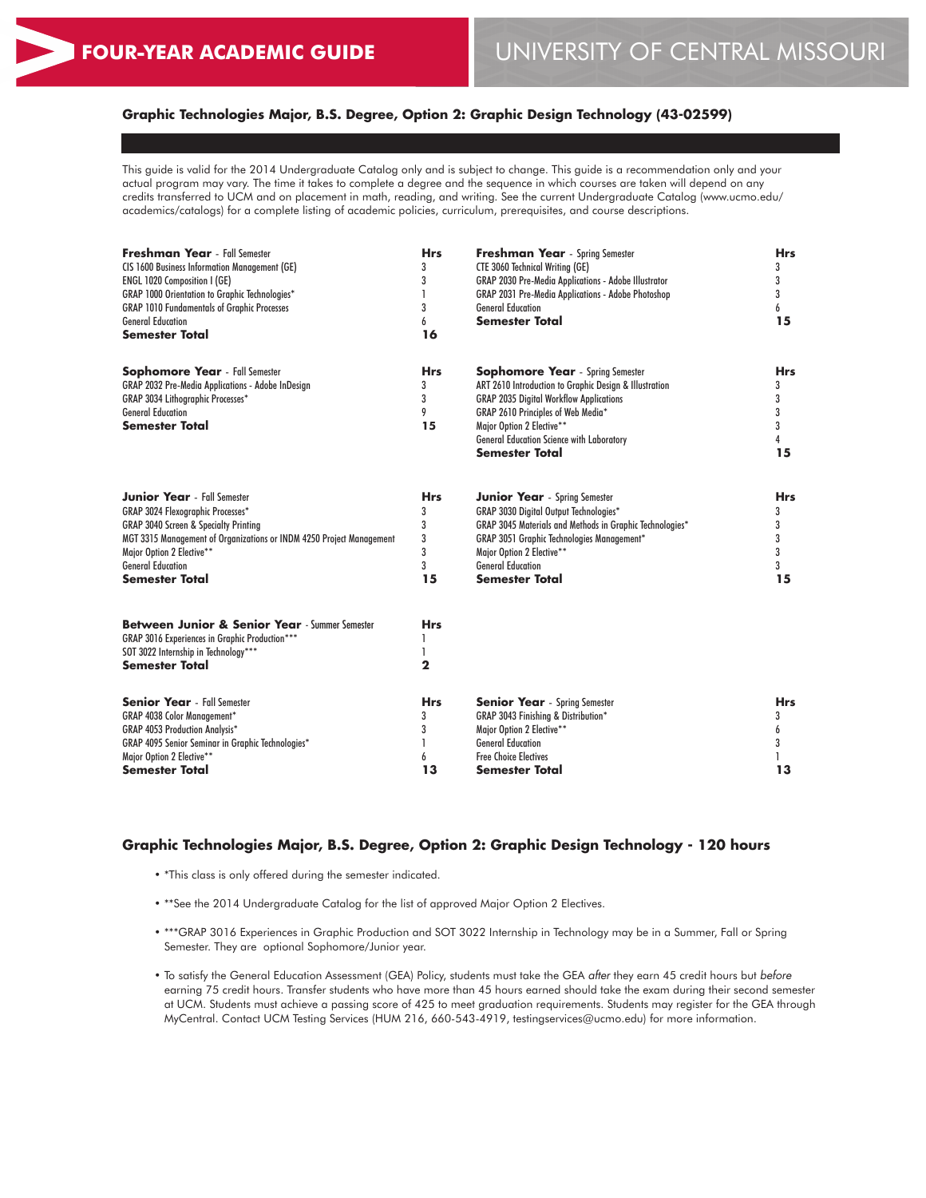# FOUR-YEAR ACADEMIC GUIDE

# UNIVERSITY OF CENTRAL MISSOURI

### Graphic Technologies Major, B.S. Degree, Option 2: Graphic Design Technology (43-02599)

This guide is valid for the 2014 Undergraduate Catalog only and is subject to change. This guide is a recommendation only and your actual program may vary. The time it takes to complete a degree and the sequence in which courses are taken will depend on any credits transferred to UCM and on placement in math, reading, and writing. See the current Undergraduate Catalog (www.ucmo.edu/academics/catalogs) for a complete listing of academic policies, curriculum, prerequisites, and course descriptions.

| **Freshman Year** - Fall Semester | **Hrs** |
|---|---|
| CIS 1600 Business Information Management (GE) | 3 |
| ENGL 1020 Composition I (GE) | 3 |
| GRAP 1000 Orientation to Graphic Technologies* | 1 |
| GRAP 1010 Fundamentals of Graphic Processes | 3 |
| General Education | 6 |
| **Semester Total** | **16** |

| **Freshman Year** - Spring Semester | **Hrs** |
|---|---|
| CTE 3060 Technical Writing (GE) | 3 |
| GRAP 2030 Pre-Media Applications - Adobe Illustrator | 3 |
| GRAP 2031 Pre-Media Applications - Adobe Photoshop | 3 |
| General Education | 6 |
| **Semester Total** | **15** |

| **Sophomore Year** - Fall Semester | **Hrs** |
|---|---|
| GRAP 2032 Pre-Media Applications - Adobe InDesign | 3 |
| GRAP 3034 Lithographic Processes* | 3 |
| General Education | 9 |
| **Semester Total** | **15** |

| **Sophomore Year** - Spring Semester | **Hrs** |
|---|---|
| ART 2610 Introduction to Graphic Design & Illustration | 3 |
| GRAP 2035 Digital Workflow Applications | 3 |
| GRAP 2610 Principles of Web Media* | 3 |
| Major Option 2 Elective** | 3 |
| General Education Science with Laboratory | 4 |
| **Semester Total** | **15** |

| **Junior Year** - Fall Semester | **Hrs** |
|---|---|
| GRAP 3024 Flexographic Processes* | 3 |
| GRAP 3040 Screen & Specialty Printing | 3 |
| MGT 3315 Management of Organizations or INDM 4250 Project Management | 3 |
| Major Option 2 Elective** | 3 |
| General Education | 3 |
| **Semester Total** | **15** |

| **Junior Year** - Spring Semester | **Hrs** |
|---|---|
| GRAP 3030 Digital Output Technologies* | 3 |
| GRAP 3045 Materials and Methods in Graphic Technologies* | 3 |
| GRAP 3051 Graphic Technologies Management* | 3 |
| Major Option 2 Elective** | 3 |
| General Education | 3 |
| **Semester Total** | **15** |

| **Between Junior & Senior Year** - Summer Semester | **Hrs** |
|---|---|
| GRAP 3016 Experiences in Graphic Production*** | 1 |
| SOT 3022 Internship in Technology*** | 1 |
| **Semester Total** | **2** |

| **Senior Year** - Fall Semester | **Hrs** |
|---|---|
| GRAP 4038 Color Management* | 3 |
| GRAP 4053 Production Analysis* | 3 |
| GRAP 4095 Senior Seminar in Graphic Technologies* | 1 |
| Major Option 2 Elective** | 6 |
| **Semester Total** | **13** |

| **Senior Year** - Spring Semester | **Hrs** |
|---|---|
| GRAP 3043 Finishing & Distribution* | 3 |
| Major Option 2 Elective** | 6 |
| General Education | 3 |
| Free Choice Electives | 1 |
| **Semester Total** | **13** |

### Graphic Technologies Major, B.S. Degree, Option 2: Graphic Design Technology - 120 hours

- *This class is only offered during the semester indicated.
- **See the 2014 Undergraduate Catalog for the list of approved Major Option 2 Electives.
- ***GRAP 3016 Experiences in Graphic Production and SOT 3022 Internship in Technology may be in a Summer, Fall or Spring Semester. They are optional Sophomore/Junior year.
- To satisfy the General Education Assessment (GEA) Policy, students must take the GEA *after* they earn 45 credit hours but *before* earning 75 credit hours. Transfer students who have more than 45 hours earned should take the exam during their second semester at UCM. Students must achieve a passing score of 425 to meet graduation requirements. Students may register for the GEA through MyCentral. Contact UCM Testing Services (HUM 216, 660-543-4919, testingservices@ucmo.edu) for more information.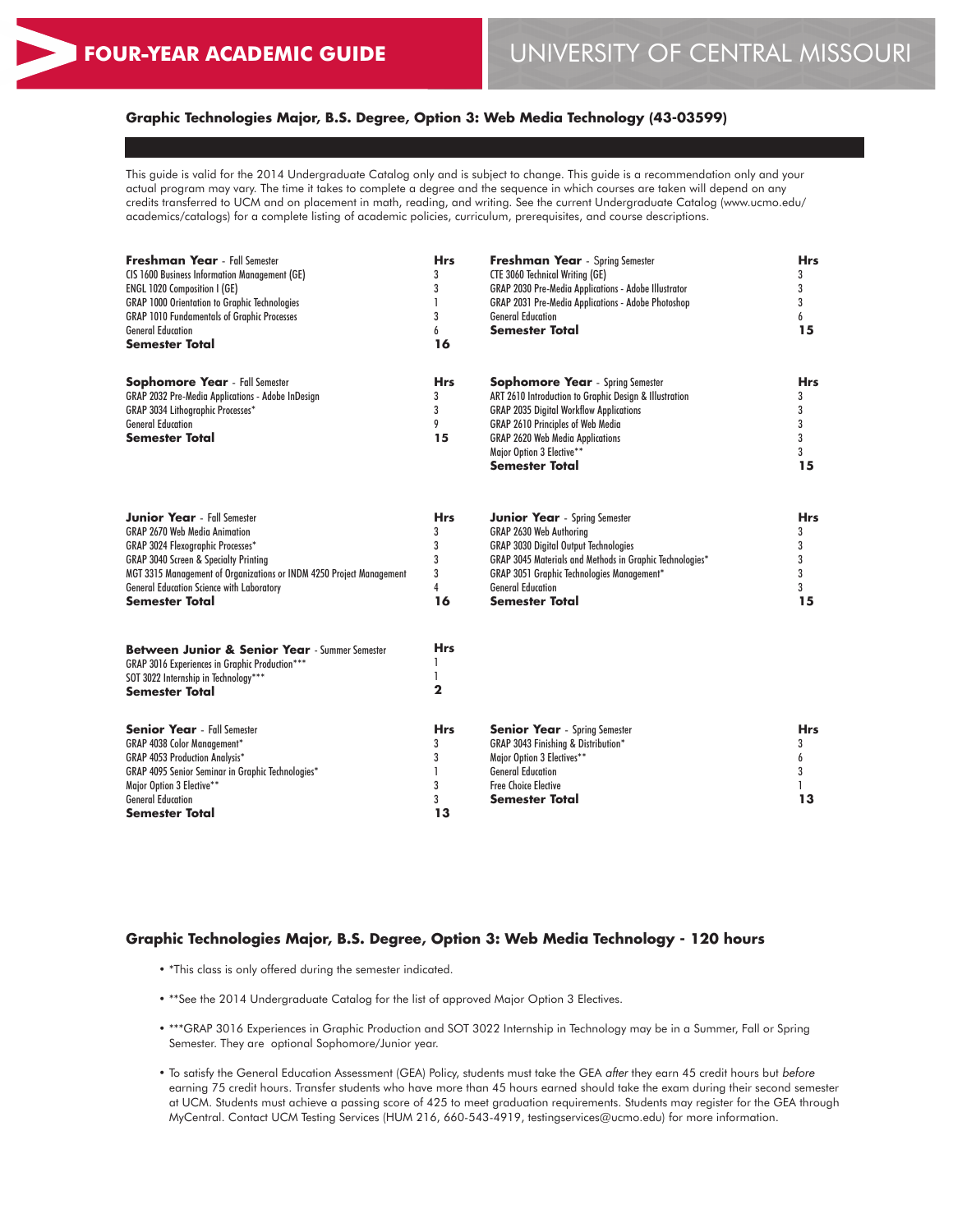# FOUR-YEAR ACADEMIC GUIDE

# UNIVERSITY OF CENTRAL MISSOURI

## Graphic Technologies Major, B.S. Degree, Option 3: Web Media Technology (43-03599)

This guide is valid for the 2014 Undergraduate Catalog only and is subject to change. This guide is a recommendation only and your actual program may vary. The time it takes to complete a degree and the sequence in which courses are taken will depend on any credits transferred to UCM and on placement in math, reading, and writing. See the current Undergraduate Catalog (www.ucmo.edu/academics/catalogs) for a complete listing of academic policies, curriculum, prerequisites, and course descriptions.

| **Freshman Year** - Fall Semester | **Hrs** |
|---|---|
| CIS 1600 Business Information Management (GE) | 3 |
| ENGL 1020 Composition I (GE) | 3 |
| GRAP 1000 Orientation to Graphic Technologies | 1 |
| GRAP 1010 Fundamentals of Graphic Processes | 3 |
| General Education | 6 |
| **Semester Total** | **16** |

| **Freshman Year** - Spring Semester | **Hrs** |
|---|---|
| CTE 3060 Technical Writing (GE) | 3 |
| GRAP 2030 Pre-Media Applications - Adobe Illustrator | 3 |
| GRAP 2031 Pre-Media Applications - Adobe Photoshop | 3 |
| General Education | 6 |
| **Semester Total** | **15** |

| **Sophomore Year** - Fall Semester | **Hrs** |
|---|---|
| GRAP 2032 Pre-Media Applications - Adobe InDesign | 3 |
| GRAP 3034 Lithographic Processes* | 3 |
| General Education | 9 |
| **Semester Total** | **15** |

| **Sophomore Year** - Spring Semester | **Hrs** |
|---|---|
| ART 2610 Introduction to Graphic Design & Illustration | 3 |
| GRAP 2035 Digital Workflow Applications | 3 |
| GRAP 2610 Principles of Web Media | 3 |
| GRAP 2620 Web Media Applications | 3 |
| Major Option 3 Elective** | 3 |
| **Semester Total** | **15** |

| **Junior Year** - Fall Semester | **Hrs** |
|---|---|
| GRAP 2670 Web Media Animation | 3 |
| GRAP 3024 Flexographic Processes* | 3 |
| GRAP 3040 Screen & Specialty Printing | 3 |
| MGT 3315 Management of Organizations or INDM 4250 Project Management | 3 |
| General Education Science with Laboratory | 4 |
| **Semester Total** | **16** |

| **Junior Year** - Spring Semester | **Hrs** |
|---|---|
| GRAP 2630 Web Authoring | 3 |
| GRAP 3030 Digital Output Technologies | 3 |
| GRAP 3045 Materials and Methods in Graphic Technologies* | 3 |
| GRAP 3051 Graphic Technologies Management* | 3 |
| General Education | 3 |
| **Semester Total** | **15** |

| **Between Junior & Senior Year** - Summer Semester | **Hrs** |
|---|---|
| GRAP 3016 Experiences in Graphic Production*** | 1 |
| SOT 3022 Internship in Technology*** | 1 |
| **Semester Total** | **2** |

| **Senior Year** - Fall Semester | **Hrs** |
|---|---|
| GRAP 4038 Color Management* | 3 |
| GRAP 4053 Production Analysis* | 3 |
| GRAP 4095 Senior Seminar in Graphic Technologies* | 1 |
| Major Option 3 Elective** | 3 |
| General Education | 3 |
| **Semester Total** | **13** |

| **Senior Year** - Spring Semester | **Hrs** |
|---|---|
| GRAP 3043 Finishing & Distribution* | 3 |
| Major Option 3 Electives** | 6 |
| General Education | 3 |
| Free Choice Elective | 1 |
| **Semester Total** | **13** |

## Graphic Technologies Major, B.S. Degree, Option 3: Web Media Technology - 120 hours

- *This class is only offered during the semester indicated.
- **See the 2014 Undergraduate Catalog for the list of approved Major Option 3 Electives.
- ***GRAP 3016 Experiences in Graphic Production and SOT 3022 Internship in Technology may be in a Summer, Fall or Spring Semester. They are optional Sophomore/Junior year.
- To satisfy the General Education Assessment (GEA) Policy, students must take the GEA *after* they earn 45 credit hours but *before* earning 75 credit hours. Transfer students who have more than 45 hours earned should take the exam during their second semester at UCM. Students must achieve a passing score of 425 to meet graduation requirements. Students may register for the GEA through MyCentral. Contact UCM Testing Services (HUM 216, 660-543-4919, testingservices@ucmo.edu) for more information.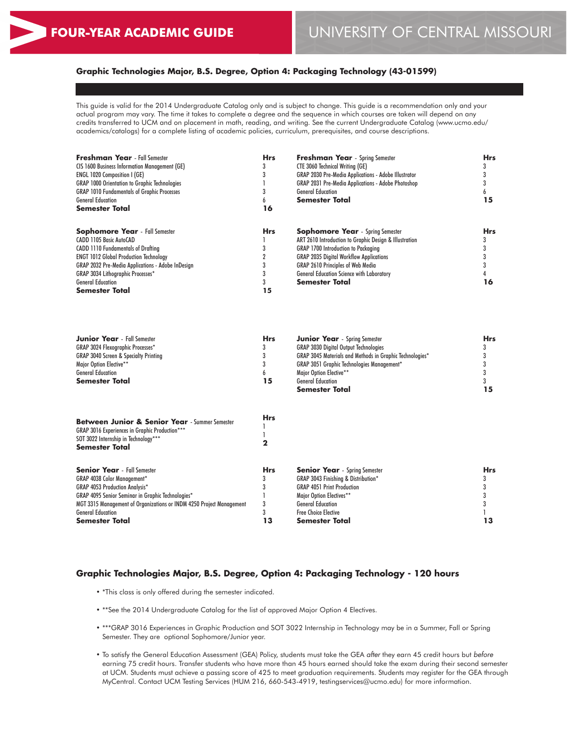## FOUR-YEAR ACADEMIC GUIDE

## UNIVERSITY OF CENTRAL MISSOURI

### Graphic Technologies Major, B.S. Degree, Option 4: Packaging Technology (43-01599)

This guide is valid for the 2014 Undergraduate Catalog only and is subject to change. This guide is a recommendation only and your actual program may vary. The time it takes to complete a degree and the sequence in which courses are taken will depend on any credits transferred to UCM and on placement in math, reading, and writing. See the current Undergraduate Catalog (www.ucmo.edu/academics/catalogs) for a complete listing of academic policies, curriculum, prerequisites, and course descriptions.

| **Freshman Year** - Fall Semester | **Hrs** | **Freshman Year** - Spring Semester | **Hrs** |
|---|---|---|---|
| CIS 1600 Business Information Management (GE) | 3 | CTE 3060 Technical Writing (GE) | 3 |
| ENGL 1020 Composition I (GE) | 3 | GRAP 2030 Pre-Media Applications - Adobe Illustrator | 3 |
| GRAP 1000 Orientation to Graphic Technologies | 1 | GRAP 2031 Pre-Media Applications - Adobe Photoshop | 3 |
| GRAP 1010 Fundamentals of Graphic Processes | 3 | General Education | 6 |
| General Education | 6 | **Semester Total** | **15** |
| **Semester Total** | **16** | | |

| **Sophomore Year** - Fall Semester | **Hrs** | **Sophomore Year** - Spring Semester | **Hrs** |
|---|---|---|---|
| CADD 1105 Basic AutoCAD | 1 | ART 2610 Introduction to Graphic Design & Illustration | 3 |
| CADD 1110 Fundamentals of Drafting | 3 | GRAP 1700 Introduction to Packaging | 3 |
| ENGT 1012 Global Production Technology | 2 | GRAP 2035 Digital Workflow Applications | 3 |
| GRAP 2032 Pre-Media Applications - Adobe InDesign | 3 | GRAP 2610 Principles of Web Media | 3 |
| GRAP 3034 Lithographic Processes* | 3 | General Education Science with Laboratory | 4 |
| General Education | 3 | **Semester Total** | **16** |
| **Semester Total** | **15** | | |

| **Junior Year** - Fall Semester | **Hrs** | **Junior Year** - Spring Semester | **Hrs** |
|---|---|---|---|
| GRAP 3024 Flexographic Processes* | 3 | GRAP 3030 Digital Output Technologies | 3 |
| GRAP 3040 Screen & Specialty Printing | 3 | GRAP 3045 Materials and Methods in Graphic Technologies* | 3 |
| Major Option Elective** | 3 | GRAP 3051 Graphic Technologies Management* | 3 |
| General Education | 6 | Major Option Elective** | 3 |
| **Semester Total** | **15** | General Education | 3 |
| | | **Semester Total** | **15** |

| **Between Junior & Senior Year** - Summer Semester | **Hrs** |
|---|---|
| GRAP 3016 Experiences in Graphic Production*** | 1 |
| SOT 3022 Internship in Technology*** | 1 |
| **Semester Total** | **2** |

| **Senior Year** - Fall Semester | **Hrs** | **Senior Year** - Spring Semester | **Hrs** |
|---|---|---|---|
| GRAP 4038 Color Management* | 3 | GRAP 3043 Finishing & Distribution* | 3 |
| GRAP 4053 Production Analysis* | 3 | GRAP 4051 Print Production | 3 |
| GRAP 4095 Senior Seminar in Graphic Technologies* | 1 | Major Option Electives** | 3 |
| MGT 3315 Management of Organizations or INDM 4250 Project Management | 3 | General Education | 3 |
| General Education | 3 | Free Choice Elective | 1 |
| **Semester Total** | **13** | **Semester Total** | **13** |

### Graphic Technologies Major, B.S. Degree, Option 4: Packaging Technology - 120 hours

- *This class is only offered during the semester indicated.
- **See the 2014 Undergraduate Catalog for the list of approved Major Option 4 Electives.
- ***GRAP 3016 Experiences in Graphic Production and SOT 3022 Internship in Technology may be in a Summer, Fall or Spring Semester. They are optional Sophomore/Junior year.
- To satisfy the General Education Assessment (GEA) Policy, students must take the GEA *after* they earn 45 credit hours but *before* earning 75 credit hours. Transfer students who have more than 45 hours earned should take the exam during their second semester at UCM. Students must achieve a passing score of 425 to meet graduation requirements. Students may register for the GEA through MyCentral. Contact UCM Testing Services (HUM 216, 660-543-4919, testingservices@ucmo.edu) for more information.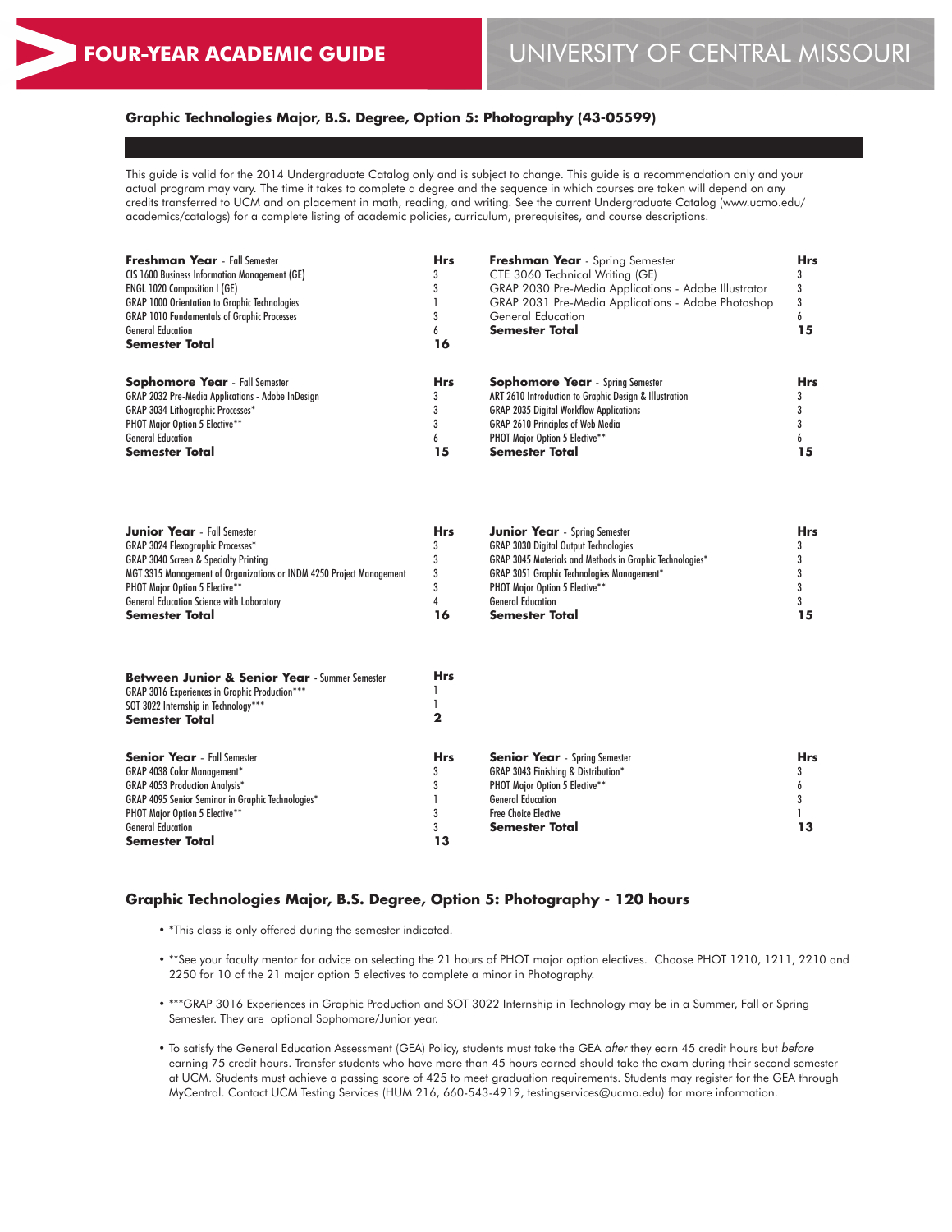# FOUR-YEAR ACADEMIC GUIDE

# UNIVERSITY OF CENTRAL MISSOURI

### Graphic Technologies Major, B.S. Degree, Option 5: Photography (43-05599)

This guide is valid for the 2014 Undergraduate Catalog only and is subject to change. This guide is a recommendation only and your actual program may vary. The time it takes to complete a degree and the sequence in which courses are taken will depend on any credits transferred to UCM and on placement in math, reading, and writing. See the current Undergraduate Catalog (www.ucmo.edu/academics/catalogs) for a complete listing of academic policies, curriculum, prerequisites, and course descriptions.

| **Freshman Year** - Fall Semester | Hrs |
|---|---|
| CIS 1600 Business Information Management (GE) | 3 |
| ENGL 1020 Composition I (GE) | 3 |
| GRAP 1000 Orientation to Graphic Technologies | 1 |
| GRAP 1010 Fundamentals of Graphic Processes | 3 |
| General Education | 6 |
| **Semester Total** | **16** |

| **Freshman Year** - Spring Semester | Hrs |
|---|---|
| CTE 3060 Technical Writing (GE) | 3 |
| GRAP 2030 Pre-Media Applications - Adobe Illustrator | 3 |
| GRAP 2031 Pre-Media Applications - Adobe Photoshop | 3 |
| General Education | 6 |
| **Semester Total** | **15** |

| **Sophomore Year** - Fall Semester | Hrs |
|---|---|
| GRAP 2032 Pre-Media Applications - Adobe InDesign | 3 |
| GRAP 3034 Lithographic Processes* | 3 |
| PHOT Major Option 5 Elective** | 3 |
| General Education | 6 |
| **Semester Total** | **15** |

| **Sophomore Year** - Spring Semester | Hrs |
|---|---|
| ART 2610 Introduction to Graphic Design & Illustration | 3 |
| GRAP 2035 Digital Workflow Applications | 3 |
| GRAP 2610 Principles of Web Media | 3 |
| PHOT Major Option 5 Elective** | 6 |
| **Semester Total** | **15** |

| **Junior Year** - Fall Semester | Hrs |
|---|---|
| GRAP 3024 Flexographic Processes* | 3 |
| GRAP 3040 Screen & Specialty Printing | 3 |
| MGT 3315 Management of Organizations or INDM 4250 Project Management | 3 |
| PHOT Major Option 5 Elective** | 3 |
| General Education Science with Laboratory | 4 |
| **Semester Total** | **16** |

| **Junior Year** - Spring Semester | Hrs |
|---|---|
| GRAP 3030 Digital Output Technologies | 3 |
| GRAP 3045 Materials and Methods in Graphic Technologies* | 3 |
| GRAP 3051 Graphic Technologies Management* | 3 |
| PHOT Major Option 5 Elective** | 3 |
| General Education | 3 |
| **Semester Total** | **15** |

| **Between Junior & Senior Year** - Summer Semester | Hrs |
|---|---|
| GRAP 3016 Experiences in Graphic Production*** | 1 |
| SOT 3022 Internship in Technology*** | 1 |
| **Semester Total** | **2** |

| **Senior Year** - Fall Semester | Hrs |
|---|---|
| GRAP 4038 Color Management* | 3 |
| GRAP 4053 Production Analysis* | 3 |
| GRAP 4095 Senior Seminar in Graphic Technologies* | 1 |
| PHOT Major Option 5 Elective** | 3 |
| General Education | 3 |
| **Semester Total** | **13** |

| **Senior Year** - Spring Semester | Hrs |
|---|---|
| GRAP 3043 Finishing & Distribution* | 3 |
| PHOT Major Option 5 Elective** | 6 |
| General Education | 3 |
| Free Choice Elective | 1 |
| **Semester Total** | **13** |

### Graphic Technologies Major, B.S. Degree, Option 5: Photography - 120 hours

- *This class is only offered during the semester indicated.
- **See your faculty mentor for advice on selecting the 21 hours of PHOT major option electives. Choose PHOT 1210, 1211, 2210 and 2250 for 10 of the 21 major option 5 electives to complete a minor in Photography.
- ***GRAP 3016 Experiences in Graphic Production and SOT 3022 Internship in Technology may be in a Summer, Fall or Spring Semester. They are optional Sophomore/Junior year.
- To satisfy the General Education Assessment (GEA) Policy, students must take the GEA *after* they earn 45 credit hours but *before* earning 75 credit hours. Transfer students who have more than 45 hours earned should take the exam during their second semester at UCM. Students must achieve a passing score of 425 to meet graduation requirements. Students may register for the GEA through MyCentral. Contact UCM Testing Services (HUM 216, 660-543-4919, testingservices@ucmo.edu) for more information.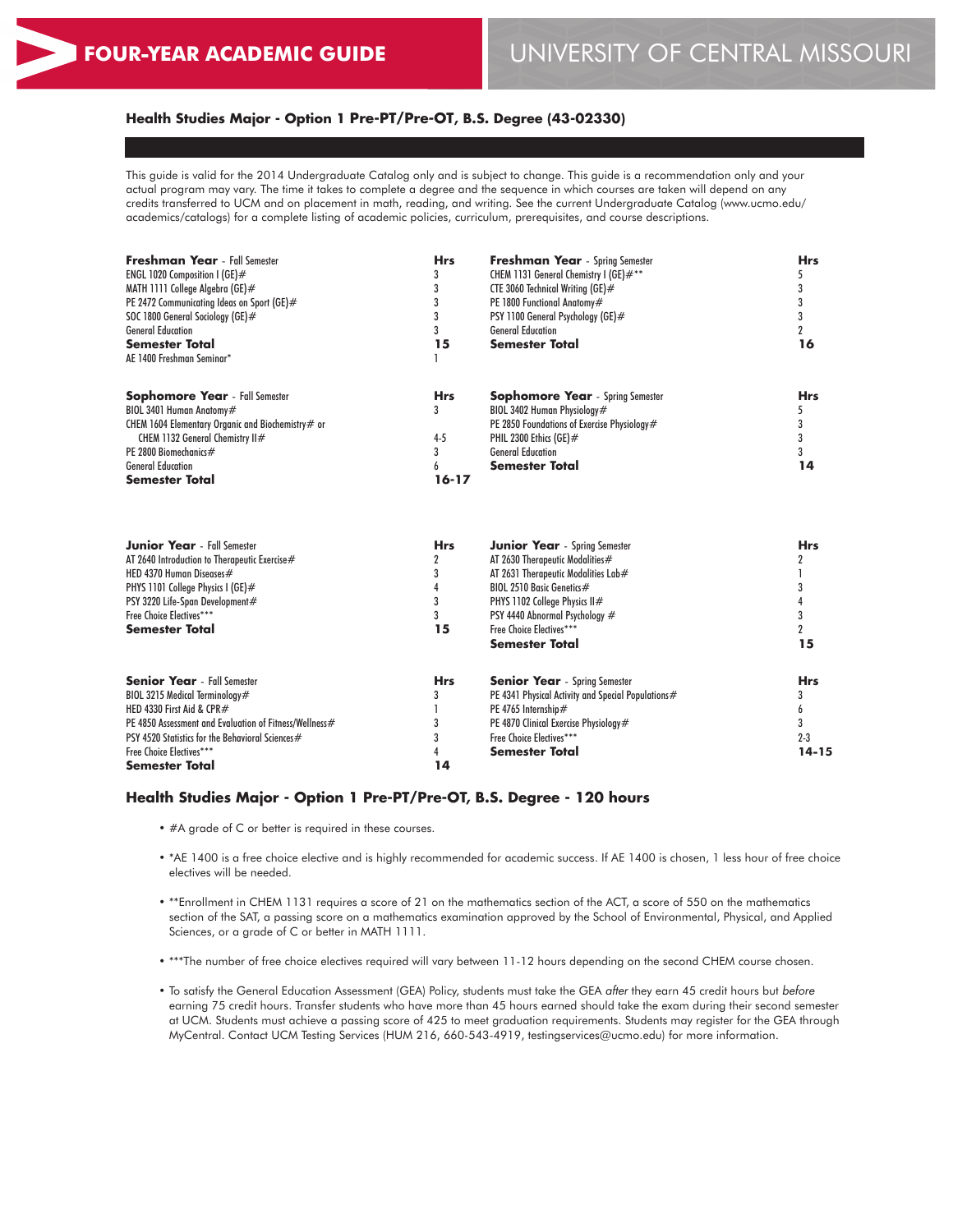## Health Studies Major - Option 1 Pre-PT/Pre-OT, B.S. Degree (43-02330)

This guide is valid for the 2014 Undergraduate Catalog only and is subject to change. This guide is a recommendation only and your actual program may vary. The time it takes to complete a degree and the sequence in which courses are taken will depend on any credits transferred to UCM and on placement in math, reading, and writing. See the current Undergraduate Catalog (www.ucmo.edu/academics/catalogs) for a complete listing of academic policies, curriculum, prerequisites, and course descriptions.

| **Freshman Year** - Fall Semester | **Hrs** | **Freshman Year** - Spring Semester | **Hrs** |
|---|---|---|---|
| ENGL 1020 Composition I (GE)# | 3 | CHEM 1131 General Chemistry I (GE)#** | 5 |
| MATH 1111 College Algebra (GE)# | 3 | CTE 3060 Technical Writing (GE)# | 3 |
| PE 2472 Communicating Ideas on Sport (GE)# | 3 | PE 1800 Functional Anatomy# | 3 |
| SOC 1800 General Sociology (GE)# | 3 | PSY 1100 General Psychology (GE)# | 3 |
| General Education | 3 | General Education | 2 |
| **Semester Total** | **15** | **Semester Total** | **16** |
| AE 1400 Freshman Seminar* | 1 | | |

| **Sophomore Year** - Fall Semester | **Hrs** | **Sophomore Year** - Spring Semester | **Hrs** |
|---|---|---|---|
| BIOL 3401 Human Anatomy# | 3 | BIOL 3402 Human Physiology# | 5 |
| CHEM 1604 Elementary Organic and Biochemistry# or CHEM 1132 General Chemistry II# | 4-5 | PE 2850 Foundations of Exercise Physiology# | 3 |
| PE 2800 Biomechanics# | 3 | PHIL 2300 Ethics (GE)# | 3 |
| General Education | 6 | General Education | 3 |
| **Semester Total** | **16-17** | **Semester Total** | **14** |

| **Junior Year** - Fall Semester | **Hrs** | **Junior Year** - Spring Semester | **Hrs** |
|---|---|---|---|
| AT 2640 Introduction to Therapeutic Exercise# | 2 | AT 2630 Therapeutic Modalities# | 2 |
| HED 4370 Human Diseases# | 3 | AT 2631 Therapeutic Modalities Lab# | 1 |
| PHYS 1101 College Physics I (GE)# | 4 | BIOL 2510 Basic Genetics# | 3 |
| PSY 3220 Life-Span Development# | 3 | PHYS 1102 College Physics II# | 4 |
| Free Choice Electives*** | 3 | PSY 4440 Abnormal Psychology # | 3 |
| **Semester Total** | **15** | Free Choice Electives*** | 2 |
| | | **Semester Total** | **15** |

| **Senior Year** - Fall Semester | **Hrs** | **Senior Year** - Spring Semester | **Hrs** |
|---|---|---|---|
| BIOL 3215 Medical Terminology# | 3 | PE 4341 Physical Activity and Special Populations# | 3 |
| HED 4330 First Aid & CPR# | 1 | PE 4765 Internship# | 6 |
| PE 4850 Assessment and Evaluation of Fitness/Wellness# | 3 | PE 4870 Clinical Exercise Physiology# | 3 |
| PSY 4520 Statistics for the Behavioral Sciences# | 3 | Free Choice Electives*** | 2-3 |
| Free Choice Electives*** | 4 | **Semester Total** | **14-15** |
| **Semester Total** | **14** | | |

### Health Studies Major - Option 1 Pre-PT/Pre-OT, B.S. Degree - 120 hours

- #A grade of C or better is required in these courses.
- *AE 1400 is a free choice elective and is highly recommended for academic success. If AE 1400 is chosen, 1 less hour of free choice electives will be needed.
- **Enrollment in CHEM 1131 requires a score of 21 on the mathematics section of the ACT, a score of 550 on the mathematics section of the SAT, a passing score on a mathematics examination approved by the School of Environmental, Physical, and Applied Sciences, or a grade of C or better in MATH 1111.
- ***The number of free choice electives required will vary between 11-12 hours depending on the second CHEM course chosen.
- To satisfy the General Education Assessment (GEA) Policy, students must take the GEA *after* they earn 45 credit hours but *before* earning 75 credit hours. Transfer students who have more than 45 hours earned should take the exam during their second semester at UCM. Students must achieve a passing score of 425 to meet graduation requirements. Students may register for the GEA through MyCentral. Contact UCM Testing Services (HUM 216, 660-543-4919, testingservices@ucmo.edu) for more information.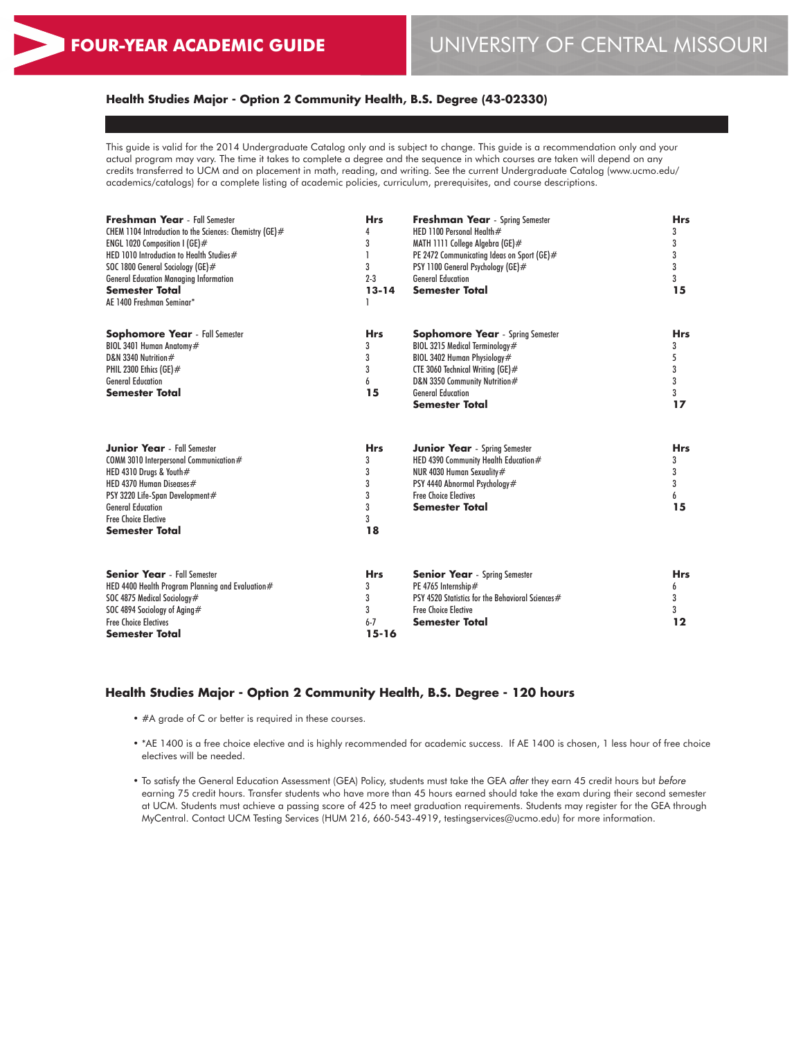# FOUR-YEAR ACADEMIC GUIDE

## UNIVERSITY OF CENTRAL MISSOURI

### Health Studies Major - Option 2 Community Health, B.S. Degree (43-02330)

This guide is valid for the 2014 Undergraduate Catalog only and is subject to change. This guide is a recommendation only and your actual program may vary. The time it takes to complete a degree and the sequence in which courses are taken will depend on any credits transferred to UCM and on placement in math, reading, and writing. See the current Undergraduate Catalog (www.ucmo.edu/academics/catalogs) for a complete listing of academic policies, curriculum, prerequisites, and course descriptions.

| **Freshman Year** - Fall Semester | **Hrs** | **Freshman Year** - Spring Semester | **Hrs** |
|---|---|---|---|
| CHEM 1104 Introduction to the Sciences: Chemistry (GE)# | 4 | HED 1100 Personal Health# | 3 |
| ENGL 1020 Composition I (GE)# | 3 | MATH 1111 College Algebra (GE)# | 3 |
| HED 1010 Introduction to Health Studies# | 1 | PE 2472 Communicating Ideas on Sport (GE)# | 3 |
| SOC 1800 General Sociology (GE)# | 3 | PSY 1100 General Psychology (GE)# | 3 |
| General Education Managing Information | 2-3 | General Education | 3 |
| **Semester Total** | **13-14** | **Semester Total** | **15** |
| AE 1400 Freshman Seminar* | 1 | | |

| **Sophomore Year** - Fall Semester | **Hrs** | **Sophomore Year** - Spring Semester | **Hrs** |
|---|---|---|---|
| BIOL 3401 Human Anatomy# | 3 | BIOL 3215 Medical Terminology# | 3 |
| D&N 3340 Nutrition# | 3 | BIOL 3402 Human Physiology# | 5 |
| PHIL 2300 Ethics (GE)# | 3 | CTE 3060 Technical Writing (GE)# | 3 |
| General Education | 6 | D&N 3350 Community Nutrition# | 3 |
| **Semester Total** | **15** | General Education | 3 |
| | | **Semester Total** | **17** |

| **Junior Year** - Fall Semester | **Hrs** | **Junior Year** - Spring Semester | **Hrs** |
|---|---|---|---|
| COMM 3010 Interpersonal Communication# | 3 | HED 4390 Community Health Education# | 3 |
| HED 4310 Drugs & Youth# | 3 | NUR 4030 Human Sexuality# | 3 |
| HED 4370 Human Diseases# | 3 | PSY 4440 Abnormal Psychology# | 3 |
| PSY 3220 Life-Span Development# | 3 | Free Choice Electives | 6 |
| General Education | 3 | **Semester Total** | **15** |
| Free Choice Elective | 3 | | |
| **Semester Total** | **18** | | |

| **Senior Year** - Fall Semester | **Hrs** | **Senior Year** - Spring Semester | **Hrs** |
|---|---|---|---|
| HED 4400 Health Program Planning and Evaluation# | 3 | PE 4765 Internship# | 6 |
| SOC 4875 Medical Sociology# | 3 | PSY 4520 Statistics for the Behavioral Sciences# | 3 |
| SOC 4894 Sociology of Aging# | 3 | Free Choice Elective | 3 |
| Free Choice Electives | 6-7 | **Semester Total** | **12** |
| **Semester Total** | **15-16** | | |

### Health Studies Major - Option 2 Community Health, B.S. Degree - 120 hours

- #A grade of C or better is required in these courses.
- *AE 1400 is a free choice elective and is highly recommended for academic success. If AE 1400 is chosen, 1 less hour of free choice electives will be needed.
- To satisfy the General Education Assessment (GEA) Policy, students must take the GEA *after* they earn 45 credit hours but *before* earning 75 credit hours. Transfer students who have more than 45 hours earned should take the exam during their second semester at UCM. Students must achieve a passing score of 425 to meet graduation requirements. Students may register for the GEA through MyCentral. Contact UCM Testing Services (HUM 216, 660-543-4919, testingservices@ucmo.edu) for more information.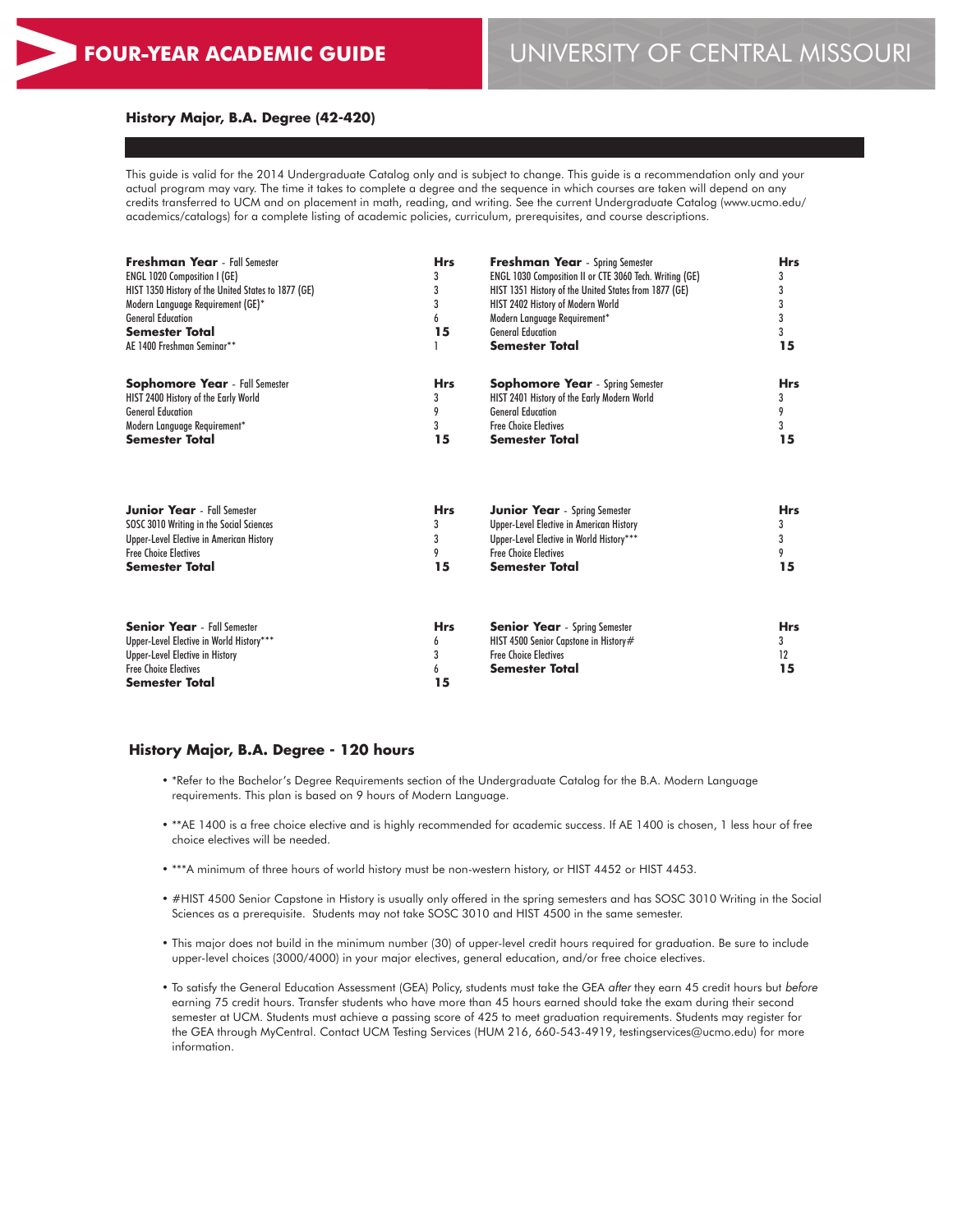# FOUR-YEAR ACADEMIC GUIDE

# UNIVERSITY OF CENTRAL MISSOURI

### History Major, B.A. Degree (42-420)

This guide is valid for the 2014 Undergraduate Catalog only and is subject to change. This guide is a recommendation only and your actual program may vary. The time it takes to complete a degree and the sequence in which courses are taken will depend on any credits transferred to UCM and on placement in math, reading, and writing. See the current Undergraduate Catalog (www.ucmo.edu/academics/catalogs) for a complete listing of academic policies, curriculum, prerequisites, and course descriptions.

| **Freshman Year** - Fall Semester | **Hrs** | **Freshman Year** - Spring Semester | **Hrs** |
|---|---|---|---|
| ENGL 1020 Composition I (GE) | 3 | ENGL 1030 Composition II or CTE 3060 Tech. Writing (GE) | 3 |
| HIST 1350 History of the United States to 1877 (GE) | 3 | HIST 1351 History of the United States from 1877 (GE) | 3 |
| Modern Language Requirement (GE)* | 3 | HIST 2402 History of Modern World | 3 |
| General Education | 6 | Modern Language Requirement* | 3 |
| **Semester Total** | **15** | General Education | 3 |
| AE 1400 Freshman Seminar** | 1 | **Semester Total** | **15** |

| **Sophomore Year** - Fall Semester | **Hrs** | **Sophomore Year** - Spring Semester | **Hrs** |
|---|---|---|---|
| HIST 2400 History of the Early World | 3 | HIST 2401 History of the Early Modern World | 3 |
| General Education | 9 | General Education | 9 |
| Modern Language Requirement* | 3 | Free Choice Electives | 3 |
| **Semester Total** | **15** | **Semester Total** | **15** |

| **Junior Year** - Fall Semester | **Hrs** | **Junior Year** - Spring Semester | **Hrs** |
|---|---|---|---|
| SOSC 3010 Writing in the Social Sciences | 3 | Upper-Level Elective in American History | 3 |
| Upper-Level Elective in American History | 3 | Upper-Level Elective in World History*** | 3 |
| Free Choice Electives | 9 | Free Choice Electives | 9 |
| **Semester Total** | **15** | **Semester Total** | **15** |

| **Senior Year** - Fall Semester | **Hrs** | **Senior Year** - Spring Semester | **Hrs** |
|---|---|---|---|
| Upper-Level Elective in World History*** | 6 | HIST 4500 Senior Capstone in History# | 3 |
| Upper-Level Elective in History | 3 | Free Choice Electives | 12 |
| Free Choice Electives | 6 | **Semester Total** | **15** |
| **Semester Total** | **15** | | |

### History Major, B.A. Degree - 120 hours

- *Refer to the Bachelor's Degree Requirements section of the Undergraduate Catalog for the B.A. Modern Language requirements. This plan is based on 9 hours of Modern Language.
- **AE 1400 is a free choice elective and is highly recommended for academic success. If AE 1400 is chosen, 1 less hour of free choice electives will be needed.
- ***A minimum of three hours of world history must be non-western history, or HIST 4452 or HIST 4453.
- #HIST 4500 Senior Capstone in History is usually only offered in the spring semesters and has SOSC 3010 Writing in the Social Sciences as a prerequisite. Students may not take SOSC 3010 and HIST 4500 in the same semester.
- This major does not build in the minimum number (30) of upper-level credit hours required for graduation. Be sure to include upper-level choices (3000/4000) in your major electives, general education, and/or free choice electives.
- To satisfy the General Education Assessment (GEA) Policy, students must take the GEA *after* they earn 45 credit hours but *before* earning 75 credit hours. Transfer students who have more than 45 hours earned should take the exam during their second semester at UCM. Students must achieve a passing score of 425 to meet graduation requirements. Students may register for the GEA through MyCentral. Contact UCM Testing Services (HUM 216, 660-543-4919, testingservices@ucmo.edu) for more information.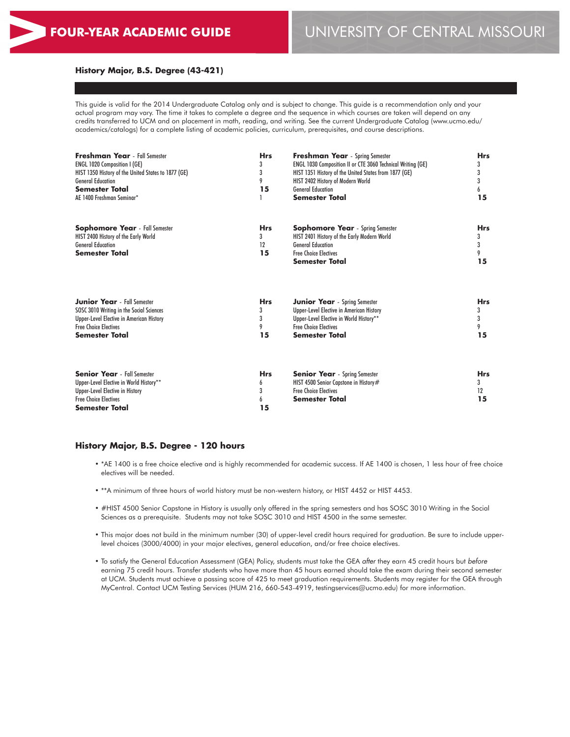**FOUR-YEAR ACADEMIC GUIDE** UNIVERSITY OF CENTRAL MISSOURI

### History Major, B.S. Degree (43-421)

This guide is valid for the 2014 Undergraduate Catalog only and is subject to change. This guide is a recommendation only and your actual program may vary. The time it takes to complete a degree and the sequence in which courses are taken will depend on any credits transferred to UCM and on placement in math, reading, and writing. See the current Undergraduate Catalog (www.ucmo.edu/academics/catalogs) for a complete listing of academic policies, curriculum, prerequisites, and course descriptions.

| **Freshman Year** - Fall Semester | **Hrs** | **Freshman Year** - Spring Semester | **Hrs** |
|---|---|---|---|
| ENGL 1020 Composition I (GE) | 3 | ENGL 1030 Composition II or CTE 3060 Technical Writing (GE) | 3 |
| HIST 1350 History of the United States to 1877 (GE) | 3 | HIST 1351 History of the United States from 1877 (GE) | 3 |
| General Education | 9 | HIST 2402 History of Modern World | 3 |
| **Semester Total** | **15** | General Education | 6 |
| AE 1400 Freshman Seminar* | 1 | **Semester Total** | **15** |

| **Sophomore Year** - Fall Semester | **Hrs** | **Sophomore Year** - Spring Semester | **Hrs** |
|---|---|---|---|
| HIST 2400 History of the Early World | 3 | HIST 2401 History of the Early Modern World | 3 |
| General Education | 12 | General Education | 3 |
| **Semester Total** | **15** | Free Choice Electives | 9 |
| | | **Semester Total** | **15** |

| **Junior Year** - Fall Semester | **Hrs** | **Junior Year** - Spring Semester | **Hrs** |
|---|---|---|---|
| SOSC 3010 Writing in the Social Sciences | 3 | Upper-Level Elective in American History | 3 |
| Upper-Level Elective in American History | 3 | Upper-Level Elective in World History** | 3 |
| Free Choice Electives | 9 | Free Choice Electives | 9 |
| **Semester Total** | **15** | **Semester Total** | **15** |

| **Senior Year** - Fall Semester | **Hrs** | **Senior Year** - Spring Semester | **Hrs** |
|---|---|---|---|
| Upper-Level Elective in World History** | 6 | HIST 4500 Senior Capstone in History# | 3 |
| Upper-Level Elective in History | 3 | Free Choice Electives | 12 |
| Free Choice Electives | 6 | **Semester Total** | **15** |
| **Semester Total** | **15** | | |

### History Major, B.S. Degree - 120 hours

- *AE 1400 is a free choice elective and is highly recommended for academic success. If AE 1400 is chosen, 1 less hour of free choice electives will be needed.
- **A minimum of three hours of world history must be non-western history, or HIST 4452 or HIST 4453.
- #HIST 4500 Senior Capstone in History is usually only offered in the spring semesters and has SOSC 3010 Writing in the Social Sciences as a prerequisite. Students may not take SOSC 3010 and HIST 4500 in the same semester.
- This major does not build in the minimum number (30) of upper-level credit hours required for graduation. Be sure to include upper-level choices (3000/4000) in your major electives, general education, and/or free choice electives.
- To satisfy the General Education Assessment (GEA) Policy, students must take the GEA *after* they earn 45 credit hours but *before* earning 75 credit hours. Transfer students who have more than 45 hours earned should take the exam during their second semester at UCM. Students must achieve a passing score of 425 to meet graduation requirements. Students may register for the GEA through MyCentral. Contact UCM Testing Services (HUM 216, 660-543-4919, testingservices@ucmo.edu) for more information.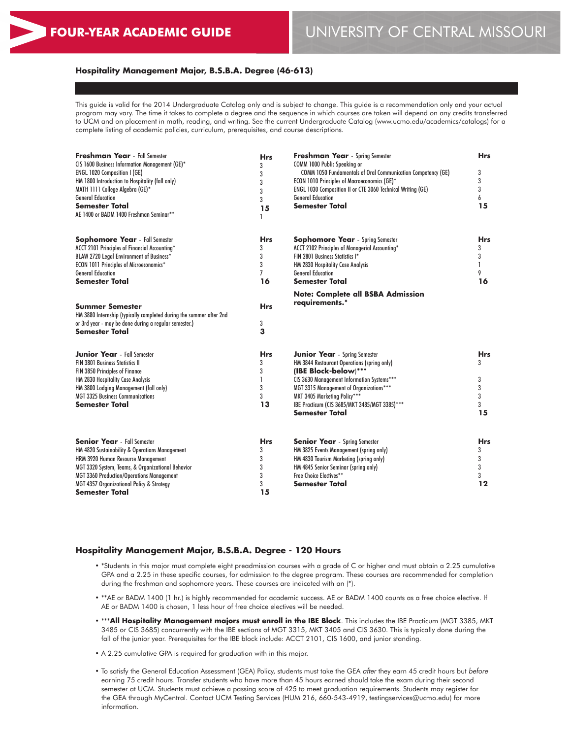# FOUR-YEAR ACADEMIC GUIDE

UNIVERSITY OF CENTRAL MISSOURI

## Hospitality Management Major, B.S.B.A. Degree (46-613)

This guide is valid for the 2014 Undergraduate Catalog only and is subject to change. This guide is a recommendation only and your actual program may vary. The time it takes to complete a degree and the sequence in which courses are taken will depend on any credits transferred to UCM and on placement in math, reading, and writing. See the current Undergraduate Catalog (www.ucmo.edu/academics/catalogs) for a complete listing of academic policies, curriculum, prerequisites, and course descriptions.

| **Freshman Year** - Fall Semester | **Hrs** |
|---|---|
| CIS 1600 Business Information Management (GE)* | 3 |
| ENGL 1020 Composition I (GE) | 3 |
| HM 1800 Introduction to Hospitality (fall only) | 3 |
| MATH 1111 College Algebra (GE)* | 3 |
| General Education | 3 |
| **Semester Total** | **15** |
| AE 1400 or BADM 1400 Freshman Seminar** | 1 |

| **Freshman Year** - Spring Semester | **Hrs** |
|---|---|
| COMM 1000 Public Speaking or COMM 1050 Fundamentals of Oral Communication Competency (GE) | 3 |
| ECON 1010 Principles of Macroeconomics (GE)* | 3 |
| ENGL 1030 Composition II or CTE 3060 Technical Writing (GE) | 3 |
| General Education | 6 |
| **Semester Total** | **15** |

| **Sophomore Year** - Fall Semester | **Hrs** |
|---|---|
| ACCT 2101 Principles of Financial Accounting* | 3 |
| BLAW 2720 Legal Environment of Business* | 3 |
| ECON 1011 Principles of Microeconomics* | 3 |
| General Education | 7 |
| **Semester Total** | **16** |

| **Sophomore Year** - Spring Semester | **Hrs** |
|---|---|
| ACCT 2102 Principles of Managerial Accounting* | 3 |
| FIN 2801 Business Statistics I* | 3 |
| HM 2830 Hospitality Case Analysis | 1 |
| General Education | 9 |
| **Semester Total** | **16** |

**Note: Complete all BSBA Admission requirements.***

| **Summer Semester** | **Hrs** |
|---|---|
| HM 3880 Internship (typically completed during the summer after 2nd or 3rd year - may be done during a regular semester.) | 3 |
| **Semester Total** | **3** |

| **Junior Year** - Fall Semester | **Hrs** |
|---|---|
| FIN 3801 Business Statistics II | 3 |
| FIN 3850 Principles of Finance | 3 |
| HM 2830 Hospitality Case Analysis | 1 |
| HM 3800 Lodging Management (fall only) | 3 |
| MGT 3325 Business Communications | 3 |
| **Semester Total** | **13** |

| **Junior Year** - Spring Semester | **Hrs** |
|---|---|
| HM 3844 Restaurant Operations (spring only) | 3 |
| **(IBE Block-below)***** | |
| CIS 3630 Management Information Systems*** | 3 |
| MGT 3315 Management of Organizations*** | 3 |
| MKT 3405 Marketing Policy*** | 3 |
| IBE Practicum (CIS 3685/MKT 3485/MGT 3385)*** | 3 |
| **Semester Total** | **15** |

| **Senior Year** - Fall Semester | **Hrs** |
|---|---|
| HM 4820 Sustainability & Operations Management | 3 |
| HRM 3920 Human Resource Management | 3 |
| MGT 3320 System, Teams, & Organizational Behavior | 3 |
| MGT 3360 Production/Operations Management | 3 |
| MGT 4357 Organizational Policy & Strategy | 3 |
| **Semester Total** | **15** |

| **Senior Year** - Spring Semester | **Hrs** |
|---|---|
| HM 3825 Events Management (spring only) | 3 |
| HM 4830 Tourism Marketing (spring only) | 3 |
| HM 4845 Senior Seminar (spring only) | 3 |
| Free Choice Electives** | 3 |
| **Semester Total** | **12** |

## Hospitality Management Major, B.S.B.A. Degree - 120 Hours

- *Students in this major must complete eight preadmission courses with a grade of C or higher and must obtain a 2.25 cumulative GPA and a 2.25 in these specific courses, for admission to the degree program. These courses are recommended for completion during the freshman and sophomore years. These courses are indicated with an (*).
- **AE or BADM 1400 (1 hr.) is highly recommended for academic success. AE or BADM 1400 counts as a free choice elective. If AE or BADM 1400 is chosen, 1 less hour of free choice electives will be needed.
- *****All Hospitality Management majors must enroll in the IBE Block**. This includes the IBE Practicum (MGT 3385, MKT 3485 or CIS 3685) concurrently with the IBE sections of MGT 3315, MKT 3405 and CIS 3630. This is typically done during the fall of the junior year. Prerequisites for the IBE block include: ACCT 2101, CIS 1600, and junior standing.
- A 2.25 cumulative GPA is required for graduation with in this major.
- To satisfy the General Education Assessment (GEA) Policy, students must take the GEA *after* they earn 45 credit hours but *before* earning 75 credit hours. Transfer students who have more than 45 hours earned should take the exam during their second semester at UCM. Students must achieve a passing score of 425 to meet graduation requirements. Students may register for the GEA through MyCentral. Contact UCM Testing Services (HUM 216, 660-543-4919, testingservices@ucmo.edu) for more information.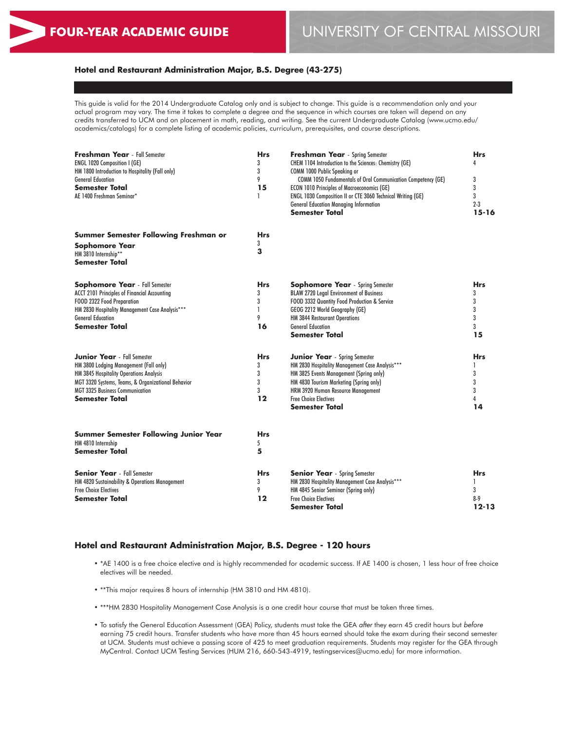# FOUR-YEAR ACADEMIC GUIDE

# UNIVERSITY OF CENTRAL MISSOURI

## Hotel and Restaurant Administration Major, B.S. Degree (43-275)

This guide is valid for the 2014 Undergraduate Catalog only and is subject to change. This guide is a recommendation only and your actual program may vary. The time it takes to complete a degree and the sequence in which courses are taken will depend on any credits transferred to UCM and on placement in math, reading, and writing. See the current Undergraduate Catalog (www.ucmo.edu/academics/catalogs) for a complete listing of academic policies, curriculum, prerequisites, and course descriptions.

| **Freshman Year** - Fall Semester | **Hrs** | **Freshman Year** - Spring Semester | **Hrs** |
|---|---|---|---|
| ENGL 1020 Composition I (GE) | 3 | CHEM 1104 Introduction to the Sciences: Chemistry (GE) | 4 |
| HM 1800 Introduction to Hospitality (Fall only) | 3 | COMM 1000 Public Speaking or COMM 1050 Fundamentals of Oral Communication Competency (GE) | 3 |
| General Education | 9 | ECON 1010 Principles of Macroeconomics (GE) | 3 |
| **Semester Total** | **15** | ENGL 1030 Composition II or CTE 3060 Technical Writing (GE) | 3 |
| AE 1400 Freshman Seminar* | 1 | General Education Managing Information | 2-3 |
| | | **Semester Total** | **15-16** |

| **Summer Semester Following Freshman or Sophomore Year** | **Hrs** |
|---|---|
| HM 3810 Internship** | 3 |
| **Semester Total** | **3** |

| **Sophomore Year** - Fall Semester | **Hrs** | **Sophomore Year** - Spring Semester | **Hrs** |
|---|---|---|---|
| ACCT 2101 Principles of Financial Accounting | 3 | BLAW 2720 Legal Environment of Business | 3 |
| FOOD 2322 Food Preparation | 3 | FOOD 3332 Quantity Food Production & Service | 3 |
| HM 2830 Hospitality Management Case Analysis*** | 1 | GEOG 2212 World Geography (GE) | 3 |
| General Education | 9 | HM 3844 Restaurant Operations | 3 |
| **Semester Total** | **16** | General Education | 3 |
| | | **Semester Total** | **15** |

| **Junior Year** - Fall Semester | **Hrs** | **Junior Year** - Spring Semester | **Hrs** |
|---|---|---|---|
| HM 3800 Lodging Management (Fall only) | 3 | HM 2830 Hospitality Management Case Analysis*** | 1 |
| HM 3845 Hospitality Operations Analysis | 3 | HM 3825 Events Management (Spring only) | 3 |
| MGT 3320 Systems, Teams, & Organizational Behavior | 3 | HM 4830 Tourism Marketing (Spring only) | 3 |
| MGT 3325 Business Communication | 3 | HRM 3920 Human Resource Management | 3 |
| **Semester Total** | **12** | Free Choice Electives | 4 |
| | | **Semester Total** | **14** |

| **Summer Semester Following Junior Year** | **Hrs** |
|---|---|
| HM 4810 Internship | 5 |
| **Semester Total** | **5** |

| **Senior Year** - Fall Semester | **Hrs** | **Senior Year** - Spring Semester | **Hrs** |
|---|---|---|---|
| HM 4820 Sustainability & Operations Management | 3 | HM 2830 Hospitality Management Case Analysis*** | 1 |
| Free Choice Electives | 9 | HM 4845 Senior Seminar (Spring only) | 3 |
| **Semester Total** | **12** | Free Choice Electives | 8-9 |
| | | **Semester Total** | **12-13** |

## Hotel and Restaurant Administration Major, B.S. Degree - 120 hours

- *AE 1400 is a free choice elective and is highly recommended for academic success. If AE 1400 is chosen, 1 less hour of free choice electives will be needed.
- **This major requires 8 hours of internship (HM 3810 and HM 4810).
- ***HM 2830 Hospitality Management Case Analysis is a one credit hour course that must be taken three times.
- To satisfy the General Education Assessment (GEA) Policy, students must take the GEA *after* they earn 45 credit hours but *before* earning 75 credit hours. Transfer students who have more than 45 hours earned should take the exam during their second semester at UCM. Students must achieve a passing score of 425 to meet graduation requirements. Students may register for the GEA through MyCentral. Contact UCM Testing Services (HUM 216, 660-543-4919, testingservices@ucmo.edu) for more information.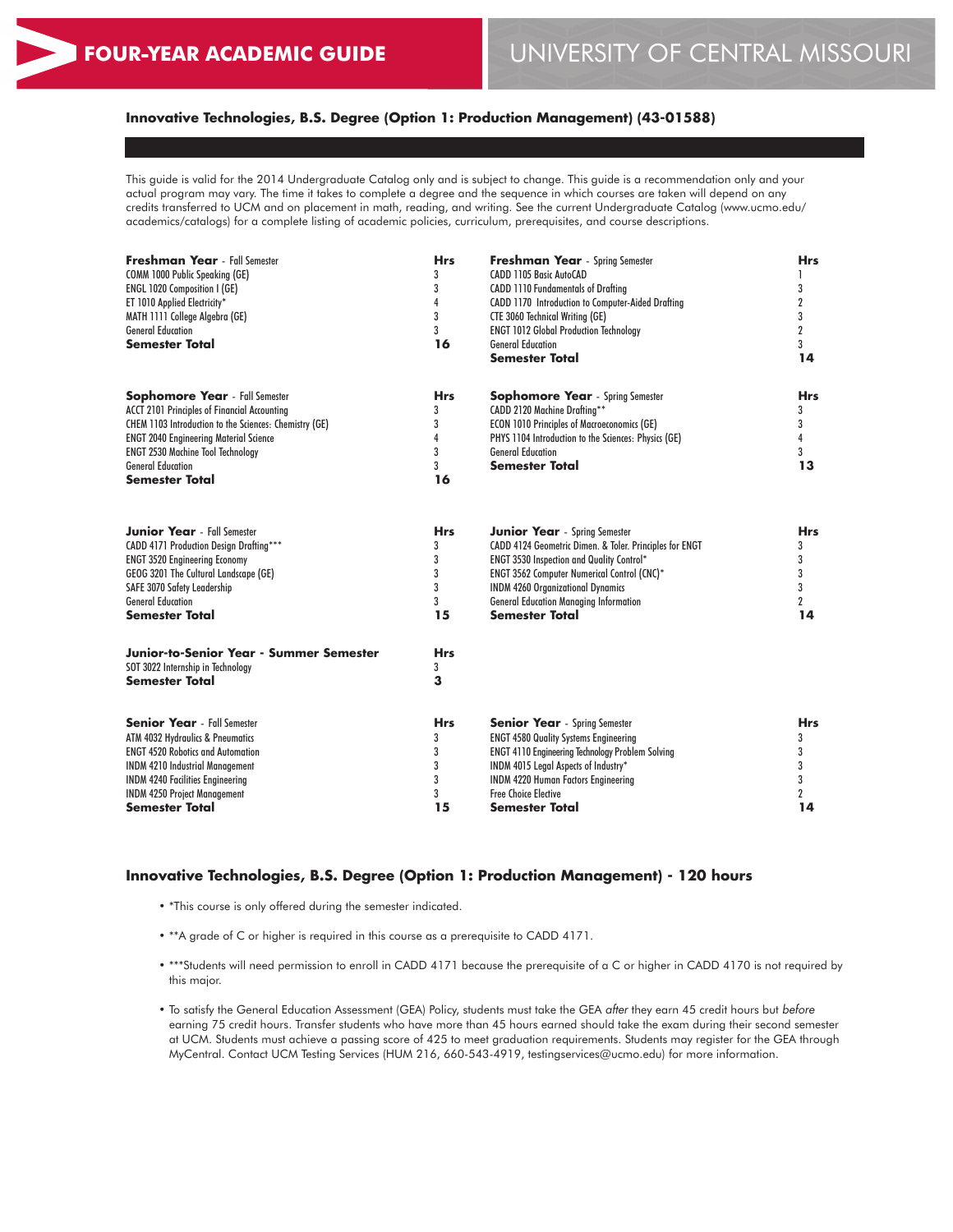# FOUR-YEAR ACADEMIC GUIDE

## UNIVERSITY OF CENTRAL MISSOURI

### Innovative Technologies, B.S. Degree (Option 1: Production Management) (43-01588)

This guide is valid for the 2014 Undergraduate Catalog only and is subject to change. This guide is a recommendation only and your actual program may vary. The time it takes to complete a degree and the sequence in which courses are taken will depend on any credits transferred to UCM and on placement in math, reading, and writing. See the current Undergraduate Catalog (www.ucmo.edu/academics/catalogs) for a complete listing of academic policies, curriculum, prerequisites, and course descriptions.

| **Freshman Year** - Fall Semester | **Hrs** |
|---|---|
| COMM 1000 Public Speaking (GE) | 3 |
| ENGL 1020 Composition I (GE) | 3 |
| ET 1010 Applied Electricity* | 4 |
| MATH 1111 College Algebra (GE) | 3 |
| General Education | 3 |
| **Semester Total** | **16** |

| **Freshman Year** - Spring Semester | **Hrs** |
|---|---|
| CADD 1105 Basic AutoCAD | 1 |
| CADD 1110 Fundamentals of Drafting | 3 |
| CADD 1170 Introduction to Computer-Aided Drafting | 2 |
| CTE 3060 Technical Writing (GE) | 3 |
| ENGT 1012 Global Production Technology | 2 |
| General Education | 3 |
| **Semester Total** | **14** |

| **Sophomore Year** - Fall Semester | **Hrs** |
|---|---|
| ACCT 2101 Principles of Financial Accounting | 3 |
| CHEM 1103 Introduction to the Sciences: Chemistry (GE) | 3 |
| ENGT 2040 Engineering Material Science | 4 |
| ENGT 2530 Machine Tool Technology | 3 |
| General Education | 3 |
| **Semester Total** | **16** |

| **Sophomore Year** - Spring Semester | **Hrs** |
|---|---|
| CADD 2120 Machine Drafting** | 3 |
| ECON 1010 Principles of Macroeconomics (GE) | 3 |
| PHYS 1104 Introduction to the Sciences: Physics (GE) | 4 |
| General Education | 3 |
| **Semester Total** | **13** |

| **Junior Year** - Fall Semester | **Hrs** |
|---|---|
| CADD 4171 Production Design Drafting*** | 3 |
| ENGT 3520 Engineering Economy | 3 |
| GEOG 3201 The Cultural Landscape (GE) | 3 |
| SAFE 3070 Safety Leadership | 3 |
| General Education | 3 |
| **Semester Total** | **15** |

| **Junior Year** - Spring Semester | **Hrs** |
|---|---|
| CADD 4124 Geometric Dimen. & Toler. Principles for ENGT | 3 |
| ENGT 3530 Inspection and Quality Control* | 3 |
| ENGT 3562 Computer Numerical Control (CNC)* | 3 |
| INDM 4260 Organizational Dynamics | 3 |
| General Education Managing Information | 2 |
| **Semester Total** | **14** |

| **Junior-to-Senior Year - Summer Semester** | **Hrs** |
|---|---|
| SOT 3022 Internship in Technology | 3 |
| **Semester Total** | **3** |

| **Senior Year** - Fall Semester | **Hrs** |
|---|---|
| ATM 4032 Hydraulics & Pneumatics | 3 |
| ENGT 4520 Robotics and Automation | 3 |
| INDM 4210 Industrial Management | 3 |
| INDM 4240 Facilities Engineering | 3 |
| INDM 4250 Project Management | 3 |
| **Semester Total** | **15** |

| **Senior Year** - Spring Semester | **Hrs** |
|---|---|
| ENGT 4580 Quality Systems Engineering | 3 |
| ENGT 4110 Engineering Technology Problem Solving | 3 |
| INDM 4015 Legal Aspects of Industry* | 3 |
| INDM 4220 Human Factors Engineering | 3 |
| Free Choice Elective | 2 |
| **Semester Total** | **14** |

### Innovative Technologies, B.S. Degree (Option 1: Production Management) - 120 hours

- *This course is only offered during the semester indicated.
- **A grade of C or higher is required in this course as a prerequisite to CADD 4171.
- ***Students will need permission to enroll in CADD 4171 because the prerequisite of a C or higher in CADD 4170 is not required by this major.
- To satisfy the General Education Assessment (GEA) Policy, students must take the GEA *after* they earn 45 credit hours but *before* earning 75 credit hours. Transfer students who have more than 45 hours earned should take the exam during their second semester at UCM. Students must achieve a passing score of 425 to meet graduation requirements. Students may register for the GEA through MyCentral. Contact UCM Testing Services (HUM 216, 660-543-4919, testingservices@ucmo.edu) for more information.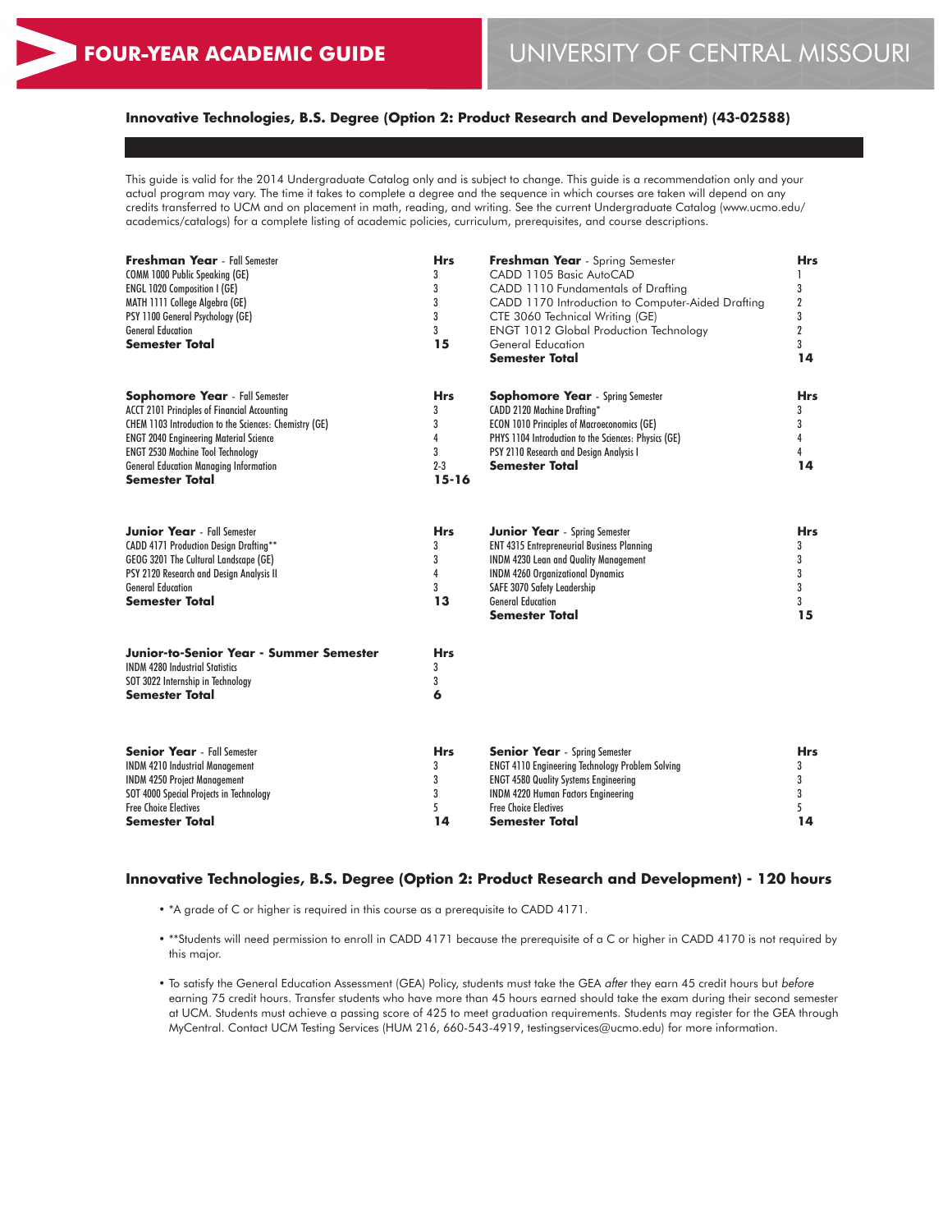**FOUR-YEAR ACADEMIC GUIDE** | UNIVERSITY OF CENTRAL MISSOURI

### Innovative Technologies, B.S. Degree (Option 2: Product Research and Development) (43-02588)

This guide is valid for the 2014 Undergraduate Catalog only and is subject to change. This guide is a recommendation only and your actual program may vary. The time it takes to complete a degree and the sequence in which courses are taken will depend on any credits transferred to UCM and on placement in math, reading, and writing. See the current Undergraduate Catalog (www.ucmo.edu/academics/catalogs) for a complete listing of academic policies, curriculum, prerequisites, and course descriptions.

| **Freshman Year** - Fall Semester | **Hrs** | **Freshman Year** - Spring Semester | **Hrs** |
|---|---|---|---|
| COMM 1000 Public Speaking (GE) | 3 | CADD 1105 Basic AutoCAD | 1 |
| ENGL 1020 Composition I (GE) | 3 | CADD 1110 Fundamentals of Drafting | 3 |
| MATH 1111 College Algebra (GE) | 3 | CADD 1170 Introduction to Computer-Aided Drafting | 2 |
| PSY 1100 General Psychology (GE) | 3 | CTE 3060 Technical Writing (GE) | 3 |
| General Education | 3 | ENGT 1012 Global Production Technology | 2 |
| **Semester Total** | **15** | General Education | 3 |
| | | **Semester Total** | **14** |

| **Sophomore Year** - Fall Semester | **Hrs** | **Sophomore Year** - Spring Semester | **Hrs** |
|---|---|---|---|
| ACCT 2101 Principles of Financial Accounting | 3 | CADD 2120 Machine Drafting* | 3 |
| CHEM 1103 Introduction to the Sciences: Chemistry (GE) | 3 | ECON 1010 Principles of Macroeconomics (GE) | 3 |
| ENGT 2040 Engineering Material Science | 4 | PHYS 1104 Introduction to the Sciences: Physics (GE) | 4 |
| ENGT 2530 Machine Tool Technology | 3 | PSY 2110 Research and Design Analysis I | 4 |
| General Education Managing Information | 2-3 | **Semester Total** | **14** |
| **Semester Total** | **15-16** | | |

| **Junior Year** - Fall Semester | **Hrs** | **Junior Year** - Spring Semester | **Hrs** |
|---|---|---|---|
| CADD 4171 Production Design Drafting** | 3 | ENT 4315 Entrepreneurial Business Planning | 3 |
| GEOG 3201 The Cultural Landscape (GE) | 3 | INDM 4230 Lean and Quality Management | 3 |
| PSY 2120 Research and Design Analysis II | 4 | INDM 4260 Organizational Dynamics | 3 |
| General Education | 3 | SAFE 3070 Safety Leadership | 3 |
| **Semester Total** | **13** | General Education | 3 |
| | | **Semester Total** | **15** |

| **Junior-to-Senior Year - Summer Semester** | **Hrs** |
|---|---|
| INDM 4280 Industrial Statistics | 3 |
| SOT 3022 Internship in Technology | 3 |
| **Semester Total** | **6** |

| **Senior Year** - Fall Semester | **Hrs** | **Senior Year** - Spring Semester | **Hrs** |
|---|---|---|---|
| INDM 4210 Industrial Management | 3 | ENGT 4110 Engineering Technology Problem Solving | 3 |
| INDM 4250 Project Management | 3 | ENGT 4580 Quality Systems Engineering | 3 |
| SOT 4000 Special Projects in Technology | 3 | INDM 4220 Human Factors Engineering | 3 |
| Free Choice Electives | 5 | Free Choice Electives | 5 |
| **Semester Total** | **14** | **Semester Total** | **14** |

### Innovative Technologies, B.S. Degree (Option 2: Product Research and Development) - 120 hours

- *A grade of C or higher is required in this course as a prerequisite to CADD 4171.
- **Students will need permission to enroll in CADD 4171 because the prerequisite of a C or higher in CADD 4170 is not required by this major.
- To satisfy the General Education Assessment (GEA) Policy, students must take the GEA *after* they earn 45 credit hours but *before* earning 75 credit hours. Transfer students who have more than 45 hours earned should take the exam during their second semester at UCM. Students must achieve a passing score of 425 to meet graduation requirements. Students may register for the GEA through MyCentral. Contact UCM Testing Services (HUM 216, 660-543-4919, testingservices@ucmo.edu) for more information.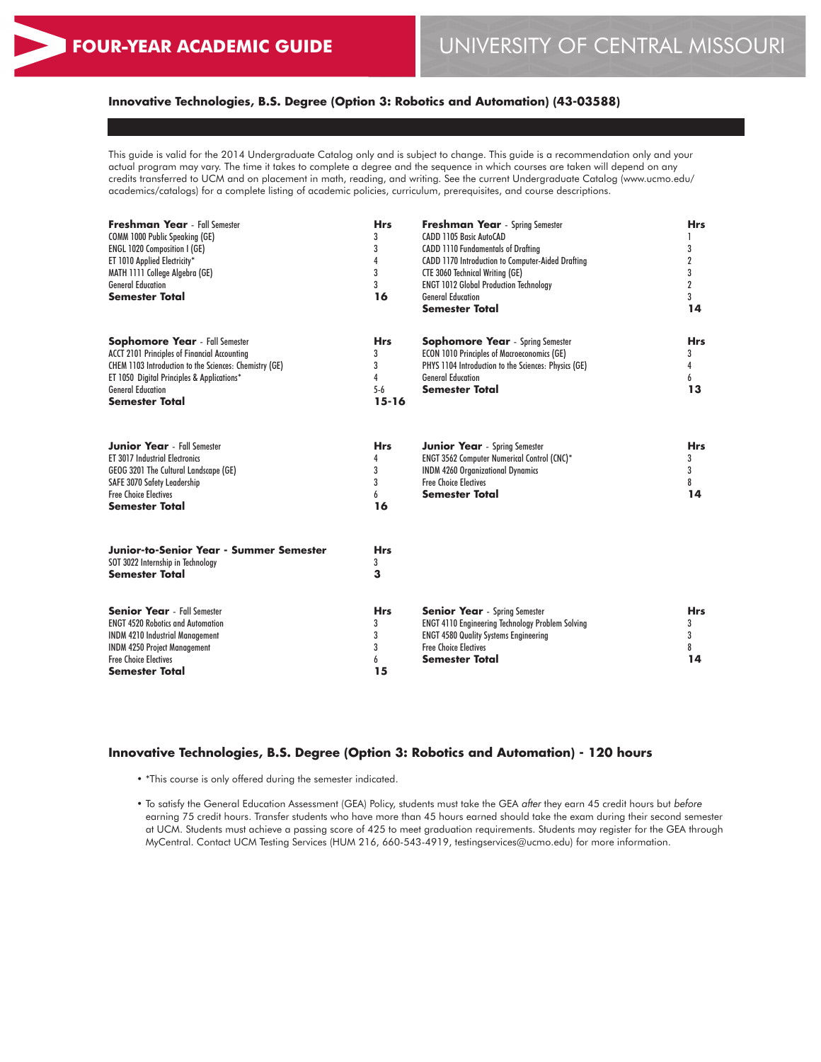# FOUR-YEAR ACADEMIC GUIDE

UNIVERSITY OF CENTRAL MISSOURI

### Innovative Technologies, B.S. Degree (Option 3: Robotics and Automation) (43-03588)

This guide is valid for the 2014 Undergraduate Catalog only and is subject to change. This guide is a recommendation only and your actual program may vary. The time it takes to complete a degree and the sequence in which courses are taken will depend on any credits transferred to UCM and on placement in math, reading, and writing. See the current Undergraduate Catalog (www.ucmo.edu/academics/catalogs) for a complete listing of academic policies, curriculum, prerequisites, and course descriptions.

| **Freshman Year** - Fall Semester | **Hrs** |
|---|---|
| COMM 1000 Public Speaking (GE) | 3 |
| ENGL 1020 Composition I (GE) | 3 |
| ET 1010 Applied Electricity* | 4 |
| MATH 1111 College Algebra (GE) | 3 |
| General Education | 3 |
| **Semester Total** | **16** |

| **Freshman Year** - Spring Semester | **Hrs** |
|---|---|
| CADD 1105 Basic AutoCAD | 1 |
| CADD 1110 Fundamentals of Drafting | 3 |
| CADD 1170 Introduction to Computer-Aided Drafting | 2 |
| CTE 3060 Technical Writing (GE) | 3 |
| ENGT 1012 Global Production Technology | 2 |
| General Education | 3 |
| **Semester Total** | **14** |

| **Sophomore Year** - Fall Semester | **Hrs** |
|---|---|
| ACCT 2101 Principles of Financial Accounting | 3 |
| CHEM 1103 Introduction to the Sciences: Chemistry (GE) | 3 |
| ET 1050 Digital Principles & Applications* | 4 |
| General Education | 5-6 |
| **Semester Total** | **15-16** |

| **Sophomore Year** - Spring Semester | **Hrs** |
|---|---|
| ECON 1010 Principles of Macroeconomics (GE) | 3 |
| PHYS 1104 Introduction to the Sciences: Physics (GE) | 4 |
| General Education | 6 |
| **Semester Total** | **13** |

| **Junior Year** - Fall Semester | **Hrs** |
|---|---|
| ET 3017 Industrial Electronics | 4 |
| GEOG 3201 The Cultural Landscape (GE) | 3 |
| SAFE 3070 Safety Leadership | 3 |
| Free Choice Electives | 6 |
| **Semester Total** | **16** |

| **Junior Year** - Spring Semester | **Hrs** |
|---|---|
| ENGT 3562 Computer Numerical Control (CNC)* | 3 |
| INDM 4260 Organizational Dynamics | 3 |
| Free Choice Electives | 8 |
| **Semester Total** | **14** |

| **Junior-to-Senior Year - Summer Semester** | **Hrs** |
|---|---|
| SOT 3022 Internship in Technology | 3 |
| **Semester Total** | **3** |

| **Senior Year** - Fall Semester | **Hrs** |
|---|---|
| ENGT 4520 Robotics and Automation | 3 |
| INDM 4210 Industrial Management | 3 |
| INDM 4250 Project Management | 3 |
| Free Choice Electives | 6 |
| **Semester Total** | **15** |

| **Senior Year** - Spring Semester | **Hrs** |
|---|---|
| ENGT 4110 Engineering Technology Problem Solving | 3 |
| ENGT 4580 Quality Systems Engineering | 3 |
| Free Choice Electives | 8 |
| **Semester Total** | **14** |

### Innovative Technologies, B.S. Degree (Option 3: Robotics and Automation) - 120 hours

- *This course is only offered during the semester indicated.
- To satisfy the General Education Assessment (GEA) Policy, students must take the GEA *after* they earn 45 credit hours but *before* earning 75 credit hours. Transfer students who have more than 45 hours earned should take the exam during their second semester at UCM. Students must achieve a passing score of 425 to meet graduation requirements. Students may register for the GEA through MyCentral. Contact UCM Testing Services (HUM 216, 660-543-4919, testingservices@ucmo.edu) for more information.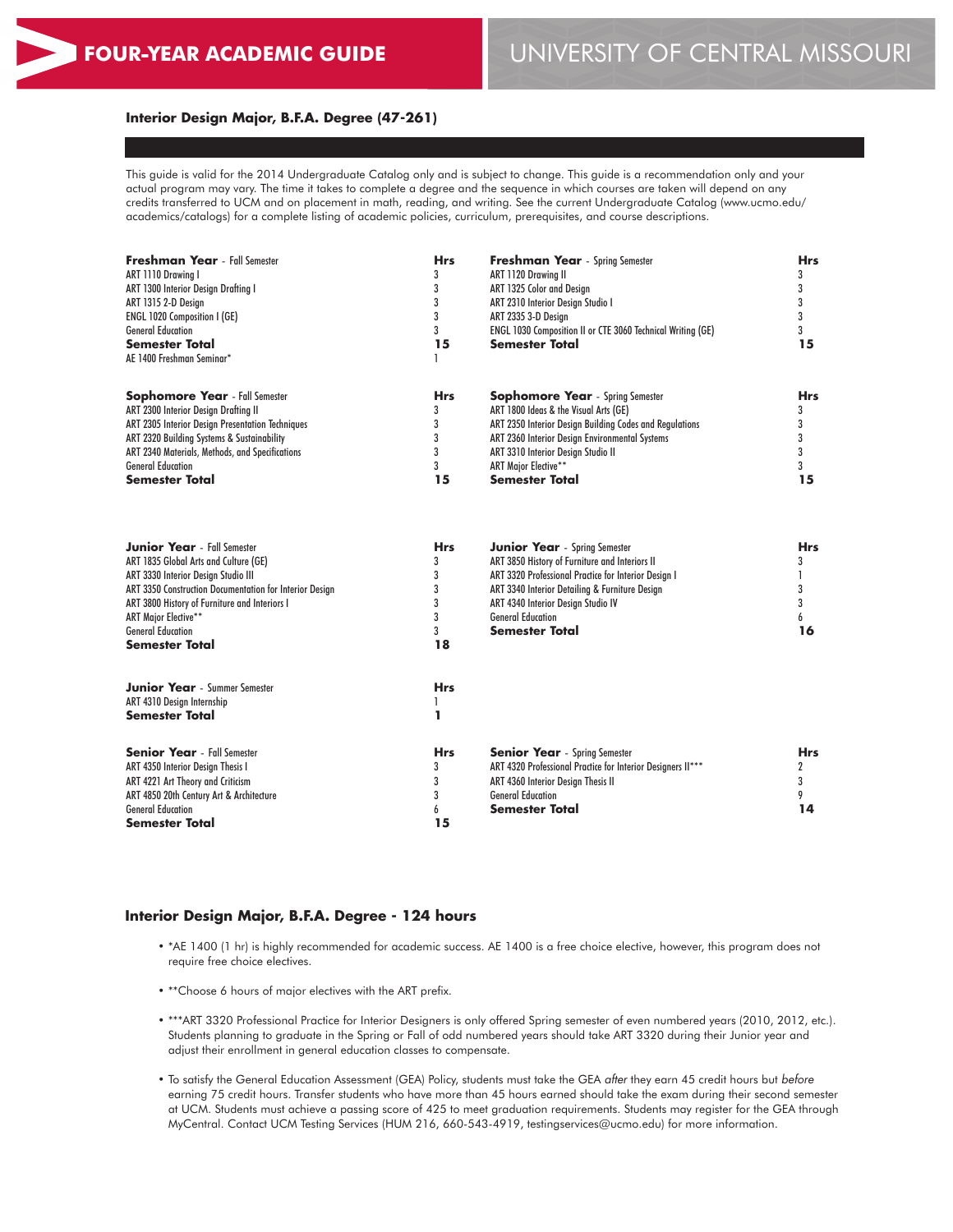**FOUR-YEAR ACADEMIC GUIDE** | UNIVERSITY OF CENTRAL MISSOURI

### Interior Design Major, B.F.A. Degree (47-261)

This guide is valid for the 2014 Undergraduate Catalog only and is subject to change. This guide is a recommendation only and your actual program may vary. The time it takes to complete a degree and the sequence in which courses are taken will depend on any credits transferred to UCM and on placement in math, reading, and writing. See the current Undergraduate Catalog (www.ucmo.edu/academics/catalogs) for a complete listing of academic policies, curriculum, prerequisites, and course descriptions.

| **Freshman Year** - Fall Semester | **Hrs** |
|---|---|
| ART 1110 Drawing I | 3 |
| ART 1300 Interior Design Drafting I | 3 |
| ART 1315 2-D Design | 3 |
| ENGL 1020 Composition I (GE) | 3 |
| General Education | 3 |
| **Semester Total** | **15** |
| AE 1400 Freshman Seminar* | 1 |

| **Freshman Year** - Spring Semester | **Hrs** |
|---|---|
| ART 1120 Drawing II | 3 |
| ART 1325 Color and Design | 3 |
| ART 2310 Interior Design Studio I | 3 |
| ART 2335 3-D Design | 3 |
| ENGL 1030 Composition II or CTE 3060 Technical Writing (GE) | 3 |
| **Semester Total** | **15** |

| **Sophomore Year** - Fall Semester | **Hrs** |
|---|---|
| ART 2300 Interior Design Drafting II | 3 |
| ART 2305 Interior Design Presentation Techniques | 3 |
| ART 2320 Building Systems & Sustainability | 3 |
| ART 2340 Materials, Methods, and Specifications | 3 |
| General Education | 3 |
| **Semester Total** | **15** |

| **Sophomore Year** - Spring Semester | **Hrs** |
|---|---|
| ART 1800 Ideas & the Visual Arts (GE) | 3 |
| ART 2350 Interior Design Building Codes and Regulations | 3 |
| ART 2360 Interior Design Environmental Systems | 3 |
| ART 3310 Interior Design Studio II | 3 |
| ART Major Elective** | 3 |
| **Semester Total** | **15** |

| **Junior Year** - Fall Semester | **Hrs** |
|---|---|
| ART 1835 Global Arts and Culture (GE) | 3 |
| ART 3330 Interior Design Studio III | 3 |
| ART 3350 Construction Documentation for Interior Design | 3 |
| ART 3800 History of Furniture and Interiors I | 3 |
| ART Major Elective** | 3 |
| General Education | 3 |
| **Semester Total** | **18** |

| **Junior Year** - Spring Semester | **Hrs** |
|---|---|
| ART 3850 History of Furniture and Interiors II | 3 |
| ART 3320 Professional Practice for Interior Design I | 1 |
| ART 3340 Interior Detailing & Furniture Design | 3 |
| ART 4340 Interior Design Studio IV | 3 |
| General Education | 6 |
| **Semester Total** | **16** |

| **Junior Year** - Summer Semester | **Hrs** |
|---|---|
| ART 4310 Design Internship | 1 |
| **Semester Total** | **1** |

| **Senior Year** - Fall Semester | **Hrs** |
|---|---|
| ART 4350 Interior Design Thesis I | 3 |
| ART 4221 Art Theory and Criticism | 3 |
| ART 4850 20th Century Art & Architecture | 3 |
| General Education | 6 |
| **Semester Total** | **15** |

| **Senior Year** - Spring Semester | **Hrs** |
|---|---|
| ART 4320 Professional Practice for Interior Designers II*** | 2 |
| ART 4360 Interior Design Thesis II | 3 |
| General Education | 9 |
| **Semester Total** | **14** |

### Interior Design Major, B.F.A. Degree - 124 hours

- *AE 1400 (1 hr) is highly recommended for academic success. AE 1400 is a free choice elective, however, this program does not require free choice electives.
- **Choose 6 hours of major electives with the ART prefix.
- ***ART 3320 Professional Practice for Interior Designers is only offered Spring semester of even numbered years (2010, 2012, etc.). Students planning to graduate in the Spring or Fall of odd numbered years should take ART 3320 during their Junior year and adjust their enrollment in general education classes to compensate.
- To satisfy the General Education Assessment (GEA) Policy, students must take the GEA *after* they earn 45 credit hours but *before* earning 75 credit hours. Transfer students who have more than 45 hours earned should take the exam during their second semester at UCM. Students must achieve a passing score of 425 to meet graduation requirements. Students may register for the GEA through MyCentral. Contact UCM Testing Services (HUM 216, 660-543-4919, testingservices@ucmo.edu) for more information.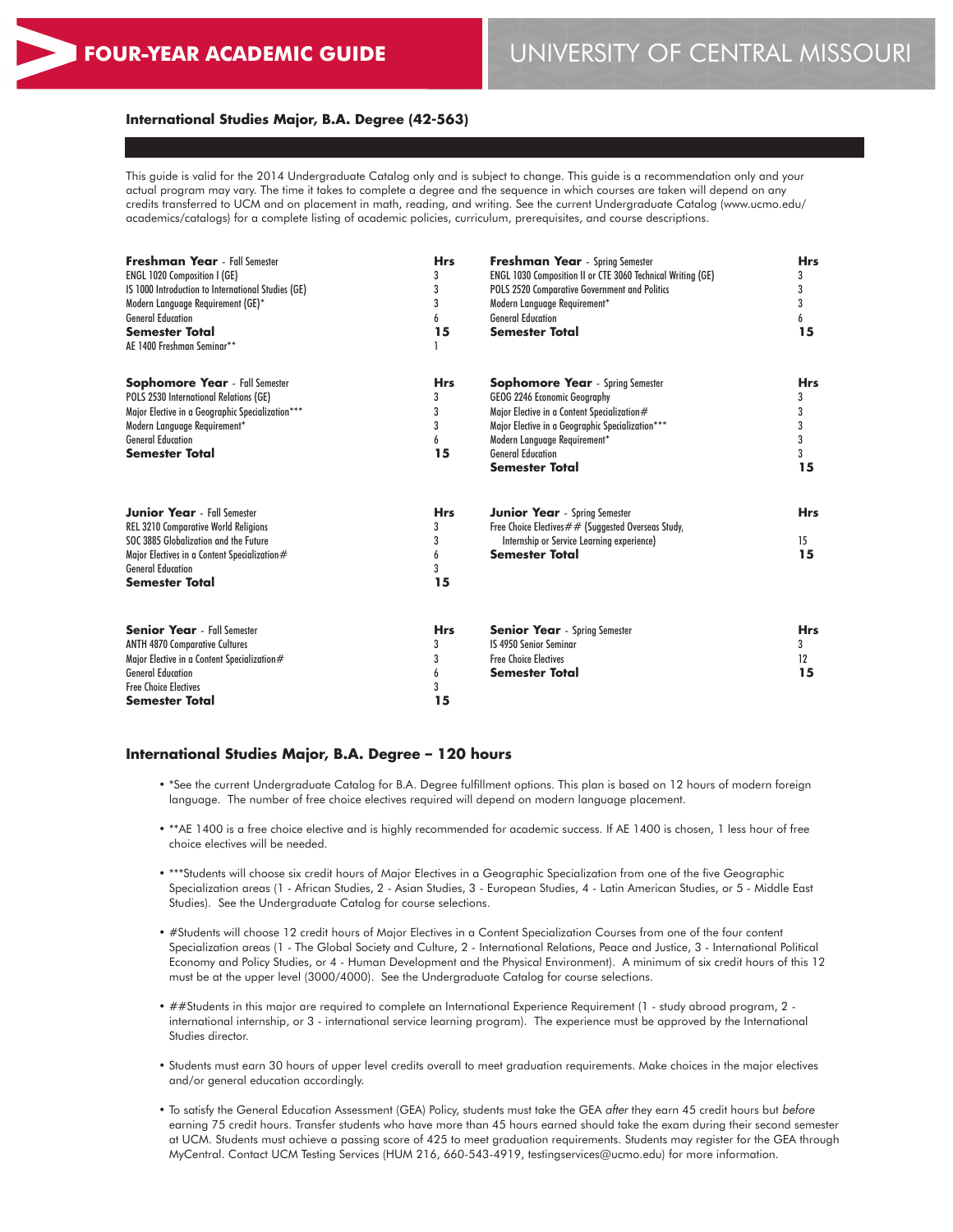# FOUR-YEAR ACADEMIC GUIDE

# UNIVERSITY OF CENTRAL MISSOURI

## International Studies Major, B.A. Degree (42-563)

This guide is valid for the 2014 Undergraduate Catalog only and is subject to change. This guide is a recommendation only and your actual program may vary. The time it takes to complete a degree and the sequence in which courses are taken will depend on any credits transferred to UCM and on placement in math, reading, and writing. See the current Undergraduate Catalog (www.ucmo.edu/academics/catalogs) for a complete listing of academic policies, curriculum, prerequisites, and course descriptions.

| **Freshman Year** - Fall Semester | **Hrs** |
|---|---|
| ENGL 1020 Composition I (GE) | 3 |
| IS 1000 Introduction to International Studies (GE) | 3 |
| Modern Language Requirement (GE)* | 3 |
| General Education | 6 |
| **Semester Total** | **15** |
| AE 1400 Freshman Seminar** | 1 |

| **Freshman Year** - Spring Semester | **Hrs** |
|---|---|
| ENGL 1030 Composition II or CTE 3060 Technical Writing (GE) | 3 |
| POLS 2520 Comparative Government and Politics | 3 |
| Modern Language Requirement* | 3 |
| General Education | 6 |
| **Semester Total** | **15** |

| **Sophomore Year** - Fall Semester | **Hrs** |
|---|---|
| POLS 2530 International Relations (GE) | 3 |
| Major Elective in a Geographic Specialization*** | 3 |
| Modern Language Requirement* | 3 |
| General Education | 6 |
| **Semester Total** | **15** |

| **Sophomore Year** - Spring Semester | **Hrs** |
|---|---|
| GEOG 2246 Economic Geography | 3 |
| Major Elective in a Content Specialization# | 3 |
| Major Elective in a Geographic Specialization*** | 3 |
| Modern Language Requirement* | 3 |
| General Education | 3 |
| **Semester Total** | **15** |

| **Junior Year** - Fall Semester | **Hrs** |
|---|---|
| REL 3210 Comparative World Religions | 3 |
| SOC 3885 Globalization and the Future | 3 |
| Major Electives in a Content Specialization# | 6 |
| General Education | 3 |
| **Semester Total** | **15** |

| **Junior Year** - Spring Semester | **Hrs** |
|---|---|
| Free Choice Electives## (Suggested Overseas Study, Internship or Service Learning experience) | 15 |
| **Semester Total** | **15** |

| **Senior Year** - Fall Semester | **Hrs** |
|---|---|
| ANTH 4870 Comparative Cultures | 3 |
| Major Elective in a Content Specialization# | 3 |
| General Education | 6 |
| Free Choice Electives | 3 |
| **Semester Total** | **15** |

| **Senior Year** - Spring Semester | **Hrs** |
|---|---|
| IS 4950 Senior Seminar | 3 |
| Free Choice Electives | 12 |
| **Semester Total** | **15** |

## International Studies Major, B.A. Degree – 120 hours

- *See the current Undergraduate Catalog for B.A. Degree fulfillment options. This plan is based on 12 hours of modern foreign language. The number of free choice electives required will depend on modern language placement.
- **AE 1400 is a free choice elective and is highly recommended for academic success. If AE 1400 is chosen, 1 less hour of free choice electives will be needed.
- ***Students will choose six credit hours of Major Electives in a Geographic Specialization from one of the five Geographic Specialization areas (1 - African Studies, 2 - Asian Studies, 3 - European Studies, 4 - Latin American Studies, or 5 - Middle East Studies). See the Undergraduate Catalog for course selections.
- #Students will choose 12 credit hours of Major Electives in a Content Specialization Courses from one of the four content Specialization areas (1 - The Global Society and Culture, 2 - International Relations, Peace and Justice, 3 - International Political Economy and Policy Studies, or 4 - Human Development and the Physical Environment). A minimum of six credit hours of this 12 must be at the upper level (3000/4000). See the Undergraduate Catalog for course selections.
- ##Students in this major are required to complete an International Experience Requirement (1 - study abroad program, 2 - international internship, or 3 - international service learning program). The experience must be approved by the International Studies director.
- Students must earn 30 hours of upper level credits overall to meet graduation requirements. Make choices in the major electives and/or general education accordingly.
- To satisfy the General Education Assessment (GEA) Policy, students must take the GEA *after* they earn 45 credit hours but *before* earning 75 credit hours. Transfer students who have more than 45 hours earned should take the exam during their second semester at UCM. Students must achieve a passing score of 425 to meet graduation requirements. Students may register for the GEA through MyCentral. Contact UCM Testing Services (HUM 216, 660-543-4919, testingservices@ucmo.edu) for more information.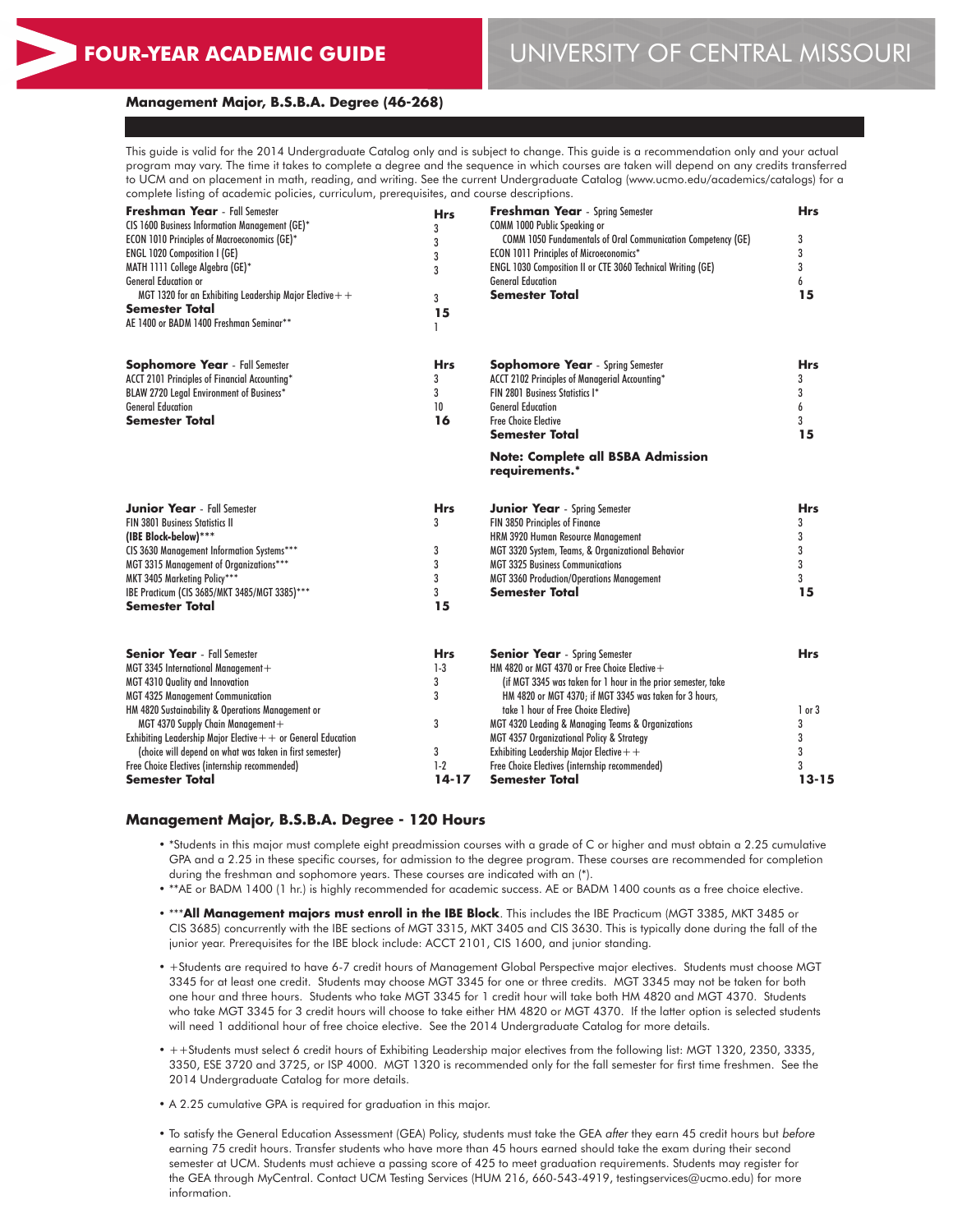# FOUR-YEAR ACADEMIC GUIDE

# UNIVERSITY OF CENTRAL MISSOURI

## Management Major, B.S.B.A. Degree (46-268)

This guide is valid for the 2014 Undergraduate Catalog only and is subject to change. This guide is a recommendation only and your actual program may vary. The time it takes to complete a degree and the sequence in which courses are taken will depend on any credits transferred to UCM and on placement in math, reading, and writing. See the current Undergraduate Catalog (www.ucmo.edu/academics/catalogs) for a complete listing of academic policies, curriculum, prerequisites, and course descriptions.

| **Freshman Year** - Fall Semester | **Hrs** | **Freshman Year** - Spring Semester | **Hrs** |
|---|---|---|---|
| CIS 1600 Business Information Management (GE)* | 3 | COMM 1000 Public Speaking or COMM 1050 Fundamentals of Oral Communication Competency (GE) | 3 |
| ECON 1010 Principles of Macroeconomics (GE)* | 3 | ECON 1011 Principles of Microeconomics* | 3 |
| ENGL 1020 Composition I (GE) | 3 | ENGL 1030 Composition II or CTE 3060 Technical Writing (GE) | 3 |
| MATH 1111 College Algebra (GE)* | 3 | General Education | 6 |
| General Education or MGT 1320 for an Exhibiting Leadership Major Elective++ | 3 | **Semester Total** | **15** |
| **Semester Total** | **15** | | |
| AE 1400 or BADM 1400 Freshman Seminar** | 1 | | |

| **Sophomore Year** - Fall Semester | **Hrs** | **Sophomore Year** - Spring Semester | **Hrs** |
|---|---|---|---|
| ACCT 2101 Principles of Financial Accounting* | 3 | ACCT 2102 Principles of Managerial Accounting* | 3 |
| BLAW 2720 Legal Environment of Business* | 3 | FIN 2801 Business Statistics I* | 3 |
| General Education | 10 | General Education | 6 |
| **Semester Total** | **16** | Free Choice Elective | 3 |
| | | **Semester Total** | **15** |

**Note: Complete all BSBA Admission requirements.***

| **Junior Year** - Fall Semester | **Hrs** | **Junior Year** - Spring Semester | **Hrs** |
|---|---|---|---|
| FIN 3801 Business Statistics II | 3 | FIN 3850 Principles of Finance | 3 |
| **(IBE Block-below)***** | | HRM 3920 Human Resource Management | 3 |
| CIS 3630 Management Information Systems*** | 3 | MGT 3320 System, Teams, & Organizational Behavior | 3 |
| MGT 3315 Management of Organizations*** | 3 | MGT 3325 Business Communications | 3 |
| MKT 3405 Marketing Policy*** | 3 | MGT 3360 Production/Operations Management | 3 |
| IBE Practicum (CIS 3685/MKT 3485/MGT 3385)*** | 3 | **Semester Total** | **15** |
| **Semester Total** | **15** | | |

| **Senior Year** - Fall Semester | **Hrs** | **Senior Year** - Spring Semester | **Hrs** |
|---|---|---|---|
| MGT 3345 International Management+ | 1-3 | HM 4820 or MGT 4370 or Free Choice Elective+ (if MGT 3345 was taken for 1 hour in the prior semester, take HM 4820 or MGT 4370; if MGT 3345 was taken for 3 hours, take 1 hour of Free Choice Elective) | 1 or 3 |
| MGT 4310 Quality and Innovation | 3 | MGT 4320 Leading & Managing Teams & Organizations | 3 |
| MGT 4325 Management Communication | 3 | MGT 4357 Organizational Policy & Strategy | 3 |
| HM 4820 Sustainability & Operations Management or MGT 4370 Supply Chain Management+ | 3 | Exhibiting Leadership Major Elective++ | 3 |
| Exhibiting Leadership Major Elective++ or General Education (choice will depend on what was taken in first semester) | 3 | Free Choice Electives (internship recommended) | 3 |
| Free Choice Electives (internship recommended) | 1-2 | **Semester Total** | **13-15** |
| **Semester Total** | **14-17** | | |

## Management Major, B.S.B.A. Degree - 120 Hours

- *Students in this major must complete eight preadmission courses with a grade of C or higher and must obtain a 2.25 cumulative GPA and a 2.25 in these specific courses, for admission to the degree program. These courses are recommended for completion during the freshman and sophomore years. These courses are indicated with an (*).
- **AE or BADM 1400 (1 hr.) is highly recommended for academic success. AE or BADM 1400 counts as a free choice elective.
- ***All Management majors must enroll in the IBE Block**. This includes the IBE Practicum (MGT 3385, MKT 3485 or CIS 3685) concurrently with the IBE sections of MGT 3315, MKT 3405 and CIS 3630. This is typically done during the fall of the junior year. Prerequisites for the IBE block include: ACCT 2101, CIS 1600, and junior standing.
- +Students are required to have 6-7 credit hours of Management Global Perspective major electives. Students must choose MGT 3345 for at least one credit. Students may choose MGT 3345 for one or three credits. MGT 3345 may not be taken for both one hour and three hours. Students who take MGT 3345 for 1 credit hour will take both HM 4820 and MGT 4370. Students who take MGT 3345 for 3 credit hours will choose to take either HM 4820 or MGT 4370. If the latter option is selected students will need 1 additional hour of free choice elective. See the 2014 Undergraduate Catalog for more details.
- ++Students must select 6 credit hours of Exhibiting Leadership major electives from the following list: MGT 1320, 2350, 3335, 3350, ESE 3720 and 3725, or ISP 4000. MGT 1320 is recommended only for the fall semester for first time freshmen. See the 2014 Undergraduate Catalog for more details.
- A 2.25 cumulative GPA is required for graduation in this major.
- To satisfy the General Education Assessment (GEA) Policy, students must take the GEA *after* they earn 45 credit hours but *before* earning 75 credit hours. Transfer students who have more than 45 hours earned should take the exam during their second semester at UCM. Students must achieve a passing score of 425 to meet graduation requirements. Students may register for the GEA through MyCentral. Contact UCM Testing Services (HUM 216, 660-543-4919, testingservices@ucmo.edu) for more information.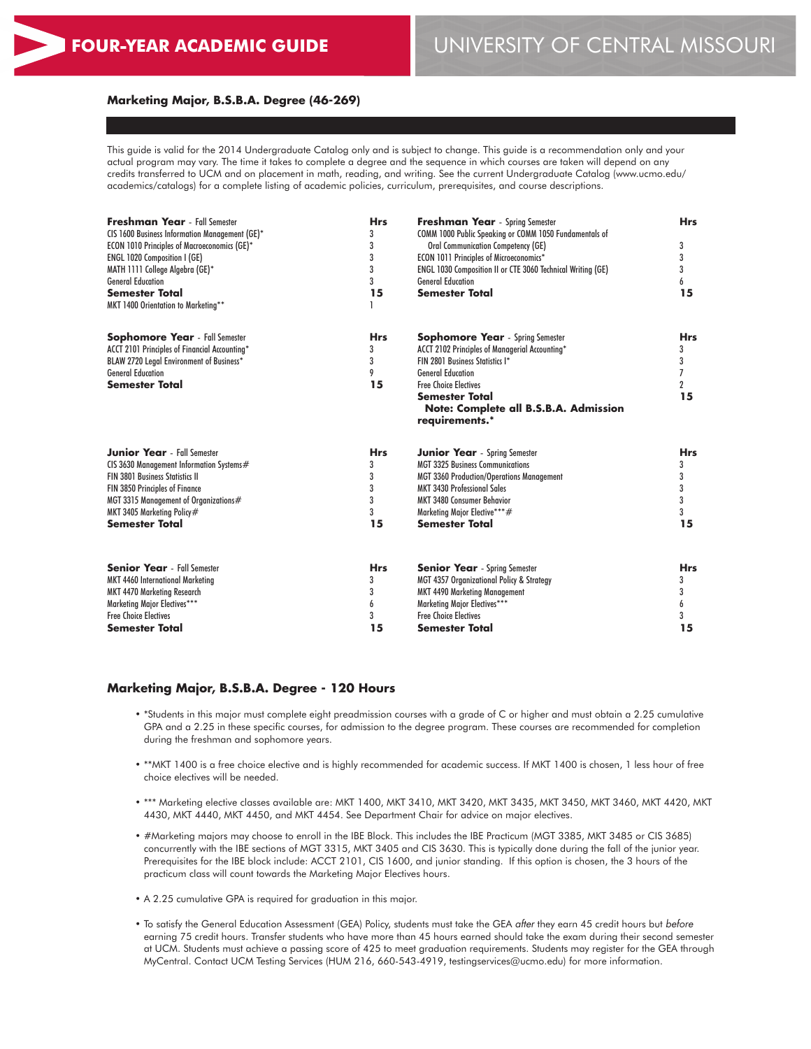# FOUR-YEAR ACADEMIC GUIDE

# UNIVERSITY OF CENTRAL MISSOURI

## Marketing Major, B.S.B.A. Degree (46-269)

This guide is valid for the 2014 Undergraduate Catalog only and is subject to change. This guide is a recommendation only and your actual program may vary. The time it takes to complete a degree and the sequence in which courses are taken will depend on any credits transferred to UCM and on placement in math, reading, and writing. See the current Undergraduate Catalog (www.ucmo.edu/academics/catalogs) for a complete listing of academic policies, curriculum, prerequisites, and course descriptions.

| **Freshman Year** - Fall Semester | **Hrs** | **Freshman Year** - Spring Semester | **Hrs** |
|---|---|---|---|
| CIS 1600 Business Information Management (GE)* | 3 | COMM 1000 Public Speaking or COMM 1050 Fundamentals of Oral Communication Competency (GE) | 3 |
| ECON 1010 Principles of Macroeconomics (GE)* | 3 | ECON 1011 Principles of Microeconomics* | 3 |
| ENGL 1020 Composition I (GE) | 3 | ENGL 1030 Composition II or CTE 3060 Technical Writing (GE) | 3 |
| MATH 1111 College Algebra (GE)* | 3 | General Education | 6 |
| General Education | 3 | **Semester Total** | **15** |
| **Semester Total** | **15** | | |
| MKT 1400 Orientation to Marketing** | 1 | | |

| **Sophomore Year** - Fall Semester | **Hrs** | **Sophomore Year** - Spring Semester | **Hrs** |
|---|---|---|---|
| ACCT 2101 Principles of Financial Accounting* | 3 | ACCT 2102 Principles of Managerial Accounting* | 3 |
| BLAW 2720 Legal Environment of Business* | 3 | FIN 2801 Business Statistics I* | 3 |
| General Education | 9 | General Education | 7 |
| **Semester Total** | **15** | Free Choice Electives | 2 |
| | | **Semester Total** | **15** |
| | | **Note: Complete all B.S.B.A. Admission requirements.*** | |

| **Junior Year** - Fall Semester | **Hrs** | **Junior Year** - Spring Semester | **Hrs** |
|---|---|---|---|
| CIS 3630 Management Information Systems# | 3 | MGT 3325 Business Communications | 3 |
| FIN 3801 Business Statistics II | 3 | MGT 3360 Production/Operations Management | 3 |
| FIN 3850 Principles of Finance | 3 | MKT 3430 Professional Sales | 3 |
| MGT 3315 Management of Organizations# | 3 | MKT 3480 Consumer Behavior | 3 |
| MKT 3405 Marketing Policy# | 3 | Marketing Major Elective***# | 3 |
| **Semester Total** | **15** | **Semester Total** | **15** |

| **Senior Year** - Fall Semester | **Hrs** | **Senior Year** - Spring Semester | **Hrs** |
|---|---|---|---|
| MKT 4460 International Marketing | 3 | MGT 4357 Organizational Policy & Strategy | 3 |
| MKT 4470 Marketing Research | 3 | MKT 4490 Marketing Management | 3 |
| Marketing Major Electives*** | 6 | Marketing Major Electives*** | 6 |
| Free Choice Electives | 3 | Free Choice Electives | 3 |
| **Semester Total** | **15** | **Semester Total** | **15** |

## Marketing Major, B.S.B.A. Degree - 120 Hours

- *Students in this major must complete eight preadmission courses with a grade of C or higher and must obtain a 2.25 cumulative GPA and a 2.25 in these specific courses, for admission to the degree program. These courses are recommended for completion during the freshman and sophomore years.
- **MKT 1400 is a free choice elective and is highly recommended for academic success. If MKT 1400 is chosen, 1 less hour of free choice electives will be needed.
- *** Marketing elective classes available are: MKT 1400, MKT 3410, MKT 3420, MKT 3435, MKT 3450, MKT 3460, MKT 4420, MKT 4430, MKT 4440, MKT 4450, and MKT 4454. See Department Chair for advice on major electives.
- #Marketing majors may choose to enroll in the IBE Block. This includes the IBE Practicum (MGT 3385, MKT 3485 or CIS 3685) concurrently with the IBE sections of MGT 3315, MKT 3405 and CIS 3630. This is typically done during the fall of the junior year. Prerequisites for the IBE block include: ACCT 2101, CIS 1600, and junior standing. If this option is chosen, the 3 hours of the practicum class will count towards the Marketing Major Electives hours.
- A 2.25 cumulative GPA is required for graduation in this major.
- To satisfy the General Education Assessment (GEA) Policy, students must take the GEA *after* they earn 45 credit hours but *before* earning 75 credit hours. Transfer students who have more than 45 hours earned should take the exam during their second semester at UCM. Students must achieve a passing score of 425 to meet graduation requirements. Students may register for the GEA through MyCentral. Contact UCM Testing Services (HUM 216, 660-543-4919, testingservices@ucmo.edu) for more information.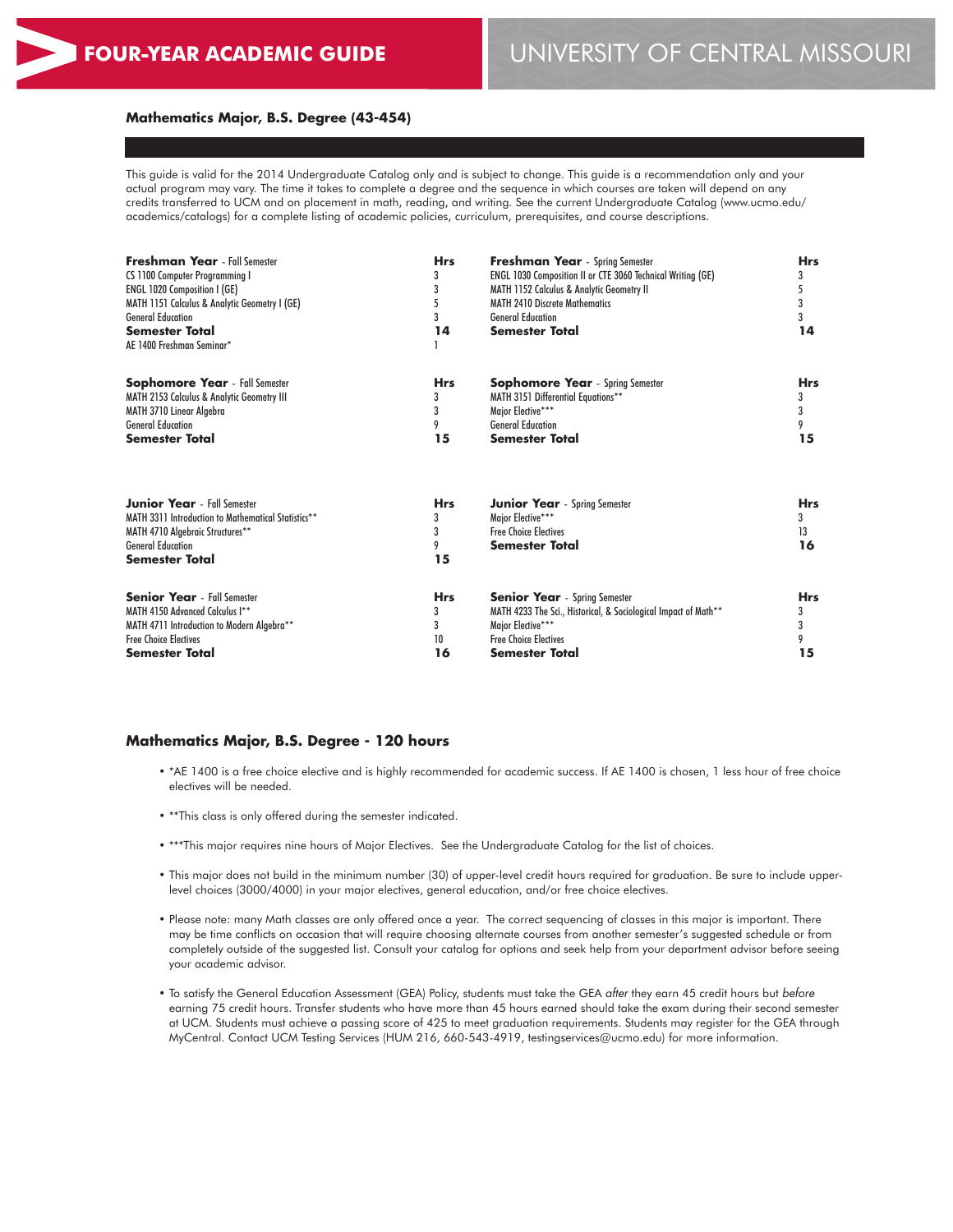**FOUR-YEAR ACADEMIC GUIDE** | UNIVERSITY OF CENTRAL MISSOURI

## Mathematics Major, B.S. Degree (43-454)

This guide is valid for the 2014 Undergraduate Catalog only and is subject to change. This guide is a recommendation only and your actual program may vary. The time it takes to complete a degree and the sequence in which courses are taken will depend on any credits transferred to UCM and on placement in math, reading, and writing. See the current Undergraduate Catalog (www.ucmo.edu/academics/catalogs) for a complete listing of academic policies, curriculum, prerequisites, and course descriptions.

| **Freshman Year** - Fall Semester | **Hrs** | **Freshman Year** - Spring Semester | **Hrs** |
|---|---|---|---|
| CS 1100 Computer Programming I | 3 | ENGL 1030 Composition II or CTE 3060 Technical Writing (GE) | 3 |
| ENGL 1020 Composition I (GE) | 3 | MATH 1152 Calculus & Analytic Geometry II | 5 |
| MATH 1151 Calculus & Analytic Geometry I (GE) | 5 | MATH 2410 Discrete Mathematics | 3 |
| General Education | 3 | General Education | 3 |
| **Semester Total** | **14** | **Semester Total** | **14** |
| AE 1400 Freshman Seminar* | 1 | | |

| **Sophomore Year** - Fall Semester | **Hrs** | **Sophomore Year** - Spring Semester | **Hrs** |
|---|---|---|---|
| MATH 2153 Calculus & Analytic Geometry III | 3 | MATH 3151 Differential Equations** | 3 |
| MATH 3710 Linear Algebra | 3 | Major Elective*** | 3 |
| General Education | 9 | General Education | 9 |
| **Semester Total** | **15** | **Semester Total** | **15** |

| **Junior Year** - Fall Semester | **Hrs** | **Junior Year** - Spring Semester | **Hrs** |
|---|---|---|---|
| MATH 3311 Introduction to Mathematical Statistics** | 3 | Major Elective*** | 3 |
| MATH 4710 Algebraic Structures** | 3 | Free Choice Electives | 13 |
| General Education | 9 | **Semester Total** | **16** |
| **Semester Total** | **15** | | |

| **Senior Year** - Fall Semester | **Hrs** | **Senior Year** - Spring Semester | **Hrs** |
|---|---|---|---|
| MATH 4150 Advanced Calculus I** | 3 | MATH 4233 The Sci., Historical, & Sociological Impact of Math** | 3 |
| MATH 4711 Introduction to Modern Algebra** | 3 | Major Elective*** | 3 |
| Free Choice Electives | 10 | Free Choice Electives | 9 |
| **Semester Total** | **16** | **Semester Total** | **15** |

### Mathematics Major, B.S. Degree - 120 hours

- *AE 1400 is a free choice elective and is highly recommended for academic success. If AE 1400 is chosen, 1 less hour of free choice electives will be needed.
- **This class is only offered during the semester indicated.
- ***This major requires nine hours of Major Electives. See the Undergraduate Catalog for the list of choices.
- This major does not build in the minimum number (30) of upper-level credit hours required for graduation. Be sure to include upper-level choices (3000/4000) in your major electives, general education, and/or free choice electives.
- Please note: many Math classes are only offered once a year. The correct sequencing of classes in this major is important. There may be time conflicts on occasion that will require choosing alternate courses from another semester's suggested schedule or from completely outside of the suggested list. Consult your catalog for options and seek help from your department advisor before seeing your academic advisor.
- To satisfy the General Education Assessment (GEA) Policy, students must take the GEA *after* they earn 45 credit hours but *before* earning 75 credit hours. Transfer students who have more than 45 hours earned should take the exam during their second semester at UCM. Students must achieve a passing score of 425 to meet graduation requirements. Students may register for the GEA through MyCentral. Contact UCM Testing Services (HUM 216, 660-543-4919, testingservices@ucmo.edu) for more information.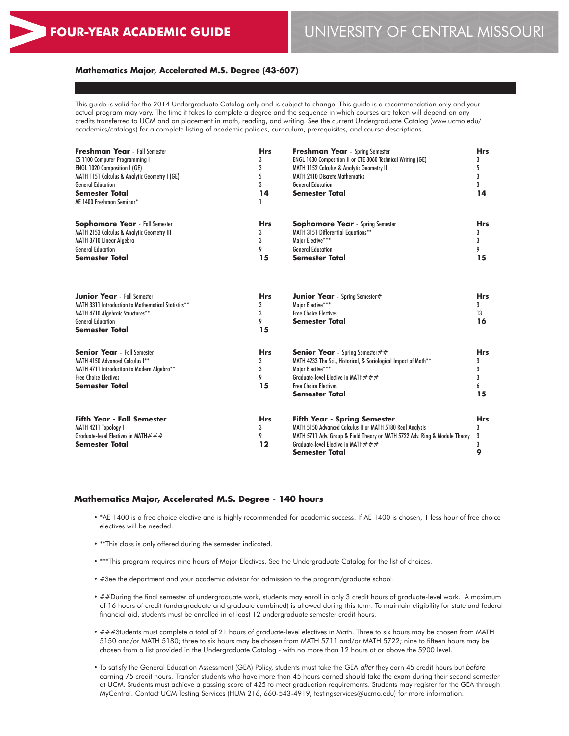# FOUR-YEAR ACADEMIC GUIDE

# UNIVERSITY OF CENTRAL MISSOURI

## Mathematics Major, Accelerated M.S. Degree (43-607)

This guide is valid for the 2014 Undergraduate Catalog only and is subject to change. This guide is a recommendation only and your actual program may vary. The time it takes to complete a degree and the sequence in which courses are taken will depend on any credits transferred to UCM and on placement in math, reading, and writing. See the current Undergraduate Catalog (www.ucmo.edu/academics/catalogs) for a complete listing of academic policies, curriculum, prerequisites, and course descriptions.

| **Freshman Year** - Fall Semester | **Hrs** | **Freshman Year** - Spring Semester | **Hrs** |
|---|---|---|---|
| CS 1100 Computer Programming I | 3 | ENGL 1030 Composition II or CTE 3060 Technical Writing (GE) | 3 |
| ENGL 1020 Composition I (GE) | 3 | MATH 1152 Calculus & Analytic Geometry II | 5 |
| MATH 1151 Calculus & Analytic Geometry I (GE) | 5 | MATH 2410 Discrete Mathematics | 3 |
| General Education | 3 | General Education | 3 |
| **Semester Total** | **14** | **Semester Total** | **14** |
| AE 1400 Freshman Seminar* | 1 | | |

| **Sophomore Year** - Fall Semester | **Hrs** | **Sophomore Year** - Spring Semester | **Hrs** |
|---|---|---|---|
| MATH 2153 Calculus & Analytic Geometry III | 3 | MATH 3151 Differential Equations** | 3 |
| MATH 3710 Linear Algebra | 3 | Major Elective*** | 3 |
| General Education | 9 | General Education | 9 |
| **Semester Total** | **15** | **Semester Total** | **15** |

| **Junior Year** - Fall Semester | **Hrs** | **Junior Year** - Spring Semester# | **Hrs** |
|---|---|---|---|
| MATH 3311 Introduction to Mathematical Statistics** | 3 | Major Elective*** | 3 |
| MATH 4710 Algebraic Structures** | 3 | Free Choice Electives | 13 |
| General Education | 9 | **Semester Total** | **16** |
| **Semester Total** | **15** | | |

| **Senior Year** - Fall Semester | **Hrs** | **Senior Year** - Spring Semester## | **Hrs** |
|---|---|---|---|
| MATH 4150 Advanced Calculus I** | 3 | MATH 4233 The Sci., Historical, & Sociological Impact of Math** | 3 |
| MATH 4711 Introduction to Modern Algebra** | 3 | Major Elective*** | 3 |
| Free Choice Electives | 9 | Graduate-level Elective in MATH### | 3 |
| **Semester Total** | **15** | Free Choice Electives | 6 |
| | | **Semester Total** | **15** |

| **Fifth Year - Fall Semester** | **Hrs** | **Fifth Year - Spring Semester** | **Hrs** |
|---|---|---|---|
| MATH 4211 Topology I | 3 | MATH 5150 Advanced Calculus II or MATH 5180 Real Analysis | 3 |
| Graduate-level Electives in MATH### | 9 | MATH 5711 Adv. Group & Field Theory or MATH 5722 Adv. Ring & Module Theory | 3 |
| **Semester Total** | **12** | Graduate-level Elective in MATH### | 3 |
| | | **Semester Total** | **9** |

## Mathematics Major, Accelerated M.S. Degree - 140 hours

- *AE 1400 is a free choice elective and is highly recommended for academic success. If AE 1400 is chosen, 1 less hour of free choice electives will be needed.
- **This class is only offered during the semester indicated.
- ***This program requires nine hours of Major Electives. See the Undergraduate Catalog for the list of choices.
- #See the department and your academic advisor for admission to the program/graduate school.
- ##During the final semester of undergraduate work, students may enroll in only 3 credit hours of graduate-level work. A maximum of 16 hours of credit (undergraduate and graduate combined) is allowed during this term. To maintain eligibility for state and federal financial aid, students must be enrolled in at least 12 undergraduate semester credit hours.
- ###Students must complete a total of 21 hours of graduate-level electives in Math. Three to six hours may be chosen from MATH 5150 and/or MATH 5180; three to six hours may be chosen from MATH 5711 and/or MATH 5722; nine to fifteen hours may be chosen from a list provided in the Undergraduate Catalog - with no more than 12 hours at or above the 5900 level.
- To satisfy the General Education Assessment (GEA) Policy, students must take the GEA *after* they earn 45 credit hours but *before* earning 75 credit hours. Transfer students who have more than 45 hours earned should take the exam during their second semester at UCM. Students must achieve a passing score of 425 to meet graduation requirements. Students may register for the GEA through MyCentral. Contact UCM Testing Services (HUM 216, 660-543-4919, testingservices@ucmo.edu) for more information.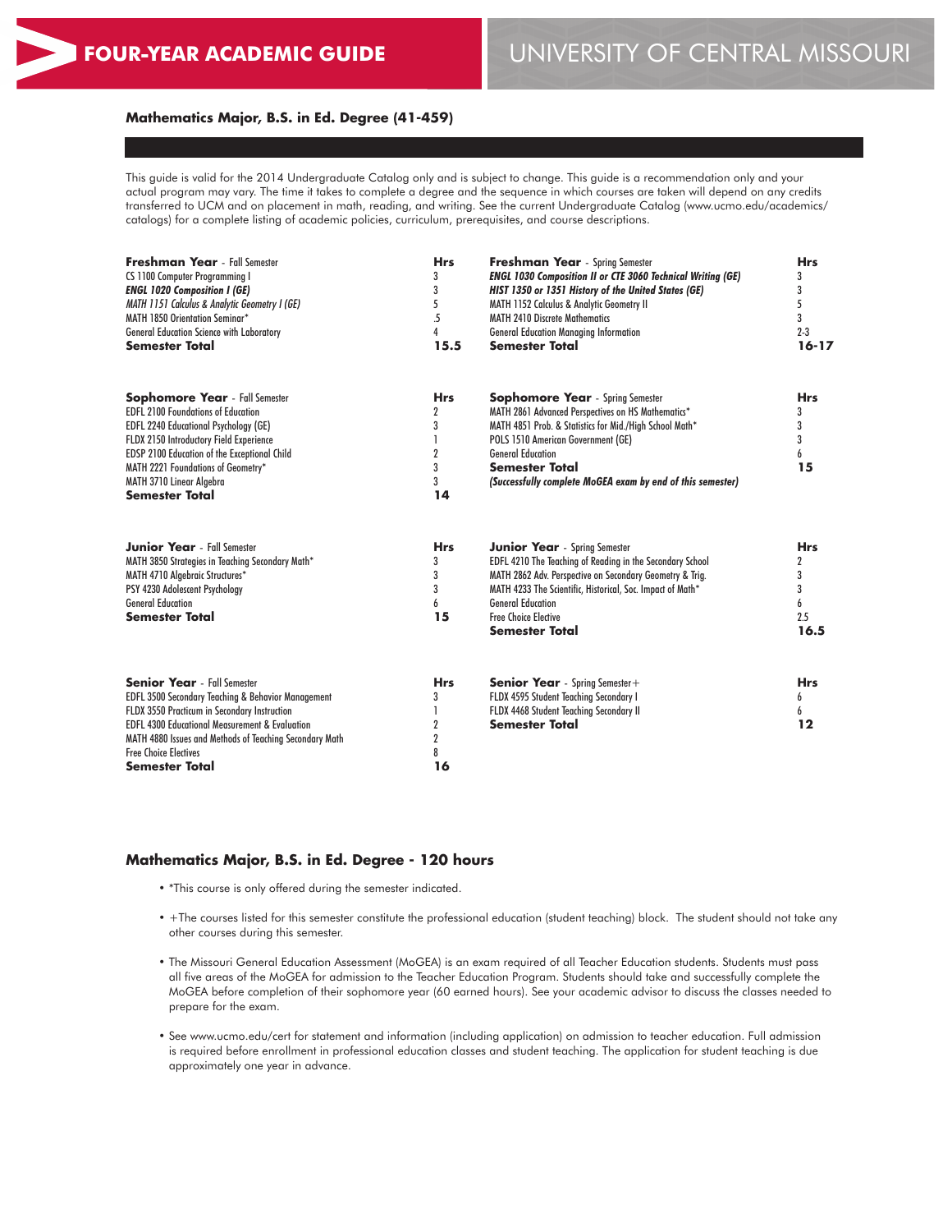# FOUR-YEAR ACADEMIC GUIDE

# UNIVERSITY OF CENTRAL MISSOURI

## Mathematics Major, B.S. in Ed. Degree (41-459)

This guide is valid for the 2014 Undergraduate Catalog only and is subject to change. This guide is a recommendation only and your actual program may vary. The time it takes to complete a degree and the sequence in which courses are taken will depend on any credits transferred to UCM and on placement in math, reading, and writing. See the current Undergraduate Catalog (www.ucmo.edu/academics/catalogs) for a complete listing of academic policies, curriculum, prerequisites, and course descriptions.

| **Freshman Year** - Fall Semester | **Hrs** |
|---|---|
| CS 1100 Computer Programming I | 3 |
| ***ENGL 1020 Composition I (GE)*** | 3 |
| *MATH 1151 Calculus & Analytic Geometry I (GE)* | 5 |
| MATH 1850 Orientation Seminar* | .5 |
| General Education Science with Laboratory | 4 |
| **Semester Total** | **15.5** |

| **Freshman Year** - Spring Semester | **Hrs** |
|---|---|
| ***ENGL 1030 Composition II or CTE 3060 Technical Writing (GE)*** | 3 |
| ***HIST 1350 or 1351 History of the United States (GE)*** | 3 |
| MATH 1152 Calculus & Analytic Geometry II | 5 |
| MATH 2410 Discrete Mathematics | 3 |
| General Education Managing Information | 2-3 |
| **Semester Total** | **16-17** |

| **Sophomore Year** - Fall Semester | **Hrs** |
|---|---|
| EDFL 2100 Foundations of Education | 2 |
| EDFL 2240 Educational Psychology (GE) | 3 |
| FLDX 2150 Introductory Field Experience | 1 |
| EDSP 2100 Education of the Exceptional Child | 2 |
| MATH 2221 Foundations of Geometry* | 3 |
| MATH 3710 Linear Algebra | 3 |
| **Semester Total** | **14** |

| **Sophomore Year** - Spring Semester | **Hrs** |
|---|---|
| MATH 2861 Advanced Perspectives on HS Mathematics* | 3 |
| MATH 4851 Prob. & Statistics for Mid./High School Math* | 3 |
| POLS 1510 American Government (GE) | 3 |
| General Education | 6 |
| **Semester Total** | **15** |
| ***(Successfully complete MoGEA exam by end of this semester)*** | |

| **Junior Year** - Fall Semester | **Hrs** |
|---|---|
| MATH 3850 Strategies in Teaching Secondary Math* | 3 |
| MATH 4710 Algebraic Structures* | 3 |
| PSY 4230 Adolescent Psychology | 3 |
| General Education | 6 |
| **Semester Total** | **15** |

| **Junior Year** - Spring Semester | **Hrs** |
|---|---|
| EDFL 4210 The Teaching of Reading in the Secondary School | 2 |
| MATH 2862 Adv. Perspective on Secondary Geometry & Trig. | 3 |
| MATH 4233 The Scientific, Historical, Soc. Impact of Math* | 3 |
| General Education | 6 |
| Free Choice Elective | 2.5 |
| **Semester Total** | **16.5** |

| **Senior Year** - Fall Semester | **Hrs** |
|---|---|
| EDFL 3500 Secondary Teaching & Behavior Management | 3 |
| FLDX 3550 Practicum in Secondary Instruction | 1 |
| EDFL 4300 Educational Measurement & Evaluation | 2 |
| MATH 4880 Issues and Methods of Teaching Secondary Math | 2 |
| Free Choice Electives | 8 |
| **Semester Total** | **16** |

| **Senior Year** - Spring Semester+ | **Hrs** |
|---|---|
| FLDX 4595 Student Teaching Secondary I | 6 |
| FLDX 4468 Student Teaching Secondary II | 6 |
| **Semester Total** | **12** |

## Mathematics Major, B.S. in Ed. Degree - 120 hours

- *This course is only offered during the semester indicated.
- +The courses listed for this semester constitute the professional education (student teaching) block. The student should not take any other courses during this semester.
- The Missouri General Education Assessment (MoGEA) is an exam required of all Teacher Education students. Students must pass all five areas of the MoGEA for admission to the Teacher Education Program. Students should take and successfully complete the MoGEA before completion of their sophomore year (60 earned hours). See your academic advisor to discuss the classes needed to prepare for the exam.
- See www.ucmo.edu/cert for statement and information (including application) on admission to teacher education. Full admission is required before enrollment in professional education classes and student teaching. The application for student teaching is due approximately one year in advance.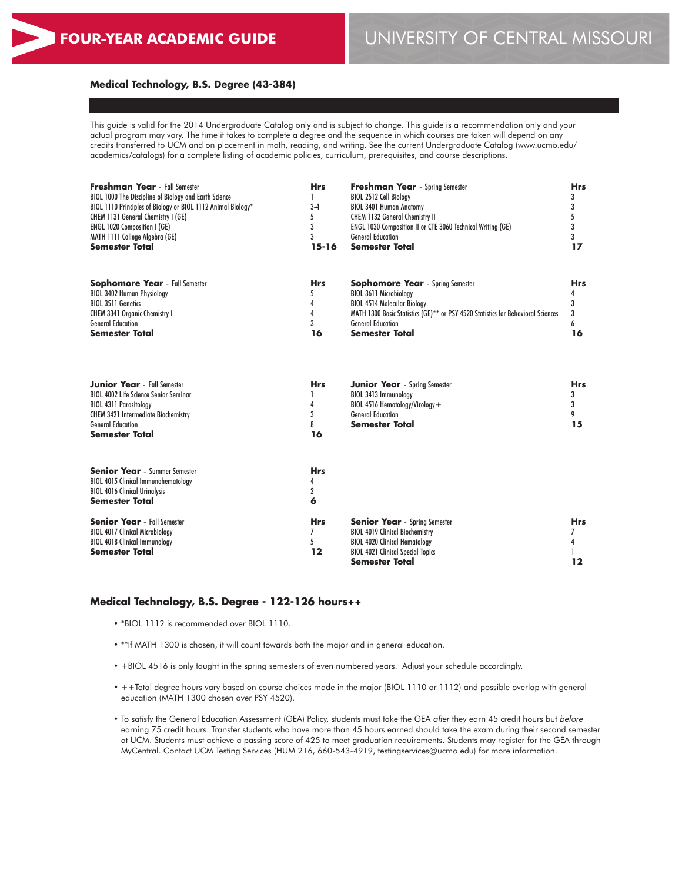**FOUR-YEAR ACADEMIC GUIDE** | UNIVERSITY OF CENTRAL MISSOURI

## Medical Technology, B.S. Degree (43-384)

This guide is valid for the 2014 Undergraduate Catalog only and is subject to change. This guide is a recommendation only and your actual program may vary. The time it takes to complete a degree and the sequence in which courses are taken will depend on any credits transferred to UCM and on placement in math, reading, and writing. See the current Undergraduate Catalog (www.ucmo.edu/academics/catalogs) for a complete listing of academic policies, curriculum, prerequisites, and course descriptions.

| **Freshman Year** - Fall Semester | **Hrs** | **Freshman Year** - Spring Semester | **Hrs** |
|---|---|---|---|
| BIOL 1000 The Discipline of Biology and Earth Science | 1 | BIOL 2512 Cell Biology | 3 |
| BIOL 1110 Principles of Biology or BIOL 1112 Animal Biology* | 3-4 | BIOL 3401 Human Anatomy | 3 |
| CHEM 1131 General Chemistry I (GE) | 5 | CHEM 1132 General Chemistry II | 5 |
| ENGL 1020 Composition I (GE) | 3 | ENGL 1030 Composition II or CTE 3060 Technical Writing (GE) | 3 |
| MATH 1111 College Algebra (GE) | 3 | General Education | 3 |
| **Semester Total** | **15-16** | **Semester Total** | **17** |

| **Sophomore Year** - Fall Semester | **Hrs** | **Sophomore Year** - Spring Semester | **Hrs** |
|---|---|---|---|
| BIOL 3402 Human Physiology | 5 | BIOL 3611 Microbiology | 4 |
| BIOL 3511 Genetics | 4 | BIOL 4514 Molecular Biology | 3 |
| CHEM 3341 Organic Chemistry I | 4 | MATH 1300 Basic Statistics (GE)** or PSY 4520 Statistics for Behavioral Sciences | 3 |
| General Education | 3 | General Education | 6 |
| **Semester Total** | **16** | **Semester Total** | **16** |

| **Junior Year** - Fall Semester | **Hrs** | **Junior Year** - Spring Semester | **Hrs** |
|---|---|---|---|
| BIOL 4002 Life Science Senior Seminar | 1 | BIOL 3413 Immunology | 3 |
| BIOL 4311 Parasitology | 4 | BIOL 4516 Hematology/Virology+ | 3 |
| CHEM 3421 Intermediate Biochemistry | 3 | General Education | 9 |
| General Education | 8 | **Semester Total** | **15** |
| **Semester Total** | **16** | | |

| **Senior Year** - Summer Semester | **Hrs** |
|---|---|
| BIOL 4015 Clinical Immunohematology | 4 |
| BIOL 4016 Clinical Urinalysis | 2 |
| **Semester Total** | **6** |

| **Senior Year** - Fall Semester | **Hrs** | **Senior Year** - Spring Semester | **Hrs** |
|---|---|---|---|
| BIOL 4017 Clinical Microbiology | 7 | BIOL 4019 Clinical Biochemistry | 7 |
| BIOL 4018 Clinical Immunology | 5 | BIOL 4020 Clinical Hematology | 4 |
| **Semester Total** | **12** | BIOL 4021 Clinical Special Topics | 1 |
| | | **Semester Total** | **12** |

### Medical Technology, B.S. Degree - 122-126 hours++

- *BIOL 1112 is recommended over BIOL 1110.
- **If MATH 1300 is chosen, it will count towards both the major and in general education.
- +BIOL 4516 is only taught in the spring semesters of even numbered years. Adjust your schedule accordingly.
- ++Total degree hours vary based on course choices made in the major (BIOL 1110 or 1112) and possible overlap with general education (MATH 1300 chosen over PSY 4520).
- To satisfy the General Education Assessment (GEA) Policy, students must take the GEA *after* they earn 45 credit hours but *before* earning 75 credit hours. Transfer students who have more than 45 hours earned should take the exam during their second semester at UCM. Students must achieve a passing score of 425 to meet graduation requirements. Students may register for the GEA through MyCentral. Contact UCM Testing Services (HUM 216, 660-543-4919, testingservices@ucmo.edu) for more information.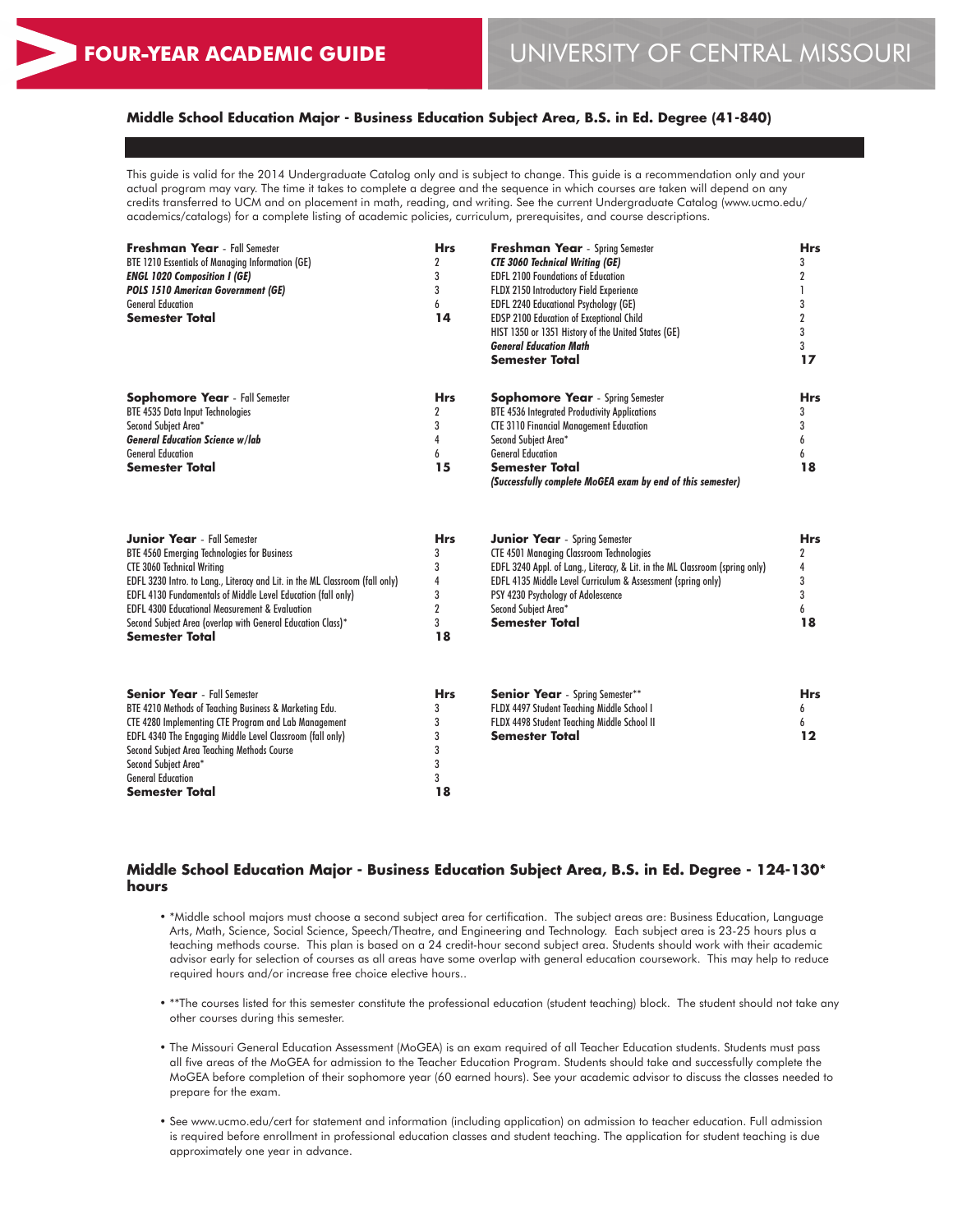FOUR-YEAR ACADEMIC GUIDE — UNIVERSITY OF CENTRAL MISSOURI

### Middle School Education Major - Business Education Subject Area, B.S. in Ed. Degree (41-840)

This guide is valid for the 2014 Undergraduate Catalog only and is subject to change. This guide is a recommendation only and your actual program may vary. The time it takes to complete a degree and the sequence in which courses are taken will depend on any credits transferred to UCM and on placement in math, reading, and writing. See the current Undergraduate Catalog (www.ucmo.edu/academics/catalogs) for a complete listing of academic policies, curriculum, prerequisites, and course descriptions.

| **Freshman Year** - Fall Semester | Hrs |
|---|---|
| BTE 1210 Essentials of Managing Information (GE) | 2 |
| ***ENGL 1020 Composition I (GE)*** | 3 |
| ***POLS 1510 American Government (GE)*** | 3 |
| General Education | 6 |
| **Semester Total** | **14** |

| **Freshman Year** - Spring Semester | Hrs |
|---|---|
| ***CTE 3060 Technical Writing (GE)*** | 3 |
| EDFL 2100 Foundations of Education | 2 |
| FLDX 2150 Introductory Field Experience | 1 |
| EDFL 2240 Educational Psychology (GE) | 3 |
| EDSP 2100 Education of Exceptional Child | 2 |
| HIST 1350 or 1351 History of the United States (GE) | 3 |
| ***General Education Math*** | 3 |
| **Semester Total** | **17** |

| **Sophomore Year** - Fall Semester | Hrs |
|---|---|
| BTE 4535 Data Input Technologies | 2 |
| Second Subject Area* | 3 |
| ***General Education Science w/lab*** | 4 |
| General Education | 6 |
| **Semester Total** | **15** |

| **Sophomore Year** - Spring Semester | Hrs |
|---|---|
| BTE 4536 Integrated Productivity Applications | 3 |
| CTE 3110 Financial Management Education | 3 |
| Second Subject Area* | 6 |
| General Education | 6 |
| **Semester Total** | **18** |
| ***(Successfully complete MoGEA exam by end of this semester)*** | |

| **Junior Year** - Fall Semester | Hrs |
|---|---|
| BTE 4560 Emerging Technologies for Business | 3 |
| CTE 3060 Technical Writing | 3 |
| EDFL 3230 Intro. to Lang., Literacy and Lit. in the ML Classroom (fall only) | 4 |
| EDFL 4130 Fundamentals of Middle Level Education (fall only) | 3 |
| EDFL 4300 Educational Measurement & Evaluation | 2 |
| Second Subject Area (overlap with General Education Class)* | 3 |
| **Semester Total** | **18** |

| **Junior Year** - Spring Semester | Hrs |
|---|---|
| CTE 4501 Managing Classroom Technologies | 2 |
| EDFL 3240 Appl. of Lang., Literacy, & Lit. in the ML Classroom (spring only) | 4 |
| EDFL 4135 Middle Level Curriculum & Assessment (spring only) | 3 |
| PSY 4230 Psychology of Adolescence | 3 |
| Second Subject Area* | 6 |
| **Semester Total** | **18** |

| **Senior Year** - Fall Semester | Hrs |
|---|---|
| BTE 4210 Methods of Teaching Business & Marketing Edu. | 3 |
| CTE 4280 Implementing CTE Program and Lab Management | 3 |
| EDFL 4340 The Engaging Middle Level Classroom (fall only) | 3 |
| Second Subject Area Teaching Methods Course | 3 |
| Second Subject Area* | 3 |
| General Education | 3 |
| **Semester Total** | **18** |

| **Senior Year** - Spring Semester** | Hrs |
|---|---|
| FLDX 4497 Student Teaching Middle School I | 6 |
| FLDX 4498 Student Teaching Middle School II | 6 |
| **Semester Total** | **12** |

### Middle School Education Major - Business Education Subject Area, B.S. in Ed. Degree - 124-130* hours

- *Middle school majors must choose a second subject area for certification. The subject areas are: Business Education, Language Arts, Math, Science, Social Science, Speech/Theatre, and Engineering and Technology. Each subject area is 23-25 hours plus a teaching methods course. This plan is based on a 24 credit-hour second subject area. Students should work with their academic advisor early for selection of courses as all areas have some overlap with general education coursework. This may help to reduce required hours and/or increase free choice elective hours..
- **The courses listed for this semester constitute the professional education (student teaching) block. The student should not take any other courses during this semester.
- The Missouri General Education Assessment (MoGEA) is an exam required of all Teacher Education students. Students must pass all five areas of the MoGEA for admission to the Teacher Education Program. Students should take and successfully complete the MoGEA before completion of their sophomore year (60 earned hours). See your academic advisor to discuss the classes needed to prepare for the exam.
- See www.ucmo.edu/cert for statement and information (including application) on admission to teacher education. Full admission is required before enrollment in professional education classes and student teaching. The application for student teaching is due approximately one year in advance.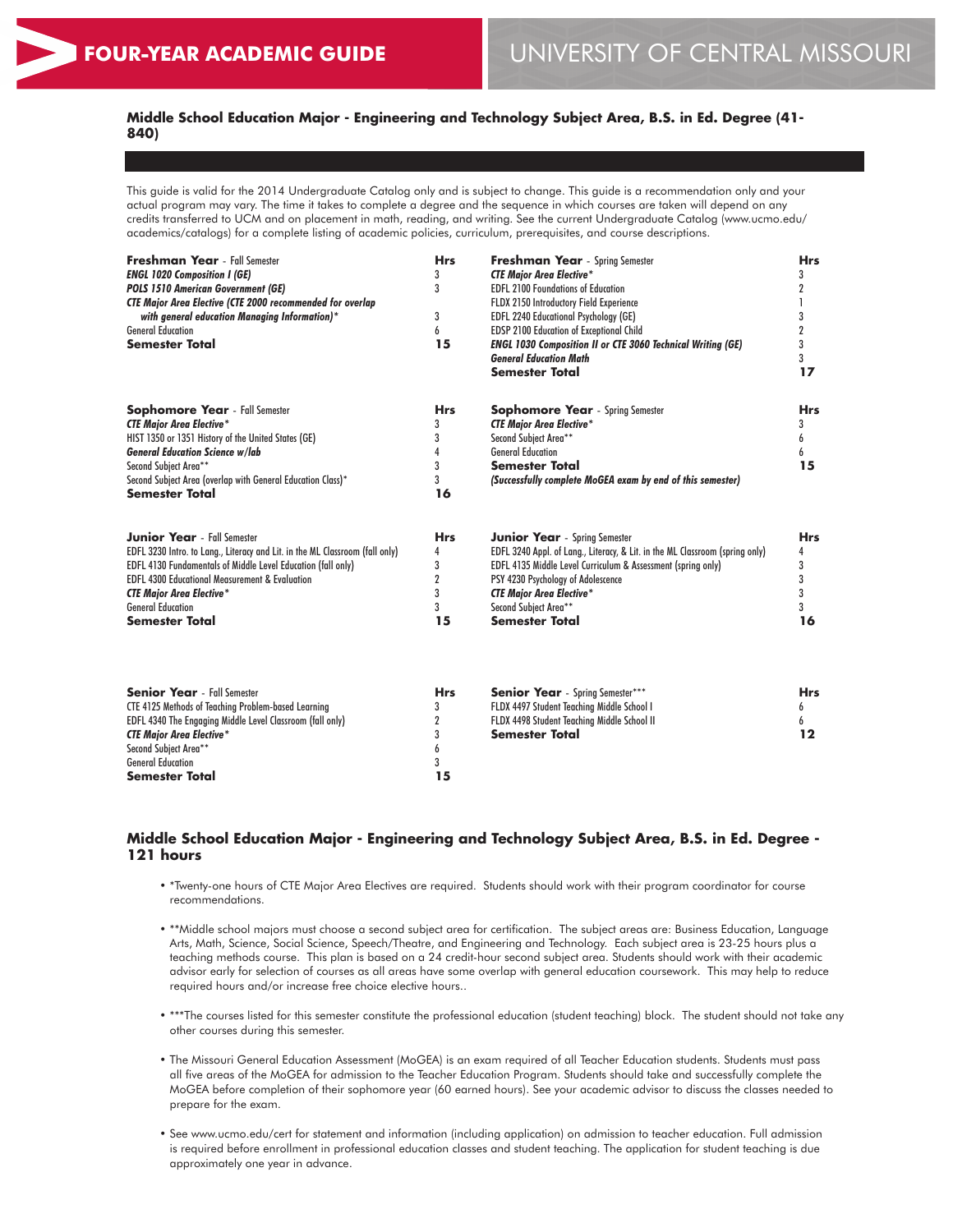# FOUR-YEAR ACADEMIC GUIDE

# UNIVERSITY OF CENTRAL MISSOURI

## Middle School Education Major - Engineering and Technology Subject Area, B.S. in Ed. Degree (41-840)

This guide is valid for the 2014 Undergraduate Catalog only and is subject to change. This guide is a recommendation only and your actual program may vary. The time it takes to complete a degree and the sequence in which courses are taken will depend on any credits transferred to UCM and on placement in math, reading, and writing. See the current Undergraduate Catalog (www.ucmo.edu/academics/catalogs) for a complete listing of academic policies, curriculum, prerequisites, and course descriptions.

| **Freshman Year** - Fall Semester | **Hrs** |
|---|---|
| ***ENGL 1020 Composition I (GE)*** | 3 |
| ***POLS 1510 American Government (GE)*** | 3 |
| ***CTE Major Area Elective (CTE 2000 recommended for overlap with general education Managing Information)**** | 3 |
| General Education | 6 |
| **Semester Total** | **15** |

| **Freshman Year** - Spring Semester | **Hrs** |
|---|---|
| ***CTE Major Area Elective**** | 3 |
| EDFL 2100 Foundations of Education | 2 |
| FLDX 2150 Introductory Field Experience | 1 |
| EDFL 2240 Educational Psychology (GE) | 3 |
| EDSP 2100 Education of Exceptional Child | 2 |
| ***ENGL 1030 Composition II or CTE 3060 Technical Writing (GE)*** | 3 |
| ***General Education Math*** | 3 |
| **Semester Total** | **17** |

| **Sophomore Year** - Fall Semester | **Hrs** |
|---|---|
| ***CTE Major Area Elective**** | 3 |
| HIST 1350 or 1351 History of the United States (GE) | 3 |
| ***General Education Science w/lab*** | 4 |
| Second Subject Area** | 3 |
| Second Subject Area (overlap with General Education Class)* | 3 |
| **Semester Total** | **16** |

| **Sophomore Year** - Spring Semester | **Hrs** |
|---|---|
| ***CTE Major Area Elective**** | 3 |
| Second Subject Area** | 6 |
| General Education | 6 |
| **Semester Total** | **15** |
| ***(Successfully complete MoGEA exam by end of this semester)*** | |

| **Junior Year** - Fall Semester | **Hrs** |
|---|---|
| EDFL 3230 Intro. to Lang., Literacy and Lit. in the ML Classroom (fall only) | 4 |
| EDFL 4130 Fundamentals of Middle Level Education (fall only) | 3 |
| EDFL 4300 Educational Measurement & Evaluation | 2 |
| ***CTE Major Area Elective**** | 3 |
| General Education | 3 |
| **Semester Total** | **15** |

| **Junior Year** - Spring Semester | **Hrs** |
|---|---|
| EDFL 3240 Appl. of Lang., Literacy, & Lit. in the ML Classroom (spring only) | 4 |
| EDFL 4135 Middle Level Curriculum & Assessment (spring only) | 3 |
| PSY 4230 Psychology of Adolescence | 3 |
| ***CTE Major Area Elective**** | 3 |
| Second Subject Area** | 3 |
| **Semester Total** | **16** |

| **Senior Year** - Fall Semester | **Hrs** |
|---|---|
| CTE 4125 Methods of Teaching Problem-based Learning | 3 |
| EDFL 4340 The Engaging Middle Level Classroom (fall only) | 2 |
| ***CTE Major Area Elective**** | 3 |
| Second Subject Area** | 6 |
| General Education | 3 |
| **Semester Total** | **15** |

| **Senior Year** - Spring Semester*** | **Hrs** |
|---|---|
| FLDX 4497 Student Teaching Middle School I | 6 |
| FLDX 4498 Student Teaching Middle School II | 6 |
| **Semester Total** | **12** |

## Middle School Education Major - Engineering and Technology Subject Area, B.S. in Ed. Degree - 121 hours

- *Twenty-one hours of CTE Major Area Electives are required. Students should work with their program coordinator for course recommendations.
- **Middle school majors must choose a second subject area for certification. The subject areas are: Business Education, Language Arts, Math, Science, Social Science, Speech/Theatre, and Engineering and Technology. Each subject area is 23-25 hours plus a teaching methods course. This plan is based on a 24 credit-hour second subject area. Students should work with their academic advisor early for selection of courses as all areas have some overlap with general education coursework. This may help to reduce required hours and/or increase free choice elective hours..
- ***The courses listed for this semester constitute the professional education (student teaching) block. The student should not take any other courses during this semester.
- The Missouri General Education Assessment (MoGEA) is an exam required of all Teacher Education students. Students must pass all five areas of the MoGEA for admission to the Teacher Education Program. Students should take and successfully complete the MoGEA before completion of their sophomore year (60 earned hours). See your academic advisor to discuss the classes needed to prepare for the exam.
- See www.ucmo.edu/cert for statement and information (including application) on admission to teacher education. Full admission is required before enrollment in professional education classes and student teaching. The application for student teaching is due approximately one year in advance.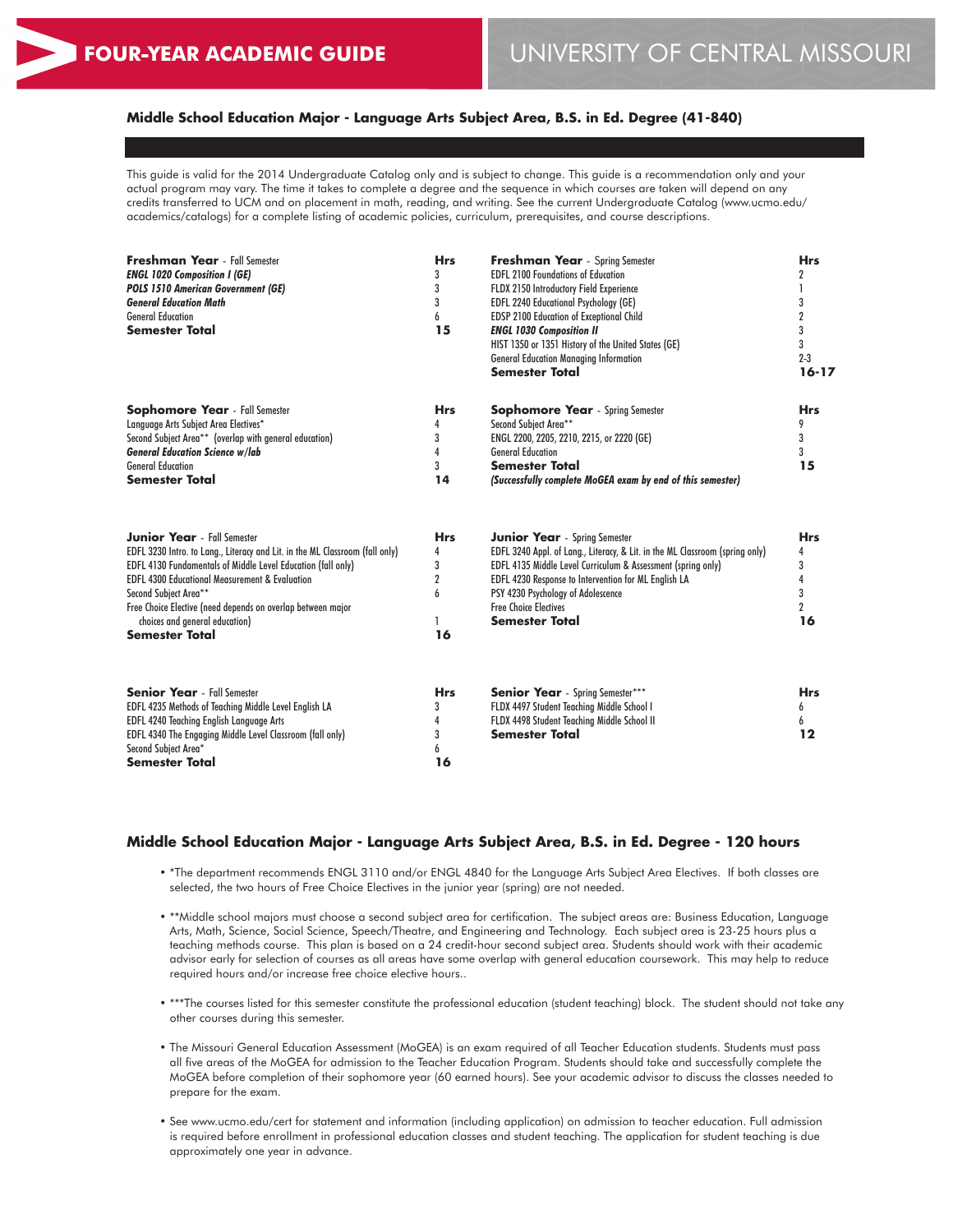# FOUR-YEAR ACADEMIC GUIDE

# UNIVERSITY OF CENTRAL MISSOURI

## Middle School Education Major - Language Arts Subject Area, B.S. in Ed. Degree (41-840)

This guide is valid for the 2014 Undergraduate Catalog only and is subject to change. This guide is a recommendation only and your actual program may vary. The time it takes to complete a degree and the sequence in which courses are taken will depend on any credits transferred to UCM and on placement in math, reading, and writing. See the current Undergraduate Catalog (www.ucmo.edu/academics/catalogs) for a complete listing of academic policies, curriculum, prerequisites, and course descriptions.

| **Freshman Year** - Fall Semester | **Hrs** |
|---|---|
| ***ENGL 1020 Composition I (GE)*** | 3 |
| ***POLS 1510 American Government (GE)*** | 3 |
| ***General Education Math*** | 3 |
| General Education | 6 |
| **Semester Total** | **15** |

| **Freshman Year** - Spring Semester | **Hrs** |
|---|---|
| EDFL 2100 Foundations of Education | 2 |
| FLDX 2150 Introductory Field Experience | 1 |
| EDFL 2240 Educational Psychology (GE) | 3 |
| EDSP 2100 Education of Exceptional Child | 2 |
| ***ENGL 1030 Composition II*** | 3 |
| HIST 1350 or 1351 History of the United States (GE) | 3 |
| General Education Managing Information | 2-3 |
| **Semester Total** | **16-17** |

| **Sophomore Year** - Fall Semester | **Hrs** |
|---|---|
| Language Arts Subject Area Electives* | 4 |
| Second Subject Area** (overlap with general education) | 3 |
| ***General Education Science w/lab*** | 4 |
| General Education | 3 |
| **Semester Total** | **14** |

| **Sophomore Year** - Spring Semester | **Hrs** |
|---|---|
| Second Subject Area** | 9 |
| ENGL 2200, 2205, 2210, 2215, or 2220 (GE) | 3 |
| General Education | 3 |
| **Semester Total** | **15** |
| ***(Successfully complete MoGEA exam by end of this semester)*** | |

| **Junior Year** - Fall Semester | **Hrs** |
|---|---|
| EDFL 3230 Intro. to Lang., Literacy and Lit. in the ML Classroom (fall only) | 4 |
| EDFL 4130 Fundamentals of Middle Level Education (fall only) | 3 |
| EDFL 4300 Educational Measurement & Evaluation | 2 |
| Second Subject Area** | 6 |
| Free Choice Elective (need depends on overlap between major choices and general education) | 1 |
| **Semester Total** | **16** |

| **Junior Year** - Spring Semester | **Hrs** |
|---|---|
| EDFL 3240 Appl. of Lang., Literacy, & Lit. in the ML Classroom (spring only) | 4 |
| EDFL 4135 Middle Level Curriculum & Assessment (spring only) | 3 |
| EDFL 4230 Response to Intervention for ML English LA | 4 |
| PSY 4230 Psychology of Adolescence | 3 |
| Free Choice Electives | 2 |
| **Semester Total** | **16** |

| **Senior Year** - Fall Semester | **Hrs** |
|---|---|
| EDFL 4235 Methods of Teaching Middle Level English LA | 3 |
| EDFL 4240 Teaching English Language Arts | 4 |
| EDFL 4340 The Engaging Middle Level Classroom (fall only) | 3 |
| Second Subject Area* | 6 |
| **Semester Total** | **16** |

| **Senior Year** - Spring Semester*** | **Hrs** |
|---|---|
| FLDX 4497 Student Teaching Middle School I | 6 |
| FLDX 4498 Student Teaching Middle School II | 6 |
| **Semester Total** | **12** |

## Middle School Education Major - Language Arts Subject Area, B.S. in Ed. Degree - 120 hours

- *The department recommends ENGL 3110 and/or ENGL 4840 for the Language Arts Subject Area Electives. If both classes are selected, the two hours of Free Choice Electives in the junior year (spring) are not needed.
- **Middle school majors must choose a second subject area for certification. The subject areas are: Business Education, Language Arts, Math, Science, Social Science, Speech/Theatre, and Engineering and Technology. Each subject area is 23-25 hours plus a teaching methods course. This plan is based on a 24 credit-hour second subject area. Students should work with their academic advisor early for selection of courses as all areas have some overlap with general education coursework. This may help to reduce required hours and/or increase free choice elective hours..
- ***The courses listed for this semester constitute the professional education (student teaching) block. The student should not take any other courses during this semester.
- The Missouri General Education Assessment (MoGEA) is an exam required of all Teacher Education students. Students must pass all five areas of the MoGEA for admission to the Teacher Education Program. Students should take and successfully complete the MoGEA before completion of their sophomore year (60 earned hours). See your academic advisor to discuss the classes needed to prepare for the exam.
- See www.ucmo.edu/cert for statement and information (including application) on admission to teacher education. Full admission is required before enrollment in professional education classes and student teaching. The application for student teaching is due approximately one year in advance.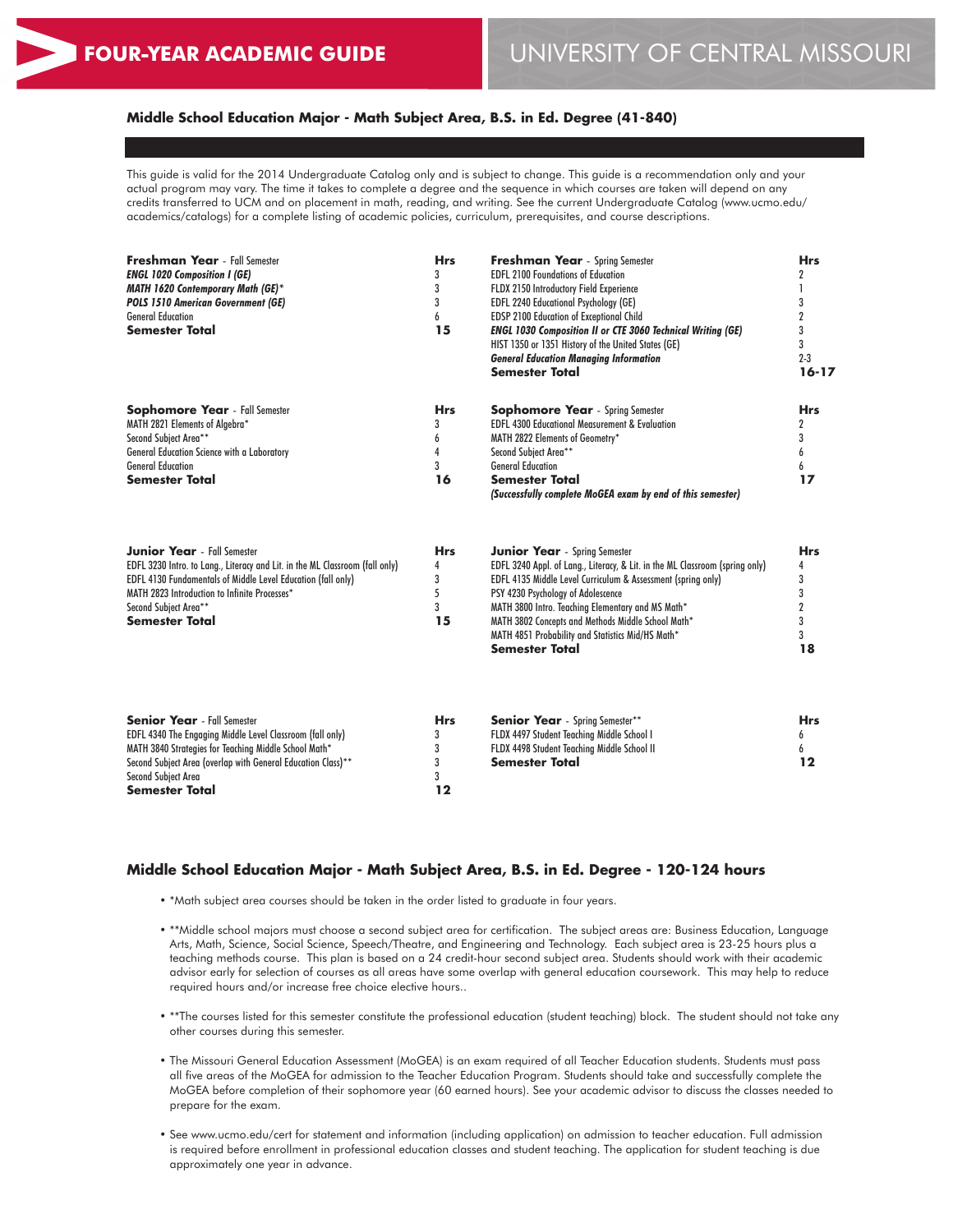# FOUR-YEAR ACADEMIC GUIDE

# UNIVERSITY OF CENTRAL MISSOURI

## Middle School Education Major - Math Subject Area, B.S. in Ed. Degree (41-840)

This guide is valid for the 2014 Undergraduate Catalog only and is subject to change. This guide is a recommendation only and your actual program may vary. The time it takes to complete a degree and the sequence in which courses are taken will depend on any credits transferred to UCM and on placement in math, reading, and writing. See the current Undergraduate Catalog (www.ucmo.edu/academics/catalogs) for a complete listing of academic policies, curriculum, prerequisites, and course descriptions.

| **Freshman Year** - Fall Semester | **Hrs** |
|---|---|
| ***ENGL 1020 Composition I (GE)*** | 3 |
| ***MATH 1620 Contemporary Math (GE)**** | 3 |
| ***POLS 1510 American Government (GE)*** | 3 |
| General Education | 6 |
| **Semester Total** | **15** |

| **Freshman Year** - Spring Semester | **Hrs** |
|---|---|
| EDFL 2100 Foundations of Education | 2 |
| FLDX 2150 Introductory Field Experience | 1 |
| EDFL 2240 Educational Psychology (GE) | 3 |
| EDSP 2100 Education of Exceptional Child | 2 |
| ***ENGL 1030 Composition II or CTE 3060 Technical Writing (GE)*** | 3 |
| HIST 1350 or 1351 History of the United States (GE) | 3 |
| ***General Education Managing Information*** | 2-3 |
| **Semester Total** | **16-17** |

| **Sophomore Year** - Fall Semester | **Hrs** |
|---|---|
| MATH 2821 Elements of Algebra* | 3 |
| Second Subject Area** | 6 |
| General Education Science with a Laboratory | 4 |
| General Education | 3 |
| **Semester Total** | **16** |

| **Sophomore Year** - Spring Semester | **Hrs** |
|---|---|
| EDFL 4300 Educational Measurement & Evaluation | 2 |
| MATH 2822 Elements of Geometry* | 3 |
| Second Subject Area** | 6 |
| General Education | 6 |
| **Semester Total** | **17** |
| ***(Successfully complete MoGEA exam by end of this semester)*** | |

| **Junior Year** - Fall Semester | **Hrs** |
|---|---|
| EDFL 3230 Intro. to Lang., Literacy and Lit. in the ML Classroom (fall only) | 4 |
| EDFL 4130 Fundamentals of Middle Level Education (fall only) | 3 |
| MATH 2823 Introduction to Infinite Processes* | 5 |
| Second Subject Area** | 3 |
| **Semester Total** | **15** |

| **Junior Year** - Spring Semester | **Hrs** |
|---|---|
| EDFL 3240 Appl. of Lang., Literacy, & Lit. in the ML Classroom (spring only) | 4 |
| EDFL 4135 Middle Level Curriculum & Assessment (spring only) | 3 |
| PSY 4230 Psychology of Adolescence | 3 |
| MATH 3800 Intro. Teaching Elementary and MS Math* | 2 |
| MATH 3802 Concepts and Methods Middle School Math* | 3 |
| MATH 4851 Probability and Statistics Mid/HS Math* | 3 |
| **Semester Total** | **18** |

| **Senior Year** - Fall Semester | **Hrs** |
|---|---|
| EDFL 4340 The Engaging Middle Level Classroom (fall only) | 3 |
| MATH 3840 Strategies for Teaching Middle School Math* | 3 |
| Second Subject Area (overlap with General Education Class)** | 3 |
| Second Subject Area | 3 |
| **Semester Total** | **12** |

| **Senior Year** - Spring Semester** | **Hrs** |
|---|---|
| FLDX 4497 Student Teaching Middle School I | 6 |
| FLDX 4498 Student Teaching Middle School II | 6 |
| **Semester Total** | **12** |

## Middle School Education Major - Math Subject Area, B.S. in Ed. Degree - 120-124 hours

- *Math subject area courses should be taken in the order listed to graduate in four years.
- **Middle school majors must choose a second subject area for certification. The subject areas are: Business Education, Language Arts, Math, Science, Social Science, Speech/Theatre, and Engineering and Technology. Each subject area is 23-25 hours plus a teaching methods course. This plan is based on a 24 credit-hour second subject area. Students should work with their academic advisor early for selection of courses as all areas have some overlap with general education coursework. This may help to reduce required hours and/or increase free choice elective hours..
- **The courses listed for this semester constitute the professional education (student teaching) block. The student should not take any other courses during this semester.
- The Missouri General Education Assessment (MoGEA) is an exam required of all Teacher Education students. Students must pass all five areas of the MoGEA for admission to the Teacher Education Program. Students should take and successfully complete the MoGEA before completion of their sophomore year (60 earned hours). See your academic advisor to discuss the classes needed to prepare for the exam.
- See www.ucmo.edu/cert for statement and information (including application) on admission to teacher education. Full admission is required before enrollment in professional education classes and student teaching. The application for student teaching is due approximately one year in advance.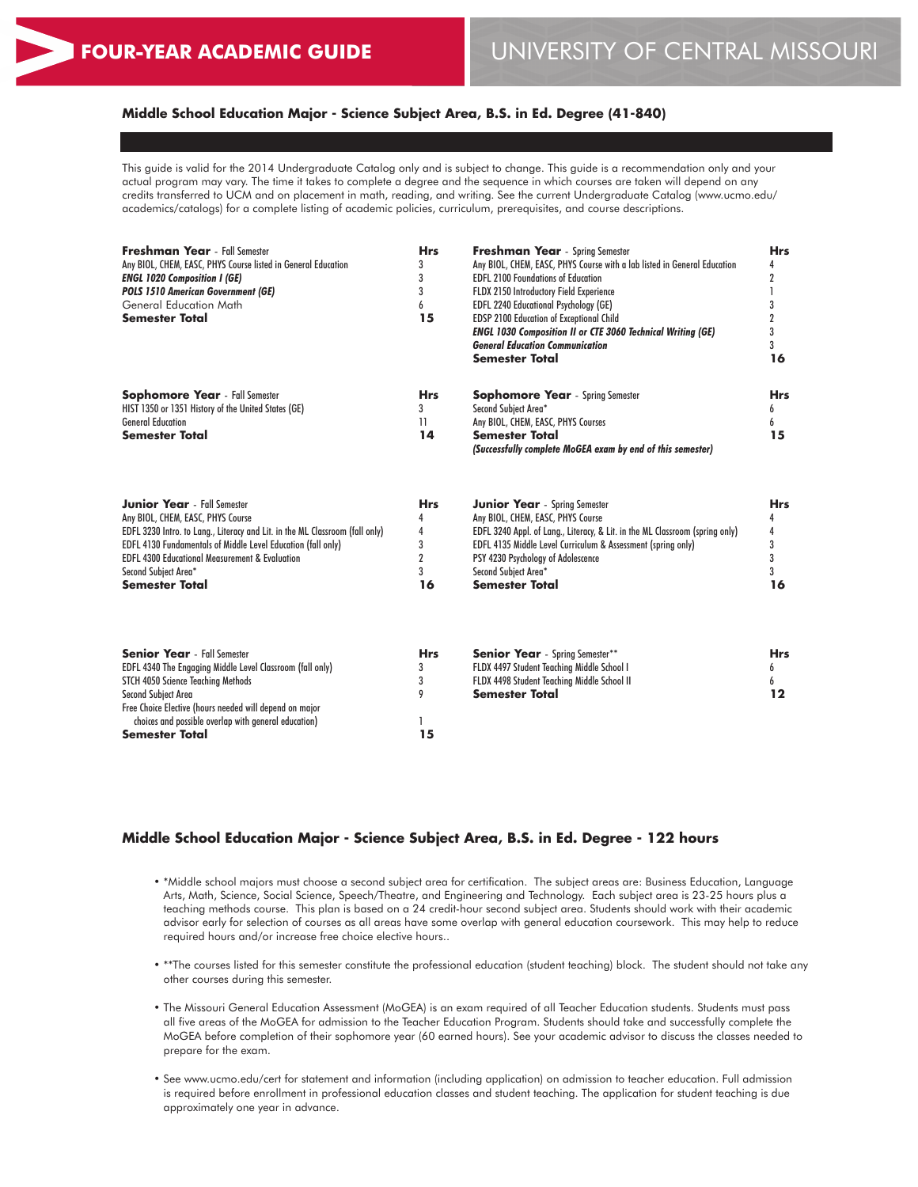# FOUR-YEAR ACADEMIC GUIDE

# UNIVERSITY OF CENTRAL MISSOURI

## Middle School Education Major - Science Subject Area, B.S. in Ed. Degree (41-840)

This guide is valid for the 2014 Undergraduate Catalog only and is subject to change. This guide is a recommendation only and your actual program may vary. The time it takes to complete a degree and the sequence in which courses are taken will depend on any credits transferred to UCM and on placement in math, reading, and writing. See the current Undergraduate Catalog (www.ucmo.edu/academics/catalogs) for a complete listing of academic policies, curriculum, prerequisites, and course descriptions.

| **Freshman Year** - Fall Semester | **Hrs** |
|---|---|
| Any BIOL, CHEM, EASC, PHYS Course listed in General Education | 3 |
| ***ENGL 1020 Composition I (GE)*** | 3 |
| ***POLS 1510 American Government (GE)*** | 3 |
| General Education Math | 6 |
| **Semester Total** | **15** |

| **Freshman Year** - Spring Semester | **Hrs** |
|---|---|
| Any BIOL, CHEM, EASC, PHYS Course with a lab listed in General Education | 4 |
| EDFL 2100 Foundations of Education | 2 |
| FLDX 2150 Introductory Field Experience | 1 |
| EDFL 2240 Educational Psychology (GE) | 3 |
| EDSP 2100 Education of Exceptional Child | 2 |
| ***ENGL 1030 Composition II or CTE 3060 Technical Writing (GE)*** | 3 |
| ***General Education Communication*** | 3 |
| **Semester Total** | **16** |

| **Sophomore Year** - Fall Semester | **Hrs** |
|---|---|
| HIST 1350 or 1351 History of the United States (GE) | 3 |
| General Education | 11 |
| **Semester Total** | **14** |

| **Sophomore Year** - Spring Semester | **Hrs** |
|---|---|
| Second Subject Area* | 6 |
| Any BIOL, CHEM, EASC, PHYS Courses | 6 |
| **Semester Total** | **15** |
| ***(Successfully complete MoGEA exam by end of this semester)*** | |

| **Junior Year** - Fall Semester | **Hrs** |
|---|---|
| Any BIOL, CHEM, EASC, PHYS Course | 4 |
| EDFL 3230 Intro. to Lang., Literacy and Lit. in the ML Classroom (fall only) | 4 |
| EDFL 4130 Fundamentals of Middle Level Education (fall only) | 3 |
| EDFL 4300 Educational Measurement & Evaluation | 2 |
| Second Subject Area* | 3 |
| **Semester Total** | **16** |

| **Junior Year** - Spring Semester | **Hrs** |
|---|---|
| Any BIOL, CHEM, EASC, PHYS Course | 4 |
| EDFL 3240 Appl. of Lang., Literacy, & Lit. in the ML Classroom (spring only) | 4 |
| EDFL 4135 Middle Level Curriculum & Assessment (spring only) | 3 |
| PSY 4230 Psychology of Adolescence | 3 |
| Second Subject Area* | 3 |
| **Semester Total** | **16** |

| **Senior Year** - Fall Semester | **Hrs** |
|---|---|
| EDFL 4340 The Engaging Middle Level Classroom (fall only) | 3 |
| STCH 4050 Science Teaching Methods | 3 |
| Second Subject Area | 9 |
| Free Choice Elective (hours needed will depend on major choices and possible overlap with general education) | 1 |
| **Semester Total** | **15** |

| **Senior Year** - Spring Semester** | **Hrs** |
|---|---|
| FLDX 4497 Student Teaching Middle School I | 6 |
| FLDX 4498 Student Teaching Middle School II | 6 |
| **Semester Total** | **12** |

## Middle School Education Major - Science Subject Area, B.S. in Ed. Degree - 122 hours

- *Middle school majors must choose a second subject area for certification. The subject areas are: Business Education, Language Arts, Math, Science, Social Science, Speech/Theatre, and Engineering and Technology. Each subject area is 23-25 hours plus a teaching methods course. This plan is based on a 24 credit-hour second subject area. Students should work with their academic advisor early for selection of courses as all areas have some overlap with general education coursework. This may help to reduce required hours and/or increase free choice elective hours..
- **The courses listed for this semester constitute the professional education (student teaching) block. The student should not take any other courses during this semester.
- The Missouri General Education Assessment (MoGEA) is an exam required of all Teacher Education students. Students must pass all five areas of the MoGEA for admission to the Teacher Education Program. Students should take and successfully complete the MoGEA before completion of their sophomore year (60 earned hours). See your academic advisor to discuss the classes needed to prepare for the exam.
- See www.ucmo.edu/cert for statement and information (including application) on admission to teacher education. Full admission is required before enrollment in professional education classes and student teaching. The application for student teaching is due approximately one year in advance.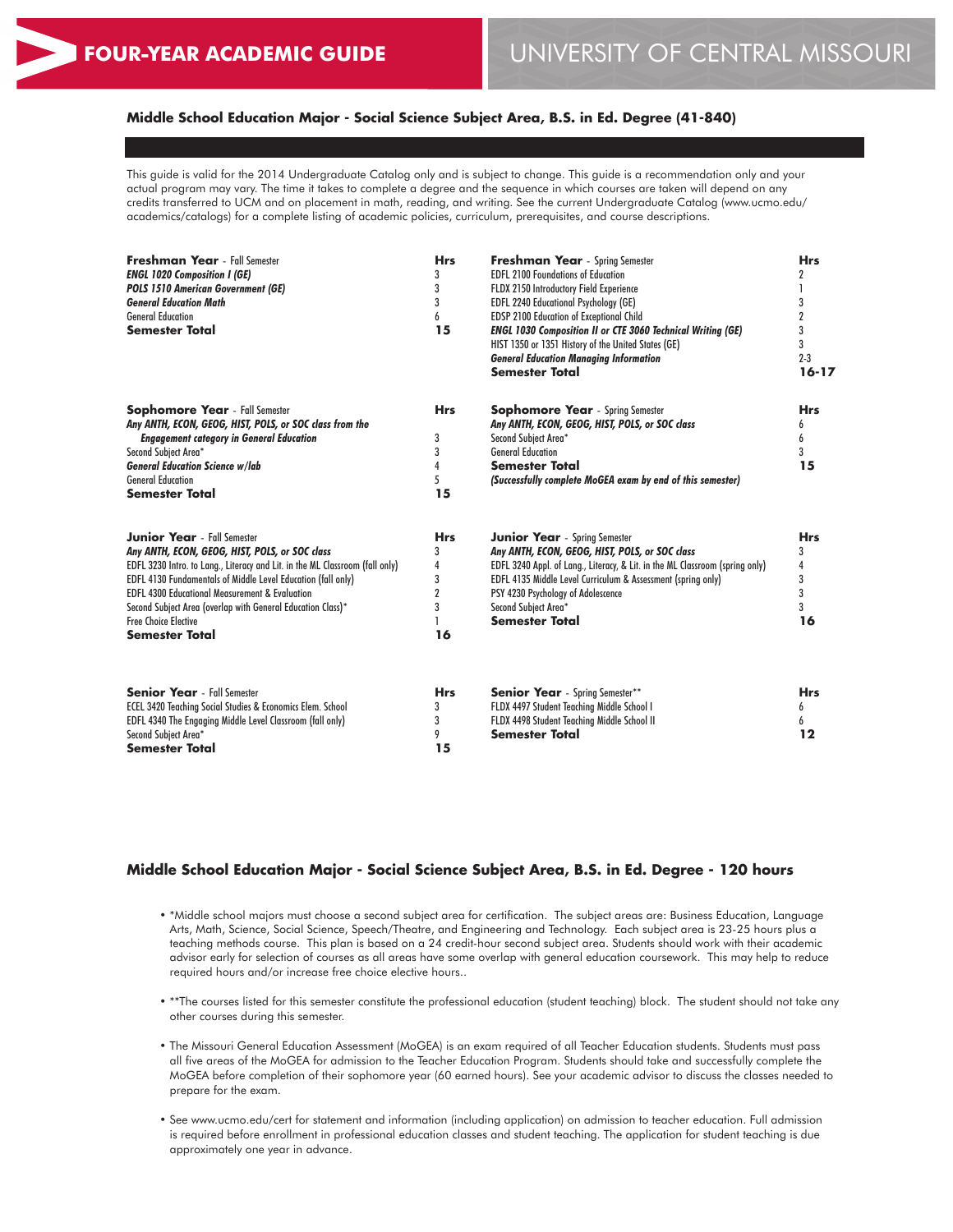# FOUR-YEAR ACADEMIC GUIDE

# UNIVERSITY OF CENTRAL MISSOURI

## Middle School Education Major - Social Science Subject Area, B.S. in Ed. Degree (41-840)

This guide is valid for the 2014 Undergraduate Catalog only and is subject to change. This guide is a recommendation only and your actual program may vary. The time it takes to complete a degree and the sequence in which courses are taken will depend on any credits transferred to UCM and on placement in math, reading, and writing. See the current Undergraduate Catalog (www.ucmo.edu/academics/catalogs) for a complete listing of academic policies, curriculum, prerequisites, and course descriptions.

| **Freshman Year** - Fall Semester | **Hrs** |
|---|---|
| ***ENGL 1020 Composition I (GE)*** | 3 |
| ***POLS 1510 American Government (GE)*** | 3 |
| ***General Education Math*** | 3 |
| General Education | 6 |
| **Semester Total** | **15** |

| **Freshman Year** - Spring Semester | **Hrs** |
|---|---|
| EDFL 2100 Foundations of Education | 2 |
| FLDX 2150 Introductory Field Experience | 1 |
| EDFL 2240 Educational Psychology (GE) | 3 |
| EDSP 2100 Education of Exceptional Child | 2 |
| ***ENGL 1030 Composition II or CTE 3060 Technical Writing (GE)*** | 3 |
| HIST 1350 or 1351 History of the United States (GE) | 3 |
| ***General Education Managing Information*** | 2-3 |
| **Semester Total** | **16-17** |

| **Sophomore Year** - Fall Semester | **Hrs** |
|---|---|
| ***Any ANTH, ECON, GEOG, HIST, POLS, or SOC class from the Engagement category in General Education*** | 3 |
| Second Subject Area* | 3 |
| ***General Education Science w/lab*** | 4 |
| General Education | 5 |
| **Semester Total** | **15** |

| **Sophomore Year** - Spring Semester | **Hrs** |
|---|---|
| ***Any ANTH, ECON, GEOG, HIST, POLS, or SOC class*** | 6 |
| Second Subject Area* | 6 |
| General Education | 3 |
| **Semester Total** | **15** |
| ***(Successfully complete MoGEA exam by end of this semester)*** | |

| **Junior Year** - Fall Semester | **Hrs** |
|---|---|
| ***Any ANTH, ECON, GEOG, HIST, POLS, or SOC class*** | 3 |
| EDFL 3230 Intro. to Lang., Literacy and Lit. in the ML Classroom (fall only) | 4 |
| EDFL 4130 Fundamentals of Middle Level Education (fall only) | 3 |
| EDFL 4300 Educational Measurement & Evaluation | 2 |
| Second Subject Area (overlap with General Education Class)* | 3 |
| Free Choice Elective | 1 |
| **Semester Total** | **16** |

| **Junior Year** - Spring Semester | **Hrs** |
|---|---|
| ***Any ANTH, ECON, GEOG, HIST, POLS, or SOC class*** | 3 |
| EDFL 3240 Appl. of Lang., Literacy, & Lit. in the ML Classroom (spring only) | 4 |
| EDFL 4135 Middle Level Curriculum & Assessment (spring only) | 3 |
| PSY 4230 Psychology of Adolescence | 3 |
| Second Subject Area* | 3 |
| **Semester Total** | **16** |

| **Senior Year** - Fall Semester | **Hrs** |
|---|---|
| ECEL 3420 Teaching Social Studies & Economics Elem. School | 3 |
| EDFL 4340 The Engaging Middle Level Classroom (fall only) | 3 |
| Second Subject Area* | 9 |
| **Semester Total** | **15** |

| **Senior Year** - Spring Semester** | **Hrs** |
|---|---|
| FLDX 4497 Student Teaching Middle School I | 6 |
| FLDX 4498 Student Teaching Middle School II | 6 |
| **Semester Total** | **12** |

## Middle School Education Major - Social Science Subject Area, B.S. in Ed. Degree - 120 hours

- *Middle school majors must choose a second subject area for certification. The subject areas are: Business Education, Language Arts, Math, Science, Social Science, Speech/Theatre, and Engineering and Technology. Each subject area is 23-25 hours plus a teaching methods course. This plan is based on a 24 credit-hour second subject area. Students should work with their academic advisor early for selection of courses as all areas have some overlap with general education coursework. This may help to reduce required hours and/or increase free choice elective hours..
- **The courses listed for this semester constitute the professional education (student teaching) block. The student should not take any other courses during this semester.
- The Missouri General Education Assessment (MoGEA) is an exam required of all Teacher Education students. Students must pass all five areas of the MoGEA for admission to the Teacher Education Program. Students should take and successfully complete the MoGEA before completion of their sophomore year (60 earned hours). See your academic advisor to discuss the classes needed to prepare for the exam.
- See www.ucmo.edu/cert for statement and information (including application) on admission to teacher education. Full admission is required before enrollment in professional education classes and student teaching. The application for student teaching is due approximately one year in advance.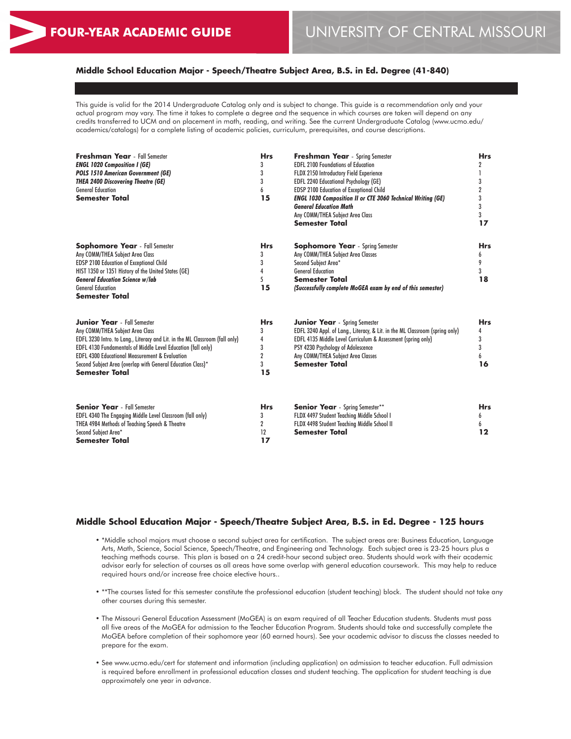FOUR-YEAR ACADEMIC GUIDE

UNIVERSITY OF CENTRAL MISSOURI

### Middle School Education Major - Speech/Theatre Subject Area, B.S. in Ed. Degree (41-840)

This guide is valid for the 2014 Undergraduate Catalog only and is subject to change. This guide is a recommendation only and your actual program may vary. The time it takes to complete a degree and the sequence in which courses are taken will depend on any credits transferred to UCM and on placement in math, reading, and writing. See the current Undergraduate Catalog (www.ucmo.edu/academics/catalogs) for a complete listing of academic policies, curriculum, prerequisites, and course descriptions.

| **Freshman Year** - Fall Semester | **Hrs** | **Freshman Year** - Spring Semester | **Hrs** |
|---|---|---|---|
| ***ENGL 1020 Composition I (GE)*** | 3 | EDFL 2100 Foundations of Education | 2 |
| ***POLS 1510 American Government (GE)*** | 3 | FLDX 2150 Introductory Field Experience | 1 |
| ***THEA 2400 Discovering Theatre (GE)*** | 3 | EDFL 2240 Educational Psychology (GE) | 3 |
| General Education | 6 | EDSP 2100 Education of Exceptional Child | 2 |
| **Semester Total** | **15** | ***ENGL 1030 Composition II or CTE 3060 Technical Writing (GE)*** | 3 |
| | | ***General Education Math*** | 3 |
| | | Any COMM/THEA Subject Area Class | 3 |
| | | **Semester Total** | **17** |

| **Sophomore Year** - Fall Semester | **Hrs** | **Sophomore Year** - Spring Semester | **Hrs** |
|---|---|---|---|
| Any COMM/THEA Subject Area Class | 3 | Any COMM/THEA Subject Area Classes | 6 |
| EDSP 2100 Education of Exceptional Child | 3 | Second Subject Area* | 9 |
| HIST 1350 or 1351 History of the United States (GE) | 4 | General Education | 3 |
| ***General Education Science w/lab*** | 5 | **Semester Total** | **18** |
| General Education | 15 | ***(Successfully complete MoGEA exam by end of this semester)*** | |
| **Semester Total** | | | |

| **Junior Year** - Fall Semester | **Hrs** | **Junior Year** - Spring Semester | **Hrs** |
|---|---|---|---|
| Any COMM/THEA Subject Area Class | 3 | EDFL 3240 Appl. of Lang., Literacy, & Lit. in the ML Classroom (spring only) | 4 |
| EDFL 3230 Intro. to Lang., Literacy and Lit. in the ML Classroom (fall only) | 4 | EDFL 4135 Middle Level Curriculum & Assessment (spring only) | 3 |
| EDFL 4130 Fundamentals of Middle Level Education (fall only) | 3 | PSY 4230 Psychology of Adolescence | 3 |
| EDFL 4300 Educational Measurement & Evaluation | 2 | Any COMM/THEA Subject Area Classes | 6 |
| Second Subject Area (overlap with General Education Class)* | 3 | **Semester Total** | **16** |
| **Semester Total** | **15** | | |

| **Senior Year** - Fall Semester | **Hrs** | **Senior Year** - Spring Semester** | **Hrs** |
|---|---|---|---|
| EDFL 4340 The Engaging Middle Level Classroom (fall only) | 3 | FLDX 4497 Student Teaching Middle School I | 6 |
| THEA 4984 Methods of Teaching Speech & Theatre | 2 | FLDX 4498 Student Teaching Middle School II | 6 |
| Second Subject Area* | 12 | **Semester Total** | **12** |
| **Semester Total** | **17** | | |

### Middle School Education Major - Speech/Theatre Subject Area, B.S. in Ed. Degree - 125 hours

- *Middle school majors must choose a second subject area for certification. The subject areas are: Business Education, Language Arts, Math, Science, Social Science, Speech/Theatre, and Engineering and Technology. Each subject area is 23-25 hours plus a teaching methods course. This plan is based on a 24 credit-hour second subject area. Students should work with their academic advisor early for selection of courses as all areas have some overlap with general education coursework. This may help to reduce required hours and/or increase free choice elective hours..
- **The courses listed for this semester constitute the professional education (student teaching) block. The student should not take any other courses during this semester.
- The Missouri General Education Assessment (MoGEA) is an exam required of all Teacher Education students. Students must pass all five areas of the MoGEA for admission to the Teacher Education Program. Students should take and successfully complete the MoGEA before completion of their sophomore year (60 earned hours). See your academic advisor to discuss the classes needed to prepare for the exam.
- See www.ucmo.edu/cert for statement and information (including application) on admission to teacher education. Full admission is required before enrollment in professional education classes and student teaching. The application for student teaching is due approximately one year in advance.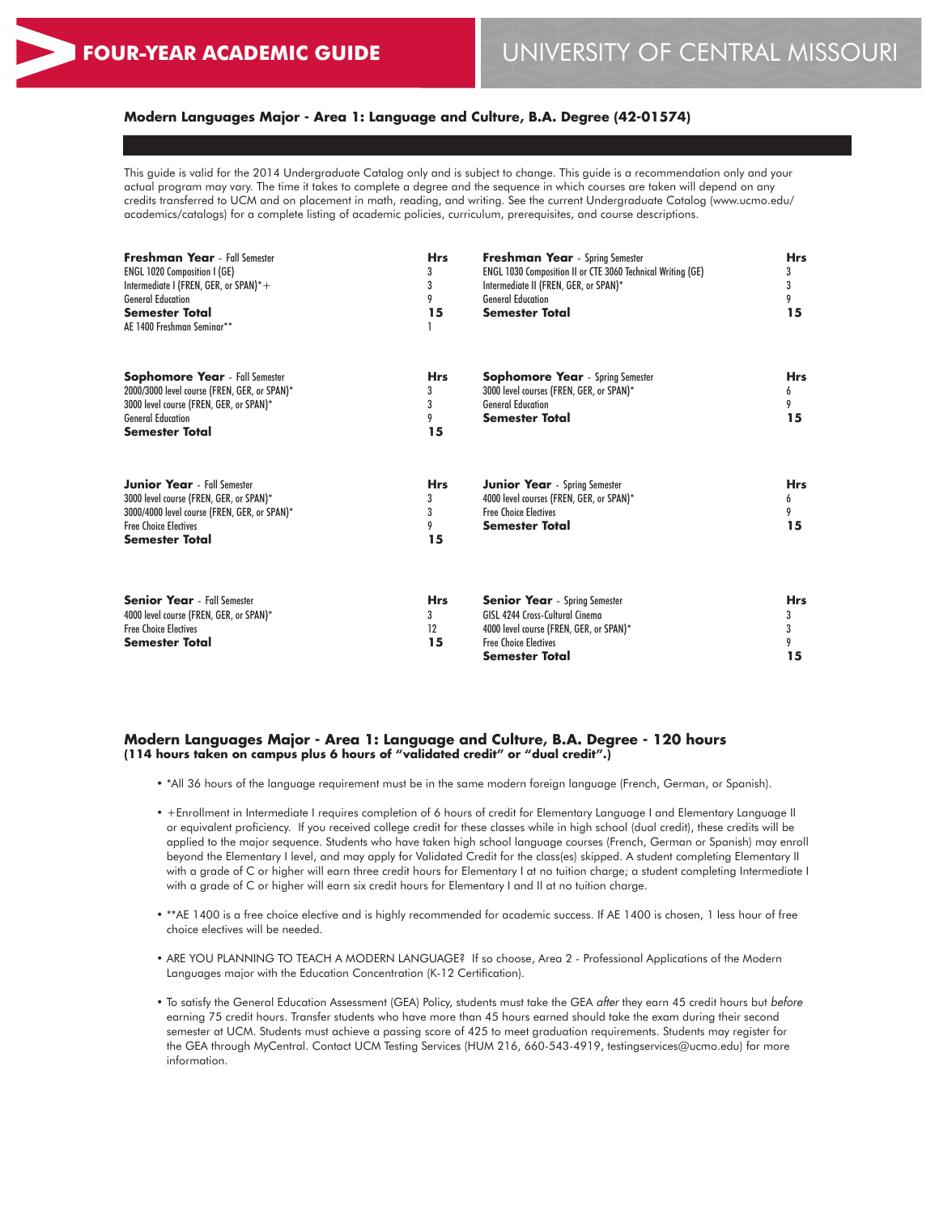# FOUR-YEAR ACADEMIC GUIDE

## UNIVERSITY OF CENTRAL MISSOURI

### Modern Languages Major - Area 1: Language and Culture, B.A. Degree (42-01574)

This guide is valid for the 2014 Undergraduate Catalog only and is subject to change. This guide is a recommendation only and your actual program may vary. The time it takes to complete a degree and the sequence in which courses are taken will depend on any credits transferred to UCM and on placement in math, reading, and writing. See the current Undergraduate Catalog (www.ucmo.edu/academics/catalogs) for a complete listing of academic policies, curriculum, prerequisites, and course descriptions.

| **Freshman Year** - Fall Semester | **Hrs** | **Freshman Year** - Spring Semester | **Hrs** |
|---|---|---|---|
| ENGL 1020 Composition I (GE) | 3 | ENGL 1030 Composition II or CTE 3060 Technical Writing (GE) | 3 |
| Intermediate I (FREN, GER, or SPAN)*+ | 3 | Intermediate II (FREN, GER, or SPAN)* | 3 |
| General Education | 9 | General Education | 9 |
| **Semester Total** | **15** | **Semester Total** | **15** |
| AE 1400 Freshman Seminar** | 1 | | |

| **Sophomore Year** - Fall Semester | **Hrs** | **Sophomore Year** - Spring Semester | **Hrs** |
|---|---|---|---|
| 2000/3000 level course (FREN, GER, or SPAN)* | 3 | 3000 level courses (FREN, GER, or SPAN)* | 6 |
| 3000 level course (FREN, GER, or SPAN)* | 3 | General Education | 9 |
| General Education | 9 | **Semester Total** | **15** |
| **Semester Total** | **15** | | |

| **Junior Year** - Fall Semester | **Hrs** | **Junior Year** - Spring Semester | **Hrs** |
|---|---|---|---|
| 3000 level course (FREN, GER, or SPAN)* | 3 | 4000 level courses (FREN, GER, or SPAN)* | 6 |
| 3000/4000 level course (FREN, GER, or SPAN)* | 3 | Free Choice Electives | 9 |
| Free Choice Electives | 9 | **Semester Total** | **15** |
| **Semester Total** | **15** | | |

| **Senior Year** - Fall Semester | **Hrs** | **Senior Year** - Spring Semester | **Hrs** |
|---|---|---|---|
| 4000 level course (FREN, GER, or SPAN)* | 3 | GISL 4244 Cross-Cultural Cinema | 3 |
| Free Choice Electives | 12 | 4000 level course (FREN, GER, or SPAN)* | 3 |
| **Semester Total** | **15** | Free Choice Electives | 9 |
| | | **Semester Total** | **15** |

### Modern Languages Major - Area 1: Language and Culture, B.A. Degree - 120 hours
**(114 hours taken on campus plus 6 hours of "validated credit" or "dual credit".)**

- *All 36 hours of the language requirement must be in the same modern foreign language (French, German, or Spanish).
- +Enrollment in Intermediate I requires completion of 6 hours of credit for Elementary Language I and Elementary Language II or equivalent proficiency. If you received college credit for these classes while in high school (dual credit), these credits will be applied to the major sequence. Students who have taken high school language courses (French, German or Spanish) may enroll beyond the Elementary I level, and may apply for Validated Credit for the class(es) skipped. A student completing Elementary II with a grade of C or higher will earn three credit hours for Elementary I at no tuition charge; a student completing Intermediate I with a grade of C or higher will earn six credit hours for Elementary I and II at no tuition charge.
- **AE 1400 is a free choice elective and is highly recommended for academic success. If AE 1400 is chosen, 1 less hour of free choice electives will be needed.
- ARE YOU PLANNING TO TEACH A MODERN LANGUAGE? If so choose, Area 2 - Professional Applications of the Modern Languages major with the Education Concentration (K-12 Certification).
- To satisfy the General Education Assessment (GEA) Policy, students must take the GEA *after* they earn 45 credit hours but *before* earning 75 credit hours. Transfer students who have more than 45 hours earned should take the exam during their second semester at UCM. Students must achieve a passing score of 425 to meet graduation requirements. Students may register for the GEA through MyCentral. Contact UCM Testing Services (HUM 216, 660-543-4919, testingservices@ucmo.edu) for more information.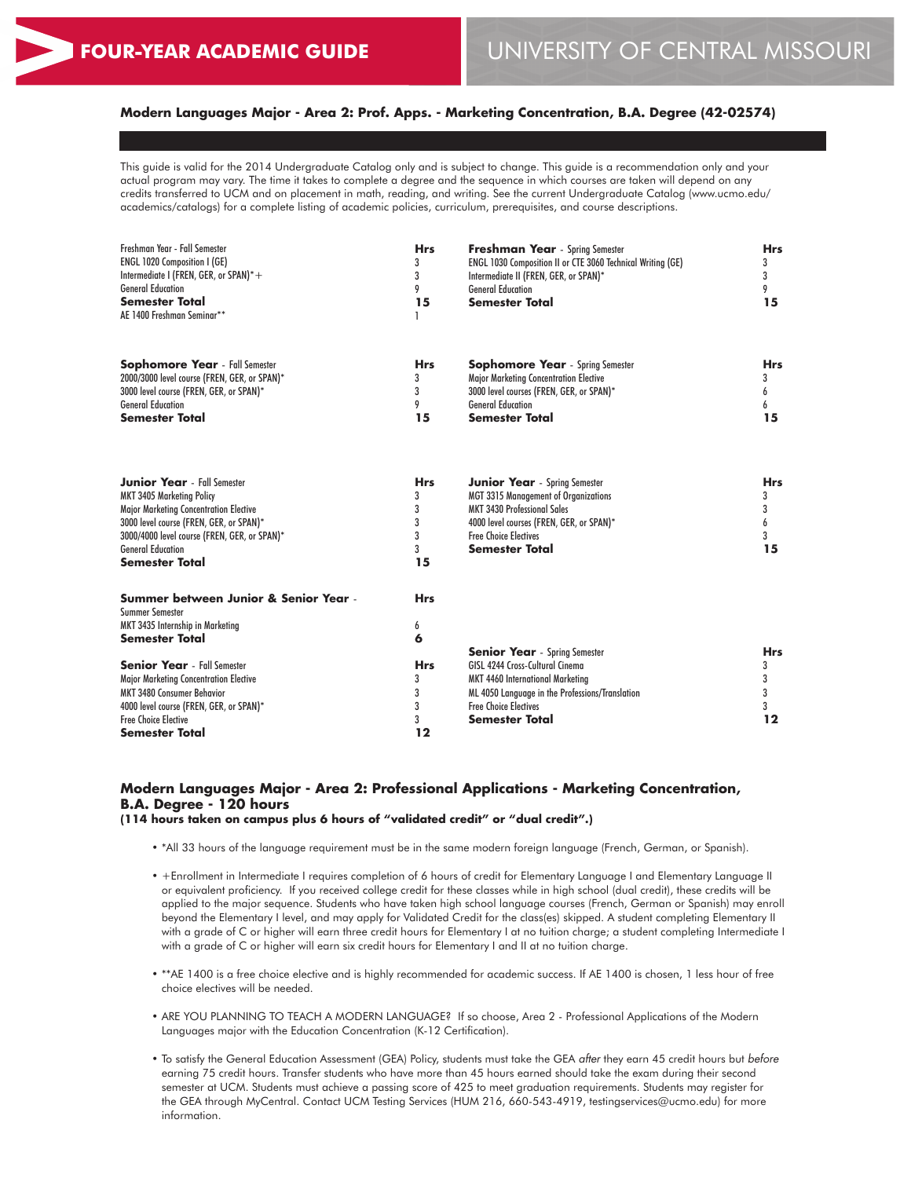# FOUR-YEAR ACADEMIC GUIDE

# UNIVERSITY OF CENTRAL MISSOURI

## Modern Languages Major - Area 2: Prof. Apps. - Marketing Concentration, B.A. Degree (42-02574)

This guide is valid for the 2014 Undergraduate Catalog only and is subject to change. This guide is a recommendation only and your actual program may vary. The time it takes to complete a degree and the sequence in which courses are taken will depend on any credits transferred to UCM and on placement in math, reading, and writing. See the current Undergraduate Catalog (www.ucmo.edu/academics/catalogs) for a complete listing of academic policies, curriculum, prerequisites, and course descriptions.

| Freshman Year - Fall Semester | Hrs |
|---|---|
| ENGL 1020 Composition I (GE) | 3 |
| Intermediate I (FREN, GER, or SPAN)*+ | 3 |
| General Education | 9 |
| **Semester Total** | **15** |
| AE 1400 Freshman Seminar** | 1 |

| **Freshman Year** - Spring Semester | **Hrs** |
|---|---|
| ENGL 1030 Composition II or CTE 3060 Technical Writing (GE) | 3 |
| Intermediate II (FREN, GER, or SPAN)* | 3 |
| General Education | 9 |
| **Semester Total** | **15** |

| **Sophomore Year** - Fall Semester | **Hrs** |
|---|---|
| 2000/3000 level course (FREN, GER, or SPAN)* | 3 |
| 3000 level course (FREN, GER, or SPAN)* | 3 |
| General Education | 9 |
| **Semester Total** | **15** |

| **Sophomore Year** - Spring Semester | **Hrs** |
|---|---|
| Major Marketing Concentration Elective | 3 |
| 3000 level courses (FREN, GER, or SPAN)* | 6 |
| General Education | 6 |
| **Semester Total** | **15** |

| **Junior Year** - Fall Semester | **Hrs** |
|---|---|
| MKT 3405 Marketing Policy | 3 |
| Major Marketing Concentration Elective | 3 |
| 3000 level course (FREN, GER, or SPAN)* | 3 |
| 3000/4000 level course (FREN, GER, or SPAN)* | 3 |
| General Education | 3 |
| **Semester Total** | **15** |

| **Junior Year** - Spring Semester | **Hrs** |
|---|---|
| MGT 3315 Management of Organizations | 3 |
| MKT 3430 Professional Sales | 3 |
| 4000 level courses (FREN, GER, or SPAN)* | 6 |
| Free Choice Electives | 3 |
| **Semester Total** | **15** |

| **Summer between Junior & Senior Year** - Summer Semester | **Hrs** |
|---|---|
| MKT 3435 Internship in Marketing | 6 |
| **Semester Total** | **6** |

| **Senior Year** - Fall Semester | **Hrs** |
|---|---|
| Major Marketing Concentration Elective | 3 |
| MKT 3480 Consumer Behavior | 3 |
| 4000 level course (FREN, GER, or SPAN)* | 3 |
| Free Choice Elective | 3 |
| **Semester Total** | **12** |

| **Senior Year** - Spring Semester | **Hrs** |
|---|---|
| GISL 4244 Cross-Cultural Cinema | 3 |
| MKT 4460 International Marketing | 3 |
| ML 4050 Language in the Professions/Translation | 3 |
| Free Choice Electives | 3 |
| **Semester Total** | **12** |

## Modern Languages Major - Area 2: Professional Applications - Marketing Concentration, B.A. Degree - 120 hours

**(114 hours taken on campus plus 6 hours of "validated credit" or "dual credit".)**

- *All 33 hours of the language requirement must be in the same modern foreign language (French, German, or Spanish).
- +Enrollment in Intermediate I requires completion of 6 hours of credit for Elementary Language I and Elementary Language II or equivalent proficiency. If you received college credit for these classes while in high school (dual credit), these credits will be applied to the major sequence. Students who have taken high school language courses (French, German or Spanish) may enroll beyond the Elementary I level, and may apply for Validated Credit for the class(es) skipped. A student completing Elementary II with a grade of C or higher will earn three credit hours for Elementary I at no tuition charge; a student completing Intermediate I with a grade of C or higher will earn six credit hours for Elementary I and II at no tuition charge.
- **AE 1400 is a free choice elective and is highly recommended for academic success. If AE 1400 is chosen, 1 less hour of free choice electives will be needed.
- ARE YOU PLANNING TO TEACH A MODERN LANGUAGE? If so choose, Area 2 - Professional Applications of the Modern Languages major with the Education Concentration (K-12 Certification).
- To satisfy the General Education Assessment (GEA) Policy, students must take the GEA *after* they earn 45 credit hours but *before* earning 75 credit hours. Transfer students who have more than 45 hours earned should take the exam during their second semester at UCM. Students must achieve a passing score of 425 to meet graduation requirements. Students may register for the GEA through MyCentral. Contact UCM Testing Services (HUM 216, 660-543-4919, testingservices@ucmo.edu) for more information.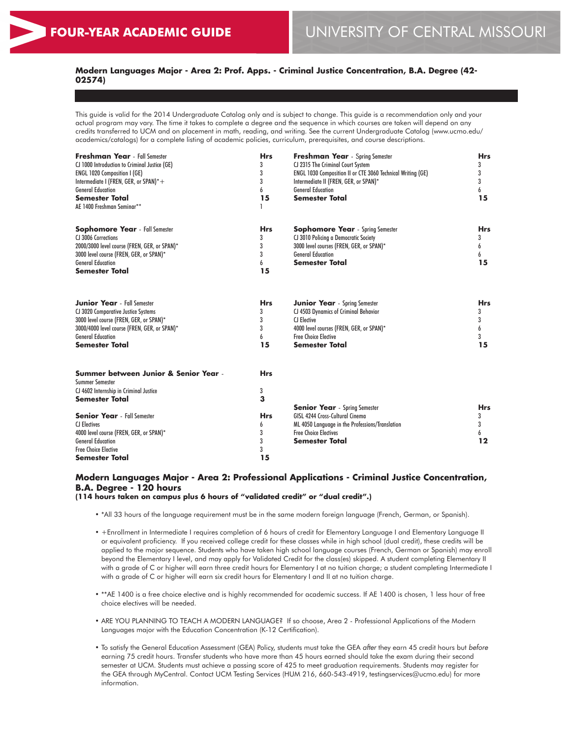**FOUR-YEAR ACADEMIC GUIDE** | UNIVERSITY OF CENTRAL MISSOURI

### Modern Languages Major - Area 2: Prof. Apps. - Criminal Justice Concentration, B.A. Degree (42-02574)

This guide is valid for the 2014 Undergraduate Catalog only and is subject to change. This guide is a recommendation only and your actual program may vary. The time it takes to complete a degree and the sequence in which courses are taken will depend on any credits transferred to UCM and on placement in math, reading, and writing. See the current Undergraduate Catalog (www.ucmo.edu/academics/catalogs) for a complete listing of academic policies, curriculum, prerequisites, and course descriptions.

| **Freshman Year** - Fall Semester | **Hrs** | **Freshman Year** - Spring Semester | **Hrs** |
|---|---|---|---|
| CJ 1000 Introduction to Criminal Justice (GE) | 3 | CJ 2315 The Criminal Court System | 3 |
| ENGL 1020 Composition I (GE) | 3 | ENGL 1030 Composition II or CTE 3060 Technical Writing (GE) | 3 |
| Intermediate I (FREN, GER, or SPAN)*+ | 3 | Intermediate II (FREN, GER, or SPAN)* | 3 |
| General Education | 6 | General Education | 6 |
| **Semester Total** | **15** | **Semester Total** | **15** |
| AE 1400 Freshman Seminar** | 1 | | |

| **Sophomore Year** - Fall Semester | **Hrs** | **Sophomore Year** - Spring Semester | **Hrs** |
|---|---|---|---|
| CJ 3006 Corrections | 3 | CJ 3010 Policing a Democratic Society | 3 |
| 2000/3000 level course (FREN, GER, or SPAN)* | 3 | 3000 level courses (FREN, GER, or SPAN)* | 6 |
| 3000 level course (FREN, GER, or SPAN)* | 3 | General Education | 6 |
| General Education | 6 | **Semester Total** | **15** |
| **Semester Total** | **15** | | |

| **Junior Year** - Fall Semester | **Hrs** | **Junior Year** - Spring Semester | **Hrs** |
|---|---|---|---|
| CJ 3020 Comparative Justice Systems | 3 | CJ 4503 Dynamics of Criminal Behavior | 3 |
| 3000 level course (FREN, GER, or SPAN)* | 3 | CJ Elective | 3 |
| 3000/4000 level course (FREN, GER, or SPAN)* | 3 | 4000 level courses (FREN, GER, or SPAN)* | 6 |
| General Education | 6 | Free Choice Elective | 3 |
| **Semester Total** | **15** | **Semester Total** | **15** |

| **Summer between Junior & Senior Year** - Summer Semester | **Hrs** |
|---|---|
| CJ 4602 Internship in Criminal Justice | 3 |
| **Semester Total** | **3** |

| **Senior Year** - Fall Semester | **Hrs** | **Senior Year** - Spring Semester | **Hrs** |
|---|---|---|---|
| CJ Electives | 6 | GISL 4244 Cross-Cultural Cinema | 3 |
| 4000 level course (FREN, GER, or SPAN)* | 3 | ML 4050 Language in the Professions/Translation | 3 |
| General Education | 3 | Free Choice Electives | 6 |
| Free Choice Elective | 3 | **Semester Total** | **12** |
| **Semester Total** | **15** | | |

### Modern Languages Major - Area 2: Professional Applications - Criminal Justice Concentration, B.A. Degree - 120 hours

**(114 hours taken on campus plus 6 hours of "validated credit" or "dual credit".)**

- *All 33 hours of the language requirement must be in the same modern foreign language (French, German, or Spanish).
- +Enrollment in Intermediate I requires completion of 6 hours of credit for Elementary Language I and Elementary Language II or equivalent proficiency. If you received college credit for these classes while in high school (dual credit), these credits will be applied to the major sequence. Students who have taken high school language courses (French, German or Spanish) may enroll beyond the Elementary I level, and may apply for Validated Credit for the class(es) skipped. A student completing Elementary II with a grade of C or higher will earn three credit hours for Elementary I at no tuition charge; a student completing Intermediate I with a grade of C or higher will earn six credit hours for Elementary I and II at no tuition charge.
- **AE 1400 is a free choice elective and is highly recommended for academic success. If AE 1400 is chosen, 1 less hour of free choice electives will be needed.
- ARE YOU PLANNING TO TEACH A MODERN LANGUAGE? If so choose, Area 2 - Professional Applications of the Modern Languages major with the Education Concentration (K-12 Certification).
- To satisfy the General Education Assessment (GEA) Policy, students must take the GEA *after* they earn 45 credit hours but *before* earning 75 credit hours. Transfer students who have more than 45 hours earned should take the exam during their second semester at UCM. Students must achieve a passing score of 425 to meet graduation requirements. Students may register for the GEA through MyCentral. Contact UCM Testing Services (HUM 216, 660-543-4919, testingservices@ucmo.edu) for more information.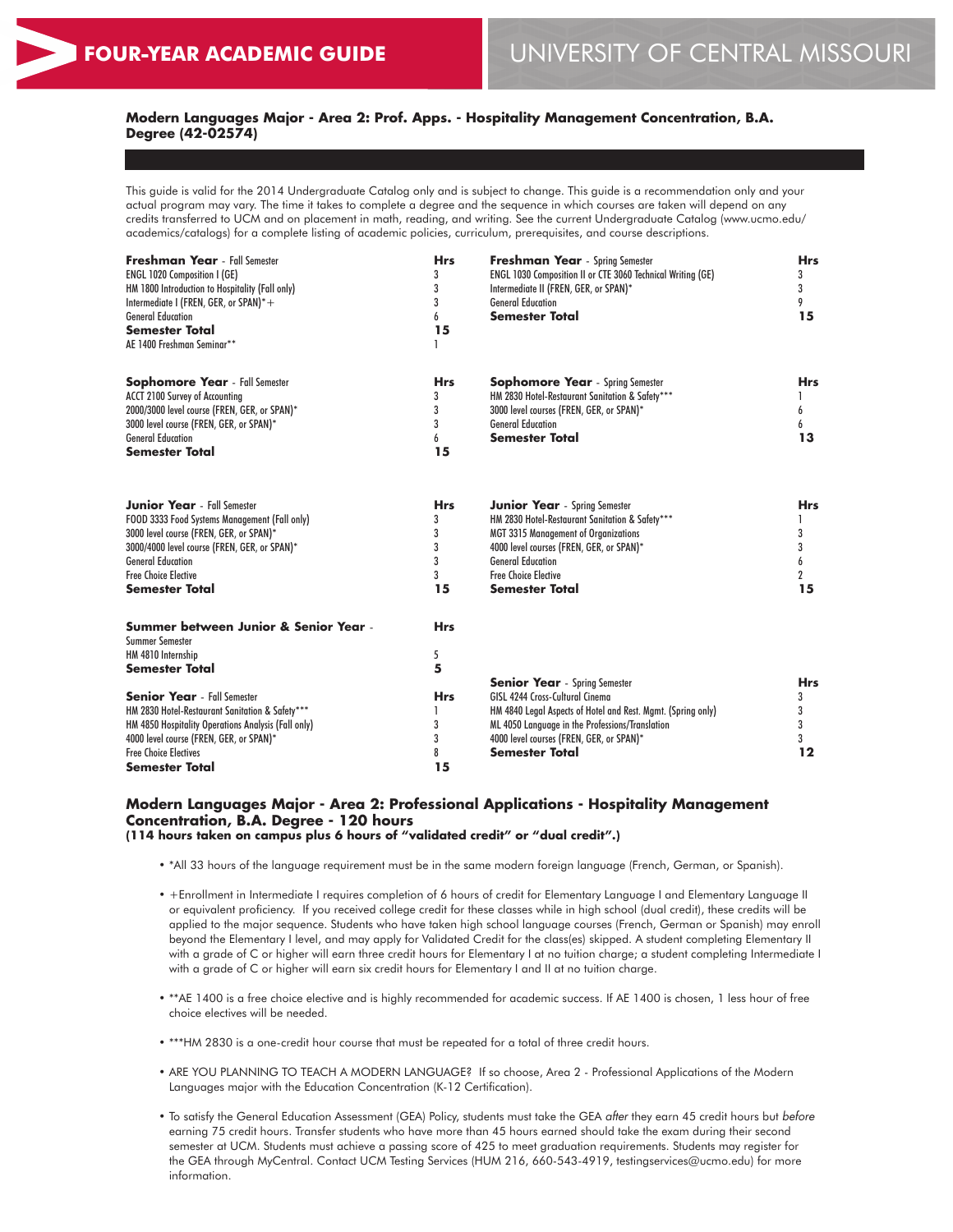FOUR-YEAR ACADEMIC GUIDE

UNIVERSITY OF CENTRAL MISSOURI

### Modern Languages Major - Area 2: Prof. Apps. - Hospitality Management Concentration, B.A. Degree (42-02574)

This guide is valid for the 2014 Undergraduate Catalog only and is subject to change. This guide is a recommendation only and your actual program may vary. The time it takes to complete a degree and the sequence in which courses are taken will depend on any credits transferred to UCM and on placement in math, reading, and writing. See the current Undergraduate Catalog (www.ucmo.edu/academics/catalogs) for a complete listing of academic policies, curriculum, prerequisites, and course descriptions.

| **Freshman Year** - Fall Semester | **Hrs** | **Freshman Year** - Spring Semester | **Hrs** |
|---|---|---|---|
| ENGL 1020 Composition I (GE) | 3 | ENGL 1030 Composition II or CTE 3060 Technical Writing (GE) | 3 |
| HM 1800 Introduction to Hospitality (Fall only) | 3 | Intermediate II (FREN, GER, or SPAN)* | 3 |
| Intermediate I (FREN, GER, or SPAN)*+ | 3 | General Education | 9 |
| General Education | 6 | **Semester Total** | **15** |
| **Semester Total** | **15** | | |
| AE 1400 Freshman Seminar** | 1 | | |

| **Sophomore Year** - Fall Semester | **Hrs** | **Sophomore Year** - Spring Semester | **Hrs** |
|---|---|---|---|
| ACCT 2100 Survey of Accounting | 3 | HM 2830 Hotel-Restaurant Sanitation & Safety*** | 1 |
| 2000/3000 level course (FREN, GER, or SPAN)* | 3 | 3000 level courses (FREN, GER, or SPAN)* | 6 |
| 3000 level course (FREN, GER, or SPAN)* | 3 | General Education | 6 |
| General Education | 6 | **Semester Total** | **13** |
| **Semester Total** | **15** | | |

| **Junior Year** - Fall Semester | **Hrs** | **Junior Year** - Spring Semester | **Hrs** |
|---|---|---|---|
| FOOD 3333 Food Systems Management (Fall only) | 3 | HM 2830 Hotel-Restaurant Sanitation & Safety*** | 1 |
| 3000 level course (FREN, GER, or SPAN)* | 3 | MGT 3315 Management of Organizations | 3 |
| 3000/4000 level course (FREN, GER, or SPAN)* | 3 | 4000 level courses (FREN, GER, or SPAN)* | 3 |
| General Education | 3 | General Education | 6 |
| Free Choice Elective | 3 | Free Choice Elective | 2 |
| **Semester Total** | **15** | **Semester Total** | **15** |

| **Summer between Junior & Senior Year** - Summer Semester | **Hrs** |
|---|---|
| HM 4810 Internship | 5 |
| **Semester Total** | **5** |

| **Senior Year** - Fall Semester | **Hrs** | **Senior Year** - Spring Semester | **Hrs** |
|---|---|---|---|
| HM 2830 Hotel-Restaurant Sanitation & Safety*** | 1 | GISL 4244 Cross-Cultural Cinema | 3 |
| HM 4850 Hospitality Operations Analysis (Fall only) | 3 | HM 4840 Legal Aspects of Hotel and Rest. Mgmt. (Spring only) | 3 |
| 4000 level course (FREN, GER, or SPAN)* | 3 | ML 4050 Language in the Professions/Translation | 3 |
| Free Choice Electives | 8 | 4000 level courses (FREN, GER, or SPAN)* | 3 |
| **Semester Total** | **15** | **Semester Total** | **12** |

### Modern Languages Major - Area 2: Professional Applications - Hospitality Management Concentration, B.A. Degree - 120 hours
**(114 hours taken on campus plus 6 hours of "validated credit" or "dual credit".)**

- *All 33 hours of the language requirement must be in the same modern foreign language (French, German, or Spanish).
- +Enrollment in Intermediate I requires completion of 6 hours of credit for Elementary Language I and Elementary Language II or equivalent proficiency. If you received college credit for these classes while in high school (dual credit), these credits will be applied to the major sequence. Students who have taken high school language courses (French, German or Spanish) may enroll beyond the Elementary I level, and may apply for Validated Credit for the class(es) skipped. A student completing Elementary II with a grade of C or higher will earn three credit hours for Elementary I at no tuition charge; a student completing Intermediate I with a grade of C or higher will earn six credit hours for Elementary I and II at no tuition charge.
- **AE 1400 is a free choice elective and is highly recommended for academic success. If AE 1400 is chosen, 1 less hour of free choice electives will be needed.
- ***HM 2830 is a one-credit hour course that must be repeated for a total of three credit hours.
- ARE YOU PLANNING TO TEACH A MODERN LANGUAGE? If so choose, Area 2 - Professional Applications of the Modern Languages major with the Education Concentration (K-12 Certification).
- To satisfy the General Education Assessment (GEA) Policy, students must take the GEA *after* they earn 45 credit hours but *before* earning 75 credit hours. Transfer students who have more than 45 hours earned should take the exam during their second semester at UCM. Students must achieve a passing score of 425 to meet graduation requirements. Students may register for the GEA through MyCentral. Contact UCM Testing Services (HUM 216, 660-543-4919, testingservices@ucmo.edu) for more information.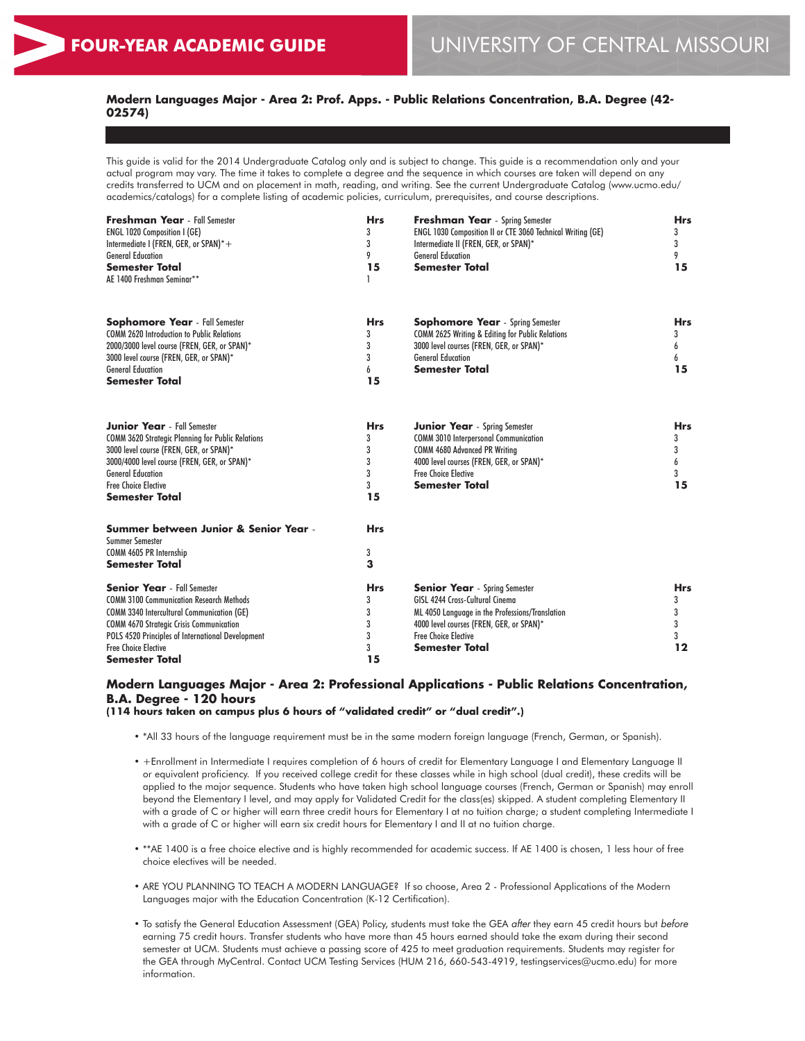# FOUR-YEAR ACADEMIC GUIDE

# UNIVERSITY OF CENTRAL MISSOURI

### Modern Languages Major - Area 2: Prof. Apps. - Public Relations Concentration, B.A. Degree (42-02574)

This guide is valid for the 2014 Undergraduate Catalog only and is subject to change. This guide is a recommendation only and your actual program may vary. The time it takes to complete a degree and the sequence in which courses are taken will depend on any credits transferred to UCM and on placement in math, reading, and writing. See the current Undergraduate Catalog (www.ucmo.edu/academics/catalogs) for a complete listing of academic policies, curriculum, prerequisites, and course descriptions.

| **Freshman Year** - Fall Semester | **Hrs** | **Freshman Year** - Spring Semester | **Hrs** |
|---|---|---|---|
| ENGL 1020 Composition I (GE) | 3 | ENGL 1030 Composition II or CTE 3060 Technical Writing (GE) | 3 |
| Intermediate I (FREN, GER, or SPAN)*+ | 3 | Intermediate II (FREN, GER, or SPAN)* | 3 |
| General Education | 9 | General Education | 9 |
| **Semester Total** | **15** | **Semester Total** | **15** |
| AE 1400 Freshman Seminar** | 1 | | |

| **Sophomore Year** - Fall Semester | **Hrs** | **Sophomore Year** - Spring Semester | **Hrs** |
|---|---|---|---|
| COMM 2620 Introduction to Public Relations | 3 | COMM 2625 Writing & Editing for Public Relations | 3 |
| 2000/3000 level course (FREN, GER, or SPAN)* | 3 | 3000 level courses (FREN, GER, or SPAN)* | 6 |
| 3000 level course (FREN, GER, or SPAN)* | 3 | General Education | 6 |
| General Education | 6 | **Semester Total** | **15** |
| **Semester Total** | **15** | | |

| **Junior Year** - Fall Semester | **Hrs** | **Junior Year** - Spring Semester | **Hrs** |
|---|---|---|---|
| COMM 3620 Strategic Planning for Public Relations | 3 | COMM 3010 Interpersonal Communication | 3 |
| 3000 level course (FREN, GER, or SPAN)* | 3 | COMM 4680 Advanced PR Writing | 3 |
| 3000/4000 level course (FREN, GER, or SPAN)* | 3 | 4000 level courses (FREN, GER, or SPAN)* | 6 |
| General Education | 3 | Free Choice Elective | 3 |
| Free Choice Elective | 3 | **Semester Total** | **15** |
| **Semester Total** | **15** | | |

| **Summer between Junior & Senior Year** - Summer Semester | **Hrs** |
|---|---|
| COMM 4605 PR Internship | 3 |
| **Semester Total** | **3** |

| **Senior Year** - Fall Semester | **Hrs** | **Senior Year** - Spring Semester | **Hrs** |
|---|---|---|---|
| COMM 3100 Communication Research Methods | 3 | GISL 4244 Cross-Cultural Cinema | 3 |
| COMM 3340 Intercultural Communication (GE) | 3 | ML 4050 Language in the Professions/Translation | 3 |
| COMM 4670 Strategic Crisis Communication | 3 | 4000 level courses (FREN, GER, or SPAN)* | 3 |
| POLS 4520 Principles of International Development | 3 | Free Choice Elective | 3 |
| Free Choice Elective | 3 | **Semester Total** | **12** |
| **Semester Total** | **15** | | |

### Modern Languages Major - Area 2: Professional Applications - Public Relations Concentration, B.A. Degree - 120 hours

**(114 hours taken on campus plus 6 hours of "validated credit" or "dual credit".)**

- *All 33 hours of the language requirement must be in the same modern foreign language (French, German, or Spanish).
- +Enrollment in Intermediate I requires completion of 6 hours of credit for Elementary Language I and Elementary Language II or equivalent proficiency. If you received college credit for these classes while in high school (dual credit), these credits will be applied to the major sequence. Students who have taken high school language courses (French, German or Spanish) may enroll beyond the Elementary I level, and may apply for Validated Credit for the class(es) skipped. A student completing Elementary II with a grade of C or higher will earn three credit hours for Elementary I at no tuition charge; a student completing Intermediate I with a grade of C or higher will earn six credit hours for Elementary I and II at no tuition charge.
- **AE 1400 is a free choice elective and is highly recommended for academic success. If AE 1400 is chosen, 1 less hour of free choice electives will be needed.
- ARE YOU PLANNING TO TEACH A MODERN LANGUAGE? If so choose, Area 2 - Professional Applications of the Modern Languages major with the Education Concentration (K-12 Certification).
- To satisfy the General Education Assessment (GEA) Policy, students must take the GEA *after* they earn 45 credit hours but *before* earning 75 credit hours. Transfer students who have more than 45 hours earned should take the exam during their second semester at UCM. Students must achieve a passing score of 425 to meet graduation requirements. Students may register for the GEA through MyCentral. Contact UCM Testing Services (HUM 216, 660-543-4919, testingservices@ucmo.edu) for more information.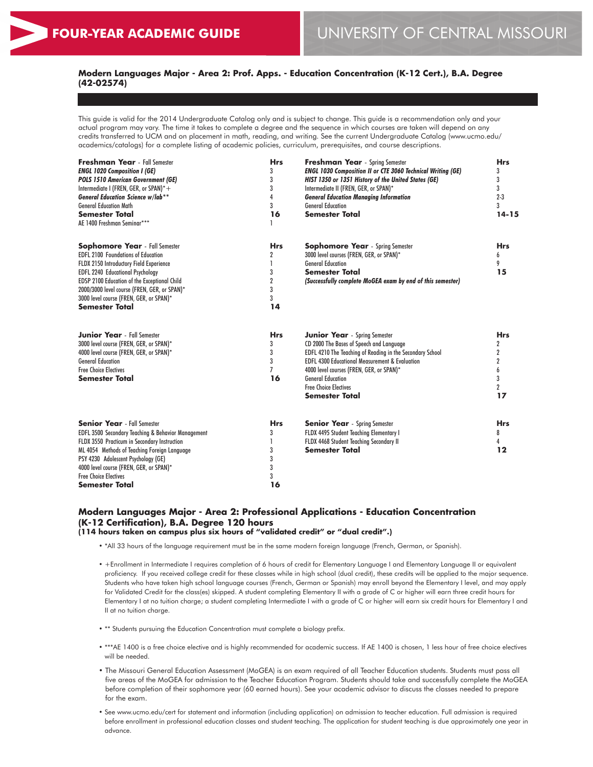# FOUR-YEAR ACADEMIC GUIDE

UNIVERSITY OF CENTRAL MISSOURI

## Modern Languages Major - Area 2: Prof. Apps. - Education Concentration (K-12 Cert.), B.A. Degree (42-02574)

This guide is valid for the 2014 Undergraduate Catalog only and is subject to change. This guide is a recommendation only and your actual program may vary. The time it takes to complete a degree and the sequence in which courses are taken will depend on any credits transferred to UCM and on placement in math, reading, and writing. See the current Undergraduate Catalog (www.ucmo.edu/academics/catalogs) for a complete listing of academic policies, curriculum, prerequisites, and course descriptions.

| **Freshman Year** - Fall Semester | **Hrs** | **Freshman Year** - Spring Semester | **Hrs** |
|---|---|---|---|
| ***ENGL 1020 Composition I (GE)*** | 3 | ***ENGL 1030 Composition II or CTE 3060 Technical Writing (GE)*** | 3 |
| ***POLS 1510 American Government (GE)*** | 3 | ***HIST 1350 or 1351 History of the United States (GE)*** | 3 |
| Intermediate I (FREN, GER, or SPAN)*+ | 3 | Intermediate II (FREN, GER, or SPAN)* | 3 |
| ***General Education Science w/lab**** | 4 | ***General Education Managing Information*** | 2-3 |
| General Education Math | 3 | General Education | 3 |
| **Semester Total** | **16** | **Semester Total** | **14-15** |
| AE 1400 Freshman Seminar*** | 1 | | |

| **Sophomore Year** - Fall Semester | **Hrs** | **Sophomore Year** - Spring Semester | **Hrs** |
|---|---|---|---|
| EDFL 2100 Foundations of Education | 2 | 3000 level courses (FREN, GER, or SPAN)* | 6 |
| FLDX 2150 Introductory Field Experience | 1 | General Education | 9 |
| EDFL 2240 Educational Psychology | 3 | **Semester Total** | **15** |
| EDSP 2100 Education of the Exceptional Child | 2 | ***(Successfully complete MoGEA exam by end of this semester)*** | |
| 2000/3000 level course (FREN, GER, or SPAN)* | 3 | | |
| 3000 level course (FREN, GER, or SPAN)* | 3 | | |
| **Semester Total** | **14** | | |

| **Junior Year** - Fall Semester | **Hrs** | **Junior Year** - Spring Semester | **Hrs** |
|---|---|---|---|
| 3000 level course (FREN, GER, or SPAN)* | 3 | CD 2000 The Bases of Speech and Language | 2 |
| 4000 level course (FREN, GER, or SPAN)* | 3 | EDFL 4210 The Teaching of Reading in the Secondary School | 2 |
| General Education | 3 | EDFL 4300 Educational Measurement & Evaluation | 2 |
| Free Choice Electives | 7 | 4000 level courses (FREN, GER, or SPAN)* | 6 |
| **Semester Total** | **16** | General Education | 3 |
| | | Free Choice Electives | 2 |
| | | **Semester Total** | **17** |

| **Senior Year** - Fall Semester | **Hrs** | **Senior Year** - Spring Semester | **Hrs** |
|---|---|---|---|
| EDFL 3500 Secondary Teaching & Behavior Management | 3 | FLDX 4495 Student Teaching Elementary I | 8 |
| FLDX 3550 Practicum in Secondary Instruction | 1 | FLDX 4468 Student Teaching Secondary II | 4 |
| ML 4054 Methods of Teaching Foreign Language | 3 | **Semester Total** | **12** |
| PSY 4230 Adolescent Psychology (GE) | 3 | | |
| 4000 level course (FREN, GER, or SPAN)* | 3 | | |
| Free Choice Electives | 3 | | |
| **Semester Total** | **16** | | |

## Modern Languages Major - Area 2: Professional Applications - Education Concentration (K-12 Certification), B.A. Degree 120 hours

**(114 hours taken on campus plus six hours of "validated credit" or "dual credit".)**

- *All 33 hours of the language requirement must be in the same modern foreign language (French, German, or Spanish).
- +Enrollment in Intermediate I requires completion of 6 hours of credit for Elementary Language I and Elementary Language II or equivalent proficiency. If you received college credit for these classes while in high school (dual credit), these credits will be applied to the major sequence. Students who have taken high school language courses (French, German or Spanish) may enroll beyond the Elementary I level, and may apply for Validated Credit for the class(es) skipped. A student completing Elementary II with a grade of C or higher will earn three credit hours for Elementary I at no tuition charge; a student completing Intermediate I with a grade of C or higher will earn six credit hours for Elementary I and II at no tuition charge.
- ** Students pursuing the Education Concentration must complete a biology prefix.
- ***AE 1400 is a free choice elective and is highly recommended for academic success. If AE 1400 is chosen, 1 less hour of free choice electives will be needed.
- The Missouri General Education Assessment (MoGEA) is an exam required of all Teacher Education students. Students must pass all five areas of the MoGEA for admission to the Teacher Education Program. Students should take and successfully complete the MoGEA before completion of their sophomore year (60 earned hours). See your academic advisor to discuss the classes needed to prepare for the exam.
- See www.ucmo.edu/cert for statement and information (including application) on admission to teacher education. Full admission is required before enrollment in professional education classes and student teaching. The application for student teaching is due approximately one year in advance.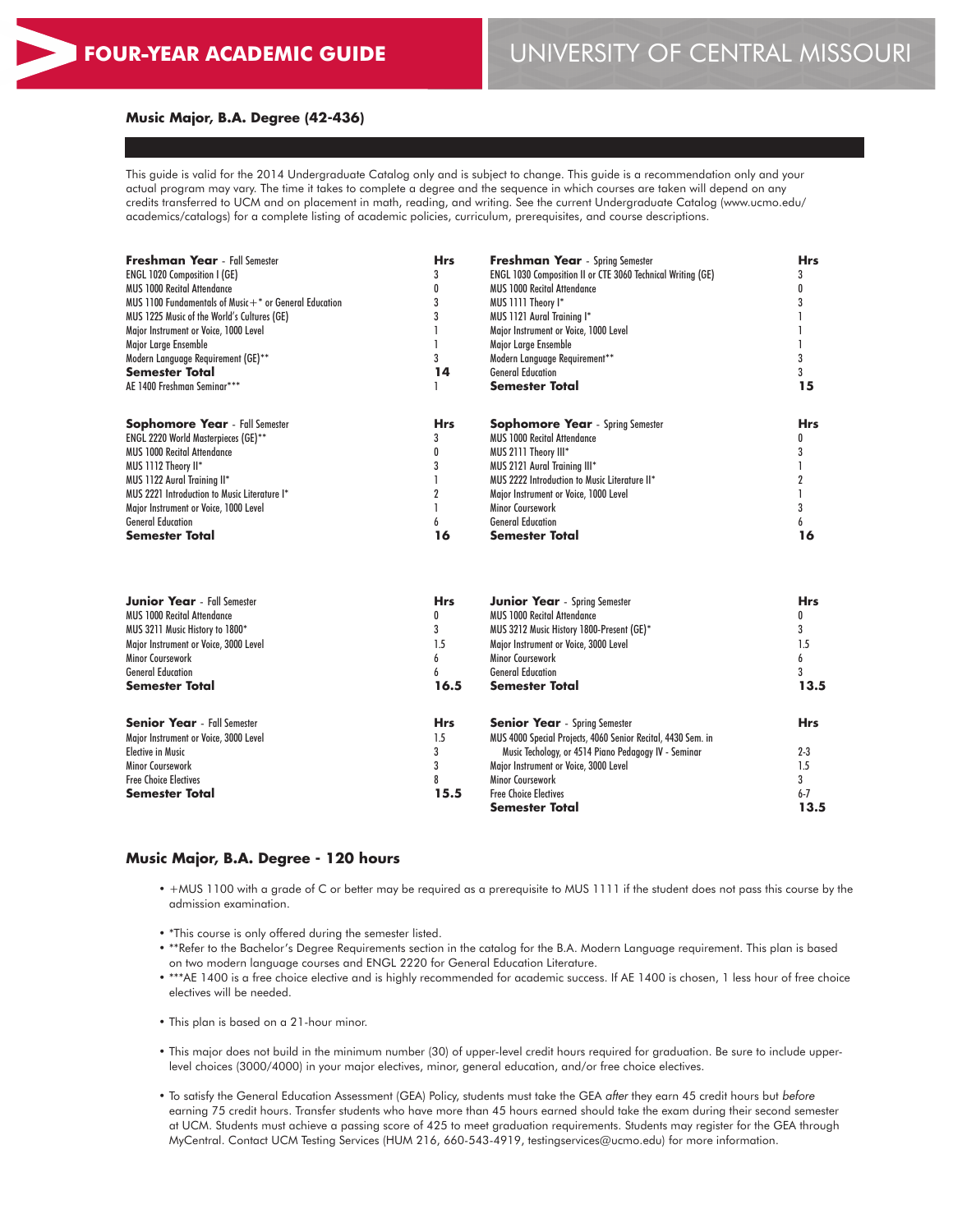# FOUR-YEAR ACADEMIC GUIDE

# UNIVERSITY OF CENTRAL MISSOURI

## Music Major, B.A. Degree (42-436)

This guide is valid for the 2014 Undergraduate Catalog only and is subject to change. This guide is a recommendation only and your actual program may vary. The time it takes to complete a degree and the sequence in which courses are taken will depend on any credits transferred to UCM and on placement in math, reading, and writing. See the current Undergraduate Catalog (www.ucmo.edu/academics/catalogs) for a complete listing of academic policies, curriculum, prerequisites, and course descriptions.

| **Freshman Year** - Fall Semester | **Hrs** | **Freshman Year** - Spring Semester | **Hrs** |
|---|---|---|---|
| ENGL 1020 Composition I (GE) | 3 | ENGL 1030 Composition II or CTE 3060 Technical Writing (GE) | 3 |
| MUS 1000 Recital Attendance | 0 | MUS 1000 Recital Attendance | 0 |
| MUS 1100 Fundamentals of Music+* or General Education | 3 | MUS 1111 Theory I* | 3 |
| MUS 1225 Music of the World's Cultures (GE) | 3 | MUS 1121 Aural Training I* | 1 |
| Major Instrument or Voice, 1000 Level | 1 | Major Instrument or Voice, 1000 Level | 1 |
| Major Large Ensemble | 1 | Major Large Ensemble | 1 |
| Modern Language Requirement (GE)** | 3 | Modern Language Requirement** | 3 |
| **Semester Total** | **14** | General Education | 3 |
| AE 1400 Freshman Seminar*** | 1 | **Semester Total** | **15** |

| **Sophomore Year** - Fall Semester | **Hrs** | **Sophomore Year** - Spring Semester | **Hrs** |
|---|---|---|---|
| ENGL 2220 World Masterpieces (GE)** | 3 | MUS 1000 Recital Attendance | 0 |
| MUS 1000 Recital Attendance | 0 | MUS 2111 Theory III* | 3 |
| MUS 1112 Theory II* | 3 | MUS 2121 Aural Training III* | 1 |
| MUS 1122 Aural Training II* | 1 | MUS 2222 Introduction to Music Literature II* | 2 |
| MUS 2221 Introduction to Music Literature I* | 2 | Major Instrument or Voice, 1000 Level | 1 |
| Major Instrument or Voice, 1000 Level | 1 | Minor Coursework | 3 |
| General Education | 6 | General Education | 6 |
| **Semester Total** | **16** | **Semester Total** | **16** |

| **Junior Year** - Fall Semester | **Hrs** | **Junior Year** - Spring Semester | **Hrs** |
|---|---|---|---|
| MUS 1000 Recital Attendance | 0 | MUS 1000 Recital Attendance | 0 |
| MUS 3211 Music History to 1800* | 3 | MUS 3212 Music History 1800-Present (GE)* | 3 |
| Major Instrument or Voice, 3000 Level | 1.5 | Major Instrument or Voice, 3000 Level | 1.5 |
| Minor Coursework | 6 | Minor Coursework | 6 |
| General Education | 6 | General Education | 3 |
| **Semester Total** | **16.5** | **Semester Total** | **13.5** |

| **Senior Year** - Fall Semester | **Hrs** | **Senior Year** - Spring Semester | **Hrs** |
|---|---|---|---|
| Major Instrument or Voice, 3000 Level | 1.5 | MUS 4000 Special Projects, 4060 Senior Recital, 4430 Sem. in Music Techology, or 4514 Piano Pedagogy IV - Seminar | 2-3 |
| Elective in Music | 3 | Major Instrument or Voice, 3000 Level | 1.5 |
| Minor Coursework | 3 | Minor Coursework | 3 |
| Free Choice Electives | 8 | Free Choice Electives | 6-7 |
| **Semester Total** | **15.5** | **Semester Total** | **13.5** |

## Music Major, B.A. Degree - 120 hours

- +MUS 1100 with a grade of C or better may be required as a prerequisite to MUS 1111 if the student does not pass this course by the admission examination.
- *This course is only offered during the semester listed.
- **Refer to the Bachelor's Degree Requirements section in the catalog for the B.A. Modern Language requirement. This plan is based on two modern language courses and ENGL 2220 for General Education Literature.
- ***AE 1400 is a free choice elective and is highly recommended for academic success. If AE 1400 is chosen, 1 less hour of free choice electives will be needed.
- This plan is based on a 21-hour minor.
- This major does not build in the minimum number (30) of upper-level credit hours required for graduation. Be sure to include upper-level choices (3000/4000) in your major electives, minor, general education, and/or free choice electives.
- To satisfy the General Education Assessment (GEA) Policy, students must take the GEA *after* they earn 45 credit hours but *before* earning 75 credit hours. Transfer students who have more than 45 hours earned should take the exam during their second semester at UCM. Students must achieve a passing score of 425 to meet graduation requirements. Students may register for the GEA through MyCentral. Contact UCM Testing Services (HUM 216, 660-543-4919, testingservices@ucmo.edu) for more information.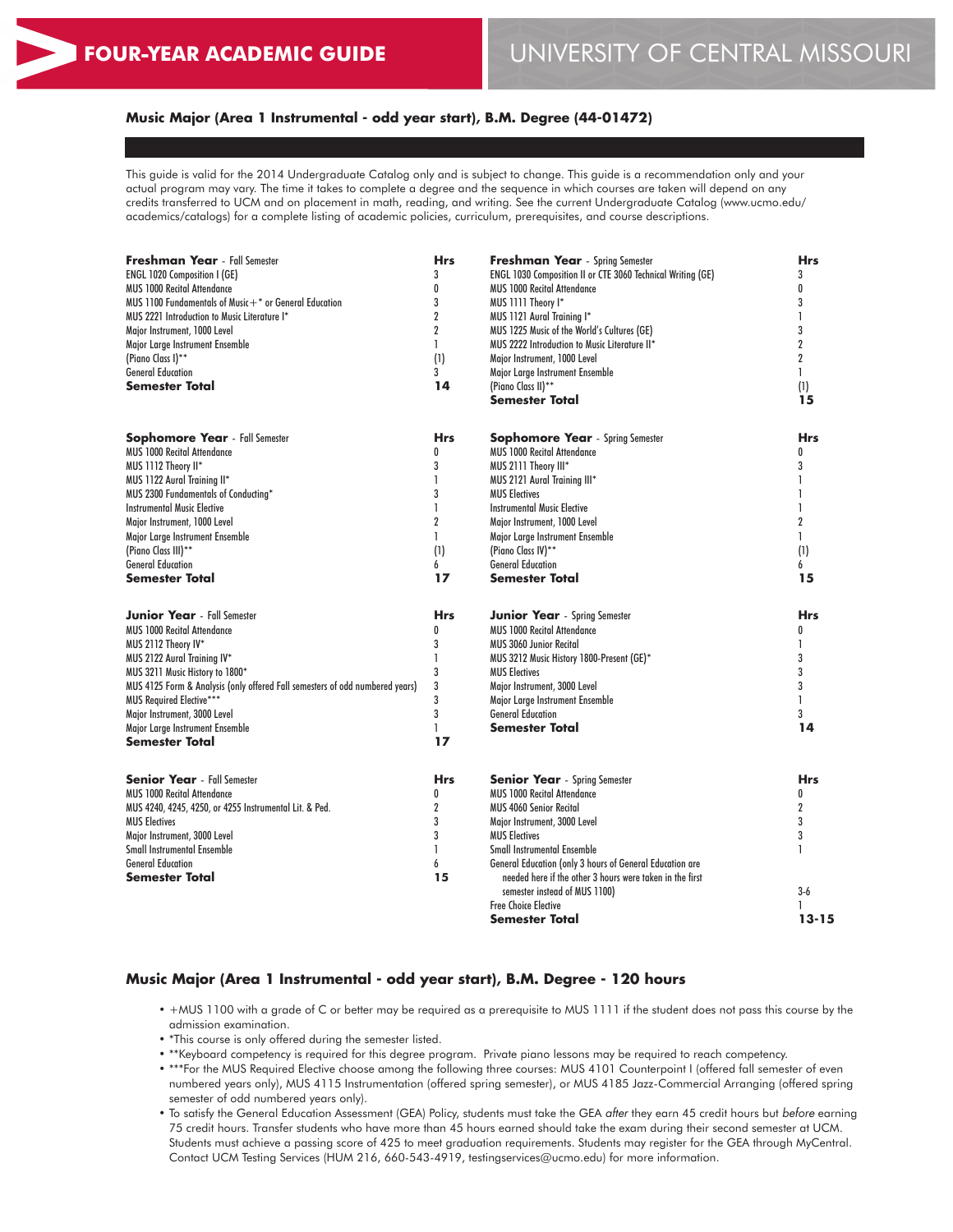# FOUR-YEAR ACADEMIC GUIDE

# UNIVERSITY OF CENTRAL MISSOURI

## Music Major (Area 1 Instrumental - odd year start), B.M. Degree (44-01472)

This guide is valid for the 2014 Undergraduate Catalog only and is subject to change. This guide is a recommendation only and your actual program may vary. The time it takes to complete a degree and the sequence in which courses are taken will depend on any credits transferred to UCM and on placement in math, reading, and writing. See the current Undergraduate Catalog (www.ucmo.edu/academics/catalogs) for a complete listing of academic policies, curriculum, prerequisites, and course descriptions.

| **Freshman Year** - Fall Semester | **Hrs** |
|---|---|
| ENGL 1020 Composition I (GE) | 3 |
| MUS 1000 Recital Attendance | 0 |
| MUS 1100 Fundamentals of Music+* or General Education | 3 |
| MUS 2221 Introduction to Music Literature I* | 2 |
| Major Instrument, 1000 Level | 2 |
| Major Large Instrument Ensemble | 1 |
| (Piano Class I)** | (1) |
| General Education | 3 |
| **Semester Total** | **14** |

| **Freshman Year** - Spring Semester | **Hrs** |
|---|---|
| ENGL 1030 Composition II or CTE 3060 Technical Writing (GE) | 3 |
| MUS 1000 Recital Attendance | 0 |
| MUS 1111 Theory I* | 3 |
| MUS 1121 Aural Training I* | 1 |
| MUS 1225 Music of the World's Cultures (GE) | 3 |
| MUS 2222 Introduction to Music Literature II* | 2 |
| Major Instrument, 1000 Level | 2 |
| Major Large Instrument Ensemble | 1 |
| (Piano Class II)** | (1) |
| **Semester Total** | **15** |

| **Sophomore Year** - Fall Semester | **Hrs** |
|---|---|
| MUS 1000 Recital Attendance | 0 |
| MUS 1112 Theory II* | 3 |
| MUS 1122 Aural Training II* | 1 |
| MUS 2300 Fundamentals of Conducting* | 3 |
| Instrumental Music Elective | 1 |
| Major Instrument, 1000 Level | 2 |
| Major Large Instrument Ensemble | 1 |
| (Piano Class III)** | (1) |
| General Education | 6 |
| **Semester Total** | **17** |

| **Sophomore Year** - Spring Semester | **Hrs** |
|---|---|
| MUS 1000 Recital Attendance | 0 |
| MUS 2111 Theory III* | 3 |
| MUS 2121 Aural Training III* | 1 |
| MUS Electives | 1 |
| Instrumental Music Elective | 1 |
| Major Instrument, 1000 Level | 2 |
| Major Large Instrument Ensemble | 1 |
| (Piano Class IV)** | (1) |
| General Education | 6 |
| **Semester Total** | **15** |

| **Junior Year** - Fall Semester | **Hrs** |
|---|---|
| MUS 1000 Recital Attendance | 0 |
| MUS 2112 Theory IV* | 3 |
| MUS 2122 Aural Training IV* | 1 |
| MUS 3211 Music History to 1800* | 3 |
| MUS 4125 Form & Analysis (only offered Fall semesters of odd numbered years) | 3 |
| MUS Required Elective*** | 3 |
| Major Instrument, 3000 Level | 3 |
| Major Large Instrument Ensemble | 1 |
| **Semester Total** | **17** |

| **Junior Year** - Spring Semester | **Hrs** |
|---|---|
| MUS 1000 Recital Attendance | 0 |
| MUS 3060 Junior Recital | 1 |
| MUS 3212 Music History 1800-Present (GE)* | 3 |
| MUS Electives | 3 |
| Major Instrument, 3000 Level | 3 |
| Major Large Instrument Ensemble | 1 |
| General Education | 3 |
| **Semester Total** | **14** |

| **Senior Year** - Fall Semester | **Hrs** |
|---|---|
| MUS 1000 Recital Attendance | 0 |
| MUS 4240, 4245, 4250, or 4255 Instrumental Lit. & Ped. | 2 |
| MUS Electives | 3 |
| Major Instrument, 3000 Level | 3 |
| Small Instrumental Ensemble | 1 |
| General Education | 6 |
| **Semester Total** | **15** |

| **Senior Year** - Spring Semester | **Hrs** |
|---|---|
| MUS 1000 Recital Attendance | 0 |
| MUS 4060 Senior Recital | 2 |
| Major Instrument, 3000 Level | 3 |
| MUS Electives | 3 |
| Small Instrumental Ensemble | 1 |
| General Education (only 3 hours of General Education are needed here if the other 3 hours were taken in the first semester instead of MUS 1100) | 3-6 |
| Free Choice Elective | 1 |
| **Semester Total** | **13-15** |

## Music Major (Area 1 Instrumental - odd year start), B.M. Degree - 120 hours

- +MUS 1100 with a grade of C or better may be required as a prerequisite to MUS 1111 if the student does not pass this course by the admission examination.
- *This course is only offered during the semester listed.
- **Keyboard competency is required for this degree program. Private piano lessons may be required to reach competency.
- ***For the MUS Required Elective choose among the following three courses: MUS 4101 Counterpoint I (offered fall semester of even numbered years only), MUS 4115 Instrumentation (offered spring semester), or MUS 4185 Jazz-Commercial Arranging (offered spring semester of odd numbered years only).
- To satisfy the General Education Assessment (GEA) Policy, students must take the GEA *after* they earn 45 credit hours but *before* earning 75 credit hours. Transfer students who have more than 45 hours earned should take the exam during their second semester at UCM. Students must achieve a passing score of 425 to meet graduation requirements. Students may register for the GEA through MyCentral. Contact UCM Testing Services (HUM 216, 660-543-4919, testingservices@ucmo.edu) for more information.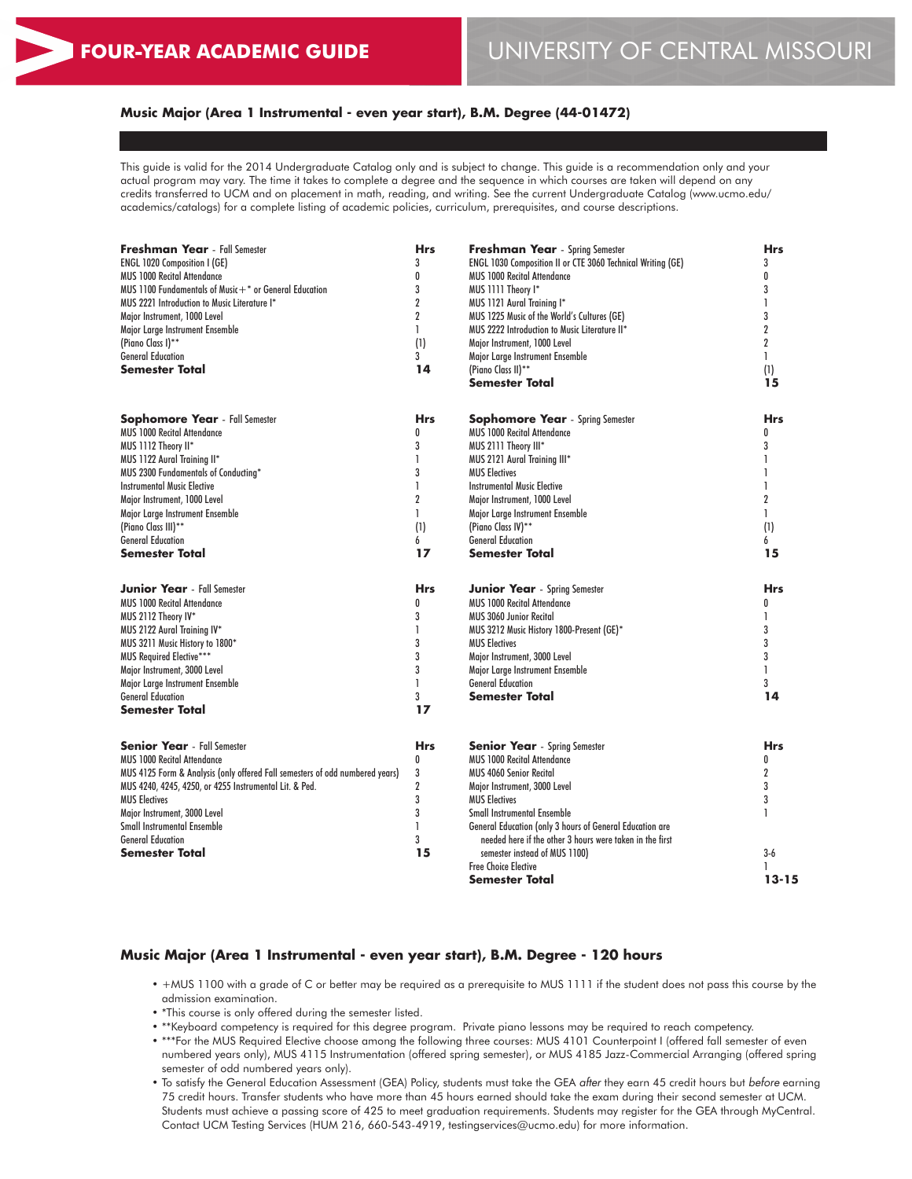# FOUR-YEAR ACADEMIC GUIDE

# UNIVERSITY OF CENTRAL MISSOURI

### Music Major (Area 1 Instrumental - even year start), B.M. Degree (44-01472)

This guide is valid for the 2014 Undergraduate Catalog only and is subject to change. This guide is a recommendation only and your actual program may vary. The time it takes to complete a degree and the sequence in which courses are taken will depend on any credits transferred to UCM and on placement in math, reading, and writing. See the current Undergraduate Catalog (www.ucmo.edu/academics/catalogs) for a complete listing of academic policies, curriculum, prerequisites, and course descriptions.

| **Freshman Year** - Fall Semester | **Hrs** |
|---|---|
| ENGL 1020 Composition I (GE) | 3 |
| MUS 1000 Recital Attendance | 0 |
| MUS 1100 Fundamentals of Music+* or General Education | 3 |
| MUS 2221 Introduction to Music Literature I* | 2 |
| Major Instrument, 1000 Level | 2 |
| Major Large Instrument Ensemble | 1 |
| (Piano Class I)** | (1) |
| General Education | 3 |
| **Semester Total** | **14** |

| **Freshman Year** - Spring Semester | **Hrs** |
|---|---|
| ENGL 1030 Composition II or CTE 3060 Technical Writing (GE) | 3 |
| MUS 1000 Recital Attendance | 0 |
| MUS 1111 Theory I* | 3 |
| MUS 1121 Aural Training I* | 1 |
| MUS 1225 Music of the World's Cultures (GE) | 3 |
| MUS 2222 Introduction to Music Literature II* | 2 |
| Major Instrument, 1000 Level | 2 |
| Major Large Instrument Ensemble | 1 |
| (Piano Class II)** | (1) |
| **Semester Total** | **15** |

| **Sophomore Year** - Fall Semester | **Hrs** |
|---|---|
| MUS 1000 Recital Attendance | 0 |
| MUS 1112 Theory II* | 3 |
| MUS 1122 Aural Training II* | 1 |
| MUS 2300 Fundamentals of Conducting* | 3 |
| Instrumental Music Elective | 1 |
| Major Instrument, 1000 Level | 2 |
| Major Large Instrument Ensemble | 1 |
| (Piano Class III)** | (1) |
| General Education | 6 |
| **Semester Total** | **17** |

| **Sophomore Year** - Spring Semester | **Hrs** |
|---|---|
| MUS 1000 Recital Attendance | 0 |
| MUS 2111 Theory III* | 3 |
| MUS 2121 Aural Training III* | 1 |
| MUS Electives | 1 |
| Instrumental Music Elective | 1 |
| Major Instrument, 1000 Level | 2 |
| Major Large Instrument Ensemble | 1 |
| (Piano Class IV)** | (1) |
| General Education | 6 |
| **Semester Total** | **15** |

| **Junior Year** - Fall Semester | **Hrs** |
|---|---|
| MUS 1000 Recital Attendance | 0 |
| MUS 2112 Theory IV* | 3 |
| MUS 2122 Aural Training IV* | 1 |
| MUS 3211 Music History to 1800* | 3 |
| MUS Required Elective*** | 3 |
| Major Instrument, 3000 Level | 3 |
| Major Large Instrument Ensemble | 1 |
| General Education | 3 |
| **Semester Total** | **17** |

| **Junior Year** - Spring Semester | **Hrs** |
|---|---|
| MUS 1000 Recital Attendance | 0 |
| MUS 3060 Junior Recital | 1 |
| MUS 3212 Music History 1800-Present (GE)* | 3 |
| MUS Electives | 3 |
| Major Instrument, 3000 Level | 3 |
| Major Large Instrument Ensemble | 1 |
| General Education | 3 |
| **Semester Total** | **14** |

| **Senior Year** - Fall Semester | **Hrs** |
|---|---|
| MUS 1000 Recital Attendance | 0 |
| MUS 4125 Form & Analysis (only offered Fall semesters of odd numbered years) | 3 |
| MUS 4240, 4245, 4250, or 4255 Instrumental Lit. & Ped. | 2 |
| MUS Electives | 3 |
| Major Instrument, 3000 Level | 3 |
| Small Instrumental Ensemble | 1 |
| General Education | 3 |
| **Semester Total** | **15** |

| **Senior Year** - Spring Semester | **Hrs** |
|---|---|
| MUS 1000 Recital Attendance | 0 |
| MUS 4060 Senior Recital | 2 |
| Major Instrument, 3000 Level | 3 |
| MUS Electives | 3 |
| Small Instrumental Ensemble | 1 |
| General Education (only 3 hours of General Education are needed here if the other 3 hours were taken in the first semester instead of MUS 1100) | 3-6 |
| Free Choice Elective | 1 |
| **Semester Total** | **13-15** |

### Music Major (Area 1 Instrumental - even year start), B.M. Degree - 120 hours

- +MUS 1100 with a grade of C or better may be required as a prerequisite to MUS 1111 if the student does not pass this course by the admission examination.
- *This course is only offered during the semester listed.
- **Keyboard competency is required for this degree program. Private piano lessons may be required to reach competency.
- ***For the MUS Required Elective choose among the following three courses: MUS 4101 Counterpoint I (offered fall semester of even numbered years only), MUS 4115 Instrumentation (offered spring semester), or MUS 4185 Jazz-Commercial Arranging (offered spring semester of odd numbered years only).
- To satisfy the General Education Assessment (GEA) Policy, students must take the GEA *after* they earn 45 credit hours but *before* earning 75 credit hours. Transfer students who have more than 45 hours earned should take the exam during their second semester at UCM. Students must achieve a passing score of 425 to meet graduation requirements. Students may register for the GEA through MyCentral. Contact UCM Testing Services (HUM 216, 660-543-4919, testingservices@ucmo.edu) for more information.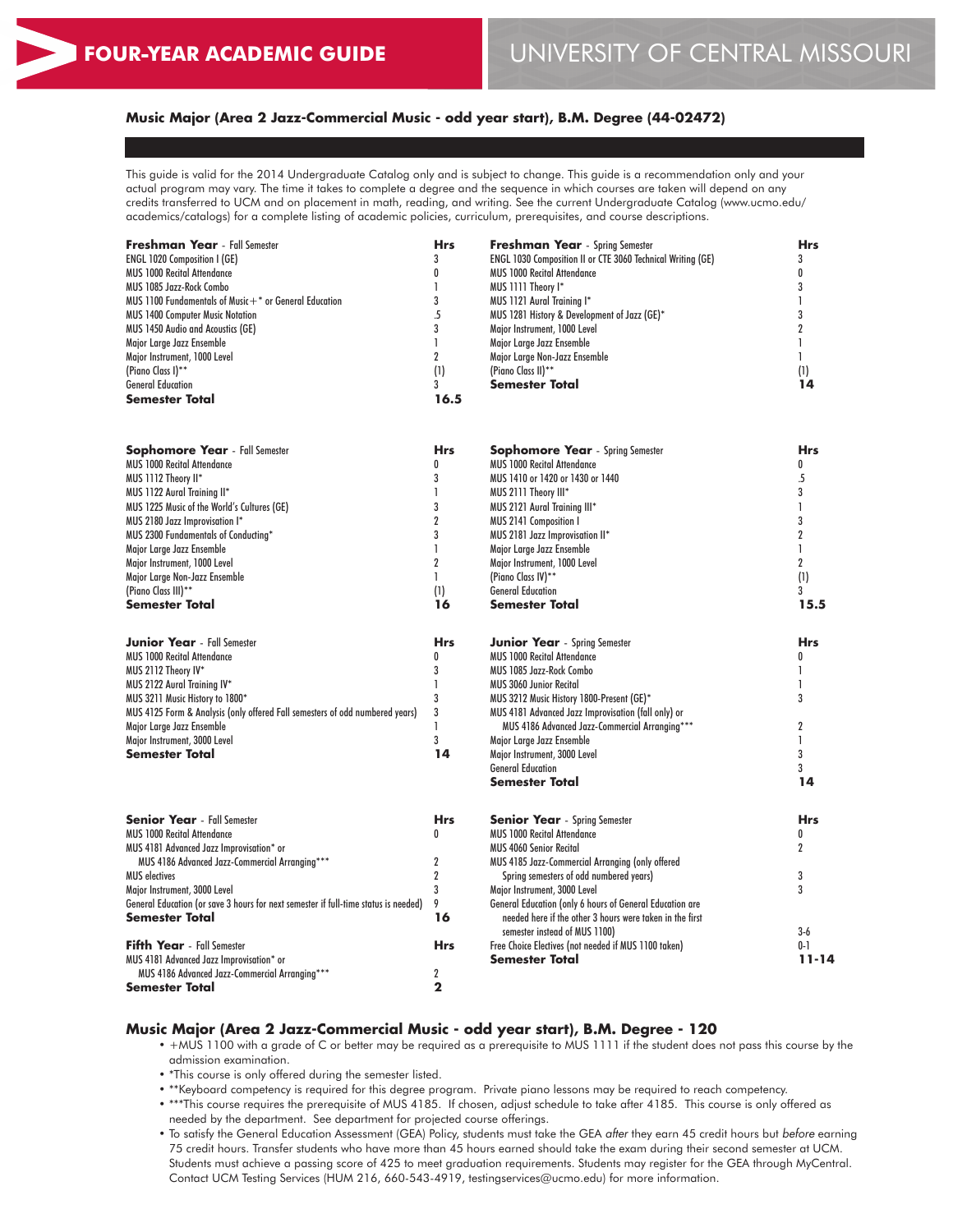# FOUR-YEAR ACADEMIC GUIDE

# UNIVERSITY OF CENTRAL MISSOURI

## Music Major (Area 2 Jazz-Commercial Music - odd year start), B.M. Degree (44-02472)

This guide is valid for the 2014 Undergraduate Catalog only and is subject to change. This guide is a recommendation only and your actual program may vary. The time it takes to complete a degree and the sequence in which courses are taken will depend on any credits transferred to UCM and on placement in math, reading, and writing. See the current Undergraduate Catalog (www.ucmo.edu/academics/catalogs) for a complete listing of academic policies, curriculum, prerequisites, and course descriptions.

| **Freshman Year** - Fall Semester | Hrs |
|---|---|
| ENGL 1020 Composition I (GE) | 3 |
| MUS 1000 Recital Attendance | 0 |
| MUS 1085 Jazz-Rock Combo | 1 |
| MUS 1100 Fundamentals of Music+* or General Education | 3 |
| MUS 1400 Computer Music Notation | .5 |
| MUS 1450 Audio and Acoustics (GE) | 3 |
| Major Large Jazz Ensemble | 1 |
| Major Instrument, 1000 Level | 2 |
| (Piano Class I)** | (1) |
| General Education | 3 |
| **Semester Total** | **16.5** |

| **Freshman Year** - Spring Semester | Hrs |
|---|---|
| ENGL 1030 Composition II or CTE 3060 Technical Writing (GE) | 3 |
| MUS 1000 Recital Attendance | 0 |
| MUS 1111 Theory I* | 3 |
| MUS 1121 Aural Training I* | 1 |
| MUS 1281 History & Development of Jazz (GE)* | 3 |
| Major Instrument, 1000 Level | 2 |
| Major Large Jazz Ensemble | 1 |
| Major Large Non-Jazz Ensemble | 1 |
| (Piano Class II)** | (1) |
| **Semester Total** | **14** |

| **Sophomore Year** - Fall Semester | Hrs |
|---|---|
| MUS 1000 Recital Attendance | 0 |
| MUS 1112 Theory II* | 3 |
| MUS 1122 Aural Training II* | 1 |
| MUS 1225 Music of the World's Cultures (GE) | 3 |
| MUS 2180 Jazz Improvisation I* | 2 |
| MUS 2300 Fundamentals of Conducting* | 3 |
| Major Large Jazz Ensemble | 1 |
| Major Instrument, 1000 Level | 2 |
| Major Large Non-Jazz Ensemble | 1 |
| (Piano Class III)** | (1) |
| **Semester Total** | **16** |

| **Sophomore Year** - Spring Semester | Hrs |
|---|---|
| MUS 1000 Recital Attendance | 0 |
| MUS 1410 or 1420 or 1430 or 1440 | .5 |
| MUS 2111 Theory III* | 3 |
| MUS 2121 Aural Training III* | 1 |
| MUS 2141 Composition I | 3 |
| MUS 2181 Jazz Improvisation II* | 2 |
| Major Large Jazz Ensemble | 1 |
| Major Instrument, 1000 Level | 2 |
| (Piano Class IV)** | (1) |
| General Education | 3 |
| **Semester Total** | **15.5** |

| **Junior Year** - Fall Semester | Hrs |
|---|---|
| MUS 1000 Recital Attendance | 0 |
| MUS 2112 Theory IV* | 3 |
| MUS 2122 Aural Training IV* | 1 |
| MUS 3211 Music History to 1800* | 3 |
| MUS 4125 Form & Analysis (only offered Fall semesters of odd numbered years) | 3 |
| Major Large Jazz Ensemble | 1 |
| Major Instrument, 3000 Level | 3 |
| **Semester Total** | **14** |

| **Junior Year** - Spring Semester | Hrs |
|---|---|
| MUS 1000 Recital Attendance | 0 |
| MUS 1085 Jazz-Rock Combo | 1 |
| MUS 3060 Junior Recital | 1 |
| MUS 3212 Music History 1800-Present (GE)* | 3 |
| MUS 4181 Advanced Jazz Improvisation (fall only) or MUS 4186 Advanced Jazz-Commercial Arranging*** | 2 |
| Major Large Jazz Ensemble | 1 |
| Major Instrument, 3000 Level | 3 |
| General Education | 3 |
| **Semester Total** | **14** |

| **Senior Year** - Fall Semester | Hrs |
|---|---|
| MUS 1000 Recital Attendance | 0 |
| MUS 4181 Advanced Jazz Improvisation* or MUS 4186 Advanced Jazz-Commercial Arranging*** | 2 |
| MUS electives | 2 |
| Major Instrument, 3000 Level | 3 |
| General Education (or save 3 hours for next semester if full-time status is needed) | 9 |
| **Semester Total** | **16** |

| **Senior Year** - Spring Semester | Hrs |
|---|---|
| MUS 1000 Recital Attendance | 0 |
| MUS 4060 Senior Recital | 2 |
| MUS 4185 Jazz-Commercial Arranging (only offered Spring semesters of odd numbered years) | 3 |
| Major Instrument, 3000 Level | 3 |
| General Education (only 6 hours of General Education are needed here if the other 3 hours were taken in the first semester instead of MUS 1100) | 3-6 |
| Free Choice Electives (not needed if MUS 1100 taken) | 0-1 |
| **Semester Total** | **11-14** |

| **Fifth Year** - Fall Semester | Hrs |
|---|---|
| MUS 4181 Advanced Jazz Improvisation* or MUS 4186 Advanced Jazz-Commercial Arranging*** | 2 |
| **Semester Total** | **2** |

## Music Major (Area 2 Jazz-Commercial Music - odd year start), B.M. Degree - 120

- +MUS 1100 with a grade of C or better may be required as a prerequisite to MUS 1111 if the student does not pass this course by the admission examination.
- *This course is only offered during the semester listed.
- **Keyboard competency is required for this degree program. Private piano lessons may be required to reach competency.
- ***This course requires the prerequisite of MUS 4185. If chosen, adjust schedule to take after 4185. This course is only offered as needed by the department. See department for projected course offerings.
- To satisfy the General Education Assessment (GEA) Policy, students must take the GEA *after* they earn 45 credit hours but *before* earning 75 credit hours. Transfer students who have more than 45 hours earned should take the exam during their second semester at UCM. Students must achieve a passing score of 425 to meet graduation requirements. Students may register for the GEA through MyCentral. Contact UCM Testing Services (HUM 216, 660-543-4919, testingservices@ucmo.edu) for more information.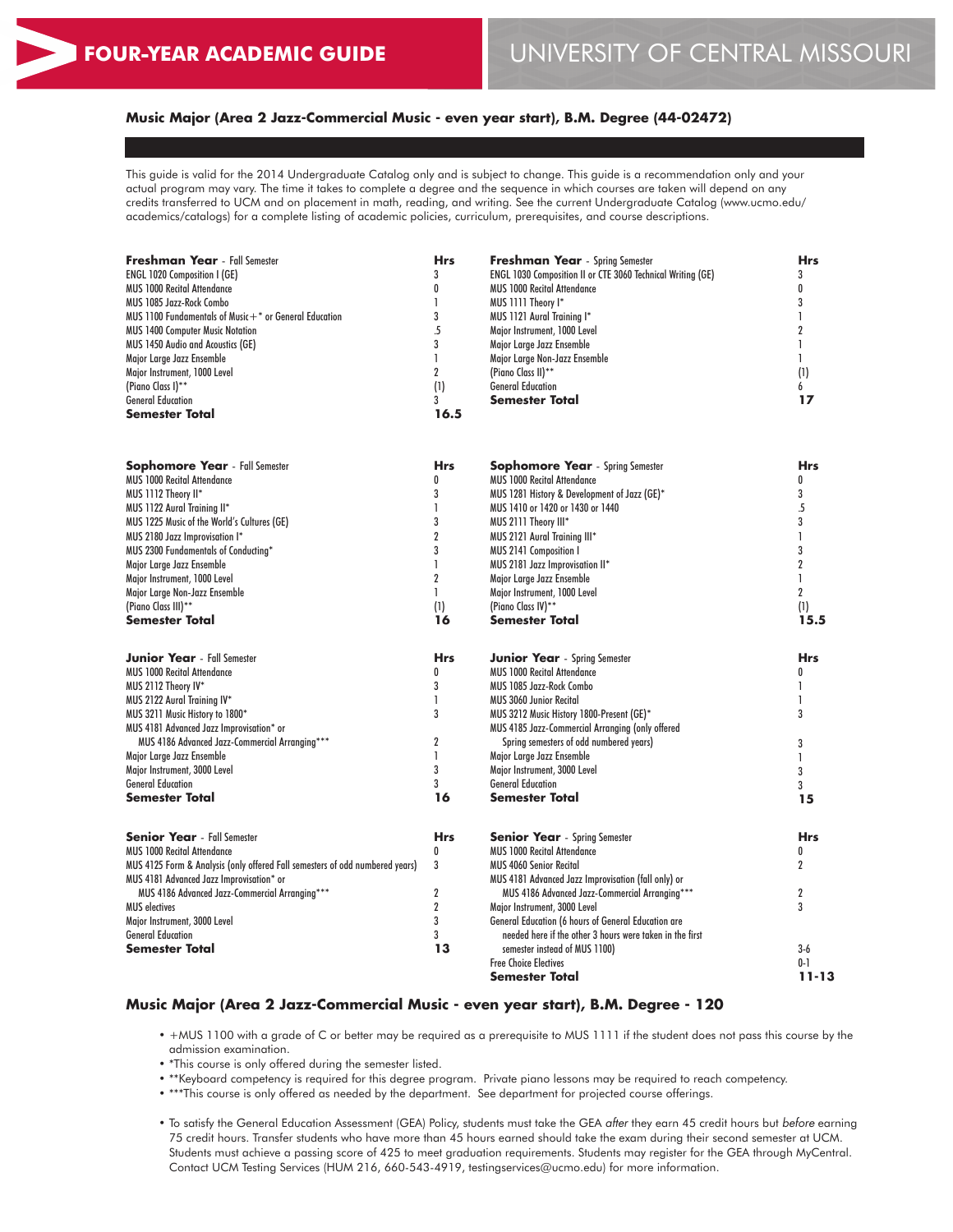# FOUR-YEAR ACADEMIC GUIDE

# UNIVERSITY OF CENTRAL MISSOURI

## Music Major (Area 2 Jazz-Commercial Music - even year start), B.M. Degree (44-02472)

This guide is valid for the 2014 Undergraduate Catalog only and is subject to change. This guide is a recommendation only and your actual program may vary. The time it takes to complete a degree and the sequence in which courses are taken will depend on any credits transferred to UCM and on placement in math, reading, and writing. See the current Undergraduate Catalog (www.ucmo.edu/academics/catalogs) for a complete listing of academic policies, curriculum, prerequisites, and course descriptions.

| **Freshman Year** - Fall Semester | **Hrs** |
|---|---|
| ENGL 1020 Composition I (GE) | 3 |
| MUS 1000 Recital Attendance | 0 |
| MUS 1085 Jazz-Rock Combo | 1 |
| MUS 1100 Fundamentals of Music+* or General Education | 3 |
| MUS 1400 Computer Music Notation | .5 |
| MUS 1450 Audio and Acoustics (GE) | 3 |
| Major Large Jazz Ensemble | 1 |
| Major Instrument, 1000 Level | 2 |
| (Piano Class I)** | (1) |
| General Education | 3 |
| **Semester Total** | **16.5** |

| **Freshman Year** - Spring Semester | **Hrs** |
|---|---|
| ENGL 1030 Composition II or CTE 3060 Technical Writing (GE) | 3 |
| MUS 1000 Recital Attendance | 0 |
| MUS 1111 Theory I* | 3 |
| MUS 1121 Aural Training I* | 1 |
| Major Instrument, 1000 Level | 2 |
| Major Large Jazz Ensemble | 1 |
| Major Large Non-Jazz Ensemble | 1 |
| (Piano Class II)** | (1) |
| General Education | 6 |
| **Semester Total** | **17** |

| **Sophomore Year** - Fall Semester | **Hrs** |
|---|---|
| MUS 1000 Recital Attendance | 0 |
| MUS 1112 Theory II* | 3 |
| MUS 1122 Aural Training II* | 1 |
| MUS 1225 Music of the World's Cultures (GE) | 3 |
| MUS 2180 Jazz Improvisation I* | 2 |
| MUS 2300 Fundamentals of Conducting* | 3 |
| Major Large Jazz Ensemble | 1 |
| Major Instrument, 1000 Level | 2 |
| Major Large Non-Jazz Ensemble | 1 |
| (Piano Class III)** | (1) |
| **Semester Total** | **16** |

| **Sophomore Year** - Spring Semester | **Hrs** |
|---|---|
| MUS 1000 Recital Attendance | 0 |
| MUS 1281 History & Development of Jazz (GE)* | 3 |
| MUS 1410 or 1420 or 1430 or 1440 | .5 |
| MUS 2111 Theory III* | 3 |
| MUS 2121 Aural Training III* | 1 |
| MUS 2141 Composition I | 3 |
| MUS 2181 Jazz Improvisation II* | 2 |
| Major Large Jazz Ensemble | 1 |
| Major Instrument, 1000 Level | 2 |
| (Piano Class IV)** | (1) |
| **Semester Total** | **15.5** |

| **Junior Year** - Fall Semester | **Hrs** |
|---|---|
| MUS 1000 Recital Attendance | 0 |
| MUS 2112 Theory IV* | 3 |
| MUS 2122 Aural Training IV* | 1 |
| MUS 3211 Music History to 1800* | 3 |
| MUS 4181 Advanced Jazz Improvisation* or MUS 4186 Advanced Jazz-Commercial Arranging*** | 2 |
| Major Large Jazz Ensemble | 1 |
| Major Instrument, 3000 Level | 3 |
| General Education | 3 |
| **Semester Total** | **16** |

| **Junior Year** - Spring Semester | **Hrs** |
|---|---|
| MUS 1000 Recital Attendance | 0 |
| MUS 1085 Jazz-Rock Combo | 1 |
| MUS 3060 Junior Recital | 1 |
| MUS 3212 Music History 1800-Present (GE)* | 3 |
| MUS 4185 Jazz-Commercial Arranging (only offered Spring semesters of odd numbered years) | 3 |
| Major Large Jazz Ensemble | 1 |
| Major Instrument, 3000 Level | 3 |
| General Education | 3 |
| **Semester Total** | **15** |

| **Senior Year** - Fall Semester | **Hrs** |
|---|---|
| MUS 1000 Recital Attendance | 0 |
| MUS 4125 Form & Analysis (only offered Fall semesters of odd numbered years) | 3 |
| MUS 4181 Advanced Jazz Improvisation* or MUS 4186 Advanced Jazz-Commercial Arranging*** | 2 |
| MUS electives | 2 |
| Major Instrument, 3000 Level | 3 |
| General Education | 3 |
| **Semester Total** | **13** |

| **Senior Year** - Spring Semester | **Hrs** |
|---|---|
| MUS 1000 Recital Attendance | 0 |
| MUS 4060 Senior Recital | 2 |
| MUS 4181 Advanced Jazz Improvisation (fall only) or MUS 4186 Advanced Jazz-Commercial Arranging*** | 2 |
| Major Instrument, 3000 Level | 3 |
| General Education (6 hours of General Education are needed here if the other 3 hours were taken in the first semester instead of MUS 1100) | 3-6 |
| Free Choice Electives | 0-1 |
| **Semester Total** | **11-13** |

## Music Major (Area 2 Jazz-Commercial Music - even year start), B.M. Degree - 120

- +MUS 1100 with a grade of C or better may be required as a prerequisite to MUS 1111 if the student does not pass this course by the admission examination.
- *This course is only offered during the semester listed.
- **Keyboard competency is required for this degree program. Private piano lessons may be required to reach competency.
- ***This course is only offered as needed by the department. See department for projected course offerings.

- To satisfy the General Education Assessment (GEA) Policy, students must take the GEA *after* they earn 45 credit hours but *before* earning 75 credit hours. Transfer students who have more than 45 hours earned should take the exam during their second semester at UCM. Students must achieve a passing score of 425 to meet graduation requirements. Students may register for the GEA through MyCentral. Contact UCM Testing Services (HUM 216, 660-543-4919, testingservices@ucmo.edu) for more information.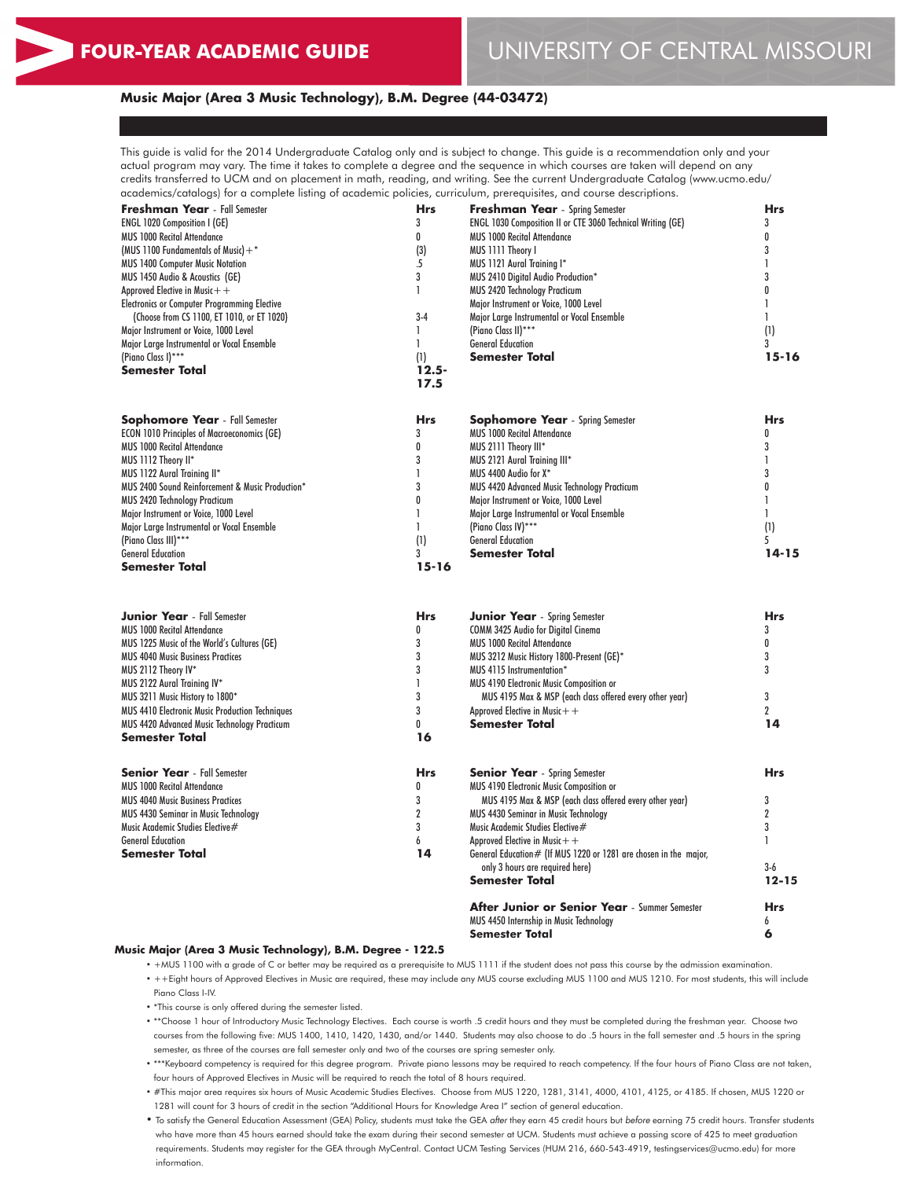# FOUR-YEAR ACADEMIC GUIDE

# UNIVERSITY OF CENTRAL MISSOURI

## Music Major (Area 3 Music Technology), B.M. Degree (44-03472)

This guide is valid for the 2014 Undergraduate Catalog only and is subject to change. This guide is a recommendation only and your actual program may vary. The time it takes to complete a degree and the sequence in which courses are taken will depend on any credits transferred to UCM and on placement in math, reading, and writing. See the current Undergraduate Catalog (www.ucmo.edu/academics/catalogs) for a complete listing of academic policies, curriculum, prerequisites, and course descriptions.

| **Freshman Year** - Fall Semester | **Hrs** | **Freshman Year** - Spring Semester | **Hrs** |
|---|---|---|---|
| ENGL 1020 Composition I (GE) | 3 | ENGL 1030 Composition II or CTE 3060 Technical Writing (GE) | 3 |
| MUS 1000 Recital Attendance | 0 | MUS 1000 Recital Attendance | 0 |
| (MUS 1100 Fundamentals of Music)+* | (3) | MUS 1111 Theory I | 3 |
| MUS 1400 Computer Music Notation | .5 | MUS 1121 Aural Training I* | 1 |
| MUS 1450 Audio & Acoustics (GE) | 3 | MUS 2410 Digital Audio Production* | 3 |
| Approved Elective in Music++ | 1 | MUS 2420 Technology Practicum | 0 |
| Electronics or Computer Programming Elective | | Major Instrument or Voice, 1000 Level | 1 |
| (Choose from CS 1100, ET 1010, or ET 1020) | 3-4 | Major Large Instrumental or Vocal Ensemble | 1 |
| Major Instrument or Voice, 1000 Level | 1 | (Piano Class II)*** | (1) |
| Major Large Instrumental or Vocal Ensemble | 1 | General Education | 3 |
| (Piano Class I)*** | (1) | **Semester Total** | **15-16** |
| **Semester Total** | **12.5-17.5** | | |

| **Sophomore Year** - Fall Semester | **Hrs** | **Sophomore Year** - Spring Semester | **Hrs** |
|---|---|---|---|
| ECON 1010 Principles of Macroeconomics (GE) | 3 | MUS 1000 Recital Attendance | 0 |
| MUS 1000 Recital Attendance | 0 | MUS 2111 Theory III* | 3 |
| MUS 1112 Theory II* | 3 | MUS 2121 Aural Training III* | 1 |
| MUS 1122 Aural Training II* | 1 | MUS 4400 Audio for X* | 3 |
| MUS 2400 Sound Reinforcement & Music Production* | 3 | MUS 4420 Advanced Music Technology Practicum | 0 |
| MUS 2420 Technology Practicum | 0 | Major Instrument or Voice, 1000 Level | 1 |
| Major Instrument or Voice, 1000 Level | 1 | Major Large Instrumental or Vocal Ensemble | 1 |
| Major Large Instrumental or Vocal Ensemble | 1 | (Piano Class IV)*** | (1) |
| (Piano Class III)*** | (1) | General Education | 5 |
| General Education | 3 | **Semester Total** | **14-15** |
| **Semester Total** | **15-16** | | |

| **Junior Year** - Fall Semester | **Hrs** | **Junior Year** - Spring Semester | **Hrs** |
|---|---|---|---|
| MUS 1000 Recital Attendance | 0 | COMM 3425 Audio for Digital Cinema | 3 |
| MUS 1225 Music of the World's Cultures (GE) | 3 | MUS 1000 Recital Attendance | 0 |
| MUS 4040 Music Business Practices | 3 | MUS 3212 Music History 1800-Present (GE)* | 3 |
| MUS 2112 Theory IV* | 3 | MUS 4115 Instrumentation* | 3 |
| MUS 2122 Aural Training IV* | 1 | MUS 4190 Electronic Music Composition or | |
| MUS 3211 Music History to 1800* | 3 | MUS 4195 Max & MSP (each class offered every other year) | 3 |
| MUS 4410 Electronic Music Production Techniques | 3 | Approved Elective in Music++ | 2 |
| MUS 4420 Advanced Music Technology Practicum | 0 | **Semester Total** | **14** |
| **Semester Total** | **16** | | |

| **Senior Year** - Fall Semester | **Hrs** | **Senior Year** - Spring Semester | **Hrs** |
|---|---|---|---|
| MUS 1000 Recital Attendance | 0 | MUS 4190 Electronic Music Composition or | |
| MUS 4040 Music Business Practices | 3 | MUS 4195 Max & MSP (each class offered every other year) | 3 |
| MUS 4430 Seminar in Music Technology | 2 | MUS 4430 Seminar in Music Technology | 2 |
| Music Academic Studies Elective# | 3 | Music Academic Studies Elective# | 3 |
| General Education | 6 | Approved Elective in Music++ | 1 |
| **Semester Total** | **14** | General Education# (If MUS 1220 or 1281 are chosen in the major, only 3 hours are required here) | 3-6 |
| | | **Semester Total** | **12-15** |

| **After Junior or Senior Year** - Summer Semester | **Hrs** |
|---|---|
| MUS 4450 Internship in Music Technology | 6 |
| **Semester Total** | **6** |

**Music Major (Area 3 Music Technology), B.M. Degree - 122.5**

- +MUS 1100 with a grade of C or better may be required as a prerequisite to MUS 1111 if the student does not pass this course by the admission examination.
- ++Eight hours of Approved Electives in Music are required, these may include any MUS course excluding MUS 1100 and MUS 1210. For most students, this will include Piano Class I-IV.
- *This course is only offered during the semester listed.
- **Choose 1 hour of Introductory Music Technology Electives. Each course is worth .5 credit hours and they must be completed during the freshman year. Choose two courses from the following five: MUS 1400, 1410, 1420, 1430, and/or 1440. Students may also choose to do .5 hours in the fall semester and .5 hours in the spring semester, as three of the courses are fall semester only and two of the courses are spring semester only.
- ***Keyboard competency is required for this degree program. Private piano lessons may be required to reach competency. If the four hours of Piano Class are not taken, four hours of Approved Electives in Music will be required to reach the total of 8 hours required.
- #This major area requires six hours of Music Academic Studies Electives. Choose from MUS 1220, 1281, 3141, 4000, 4101, 4125, or 4185. If chosen, MUS 1220 or 1281 will count for 3 hours of credit in the section "Additional Hours for Knowledge Area I" section of general education.
- To satisfy the General Education Assessment (GEA) Policy, students must take the GEA *after* they earn 45 credit hours but *before* earning 75 credit hours. Transfer students who have more than 45 hours earned should take the exam during their second semester at UCM. Students must achieve a passing score of 425 to meet graduation requirements. Students may register for the GEA through MyCentral. Contact UCM Testing Services (HUM 216, 660-543-4919, testingservices@ucmo.edu) for more information.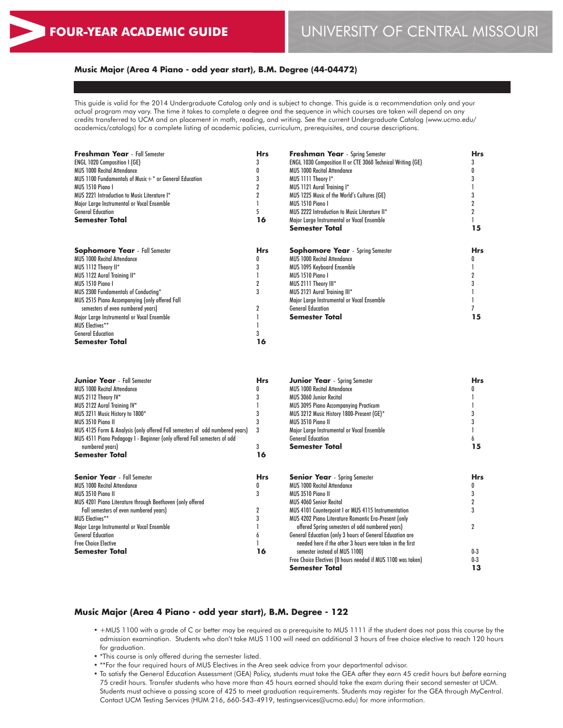# FOUR-YEAR ACADEMIC GUIDE

# UNIVERSITY OF CENTRAL MISSOURI

## Music Major (Area 4 Piano - odd year start), B.M. Degree (44-04472)

This guide is valid for the 2014 Undergraduate Catalog only and is subject to change. This guide is a recommendation only and your actual program may vary. The time it takes to complete a degree and the sequence in which courses are taken will depend on any credits transferred to UCM and on placement in math, reading, and writing. See the current Undergraduate Catalog (www.ucmo.edu/academics/catalogs) for a complete listing of academic policies, curriculum, prerequisites, and course descriptions.

| **Freshman Year** - Fall Semester | **Hrs** |
|---|---|
| ENGL 1020 Composition I (GE) | 3 |
| MUS 1000 Recital Attendance | 0 |
| MUS 1100 Fundamentals of Music+* or General Education | 3 |
| MUS 1510 Piano I | 2 |
| MUS 2221 Introduction to Music Literature I* | 2 |
| Major Large Instrumental or Vocal Ensemble | 1 |
| General Education | 5 |
| **Semester Total** | **16** |

| **Freshman Year** - Spring Semester | **Hrs** |
|---|---|
| ENGL 1030 Composition II or CTE 3060 Technical Writing (GE) | 3 |
| MUS 1000 Recital Attendance | 0 |
| MUS 1111 Theory I* | 3 |
| MUS 1121 Aural Training I* | 1 |
| MUS 1225 Music of the World's Cultures (GE) | 3 |
| MUS 1510 Piano I | 2 |
| MUS 2222 Introduction to Music Literature II* | 2 |
| Major Large Instrumental or Vocal Ensemble | 1 |
| **Semester Total** | **15** |

| **Sophomore Year** - Fall Semester | **Hrs** |
|---|---|
| MUS 1000 Recital Attendance | 0 |
| MUS 1112 Theory II* | 3 |
| MUS 1122 Aural Training II* | 1 |
| MUS 1510 Piano I | 2 |
| MUS 2300 Fundamentals of Conducting* | 3 |
| MUS 2515 Piano Accompanying (only offered Fall semesters of even numbered years) | 2 |
| Major Large Instrumental or Vocal Ensemble | 1 |
| MUS Electives** | 1 |
| General Education | 3 |
| **Semester Total** | **16** |

| **Sophomore Year** - Spring Semester | **Hrs** |
|---|---|
| MUS 1000 Recital Attendance | 0 |
| MUS 1095 Keyboard Ensemble | 1 |
| MUS 1510 Piano I | 2 |
| MUS 2111 Theory III* | 3 |
| MUS 2121 Aural Training III* | 1 |
| Major Large Instrumental or Vocal Ensemble | 1 |
| General Education | 7 |
| **Semester Total** | **15** |

| **Junior Year** - Fall Semester | **Hrs** |
|---|---|
| MUS 1000 Recital Attendance | 0 |
| MUS 2112 Theory IV* | 3 |
| MUS 2122 Aural Training IV* | 1 |
| MUS 3211 Music History to 1800* | 3 |
| MUS 3510 Piano II | 3 |
| MUS 4125 Form & Analysis (only offered Fall semesters of odd numbered years) | 3 |
| MUS 4511 Piano Pedagogy I - Beginner (only offered Fall semesters of odd numbered years) | 3 |
| **Semester Total** | **16** |

| **Junior Year** - Spring Semester | **Hrs** |
|---|---|
| MUS 1000 Recital Attendance | 0 |
| MUS 3060 Junior Recital | 1 |
| MUS 3095 Piano Accompanying Practicum | 1 |
| MUS 3212 Music History 1800-Present (GE)* | 3 |
| MUS 3510 Piano II | 3 |
| Major Large Instrumental or Vocal Ensemble | 1 |
| General Education | 6 |
| **Semester Total** | **15** |

| **Senior Year** - Fall Semester | **Hrs** |
|---|---|
| MUS 1000 Recital Attendance | 0 |
| MUS 3510 Piano II | 3 |
| MUS 4201 Piano Literature through Beethoven (only offered Fall semesters of even numbered years) | 2 |
| MUS Electives** | 3 |
| Major Large Instrumental or Vocal Ensemble | 1 |
| General Education | 6 |
| Free Choice Elective | 1 |
| **Semester Total** | **16** |

| **Senior Year** - Spring Semester | **Hrs** |
|---|---|
| MUS 1000 Recital Attendance | 0 |
| MUS 3510 Piano II | 3 |
| MUS 4060 Senior Recital | 2 |
| MUS 4101 Counterpoint I or MUS 4115 Instrumentation | 3 |
| MUS 4202 Piano Literature Romantic Era-Present (only offered Spring semesters of odd numbered years) | 2 |
| General Education (only 3 hours of General Education are needed here if the other 3 hours were taken in the first semester instead of MUS 1100) | 0-3 |
| Free Choice Electives (0 hours needed if MUS 1100 was taken) | 0-3 |
| **Semester Total** | **13** |

## Music Major (Area 4 Piano - odd year start), B.M. Degree - 122

- +MUS 1100 with a grade of C or better may be required as a prerequisite to MUS 1111 if the student does not pass this course by the admission examination. Students who don't take MUS 1100 will need an additional 3 hours of free choice elective to reach 120 hours for graduation.
- *This course is only offered during the semester listed.
- **For the four required hours of MUS Electives in the Area seek advice from your departmental advisor.
- To satisfy the General Education Assessment (GEA) Policy, students must take the GEA *after* they earn 45 credit hours but *before* earning 75 credit hours. Transfer students who have more than 45 hours earned should take the exam during their second semester at UCM. Students must achieve a passing score of 425 to meet graduation requirements. Students may register for the GEA through MyCentral. Contact UCM Testing Services (HUM 216, 660-543-4919, testingservices@ucmo.edu) for more information.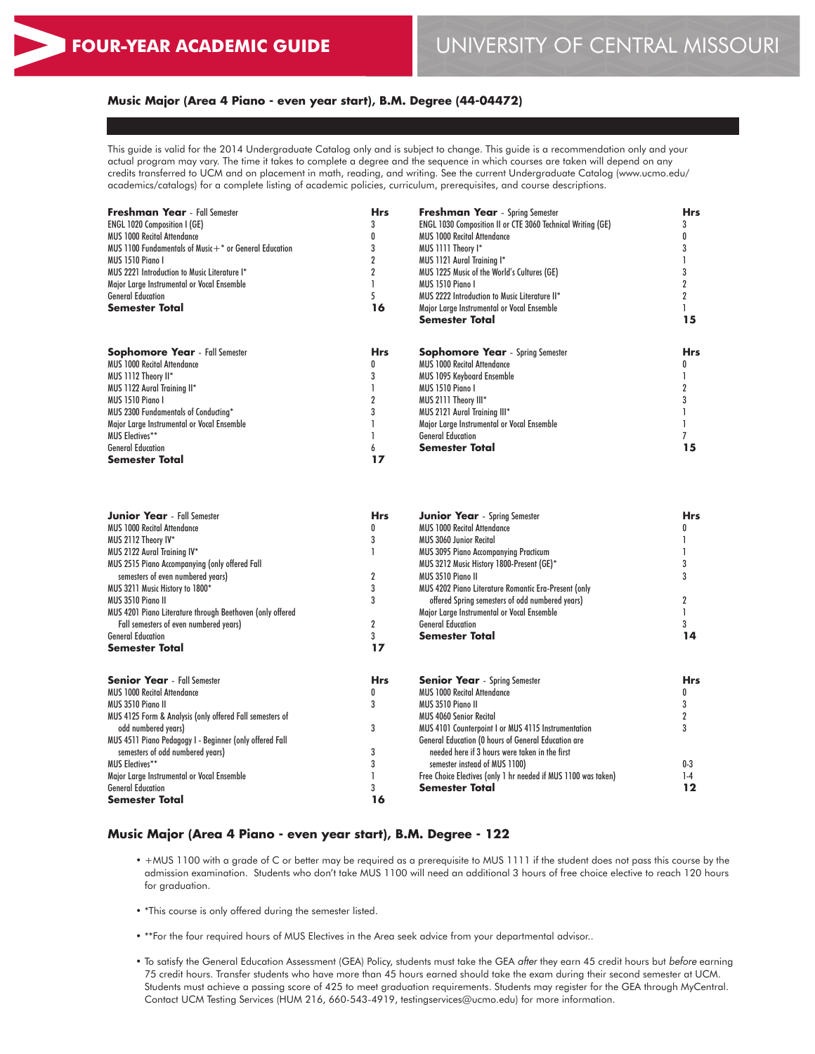# FOUR-YEAR ACADEMIC GUIDE

# UNIVERSITY OF CENTRAL MISSOURI

## Music Major (Area 4 Piano - even year start), B.M. Degree (44-04472)

This guide is valid for the 2014 Undergraduate Catalog only and is subject to change. This guide is a recommendation only and your actual program may vary. The time it takes to complete a degree and the sequence in which courses are taken will depend on any credits transferred to UCM and on placement in math, reading, and writing. See the current Undergraduate Catalog (www.ucmo.edu/academics/catalogs) for a complete listing of academic policies, curriculum, prerequisites, and course descriptions.

| **Freshman Year** - Fall Semester | **Hrs** |
|---|---|
| ENGL 1020 Composition I (GE) | 3 |
| MUS 1000 Recital Attendance | 0 |
| MUS 1100 Fundamentals of Music+* or General Education | 3 |
| MUS 1510 Piano I | 2 |
| MUS 2221 Introduction to Music Literature I* | 2 |
| Major Large Instrumental or Vocal Ensemble | 1 |
| General Education | 5 |
| **Semester Total** | **16** |

| **Freshman Year** - Spring Semester | **Hrs** |
|---|---|
| ENGL 1030 Composition II or CTE 3060 Technical Writing (GE) | 3 |
| MUS 1000 Recital Attendance | 0 |
| MUS 1111 Theory I* | 3 |
| MUS 1121 Aural Training I* | 1 |
| MUS 1225 Music of the World's Cultures (GE) | 3 |
| MUS 1510 Piano I | 2 |
| MUS 2222 Introduction to Music Literature II* | 2 |
| Major Large Instrumental or Vocal Ensemble | 1 |
| **Semester Total** | **15** |

| **Sophomore Year** - Fall Semester | **Hrs** |
|---|---|
| MUS 1000 Recital Attendance | 0 |
| MUS 1112 Theory II* | 3 |
| MUS 1122 Aural Training II* | 1 |
| MUS 1510 Piano I | 2 |
| MUS 2300 Fundamentals of Conducting* | 3 |
| Major Large Instrumental or Vocal Ensemble | 1 |
| MUS Electives** | 1 |
| General Education | 6 |
| **Semester Total** | **17** |

| **Sophomore Year** - Spring Semester | **Hrs** |
|---|---|
| MUS 1000 Recital Attendance | 0 |
| MUS 1095 Keyboard Ensemble | 1 |
| MUS 1510 Piano I | 2 |
| MUS 2111 Theory III* | 3 |
| MUS 2121 Aural Training III* | 1 |
| Major Large Instrumental or Vocal Ensemble | 1 |
| General Education | 7 |
| **Semester Total** | **15** |

| **Junior Year** - Fall Semester | **Hrs** |
|---|---|
| MUS 1000 Recital Attendance | 0 |
| MUS 2112 Theory IV* | 3 |
| MUS 2122 Aural Training IV* | 1 |
| MUS 2515 Piano Accompanying (only offered Fall semesters of even numbered years) | 2 |
| MUS 3211 Music History to 1800* | 3 |
| MUS 3510 Piano II | 3 |
| MUS 4201 Piano Literature through Beethoven (only offered Fall semesters of even numbered years) | 2 |
| General Education | 3 |
| **Semester Total** | **17** |

| **Junior Year** - Spring Semester | **Hrs** |
|---|---|
| MUS 1000 Recital Attendance | 0 |
| MUS 3060 Junior Recital | 1 |
| MUS 3095 Piano Accompanying Practicum | 1 |
| MUS 3212 Music History 1800-Present (GE)* | 3 |
| MUS 3510 Piano II | 3 |
| MUS 4202 Piano Literature Romantic Era-Present (only offered Spring semesters of odd numbered years) | 2 |
| Major Large Instrumental or Vocal Ensemble | 1 |
| General Education | 3 |
| **Semester Total** | **14** |

| **Senior Year** - Fall Semester | **Hrs** |
|---|---|
| MUS 1000 Recital Attendance | 0 |
| MUS 3510 Piano II | 3 |
| MUS 4125 Form & Analysis (only offered Fall semesters of odd numbered years) | 3 |
| MUS 4511 Piano Pedagogy I - Beginner (only offered Fall semesters of odd numbered years) | 3 |
| MUS Electives** | 3 |
| Major Large Instrumental or Vocal Ensemble | 1 |
| General Education | 3 |
| **Semester Total** | **16** |

| **Senior Year** - Spring Semester | **Hrs** |
|---|---|
| MUS 1000 Recital Attendance | 0 |
| MUS 3510 Piano II | 3 |
| MUS 4060 Senior Recital | 2 |
| MUS 4101 Counterpoint I or MUS 4115 Instrumentation | 3 |
| General Education (0 hours of General Education are needed here if 3 hours were taken in the first semester instead of MUS 1100) | 0-3 |
| Free Choice Electives (only 1 hr needed if MUS 1100 was taken) | 1-4 |
| **Semester Total** | **12** |

## Music Major (Area 4 Piano - even year start), B.M. Degree - 122

- +MUS 1100 with a grade of C or better may be required as a prerequisite to MUS 1111 if the student does not pass this course by the admission examination. Students who don't take MUS 1100 will need an additional 3 hours of free choice elective to reach 120 hours for graduation.
- *This course is only offered during the semester listed.
- **For the four required hours of MUS Electives in the Area seek advice from your departmental advisor..
- To satisfy the General Education Assessment (GEA) Policy, students must take the GEA *after* they earn 45 credit hours but *before* earning 75 credit hours. Transfer students who have more than 45 hours earned should take the exam during their second semester at UCM. Students must achieve a passing score of 425 to meet graduation requirements. Students may register for the GEA through MyCentral. Contact UCM Testing Services (HUM 216, 660-543-4919, testingservices@ucmo.edu) for more information.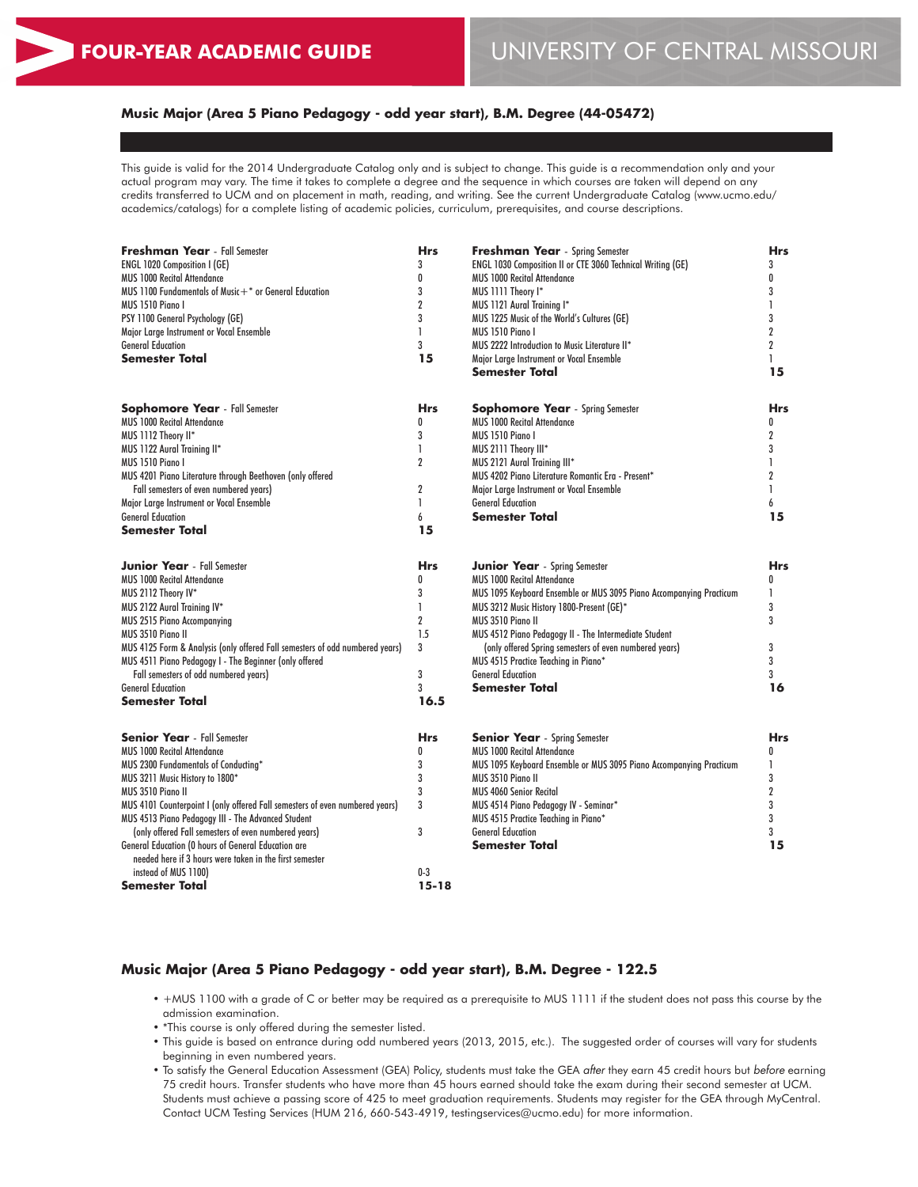**FOUR-YEAR ACADEMIC GUIDE** UNIVERSITY OF CENTRAL MISSOURI

## Music Major (Area 5 Piano Pedagogy - odd year start), B.M. Degree (44-05472)

This guide is valid for the 2014 Undergraduate Catalog only and is subject to change. This guide is a recommendation only and your actual program may vary. The time it takes to complete a degree and the sequence in which courses are taken will depend on any credits transferred to UCM and on placement in math, reading, and writing. See the current Undergraduate Catalog (www.ucmo.edu/academics/catalogs) for a complete listing of academic policies, curriculum, prerequisites, and course descriptions.

| **Freshman Year** - Fall Semester | Hrs |
|---|---|
| ENGL 1020 Composition I (GE) | 3 |
| MUS 1000 Recital Attendance | 0 |
| MUS 1100 Fundamentals of Music+* or General Education | 3 |
| MUS 1510 Piano I | 2 |
| PSY 1100 General Psychology (GE) | 3 |
| Major Large Instrument or Vocal Ensemble | 1 |
| General Education | 3 |
| **Semester Total** | **15** |

| **Freshman Year** - Spring Semester | Hrs |
|---|---|
| ENGL 1030 Composition II or CTE 3060 Technical Writing (GE) | 3 |
| MUS 1000 Recital Attendance | 0 |
| MUS 1111 Theory I* | 3 |
| MUS 1121 Aural Training I* | 1 |
| MUS 1225 Music of the World's Cultures (GE) | 3 |
| MUS 1510 Piano I | 2 |
| MUS 2222 Introduction to Music Literature II* | 2 |
| Major Large Instrument or Vocal Ensemble | 1 |
| **Semester Total** | **15** |

| **Sophomore Year** - Fall Semester | Hrs |
|---|---|
| MUS 1000 Recital Attendance | 0 |
| MUS 1112 Theory II* | 3 |
| MUS 1122 Aural Training II* | 1 |
| MUS 1510 Piano I | 2 |
| MUS 4201 Piano Literature through Beethoven (only offered Fall semesters of even numbered years) | 2 |
| Major Large Instrument or Vocal Ensemble | 1 |
| General Education | 6 |
| **Semester Total** | **15** |

| **Sophomore Year** - Spring Semester | Hrs |
|---|---|
| MUS 1000 Recital Attendance | 0 |
| MUS 1510 Piano I | 2 |
| MUS 2111 Theory III* | 3 |
| MUS 2121 Aural Training III* | 1 |
| MUS 4202 Piano Literature Romantic Era - Present* | 2 |
| Major Large Instrument or Vocal Ensemble | 1 |
| General Education | 6 |
| **Semester Total** | **15** |

| **Junior Year** - Fall Semester | Hrs |
|---|---|
| MUS 1000 Recital Attendance | 0 |
| MUS 2112 Theory IV* | 3 |
| MUS 2122 Aural Training IV* | 1 |
| MUS 2515 Piano Accompanying | 2 |
| MUS 3510 Piano II | 1.5 |
| MUS 4125 Form & Analysis (only offered Fall semesters of odd numbered years) | 3 |
| MUS 4511 Piano Pedagogy I - The Beginner (only offered Fall semesters of odd numbered years) | 3 |
| General Education | 3 |
| **Semester Total** | **16.5** |

| **Junior Year** - Spring Semester | Hrs |
|---|---|
| MUS 1000 Recital Attendance | 0 |
| MUS 1095 Keyboard Ensemble or MUS 3095 Piano Accompanying Practicum | 1 |
| MUS 3212 Music History 1800-Present (GE)* | 3 |
| MUS 3510 Piano II | 3 |
| MUS 4512 Piano Pedagogy II - The Intermediate Student (only offered Spring semesters of even numbered years) | 3 |
| MUS 4515 Practice Teaching in Piano* | 3 |
| General Education | 3 |
| **Semester Total** | **16** |

| **Senior Year** - Fall Semester | Hrs |
|---|---|
| MUS 1000 Recital Attendance | 0 |
| MUS 2300 Fundamentals of Conducting* | 3 |
| MUS 3211 Music History to 1800* | 3 |
| MUS 3510 Piano II | 3 |
| MUS 4101 Counterpoint I (only offered Fall semesters of even numbered years) | 3 |
| MUS 4513 Piano Pedagogy III - The Advanced Student (only offered Fall semesters of even numbered years) | 3 |
| General Education (0 hours of General Education are needed here if 3 hours were taken in the first semester instead of MUS 1100) | 0-3 |
| **Semester Total** | **15-18** |

| **Senior Year** - Spring Semester | Hrs |
|---|---|
| MUS 1000 Recital Attendance | 0 |
| MUS 1095 Keyboard Ensemble or MUS 3095 Piano Accompanying Practicum | 1 |
| MUS 3510 Piano II | 3 |
| MUS 4060 Senior Recital | 2 |
| MUS 4514 Piano Pedagogy IV - Seminar* | 3 |
| MUS 4515 Practice Teaching in Piano* | 3 |
| General Education | 3 |
| **Semester Total** | **15** |

## Music Major (Area 5 Piano Pedagogy - odd year start), B.M. Degree - 122.5

- +MUS 1100 with a grade of C or better may be required as a prerequisite to MUS 1111 if the student does not pass this course by the admission examination.
- *This course is only offered during the semester listed.
- This guide is based on entrance during odd numbered years (2013, 2015, etc.). The suggested order of courses will vary for students beginning in even numbered years.
- To satisfy the General Education Assessment (GEA) Policy, students must take the GEA *after* they earn 45 credit hours but *before* earning 75 credit hours. Transfer students who have more than 45 hours earned should take the exam during their second semester at UCM. Students must achieve a passing score of 425 to meet graduation requirements. Students may register for the GEA through MyCentral. Contact UCM Testing Services (HUM 216, 660-543-4919, testingservices@ucmo.edu) for more information.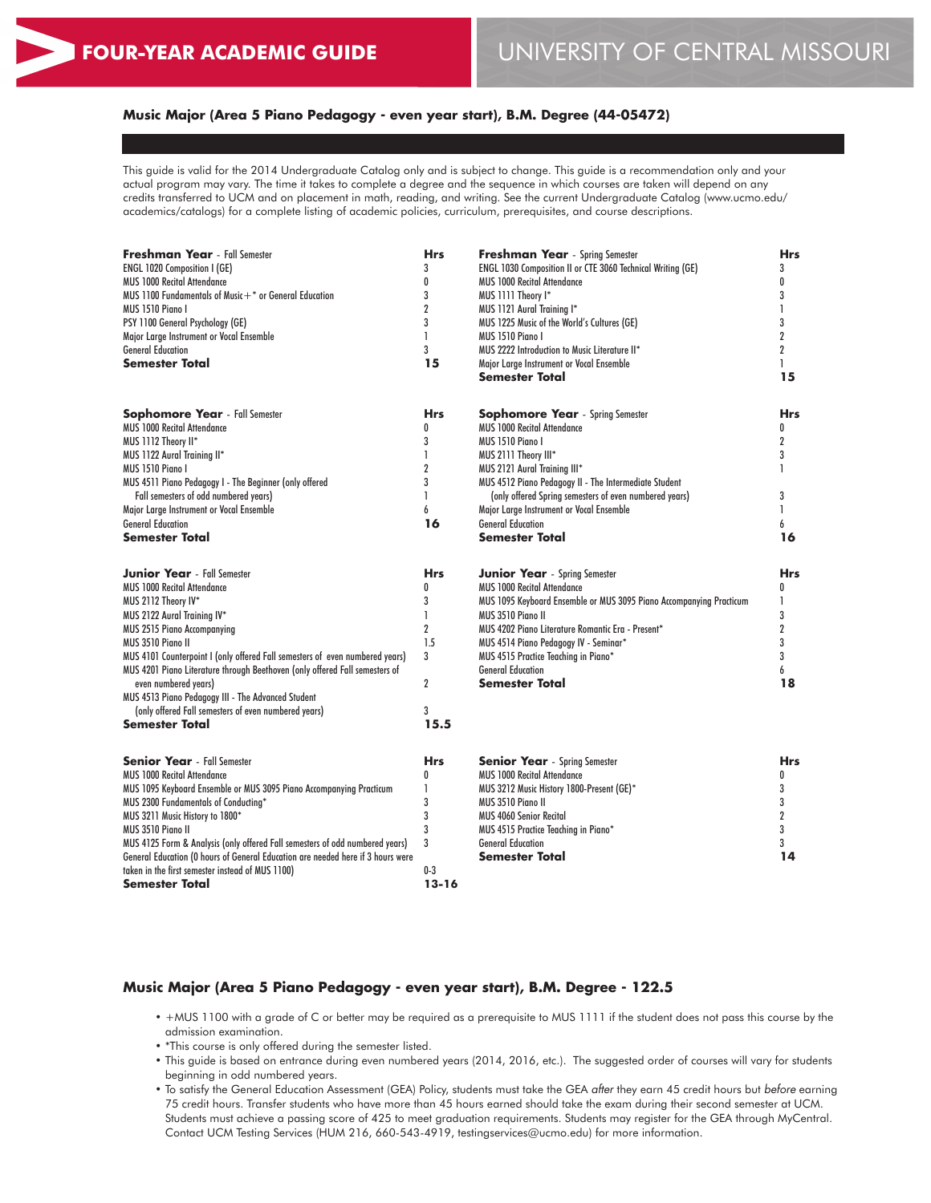# FOUR-YEAR ACADEMIC GUIDE

# UNIVERSITY OF CENTRAL MISSOURI

### Music Major (Area 5 Piano Pedagogy - even year start), B.M. Degree (44-05472)

This guide is valid for the 2014 Undergraduate Catalog only and is subject to change. This guide is a recommendation only and your actual program may vary. The time it takes to complete a degree and the sequence in which courses are taken will depend on any credits transferred to UCM and on placement in math, reading, and writing. See the current Undergraduate Catalog (www.ucmo.edu/academics/catalogs) for a complete listing of academic policies, curriculum, prerequisites, and course descriptions.

| **Freshman Year** - Fall Semester | **Hrs** |
|---|---|
| ENGL 1020 Composition I (GE) | 3 |
| MUS 1000 Recital Attendance | 0 |
| MUS 1100 Fundamentals of Music+* or General Education | 3 |
| MUS 1510 Piano I | 2 |
| PSY 1100 General Psychology (GE) | 3 |
| Major Large Instrument or Vocal Ensemble | 1 |
| General Education | 3 |
| **Semester Total** | **15** |

| **Freshman Year** - Spring Semester | **Hrs** |
|---|---|
| ENGL 1030 Composition II or CTE 3060 Technical Writing (GE) | 3 |
| MUS 1000 Recital Attendance | 0 |
| MUS 1111 Theory I* | 3 |
| MUS 1121 Aural Training I* | 1 |
| MUS 1225 Music of the World's Cultures (GE) | 3 |
| MUS 1510 Piano I | 2 |
| MUS 2222 Introduction to Music Literature II* | 2 |
| Major Large Instrument or Vocal Ensemble | 1 |
| **Semester Total** | **15** |

| **Sophomore Year** - Fall Semester | **Hrs** |
|---|---|
| MUS 1000 Recital Attendance | 0 |
| MUS 1112 Theory II* | 3 |
| MUS 1122 Aural Training II* | 1 |
| MUS 1510 Piano I | 2 |
| MUS 4511 Piano Pedagogy I - The Beginner (only offered Fall semesters of odd numbered years) | 3 |
| Major Large Instrument or Vocal Ensemble | 1 |
| General Education | 6 |
| **Semester Total** | **16** |

| **Sophomore Year** - Spring Semester | **Hrs** |
|---|---|
| MUS 1000 Recital Attendance | 0 |
| MUS 1510 Piano I | 2 |
| MUS 2111 Theory III* | 3 |
| MUS 2121 Aural Training III* | 1 |
| MUS 4512 Piano Pedagogy II - The Intermediate Student (only offered Spring semesters of even numbered years) | 3 |
| Major Large Instrument or Vocal Ensemble | 1 |
| General Education | 6 |
| **Semester Total** | **16** |

| **Junior Year** - Fall Semester | **Hrs** |
|---|---|
| MUS 1000 Recital Attendance | 0 |
| MUS 2112 Theory IV* | 3 |
| MUS 2122 Aural Training IV* | 1 |
| MUS 2515 Piano Accompanying | 2 |
| MUS 3510 Piano II | 1.5 |
| MUS 4101 Counterpoint I (only offered Fall semesters of even numbered years) | 3 |
| MUS 4201 Piano Literature through Beethoven (only offered Fall semesters of even numbered years) | 2 |
| MUS 4513 Piano Pedagogy III - The Advanced Student (only offered Fall semesters of even numbered years) | 3 |
| **Semester Total** | **15.5** |

| **Junior Year** - Spring Semester | **Hrs** |
|---|---|
| MUS 1000 Recital Attendance | 0 |
| MUS 1095 Keyboard Ensemble or MUS 3095 Piano Accompanying Practicum | 1 |
| MUS 3510 Piano II | 3 |
| MUS 4202 Piano Literature Romantic Era - Present* | 2 |
| MUS 4514 Piano Pedagogy IV - Seminar* | 3 |
| MUS 4515 Practice Teaching in Piano* | 3 |
| General Education | 6 |
| **Semester Total** | **18** |

| **Senior Year** - Fall Semester | **Hrs** |
|---|---|
| MUS 1000 Recital Attendance | 0 |
| MUS 1095 Keyboard Ensemble or MUS 3095 Piano Accompanying Practicum | 1 |
| MUS 2300 Fundamentals of Conducting* | 3 |
| MUS 3211 Music History to 1800* | 3 |
| MUS 3510 Piano II | 3 |
| MUS 4125 Form & Analysis (only offered Fall semesters of odd numbered years) | 3 |
| General Education (0 hours of General Education are needed here if 3 hours were taken in the first semester instead of MUS 1100) | 0-3 |
| **Semester Total** | **13-16** |

| **Senior Year** - Spring Semester | **Hrs** |
|---|---|
| MUS 1000 Recital Attendance | 0 |
| MUS 3212 Music History 1800-Present (GE)* | 3 |
| MUS 3510 Piano II | 3 |
| MUS 4060 Senior Recital | 2 |
| MUS 4515 Practice Teaching in Piano* | 3 |
| General Education | 3 |
| **Semester Total** | **14** |

### Music Major (Area 5 Piano Pedagogy - even year start), B.M. Degree - 122.5

- +MUS 1100 with a grade of C or better may be required as a prerequisite to MUS 1111 if the student does not pass this course by the admission examination.
- *This course is only offered during the semester listed.
- This guide is based on entrance during even numbered years (2014, 2016, etc.). The suggested order of courses will vary for students beginning in odd numbered years.
- To satisfy the General Education Assessment (GEA) Policy, students must take the GEA *after* they earn 45 credit hours but *before* earning 75 credit hours. Transfer students who have more than 45 hours earned should take the exam during their second semester at UCM. Students must achieve a passing score of 425 to meet graduation requirements. Students may register for the GEA through MyCentral. Contact UCM Testing Services (HUM 216, 660-543-4919, testingservices@ucmo.edu) for more information.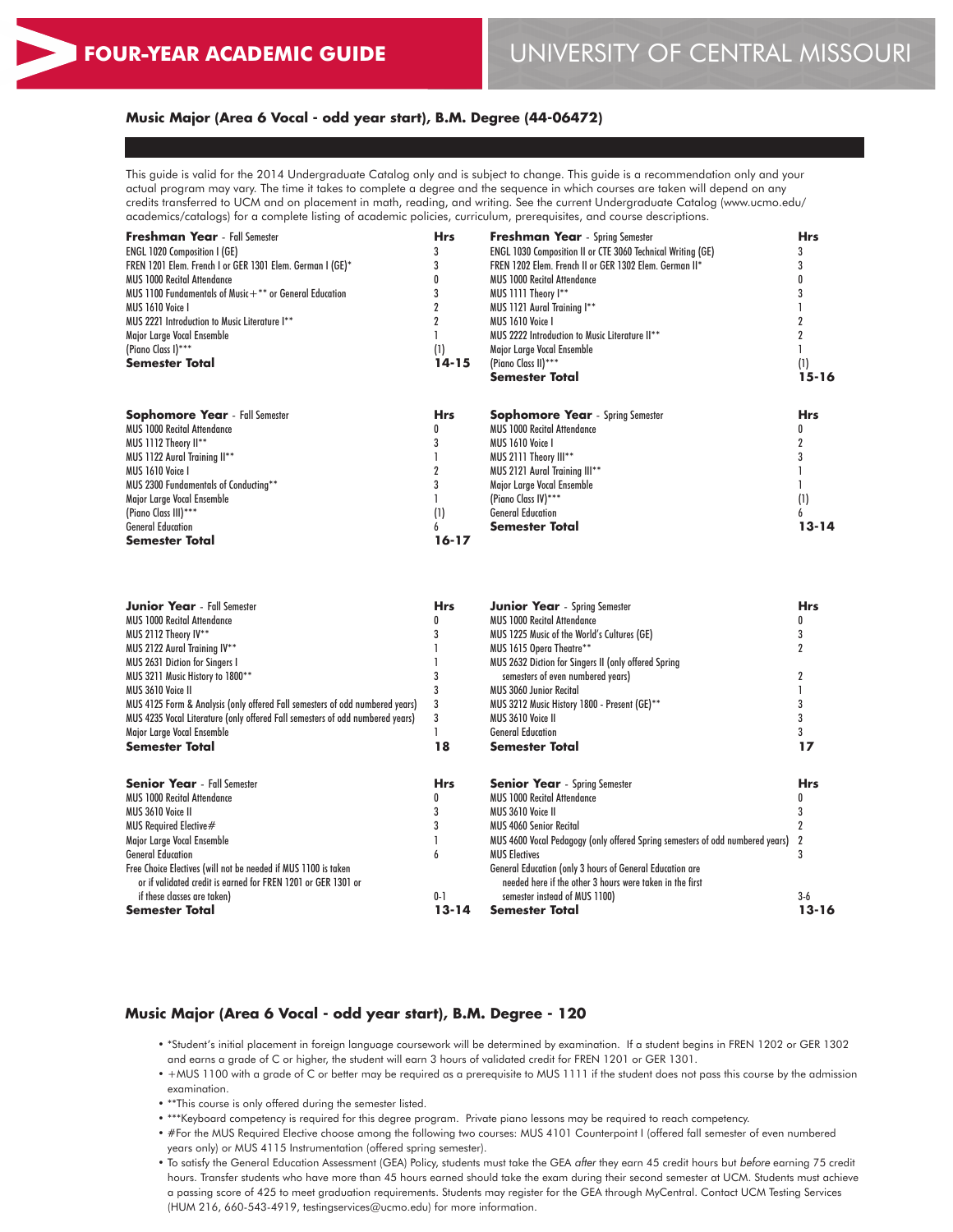# FOUR-YEAR ACADEMIC GUIDE

# UNIVERSITY OF CENTRAL MISSOURI

## Music Major (Area 6 Vocal - odd year start), B.M. Degree (44-06472)

This guide is valid for the 2014 Undergraduate Catalog only and is subject to change. This guide is a recommendation only and your actual program may vary. The time it takes to complete a degree and the sequence in which courses are taken will depend on any credits transferred to UCM and on placement in math, reading, and writing. See the current Undergraduate Catalog (www.ucmo.edu/academics/catalogs) for a complete listing of academic policies, curriculum, prerequisites, and course descriptions.

| **Freshman Year** - Fall Semester | **Hrs** | **Freshman Year** - Spring Semester | **Hrs** |
|---|---|---|---|
| ENGL 1020 Composition I (GE) | 3 | ENGL 1030 Composition II or CTE 3060 Technical Writing (GE) | 3 |
| FREN 1201 Elem. French I or GER 1301 Elem. German I (GE)* | 3 | FREN 1202 Elem. French II or GER 1302 Elem. German II* | 3 |
| MUS 1000 Recital Attendance | 0 | MUS 1000 Recital Attendance | 0 |
| MUS 1100 Fundamentals of Music+** or General Education | 3 | MUS 1111 Theory I** | 3 |
| MUS 1610 Voice I | 2 | MUS 1121 Aural Training I** | 1 |
| MUS 2221 Introduction to Music Literature I** | 2 | MUS 1610 Voice I | 2 |
| Major Large Vocal Ensemble | 1 | MUS 2222 Introduction to Music Literature II** | 2 |
| (Piano Class I)*** | (1) | Major Large Vocal Ensemble | 1 |
| **Semester Total** | **14-15** | (Piano Class II)*** | (1) |
| | | **Semester Total** | **15-16** |

| **Sophomore Year** - Fall Semester | **Hrs** | **Sophomore Year** - Spring Semester | **Hrs** |
|---|---|---|---|
| MUS 1000 Recital Attendance | 0 | MUS 1000 Recital Attendance | 0 |
| MUS 1112 Theory II** | 3 | MUS 1610 Voice I | 2 |
| MUS 1122 Aural Training II** | 1 | MUS 2111 Theory III** | 3 |
| MUS 1610 Voice I | 2 | MUS 2121 Aural Training III** | 1 |
| MUS 2300 Fundamentals of Conducting** | 3 | Major Large Vocal Ensemble | 1 |
| Major Large Vocal Ensemble | 1 | (Piano Class IV)*** | (1) |
| (Piano Class III)*** | (1) | General Education | 6 |
| General Education | 6 | **Semester Total** | **13-14** |
| **Semester Total** | **16-17** | | |

| **Junior Year** - Fall Semester | **Hrs** | **Junior Year** - Spring Semester | **Hrs** |
|---|---|---|---|
| MUS 1000 Recital Attendance | 0 | MUS 1000 Recital Attendance | 0 |
| MUS 2112 Theory IV** | 3 | MUS 1225 Music of the World's Cultures (GE) | 3 |
| MUS 2122 Aural Training IV** | 1 | MUS 1615 Opera Theatre** | 2 |
| MUS 2631 Diction for Singers I | 1 | MUS 2632 Diction for Singers II (only offered Spring semesters of even numbered years) | 2 |
| MUS 3211 Music History to 1800** | 3 | MUS 3060 Junior Recital | 1 |
| MUS 3610 Voice II | 3 | MUS 3212 Music History 1800 - Present (GE)** | 3 |
| MUS 4125 Form & Analysis (only offered Fall semesters of odd numbered years) | 3 | MUS 3610 Voice II | 3 |
| MUS 4235 Vocal Literature (only offered Fall semesters of odd numbered years) | 3 | General Education | 3 |
| Major Large Vocal Ensemble | 1 | **Semester Total** | **17** |
| **Semester Total** | **18** | | |

| **Senior Year** - Fall Semester | **Hrs** | **Senior Year** - Spring Semester | **Hrs** |
|---|---|---|---|
| MUS 1000 Recital Attendance | 0 | MUS 1000 Recital Attendance | 0 |
| MUS 3610 Voice II | 3 | MUS 3610 Voice II | 3 |
| MUS Required Elective# | 3 | MUS 4060 Senior Recital | 2 |
| Major Large Vocal Ensemble | 1 | MUS 4600 Vocal Pedagogy (only offered Spring semesters of odd numbered years) | 2 |
| General Education | 6 | MUS Electives | 3 |
| Free Choice Electives (will not be needed if MUS 1100 is taken or if validated credit is earned for FREN 1201 or GER 1301 or if these classes are taken) | 0-1 | General Education (only 3 hours of General Education are needed here if the other 3 hours were taken in the first semester instead of MUS 1100) | 3-6 |
| **Semester Total** | **13-14** | **Semester Total** | **13-16** |

## Music Major (Area 6 Vocal - odd year start), B.M. Degree - 120

- *Student's initial placement in foreign language coursework will be determined by examination. If a student begins in FREN 1202 or GER 1302 and earns a grade of C or higher, the student will earn 3 hours of validated credit for FREN 1201 or GER 1301.
- +MUS 1100 with a grade of C or better may be required as a prerequisite to MUS 1111 if the student does not pass this course by the admission examination.
- **This course is only offered during the semester listed.
- ***Keyboard competency is required for this degree program. Private piano lessons may be required to reach competency.
- #For the MUS Required Elective choose among the following two courses: MUS 4101 Counterpoint I (offered fall semester of even numbered years only) or MUS 4115 Instrumentation (offered spring semester).
- To satisfy the General Education Assessment (GEA) Policy, students must take the GEA *after* they earn 45 credit hours but *before* earning 75 credit hours. Transfer students who have more than 45 hours earned should take the exam during their second semester at UCM. Students must achieve a passing score of 425 to meet graduation requirements. Students may register for the GEA through MyCentral. Contact UCM Testing Services (HUM 216, 660-543-4919, testingservices@ucmo.edu) for more information.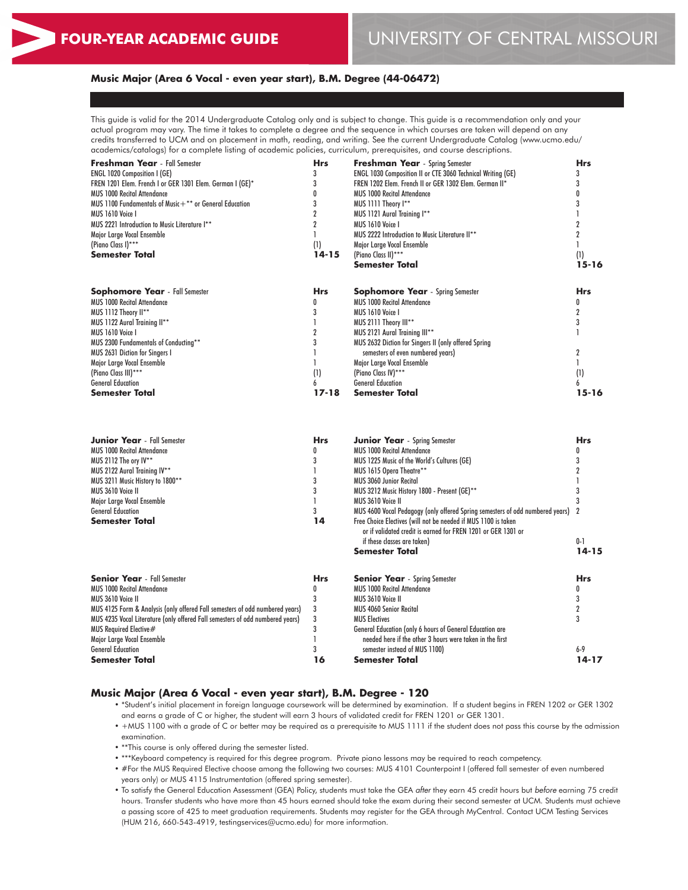# FOUR-YEAR ACADEMIC GUIDE

UNIVERSITY OF CENTRAL MISSOURI

## Music Major (Area 6 Vocal - even year start), B.M. Degree (44-06472)

This guide is valid for the 2014 Undergraduate Catalog only and is subject to change. This guide is a recommendation only and your actual program may vary. The time it takes to complete a degree and the sequence in which courses are taken will depend on any credits transferred to UCM and on placement in math, reading, and writing. See the current Undergraduate Catalog (www.ucmo.edu/academics/catalogs) for a complete listing of academic policies, curriculum, prerequisites, and course descriptions.

| **Freshman Year** - Fall Semester | Hrs |
|---|---|
| ENGL 1020 Composition I (GE) | 3 |
| FREN 1201 Elem. French I or GER 1301 Elem. German I (GE)* | 3 |
| MUS 1000 Recital Attendance | 0 |
| MUS 1100 Fundamentals of Music+** or General Education | 3 |
| MUS 1610 Voice I | 2 |
| MUS 2221 Introduction to Music Literature I** | 2 |
| Major Large Vocal Ensemble | 1 |
| (Piano Class I)*** | (1) |
| **Semester Total** | **14-15** |

| **Freshman Year** - Spring Semester | Hrs |
|---|---|
| ENGL 1030 Composition II or CTE 3060 Technical Writing (GE) | 3 |
| FREN 1202 Elem. French II or GER 1302 Elem. German II* | 3 |
| MUS 1000 Recital Attendance | 0 |
| MUS 1111 Theory I** | 3 |
| MUS 1121 Aural Training I** | 1 |
| MUS 1610 Voice I | 2 |
| MUS 2222 Introduction to Music Literature II** | 2 |
| Major Large Vocal Ensemble | 1 |
| (Piano Class II)*** | (1) |
| **Semester Total** | **15-16** |

| **Sophomore Year** - Fall Semester | Hrs |
|---|---|
| MUS 1000 Recital Attendance | 0 |
| MUS 1112 Theory II** | 3 |
| MUS 1122 Aural Training II** | 1 |
| MUS 1610 Voice I | 2 |
| MUS 2300 Fundamentals of Conducting** | 3 |
| MUS 2631 Diction for Singers I | 1 |
| Major Large Vocal Ensemble | 1 |
| (Piano Class III)*** | (1) |
| General Education | 6 |
| **Semester Total** | **17-18** |

| **Sophomore Year** - Spring Semester | Hrs |
|---|---|
| MUS 1000 Recital Attendance | 0 |
| MUS 1610 Voice I | 2 |
| MUS 2111 Theory III** | 3 |
| MUS 2121 Aural Training III** | 1 |
| MUS 2632 Diction for Singers II (only offered Spring semesters of even numbered years) | 2 |
| Major Large Vocal Ensemble | 1 |
| (Piano Class IV)*** | (1) |
| General Education | 6 |
| **Semester Total** | **15-16** |

| **Junior Year** - Fall Semester | Hrs |
|---|---|
| MUS 1000 Recital Attendance | 0 |
| MUS 2112 The ory IV** | 3 |
| MUS 2122 Aural Training IV** | 1 |
| MUS 3211 Music History to 1800** | 3 |
| MUS 3610 Voice II | 3 |
| Major Large Vocal Ensemble | 1 |
| General Education | 3 |
| **Semester Total** | **14** |

| **Junior Year** - Spring Semester | Hrs |
|---|---|
| MUS 1000 Recital Attendance | 0 |
| MUS 1225 Music of the World's Cultures (GE) | 3 |
| MUS 1615 Opera Theatre** | 2 |
| MUS 3060 Junior Recital | 1 |
| MUS 3212 Music History 1800 - Present (GE)** | 3 |
| MUS 3610 Voice II | 3 |
| MUS 4600 Vocal Pedagogy (only offered Spring semesters of odd numbered years) | 2 |
| Free Choice Electives (will not be needed if MUS 1100 is taken or if validated credit is earned for FREN 1201 or GER 1301 or if these classes are taken) | 0-1 |
| **Semester Total** | **14-15** |

| **Senior Year** - Fall Semester | Hrs |
|---|---|
| MUS 1000 Recital Attendance | 0 |
| MUS 3610 Voice II | 3 |
| MUS 4125 Form & Analysis (only offered Fall semesters of odd numbered years) | 3 |
| MUS 4235 Vocal Literature (only offered Fall semesters of odd numbered years) | 3 |
| MUS Required Elective# | 3 |
| Major Large Vocal Ensemble | 1 |
| General Education | 3 |
| **Semester Total** | **16** |

| **Senior Year** - Spring Semester | Hrs |
|---|---|
| MUS 1000 Recital Attendance | 0 |
| MUS 3610 Voice II | 3 |
| MUS 4060 Senior Recital | 2 |
| MUS Electives | 3 |
| General Education (only 6 hours of General Education are needed here if the other 3 hours were taken in the first semester instead of MUS 1100) | 6-9 |
| **Semester Total** | **14-17** |

## Music Major (Area 6 Vocal - even year start), B.M. Degree - 120

- *Student's initial placement in foreign language coursework will be determined by examination. If a student begins in FREN 1202 or GER 1302 and earns a grade of C or higher, the student will earn 3 hours of validated credit for FREN 1201 or GER 1301.
- +MUS 1100 with a grade of C or better may be required as a prerequisite to MUS 1111 if the student does not pass this course by the admission examination.
- **This course is only offered during the semester listed.
- ***Keyboard competency is required for this degree program. Private piano lessons may be required to reach competency.
- #For the MUS Required Elective choose among the following two courses: MUS 4101 Counterpoint I (offered fall semester of even numbered years only) or MUS 4115 Instrumentation (offered spring semester).
- To satisfy the General Education Assessment (GEA) Policy, students must take the GEA *after* they earn 45 credit hours but *before* earning 75 credit hours. Transfer students who have more than 45 hours earned should take the exam during their second semester at UCM. Students must achieve a passing score of 425 to meet graduation requirements. Students may register for the GEA through MyCentral. Contact UCM Testing Services (HUM 216, 660-543-4919, testingservices@ucmo.edu) for more information.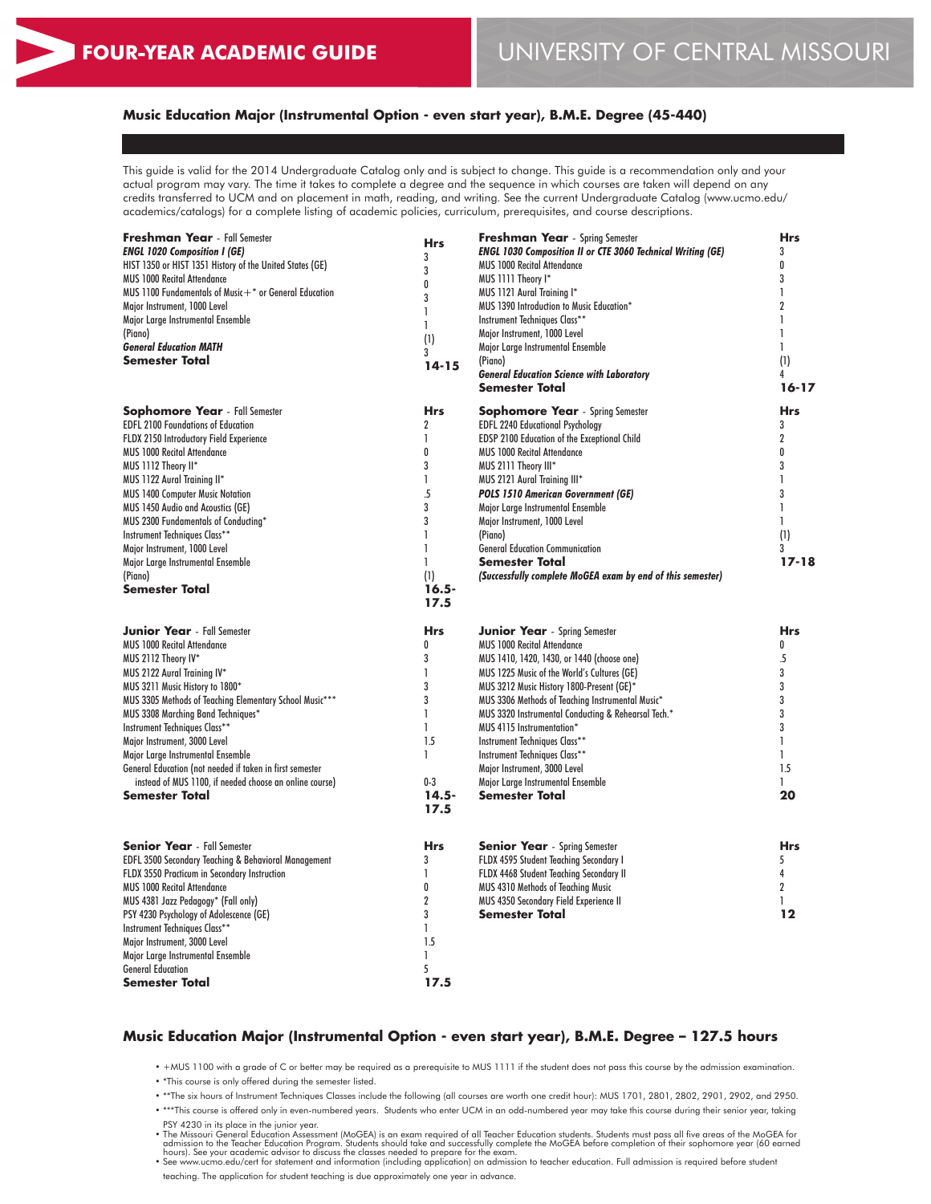# FOUR-YEAR ACADEMIC GUIDE

UNIVERSITY OF CENTRAL MISSOURI

## Music Education Major (Instrumental Option - even start year), B.M.E. Degree (45-440)

This guide is valid for the 2014 Undergraduate Catalog only and is subject to change. This guide is a recommendation only and your actual program may vary. The time it takes to complete a degree and the sequence in which courses are taken will depend on any credits transferred to UCM and on placement in math, reading, and writing. See the current Undergraduate Catalog (www.ucmo.edu/academics/catalogs) for a complete listing of academic policies, curriculum, prerequisites, and course descriptions.

| **Freshman Year** - Fall Semester | **Hrs** |
|---|---|
| ***ENGL 1020 Composition I (GE)*** | 3 |
| HIST 1350 or HIST 1351 History of the United States (GE) | 3 |
| MUS 1000 Recital Attendance | 0 |
| MUS 1100 Fundamentals of Music+* or General Education | 3 |
| Major Instrument, 1000 Level | 1 |
| Major Large Instrumental Ensemble | 1 |
| (Piano) | (1) |
| ***General Education MATH*** | 3 |
| **Semester Total** | **14-15** |

| **Freshman Year** - Spring Semester | **Hrs** |
|---|---|
| ***ENGL 1030 Composition II or CTE 3060 Technical Writing (GE)*** | 3 |
| MUS 1000 Recital Attendance | 0 |
| MUS 1111 Theory I* | 3 |
| MUS 1121 Aural Training I* | 1 |
| MUS 1390 Introduction to Music Education* | 2 |
| Instrument Techniques Class** | 1 |
| Major Instrument, 1000 Level | 1 |
| Major Large Instrumental Ensemble | 1 |
| (Piano) | (1) |
| ***General Education Science with Laboratory*** | 4 |
| **Semester Total** | **16-17** |

| **Sophomore Year** - Fall Semester | **Hrs** |
|---|---|
| EDFL 2100 Foundations of Education | 2 |
| FLDX 2150 Introductory Field Experience | 1 |
| MUS 1000 Recital Attendance | 0 |
| MUS 1112 Theory II* | 3 |
| MUS 1122 Aural Training II* | 1 |
| MUS 1400 Computer Music Notation | .5 |
| MUS 1450 Audio and Acoustics (GE) | 3 |
| MUS 2300 Fundamentals of Conducting* | 3 |
| Instrument Techniques Class** | 1 |
| Major Instrument, 1000 Level | 1 |
| Major Large Instrumental Ensemble | 1 |
| (Piano) | (1) |
| **Semester Total** | **16.5-17.5** |

| **Sophomore Year** - Spring Semester | **Hrs** |
|---|---|
| EDFL 2240 Educational Psychology | 3 |
| EDSP 2100 Education of the Exceptional Child | 2 |
| MUS 1000 Recital Attendance | 0 |
| MUS 2111 Theory III* | 3 |
| MUS 2121 Aural Training III* | 1 |
| ***POLS 1510 American Government (GE)*** | 3 |
| Major Large Instrumental Ensemble | 1 |
| Major Instrument, 1000 Level | 1 |
| (Piano) | (1) |
| General Education Communication | 3 |
| **Semester Total** | **17-18** |
| ***(Successfully complete MoGEA exam by end of this semester)*** | |

| **Junior Year** - Fall Semester | **Hrs** |
|---|---|
| MUS 1000 Recital Attendance | 0 |
| MUS 2112 Theory IV* | 3 |
| MUS 2122 Aural Training IV* | 1 |
| MUS 3211 Music History to 1800* | 3 |
| MUS 3305 Methods of Teaching Elementary School Music*** | 3 |
| MUS 3308 Marching Band Techniques* | 1 |
| Instrument Techniques Class** | 1 |
| Major Instrument, 3000 Level | 1.5 |
| Major Large Instrumental Ensemble | 1 |
| General Education (not needed if taken in first semester instead of MUS 1100, if needed choose an online course) | 0-3 |
| **Semester Total** | **14.5-17.5** |

| **Junior Year** - Spring Semester | **Hrs** |
|---|---|
| MUS 1000 Recital Attendance | 0 |
| MUS 1410, 1420, 1430, or 1440 (choose one) | .5 |
| MUS 1225 Music of the World's Cultures (GE) | 3 |
| MUS 3212 Music History 1800-Present (GE)* | 3 |
| MUS 3306 Methods of Teaching Instrumental Music* | 3 |
| MUS 3320 Instrumental Conducting & Rehearsal Tech.* | 3 |
| MUS 4115 Instrumentation* | 3 |
| Instrument Techniques Class** | 1 |
| Instrument Techniques Class** | 1 |
| Major Instrument, 3000 Level | 1.5 |
| Major Large Instrumental Ensemble | 1 |
| **Semester Total** | **20** |

| **Senior Year** - Fall Semester | **Hrs** |
|---|---|
| EDFL 3500 Secondary Teaching & Behavioral Management | 3 |
| FLDX 3550 Practicum in Secondary Instruction | 1 |
| MUS 1000 Recital Attendance | 0 |
| MUS 4381 Jazz Pedagogy* (Fall only) | 2 |
| PSY 4230 Psychology of Adolescence (GE) | 3 |
| Instrument Techniques Class** | 1 |
| Major Instrument, 3000 Level | 1.5 |
| Major Large Instrumental Ensemble | 1 |
| General Education | 5 |
| **Semester Total** | **17.5** |

| **Senior Year** - Spring Semester | **Hrs** |
|---|---|
| FLDX 4595 Student Teaching Secondary I | 5 |
| FLDX 4468 Student Teaching Secondary II | 4 |
| MUS 4310 Methods of Teaching Music | 2 |
| MUS 4350 Secondary Field Experience II | 1 |
| **Semester Total** | **12** |

## Music Education Major (Instrumental Option - even start year), B.M.E. Degree – 127.5 hours

- +MUS 1100 with a grade of C or better may be required as a prerequisite to MUS 1111 if the student does not pass this course by the admission examination.
- *This course is only offered during the semester listed.
- **The six hours of Instrument Techniques Classes include the following (all courses are worth one credit hour): MUS 1701, 2801, 2802, 2901, 2902, and 2950.
- ***This course is offered only in even-numbered years. Students who enter UCM in an odd-numbered year may take this course during their senior year, taking PSY 4230 in its place in the junior year.
- The Missouri General Education Assessment (MoGEA) is an exam required of all Teacher Education students. Students must pass all five areas of the MoGEA for admission to the Teacher Education Program. Students should take and successfully complete the MoGEA before completion of their sophomore year (60 earned hours). See your academic advisor to discuss the classes needed to prepare for the exam.
- See www.ucmo.edu/cert for statement and information (including application) on admission to teacher education. Full admission is required before student teaching. The application for student teaching is due approximately one year in advance.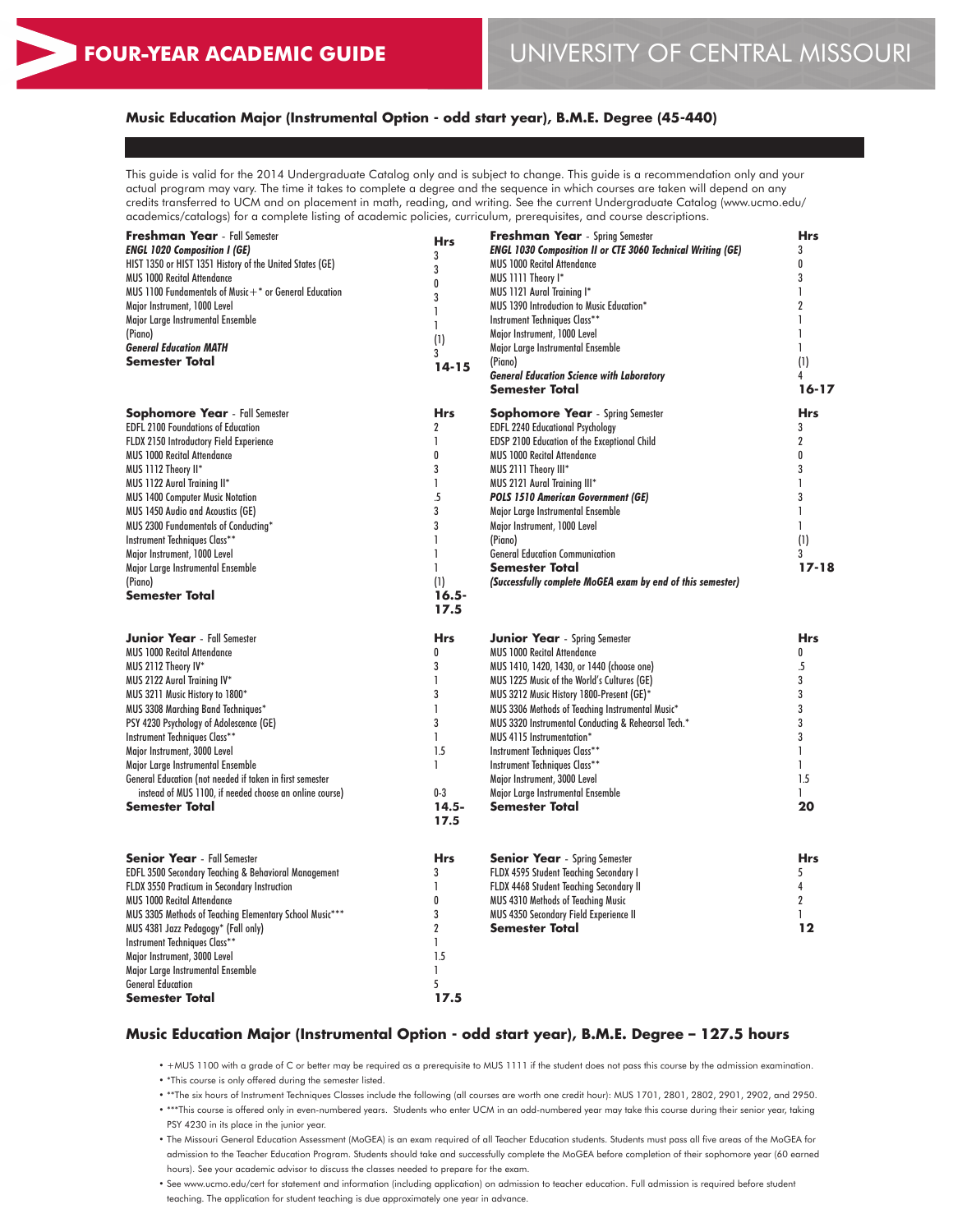# FOUR-YEAR ACADEMIC GUIDE

# UNIVERSITY OF CENTRAL MISSOURI

## Music Education Major (Instrumental Option - odd start year), B.M.E. Degree (45-440)

This guide is valid for the 2014 Undergraduate Catalog only and is subject to change. This guide is a recommendation only and your actual program may vary. The time it takes to complete a degree and the sequence in which courses are taken will depend on any credits transferred to UCM and on placement in math, reading, and writing. See the current Undergraduate Catalog (www.ucmo.edu/academics/catalogs) for a complete listing of academic policies, curriculum, prerequisites, and course descriptions.

| **Freshman Year** - Fall Semester | **Hrs** |
|---|---|
| ***ENGL 1020 Composition I (GE)*** | 3 |
| HIST 1350 or HIST 1351 History of the United States (GE) | 3 |
| MUS 1000 Recital Attendance | 0 |
| MUS 1100 Fundamentals of Music+* or General Education | 3 |
| Major Instrument, 1000 Level | 1 |
| Major Large Instrumental Ensemble | 1 |
| (Piano) | (1) |
| ***General Education MATH*** | 3 |
| **Semester Total** | **14-15** |

| **Freshman Year** - Spring Semester | **Hrs** |
|---|---|
| ***ENGL 1030 Composition II or CTE 3060 Technical Writing (GE)*** | 3 |
| MUS 1000 Recital Attendance | 0 |
| MUS 1111 Theory I* | 3 |
| MUS 1121 Aural Training I* | 1 |
| MUS 1390 Introduction to Music Education* | 2 |
| Instrument Techniques Class** | 1 |
| Major Instrument, 1000 Level | 1 |
| Major Large Instrumental Ensemble | 1 |
| (Piano) | (1) |
| ***General Education Science with Laboratory*** | 4 |
| **Semester Total** | **16-17** |

| **Sophomore Year** - Fall Semester | **Hrs** |
|---|---|
| EDFL 2100 Foundations of Education | 2 |
| FLDX 2150 Introductory Field Experience | 1 |
| MUS 1000 Recital Attendance | 0 |
| MUS 1112 Theory II* | 3 |
| MUS 1122 Aural Training II* | 1 |
| MUS 1400 Computer Music Notation | .5 |
| MUS 1450 Audio and Acoustics (GE) | 3 |
| MUS 2300 Fundamentals of Conducting* | 3 |
| Instrument Techniques Class** | 1 |
| Major Instrument, 1000 Level | 1 |
| Major Large Instrumental Ensemble | 1 |
| (Piano) | (1) |
| **Semester Total** | **16.5-17.5** |

| **Sophomore Year** - Spring Semester | **Hrs** |
|---|---|
| EDFL 2240 Educational Psychology | 3 |
| EDSP 2100 Education of the Exceptional Child | 2 |
| MUS 1000 Recital Attendance | 0 |
| MUS 2111 Theory III* | 3 |
| MUS 2121 Aural Training III* | 1 |
| ***POLS 1510 American Government (GE)*** | 3 |
| Major Large Instrumental Ensemble | 1 |
| Major Instrument, 1000 Level | 1 |
| (Piano) | (1) |
| General Education Communication | 3 |
| **Semester Total** | **17-18** |
| ***(Successfully complete MoGEA exam by end of this semester)*** | |

| **Junior Year** - Fall Semester | **Hrs** |
|---|---|
| MUS 1000 Recital Attendance | 0 |
| MUS 2112 Theory IV* | 3 |
| MUS 2122 Aural Training IV* | 1 |
| MUS 3211 Music History to 1800* | 3 |
| MUS 3308 Marching Band Techniques* | 1 |
| PSY 4230 Psychology of Adolescence (GE) | 3 |
| Instrument Techniques Class** | 1 |
| Major Instrument, 3000 Level | 1.5 |
| Major Large Instrumental Ensemble | 1 |
| General Education (not needed if taken in first semester instead of MUS 1100, if needed choose an online course) | 0-3 |
| **Semester Total** | **14.5-17.5** |

| **Junior Year** - Spring Semester | **Hrs** |
|---|---|
| MUS 1000 Recital Attendance | 0 |
| MUS 1410, 1420, 1430, or 1440 (choose one) | .5 |
| MUS 1225 Music of the World's Cultures (GE) | 3 |
| MUS 3212 Music History 1800-Present (GE)* | 3 |
| MUS 3306 Methods of Teaching Instrumental Music* | 3 |
| MUS 3320 Instrumental Conducting & Rehearsal Tech.* | 3 |
| MUS 4115 Instrumentation* | 3 |
| Instrument Techniques Class** | 1 |
| Instrument Techniques Class** | 1 |
| Major Instrument, 3000 Level | 1.5 |
| Major Large Instrumental Ensemble | 1 |
| **Semester Total** | **20** |

| **Senior Year** - Fall Semester | **Hrs** |
|---|---|
| EDFL 3500 Secondary Teaching & Behavioral Management | 3 |
| FLDX 3550 Practicum in Secondary Instruction | 1 |
| MUS 1000 Recital Attendance | 0 |
| MUS 3305 Methods of Teaching Elementary School Music*** | 3 |
| MUS 4381 Jazz Pedagogy* (Fall only) | 2 |
| Instrument Techniques Class** | 1 |
| Major Instrument, 3000 Level | 1.5 |
| Major Large Instrumental Ensemble | 1 |
| General Education | 5 |
| **Semester Total** | **17.5** |

| **Senior Year** - Spring Semester | **Hrs** |
|---|---|
| FLDX 4595 Student Teaching Secondary I | 5 |
| FLDX 4468 Student Teaching Secondary II | 4 |
| MUS 4310 Methods of Teaching Music | 2 |
| MUS 4350 Secondary Field Experience II | 1 |
| **Semester Total** | **12** |

## Music Education Major (Instrumental Option - odd start year), B.M.E. Degree – 127.5 hours

- +MUS 1100 with a grade of C or better may be required as a prerequisite to MUS 1111 if the student does not pass this course by the admission examination.
- *This course is only offered during the semester listed.
- **The six hours of Instrument Techniques Classes include the following (all courses are worth one credit hour): MUS 1701, 2801, 2802, 2901, 2902, and 2950.
- ***This course is offered only in even-numbered years. Students who enter UCM in an odd-numbered year may take this course during their senior year, taking PSY 4230 in its place in the junior year.
- The Missouri General Education Assessment (MoGEA) is an exam required of all Teacher Education students. Students must pass all five areas of the MoGEA for admission to the Teacher Education Program. Students should take and successfully complete the MoGEA before completion of their sophomore year (60 earned hours). See your academic advisor to discuss the classes needed to prepare for the exam.
- See www.ucmo.edu/cert for statement and information (including application) on admission to teacher education. Full admission is required before student teaching. The application for student teaching is due approximately one year in advance.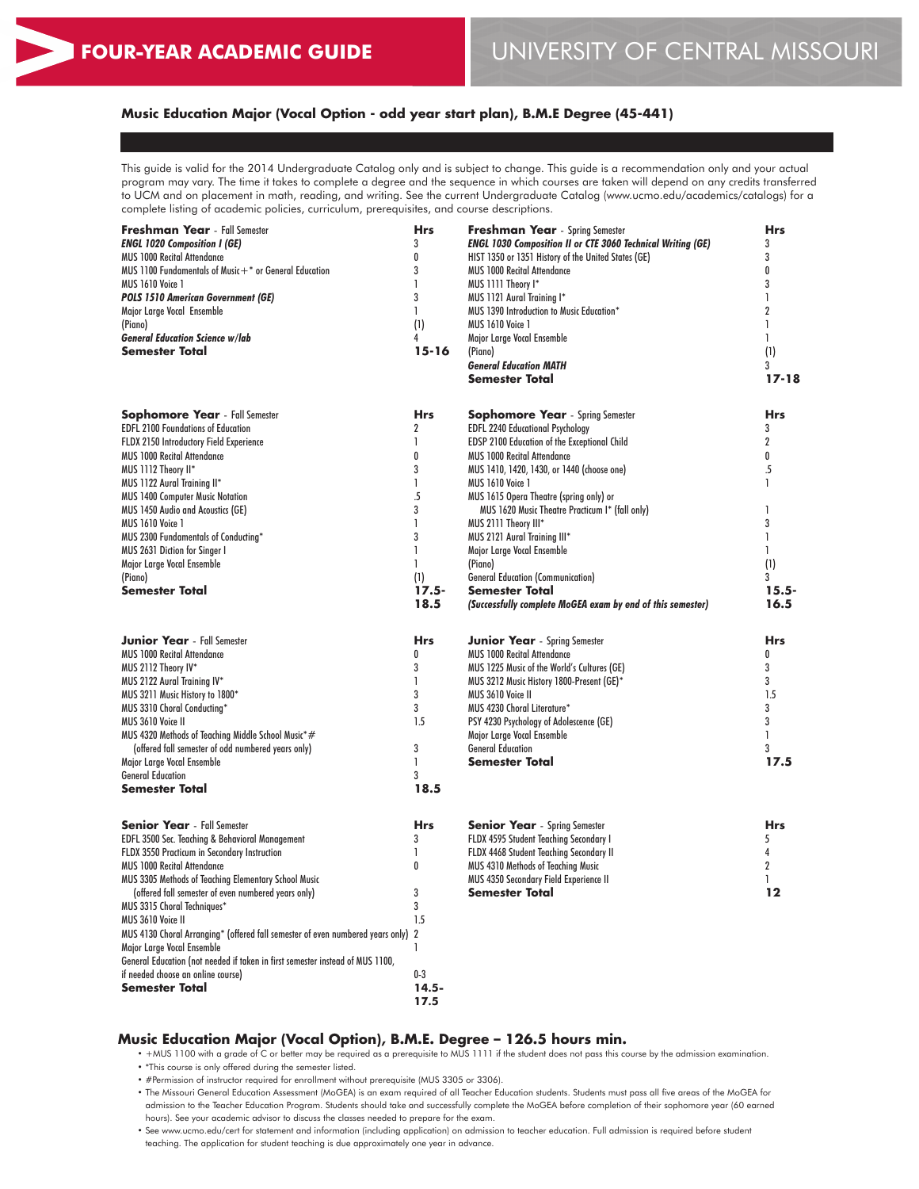# FOUR-YEAR ACADEMIC GUIDE

# UNIVERSITY OF CENTRAL MISSOURI

## Music Education Major (Vocal Option - odd year start plan), B.M.E Degree (45-441)

This guide is valid for the 2014 Undergraduate Catalog only and is subject to change. This guide is a recommendation only and your actual program may vary. The time it takes to complete a degree and the sequence in which courses are taken will depend on any credits transferred to UCM and on placement in math, reading, and writing. See the current Undergraduate Catalog (www.ucmo.edu/academics/catalogs) for a complete listing of academic policies, curriculum, prerequisites, and course descriptions.

| **Freshman Year** - Fall Semester | **Hrs** |
|---|---|
| ***ENGL 1020 Composition I (GE)*** | 3 |
| MUS 1000 Recital Attendance | 0 |
| MUS 1100 Fundamentals of Music+* or General Education | 3 |
| MUS 1610 Voice 1 | 1 |
| ***POLS 1510 American Government (GE)*** | 3 |
| Major Large Vocal Ensemble | 1 |
| (Piano) | (1) |
| ***General Education Science w/lab*** | 4 |
| **Semester Total** | **15-16** |

| **Freshman Year** - Spring Semester | **Hrs** |
|---|---|
| ***ENGL 1030 Composition II or CTE 3060 Technical Writing (GE)*** | 3 |
| HIST 1350 or 1351 History of the United States (GE) | 3 |
| MUS 1000 Recital Attendance | 0 |
| MUS 1111 Theory I* | 3 |
| MUS 1121 Aural Training I* | 1 |
| MUS 1390 Introduction to Music Education* | 2 |
| MUS 1610 Voice 1 | 1 |
| Major Large Vocal Ensemble | 1 |
| (Piano) | (1) |
| ***General Education MATH*** | 3 |
| **Semester Total** | **17-18** |

| **Sophomore Year** - Fall Semester | **Hrs** |
|---|---|
| EDFL 2100 Foundations of Education | 2 |
| FLDX 2150 Introductory Field Experience | 1 |
| MUS 1000 Recital Attendance | 0 |
| MUS 1112 Theory II* | 3 |
| MUS 1122 Aural Training II* | 1 |
| MUS 1400 Computer Music Notation | .5 |
| MUS 1450 Audio and Acoustics (GE) | 3 |
| MUS 1610 Voice 1 | 1 |
| MUS 2300 Fundamentals of Conducting* | 3 |
| MUS 2631 Diction for Singer I | 1 |
| Major Large Vocal Ensemble | 1 |
| (Piano) | (1) |
| **Semester Total** | **17.5-18.5** |

| **Sophomore Year** - Spring Semester | **Hrs** |
|---|---|
| EDFL 2240 Educational Psychology | 3 |
| EDSP 2100 Education of the Exceptional Child | 2 |
| MUS 1000 Recital Attendance | 0 |
| MUS 1410, 1420, 1430, or 1440 (choose one) | .5 |
| MUS 1610 Voice 1 | 1 |
| MUS 1615 Opera Theatre (spring only) or MUS 1620 Music Theatre Practicum I* (fall only) | 1 |
| MUS 2111 Theory III* | 3 |
| MUS 2121 Aural Training III* | 1 |
| Major Large Vocal Ensemble | 1 |
| (Piano) | (1) |
| General Education (Communication) | 3 |
| **Semester Total** | **15.5-16.5** |
| ***(Successfully complete MoGEA exam by end of this semester)*** | |

| **Junior Year** - Fall Semester | **Hrs** |
|---|---|
| MUS 1000 Recital Attendance | 0 |
| MUS 2112 Theory IV* | 3 |
| MUS 2122 Aural Training IV* | 1 |
| MUS 3211 Music History to 1800* | 3 |
| MUS 3310 Choral Conducting* | 3 |
| MUS 3610 Voice II | 1.5 |
| MUS 4320 Methods of Teaching Middle School Music*# (offered fall semester of odd numbered years only) | 3 |
| Major Large Vocal Ensemble | 1 |
| General Education | 3 |
| **Semester Total** | **18.5** |

| **Junior Year** - Spring Semester | **Hrs** |
|---|---|
| MUS 1000 Recital Attendance | 0 |
| MUS 1225 Music of the World's Cultures (GE) | 3 |
| MUS 3212 Music History 1800-Present (GE)* | 3 |
| MUS 3610 Voice II | 1.5 |
| MUS 4230 Choral Literature* | 3 |
| PSY 4230 Psychology of Adolescence (GE) | 3 |
| Major Large Vocal Ensemble | 1 |
| General Education | 3 |
| **Semester Total** | **17.5** |

| **Senior Year** - Fall Semester | **Hrs** |
|---|---|
| EDFL 3500 Sec. Teaching & Behavioral Management | 3 |
| FLDX 3550 Practicum in Secondary Instruction | 1 |
| MUS 1000 Recital Attendance | 0 |
| MUS 3305 Methods of Teaching Elementary School Music (offered fall semester of even numbered years only) | 3 |
| MUS 3315 Choral Techniques* | 3 |
| MUS 3610 Voice II | 1.5 |
| MUS 4130 Choral Arranging* (offered fall semester of even numbered years only) | 2 |
| Major Large Vocal Ensemble | 1 |
| General Education (not needed if taken in first semester instead of MUS 1100, if needed choose an online course) | 0-3 |
| **Semester Total** | **14.5-17.5** |

| **Senior Year** - Spring Semester | **Hrs** |
|---|---|
| FLDX 4595 Student Teaching Secondary I | 5 |
| FLDX 4468 Student Teaching Secondary II | 4 |
| MUS 4310 Methods of Teaching Music | 2 |
| MUS 4350 Secondary Field Experience II | 1 |
| **Semester Total** | **12** |

## Music Education Major (Vocal Option), B.M.E. Degree – 126.5 hours min.

- +MUS 1100 with a grade of C or better may be required as a prerequisite to MUS 1111 if the student does not pass this course by the admission examination.
- *This course is only offered during the semester listed.
- #Permission of instructor required for enrollment without prerequisite (MUS 3305 or 3306).
- The Missouri General Education Assessment (MoGEA) is an exam required of all Teacher Education students. Students must pass all five areas of the MoGEA for admission to the Teacher Education Program. Students should take and successfully complete the MoGEA before completion of their sophomore year (60 earned hours). See your academic advisor to discuss the classes needed to prepare for the exam.
- See www.ucmo.edu/cert for statement and information (including application) on admission to teacher education. Full admission is required before student teaching. The application for student teaching is due approximately one year in advance.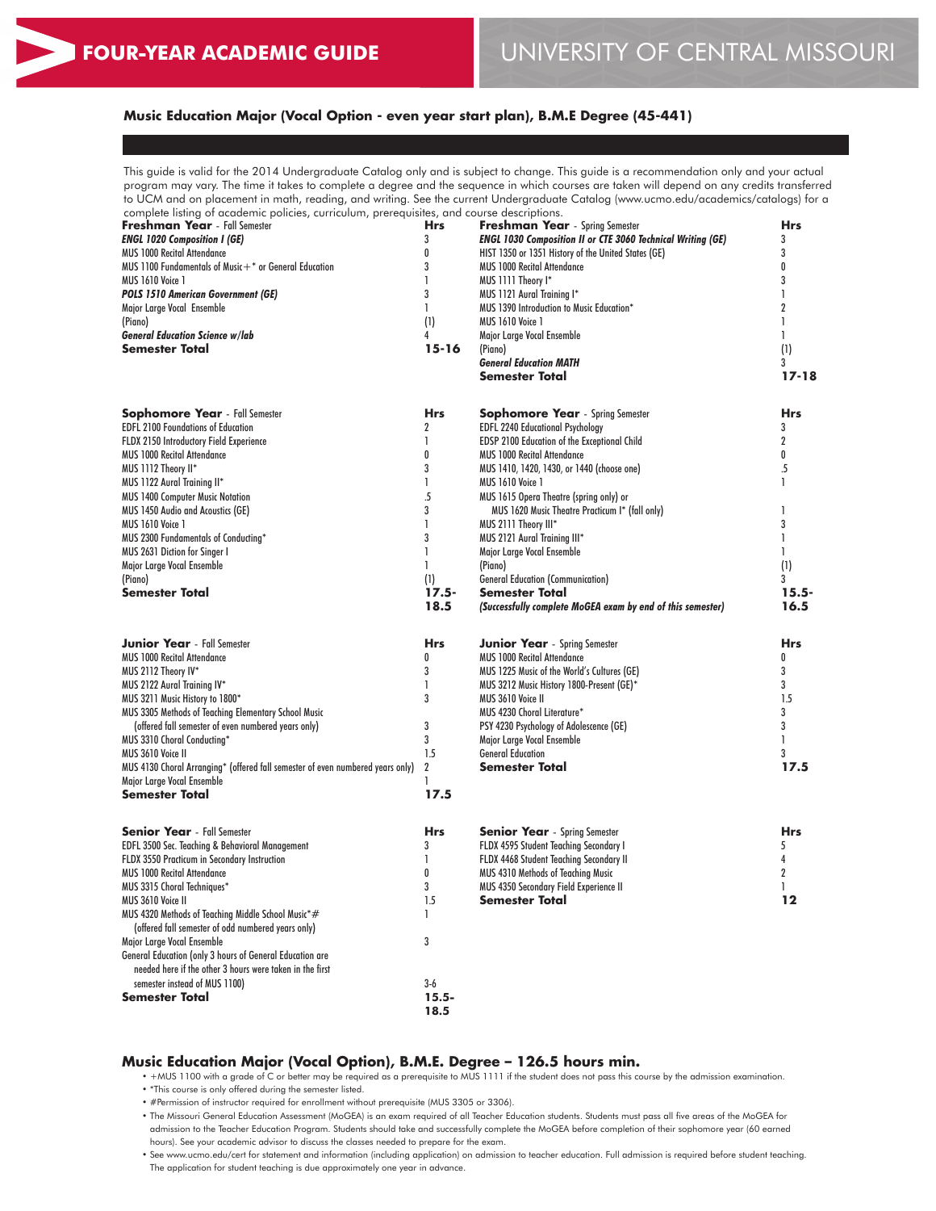# FOUR-YEAR ACADEMIC GUIDE

# UNIVERSITY OF CENTRAL MISSOURI

## Music Education Major (Vocal Option - even year start plan), B.M.E Degree (45-441)

This guide is valid for the 2014 Undergraduate Catalog only and is subject to change. This guide is a recommendation only and your actual program may vary. The time it takes to complete a degree and the sequence in which courses are taken will depend on any credits transferred to UCM and on placement in math, reading, and writing. See the current Undergraduate Catalog (www.ucmo.edu/academics/catalogs) for a complete listing of academic policies, curriculum, prerequisites, and course descriptions.

| **Freshman Year** - Fall Semester | **Hrs** |
|---|---|
| ***ENGL 1020 Composition I (GE)*** | 3 |
| MUS 1000 Recital Attendance | 0 |
| MUS 1100 Fundamentals of Music+* or General Education | 3 |
| MUS 1610 Voice 1 | 1 |
| ***POLS 1510 American Government (GE)*** | 3 |
| Major Large Vocal Ensemble | 1 |
| (Piano) | (1) |
| ***General Education Science w/lab*** | 4 |
| **Semester Total** | **15-16** |

| **Freshman Year** - Spring Semester | **Hrs** |
|---|---|
| ***ENGL 1030 Composition II or CTE 3060 Technical Writing (GE)*** | 3 |
| HIST 1350 or 1351 History of the United States (GE) | 3 |
| MUS 1000 Recital Attendance | 0 |
| MUS 1111 Theory I* | 3 |
| MUS 1121 Aural Training I* | 1 |
| MUS 1390 Introduction to Music Education* | 2 |
| MUS 1610 Voice 1 | 1 |
| Major Large Vocal Ensemble | 1 |
| (Piano) | (1) |
| ***General Education MATH*** | 3 |
| **Semester Total** | **17-18** |

| **Sophomore Year** - Fall Semester | **Hrs** |
|---|---|
| EDFL 2100 Foundations of Education | 2 |
| FLDX 2150 Introductory Field Experience | 1 |
| MUS 1000 Recital Attendance | 0 |
| MUS 1112 Theory II* | 3 |
| MUS 1122 Aural Training II* | 1 |
| MUS 1400 Computer Music Notation | .5 |
| MUS 1450 Audio and Acoustics (GE) | 3 |
| MUS 1610 Voice 1 | 1 |
| MUS 2300 Fundamentals of Conducting* | 3 |
| MUS 2631 Diction for Singer I | 1 |
| Major Large Vocal Ensemble | 1 |
| (Piano) | (1) |
| **Semester Total** | **17.5-18.5** |

| **Sophomore Year** - Spring Semester | **Hrs** |
|---|---|
| EDFL 2240 Educational Psychology | 3 |
| EDSP 2100 Education of the Exceptional Child | 2 |
| MUS 1000 Recital Attendance | 0 |
| MUS 1410, 1420, 1430, or 1440 (choose one) | .5 |
| MUS 1610 Voice 1 | 1 |
| MUS 1615 Opera Theatre (spring only) or MUS 1620 Music Theatre Practicum I* (fall only) | 1 |
| MUS 2111 Theory III* | 3 |
| MUS 2121 Aural Training III* | 1 |
| Major Large Vocal Ensemble | 1 |
| (Piano) | (1) |
| General Education (Communication) | 3 |
| **Semester Total** | **15.5-16.5** |
| ***(Successfully complete MoGEA exam by end of this semester)*** | |

| **Junior Year** - Fall Semester | **Hrs** |
|---|---|
| MUS 1000 Recital Attendance | 0 |
| MUS 2112 Theory IV* | 3 |
| MUS 2122 Aural Training IV* | 1 |
| MUS 3211 Music History to 1800* | 3 |
| MUS 3305 Methods of Teaching Elementary School Music (offered fall semester of even numbered years only) | 3 |
| MUS 3310 Choral Conducting* | 3 |
| MUS 3610 Voice II | 1.5 |
| MUS 4130 Choral Arranging* (offered fall semester of even numbered years only) | 2 |
| Major Large Vocal Ensemble | 1 |
| **Semester Total** | **17.5** |

| **Junior Year** - Spring Semester | **Hrs** |
|---|---|
| MUS 1000 Recital Attendance | 0 |
| MUS 1225 Music of the World's Cultures (GE) | 3 |
| MUS 3212 Music History 1800-Present (GE)* | 3 |
| MUS 3610 Voice II | 1.5 |
| MUS 4230 Choral Literature* | 3 |
| PSY 4230 Psychology of Adolescence (GE) | 3 |
| Major Large Vocal Ensemble | 1 |
| General Education | 3 |
| **Semester Total** | **17.5** |

| **Senior Year** - Fall Semester | **Hrs** |
|---|---|
| EDFL 3500 Sec. Teaching & Behavioral Management | 3 |
| FLDX 3550 Practicum in Secondary Instruction | 1 |
| MUS 1000 Recital Attendance | 0 |
| MUS 3315 Choral Techniques* | 3 |
| MUS 3610 Voice II | 1.5 |
| MUS 4320 Methods of Teaching Middle School Music*# (offered fall semester of odd numbered years only) | 1 |
| Major Large Vocal Ensemble | 3 |
| General Education (only 3 hours of General Education are needed here if the other 3 hours were taken in the first semester instead of MUS 1100) | 3-6 |
| **Semester Total** | **15.5-18.5** |

| **Senior Year** - Spring Semester | **Hrs** |
|---|---|
| FLDX 4595 Student Teaching Secondary I | 5 |
| FLDX 4468 Student Teaching Secondary II | 4 |
| MUS 4310 Methods of Teaching Music | 2 |
| MUS 4350 Secondary Field Experience II | 1 |
| **Semester Total** | **12** |

## Music Education Major (Vocal Option), B.M.E. Degree – 126.5 hours min.

- +MUS 1100 with a grade of C or better may be required as a prerequisite to MUS 1111 if the student does not pass this course by the admission examination.
- *This course is only offered during the semester listed.
- #Permission of instructor required for enrollment without prerequisite (MUS 3305 or 3306).
- The Missouri General Education Assessment (MoGEA) is an exam required of all Teacher Education students. Students must pass all five areas of the MoGEA for admission to the Teacher Education Program. Students should take and successfully complete the MoGEA before completion of their sophomore year (60 earned hours). See your academic advisor to discuss the classes needed to prepare for the exam.
- See www.ucmo.edu/cert for statement and information (including application) on admission to teacher education. Full admission is required before student teaching. The application for student teaching is due approximately one year in advance.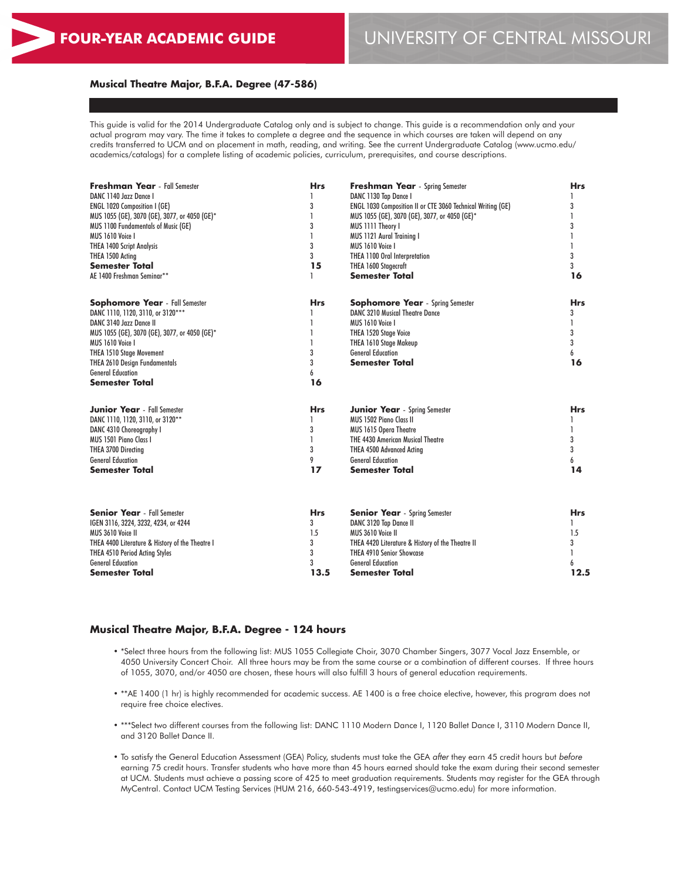# FOUR-YEAR ACADEMIC GUIDE

# UNIVERSITY OF CENTRAL MISSOURI

## Musical Theatre Major, B.F.A. Degree (47-586)

This guide is valid for the 2014 Undergraduate Catalog only and is subject to change. This guide is a recommendation only and your actual program may vary. The time it takes to complete a degree and the sequence in which courses are taken will depend on any credits transferred to UCM and on placement in math, reading, and writing. See the current Undergraduate Catalog (www.ucmo.edu/academics/catalogs) for a complete listing of academic policies, curriculum, prerequisites, and course descriptions.

| **Freshman Year** - Fall Semester | **Hrs** | **Freshman Year** - Spring Semester | **Hrs** |
|---|---|---|---|
| DANC 1140 Jazz Dance I | 1 | DANC 1130 Tap Dance I | 1 |
| ENGL 1020 Composition I (GE) | 3 | ENGL 1030 Composition II or CTE 3060 Technical Writing (GE) | 3 |
| MUS 1055 (GE), 3070 (GE), 3077, or 4050 (GE)* | 1 | MUS 1055 (GE), 3070 (GE), 3077, or 4050 (GE)* | 1 |
| MUS 1100 Fundamentals of Music (GE) | 3 | MUS 1111 Theory I | 3 |
| MUS 1610 Voice I | 1 | MUS 1121 Aural Training I | 1 |
| THEA 1400 Script Analysis | 3 | MUS 1610 Voice I | 1 |
| THEA 1500 Acting | 3 | THEA 1100 Oral Interpretation | 3 |
| **Semester Total** | **15** | THEA 1600 Stagecraft | 3 |
| AE 1400 Freshman Seminar** | 1 | **Semester Total** | **16** |

| **Sophomore Year** - Fall Semester | **Hrs** | **Sophomore Year** - Spring Semester | **Hrs** |
|---|---|---|---|
| DANC 1110, 1120, 3110, or 3120*** | 1 | DANC 3210 Musical Theatre Dance | 3 |
| DANC 3140 Jazz Dance II | 1 | MUS 1610 Voice I | 1 |
| MUS 1055 (GE), 3070 (GE), 3077, or 4050 (GE)* | 1 | THEA 1520 Stage Voice | 3 |
| MUS 1610 Voice I | 1 | THEA 1610 Stage Makeup | 3 |
| THEA 1510 Stage Movement | 3 | General Education | 6 |
| THEA 2610 Design Fundamentals | 3 | **Semester Total** | **16** |
| General Education | 6 | | |
| **Semester Total** | **16** | | |

| **Junior Year** - Fall Semester | **Hrs** | **Junior Year** - Spring Semester | **Hrs** |
|---|---|---|---|
| DANC 1110, 1120, 3110, or 3120** | 1 | MUS 1502 Piano Class II | 1 |
| DANC 4310 Choreography I | 3 | MUS 1615 Opera Theatre | 1 |
| MUS 1501 Piano Class I | 1 | THE 4430 American Musical Theatre | 3 |
| THEA 3700 Directing | 3 | THEA 4500 Advanced Acting | 3 |
| General Education | 9 | General Education | 6 |
| **Semester Total** | **17** | **Semester Total** | **14** |

| **Senior Year** - Fall Semester | **Hrs** | **Senior Year** - Spring Semester | **Hrs** |
|---|---|---|---|
| IGEN 3116, 3224, 3232, 4234, or 4244 | 3 | DANC 3120 Tap Dance II | 1 |
| MUS 3610 Voice II | 1.5 | MUS 3610 Voice II | 1.5 |
| THEA 4400 Literature & History of the Theatre I | 3 | THEA 4420 Literature & History of the Theatre II | 3 |
| THEA 4510 Period Acting Styles | 3 | THEA 4910 Senior Showcase | 1 |
| General Education | 3 | General Education | 6 |
| **Semester Total** | **13.5** | **Semester Total** | **12.5** |

## Musical Theatre Major, B.F.A. Degree - 124 hours

- *Select three hours from the following list: MUS 1055 Collegiate Choir, 3070 Chamber Singers, 3077 Vocal Jazz Ensemble, or 4050 University Concert Choir. All three hours may be from the same course or a combination of different courses. If three hours of 1055, 3070, and/or 4050 are chosen, these hours will also fulfill 3 hours of general education requirements.
- **AE 1400 (1 hr) is highly recommended for academic success. AE 1400 is a free choice elective, however, this program does not require free choice electives.
- ***Select two different courses from the following list: DANC 1110 Modern Dance I, 1120 Ballet Dance I, 3110 Modern Dance II, and 3120 Ballet Dance II.
- To satisfy the General Education Assessment (GEA) Policy, students must take the GEA *after* they earn 45 credit hours but *before* earning 75 credit hours. Transfer students who have more than 45 hours earned should take the exam during their second semester at UCM. Students must achieve a passing score of 425 to meet graduation requirements. Students may register for the GEA through MyCentral. Contact UCM Testing Services (HUM 216, 660-543-4919, testingservices@ucmo.edu) for more information.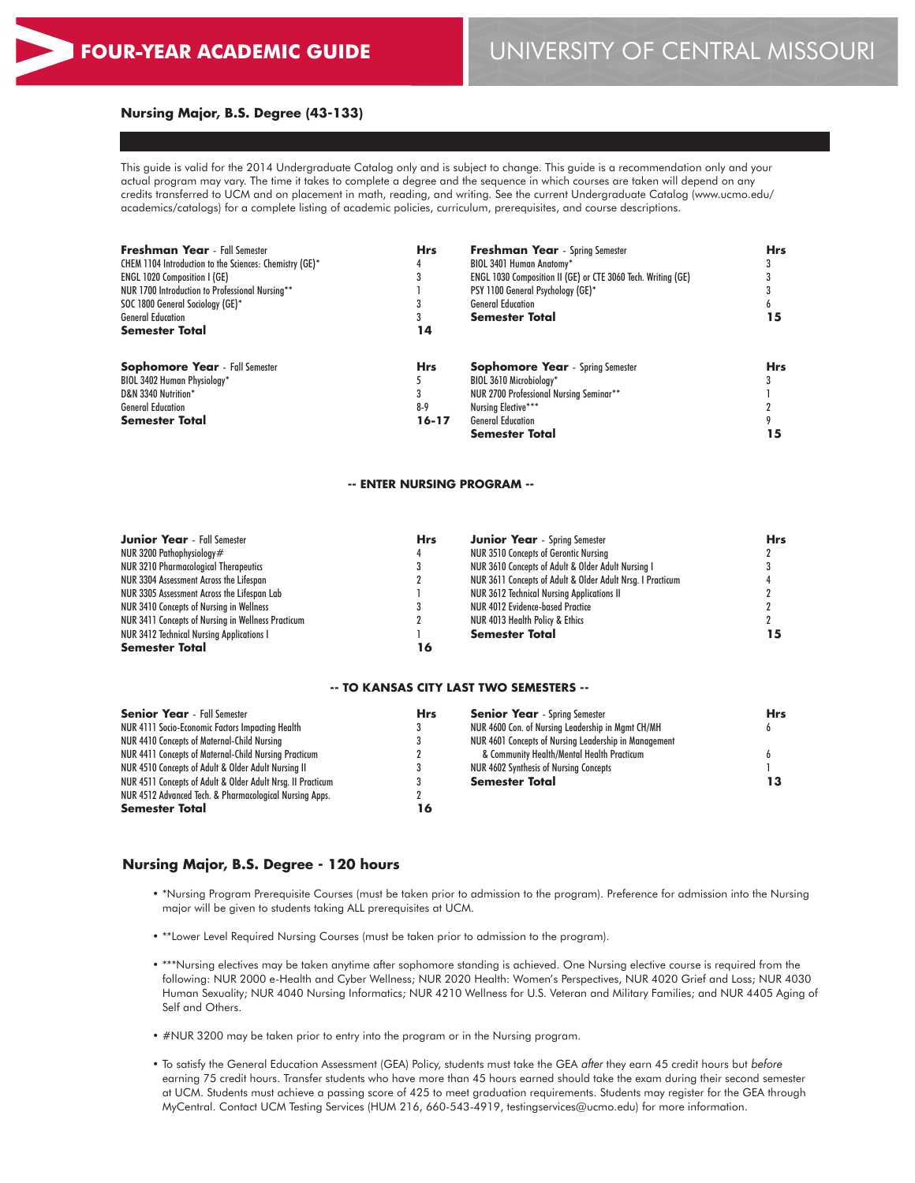# FOUR-YEAR ACADEMIC GUIDE

# UNIVERSITY OF CENTRAL MISSOURI

**Nursing Major, B.S. Degree (43-133)**

This guide is valid for the 2014 Undergraduate Catalog only and is subject to change. This guide is a recommendation only and your actual program may vary. The time it takes to complete a degree and the sequence in which courses are taken will depend on any credits transferred to UCM and on placement in math, reading, and writing. See the current Undergraduate Catalog (www.ucmo.edu/academics/catalogs) for a complete listing of academic policies, curriculum, prerequisites, and course descriptions.

| **Freshman Year** - Fall Semester | **Hrs** | **Freshman Year** - Spring Semester | **Hrs** |
|---|---|---|---|
| CHEM 1104 Introduction to the Sciences: Chemistry (GE)* | 4 | BIOL 3401 Human Anatomy* | 3 |
| ENGL 1020 Composition I (GE) | 3 | ENGL 1030 Composition II (GE) or CTE 3060 Tech. Writing (GE) | 3 |
| NUR 1700 Introduction to Professional Nursing** | 1 | PSY 1100 General Psychology (GE)* | 3 |
| SOC 1800 General Sociology (GE)* | 3 | General Education | 6 |
| General Education | 3 | **Semester Total** | **15** |
| **Semester Total** | **14** | | |

| **Sophomore Year** - Fall Semester | **Hrs** | **Sophomore Year** - Spring Semester | **Hrs** |
|---|---|---|---|
| BIOL 3402 Human Physiology* | 5 | BIOL 3610 Microbiology* | 3 |
| D&N 3340 Nutrition* | 3 | NUR 2700 Professional Nursing Seminar** | 1 |
| General Education | 8-9 | Nursing Elective*** | 2 |
| **Semester Total** | **16-17** | General Education | 9 |
| | | **Semester Total** | **15** |

**-- ENTER NURSING PROGRAM --**

| **Junior Year** - Fall Semester | **Hrs** | **Junior Year** - Spring Semester | **Hrs** |
|---|---|---|---|
| NUR 3200 Pathophysiology# | 4 | NUR 3510 Concepts of Gerontic Nursing | 2 |
| NUR 3210 Pharmacological Therapeutics | 3 | NUR 3610 Concepts of Adult & Older Adult Nursing I | 3 |
| NUR 3304 Assessment Across the Lifespan | 2 | NUR 3611 Concepts of Adult & Older Adult Nrsg. I Practicum | 4 |
| NUR 3305 Assessment Across the Lifespan Lab | 1 | NUR 3612 Technical Nursing Applications II | 2 |
| NUR 3410 Concepts of Nursing in Wellness | 3 | NUR 4012 Evidence-based Practice | 2 |
| NUR 3411 Concepts of Nursing in Wellness Practicum | 2 | NUR 4013 Health Policy & Ethics | 2 |
| NUR 3412 Technical Nursing Applications I | 1 | **Semester Total** | **15** |
| **Semester Total** | **16** | | |

**-- TO KANSAS CITY LAST TWO SEMESTERS --**

| **Senior Year** - Fall Semester | **Hrs** | **Senior Year** - Spring Semester | **Hrs** |
|---|---|---|---|
| NUR 4111 Socio-Economic Factors Impacting Health | 3 | NUR 4600 Con. of Nursing Leadership in Mgmt CH/MH | 6 |
| NUR 4410 Concepts of Maternal-Child Nursing | 3 | NUR 4601 Concepts of Nursing Leadership in Management & Community Health/Mental Health Practicum | 6 |
| NUR 4411 Concepts of Maternal-Child Nursing Practicum | 2 | NUR 4602 Synthesis of Nursing Concepts | 1 |
| NUR 4510 Concepts of Adult & Older Adult Nursing II | 3 | **Semester Total** | **13** |
| NUR 4511 Concepts of Adult & Older Adult Nrsg. II Practicum | 3 | | |
| NUR 4512 Advanced Tech. & Pharmacological Nursing Apps. | 2 | | |
| **Semester Total** | **16** | | |

## Nursing Major, B.S. Degree - 120 hours

- *Nursing Program Prerequisite Courses (must be taken prior to admission to the program). Preference for admission into the Nursing major will be given to students taking ALL prerequisites at UCM.
- **Lower Level Required Nursing Courses (must be taken prior to admission to the program).
- ***Nursing electives may be taken anytime after sophomore standing is achieved. One Nursing elective course is required from the following: NUR 2000 e-Health and Cyber Wellness; NUR 2020 Health: Women's Perspectives, NUR 4020 Grief and Loss; NUR 4030 Human Sexuality; NUR 4040 Nursing Informatics; NUR 4210 Wellness for U.S. Veteran and Military Families; and NUR 4405 Aging of Self and Others.
- #NUR 3200 may be taken prior to entry into the program or in the Nursing program.
- To satisfy the General Education Assessment (GEA) Policy, students must take the GEA *after* they earn 45 credit hours but *before* earning 75 credit hours. Transfer students who have more than 45 hours earned should take the exam during their second semester at UCM. Students must achieve a passing score of 425 to meet graduation requirements. Students may register for the GEA through MyCentral. Contact UCM Testing Services (HUM 216, 660-543-4919, testingservices@ucmo.edu) for more information.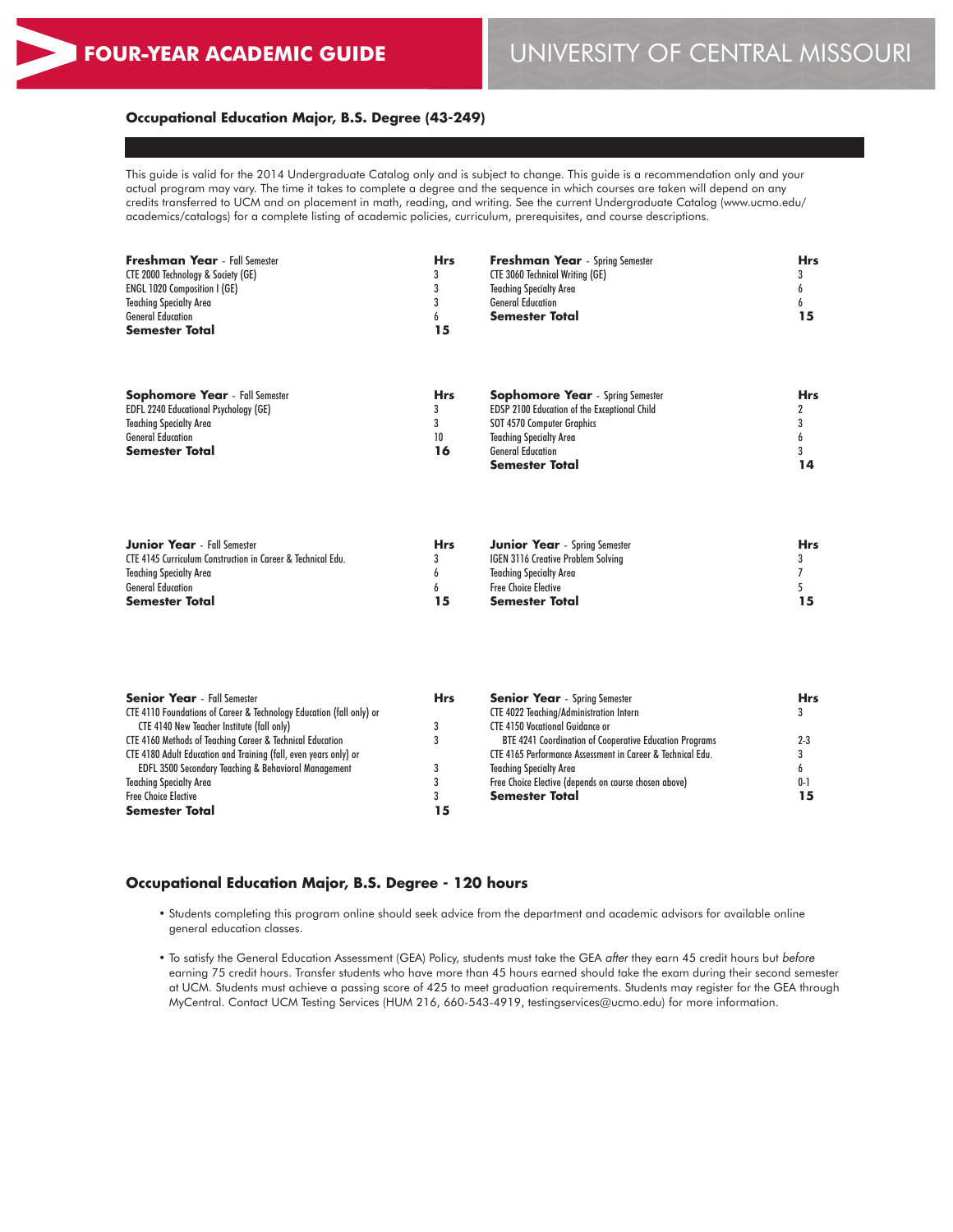# FOUR-YEAR ACADEMIC GUIDE

# UNIVERSITY OF CENTRAL MISSOURI

**Occupational Education Major, B.S. Degree (43-249)**

This guide is valid for the 2014 Undergraduate Catalog only and is subject to change. This guide is a recommendation only and your actual program may vary. The time it takes to complete a degree and the sequence in which courses are taken will depend on any credits transferred to UCM and on placement in math, reading, and writing. See the current Undergraduate Catalog (www.ucmo.edu/academics/catalogs) for a complete listing of academic policies, curriculum, prerequisites, and course descriptions.

| **Freshman Year** - Fall Semester | **Hrs** |
|---|---|
| CTE 2000 Technology & Society (GE) | 3 |
| ENGL 1020 Composition I (GE) | 3 |
| Teaching Specialty Area | 3 |
| General Education | 6 |
| **Semester Total** | **15** |

| **Freshman Year** - Spring Semester | **Hrs** |
|---|---|
| CTE 3060 Technical Writing (GE) | 3 |
| Teaching Specialty Area | 6 |
| General Education | 6 |
| **Semester Total** | **15** |

| **Sophomore Year** - Fall Semester | **Hrs** |
|---|---|
| EDFL 2240 Educational Psychology (GE) | 3 |
| Teaching Specialty Area | 3 |
| General Education | 10 |
| **Semester Total** | **16** |

| **Sophomore Year** - Spring Semester | **Hrs** |
|---|---|
| EDSP 2100 Education of the Exceptional Child | 2 |
| SOT 4570 Computer Graphics | 3 |
| Teaching Specialty Area | 6 |
| General Education | 3 |
| **Semester Total** | **14** |

| **Junior Year** - Fall Semester | **Hrs** |
|---|---|
| CTE 4145 Curriculum Construction in Career & Technical Edu. | 3 |
| Teaching Specialty Area | 6 |
| General Education | 6 |
| **Semester Total** | **15** |

| **Junior Year** - Spring Semester | **Hrs** |
|---|---|
| IGEN 3116 Creative Problem Solving | 3 |
| Teaching Specialty Area | 7 |
| Free Choice Elective | 5 |
| **Semester Total** | **15** |

| **Senior Year** - Fall Semester | **Hrs** |
|---|---|
| CTE 4110 Foundations of Career & Technology Education (fall only) or CTE 4140 New Teacher Institute (fall only) | 3 |
| CTE 4160 Methods of Teaching Career & Technical Education | 3 |
| CTE 4180 Adult Education and Training (fall, even years only) or EDFL 3500 Secondary Teaching & Behavioral Management | 3 |
| Teaching Specialty Area | 3 |
| Free Choice Elective | 3 |
| **Semester Total** | **15** |

| **Senior Year** - Spring Semester | **Hrs** |
|---|---|
| CTE 4022 Teaching/Administration Intern | 3 |
| CTE 4150 Vocational Guidance or BTE 4241 Coordination of Cooperative Education Programs | 2-3 |
| CTE 4165 Performance Assessment in Career & Technical Edu. | 3 |
| Teaching Specialty Area | 6 |
| Free Choice Elective (depends on course chosen above) | 0-1 |
| **Semester Total** | **15** |

## Occupational Education Major, B.S. Degree - 120 hours

- Students completing this program online should seek advice from the department and academic advisors for available online general education classes.
- To satisfy the General Education Assessment (GEA) Policy, students must take the GEA *after* they earn 45 credit hours but *before* earning 75 credit hours. Transfer students who have more than 45 hours earned should take the exam during their second semester at UCM. Students must achieve a passing score of 425 to meet graduation requirements. Students may register for the GEA through MyCentral. Contact UCM Testing Services (HUM 216, 660-543-4919, testingservices@ucmo.edu) for more information.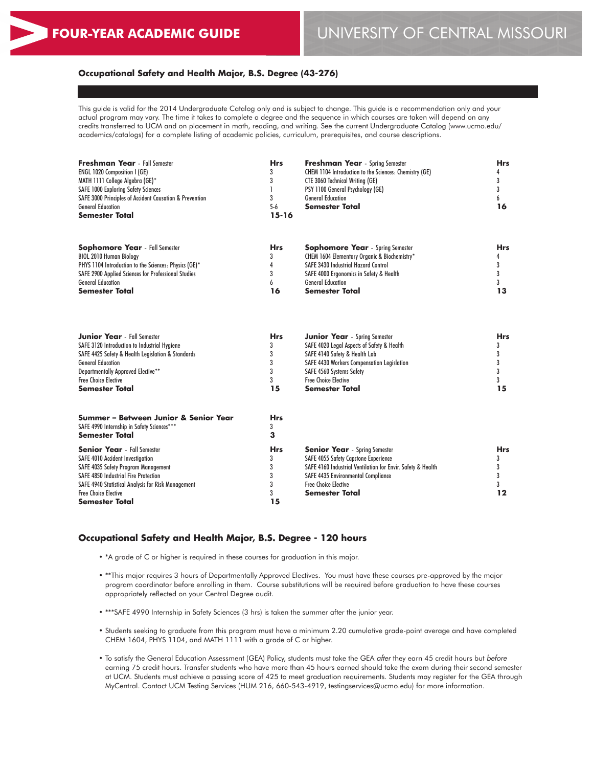# FOUR-YEAR ACADEMIC GUIDE

# UNIVERSITY OF CENTRAL MISSOURI

### Occupational Safety and Health Major, B.S. Degree (43-276)

This guide is valid for the 2014 Undergraduate Catalog only and is subject to change. This guide is a recommendation only and your actual program may vary. The time it takes to complete a degree and the sequence in which courses are taken will depend on any credits transferred to UCM and on placement in math, reading, and writing. See the current Undergraduate Catalog (www.ucmo.edu/academics/catalogs) for a complete listing of academic policies, curriculum, prerequisites, and course descriptions.

| **Freshman Year** - Fall Semester | **Hrs** |
|---|---|
| ENGL 1020 Composition I (GE) | 3 |
| MATH 1111 College Algebra (GE)* | 3 |
| SAFE 1000 Exploring Safety Sciences | 1 |
| SAFE 3000 Principles of Accident Causation & Prevention | 3 |
| General Education | 5-6 |
| **Semester Total** | **15-16** |

| **Freshman Year** - Spring Semester | **Hrs** |
|---|---|
| CHEM 1104 Introduction to the Sciences: Chemistry (GE) | 4 |
| CTE 3060 Technical Writing (GE) | 3 |
| PSY 1100 General Psychology (GE) | 3 |
| General Education | 6 |
| **Semester Total** | **16** |

| **Sophomore Year** - Fall Semester | **Hrs** |
|---|---|
| BIOL 2010 Human Biology | 3 |
| PHYS 1104 Introduction to the Sciences: Physics (GE)* | 4 |
| SAFE 2900 Applied Sciences for Professional Studies | 3 |
| General Education | 6 |
| **Semester Total** | **16** |

| **Sophomore Year** - Spring Semester | **Hrs** |
|---|---|
| CHEM 1604 Elementary Organic & Biochemistry* | 4 |
| SAFE 3430 Industrial Hazard Control | 3 |
| SAFE 4000 Ergonomics in Safety & Health | 3 |
| General Education | 3 |
| **Semester Total** | **13** |

| **Junior Year** - Fall Semester | **Hrs** |
|---|---|
| SAFE 3120 Introduction to Industrial Hygiene | 3 |
| SAFE 4425 Safety & Health Legislation & Standards | 3 |
| General Education | 3 |
| Departmentally Approved Elective** | 3 |
| Free Choice Elective | 3 |
| **Semester Total** | **15** |

| **Junior Year** - Spring Semester | **Hrs** |
|---|---|
| SAFE 4020 Legal Aspects of Safety & Health | 3 |
| SAFE 4140 Safety & Health Lab | 3 |
| SAFE 4430 Workers Compensation Legislation | 3 |
| SAFE 4560 Systems Safety | 3 |
| Free Choice Elective | 3 |
| **Semester Total** | **15** |

| **Summer – Between Junior & Senior Year** | **Hrs** |
|---|---|
| SAFE 4990 Internship in Safety Sciences*** | 3 |
| **Semester Total** | **3** |

| **Senior Year** - Fall Semester | **Hrs** |
|---|---|
| SAFE 4010 Accident Investigation | 3 |
| SAFE 4035 Safety Program Management | 3 |
| SAFE 4850 Industrial Fire Protection | 3 |
| SAFE 4940 Statistical Analysis for Risk Management | 3 |
| Free Choice Elective | 3 |
| **Semester Total** | **15** |

| **Senior Year** - Spring Semester | **Hrs** |
|---|---|
| SAFE 4055 Safety Capstone Experience | 3 |
| SAFE 4160 Industrial Ventilation for Envir. Safety & Health | 3 |
| SAFE 4435 Environmental Compliance | 3 |
| Free Choice Elective | 3 |
| **Semester Total** | **12** |

### Occupational Safety and Health Major, B.S. Degree - 120 hours

- *A grade of C or higher is required in these courses for graduation in this major.
- **This major requires 3 hours of Departmentally Approved Electives. You must have these courses pre-approved by the major program coordinator before enrolling in them. Course substitutions will be required before graduation to have these courses appropriately reflected on your Central Degree audit.
- ***SAFE 4990 Internship in Safety Sciences (3 hrs) is taken the summer after the junior year.
- Students seeking to graduate from this program must have a minimum 2.20 cumulative grade-point average and have completed CHEM 1604, PHYS 1104, and MATH 1111 with a grade of C or higher.
- To satisfy the General Education Assessment (GEA) Policy, students must take the GEA *after* they earn 45 credit hours but *before* earning 75 credit hours. Transfer students who have more than 45 hours earned should take the exam during their second semester at UCM. Students must achieve a passing score of 425 to meet graduation requirements. Students may register for the GEA through MyCentral. Contact UCM Testing Services (HUM 216, 660-543-4919, testingservices@ucmo.edu) for more information.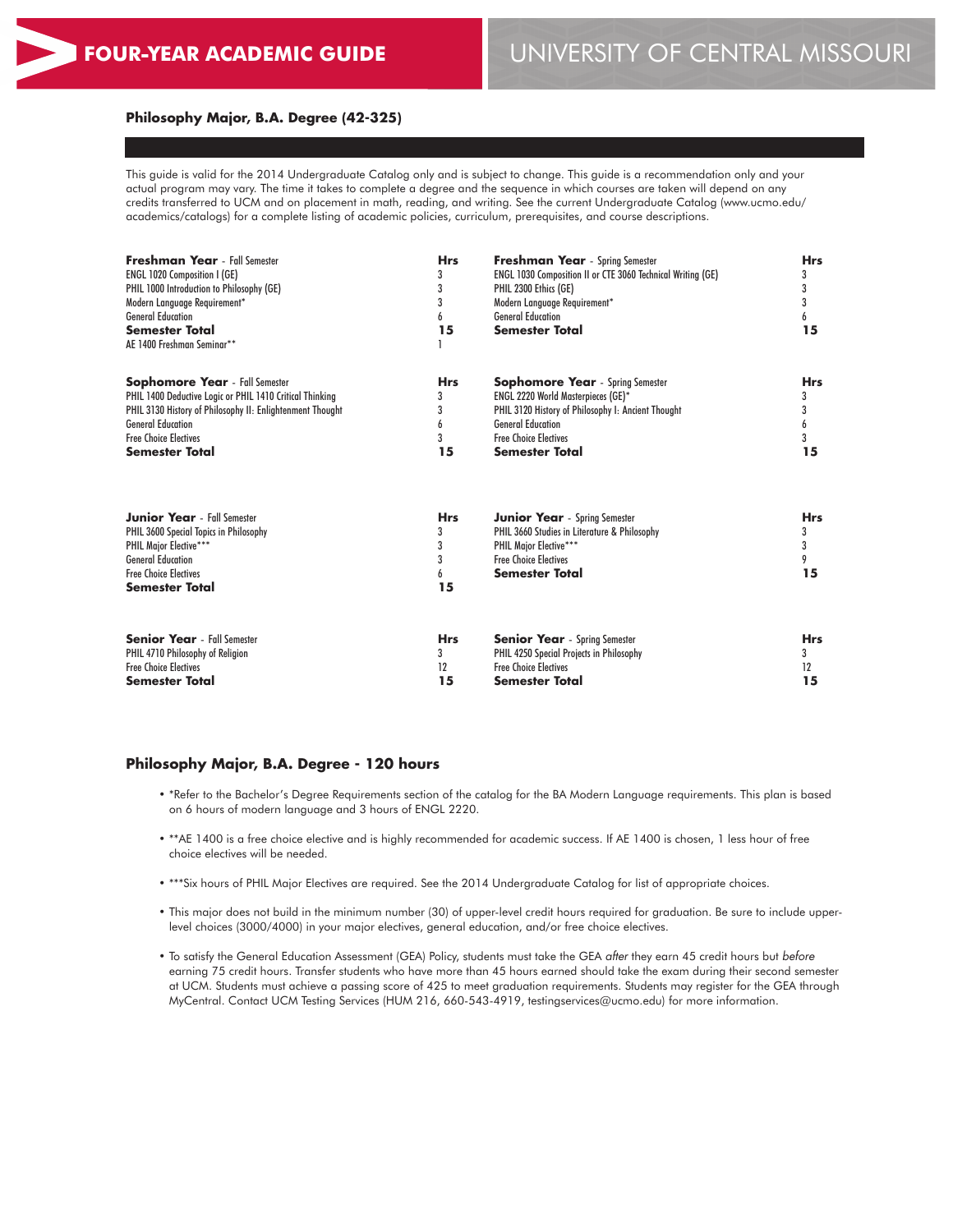**FOUR-YEAR ACADEMIC GUIDE** — UNIVERSITY OF CENTRAL MISSOURI

### Philosophy Major, B.A. Degree (42-325)

This guide is valid for the 2014 Undergraduate Catalog only and is subject to change. This guide is a recommendation only and your actual program may vary. The time it takes to complete a degree and the sequence in which courses are taken will depend on any credits transferred to UCM and on placement in math, reading, and writing. See the current Undergraduate Catalog (www.ucmo.edu/academics/catalogs) for a complete listing of academic policies, curriculum, prerequisites, and course descriptions.

| **Freshman Year** - Fall Semester | **Hrs** | **Freshman Year** - Spring Semester | **Hrs** |
|---|---|---|---|
| ENGL 1020 Composition I (GE) | 3 | ENGL 1030 Composition II or CTE 3060 Technical Writing (GE) | 3 |
| PHIL 1000 Introduction to Philosophy (GE) | 3 | PHIL 2300 Ethics (GE) | 3 |
| Modern Language Requirement* | 3 | Modern Language Requirement* | 3 |
| General Education | 6 | General Education | 6 |
| **Semester Total** | **15** | **Semester Total** | **15** |
| AE 1400 Freshman Seminar** | 1 | | |

| **Sophomore Year** - Fall Semester | **Hrs** | **Sophomore Year** - Spring Semester | **Hrs** |
|---|---|---|---|
| PHIL 1400 Deductive Logic or PHIL 1410 Critical Thinking | 3 | ENGL 2220 World Masterpieces (GE)* | 3 |
| PHIL 3130 History of Philosophy II: Enlightenment Thought | 3 | PHIL 3120 History of Philosophy I: Ancient Thought | 3 |
| General Education | 6 | General Education | 6 |
| Free Choice Electives | 3 | Free Choice Electives | 3 |
| **Semester Total** | **15** | **Semester Total** | **15** |

| **Junior Year** - Fall Semester | **Hrs** | **Junior Year** - Spring Semester | **Hrs** |
|---|---|---|---|
| PHIL 3600 Special Topics in Philosophy | 3 | PHIL 3660 Studies in Literature & Philosophy | 3 |
| PHIL Major Elective*** | 3 | PHIL Major Elective*** | 3 |
| General Education | 3 | Free Choice Electives | 9 |
| Free Choice Electives | 6 | **Semester Total** | **15** |
| **Semester Total** | **15** | | |

| **Senior Year** - Fall Semester | **Hrs** | **Senior Year** - Spring Semester | **Hrs** |
|---|---|---|---|
| PHIL 4710 Philosophy of Religion | 3 | PHIL 4250 Special Projects in Philosophy | 3 |
| Free Choice Electives | 12 | Free Choice Electives | 12 |
| **Semester Total** | **15** | **Semester Total** | **15** |

### Philosophy Major, B.A. Degree - 120 hours

- *Refer to the Bachelor's Degree Requirements section of the catalog for the BA Modern Language requirements. This plan is based on 6 hours of modern language and 3 hours of ENGL 2220.
- **AE 1400 is a free choice elective and is highly recommended for academic success. If AE 1400 is chosen, 1 less hour of free choice electives will be needed.
- ***Six hours of PHIL Major Electives are required. See the 2014 Undergraduate Catalog for list of appropriate choices.
- This major does not build in the minimum number (30) of upper-level credit hours required for graduation. Be sure to include upper-level choices (3000/4000) in your major electives, general education, and/or free choice electives.
- To satisfy the General Education Assessment (GEA) Policy, students must take the GEA *after* they earn 45 credit hours but *before* earning 75 credit hours. Transfer students who have more than 45 hours earned should take the exam during their second semester at UCM. Students must achieve a passing score of 425 to meet graduation requirements. Students may register for the GEA through MyCentral. Contact UCM Testing Services (HUM 216, 660-543-4919, testingservices@ucmo.edu) for more information.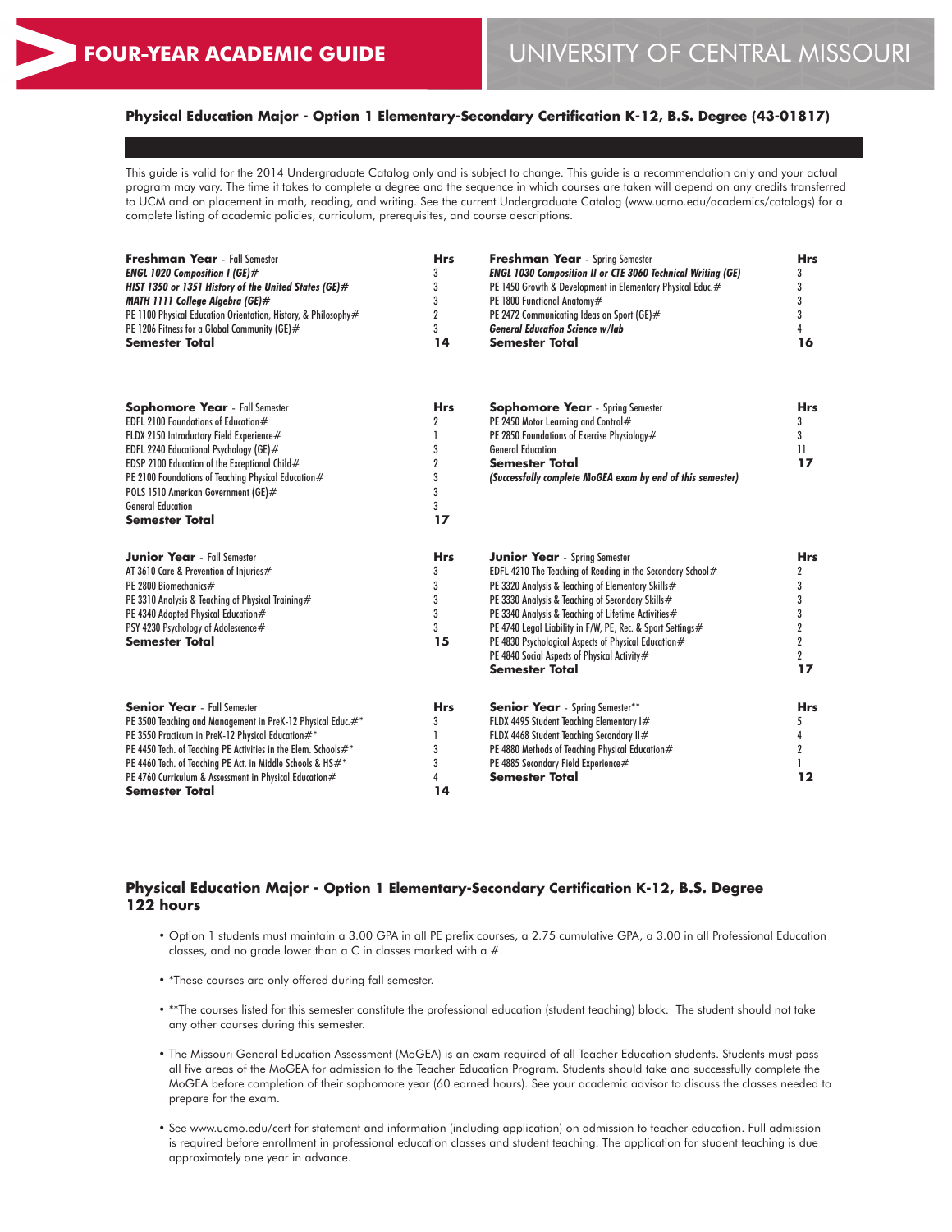**FOUR-YEAR ACADEMIC GUIDE** UNIVERSITY OF CENTRAL MISSOURI

## Physical Education Major - Option 1 Elementary-Secondary Certification K-12, B.S. Degree (43-01817)

This guide is valid for the 2014 Undergraduate Catalog only and is subject to change. This guide is a recommendation only and your actual program may vary. The time it takes to complete a degree and the sequence in which courses are taken will depend on any credits transferred to UCM and on placement in math, reading, and writing. See the current Undergraduate Catalog (www.ucmo.edu/academics/catalogs) for a complete listing of academic policies, curriculum, prerequisites, and course descriptions.

| **Freshman Year** - Fall Semester | **Hrs** | **Freshman Year** - Spring Semester | **Hrs** |
|---|---|---|---|
| ***ENGL 1020 Composition I (GE)#*** | 3 | ***ENGL 1030 Composition II or CTE 3060 Technical Writing (GE)*** | 3 |
| ***HIST 1350 or 1351 History of the United States (GE)#*** | 3 | PE 1450 Growth & Development in Elementary Physical Educ.# | 3 |
| ***MATH 1111 College Algebra (GE)#*** | 3 | PE 1800 Functional Anatomy# | 3 |
| PE 1100 Physical Education Orientation, History, & Philosophy# | 2 | PE 2472 Communicating Ideas on Sport (GE)# | 3 |
| PE 1206 Fitness for a Global Community (GE)# | 3 | ***General Education Science w/lab*** | 4 |
| **Semester Total** | **14** | **Semester Total** | **16** |

| **Sophomore Year** - Fall Semester | **Hrs** | **Sophomore Year** - Spring Semester | **Hrs** |
|---|---|---|---|
| EDFL 2100 Foundations of Education# | 2 | PE 2450 Motor Learning and Control# | 3 |
| FLDX 2150 Introductory Field Experience# | 1 | PE 2850 Foundations of Exercise Physiology# | 3 |
| EDFL 2240 Educational Psychology (GE)# | 3 | General Education | 11 |
| EDSP 2100 Education of the Exceptional Child# | 2 | **Semester Total** | **17** |
| PE 2100 Foundations of Teaching Physical Education# | 3 | ***(Successfully complete MoGEA exam by end of this semester)*** | |
| POLS 1510 American Government (GE)# | 3 | | |
| General Education | 3 | | |
| **Semester Total** | **17** | | |

| **Junior Year** - Fall Semester | **Hrs** | **Junior Year** - Spring Semester | **Hrs** |
|---|---|---|---|
| AT 3610 Care & Prevention of Injuries# | 3 | EDFL 4210 The Teaching of Reading in the Secondary School# | 2 |
| PE 2800 Biomechanics# | 3 | PE 3320 Analysis & Teaching of Elementary Skills# | 3 |
| PE 3310 Analysis & Teaching of Physical Training# | 3 | PE 3330 Analysis & Teaching of Secondary Skills# | 3 |
| PE 4340 Adapted Physical Education# | 3 | PE 3340 Analysis & Teaching of Lifetime Activities# | 3 |
| PSY 4230 Psychology of Adolescence# | 3 | PE 4740 Legal Liability in F/W, PE, Rec. & Sport Settings# | 2 |
| **Semester Total** | **15** | PE 4830 Psychological Aspects of Physical Education# | 2 |
| | | PE 4840 Social Aspects of Physical Activity# | 2 |
| | | **Semester Total** | **17** |

| **Senior Year** - Fall Semester | **Hrs** | **Senior Year** - Spring Semester** | **Hrs** |
|---|---|---|---|
| PE 3500 Teaching and Management in PreK-12 Physical Educ.#* | 3 | FLDX 4495 Student Teaching Elementary I# | 5 |
| PE 3550 Practicum in PreK-12 Physical Education#* | 1 | FLDX 4468 Student Teaching Secondary II# | 4 |
| PE 4450 Tech. of Teaching PE Activities in the Elem. Schools#* | 3 | PE 4880 Methods of Teaching Physical Education# | 2 |
| PE 4460 Tech. of Teaching PE Act. in Middle Schools & HS#* | 3 | PE 4885 Secondary Field Experience# | 1 |
| PE 4760 Curriculum & Assessment in Physical Education# | 4 | **Semester Total** | **12** |
| **Semester Total** | **14** | | |

### Physical Education Major - Option 1 Elementary-Secondary Certification K-12, B.S. Degree 122 hours

- Option 1 students must maintain a 3.00 GPA in all PE prefix courses, a 2.75 cumulative GPA, a 3.00 in all Professional Education classes, and no grade lower than a C in classes marked with a #.
- *These courses are only offered during fall semester.
- **The courses listed for this semester constitute the professional education (student teaching) block. The student should not take any other courses during this semester.
- The Missouri General Education Assessment (MoGEA) is an exam required of all Teacher Education students. Students must pass all five areas of the MoGEA for admission to the Teacher Education Program. Students should take and successfully complete the MoGEA before completion of their sophomore year (60 earned hours). See your academic advisor to discuss the classes needed to prepare for the exam.
- See www.ucmo.edu/cert for statement and information (including application) on admission to teacher education. Full admission is required before enrollment in professional education classes and student teaching. The application for student teaching is due approximately one year in advance.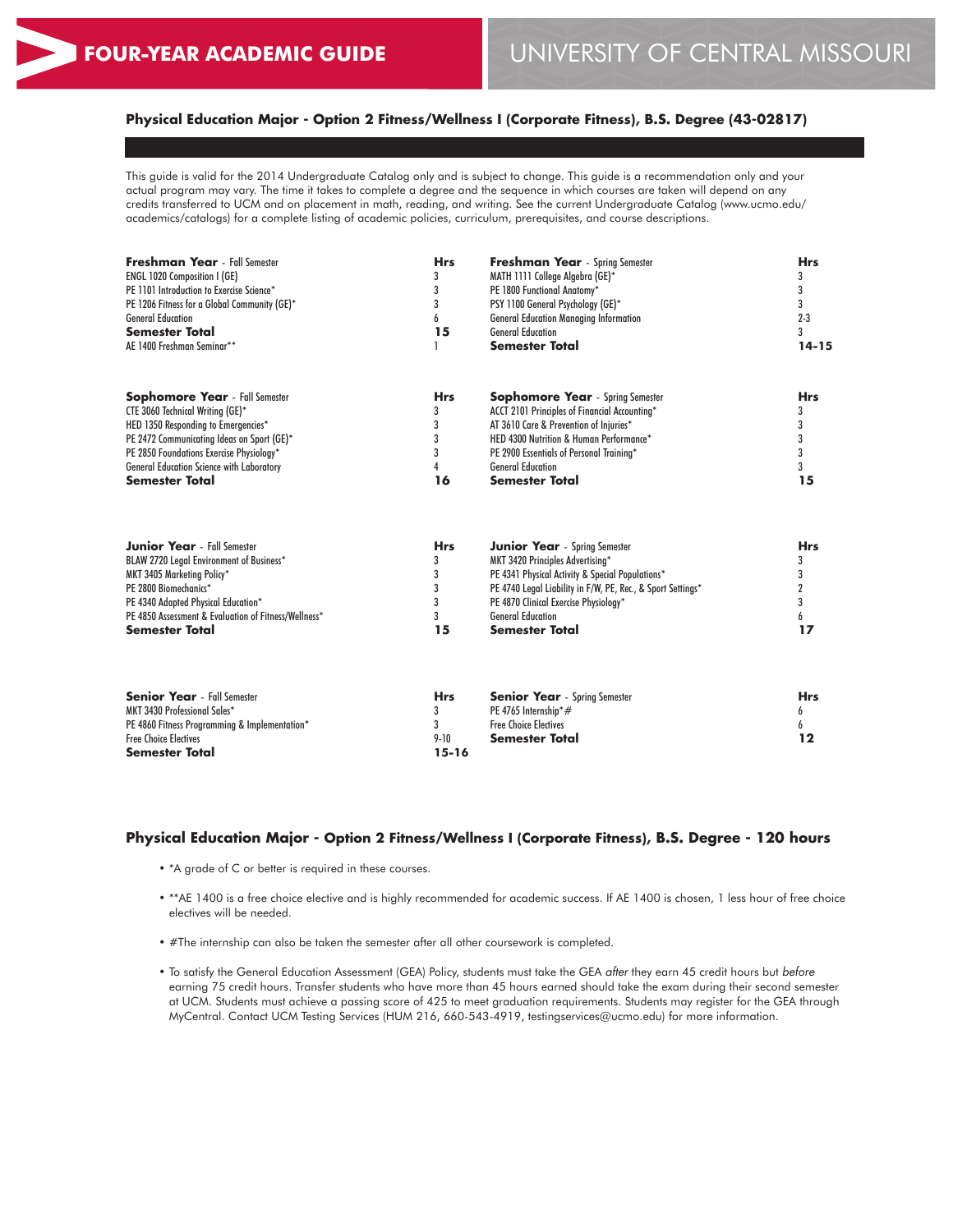# FOUR-YEAR ACADEMIC GUIDE

# UNIVERSITY OF CENTRAL MISSOURI

### Physical Education Major - Option 2 Fitness/Wellness I (Corporate Fitness), B.S. Degree (43-02817)

This guide is valid for the 2014 Undergraduate Catalog only and is subject to change. This guide is a recommendation only and your actual program may vary. The time it takes to complete a degree and the sequence in which courses are taken will depend on any credits transferred to UCM and on placement in math, reading, and writing. See the current Undergraduate Catalog (www.ucmo.edu/academics/catalogs) for a complete listing of academic policies, curriculum, prerequisites, and course descriptions.

| **Freshman Year** - Fall Semester | **Hrs** | **Freshman Year** - Spring Semester | **Hrs** |
|---|---|---|---|
| ENGL 1020 Composition I (GE) | 3 | MATH 1111 College Algebra (GE)* | 3 |
| PE 1101 Introduction to Exercise Science* | 3 | PE 1800 Functional Anatomy* | 3 |
| PE 1206 Fitness for a Global Community (GE)* | 3 | PSY 1100 General Psychology (GE)* | 3 |
| General Education | 6 | General Education Managing Information | 2-3 |
| **Semester Total** | **15** | General Education | 3 |
| AE 1400 Freshman Seminar** | 1 | **Semester Total** | **14-15** |

| **Sophomore Year** - Fall Semester | **Hrs** | **Sophomore Year** - Spring Semester | **Hrs** |
|---|---|---|---|
| CTE 3060 Technical Writing (GE)* | 3 | ACCT 2101 Principles of Financial Accounting* | 3 |
| HED 1350 Responding to Emergencies* | 3 | AT 3610 Care & Prevention of Injuries* | 3 |
| PE 2472 Communicating Ideas on Sport (GE)* | 3 | HED 4300 Nutrition & Human Performance* | 3 |
| PE 2850 Foundations Exercise Physiology* | 3 | PE 2900 Essentials of Personal Training* | 3 |
| General Education Science with Laboratory | 4 | General Education | 3 |
| **Semester Total** | **16** | **Semester Total** | **15** |

| **Junior Year** - Fall Semester | **Hrs** | **Junior Year** - Spring Semester | **Hrs** |
|---|---|---|---|
| BLAW 2720 Legal Environment of Business* | 3 | MKT 3420 Principles Advertising* | 3 |
| MKT 3405 Marketing Policy* | 3 | PE 4341 Physical Activity & Special Populations* | 3 |
| PE 2800 Biomechanics* | 3 | PE 4740 Legal Liability in F/W, PE, Rec., & Sport Settings* | 2 |
| PE 4340 Adapted Physical Education* | 3 | PE 4870 Clinical Exercise Physiology* | 3 |
| PE 4850 Assessment & Evaluation of Fitness/Wellness* | 3 | General Education | 6 |
| **Semester Total** | **15** | **Semester Total** | **17** |

| **Senior Year** - Fall Semester | **Hrs** | **Senior Year** - Spring Semester | **Hrs** |
|---|---|---|---|
| MKT 3430 Professional Sales* | 3 | PE 4765 Internship*# | 6 |
| PE 4860 Fitness Programming & Implementation* | 3 | Free Choice Electives | 6 |
| Free Choice Electives | 9-10 | **Semester Total** | **12** |
| **Semester Total** | **15-16** | | |

### Physical Education Major - Option 2 Fitness/Wellness I (Corporate Fitness), B.S. Degree - 120 hours

- *A grade of C or better is required in these courses.
- **AE 1400 is a free choice elective and is highly recommended for academic success. If AE 1400 is chosen, 1 less hour of free choice electives will be needed.
- #The internship can also be taken the semester after all other coursework is completed.
- To satisfy the General Education Assessment (GEA) Policy, students must take the GEA *after* they earn 45 credit hours but *before* earning 75 credit hours. Transfer students who have more than 45 hours earned should take the exam during their second semester at UCM. Students must achieve a passing score of 425 to meet graduation requirements. Students may register for the GEA through MyCentral. Contact UCM Testing Services (HUM 216, 660-543-4919, testingservices@ucmo.edu) for more information.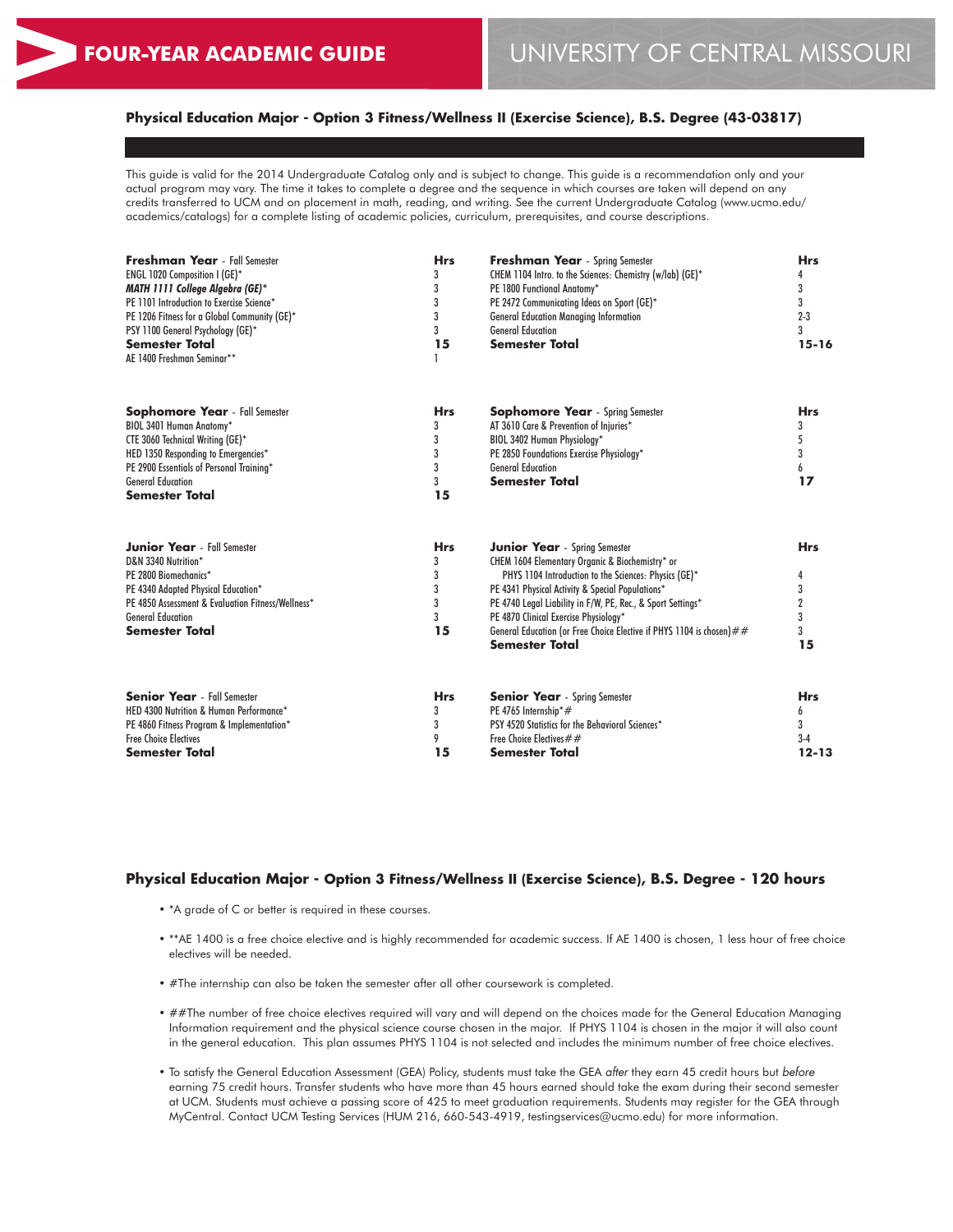# FOUR-YEAR ACADEMIC GUIDE

UNIVERSITY OF CENTRAL MISSOURI

## Physical Education Major - Option 3 Fitness/Wellness II (Exercise Science), B.S. Degree (43-03817)

This guide is valid for the 2014 Undergraduate Catalog only and is subject to change. This guide is a recommendation only and your actual program may vary. The time it takes to complete a degree and the sequence in which courses are taken will depend on any credits transferred to UCM and on placement in math, reading, and writing. See the current Undergraduate Catalog (www.ucmo.edu/academics/catalogs) for a complete listing of academic policies, curriculum, prerequisites, and course descriptions.

| **Freshman Year** - Fall Semester | **Hrs** | **Freshman Year** - Spring Semester | **Hrs** |
|---|---|---|---|
| ENGL 1020 Composition I (GE)* | 3 | CHEM 1104 Intro. to the Sciences: Chemistry (w/lab) (GE)* | 4 |
| ***MATH 1111 College Algebra (GE)**** | 3 | PE 1800 Functional Anatomy* | 3 |
| PE 1101 Introduction to Exercise Science* | 3 | PE 2472 Communicating Ideas on Sport (GE)* | 3 |
| PE 1206 Fitness for a Global Community (GE)* | 3 | General Education Managing Information | 2-3 |
| PSY 1100 General Psychology (GE)* | 3 | General Education | 3 |
| **Semester Total** | **15** | **Semester Total** | **15-16** |
| AE 1400 Freshman Seminar** | 1 | | |

| **Sophomore Year** - Fall Semester | **Hrs** | **Sophomore Year** - Spring Semester | **Hrs** |
|---|---|---|---|
| BIOL 3401 Human Anatomy* | 3 | AT 3610 Care & Prevention of Injuries* | 3 |
| CTE 3060 Technical Writing (GE)* | 3 | BIOL 3402 Human Physiology* | 5 |
| HED 1350 Responding to Emergencies* | 3 | PE 2850 Foundations Exercise Physiology* | 3 |
| PE 2900 Essentials of Personal Training* | 3 | General Education | 6 |
| General Education | 3 | **Semester Total** | **17** |
| **Semester Total** | **15** | | |

| **Junior Year** - Fall Semester | **Hrs** | **Junior Year** - Spring Semester | **Hrs** |
|---|---|---|---|
| D&N 3340 Nutrition* | 3 | CHEM 1604 Elementary Organic & Biochemistry* or PHYS 1104 Introduction to the Sciences: Physics (GE)* | 4 |
| PE 2800 Biomechanics* | 3 | PE 4341 Physical Activity & Special Populations* | 3 |
| PE 4340 Adapted Physical Education* | 3 | PE 4740 Legal Liability in F/W, PE, Rec., & Sport Settings* | 2 |
| PE 4850 Assessment & Evaluation Fitness/Wellness* | 3 | PE 4870 Clinical Exercise Physiology* | 3 |
| General Education | 3 | General Education (or Free Choice Elective if PHYS 1104 is chosen)## | 3 |
| **Semester Total** | **15** | **Semester Total** | **15** |

| **Senior Year** - Fall Semester | **Hrs** | **Senior Year** - Spring Semester | **Hrs** |
|---|---|---|---|
| HED 4300 Nutrition & Human Performance* | 3 | PE 4765 Internship*# | 6 |
| PE 4860 Fitness Program & Implementation* | 3 | PSY 4520 Statistics for the Behavioral Sciences* | 3 |
| Free Choice Electives | 9 | Free Choice Electives## | 3-4 |
| **Semester Total** | **15** | **Semester Total** | **12-13** |

## Physical Education Major - Option 3 Fitness/Wellness II (Exercise Science), B.S. Degree - 120 hours

- *A grade of C or better is required in these courses.
- **AE 1400 is a free choice elective and is highly recommended for academic success. If AE 1400 is chosen, 1 less hour of free choice electives will be needed.
- #The internship can also be taken the semester after all other coursework is completed.
- ##The number of free choice electives required will vary and will depend on the choices made for the General Education Managing Information requirement and the physical science course chosen in the major. If PHYS 1104 is chosen in the major it will also count in the general education. This plan assumes PHYS 1104 is not selected and includes the minimum number of free choice electives.
- To satisfy the General Education Assessment (GEA) Policy, students must take the GEA *after* they earn 45 credit hours but *before* earning 75 credit hours. Transfer students who have more than 45 hours earned should take the exam during their second semester at UCM. Students must achieve a passing score of 425 to meet graduation requirements. Students may register for the GEA through MyCentral. Contact UCM Testing Services (HUM 216, 660-543-4919, testingservices@ucmo.edu) for more information.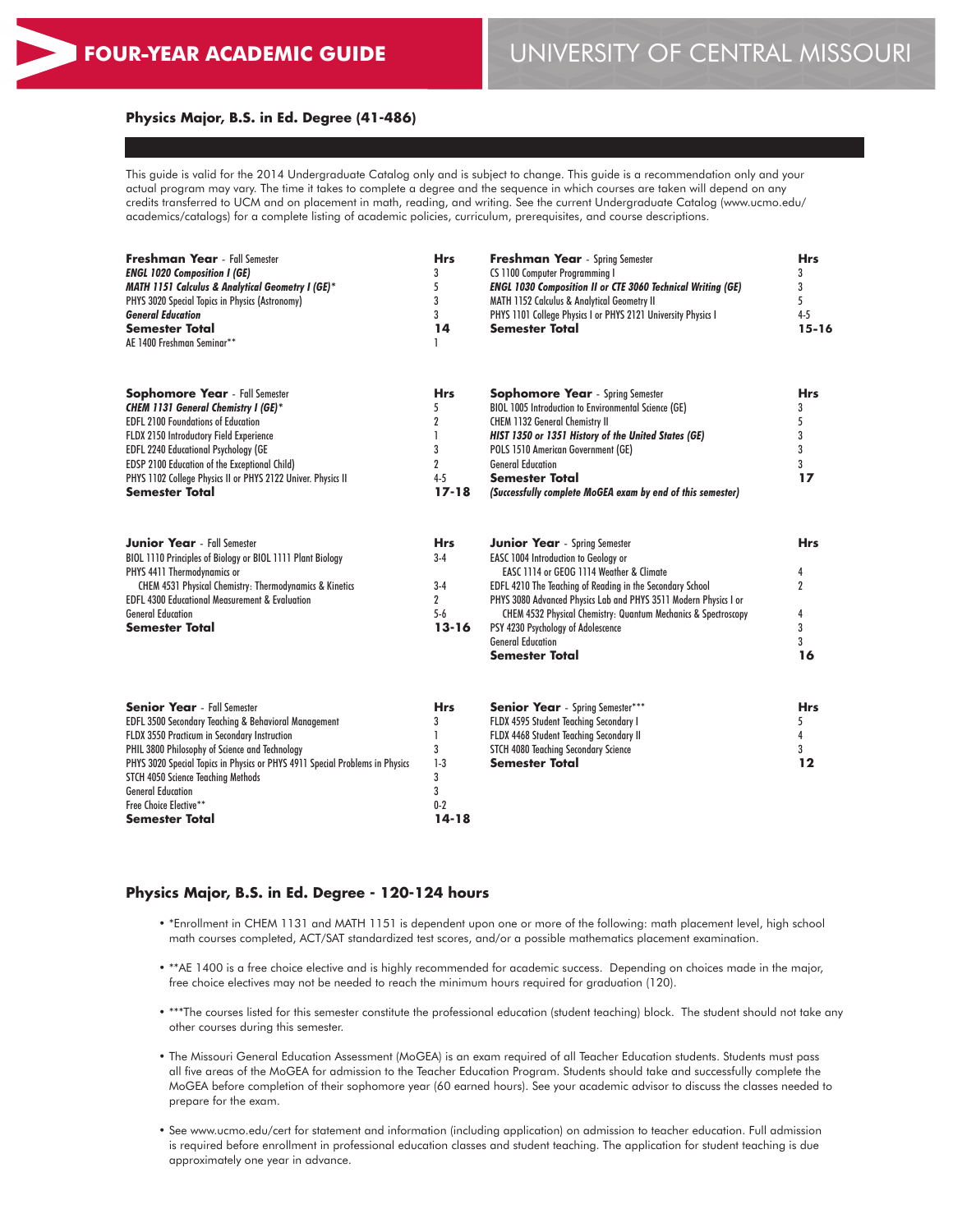# FOUR-YEAR ACADEMIC GUIDE

# UNIVERSITY OF CENTRAL MISSOURI

## Physics Major, B.S. in Ed. Degree (41-486)

This guide is valid for the 2014 Undergraduate Catalog only and is subject to change. This guide is a recommendation only and your actual program may vary. The time it takes to complete a degree and the sequence in which courses are taken will depend on any credits transferred to UCM and on placement in math, reading, and writing. See the current Undergraduate Catalog (www.ucmo.edu/academics/catalogs) for a complete listing of academic policies, curriculum, prerequisites, and course descriptions.

| **Freshman Year** - Fall Semester | **Hrs** | **Freshman Year** - Spring Semester | **Hrs** |
|---|---|---|---|
| ***ENGL 1020 Composition I (GE)*** | 3 | CS 1100 Computer Programming I | 3 |
| ***MATH 1151 Calculus & Analytical Geometry I (GE)**** | 5 | ***ENGL 1030 Composition II or CTE 3060 Technical Writing (GE)*** | 3 |
| PHYS 3020 Special Topics in Physics (Astronomy) | 3 | MATH 1152 Calculus & Analytical Geometry II | 5 |
| ***General Education*** | 3 | PHYS 1101 College Physics I or PHYS 2121 University Physics I | 4-5 |
| **Semester Total** | **14** | **Semester Total** | **15-16** |
| AE 1400 Freshman Seminar** | 1 | | |

| **Sophomore Year** - Fall Semester | **Hrs** | **Sophomore Year** - Spring Semester | **Hrs** |
|---|---|---|---|
| ***CHEM 1131 General Chemistry I (GE)**** | 5 | BIOL 1005 Introduction to Environmental Science (GE) | 3 |
| EDFL 2100 Foundations of Education | 2 | CHEM 1132 General Chemistry II | 5 |
| FLDX 2150 Introductory Field Experience | 1 | ***HIST 1350 or 1351 History of the United States (GE)*** | 3 |
| EDFL 2240 Educational Psychology (GE | 3 | POLS 1510 American Government (GE) | 3 |
| EDSP 2100 Education of the Exceptional Child) | 2 | General Education | 3 |
| PHYS 1102 College Physics II or PHYS 2122 Univer. Physics II | 4-5 | **Semester Total** | **17** |
| **Semester Total** | **17-18** | ***(Successfully complete MoGEA exam by end of this semester)*** | |

| **Junior Year** - Fall Semester | **Hrs** | **Junior Year** - Spring Semester | **Hrs** |
|---|---|---|---|
| BIOL 1110 Principles of Biology or BIOL 1111 Plant Biology | 3-4 | EASC 1004 Introduction to Geology or EASC 1114 or GEOG 1114 Weather & Climate | 4 |
| PHYS 4411 Thermodynamics or CHEM 4531 Physical Chemistry: Thermodynamics & Kinetics | 3-4 | EDFL 4210 The Teaching of Reading in the Secondary School | 2 |
| EDFL 4300 Educational Measurement & Evaluation | 2 | PHYS 3080 Advanced Physics Lab and PHYS 3511 Modern Physics I or CHEM 4532 Physical Chemistry: Quantum Mechanics & Spectroscopy | 4 |
| General Education | 5-6 | PSY 4230 Psychology of Adolescence | 3 |
| **Semester Total** | **13-16** | General Education | 3 |
| | | **Semester Total** | **16** |

| **Senior Year** - Fall Semester | **Hrs** | **Senior Year** - Spring Semester*** | **Hrs** |
|---|---|---|---|
| EDFL 3500 Secondary Teaching & Behavioral Management | 3 | FLDX 4595 Student Teaching Secondary I | 5 |
| FLDX 3550 Practicum in Secondary Instruction | 1 | FLDX 4468 Student Teaching Secondary II | 4 |
| PHIL 3800 Philosophy of Science and Technology | 3 | STCH 4080 Teaching Secondary Science | 3 |
| PHYS 3020 Special Topics in Physics or PHYS 4911 Special Problems in Physics | 1-3 | **Semester Total** | **12** |
| STCH 4050 Science Teaching Methods | 3 | | |
| General Education | 3 | | |
| Free Choice Elective** | 0-2 | | |
| **Semester Total** | **14-18** | | |

## Physics Major, B.S. in Ed. Degree - 120-124 hours

- *Enrollment in CHEM 1131 and MATH 1151 is dependent upon one or more of the following: math placement level, high school math courses completed, ACT/SAT standardized test scores, and/or a possible mathematics placement examination.
- **AE 1400 is a free choice elective and is highly recommended for academic success. Depending on choices made in the major, free choice electives may not be needed to reach the minimum hours required for graduation (120).
- ***The courses listed for this semester constitute the professional education (student teaching) block. The student should not take any other courses during this semester.
- The Missouri General Education Assessment (MoGEA) is an exam required of all Teacher Education students. Students must pass all five areas of the MoGEA for admission to the Teacher Education Program. Students should take and successfully complete the MoGEA before completion of their sophomore year (60 earned hours). See your academic advisor to discuss the classes needed to prepare for the exam.
- See www.ucmo.edu/cert for statement and information (including application) on admission to teacher education. Full admission is required before enrollment in professional education classes and student teaching. The application for student teaching is due approximately one year in advance.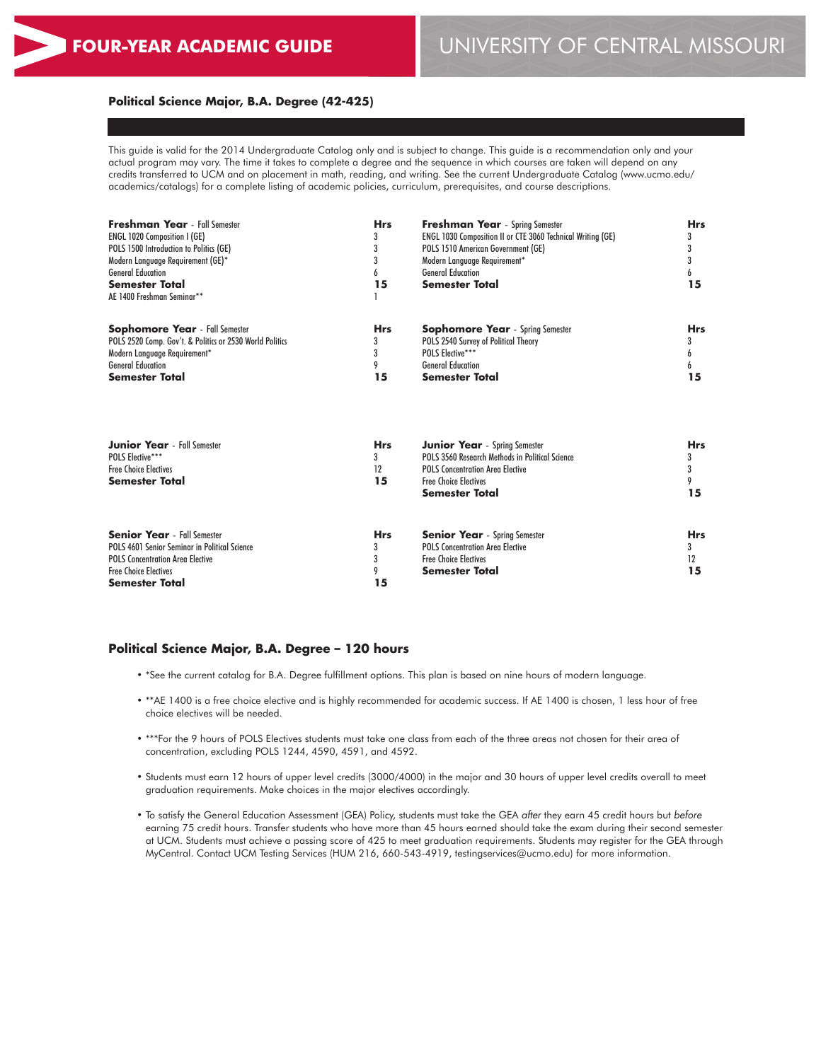# FOUR-YEAR ACADEMIC GUIDE

# UNIVERSITY OF CENTRAL MISSOURI

## Political Science Major, B.A. Degree (42-425)

This guide is valid for the 2014 Undergraduate Catalog only and is subject to change. This guide is a recommendation only and your actual program may vary. The time it takes to complete a degree and the sequence in which courses are taken will depend on any credits transferred to UCM and on placement in math, reading, and writing. See the current Undergraduate Catalog (www.ucmo.edu/academics/catalogs) for a complete listing of academic policies, curriculum, prerequisites, and course descriptions.

| **Freshman Year** - Fall Semester | **Hrs** | **Freshman Year** - Spring Semester | **Hrs** |
|---|---|---|---|
| ENGL 1020 Composition I (GE) | 3 | ENGL 1030 Composition II or CTE 3060 Technical Writing (GE) | 3 |
| POLS 1500 Introduction to Politics (GE) | 3 | POLS 1510 American Government (GE) | 3 |
| Modern Language Requirement (GE)* | 3 | Modern Language Requirement* | 3 |
| General Education | 6 | General Education | 6 |
| **Semester Total** | **15** | **Semester Total** | **15** |
| AE 1400 Freshman Seminar** | 1 | | |

| **Sophomore Year** - Fall Semester | **Hrs** | **Sophomore Year** - Spring Semester | **Hrs** |
|---|---|---|---|
| POLS 2520 Comp. Gov't. & Politics or 2530 World Politics | 3 | POLS 2540 Survey of Political Theory | 3 |
| Modern Language Requirement* | 3 | POLS Elective*** | 6 |
| General Education | 9 | General Education | 6 |
| **Semester Total** | **15** | **Semester Total** | **15** |

| **Junior Year** - Fall Semester | **Hrs** | **Junior Year** - Spring Semester | **Hrs** |
|---|---|---|---|
| POLS Elective*** | 3 | POLS 3560 Research Methods in Political Science | 3 |
| Free Choice Electives | 12 | POLS Concentration Area Elective | 3 |
| **Semester Total** | **15** | Free Choice Electives | 9 |
| | | **Semester Total** | **15** |

| **Senior Year** - Fall Semester | **Hrs** | **Senior Year** - Spring Semester | **Hrs** |
|---|---|---|---|
| POLS 4601 Senior Seminar in Political Science | 3 | POLS Concentration Area Elective | 3 |
| POLS Concentration Area Elective | 3 | Free Choice Electives | 12 |
| Free Choice Electives | 9 | **Semester Total** | **15** |
| **Semester Total** | **15** | | |

## Political Science Major, B.A. Degree – 120 hours

- *See the current catalog for B.A. Degree fulfillment options. This plan is based on nine hours of modern language.
- **AE 1400 is a free choice elective and is highly recommended for academic success. If AE 1400 is chosen, 1 less hour of free choice electives will be needed.
- ***For the 9 hours of POLS Electives students must take one class from each of the three areas not chosen for their area of concentration, excluding POLS 1244, 4590, 4591, and 4592.
- Students must earn 12 hours of upper level credits (3000/4000) in the major and 30 hours of upper level credits overall to meet graduation requirements. Make choices in the major electives accordingly.
- To satisfy the General Education Assessment (GEA) Policy, students must take the GEA *after* they earn 45 credit hours but *before* earning 75 credit hours. Transfer students who have more than 45 hours earned should take the exam during their second semester at UCM. Students must achieve a passing score of 425 to meet graduation requirements. Students may register for the GEA through MyCentral. Contact UCM Testing Services (HUM 216, 660-543-4919, testingservices@ucmo.edu) for more information.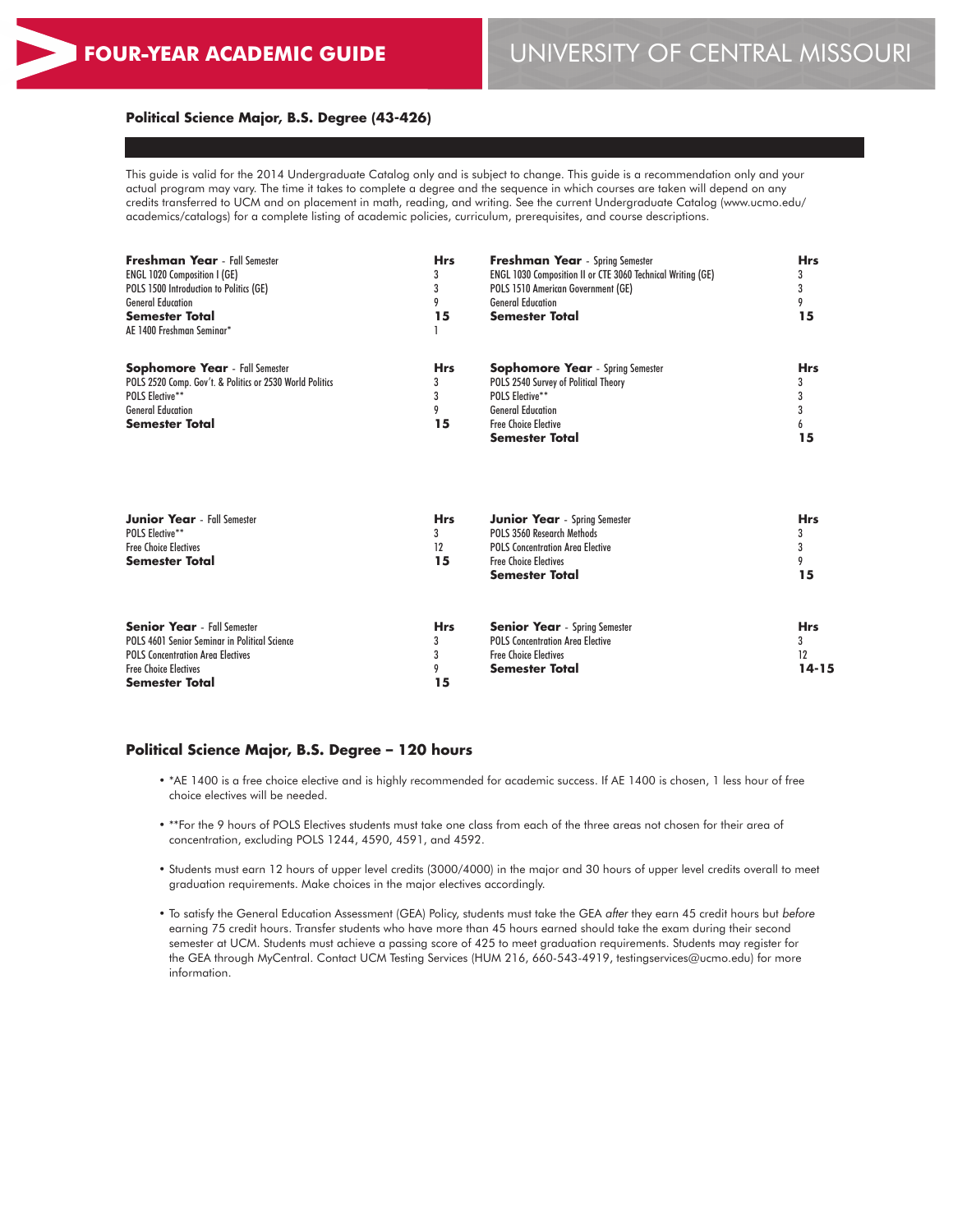# FOUR-YEAR ACADEMIC GUIDE

# UNIVERSITY OF CENTRAL MISSOURI

## Political Science Major, B.S. Degree (43-426)

This guide is valid for the 2014 Undergraduate Catalog only and is subject to change. This guide is a recommendation only and your actual program may vary. The time it takes to complete a degree and the sequence in which courses are taken will depend on any credits transferred to UCM and on placement in math, reading, and writing. See the current Undergraduate Catalog (www.ucmo.edu/academics/catalogs) for a complete listing of academic policies, curriculum, prerequisites, and course descriptions.

| **Freshman Year** - Fall Semester | **Hrs** | **Freshman Year** - Spring Semester | **Hrs** |
|---|---|---|---|
| ENGL 1020 Composition I (GE) | 3 | ENGL 1030 Composition II or CTE 3060 Technical Writing (GE) | 3 |
| POLS 1500 Introduction to Politics (GE) | 3 | POLS 1510 American Government (GE) | 3 |
| General Education | 9 | General Education | 9 |
| **Semester Total** | **15** | **Semester Total** | **15** |
| AE 1400 Freshman Seminar* | 1 | | |

| **Sophomore Year** - Fall Semester | **Hrs** | **Sophomore Year** - Spring Semester | **Hrs** |
|---|---|---|---|
| POLS 2520 Comp. Gov't. & Politics or 2530 World Politics | 3 | POLS 2540 Survey of Political Theory | 3 |
| POLS Elective** | 3 | POLS Elective** | 3 |
| General Education | 9 | General Education | 3 |
| **Semester Total** | **15** | Free Choice Elective | 6 |
| | | **Semester Total** | **15** |

| **Junior Year** - Fall Semester | **Hrs** | **Junior Year** - Spring Semester | **Hrs** |
|---|---|---|---|
| POLS Elective** | 3 | POLS 3560 Research Methods | 3 |
| Free Choice Electives | 12 | POLS Concentration Area Elective | 3 |
| **Semester Total** | **15** | Free Choice Electives | 9 |
| | | **Semester Total** | **15** |

| **Senior Year** - Fall Semester | **Hrs** | **Senior Year** - Spring Semester | **Hrs** |
|---|---|---|---|
| POLS 4601 Senior Seminar in Political Science | 3 | POLS Concentration Area Elective | 3 |
| POLS Concentration Area Electives | 3 | Free Choice Electives | 12 |
| Free Choice Electives | 9 | **Semester Total** | **14-15** |
| **Semester Total** | **15** | | |

## Political Science Major, B.S. Degree – 120 hours

- *AE 1400 is a free choice elective and is highly recommended for academic success. If AE 1400 is chosen, 1 less hour of free choice electives will be needed.
- **For the 9 hours of POLS Electives students must take one class from each of the three areas not chosen for their area of concentration, excluding POLS 1244, 4590, 4591, and 4592.
- Students must earn 12 hours of upper level credits (3000/4000) in the major and 30 hours of upper level credits overall to meet graduation requirements. Make choices in the major electives accordingly.
- To satisfy the General Education Assessment (GEA) Policy, students must take the GEA *after* they earn 45 credit hours but *before* earning 75 credit hours. Transfer students who have more than 45 hours earned should take the exam during their second semester at UCM. Students must achieve a passing score of 425 to meet graduation requirements. Students may register for the GEA through MyCentral. Contact UCM Testing Services (HUM 216, 660-543-4919, testingservices@ucmo.edu) for more information.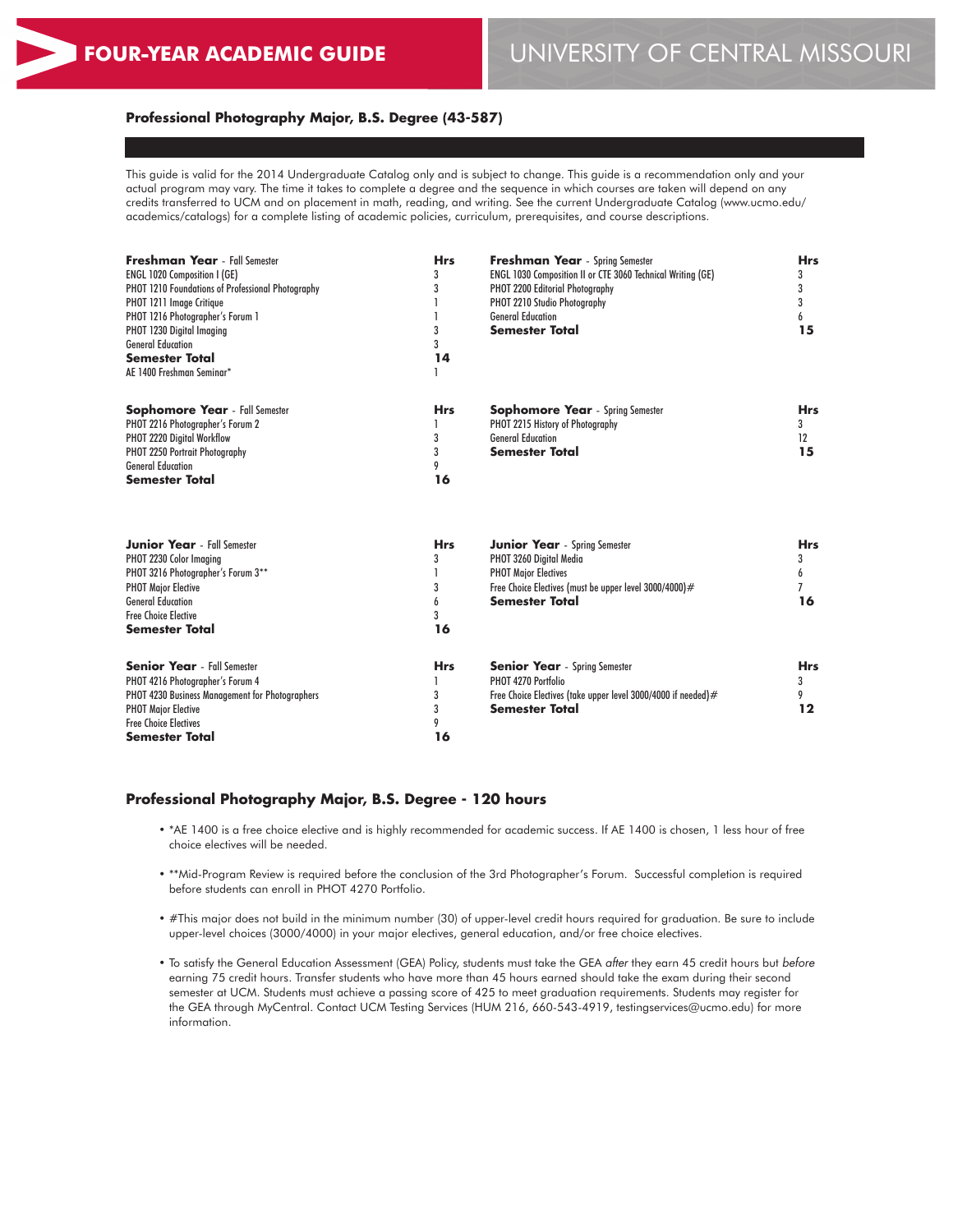# FOUR-YEAR ACADEMIC GUIDE

UNIVERSITY OF CENTRAL MISSOURI

## Professional Photography Major, B.S. Degree (43-587)

This guide is valid for the 2014 Undergraduate Catalog only and is subject to change. This guide is a recommendation only and your actual program may vary. The time it takes to complete a degree and the sequence in which courses are taken will depend on any credits transferred to UCM and on placement in math, reading, and writing. See the current Undergraduate Catalog (www.ucmo.edu/academics/catalogs) for a complete listing of academic policies, curriculum, prerequisites, and course descriptions.

| **Freshman Year** - Fall Semester | **Hrs** |
|---|---|
| ENGL 1020 Composition I (GE) | 3 |
| PHOT 1210 Foundations of Professional Photography | 3 |
| PHOT 1211 Image Critique | 1 |
| PHOT 1216 Photographer's Forum 1 | 1 |
| PHOT 1230 Digital Imaging | 3 |
| General Education | 3 |
| **Semester Total** | **14** |
| AE 1400 Freshman Seminar* | 1 |

| **Freshman Year** - Spring Semester | **Hrs** |
|---|---|
| ENGL 1030 Composition II or CTE 3060 Technical Writing (GE) | 3 |
| PHOT 2200 Editorial Photography | 3 |
| PHOT 2210 Studio Photography | 3 |
| General Education | 6 |
| **Semester Total** | **15** |

| **Sophomore Year** - Fall Semester | **Hrs** |
|---|---|
| PHOT 2216 Photographer's Forum 2 | 1 |
| PHOT 2220 Digital Workflow | 3 |
| PHOT 2250 Portrait Photography | 3 |
| General Education | 9 |
| **Semester Total** | **16** |

| **Sophomore Year** - Spring Semester | **Hrs** |
|---|---|
| PHOT 2215 History of Photography | 3 |
| General Education | 12 |
| **Semester Total** | **15** |

| **Junior Year** - Fall Semester | **Hrs** |
|---|---|
| PHOT 2230 Color Imaging | 3 |
| PHOT 3216 Photographer's Forum 3** | 1 |
| PHOT Major Elective | 3 |
| General Education | 6 |
| Free Choice Elective | 3 |
| **Semester Total** | **16** |

| **Junior Year** - Spring Semester | **Hrs** |
|---|---|
| PHOT 3260 Digital Media | 3 |
| PHOT Major Electives | 6 |
| Free Choice Electives (must be upper level 3000/4000)# | 7 |
| **Semester Total** | **16** |

| **Senior Year** - Fall Semester | **Hrs** |
|---|---|
| PHOT 4216 Photographer's Forum 4 | 1 |
| PHOT 4230 Business Management for Photographers | 3 |
| PHOT Major Elective | 3 |
| Free Choice Electives | 9 |
| **Semester Total** | **16** |

| **Senior Year** - Spring Semester | **Hrs** |
|---|---|
| PHOT 4270 Portfolio | 3 |
| Free Choice Electives (take upper level 3000/4000 if needed)# | 9 |
| **Semester Total** | **12** |

## Professional Photography Major, B.S. Degree - 120 hours

- *AE 1400 is a free choice elective and is highly recommended for academic success. If AE 1400 is chosen, 1 less hour of free choice electives will be needed.
- **Mid-Program Review is required before the conclusion of the 3rd Photographer's Forum. Successful completion is required before students can enroll in PHOT 4270 Portfolio.
- #This major does not build in the minimum number (30) of upper-level credit hours required for graduation. Be sure to include upper-level choices (3000/4000) in your major electives, general education, and/or free choice electives.
- To satisfy the General Education Assessment (GEA) Policy, students must take the GEA *after* they earn 45 credit hours but *before* earning 75 credit hours. Transfer students who have more than 45 hours earned should take the exam during their second semester at UCM. Students must achieve a passing score of 425 to meet graduation requirements. Students may register for the GEA through MyCentral. Contact UCM Testing Services (HUM 216, 660-543-4919, testingservices@ucmo.edu) for more information.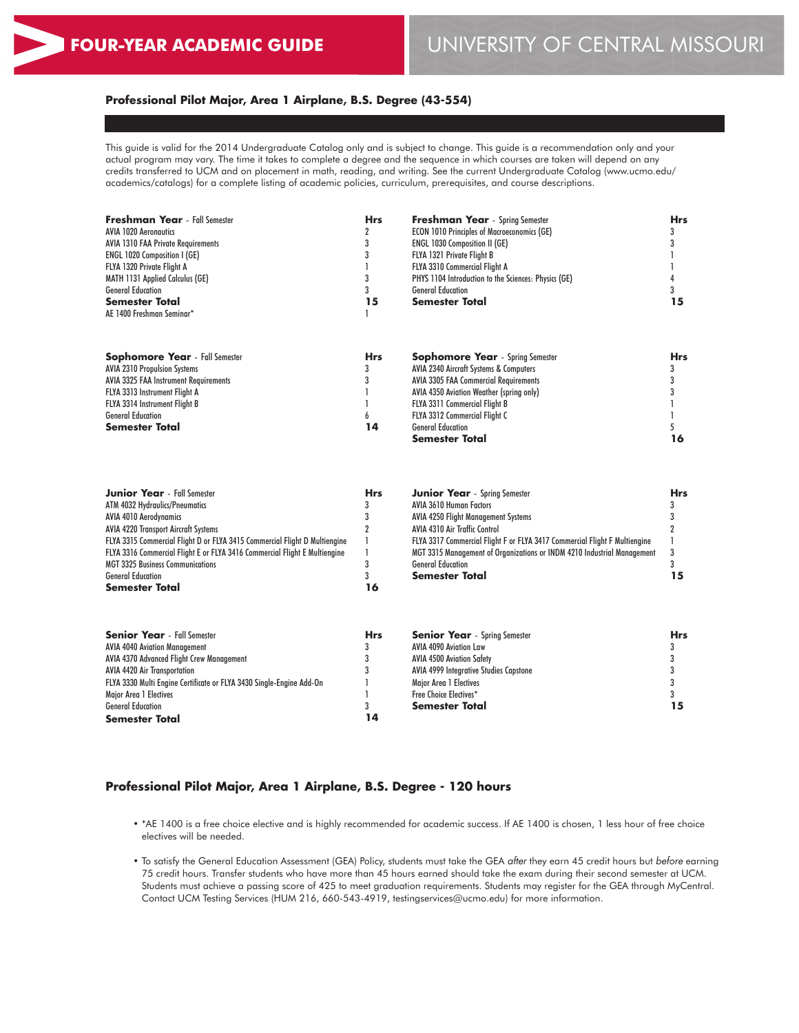# FOUR-YEAR ACADEMIC GUIDE

# UNIVERSITY OF CENTRAL MISSOURI

## Professional Pilot Major, Area 1 Airplane, B.S. Degree (43-554)

This guide is valid for the 2014 Undergraduate Catalog only and is subject to change. This guide is a recommendation only and your actual program may vary. The time it takes to complete a degree and the sequence in which courses are taken will depend on any credits transferred to UCM and on placement in math, reading, and writing. See the current Undergraduate Catalog (www.ucmo.edu/academics/catalogs) for a complete listing of academic policies, curriculum, prerequisites, and course descriptions.

| **Freshman Year** - Fall Semester | **Hrs** |
|---|---|
| AVIA 1020 Aeronautics | 2 |
| AVIA 1310 FAA Private Requirements | 3 |
| ENGL 1020 Composition I (GE) | 3 |
| FLYA 1320 Private Flight A | 1 |
| MATH 1131 Applied Calculus (GE) | 3 |
| General Education | 3 |
| **Semester Total** | **15** |
| AE 1400 Freshman Seminar* | 1 |

| **Freshman Year** - Spring Semester | **Hrs** |
|---|---|
| ECON 1010 Principles of Macroeconomics (GE) | 3 |
| ENGL 1030 Composition II (GE) | 3 |
| FLYA 1321 Private Flight B | 1 |
| FLYA 3310 Commercial Flight A | 1 |
| PHYS 1104 Introduction to the Sciences: Physics (GE) | 4 |
| General Education | 3 |
| **Semester Total** | **15** |

| **Sophomore Year** - Fall Semester | **Hrs** |
|---|---|
| AVIA 2310 Propulsion Systems | 3 |
| AVIA 3325 FAA Instrument Requirements | 3 |
| FLYA 3313 Instrument Flight A | 1 |
| FLYA 3314 Instrument Flight B | 1 |
| General Education | 6 |
| **Semester Total** | **14** |

| **Sophomore Year** - Spring Semester | **Hrs** |
|---|---|
| AVIA 2340 Aircraft Systems & Computers | 3 |
| AVIA 3305 FAA Commercial Requirements | 3 |
| AVIA 4350 Aviation Weather (spring only) | 3 |
| FLYA 3311 Commercial Flight B | 1 |
| FLYA 3312 Commercial Flight C | 1 |
| General Education | 5 |
| **Semester Total** | **16** |

| **Junior Year** - Fall Semester | **Hrs** |
|---|---|
| ATM 4032 Hydraulics/Pneumatics | 3 |
| AVIA 4010 Aerodynamics | 3 |
| AVIA 4220 Transport Aircraft Systems | 2 |
| FLYA 3315 Commercial Flight D or FLYA 3415 Commercial Flight D Multiengine | 1 |
| FLYA 3316 Commercial Flight E or FLYA 3416 Commercial Flight E Multiengine | 1 |
| MGT 3325 Business Communications | 3 |
| General Education | 3 |
| **Semester Total** | **16** |

| **Junior Year** - Spring Semester | **Hrs** |
|---|---|
| AVIA 3610 Human Factors | 3 |
| AVIA 4250 Flight Management Systems | 3 |
| AVIA 4310 Air Traffic Control | 2 |
| FLYA 3317 Commercial Flight F or FLYA 3417 Commercial Flight F Multiengine | 1 |
| MGT 3315 Management of Organizations or INDM 4210 Industrial Management | 3 |
| General Education | 3 |
| **Semester Total** | **15** |

| **Senior Year** - Fall Semester | **Hrs** |
|---|---|
| AVIA 4040 Aviation Management | 3 |
| AVIA 4370 Advanced Flight Crew Management | 3 |
| AVIA 4420 Air Transportation | 3 |
| FLYA 3330 Multi Engine Certificate or FLYA 3430 Single-Engine Add-On | 1 |
| Major Area 1 Electives | 1 |
| General Education | 3 |
| **Semester Total** | **14** |

| **Senior Year** - Spring Semester | **Hrs** |
|---|---|
| AVIA 4090 Aviation Law | 3 |
| AVIA 4500 Aviation Safety | 3 |
| AVIA 4999 Integrative Studies Capstone | 3 |
| Major Area 1 Electives | 3 |
| Free Choice Electives* | 3 |
| **Semester Total** | **15** |

## Professional Pilot Major, Area 1 Airplane, B.S. Degree - 120 hours

- *AE 1400 is a free choice elective and is highly recommended for academic success. If AE 1400 is chosen, 1 less hour of free choice electives will be needed.
- To satisfy the General Education Assessment (GEA) Policy, students must take the GEA *after* they earn 45 credit hours but *before* earning 75 credit hours. Transfer students who have more than 45 hours earned should take the exam during their second semester at UCM. Students must achieve a passing score of 425 to meet graduation requirements. Students may register for the GEA through MyCentral. Contact UCM Testing Services (HUM 216, 660-543-4919, testingservices@ucmo.edu) for more information.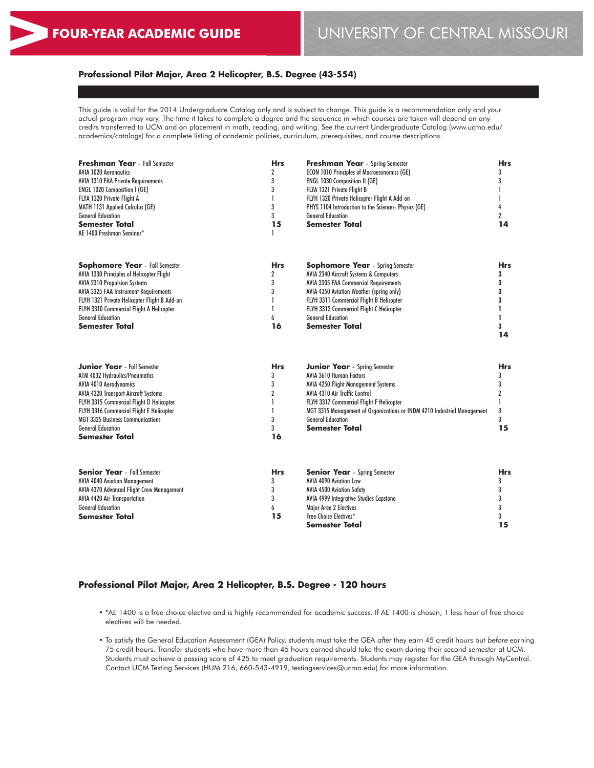# FOUR-YEAR ACADEMIC GUIDE

# UNIVERSITY OF CENTRAL MISSOURI

## Professional Pilot Major, Area 2 Helicopter, B.S. Degree (43-554)

This guide is valid for the 2014 Undergraduate Catalog only and is subject to change. This guide is a recommendation only and your actual program may vary. The time it takes to complete a degree and the sequence in which courses are taken will depend on any credits transferred to UCM and on placement in math, reading, and writing. See the current Undergraduate Catalog (www.ucmo.edu/academics/catalogs) for a complete listing of academic policies, curriculum, prerequisites, and course descriptions.

| **Freshman Year** - Fall Semester | **Hrs** |
|---|---|
| AVIA 1020 Aeronautics | 2 |
| AVIA 1310 FAA Private Requirements | 3 |
| ENGL 1020 Composition I (GE) | 3 |
| FLYA 1320 Private Flight A | 1 |
| MATH 1131 Applied Calculus (GE) | 3 |
| General Education | 3 |
| **Semester Total** | **15** |
| AE 1400 Freshman Seminar* | 1 |

| **Freshman Year** - Spring Semester | **Hrs** |
|---|---|
| ECON 1010 Principles of Macroeconomics (GE) | 3 |
| ENGL 1030 Composition II (GE) | 3 |
| FLYA 1321 Private Flight B | 1 |
| FLYH 1320 Private Helicopter Flight A Add-on | 1 |
| PHYS 1104 Introduction to the Sciences: Physics (GE) | 4 |
| General Education | 2 |
| **Semester Total** | **14** |

| **Sophomore Year** - Fall Semester | **Hrs** |
|---|---|
| AVIA 1330 Principles of Helicopter Flight | 2 |
| AVIA 2310 Propulsion Systems | 3 |
| AVIA 3325 FAA Instrument Requirements | 3 |
| FLYH 1321 Private Helicopter Flight B Add-on | 1 |
| FLYH 3310 Commercial Flight A Helicopter | 1 |
| General Education | 6 |
| **Semester Total** | **16** |

| **Sophomore Year** - Spring Semester | **Hrs** |
|---|---|
| AVIA 2340 Aircraft Systems & Computers | 3 |
| AVIA 3305 FAA Commercial Requirements | 3 |
| AVIA 4350 Aviation Weather (spring only) | 3 |
| FLYH 3311 Commercial Flight B Helicopter | 3 |
| FLYH 3312 Commercial Flight C Helicopter | 1 |
| General Education | 1 |
| **Semester Total** | 3 |
| | **14** |

| **Junior Year** - Fall Semester | **Hrs** |
|---|---|
| ATM 4032 Hydraulics/Pneumatics | 3 |
| AVIA 4010 Aerodynamics | 3 |
| AVIA 4220 Transport Aircraft Systems | 2 |
| FLYH 3315 Commercial Flight D Helicopter | 1 |
| FLYH 3316 Commercial Flight E Helicopter | 1 |
| MGT 3325 Business Communications | 3 |
| General Education | 3 |
| **Semester Total** | **16** |

| **Junior Year** - Spring Semester | **Hrs** |
|---|---|
| AVIA 3610 Human Factors | 3 |
| AVIA 4250 Flight Management Systems | 3 |
| AVIA 4310 Air Traffic Control | 2 |
| FLYH 3317 Commercial Flight F Helicopter | 1 |
| MGT 3315 Management of Organizations or INDM 4210 Industrial Management | 3 |
| General Education | 3 |
| **Semester Total** | **15** |

| **Senior Year** - Fall Semester | **Hrs** |
|---|---|
| AVIA 4040 Aviation Management | 3 |
| AVIA 4370 Advanced Flight Crew Management | 3 |
| AVIA 4420 Air Transportation | 3 |
| General Education | 6 |
| **Semester Total** | **15** |

| **Senior Year** - Spring Semester | **Hrs** |
|---|---|
| AVIA 4090 Aviation Law | 3 |
| AVIA 4500 Aviation Safety | 3 |
| AVIA 4999 Integrative Studies Capstone | 3 |
| Major Area 2 Electives | 3 |
| Free Choice Electives* | 3 |
| **Semester Total** | **15** |

## Professional Pilot Major, Area 2 Helicopter, B.S. Degree - 120 hours

- *AE 1400 is a free choice elective and is highly recommended for academic success. If AE 1400 is chosen, 1 less hour of free choice electives will be needed.
- To satisfy the General Education Assessment (GEA) Policy, students must take the GEA *after* they earn 45 credit hours but *before* earning 75 credit hours. Transfer students who have more than 45 hours earned should take the exam during their second semester at UCM. Students must achieve a passing score of 425 to meet graduation requirements. Students may register for the GEA through MyCentral. Contact UCM Testing Services (HUM 216, 660-543-4919, testingservices@ucmo.edu) for more information.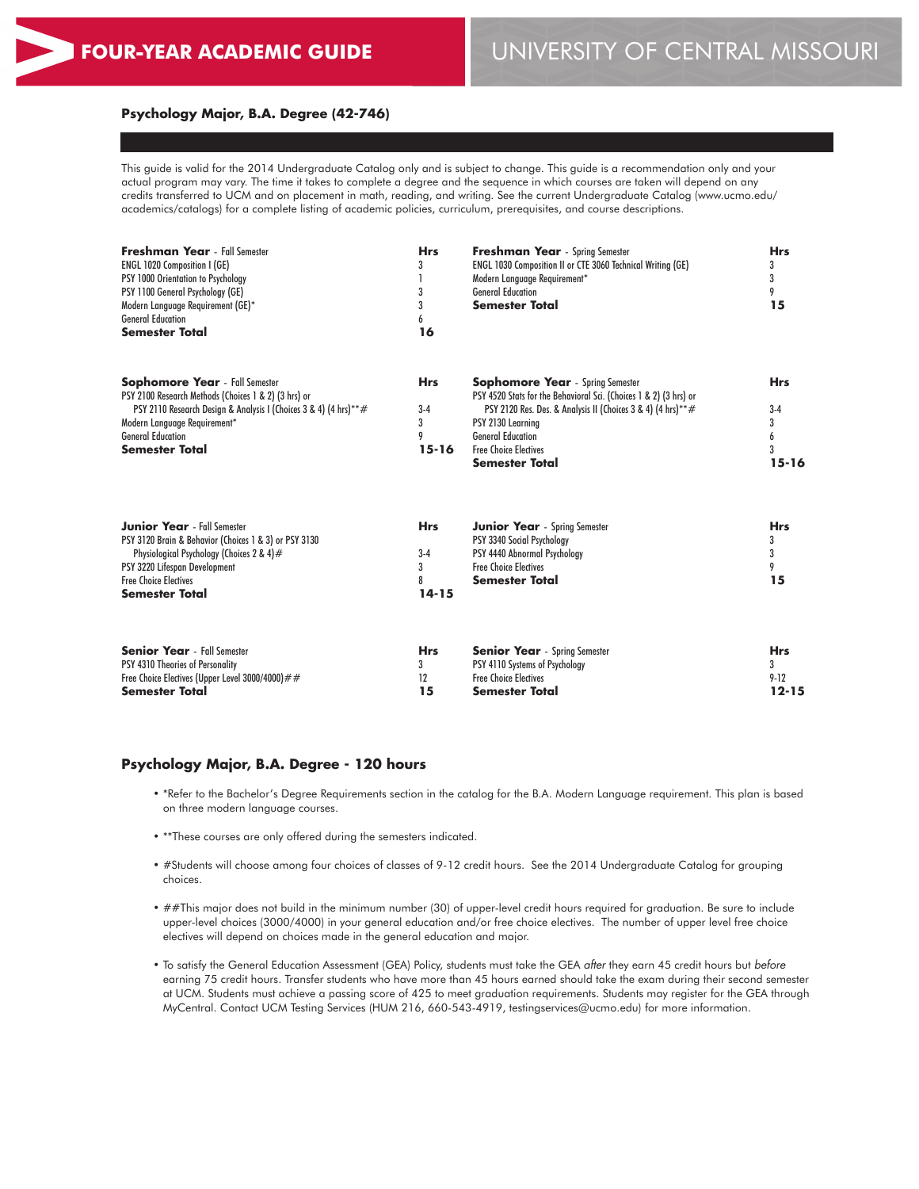## Psychology Major, B.A. Degree (42-746)

This guide is valid for the 2014 Undergraduate Catalog only and is subject to change. This guide is a recommendation only and your actual program may vary. The time it takes to complete a degree and the sequence in which courses are taken will depend on any credits transferred to UCM and on placement in math, reading, and writing. See the current Undergraduate Catalog (www.ucmo.edu/academics/catalogs) for a complete listing of academic policies, curriculum, prerequisites, and course descriptions.

| **Freshman Year** - Fall Semester | **Hrs** | **Freshman Year** - Spring Semester | **Hrs** |
|---|---|---|---|
| ENGL 1020 Composition I (GE) | 3 | ENGL 1030 Composition II or CTE 3060 Technical Writing (GE) | 3 |
| PSY 1000 Orientation to Psychology | 1 | Modern Language Requirement* | 3 |
| PSY 1100 General Psychology (GE) | 3 | General Education | 9 |
| Modern Language Requirement (GE)* | 3 | **Semester Total** | **15** |
| General Education | 6 | | |
| **Semester Total** | **16** | | |

| **Sophomore Year** - Fall Semester | **Hrs** | **Sophomore Year** - Spring Semester | **Hrs** |
|---|---|---|---|
| PSY 2100 Research Methods (Choices 1 & 2) (3 hrs) or PSY 2110 Research Design & Analysis I (Choices 3 & 4) (4 hrs)**# | 3-4 | PSY 4520 Stats for the Behavioral Sci. (Choices 1 & 2) (3 hrs) or PSY 2120 Res. Des. & Analysis II (Choices 3 & 4) (4 hrs)**# | 3-4 |
| Modern Language Requirement* | 3 | PSY 2130 Learning | 3 |
| General Education | 9 | General Education | 6 |
| **Semester Total** | **15-16** | Free Choice Electives | 3 |
| | | **Semester Total** | **15-16** |

| **Junior Year** - Fall Semester | **Hrs** | **Junior Year** - Spring Semester | **Hrs** |
|---|---|---|---|
| PSY 3120 Brain & Behavior (Choices 1 & 3) or PSY 3130 Physiological Psychology (Choices 2 & 4)# | 3-4 | PSY 3340 Social Psychology | 3 |
| PSY 3220 Lifespan Development | 3 | PSY 4440 Abnormal Psychology | 3 |
| Free Choice Electives | 8 | Free Choice Electives | 9 |
| **Semester Total** | **14-15** | **Semester Total** | **15** |

| **Senior Year** - Fall Semester | **Hrs** | **Senior Year** - Spring Semester | **Hrs** |
|---|---|---|---|
| PSY 4310 Theories of Personality | 3 | PSY 4110 Systems of Psychology | 3 |
| Free Choice Electives (Upper Level 3000/4000)## | 12 | Free Choice Electives | 9-12 |
| **Semester Total** | **15** | **Semester Total** | **12-15** |

## Psychology Major, B.A. Degree - 120 hours

- *Refer to the Bachelor's Degree Requirements section in the catalog for the B.A. Modern Language requirement. This plan is based on three modern language courses.
- **These courses are only offered during the semesters indicated.
- #Students will choose among four choices of classes of 9-12 credit hours. See the 2014 Undergraduate Catalog for grouping choices.
- ##This major does not build in the minimum number (30) of upper-level credit hours required for graduation. Be sure to include upper-level choices (3000/4000) in your general education and/or free choice electives. The number of upper level free choice electives will depend on choices made in the general education and major.
- To satisfy the General Education Assessment (GEA) Policy, students must take the GEA *after* they earn 45 credit hours but *before* earning 75 credit hours. Transfer students who have more than 45 hours earned should take the exam during their second semester at UCM. Students must achieve a passing score of 425 to meet graduation requirements. Students may register for the GEA through MyCentral. Contact UCM Testing Services (HUM 216, 660-543-4919, testingservices@ucmo.edu) for more information.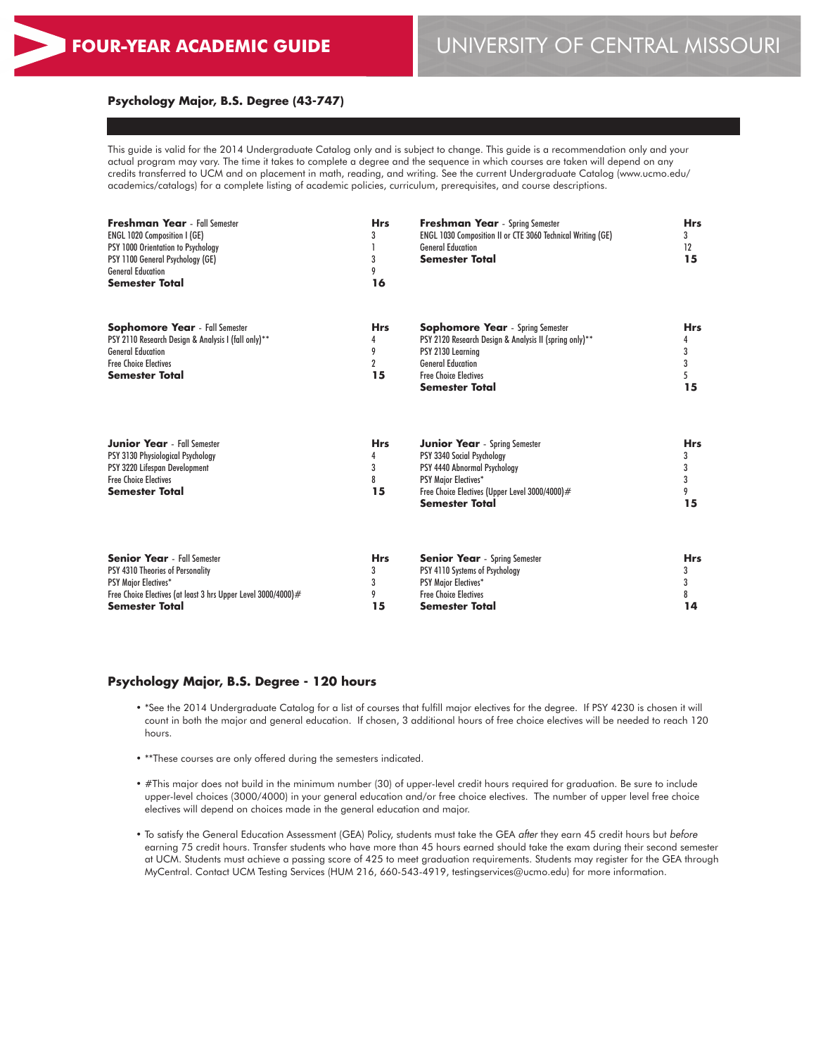# FOUR-YEAR ACADEMIC GUIDE

# UNIVERSITY OF CENTRAL MISSOURI

## Psychology Major, B.S. Degree (43-747)

This guide is valid for the 2014 Undergraduate Catalog only and is subject to change. This guide is a recommendation only and your actual program may vary. The time it takes to complete a degree and the sequence in which courses are taken will depend on any credits transferred to UCM and on placement in math, reading, and writing. See the current Undergraduate Catalog (www.ucmo.edu/academics/catalogs) for a complete listing of academic policies, curriculum, prerequisites, and course descriptions.

| **Freshman Year** - Fall Semester | **Hrs** |
|---|---|
| ENGL 1020 Composition I (GE) | 3 |
| PSY 1000 Orientation to Psychology | 1 |
| PSY 1100 General Psychology (GE) | 3 |
| General Education | 9 |
| **Semester Total** | **16** |

| **Freshman Year** - Spring Semester | **Hrs** |
|---|---|
| ENGL 1030 Composition II or CTE 3060 Technical Writing (GE) | 3 |
| General Education | 12 |
| **Semester Total** | **15** |

| **Sophomore Year** - Fall Semester | **Hrs** |
|---|---|
| PSY 2110 Research Design & Analysis I (fall only)** | 4 |
| General Education | 9 |
| Free Choice Electives | 2 |
| **Semester Total** | **15** |

| **Sophomore Year** - Spring Semester | **Hrs** |
|---|---|
| PSY 2120 Research Design & Analysis II (spring only)** | 4 |
| PSY 2130 Learning | 3 |
| General Education | 3 |
| Free Choice Electives | 5 |
| **Semester Total** | **15** |

| **Junior Year** - Fall Semester | **Hrs** |
|---|---|
| PSY 3130 Physiological Psychology | 4 |
| PSY 3220 Lifespan Development | 3 |
| Free Choice Electives | 8 |
| **Semester Total** | **15** |

| **Junior Year** - Spring Semester | **Hrs** |
|---|---|
| PSY 3340 Social Psychology | 3 |
| PSY 4440 Abnormal Psychology | 3 |
| PSY Major Electives* | 3 |
| Free Choice Electives (Upper Level 3000/4000)# | 9 |
| **Semester Total** | **15** |

| **Senior Year** - Fall Semester | **Hrs** |
|---|---|
| PSY 4310 Theories of Personality | 3 |
| PSY Major Electives* | 3 |
| Free Choice Electives (at least 3 hrs Upper Level 3000/4000)# | 9 |
| **Semester Total** | **15** |

| **Senior Year** - Spring Semester | **Hrs** |
|---|---|
| PSY 4110 Systems of Psychology | 3 |
| PSY Major Electives* | 3 |
| Free Choice Electives | 8 |
| **Semester Total** | **14** |

## Psychology Major, B.S. Degree - 120 hours

- *See the 2014 Undergraduate Catalog for a list of courses that fulfill major electives for the degree. If PSY 4230 is chosen it will count in both the major and general education. If chosen, 3 additional hours of free choice electives will be needed to reach 120 hours.
- **These courses are only offered during the semesters indicated.
- #This major does not build in the minimum number (30) of upper-level credit hours required for graduation. Be sure to include upper-level choices (3000/4000) in your general education and/or free choice electives. The number of upper level free choice electives will depend on choices made in the general education and major.
- To satisfy the General Education Assessment (GEA) Policy, students must take the GEA *after* they earn 45 credit hours but *before* earning 75 credit hours. Transfer students who have more than 45 hours earned should take the exam during their second semester at UCM. Students must achieve a passing score of 425 to meet graduation requirements. Students may register for the GEA through MyCentral. Contact UCM Testing Services (HUM 216, 660-543-4919, testingservices@ucmo.edu) for more information.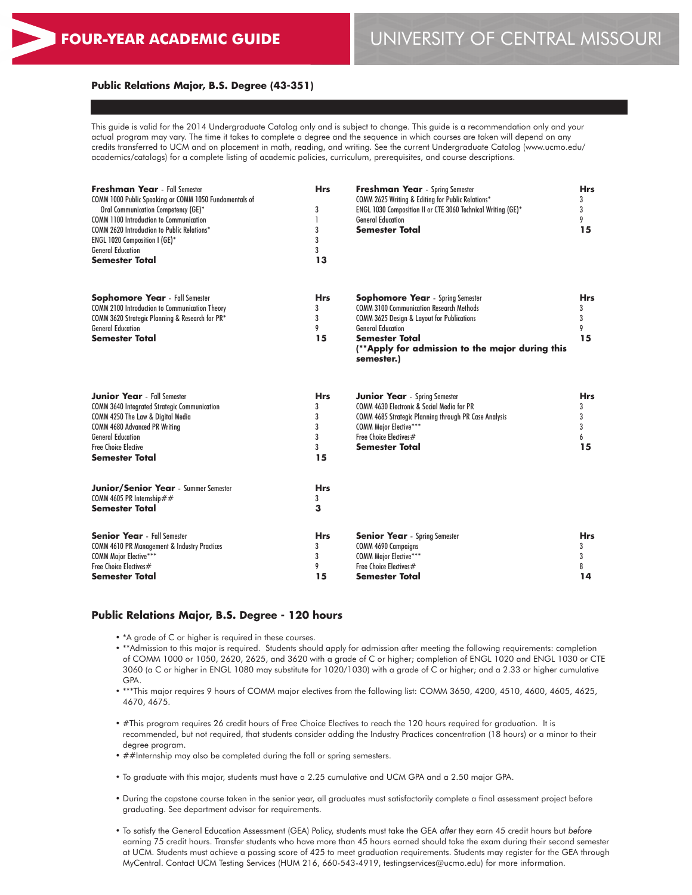FOUR-YEAR ACADEMIC GUIDE

UNIVERSITY OF CENTRAL MISSOURI

## Public Relations Major, B.S. Degree (43-351)

This guide is valid for the 2014 Undergraduate Catalog only and is subject to change. This guide is a recommendation only and your actual program may vary. The time it takes to complete a degree and the sequence in which courses are taken will depend on any credits transferred to UCM and on placement in math, reading, and writing. See the current Undergraduate Catalog (www.ucmo.edu/academics/catalogs) for a complete listing of academic policies, curriculum, prerequisites, and course descriptions.

| **Freshman Year** - Fall Semester | **Hrs** |
|---|---|
| COMM 1000 Public Speaking or COMM 1050 Fundamentals of Oral Communication Competency (GE)* | 3 |
| COMM 1100 Introduction to Communication | 1 |
| COMM 2620 Introduction to Public Relations* | 3 |
| ENGL 1020 Composition I (GE)* | 3 |
| General Education | 3 |
| **Semester Total** | **13** |

| **Freshman Year** - Spring Semester | **Hrs** |
|---|---|
| COMM 2625 Writing & Editing for Public Relations* | 3 |
| ENGL 1030 Composition II or CTE 3060 Technical Writing (GE)* | 3 |
| General Education | 9 |
| **Semester Total** | **15** |

| **Sophomore Year** - Fall Semester | **Hrs** |
|---|---|
| COMM 2100 Introduction to Communication Theory | 3 |
| COMM 3620 Strategic Planning & Research for PR* | 3 |
| General Education | 9 |
| **Semester Total** | **15** |

| **Sophomore Year** - Spring Semester | **Hrs** |
|---|---|
| COMM 3100 Communication Research Methods | 3 |
| COMM 3625 Design & Layout for Publications | 3 |
| General Education | 9 |
| **Semester Total** | **15** |
| **(**Apply for admission to the major during this semester.)** | |

| **Junior Year** - Fall Semester | **Hrs** |
|---|---|
| COMM 3640 Integrated Strategic Communication | 3 |
| COMM 4250 The Law & Digital Media | 3 |
| COMM 4680 Advanced PR Writing | 3 |
| General Education | 3 |
| Free Choice Elective | 3 |
| **Semester Total** | **15** |

| **Junior Year** - Spring Semester | **Hrs** |
|---|---|
| COMM 4630 Electronic & Social Media for PR | 3 |
| COMM 4685 Strategic Planning through PR Case Analysis | 3 |
| COMM Major Elective*** | 3 |
| Free Choice Electives# | 6 |
| **Semester Total** | **15** |

| **Junior/Senior Year** - Summer Semester | **Hrs** |
|---|---|
| COMM 4605 PR Internship## | 3 |
| **Semester Total** | **3** |

| **Senior Year** - Fall Semester | **Hrs** |
|---|---|
| COMM 4610 PR Management & Industry Practices | 3 |
| COMM Major Elective*** | 3 |
| Free Choice Electives# | 9 |
| **Semester Total** | **15** |

| **Senior Year** - Spring Semester | **Hrs** |
|---|---|
| COMM 4690 Campaigns | 3 |
| COMM Major Elective*** | 3 |
| Free Choice Electives# | 8 |
| **Semester Total** | **14** |

### Public Relations Major, B.S. Degree - 120 hours

- *A grade of C or higher is required in these courses.
- **Admission to this major is required. Students should apply for admission after meeting the following requirements: completion of COMM 1000 or 1050, 2620, 2625, and 3620 with a grade of C or higher; completion of ENGL 1020 and ENGL 1030 or CTE 3060 (a C or higher in ENGL 1080 may substitute for 1020/1030) with a grade of C or higher; and a 2.33 or higher cumulative GPA.
- ***This major requires 9 hours of COMM major electives from the following list: COMM 3650, 4200, 4510, 4600, 4605, 4625, 4670, 4675.
- #This program requires 26 credit hours of Free Choice Electives to reach the 120 hours required for graduation. It is recommended, but not required, that students consider adding the Industry Practices concentration (18 hours) or a minor to their degree program.
- ##Internship may also be completed during the fall or spring semesters.
- To graduate with this major, students must have a 2.25 cumulative and UCM GPA and a 2.50 major GPA.
- During the capstone course taken in the senior year, all graduates must satisfactorily complete a final assessment project before graduating. See department advisor for requirements.
- To satisfy the General Education Assessment (GEA) Policy, students must take the GEA *after* they earn 45 credit hours but *before* earning 75 credit hours. Transfer students who have more than 45 hours earned should take the exam during their second semester at UCM. Students must achieve a passing score of 425 to meet graduation requirements. Students may register for the GEA through MyCentral. Contact UCM Testing Services (HUM 216, 660-543-4919, testingservices@ucmo.edu) for more information.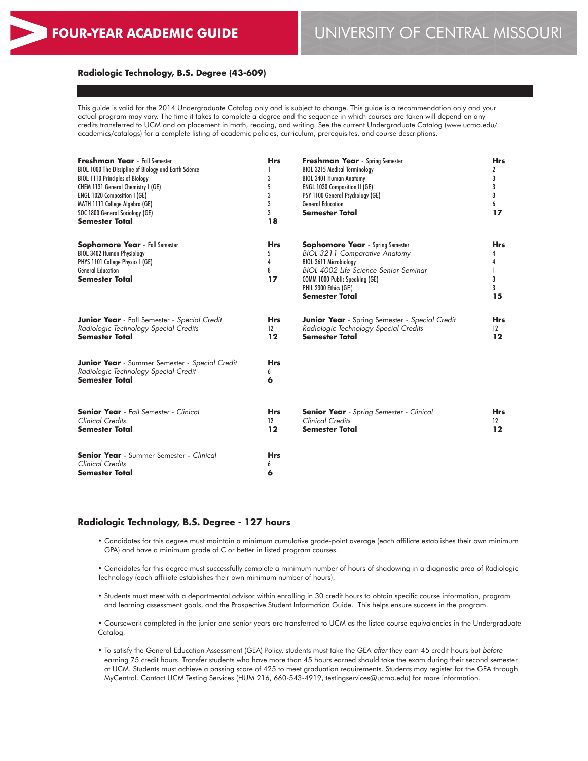# FOUR-YEAR ACADEMIC GUIDE

# UNIVERSITY OF CENTRAL MISSOURI

## Radiologic Technology, B.S. Degree (43-609)

This guide is valid for the 2014 Undergraduate Catalog only and is subject to change. This guide is a recommendation only and your actual program may vary. The time it takes to complete a degree and the sequence in which courses are taken will depend on any credits transferred to UCM and on placement in math, reading, and writing. See the current Undergraduate Catalog (www.ucmo.edu/academics/catalogs) for a complete listing of academic policies, curriculum, prerequisites, and course descriptions.

| **Freshman Year** - Fall Semester | **Hrs** |
|---|---|
| BIOL 1000 The Discipline of Biology and Earth Science | 1 |
| BIOL 1110 Principles of Biology | 3 |
| CHEM 1131 General Chemistry I (GE) | 5 |
| ENGL 1020 Composition I (GE) | 3 |
| MATH 1111 College Algebra (GE) | 3 |
| SOC 1800 General Sociology (GE) | 3 |
| **Semester Total** | **18** |

| **Freshman Year** - Spring Semester | **Hrs** |
|---|---|
| BIOL 3215 Medical Terminology | 2 |
| BIOL 3401 Human Anatomy | 3 |
| ENGL 1030 Composition II (GE) | 3 |
| PSY 1100 General Psychology (GE) | 3 |
| General Education | 6 |
| **Semester Total** | **17** |

| **Sophomore Year** - Fall Semester | **Hrs** |
|---|---|
| BIOL 3402 Human Physiology | 5 |
| PHYS 1101 College Physics I (GE) | 4 |
| General Education | 8 |
| **Semester Total** | **17** |

| **Sophomore Year** - Spring Semester | **Hrs** |
|---|---|
| *BIOL 3211 Comparative Anatomy* | 4 |
| BIOL 3611 Microbiology | 4 |
| *BIOL 4002 Life Science Senior Seminar* | 1 |
| COMM 1000 Public Speaking (GE) | 3 |
| PHIL 2300 Ethics (GE) | 3 |
| **Semester Total** | **15** |

| **Junior Year** - Fall Semester - *Special Credit* | **Hrs** |
|---|---|
| *Radiologic Technology Special Credits* | 12 |
| **Semester Total** | **12** |

| **Junior Year** - Spring Semester - *Special Credit* | **Hrs** |
|---|---|
| *Radiologic Technology Special Credits* | 12 |
| **Semester Total** | **12** |

| **Junior Year** - Summer Semester - *Special Credit* | **Hrs** |
|---|---|
| *Radiologic Technology Special Credit* | 6 |
| **Semester Total** | **6** |

| **Senior Year** - *Fall Semester - Clinical* | **Hrs** |
|---|---|
| *Clinical Credits* | 12 |
| **Semester Total** | **12** |

| **Senior Year** - *Spring Semester - Clinical* | **Hrs** |
|---|---|
| *Clinical Credits* | 12 |
| **Semester Total** | **12** |

| **Senior Year** - Summer Semester - *Clinical* | **Hrs** |
|---|---|
| *Clinical Credits* | 6 |
| **Semester Total** | **6** |

## Radiologic Technology, B.S. Degree - 127 hours

- Candidates for this degree must maintain a minimum cumulative grade-point average (each affiliate establishes their own minimum GPA) and have a minimum grade of C or better in listed program courses.

- Candidates for this degree must successfully complete a minimum number of hours of shadowing in a diagnostic area of Radiologic Technology (each affiliate establishes their own minimum number of hours).

- Students must meet with a departmental advisor within enrolling in 30 credit hours to obtain specific course information, program and learning assessment goals, and the Prospective Student Information Guide. This helps ensure success in the program.

- Coursework completed in the junior and senior years are transferred to UCM as the listed course equivalencies in the Undergraduate Catalog.

- To satisfy the General Education Assessment (GEA) Policy, students must take the GEA *after* they earn 45 credit hours but *before* earning 75 credit hours. Transfer students who have more than 45 hours earned should take the exam during their second semester at UCM. Students must achieve a passing score of 425 to meet graduation requirements. Students may register for the GEA through MyCentral. Contact UCM Testing Services (HUM 216, 660-543-4919, testingservices@ucmo.edu) for more information.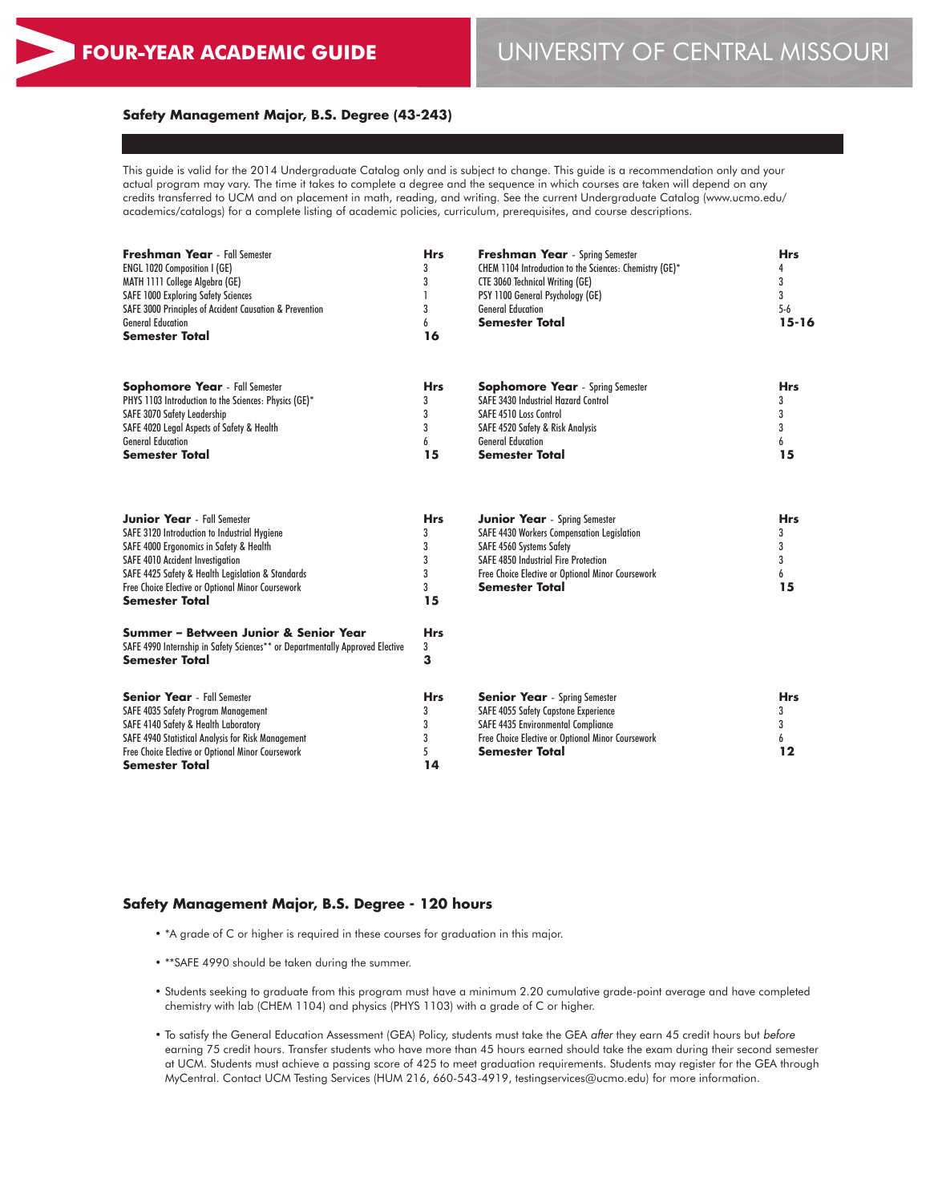# FOUR-YEAR ACADEMIC GUIDE

# UNIVERSITY OF CENTRAL MISSOURI

## Safety Management Major, B.S. Degree (43-243)

This guide is valid for the 2014 Undergraduate Catalog only and is subject to change. This guide is a recommendation only and your actual program may vary. The time it takes to complete a degree and the sequence in which courses are taken will depend on any credits transferred to UCM and on placement in math, reading, and writing. See the current Undergraduate Catalog (www.ucmo.edu/academics/catalogs) for a complete listing of academic policies, curriculum, prerequisites, and course descriptions.

| **Freshman Year** - Fall Semester | **Hrs** |
|---|---|
| ENGL 1020 Composition I (GE) | 3 |
| MATH 1111 College Algebra (GE) | 3 |
| SAFE 1000 Exploring Safety Sciences | 1 |
| SAFE 3000 Principles of Accident Causation & Prevention | 3 |
| General Education | 6 |
| **Semester Total** | **16** |

| **Freshman Year** - Spring Semester | **Hrs** |
|---|---|
| CHEM 1104 Introduction to the Sciences: Chemistry (GE)* | 4 |
| CTE 3060 Technical Writing (GE) | 3 |
| PSY 1100 General Psychology (GE) | 3 |
| General Education | 5-6 |
| **Semester Total** | **15-16** |

| **Sophomore Year** - Fall Semester | **Hrs** |
|---|---|
| PHYS 1103 Introduction to the Sciences: Physics (GE)* | 3 |
| SAFE 3070 Safety Leadership | 3 |
| SAFE 4020 Legal Aspects of Safety & Health | 3 |
| General Education | 6 |
| **Semester Total** | **15** |

| **Sophomore Year** - Spring Semester | **Hrs** |
|---|---|
| SAFE 3430 Industrial Hazard Control | 3 |
| SAFE 4510 Loss Control | 3 |
| SAFE 4520 Safety & Risk Analysis | 3 |
| General Education | 6 |
| **Semester Total** | **15** |

| **Junior Year** - Fall Semester | **Hrs** |
|---|---|
| SAFE 3120 Introduction to Industrial Hygiene | 3 |
| SAFE 4000 Ergonomics in Safety & Health | 3 |
| SAFE 4010 Accident Investigation | 3 |
| SAFE 4425 Safety & Health Legislation & Standards | 3 |
| Free Choice Elective or Optional Minor Coursework | 3 |
| **Semester Total** | **15** |

| **Junior Year** - Spring Semester | **Hrs** |
|---|---|
| SAFE 4430 Workers Compensation Legislation | 3 |
| SAFE 4560 Systems Safety | 3 |
| SAFE 4850 Industrial Fire Protection | 3 |
| Free Choice Elective or Optional Minor Coursework | 6 |
| **Semester Total** | **15** |

| **Summer – Between Junior & Senior Year** | **Hrs** |
|---|---|
| SAFE 4990 Internship in Safety Sciences** or Departmentally Approved Elective | 3 |
| **Semester Total** | **3** |

| **Senior Year** - Fall Semester | **Hrs** |
|---|---|
| SAFE 4035 Safety Program Management | 3 |
| SAFE 4140 Safety & Health Laboratory | 3 |
| SAFE 4940 Statistical Analysis for Risk Management | 3 |
| Free Choice Elective or Optional Minor Coursework | 5 |
| **Semester Total** | **14** |

| **Senior Year** - Spring Semester | **Hrs** |
|---|---|
| SAFE 4055 Safety Capstone Experience | 3 |
| SAFE 4435 Environmental Compliance | 3 |
| Free Choice Elective or Optional Minor Coursework | 6 |
| **Semester Total** | **12** |

## Safety Management Major, B.S. Degree - 120 hours

- *A grade of C or higher is required in these courses for graduation in this major.
- **SAFE 4990 should be taken during the summer.
- Students seeking to graduate from this program must have a minimum 2.20 cumulative grade-point average and have completed chemistry with lab (CHEM 1104) and physics (PHYS 1103) with a grade of C or higher.
- To satisfy the General Education Assessment (GEA) Policy, students must take the GEA *after* they earn 45 credit hours but *before* earning 75 credit hours. Transfer students who have more than 45 hours earned should take the exam during their second semester at UCM. Students must achieve a passing score of 425 to meet graduation requirements. Students may register for the GEA through MyCentral. Contact UCM Testing Services (HUM 216, 660-543-4919, testingservices@ucmo.edu) for more information.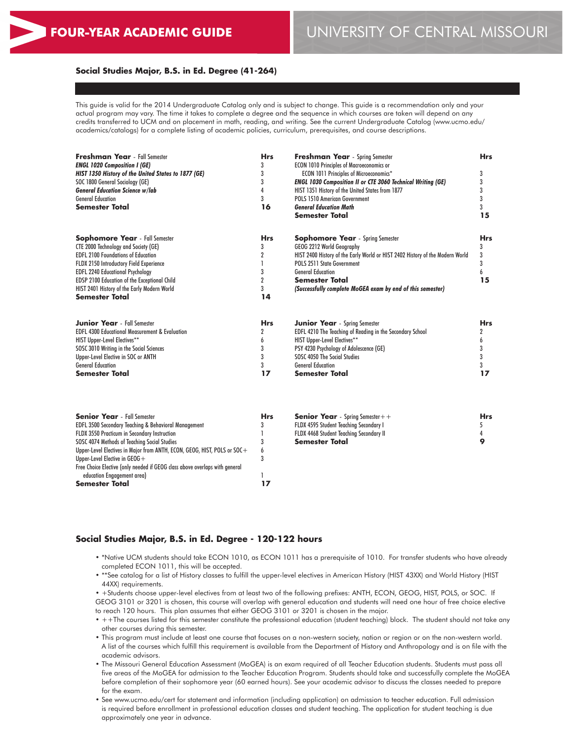# FOUR-YEAR ACADEMIC GUIDE

# UNIVERSITY OF CENTRAL MISSOURI

## Social Studies Major, B.S. in Ed. Degree (41-264)

This guide is valid for the 2014 Undergraduate Catalog only and is subject to change. This guide is a recommendation only and your actual program may vary. The time it takes to complete a degree and the sequence in which courses are taken will depend on any credits transferred to UCM and on placement in math, reading, and writing. See the current Undergraduate Catalog (www.ucmo.edu/academics/catalogs) for a complete listing of academic policies, curriculum, prerequisites, and course descriptions.

| **Freshman Year** - Fall Semester | **Hrs** |
|---|---|
| ***ENGL 1020 Composition I (GE)*** | 3 |
| ***HIST 1350 History of the United States to 1877 (GE)*** | 3 |
| SOC 1800 General Sociology (GE) | 3 |
| ***General Education Science w/lab*** | 4 |
| General Education | 3 |
| **Semester Total** | **16** |

| **Freshman Year** - Spring Semester | **Hrs** |
|---|---|
| ECON 1010 Principles of Macroeconomics or ECON 1011 Principles of Microeconomics* | 3 |
| ***ENGL 1030 Composition II or CTE 3060 Technical Writing (GE)*** | 3 |
| HIST 1351 History of the United States from 1877 | 3 |
| POLS 1510 American Government | 3 |
| ***General Education Math*** | 3 |
| **Semester Total** | **15** |

| **Sophomore Year** - Fall Semester | **Hrs** |
|---|---|
| CTE 2000 Technology and Society (GE) | 3 |
| EDFL 2100 Foundations of Education | 2 |
| FLDX 2150 Introductory Field Experience | 1 |
| EDFL 2240 Educational Psychology | 3 |
| EDSP 2100 Education of the Exceptional Child | 2 |
| HIST 2401 History of the Early Modern World | 3 |
| **Semester Total** | **14** |

| **Sophomore Year** - Spring Semester | **Hrs** |
|---|---|
| GEOG 2212 World Geography | 3 |
| HIST 2400 History of the Early World or HIST 2402 History of the Modern World | 3 |
| POLS 2511 State Government | 3 |
| General Education | 6 |
| **Semester Total** | **15** |
| ***(Successfully complete MoGEA exam by end of this semester)*** | |

| **Junior Year** - Fall Semester | **Hrs** |
|---|---|
| EDFL 4300 Educational Measurement & Evaluation | 2 |
| HIST Upper-Level Electives** | 6 |
| SOSC 3010 Writing in the Social Sciences | 3 |
| Upper-Level Elective in SOC or ANTH | 3 |
| General Education | 3 |
| **Semester Total** | **17** |

| **Junior Year** - Spring Semester | **Hrs** |
|---|---|
| EDFL 4210 The Teaching of Reading in the Secondary School | 2 |
| HIST Upper-Level Electives** | 6 |
| PSY 4230 Psychology of Adolescence (GE) | 3 |
| SOSC 4050 The Social Studies | 3 |
| General Education | 3 |
| **Semester Total** | **17** |

| **Senior Year** - Fall Semester | **Hrs** |
|---|---|
| EDFL 3500 Secondary Teaching & Behavioral Management | 3 |
| FLDX 3550 Practicum in Secondary Instruction | 1 |
| SOSC 4074 Methods of Teaching Social Studies | 3 |
| Upper-Level Electives in Major from ANTH, ECON, GEOG, HIST, POLS or SOC+ | 6 |
| Upper-Level Elective in GEOG+ | 3 |
| Free Choice Elective (only needed if GEOG class above overlaps with general education Engagement area) | 1 |
| **Semester Total** | **17** |

| **Senior Year** - Spring Semester++ | **Hrs** |
|---|---|
| FLDX 4595 Student Teaching Secondary I | 5 |
| FLDX 4468 Student Teaching Secondary II | 4 |
| **Semester Total** | **9** |

## Social Studies Major, B.S. in Ed. Degree - 120-122 hours

- *Native UCM students should take ECON 1010, as ECON 1011 has a prerequisite of 1010. For transfer students who have already completed ECON 1011, this will be accepted.
- **See catalog for a list of History classes to fulfill the upper-level electives in American History (HIST 43XX) and World History (HIST 44XX) requirements.
- +Students choose upper-level electives from at least two of the following prefixes: ANTH, ECON, GEOG, HIST, POLS, or SOC. If GEOG 3101 or 3201 is chosen, this course will overlap with general education and students will need one hour of free choice elective to reach 120 hours. This plan assumes that either GEOG 3101 or 3201 is chosen in the major.
- ++The courses listed for this semester constitute the professional education (student teaching) block. The student should not take any other courses during this semester.
- This program must include at least one course that focuses on a non-western society, nation or region or on the non-western world. A list of the courses which fulfill this requirement is available from the Department of History and Anthropology and is on file with the academic advisors.
- The Missouri General Education Assessment (MoGEA) is an exam required of all Teacher Education students. Students must pass all five areas of the MoGEA for admission to the Teacher Education Program. Students should take and successfully complete the MoGEA before completion of their sophomore year (60 earned hours). See your academic advisor to discuss the classes needed to prepare for the exam.
- See www.ucmo.edu/cert for statement and information (including application) on admission to teacher education. Full admission is required before enrollment in professional education classes and student teaching. The application for student teaching is due approximately one year in advance.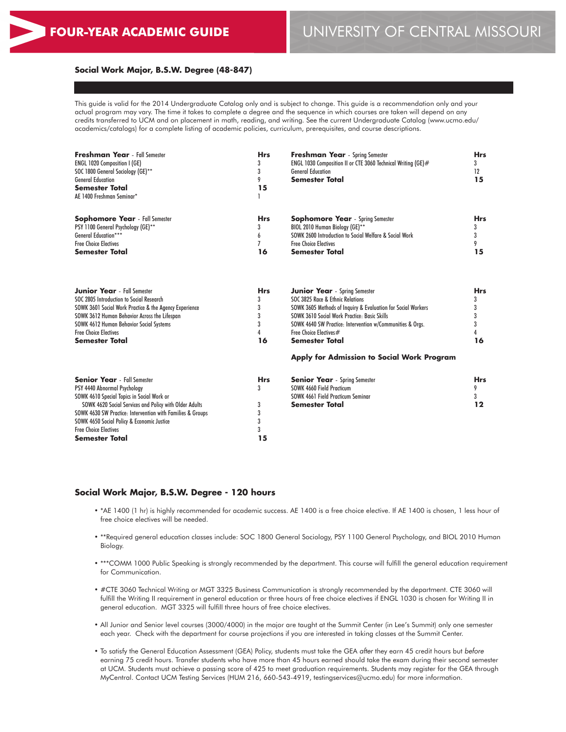# FOUR-YEAR ACADEMIC GUIDE

# UNIVERSITY OF CENTRAL MISSOURI

## Social Work Major, B.S.W. Degree (48-847)

This guide is valid for the 2014 Undergraduate Catalog only and is subject to change. This guide is a recommendation only and your actual program may vary. The time it takes to complete a degree and the sequence in which courses are taken will depend on any credits transferred to UCM and on placement in math, reading, and writing. See the current Undergraduate Catalog (www.ucmo.edu/academics/catalogs) for a complete listing of academic policies, curriculum, prerequisites, and course descriptions.

| **Freshman Year** - Fall Semester | **Hrs** |
|---|---|
| ENGL 1020 Composition I (GE) | 3 |
| SOC 1800 General Sociology (GE)** | 3 |
| General Education | 9 |
| **Semester Total** | **15** |
| AE 1400 Freshman Seminar* | 1 |

| **Freshman Year** - Spring Semester | **Hrs** |
|---|---|
| ENGL 1030 Composition II or CTE 3060 Technical Writing (GE)# | 3 |
| General Education | 12 |
| **Semester Total** | **15** |

| **Sophomore Year** - Fall Semester | **Hrs** |
|---|---|
| PSY 1100 General Psychology (GE)** | 3 |
| General Education*** | 6 |
| Free Choice Electives | 7 |
| **Semester Total** | **16** |

| **Sophomore Year** - Spring Semester | **Hrs** |
|---|---|
| BIOL 2010 Human Biology (GE)** | 3 |
| SOWK 2600 Introduction to Social Welfare & Social Work | 3 |
| Free Choice Electives | 9 |
| **Semester Total** | **15** |

| **Junior Year** - Fall Semester | **Hrs** |
|---|---|
| SOC 2805 Introduction to Social Research | 3 |
| SOWK 3601 Social Work Practice & the Agency Experience | 3 |
| SOWK 3612 Human Behavior Across the Lifespan | 3 |
| SOWK 4612 Human Behavior Social Systems | 3 |
| Free Choice Electives | 4 |
| **Semester Total** | **16** |

| **Junior Year** - Spring Semester | **Hrs** |
|---|---|
| SOC 3825 Race & Ethnic Relations | 3 |
| SOWK 3605 Methods of Inquiry & Evaluation for Social Workers | 3 |
| SOWK 3610 Social Work Practice: Basic Skills | 3 |
| SOWK 4640 SW Practice: Intervention w/Communities & Orgs. | 3 |
| Free Choice Electives# | 4 |
| **Semester Total** | **16** |

**Apply for Admission to Social Work Program**

| **Senior Year** - Fall Semester | **Hrs** |
|---|---|
| PSY 4440 Abnormal Psychology | 3 |
| SOWK 4610 Special Topics in Social Work or SOWK 4620 Social Services and Policy with Older Adults | 3 |
| SOWK 4630 SW Practice: Intervention with Families & Groups | 3 |
| SOWK 4650 Social Policy & Economic Justice | 3 |
| Free Choice Electives | 3 |
| **Semester Total** | **15** |

| **Senior Year** - Spring Semester | **Hrs** |
|---|---|
| SOWK 4660 Field Practicum | 9 |
| SOWK 4661 Field Practicum Seminar | 3 |
| **Semester Total** | **12** |

## Social Work Major, B.S.W. Degree - 120 hours

- *AE 1400 (1 hr) is highly recommended for academic success. AE 1400 is a free choice elective. If AE 1400 is chosen, 1 less hour of free choice electives will be needed.
- **Required general education classes include: SOC 1800 General Sociology, PSY 1100 General Psychology, and BIOL 2010 Human Biology.
- ***COMM 1000 Public Speaking is strongly recommended by the department. This course will fulfill the general education requirement for Communication.
- #CTE 3060 Technical Writing or MGT 3325 Business Communication is strongly recommended by the department. CTE 3060 will fulfill the Writing II requirement in general education or three hours of free choice electives if ENGL 1030 is chosen for Writing II in general education. MGT 3325 will fulfill three hours of free choice electives.
- All Junior and Senior level courses (3000/4000) in the major are taught at the Summit Center (in Lee's Summit) only one semester each year. Check with the department for course projections if you are interested in taking classes at the Summit Center.
- To satisfy the General Education Assessment (GEA) Policy, students must take the GEA *after* they earn 45 credit hours but *before* earning 75 credit hours. Transfer students who have more than 45 hours earned should take the exam during their second semester at UCM. Students must achieve a passing score of 425 to meet graduation requirements. Students may register for the GEA through MyCentral. Contact UCM Testing Services (HUM 216, 660-543-4919, testingservices@ucmo.edu) for more information.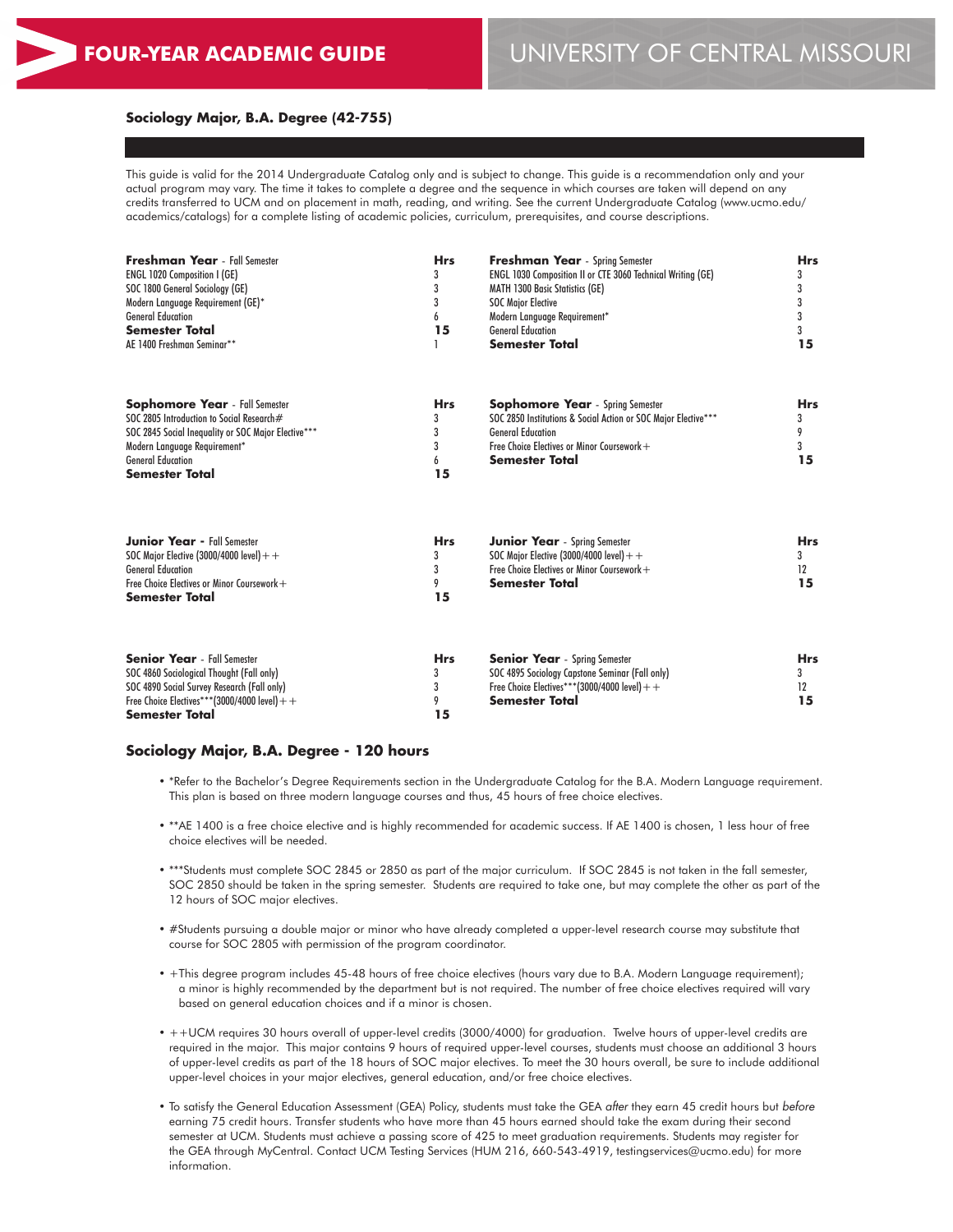# FOUR-YEAR ACADEMIC GUIDE

# UNIVERSITY OF CENTRAL MISSOURI

## Sociology Major, B.A. Degree (42-755)

This guide is valid for the 2014 Undergraduate Catalog only and is subject to change. This guide is a recommendation only and your actual program may vary. The time it takes to complete a degree and the sequence in which courses are taken will depend on any credits transferred to UCM and on placement in math, reading, and writing. See the current Undergraduate Catalog (www.ucmo.edu/academics/catalogs) for a complete listing of academic policies, curriculum, prerequisites, and course descriptions.

| **Freshman Year** - Fall Semester | **Hrs** | **Freshman Year** - Spring Semester | **Hrs** |
|---|---|---|---|
| ENGL 1020 Composition I (GE) | 3 | ENGL 1030 Composition II or CTE 3060 Technical Writing (GE) | 3 |
| SOC 1800 General Sociology (GE) | 3 | MATH 1300 Basic Statistics (GE) | 3 |
| Modern Language Requirement (GE)* | 3 | SOC Major Elective | 3 |
| General Education | 6 | Modern Language Requirement* | 3 |
| **Semester Total** | **15** | General Education | 3 |
| AE 1400 Freshman Seminar** | 1 | **Semester Total** | **15** |

| **Sophomore Year** - Fall Semester | **Hrs** | **Sophomore Year** - Spring Semester | **Hrs** |
|---|---|---|---|
| SOC 2805 Introduction to Social Research# | 3 | SOC 2850 Institutions & Social Action or SOC Major Elective*** | 3 |
| SOC 2845 Social Inequality or SOC Major Elective*** | 3 | General Education | 9 |
| Modern Language Requirement* | 3 | Free Choice Electives or Minor Coursework+ | 3 |
| General Education | 6 | **Semester Total** | **15** |
| **Semester Total** | **15** | | |

| **Junior Year** - Fall Semester | **Hrs** | **Junior Year** - Spring Semester | **Hrs** |
|---|---|---|---|
| SOC Major Elective (3000/4000 level)++ | 3 | SOC Major Elective (3000/4000 level)++ | 3 |
| General Education | 3 | Free Choice Electives or Minor Coursework+ | 12 |
| Free Choice Electives or Minor Coursework+ | 9 | **Semester Total** | **15** |
| **Semester Total** | **15** | | |

| **Senior Year** - Fall Semester | **Hrs** | **Senior Year** - Spring Semester | **Hrs** |
|---|---|---|---|
| SOC 4860 Sociological Thought (Fall only) | 3 | SOC 4895 Sociology Capstone Seminar (Fall only) | 3 |
| SOC 4890 Social Survey Research (Fall only) | 3 | Free Choice Electives or Minor Coursework+ (3000/4000 level)++ | 12 |
| Free Choice Electives***(3000/4000 level)++ | 9 | **Semester Total** | **15** |
| **Semester Total** | **15** | | |

## Sociology Major, B.A. Degree - 120 hours

- *Refer to the Bachelor's Degree Requirements section in the Undergraduate Catalog for the B.A. Modern Language requirement. This plan is based on three modern language courses and thus, 45 hours of free choice electives.
- **AE 1400 is a free choice elective and is highly recommended for academic success. If AE 1400 is chosen, 1 less hour of free choice electives will be needed.
- ***Students must complete SOC 2845 or 2850 as part of the major curriculum. If SOC 2845 is not taken in the fall semester, SOC 2850 should be taken in the spring semester. Students are required to take one, but may complete the other as part of the 12 hours of SOC major electives.
- #Students pursuing a double major or minor who have already completed a upper-level research course may substitute that course for SOC 2805 with permission of the program coordinator.
- +This degree program includes 45-48 hours of free choice electives (hours vary due to B.A. Modern Language requirement); a minor is highly recommended by the department but is not required. The number of free choice electives required will vary based on general education choices and if a minor is chosen.
- ++UCM requires 30 hours overall of upper-level credits (3000/4000) for graduation. Twelve hours of upper-level credits are required in the major. This major contains 9 hours of required upper-level courses, students must choose an additional 3 hours of upper-level credits as part of the 18 hours of SOC major electives. To meet the 30 hours overall, be sure to include additional upper-level choices in your major electives, general education, and/or free choice electives.
- To satisfy the General Education Assessment (GEA) Policy, students must take the GEA *after* they earn 45 credit hours but *before* earning 75 credit hours. Transfer students who have more than 45 hours earned should take the exam during their second semester at UCM. Students must achieve a passing score of 425 to meet graduation requirements. Students may register for the GEA through MyCentral. Contact UCM Testing Services (HUM 216, 660-543-4919, testingservices@ucmo.edu) for more information.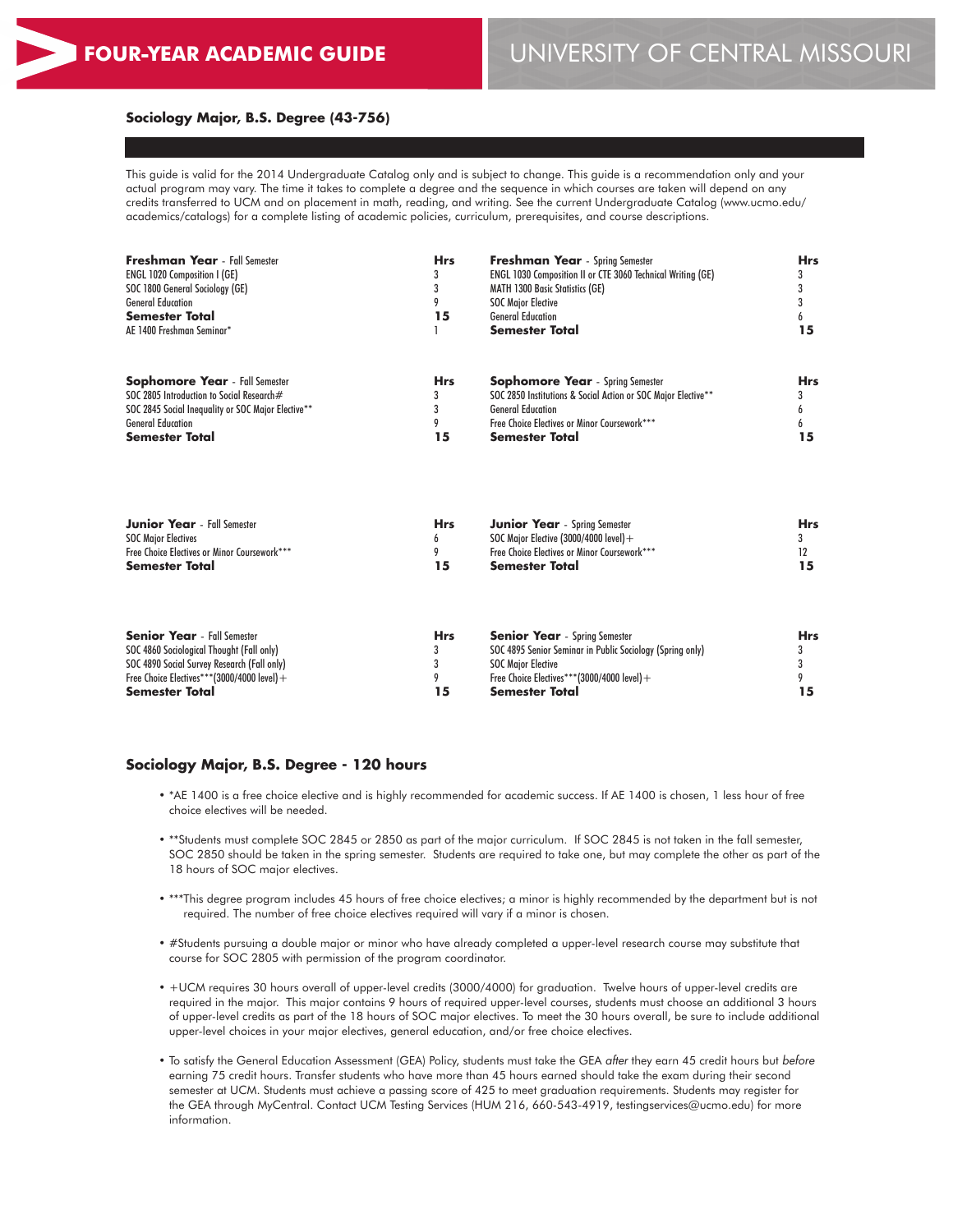# FOUR-YEAR ACADEMIC GUIDE

# UNIVERSITY OF CENTRAL MISSOURI

## Sociology Major, B.S. Degree (43-756)

This guide is valid for the 2014 Undergraduate Catalog only and is subject to change. This guide is a recommendation only and your actual program may vary. The time it takes to complete a degree and the sequence in which courses are taken will depend on any credits transferred to UCM and on placement in math, reading, and writing. See the current Undergraduate Catalog (www.ucmo.edu/academics/catalogs) for a complete listing of academic policies, curriculum, prerequisites, and course descriptions.

| **Freshman Year** - Fall Semester | **Hrs** | **Freshman Year** - Spring Semester | **Hrs** |
|---|---|---|---|
| ENGL 1020 Composition I (GE) | 3 | ENGL 1030 Composition II or CTE 3060 Technical Writing (GE) | 3 |
| SOC 1800 General Sociology (GE) | 3 | MATH 1300 Basic Statistics (GE) | 3 |
| General Education | 9 | SOC Major Elective | 3 |
| **Semester Total** | **15** | General Education | 6 |
| AE 1400 Freshman Seminar* | 1 | **Semester Total** | **15** |

| **Sophomore Year** - Fall Semester | **Hrs** | **Sophomore Year** - Spring Semester | **Hrs** |
|---|---|---|---|
| SOC 2805 Introduction to Social Research# | 3 | SOC 2850 Institutions & Social Action or SOC Major Elective** | 3 |
| SOC 2845 Social Inequality or SOC Major Elective** | 3 | General Education | 6 |
| General Education | 9 | Free Choice Electives or Minor Coursework*** | 6 |
| **Semester Total** | **15** | **Semester Total** | **15** |

| **Junior Year** - Fall Semester | **Hrs** | **Junior Year** - Spring Semester | **Hrs** |
|---|---|---|---|
| SOC Major Electives | 6 | SOC Major Elective (3000/4000 level)+ | 3 |
| Free Choice Electives or Minor Coursework*** | 9 | Free Choice Electives or Minor Coursework*** | 12 |
| **Semester Total** | **15** | **Semester Total** | **15** |

| **Senior Year** - Fall Semester | **Hrs** | **Senior Year** - Spring Semester | **Hrs** |
|---|---|---|---|
| SOC 4860 Sociological Thought (Fall only) | 3 | SOC 4895 Senior Seminar in Public Sociology (Spring only) | 3 |
| SOC 4890 Social Survey Research (Fall only) | 3 | SOC Major Elective | 3 |
| Free Choice Electives***(3000/4000 level)+ | 9 | Free Choice Electives***(3000/4000 level)+ | 9 |
| **Semester Total** | **15** | **Semester Total** | **15** |

## Sociology Major, B.S. Degree - 120 hours

- *AE 1400 is a free choice elective and is highly recommended for academic success. If AE 1400 is chosen, 1 less hour of free choice electives will be needed.
- **Students must complete SOC 2845 or 2850 as part of the major curriculum. If SOC 2845 is not taken in the fall semester, SOC 2850 should be taken in the spring semester. Students are required to take one, but may complete the other as part of the 18 hours of SOC major electives.
- ***This degree program includes 45 hours of free choice electives; a minor is highly recommended by the department but is not required. The number of free choice electives required will vary if a minor is chosen.
- #Students pursuing a double major or minor who have already completed a upper-level research course may substitute that course for SOC 2805 with permission of the program coordinator.
- +UCM requires 30 hours overall of upper-level credits (3000/4000) for graduation. Twelve hours of upper-level credits are required in the major. This major contains 9 hours of required upper-level courses, students must choose an additional 3 hours of upper-level credits as part of the 18 hours of SOC major electives. To meet the 30 hours overall, be sure to include additional upper-level choices in your major electives, general education, and/or free choice electives.
- To satisfy the General Education Assessment (GEA) Policy, students must take the GEA *after* they earn 45 credit hours but *before* earning 75 credit hours. Transfer students who have more than 45 hours earned should take the exam during their second semester at UCM. Students must achieve a passing score of 425 to meet graduation requirements. Students may register for the GEA through MyCentral. Contact UCM Testing Services (HUM 216, 660-543-4919, testingservices@ucmo.edu) for more information.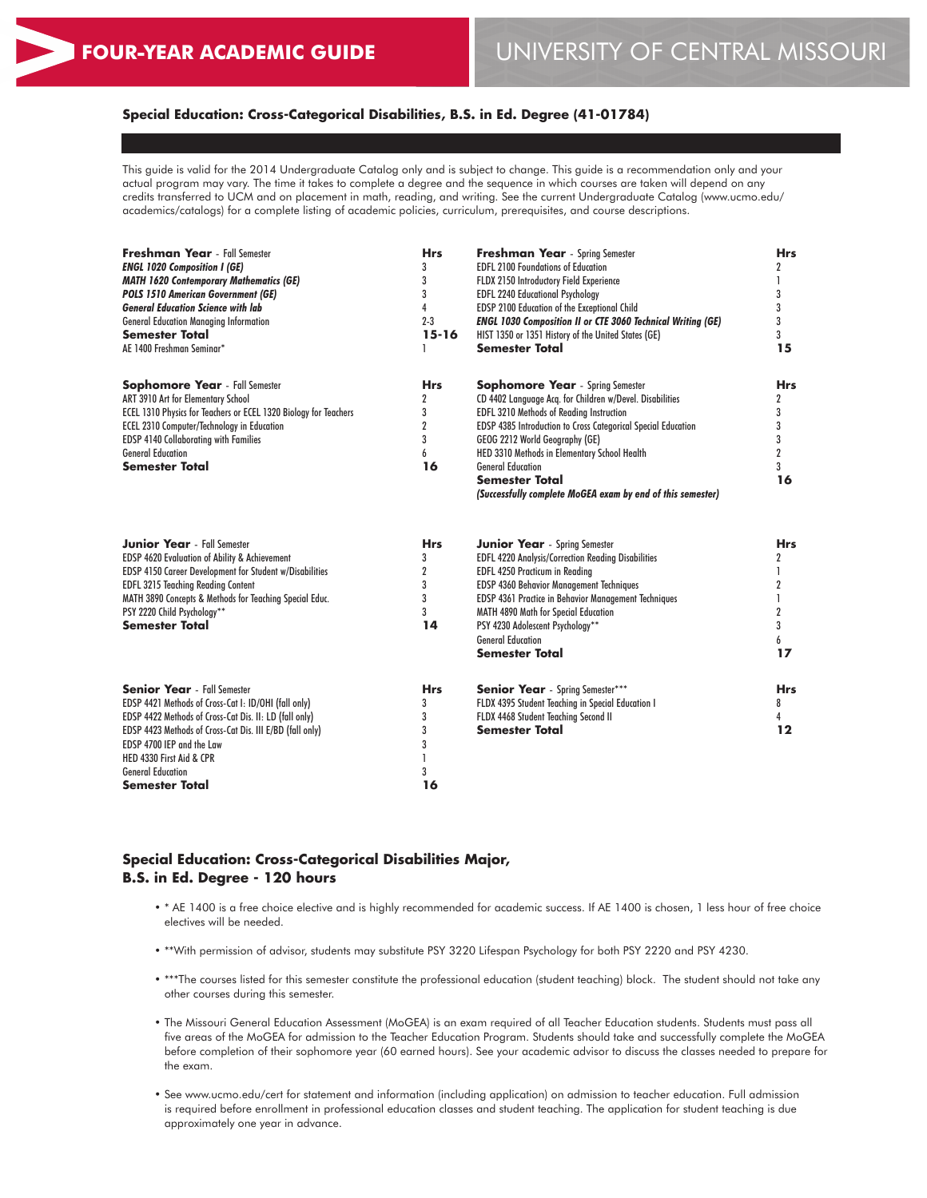# FOUR-YEAR ACADEMIC GUIDE

# UNIVERSITY OF CENTRAL MISSOURI

## Special Education: Cross-Categorical Disabilities, B.S. in Ed. Degree (41-01784)

This guide is valid for the 2014 Undergraduate Catalog only and is subject to change. This guide is a recommendation only and your actual program may vary. The time it takes to complete a degree and the sequence in which courses are taken will depend on any credits transferred to UCM and on placement in math, reading, and writing. See the current Undergraduate Catalog (www.ucmo.edu/academics/catalogs) for a complete listing of academic policies, curriculum, prerequisites, and course descriptions.

| **Freshman Year** - Fall Semester | **Hrs** |
|---|---|
| ***ENGL 1020 Composition I (GE)*** | 3 |
| ***MATH 1620 Contemporary Mathematics (GE)*** | 3 |
| ***POLS 1510 American Government (GE)*** | 3 |
| ***General Education Science with lab*** | 4 |
| General Education Managing Information | 2-3 |
| **Semester Total** | **15-16** |
| AE 1400 Freshman Seminar* | 1 |

| **Freshman Year** - Spring Semester | **Hrs** |
|---|---|
| EDFL 2100 Foundations of Education | 2 |
| FLDX 2150 Introductory Field Experience | 1 |
| EDFL 2240 Educational Psychology | 3 |
| EDSP 2100 Education of the Exceptional Child | 3 |
| ***ENGL 1030 Composition II or CTE 3060 Technical Writing (GE)*** | 3 |
| HIST 1350 or 1351 History of the United States (GE) | 3 |
| **Semester Total** | **15** |

| **Sophomore Year** - Fall Semester | **Hrs** |
|---|---|
| ART 3910 Art for Elementary School | 2 |
| ECEL 1310 Physics for Teachers or ECEL 1320 Biology for Teachers | 3 |
| ECEL 2310 Computer/Technology in Education | 2 |
| EDSP 4140 Collaborating with Families | 3 |
| General Education | 6 |
| **Semester Total** | **16** |

| **Sophomore Year** - Spring Semester | **Hrs** |
|---|---|
| CD 4402 Language Acq. for Children w/Devel. Disabilities | 2 |
| EDFL 3210 Methods of Reading Instruction | 3 |
| EDSP 4385 Introduction to Cross Categorical Special Education | 3 |
| GEOG 2212 World Geography (GE) | 3 |
| HED 3310 Methods in Elementary School Health | 2 |
| General Education | 3 |
| **Semester Total** | **16** |
| ***(Successfully complete MoGEA exam by end of this semester)*** | |

| **Junior Year** - Fall Semester | **Hrs** |
|---|---|
| EDSP 4620 Evaluation of Ability & Achievement | 3 |
| EDSP 4150 Career Development for Student w/Disabilities | 2 |
| EDFL 3215 Teaching Reading Content | 3 |
| MATH 3890 Concepts & Methods for Teaching Special Educ. | 3 |
| PSY 2220 Child Psychology** | 3 |
| **Semester Total** | **14** |

| **Junior Year** - Spring Semester | **Hrs** |
|---|---|
| EDFL 4220 Analysis/Correction Reading Disabilities | 2 |
| EDFL 4250 Practicum in Reading | 1 |
| EDSP 4360 Behavior Management Techniques | 2 |
| EDSP 4361 Practice in Behavior Management Techniques | 1 |
| MATH 4890 Math for Special Education | 2 |
| PSY 4230 Adolescent Psychology** | 3 |
| General Education | 6 |
| **Semester Total** | **17** |

| **Senior Year** - Fall Semester | **Hrs** |
|---|---|
| EDSP 4421 Methods of Cross-Cat I: ID/OHI (fall only) | 3 |
| EDSP 4422 Methods of Cross-Cat Dis. II: LD (fall only) | 3 |
| EDSP 4423 Methods of Cross-Cat Dis. III E/BD (fall only) | 3 |
| EDSP 4700 IEP and the Law | 3 |
| HED 4330 First Aid & CPR | 1 |
| General Education | 3 |
| **Semester Total** | **16** |

| **Senior Year** - Spring Semester*** | **Hrs** |
|---|---|
| FLDX 4395 Student Teaching in Special Education I | 8 |
| FLDX 4468 Student Teaching Second II | 4 |
| **Semester Total** | **12** |

## Special Education: Cross-Categorical Disabilities Major, B.S. in Ed. Degree - 120 hours

- * AE 1400 is a free choice elective and is highly recommended for academic success. If AE 1400 is chosen, 1 less hour of free choice electives will be needed.
- **With permission of advisor, students may substitute PSY 3220 Lifespan Psychology for both PSY 2220 and PSY 4230.
- ***The courses listed for this semester constitute the professional education (student teaching) block. The student should not take any other courses during this semester.
- The Missouri General Education Assessment (MoGEA) is an exam required of all Teacher Education students. Students must pass all five areas of the MoGEA for admission to the Teacher Education Program. Students should take and successfully complete the MoGEA before completion of their sophomore year (60 earned hours). See your academic advisor to discuss the classes needed to prepare for the exam.
- See www.ucmo.edu/cert for statement and information (including application) on admission to teacher education. Full admission is required before enrollment in professional education classes and student teaching. The application for student teaching is due approximately one year in advance.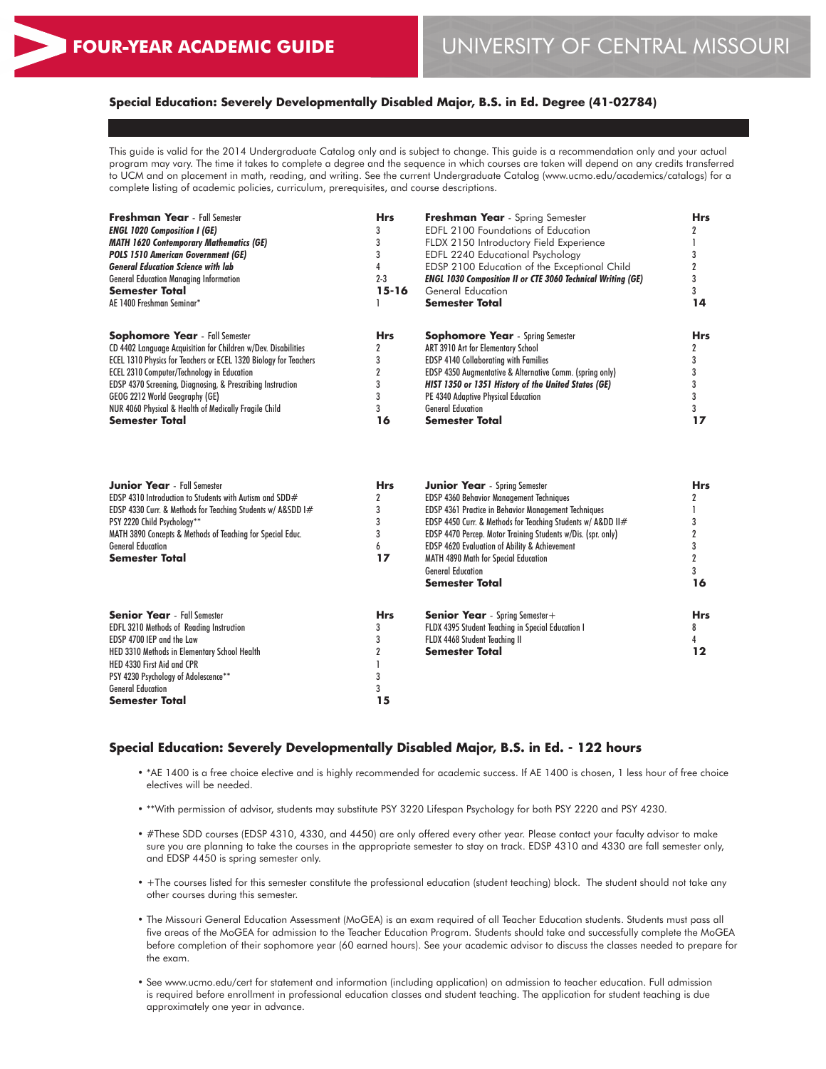# FOUR-YEAR ACADEMIC GUIDE

UNIVERSITY OF CENTRAL MISSOURI

## Special Education: Severely Developmentally Disabled Major, B.S. in Ed. Degree (41-02784)

This guide is valid for the 2014 Undergraduate Catalog only and is subject to change. This guide is a recommendation only and your actual program may vary. The time it takes to complete a degree and the sequence in which courses are taken will depend on any credits transferred to UCM and on placement in math, reading, and writing. See the current Undergraduate Catalog (www.ucmo.edu/academics/catalogs) for a complete listing of academic policies, curriculum, prerequisites, and course descriptions.

| **Freshman Year** - Fall Semester | **Hrs** |
|---|---|
| ***ENGL 1020 Composition I (GE)*** | 3 |
| ***MATH 1620 Contemporary Mathematics (GE)*** | 3 |
| ***POLS 1510 American Government (GE)*** | 3 |
| ***General Education Science with lab*** | 4 |
| General Education Managing Information | 2-3 |
| **Semester Total** | **15-16** |
| AE 1400 Freshman Seminar* | 1 |

| **Freshman Year** - Spring Semester | **Hrs** |
|---|---|
| EDFL 2100 Foundations of Education | 2 |
| FLDX 2150 Introductory Field Experience | 1 |
| EDFL 2240 Educational Psychology | 3 |
| EDSP 2100 Education of the Exceptional Child | 2 |
| ***ENGL 1030 Composition II or CTE 3060 Technical Writing (GE)*** | 3 |
| General Education | 3 |
| **Semester Total** | **14** |

| **Sophomore Year** - Fall Semester | **Hrs** |
|---|---|
| CD 4402 Language Acquisition for Children w/Dev. Disabilities | 2 |
| ECEL 1310 Physics for Teachers or ECEL 1320 Biology for Teachers | 3 |
| ECEL 2310 Computer/Technology in Education | 2 |
| EDSP 4370 Screening, Diagnosing, & Prescribing Instruction | 3 |
| GEOG 2212 World Geography (GE) | 3 |
| NUR 4060 Physical & Health of Medically Fragile Child | 3 |
| **Semester Total** | **16** |

| **Sophomore Year** - Spring Semester | **Hrs** |
|---|---|
| ART 3910 Art for Elementary School | 2 |
| EDSP 4140 Collaborating with Families | 3 |
| EDSP 4350 Augmentative & Alternative Comm. (spring only) | 3 |
| ***HIST 1350 or 1351 History of the United States (GE)*** | 3 |
| PE 4340 Adaptive Physical Education | 3 |
| General Education | 3 |
| **Semester Total** | **17** |

| **Junior Year** - Fall Semester | **Hrs** |
|---|---|
| EDSP 4310 Introduction to Students with Autism and SDD# | 2 |
| EDSP 4330 Curr. & Methods for Teaching Students w/ A&SDD I# | 3 |
| PSY 2220 Child Psychology** | 3 |
| MATH 3890 Concepts & Methods of Teaching for Special Educ. | 3 |
| General Education | 6 |
| **Semester Total** | **17** |

| **Junior Year** - Spring Semester | **Hrs** |
|---|---|
| EDSP 4360 Behavior Management Techniques | 2 |
| EDSP 4361 Practice in Behavior Management Techniques | 1 |
| EDSP 4450 Curr. & Methods for Teaching Students w/ A&DD II# | 3 |
| EDSP 4470 Percep. Motor Training Students w/Dis. (spr. only) | 2 |
| EDSP 4620 Evaluation of Ability & Achievement | 3 |
| MATH 4890 Math for Special Education | 2 |
| General Education | 3 |
| **Semester Total** | **16** |

| **Senior Year** - Fall Semester | **Hrs** |
|---|---|
| EDFL 3210 Methods of Reading Instruction | 3 |
| EDSP 4700 IEP and the Law | 3 |
| HED 3310 Methods in Elementary School Health | 2 |
| HED 4330 First Aid and CPR | 1 |
| PSY 4230 Psychology of Adolescence** | 3 |
| General Education | 3 |
| **Semester Total** | **15** |

| **Senior Year** - Spring Semester+ | **Hrs** |
|---|---|
| FLDX 4395 Student Teaching in Special Education I | 8 |
| FLDX 4468 Student Teaching II | 4 |
| **Semester Total** | **12** |

## Special Education: Severely Developmentally Disabled Major, B.S. in Ed. - 122 hours

- *AE 1400 is a free choice elective and is highly recommended for academic success. If AE 1400 is chosen, 1 less hour of free choice electives will be needed.
- **With permission of advisor, students may substitute PSY 3220 Lifespan Psychology for both PSY 2220 and PSY 4230.
- #These SDD courses (EDSP 4310, 4330, and 4450) are only offered every other year. Please contact your faculty advisor to make sure you are planning to take the courses in the appropriate semester to stay on track. EDSP 4310 and 4330 are fall semester only, and EDSP 4450 is spring semester only.
- +The courses listed for this semester constitute the professional education (student teaching) block. The student should not take any other courses during this semester.
- The Missouri General Education Assessment (MoGEA) is an exam required of all Teacher Education students. Students must pass all five areas of the MoGEA for admission to the Teacher Education Program. Students should take and successfully complete the MoGEA before completion of their sophomore year (60 earned hours). See your academic advisor to discuss the classes needed to prepare for the exam.
- See www.ucmo.edu/cert for statement and information (including application) on admission to teacher education. Full admission is required before enrollment in professional education classes and student teaching. The application for student teaching is due approximately one year in advance.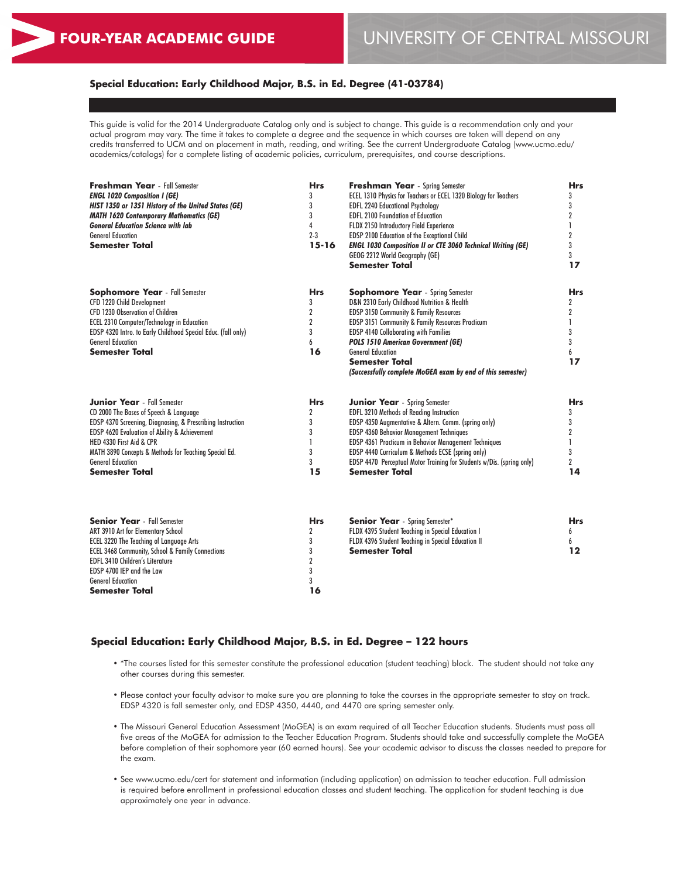# FOUR-YEAR ACADEMIC GUIDE

# UNIVERSITY OF CENTRAL MISSOURI

## Special Education: Early Childhood Major, B.S. in Ed. Degree (41-03784)

This guide is valid for the 2014 Undergraduate Catalog only and is subject to change. This guide is a recommendation only and your actual program may vary. The time it takes to complete a degree and the sequence in which courses are taken will depend on any credits transferred to UCM and on placement in math, reading, and writing. See the current Undergraduate Catalog (www.ucmo.edu/academics/catalogs) for a complete listing of academic policies, curriculum, prerequisites, and course descriptions.

| **Freshman Year** - Fall Semester | **Hrs** |
|---|---|
| ***ENGL 1020 Composition I (GE)*** | 3 |
| ***HIST 1350 or 1351 History of the United States (GE)*** | 3 |
| ***MATH 1620 Contemporary Mathematics (GE)*** | 3 |
| ***General Education Science with lab*** | 4 |
| General Education | 2-3 |
| **Semester Total** | **15-16** |

| **Freshman Year** - Spring Semester | **Hrs** |
|---|---|
| ECEL 1310 Physics for Teachers or ECEL 1320 Biology for Teachers | 3 |
| EDFL 2240 Educational Psychology | 3 |
| EDFL 2100 Foundation of Education | 2 |
| FLDX 2150 Introductory Field Experience | 1 |
| EDSP 2100 Education of the Exceptional Child | 2 |
| ***ENGL 1030 Composition II or CTE 3060 Technical Writing (GE)*** | 3 |
| GEOG 2212 World Geography (GE) | 3 |
| **Semester Total** | **17** |

| **Sophomore Year** - Fall Semester | **Hrs** |
|---|---|
| CFD 1220 Child Development | 3 |
| CFD 1230 Observation of Children | 2 |
| ECEL 2310 Computer/Technology in Education | 2 |
| EDSP 4320 Intro. to Early Childhood Special Educ. (fall only) | 3 |
| General Education | 6 |
| **Semester Total** | **16** |

| **Sophomore Year** - Spring Semester | **Hrs** |
|---|---|
| D&N 2310 Early Childhood Nutrition & Health | 2 |
| EDSP 3150 Community & Family Resources | 2 |
| EDSP 3151 Community & Family Resources Practicum | 1 |
| EDSP 4140 Collaborating with Families | 3 |
| ***POLS 1510 American Government (GE)*** | 3 |
| General Education | 6 |
| **Semester Total** | **17** |
| ***(Successfully complete MoGEA exam by end of this semester)*** | |

| **Junior Year** - Fall Semester | **Hrs** |
|---|---|
| CD 2000 The Bases of Speech & Language | 2 |
| EDSP 4370 Screening, Diagnosing, & Prescribing Instruction | 3 |
| EDSP 4620 Evaluation of Ability & Achievement | 3 |
| HED 4330 First Aid & CPR | 1 |
| MATH 3890 Concepts & Methods for Teaching Special Ed. | 3 |
| General Education | 3 |
| **Semester Total** | **15** |

| **Junior Year** - Spring Semester | **Hrs** |
|---|---|
| EDFL 3210 Methods of Reading Instruction | 3 |
| EDSP 4350 Augmentative & Altern. Comm. (spring only) | 3 |
| EDSP 4360 Behavior Management Techniques | 2 |
| EDSP 4361 Practicum in Behavior Management Techniques | 1 |
| EDSP 4440 Curriculum & Methods ECSE (spring only) | 3 |
| EDSP 4470 Perceptual Motor Training for Students w/Dis. (spring only) | 2 |
| **Semester Total** | **14** |

| **Senior Year** - Fall Semester | **Hrs** |
|---|---|
| ART 3910 Art for Elementary School | 2 |
| ECEL 3220 The Teaching of Language Arts | 3 |
| ECEL 3468 Community, School & Family Connections | 3 |
| EDFL 3410 Children's Literature | 2 |
| EDSP 4700 IEP and the Law | 3 |
| General Education | 3 |
| **Semester Total** | **16** |

| **Senior Year** - Spring Semester* | **Hrs** |
|---|---|
| FLDX 4395 Student Teaching in Special Education I | 6 |
| FLDX 4396 Student Teaching in Special Education II | 6 |
| **Semester Total** | **12** |

## Special Education: Early Childhood Major, B.S. in Ed. Degree – 122 hours

- *The courses listed for this semester constitute the professional education (student teaching) block. The student should not take any other courses during this semester.
- Please contact your faculty advisor to make sure you are planning to take the courses in the appropriate semester to stay on track. EDSP 4320 is fall semester only, and EDSP 4350, 4440, and 4470 are spring semester only.
- The Missouri General Education Assessment (MoGEA) is an exam required of all Teacher Education students. Students must pass all five areas of the MoGEA for admission to the Teacher Education Program. Students should take and successfully complete the MoGEA before completion of their sophomore year (60 earned hours). See your academic advisor to discuss the classes needed to prepare for the exam.
- See www.ucmo.edu/cert for statement and information (including application) on admission to teacher education. Full admission is required before enrollment in professional education classes and student teaching. The application for student teaching is due approximately one year in advance.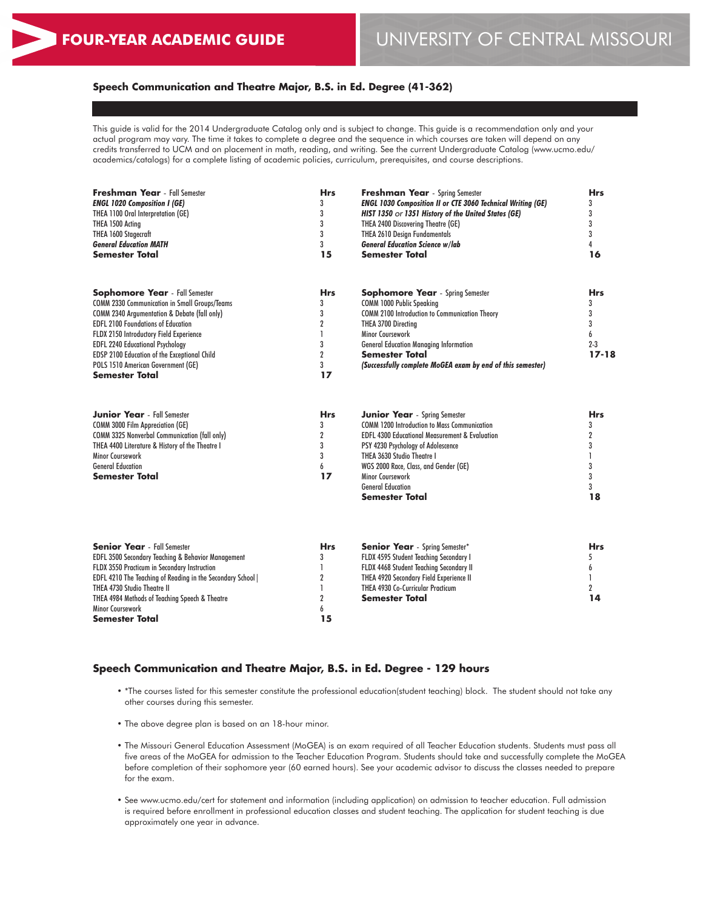# FOUR-YEAR ACADEMIC GUIDE

# UNIVERSITY OF CENTRAL MISSOURI

### Speech Communication and Theatre Major, B.S. in Ed. Degree (41-362)

This guide is valid for the 2014 Undergraduate Catalog only and is subject to change. This guide is a recommendation only and your actual program may vary. The time it takes to complete a degree and the sequence in which courses are taken will depend on any credits transferred to UCM and on placement in math, reading, and writing. See the current Undergraduate Catalog (www.ucmo.edu/academics/catalogs) for a complete listing of academic policies, curriculum, prerequisites, and course descriptions.

| **Freshman Year** - Fall Semester | **Hrs** |
|---|---|
| ***ENGL 1020 Composition I (GE)*** | 3 |
| THEA 1100 Oral Interpretation (GE) | 3 |
| THEA 1500 Acting | 3 |
| THEA 1600 Stagecraft | 3 |
| ***General Education MATH*** | 3 |
| **Semester Total** | **15** |

| **Freshman Year** - Spring Semester | **Hrs** |
|---|---|
| ***ENGL 1030 Composition II or CTE 3060 Technical Writing (GE)*** | 3 |
| ***HIST 1350** or **1351 History of the United States (GE)*** | 3 |
| THEA 2400 Discovering Theatre (GE) | 3 |
| THEA 2610 Design Fundamentals | 3 |
| ***General Education Science w/lab*** | 4 |
| **Semester Total** | **16** |

| **Sophomore Year** - Fall Semester | **Hrs** |
|---|---|
| COMM 2330 Communication in Small Groups/Teams | 3 |
| COMM 2340 Argumentation & Debate (fall only) | 3 |
| EDFL 2100 Foundations of Education | 2 |
| FLDX 2150 Introductory Field Experience | 1 |
| EDFL 2240 Educational Psychology | 3 |
| EDSP 2100 Education of the Exceptional Child | 2 |
| POLS 1510 American Government (GE) | 3 |
| **Semester Total** | **17** |

| **Sophomore Year** - Spring Semester | **Hrs** |
|---|---|
| COMM 1000 Public Speaking | 3 |
| COMM 2100 Introduction to Communication Theory | 3 |
| THEA 3700 Directing | 3 |
| Minor Coursework | 6 |
| General Education Managing Information | 2-3 |
| **Semester Total** | **17-18** |
| ***(Successfully complete MoGEA exam by end of this semester)*** | |

| **Junior Year** - Fall Semester | **Hrs** |
|---|---|
| COMM 3000 Film Appreciation (GE) | 3 |
| COMM 3325 Nonverbal Communication (fall only) | 2 |
| THEA 4400 Literature & History of the Theatre I | 3 |
| Minor Coursework | 3 |
| General Education | 6 |
| **Semester Total** | **17** |

| **Junior Year** - Spring Semester | **Hrs** |
|---|---|
| COMM 1200 Introduction to Mass Communication | 3 |
| EDFL 4300 Educational Measurement & Evaluation | 2 |
| PSY 4230 Psychology of Adolescence | 3 |
| THEA 3630 Studio Theatre I | 1 |
| WGS 2000 Race, Class, and Gender (GE) | 3 |
| Minor Coursework | 3 |
| General Education | 3 |
| **Semester Total** | **18** |

| **Senior Year** - Fall Semester | **Hrs** |
|---|---|
| EDFL 3500 Secondary Teaching & Behavior Management | 3 |
| FLDX 3550 Practicum in Secondary Instruction | 1 |
| EDFL 4210 The Teaching of Reading in the Secondary School | 2 |
| THEA 4730 Studio Theatre II | 1 |
| THEA 4984 Methods of Teaching Speech & Theatre | 2 |
| Minor Coursework | 6 |
| **Semester Total** | **15** |

| **Senior Year** - Spring Semester* | **Hrs** |
|---|---|
| FLDX 4595 Student Teaching Secondary I | 5 |
| FLDX 4468 Student Teaching Secondary II | 6 |
| THEA 4920 Secondary Field Experience II | 1 |
| THEA 4930 Co-Curricular Practicum | 2 |
| **Semester Total** | **14** |

### Speech Communication and Theatre Major, B.S. in Ed. Degree - 129 hours

- *The courses listed for this semester constitute the professional education(student teaching) block. The student should not take any other courses during this semester.
- The above degree plan is based on an 18-hour minor.
- The Missouri General Education Assessment (MoGEA) is an exam required of all Teacher Education students. Students must pass all five areas of the MoGEA for admission to the Teacher Education Program. Students should take and successfully complete the MoGEA before completion of their sophomore year (60 earned hours). See your academic advisor to discuss the classes needed to prepare for the exam.
- See www.ucmo.edu/cert for statement and information (including application) on admission to teacher education. Full admission is required before enrollment in professional education classes and student teaching. The application for student teaching is due approximately one year in advance.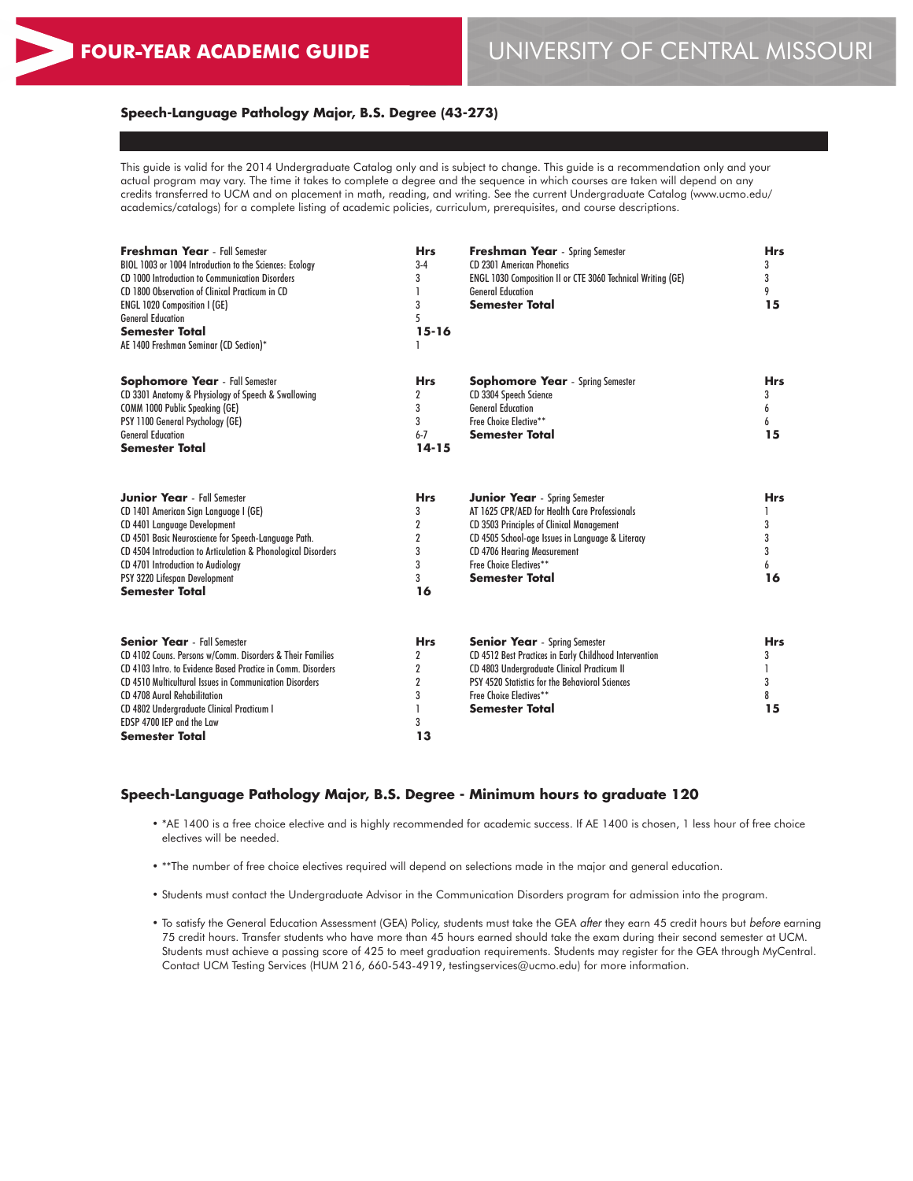# FOUR-YEAR ACADEMIC GUIDE

# UNIVERSITY OF CENTRAL MISSOURI

## Speech-Language Pathology Major, B.S. Degree (43-273)

This guide is valid for the 2014 Undergraduate Catalog only and is subject to change. This guide is a recommendation only and your actual program may vary. The time it takes to complete a degree and the sequence in which courses are taken will depend on any credits transferred to UCM and on placement in math, reading, and writing. See the current Undergraduate Catalog (www.ucmo.edu/academics/catalogs) for a complete listing of academic policies, curriculum, prerequisites, and course descriptions.

| **Freshman Year** - Fall Semester | **Hrs** |
|---|---|
| BIOL 1003 or 1004 Introduction to the Sciences: Ecology | 3-4 |
| CD 1000 Introduction to Communication Disorders | 3 |
| CD 1800 Observation of Clinical Practicum in CD | 1 |
| ENGL 1020 Composition I (GE) | 3 |
| General Education | 5 |
| **Semester Total** | **15-16** |
| AE 1400 Freshman Seminar (CD Section)* | 1 |

| **Freshman Year** - Spring Semester | **Hrs** |
|---|---|
| CD 2301 American Phonetics | 3 |
| ENGL 1030 Composition II or CTE 3060 Technical Writing (GE) | 3 |
| General Education | 9 |
| **Semester Total** | **15** |

| **Sophomore Year** - Fall Semester | **Hrs** |
|---|---|
| CD 3301 Anatomy & Physiology of Speech & Swallowing | 2 |
| COMM 1000 Public Speaking (GE) | 3 |
| PSY 1100 General Psychology (GE) | 3 |
| General Education | 6-7 |
| **Semester Total** | **14-15** |

| **Sophomore Year** - Spring Semester | **Hrs** |
|---|---|
| CD 3304 Speech Science | 3 |
| General Education | 6 |
| Free Choice Elective** | 6 |
| **Semester Total** | **15** |

| **Junior Year** - Fall Semester | **Hrs** |
|---|---|
| CD 1401 American Sign Language I (GE) | 3 |
| CD 4401 Language Development | 2 |
| CD 4501 Basic Neuroscience for Speech-Language Path. | 2 |
| CD 4504 Introduction to Articulation & Phonological Disorders | 3 |
| CD 4701 Introduction to Audiology | 3 |
| PSY 3220 Lifespan Development | 3 |
| **Semester Total** | **16** |

| **Junior Year** - Spring Semester | **Hrs** |
|---|---|
| AT 1625 CPR/AED for Health Care Professionals | 1 |
| CD 3503 Principles of Clinical Management | 3 |
| CD 4505 School-age Issues in Language & Literacy | 3 |
| CD 4706 Hearing Measurement | 3 |
| Free Choice Electives** | 6 |
| **Semester Total** | **16** |

| **Senior Year** - Fall Semester | **Hrs** |
|---|---|
| CD 4102 Couns. Persons w/Comm. Disorders & Their Families | 2 |
| CD 4103 Intro. to Evidence Based Practice in Comm. Disorders | 2 |
| CD 4510 Multicultural Issues in Communication Disorders | 2 |
| CD 4708 Aural Rehabilitation | 3 |
| CD 4802 Undergraduate Clinical Practicum I | 1 |
| EDSP 4700 IEP and the Law | 3 |
| **Semester Total** | **13** |

| **Senior Year** - Spring Semester | **Hrs** |
|---|---|
| CD 4512 Best Practices in Early Childhood Intervention | 3 |
| CD 4803 Undergraduate Clinical Practicum II | 1 |
| PSY 4520 Statistics for the Behavioral Sciences | 3 |
| Free Choice Electives** | 8 |
| **Semester Total** | **15** |

## Speech-Language Pathology Major, B.S. Degree - Minimum hours to graduate 120

- *AE 1400 is a free choice elective and is highly recommended for academic success. If AE 1400 is chosen, 1 less hour of free choice electives will be needed.
- **The number of free choice electives required will depend on selections made in the major and general education.
- Students must contact the Undergraduate Advisor in the Communication Disorders program for admission into the program.
- To satisfy the General Education Assessment (GEA) Policy, students must take the GEA *after* they earn 45 credit hours but *before* earning 75 credit hours. Transfer students who have more than 45 hours earned should take the exam during their second semester at UCM. Students must achieve a passing score of 425 to meet graduation requirements. Students may register for the GEA through MyCentral. Contact UCM Testing Services (HUM 216, 660-543-4919, testingservices@ucmo.edu) for more information.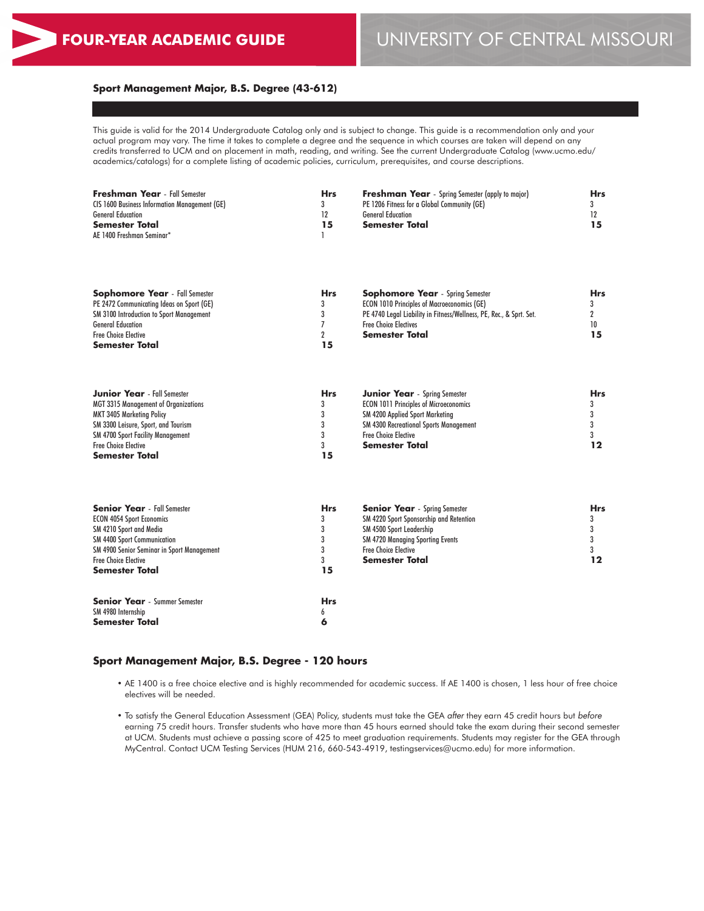# FOUR-YEAR ACADEMIC GUIDE

# UNIVERSITY OF CENTRAL MISSOURI

## Sport Management Major, B.S. Degree (43-612)

This guide is valid for the 2014 Undergraduate Catalog only and is subject to change. This guide is a recommendation only and your actual program may vary. The time it takes to complete a degree and the sequence in which courses are taken will depend on any credits transferred to UCM and on placement in math, reading, and writing. See the current Undergraduate Catalog (www.ucmo.edu/academics/catalogs) for a complete listing of academic policies, curriculum, prerequisites, and course descriptions.

| **Freshman Year** - Fall Semester | **Hrs** |
|---|---|
| CIS 1600 Business Information Management (GE) | 3 |
| General Education | 12 |
| **Semester Total** | **15** |
| AE 1400 Freshman Seminar* | 1 |

| **Freshman Year** - Spring Semester (apply to major) | **Hrs** |
|---|---|
| PE 1206 Fitness for a Global Community (GE) | 3 |
| General Education | 12 |
| **Semester Total** | **15** |

| **Sophomore Year** - Fall Semester | **Hrs** |
|---|---|
| PE 2472 Communicating Ideas on Sport (GE) | 3 |
| SM 3100 Introduction to Sport Management | 3 |
| General Education | 7 |
| Free Choice Elective | 2 |
| **Semester Total** | **15** |

| **Sophomore Year** - Spring Semester | **Hrs** |
|---|---|
| ECON 1010 Principles of Macroeconomics (GE) | 3 |
| PE 4740 Legal Liability in Fitness/Wellness, PE, Rec., & Sprt. Set. | 2 |
| Free Choice Electives | 10 |
| **Semester Total** | **15** |

| **Junior Year** - Fall Semester | **Hrs** |
|---|---|
| MGT 3315 Management of Organizations | 3 |
| MKT 3405 Marketing Policy | 3 |
| SM 3300 Leisure, Sport, and Tourism | 3 |
| SM 4700 Sport Facility Management | 3 |
| Free Choice Elective | 3 |
| **Semester Total** | **15** |

| **Junior Year** - Spring Semester | **Hrs** |
|---|---|
| ECON 1011 Principles of Microeconomics | 3 |
| SM 4200 Applied Sport Marketing | 3 |
| SM 4300 Recreational Sports Management | 3 |
| Free Choice Elective | 3 |
| **Semester Total** | **12** |

| **Senior Year** - Fall Semester | **Hrs** |
|---|---|
| ECON 4054 Sport Economics | 3 |
| SM 4210 Sport and Media | 3 |
| SM 4400 Sport Communication | 3 |
| SM 4900 Senior Seminar in Sport Management | 3 |
| Free Choice Elective | 3 |
| **Semester Total** | **15** |

| **Senior Year** - Spring Semester | **Hrs** |
|---|---|
| SM 4220 Sport Sponsorship and Retention | 3 |
| SM 4500 Sport Leadership | 3 |
| SM 4720 Managing Sporting Events | 3 |
| Free Choice Elective | 3 |
| **Semester Total** | **12** |

| **Senior Year** - Summer Semester | **Hrs** |
|---|---|
| SM 4980 Internship | 6 |
| **Semester Total** | **6** |

## Sport Management Major, B.S. Degree - 120 hours

- AE 1400 is a free choice elective and is highly recommended for academic success. If AE 1400 is chosen, 1 less hour of free choice electives will be needed.
- To satisfy the General Education Assessment (GEA) Policy, students must take the GEA *after* they earn 45 credit hours but *before* earning 75 credit hours. Transfer students who have more than 45 hours earned should take the exam during their second semester at UCM. Students must achieve a passing score of 425 to meet graduation requirements. Students may register for the GEA through MyCentral. Contact UCM Testing Services (HUM 216, 660-543-4919, testingservices@ucmo.edu) for more information.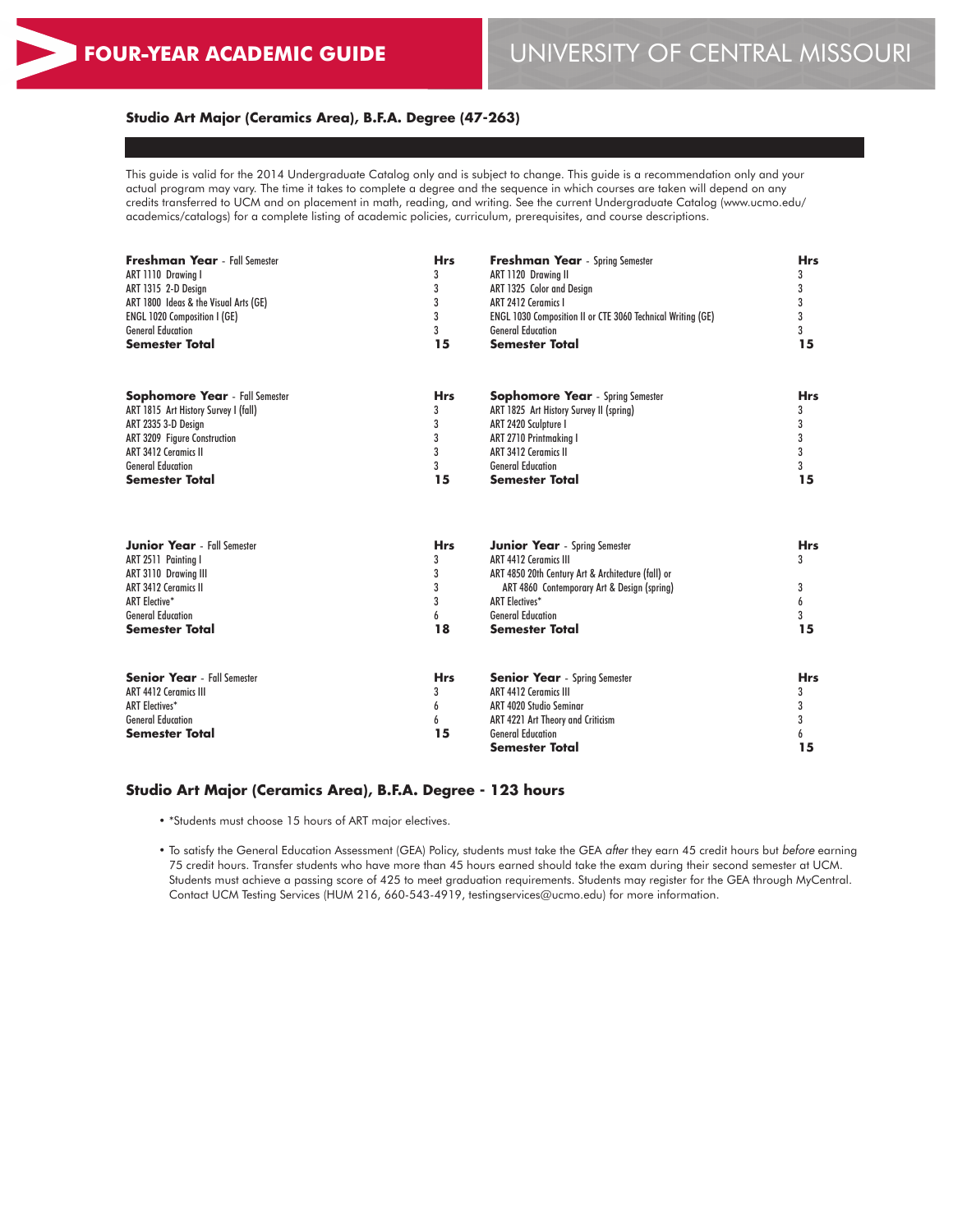# FOUR-YEAR ACADEMIC GUIDE

# UNIVERSITY OF CENTRAL MISSOURI

## Studio Art Major (Ceramics Area), B.F.A. Degree (47-263)

This guide is valid for the 2014 Undergraduate Catalog only and is subject to change. This guide is a recommendation only and your actual program may vary. The time it takes to complete a degree and the sequence in which courses are taken will depend on any credits transferred to UCM and on placement in math, reading, and writing. See the current Undergraduate Catalog (www.ucmo.edu/academics/catalogs) for a complete listing of academic policies, curriculum, prerequisites, and course descriptions.

| **Freshman Year** - Fall Semester | **Hrs** | **Freshman Year** - Spring Semester | **Hrs** |
|---|---|---|---|
| ART 1110 Drawing I | 3 | ART 1120 Drawing II | 3 |
| ART 1315 2-D Design | 3 | ART 1325 Color and Design | 3 |
| ART 1800 Ideas & the Visual Arts (GE) | 3 | ART 2412 Ceramics I | 3 |
| ENGL 1020 Composition I (GE) | 3 | ENGL 1030 Composition II or CTE 3060 Technical Writing (GE) | 3 |
| General Education | 3 | General Education | 3 |
| **Semester Total** | **15** | **Semester Total** | **15** |

| **Sophomore Year** - Fall Semester | **Hrs** | **Sophomore Year** - Spring Semester | **Hrs** |
|---|---|---|---|
| ART 1815 Art History Survey I (fall) | 3 | ART 1825 Art History Survey II (spring) | 3 |
| ART 2335 3-D Design | 3 | ART 2420 Sculpture I | 3 |
| ART 3209 Figure Construction | 3 | ART 2710 Printmaking I | 3 |
| ART 3412 Ceramics II | 3 | ART 3412 Ceramics II | 3 |
| General Education | 3 | General Education | 3 |
| **Semester Total** | **15** | **Semester Total** | **15** |

| **Junior Year** - Fall Semester | **Hrs** | **Junior Year** - Spring Semester | **Hrs** |
|---|---|---|---|
| ART 2511 Painting I | 3 | ART 4412 Ceramics III | 3 |
| ART 3110 Drawing III | 3 | ART 4850 20th Century Art & Architecture (fall) or ART 4860 Contemporary Art & Design (spring) | 3 |
| ART 3412 Ceramics II | 3 | ART Electives* | 6 |
| ART Elective* | 3 | General Education | 3 |
| General Education | 6 | | |
| **Semester Total** | **18** | **Semester Total** | **15** |

| **Senior Year** - Fall Semester | **Hrs** | **Senior Year** - Spring Semester | **Hrs** |
|---|---|---|---|
| ART 4412 Ceramics III | 3 | ART 4412 Ceramics III | 3 |
| ART Electives* | 6 | ART 4020 Studio Seminar | 3 |
| General Education | 6 | ART 4221 Art Theory and Criticism | 3 |
| | | General Education | 6 |
| **Semester Total** | **15** | **Semester Total** | **15** |

## Studio Art Major (Ceramics Area), B.F.A. Degree - 123 hours

- *Students must choose 15 hours of ART major electives.
- To satisfy the General Education Assessment (GEA) Policy, students must take the GEA *after* they earn 45 credit hours but *before* earning 75 credit hours. Transfer students who have more than 45 hours earned should take the exam during their second semester at UCM. Students must achieve a passing score of 425 to meet graduation requirements. Students may register for the GEA through MyCentral. Contact UCM Testing Services (HUM 216, 660-543-4919, testingservices@ucmo.edu) for more information.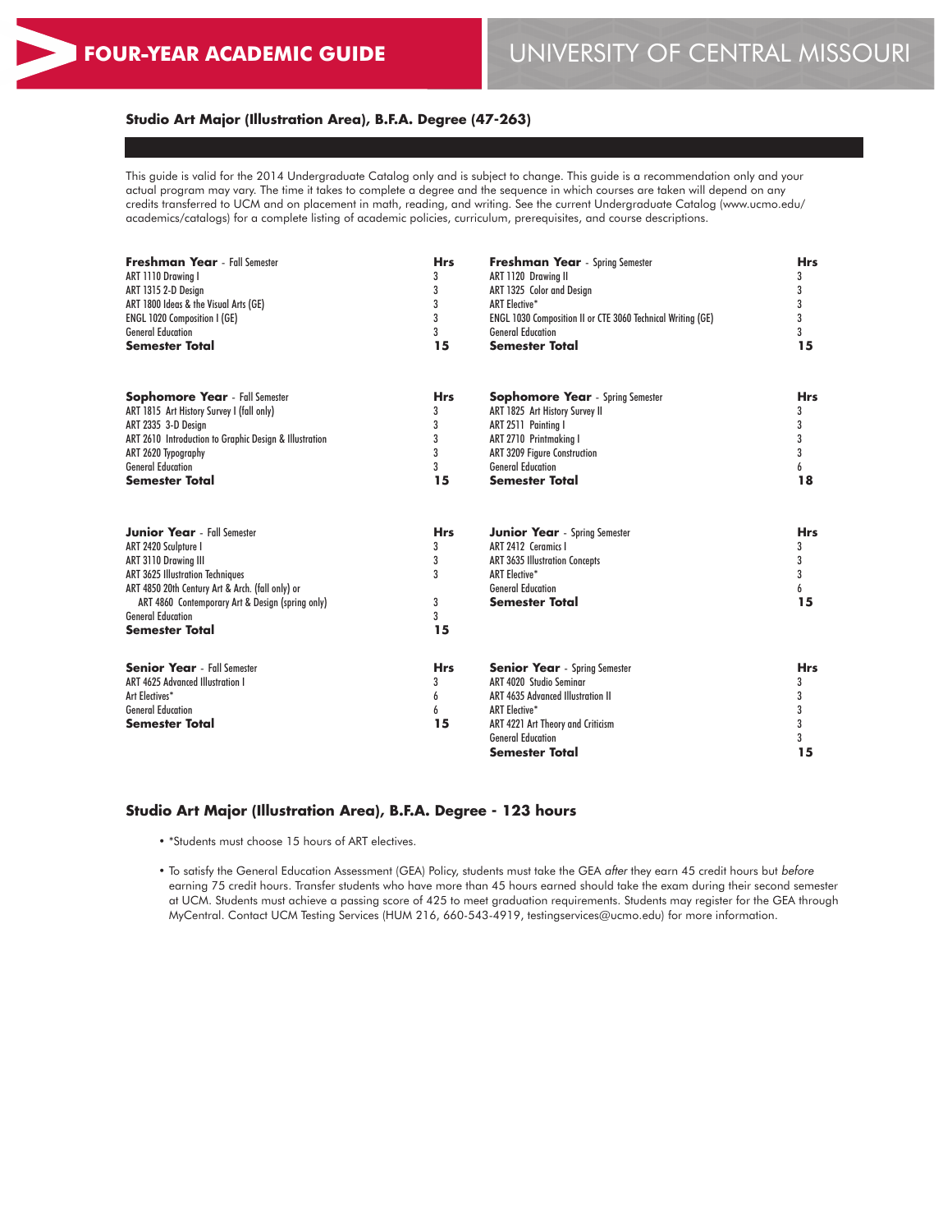**FOUR-YEAR ACADEMIC GUIDE** | UNIVERSITY OF CENTRAL MISSOURI

## Studio Art Major (Illustration Area), B.F.A. Degree (47-263)

This guide is valid for the 2014 Undergraduate Catalog only and is subject to change. This guide is a recommendation only and your actual program may vary. The time it takes to complete a degree and the sequence in which courses are taken will depend on any credits transferred to UCM and on placement in math, reading, and writing. See the current Undergraduate Catalog (www.ucmo.edu/academics/catalogs) for a complete listing of academic policies, curriculum, prerequisites, and course descriptions.

| **Freshman Year** - Fall Semester | **Hrs** |
|---|---|
| ART 1110 Drawing I | 3 |
| ART 1315 2-D Design | 3 |
| ART 1800 Ideas & the Visual Arts (GE) | 3 |
| ENGL 1020 Composition I (GE) | 3 |
| General Education | 3 |
| **Semester Total** | **15** |

| **Freshman Year** - Spring Semester | **Hrs** |
|---|---|
| ART 1120 Drawing II | 3 |
| ART 1325 Color and Design | 3 |
| ART Elective* | 3 |
| ENGL 1030 Composition II or CTE 3060 Technical Writing (GE) | 3 |
| General Education | 3 |
| **Semester Total** | **15** |

| **Sophomore Year** - Fall Semester | **Hrs** |
|---|---|
| ART 1815 Art History Survey I (fall only) | 3 |
| ART 2335 3-D Design | 3 |
| ART 2610 Introduction to Graphic Design & Illustration | 3 |
| ART 2620 Typography | 3 |
| General Education | 3 |
| **Semester Total** | **15** |

| **Sophomore Year** - Spring Semester | **Hrs** |
|---|---|
| ART 1825 Art History Survey II | 3 |
| ART 2511 Painting I | 3 |
| ART 2710 Printmaking I | 3 |
| ART 3209 Figure Construction | 3 |
| General Education | 6 |
| **Semester Total** | **18** |

| **Junior Year** - Fall Semester | **Hrs** |
|---|---|
| ART 2420 Sculpture I | 3 |
| ART 3110 Drawing III | 3 |
| ART 3625 Illustration Techniques | 3 |
| ART 4850 20th Century Art & Arch. (fall only) or ART 4860 Contemporary Art & Design (spring only) | 3 |
| General Education | 3 |
| **Semester Total** | **15** |

| **Junior Year** - Spring Semester | **Hrs** |
|---|---|
| ART 2412 Ceramics I | 3 |
| ART 3635 Illustration Concepts | 3 |
| ART Elective* | 3 |
| General Education | 6 |
| **Semester Total** | **15** |

| **Senior Year** - Fall Semester | **Hrs** |
|---|---|
| ART 4625 Advanced Illustration I | 3 |
| Art Electives* | 6 |
| General Education | 6 |
| **Semester Total** | **15** |

| **Senior Year** - Spring Semester | **Hrs** |
|---|---|
| ART 4020 Studio Seminar | 3 |
| ART 4635 Advanced Illustration II | 3 |
| ART Elective* | 3 |
| ART 4221 Art Theory and Criticism | 3 |
| General Education | 3 |
| **Semester Total** | **15** |

### Studio Art Major (Illustration Area), B.F.A. Degree - 123 hours

- *Students must choose 15 hours of ART electives.
- To satisfy the General Education Assessment (GEA) Policy, students must take the GEA *after* they earn 45 credit hours but *before* earning 75 credit hours. Transfer students who have more than 45 hours earned should take the exam during their second semester at UCM. Students must achieve a passing score of 425 to meet graduation requirements. Students may register for the GEA through MyCentral. Contact UCM Testing Services (HUM 216, 660-543-4919, testingservices@ucmo.edu) for more information.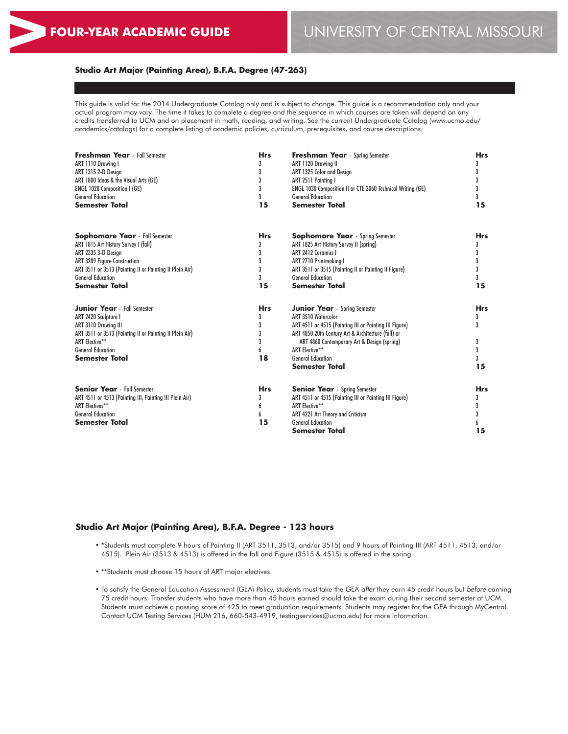**FOUR-YEAR ACADEMIC GUIDE** | UNIVERSITY OF CENTRAL MISSOURI

## Studio Art Major (Painting Area), B.F.A. Degree (47-263)

This guide is valid for the 2014 Undergraduate Catalog only and is subject to change. This guide is a recommendation only and your actual program may vary. The time it takes to complete a degree and the sequence in which courses are taken will depend on any credits transferred to UCM and on placement in math, reading, and writing. See the current Undergraduate Catalog (www.ucmo.edu/academics/catalogs) for a complete listing of academic policies, curriculum, prerequisites, and course descriptions.

| **Freshman Year** - Fall Semester | **Hrs** | **Freshman Year** - Spring Semester | **Hrs** |
|---|---|---|---|
| ART 1110 Drawing I | 3 | ART 1120 Drawing II | 3 |
| ART 1315 2-D Design | 3 | ART 1325 Color and Design | 3 |
| ART 1800 Ideas & the Visual Arts (GE) | 3 | ART 2511 Painting I | 3 |
| ENGL 1020 Composition I (GE) | 3 | ENGL 1030 Composition II or CTE 3060 Technical Writing (GE) | 3 |
| General Education | 3 | General Education | 3 |
| **Semester Total** | **15** | **Semester Total** | **15** |

| **Sophomore Year** - Fall Semester | **Hrs** | **Sophomore Year** - Spring Semester | **Hrs** |
|---|---|---|---|
| ART 1815 Art History Survey I (fall) | 3 | ART 1825 Art History Survey II (spring) | 3 |
| ART 2335 3-D Design | 3 | ART 2412 Ceramics I | 3 |
| ART 3209 Figure Construction | 3 | ART 2710 Printmaking I | 3 |
| ART 3511 or 3513 (Painting II or Painting II Plein Air) | 3 | ART 3511 or 3515 (Painting II or Painting II Figure) | 3 |
| General Education | 3 | General Education | 3 |
| **Semester Total** | **15** | **Semester Total** | **15** |

| **Junior Year** - Fall Semester | **Hrs** | **Junior Year** - Spring Semester | **Hrs** |
|---|---|---|---|
| ART 2420 Sculpture I | 3 | ART 3510 Watercolor | 3 |
| ART 3110 Drawing III | 3 | ART 4511 or 4515 (Painting III or Painting III Figure) | 3 |
| ART 3511 or 3513 (Painting II or Painting II Plein Air) | 3 | ART 4850 20th Century Art & Architecture (fall) or ART 4860 Contemporary Art & Design (spring) | 3 |
| ART Elective** | 3 | ART Elective** | 3 |
| General Education | 6 | General Education | 3 |
| **Semester Total** | **18** | **Semester Total** | **15** |

| **Senior Year** - Fall Semester | **Hrs** | **Senior Year** - Spring Semester | **Hrs** |
|---|---|---|---|
| ART 4511 or 4513 (Painting III, Painting III Plein Air) | 3 | ART 4511 or 4515 (Painting III or Painting III Figure) | 3 |
| ART Electives** | 6 | ART Elective** | 3 |
| General Education | 6 | ART 4221 Art Theory and Criticism | 3 |
| **Semester Total** | **15** | General Education | 6 |
| | | **Semester Total** | **15** |

## Studio Art Major (Painting Area), B.F.A. Degree - 123 hours

- *Students must complete 9 hours of Painting II (ART 3511, 3513, and/or 3515) and 9 hours of Painting III (ART 4511, 4513, and/or 4515). Plein Air (3513 & 4513) is offered in the fall and Figure (3515 & 4515) is offered in the spring.
- **Students must choose 15 hours of ART major electives.
- To satisfy the General Education Assessment (GEA) Policy, students must take the GEA *after* they earn 45 credit hours but *before* earning 75 credit hours. Transfer students who have more than 45 hours earned should take the exam during their second semester at UCM. Students must achieve a passing score of 425 to meet graduation requirements. Students may register for the GEA through MyCentral. Contact UCM Testing Services (HUM 216, 660-543-4919, testingservices@ucmo.edu) for more information.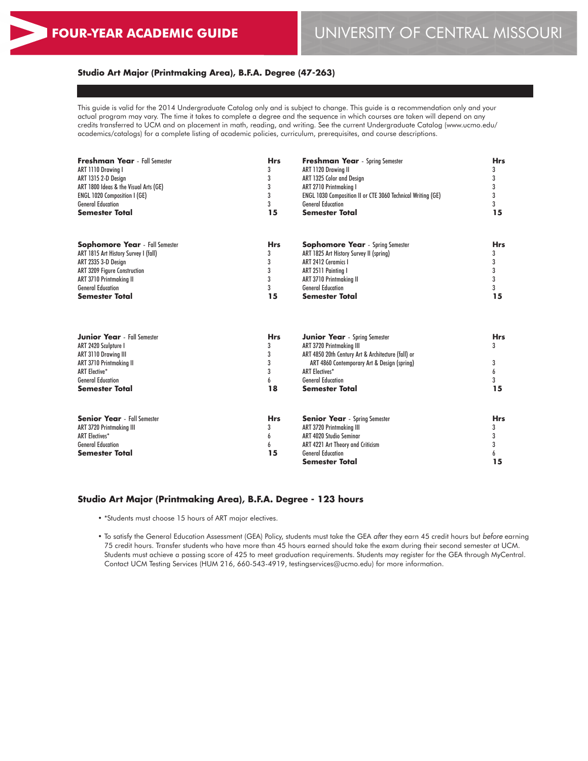# FOUR-YEAR ACADEMIC GUIDE

UNIVERSITY OF CENTRAL MISSOURI

## Studio Art Major (Printmaking Area), B.F.A. Degree (47-263)

This guide is valid for the 2014 Undergraduate Catalog only and is subject to change. This guide is a recommendation only and your actual program may vary. The time it takes to complete a degree and the sequence in which courses are taken will depend on any credits transferred to UCM and on placement in math, reading, and writing. See the current Undergraduate Catalog (www.ucmo.edu/academics/catalogs) for a complete listing of academic policies, curriculum, prerequisites, and course descriptions.

| **Freshman Year** - Fall Semester | **Hrs** |
|---|---|
| ART 1110 Drawing I | 3 |
| ART 1315 2-D Design | 3 |
| ART 1800 Ideas & the Visual Arts (GE) | 3 |
| ENGL 1020 Composition I (GE) | 3 |
| General Education | 3 |
| **Semester Total** | **15** |

| **Freshman Year** - Spring Semester | **Hrs** |
|---|---|
| ART 1120 Drawing II | 3 |
| ART 1325 Color and Design | 3 |
| ART 2710 Printmaking I | 3 |
| ENGL 1030 Composition II or CTE 3060 Technical Writing (GE) | 3 |
| General Education | 3 |
| **Semester Total** | **15** |

| **Sophomore Year** - Fall Semester | **Hrs** |
|---|---|
| ART 1815 Art History Survey I (fall) | 3 |
| ART 2335 3-D Design | 3 |
| ART 3209 Figure Construction | 3 |
| ART 3710 Printmaking II | 3 |
| General Education | 3 |
| **Semester Total** | **15** |

| **Sophomore Year** - Spring Semester | **Hrs** |
|---|---|
| ART 1825 Art History Survey II (spring) | 3 |
| ART 2412 Ceramics I | 3 |
| ART 2511 Painting I | 3 |
| ART 3710 Printmaking II | 3 |
| General Education | 3 |
| **Semester Total** | **15** |

| **Junior Year** - Fall Semester | **Hrs** |
|---|---|
| ART 2420 Sculpture I | 3 |
| ART 3110 Drawing III | 3 |
| ART 3710 Printmaking II | 3 |
| ART Elective* | 3 |
| General Education | 6 |
| **Semester Total** | **18** |

| **Junior Year** - Spring Semester | **Hrs** |
|---|---|
| ART 3720 Printmaking III | 3 |
| ART 4850 20th Century Art & Architecture (fall) or ART 4860 Contemporary Art & Design (spring) | 3 |
| ART Electives* | 6 |
| General Education | 3 |
| **Semester Total** | **15** |

| **Senior Year** - Fall Semester | **Hrs** |
|---|---|
| ART 3720 Printmaking III | 3 |
| ART Electives* | 6 |
| General Education | 6 |
| **Semester Total** | **15** |

| **Senior Year** - Spring Semester | **Hrs** |
|---|---|
| ART 3720 Printmaking III | 3 |
| ART 4020 Studio Seminar | 3 |
| ART 4221 Art Theory and Criticism | 3 |
| General Education | 6 |
| **Semester Total** | **15** |

## Studio Art Major (Printmaking Area), B.F.A. Degree - 123 hours

- *Students must choose 15 hours of ART major electives.
- To satisfy the General Education Assessment (GEA) Policy, students must take the GEA *after* they earn 45 credit hours but *before* earning 75 credit hours. Transfer students who have more than 45 hours earned should take the exam during their second semester at UCM. Students must achieve a passing score of 425 to meet graduation requirements. Students may register for the GEA through MyCentral. Contact UCM Testing Services (HUM 216, 660-543-4919, testingservices@ucmo.edu) for more information.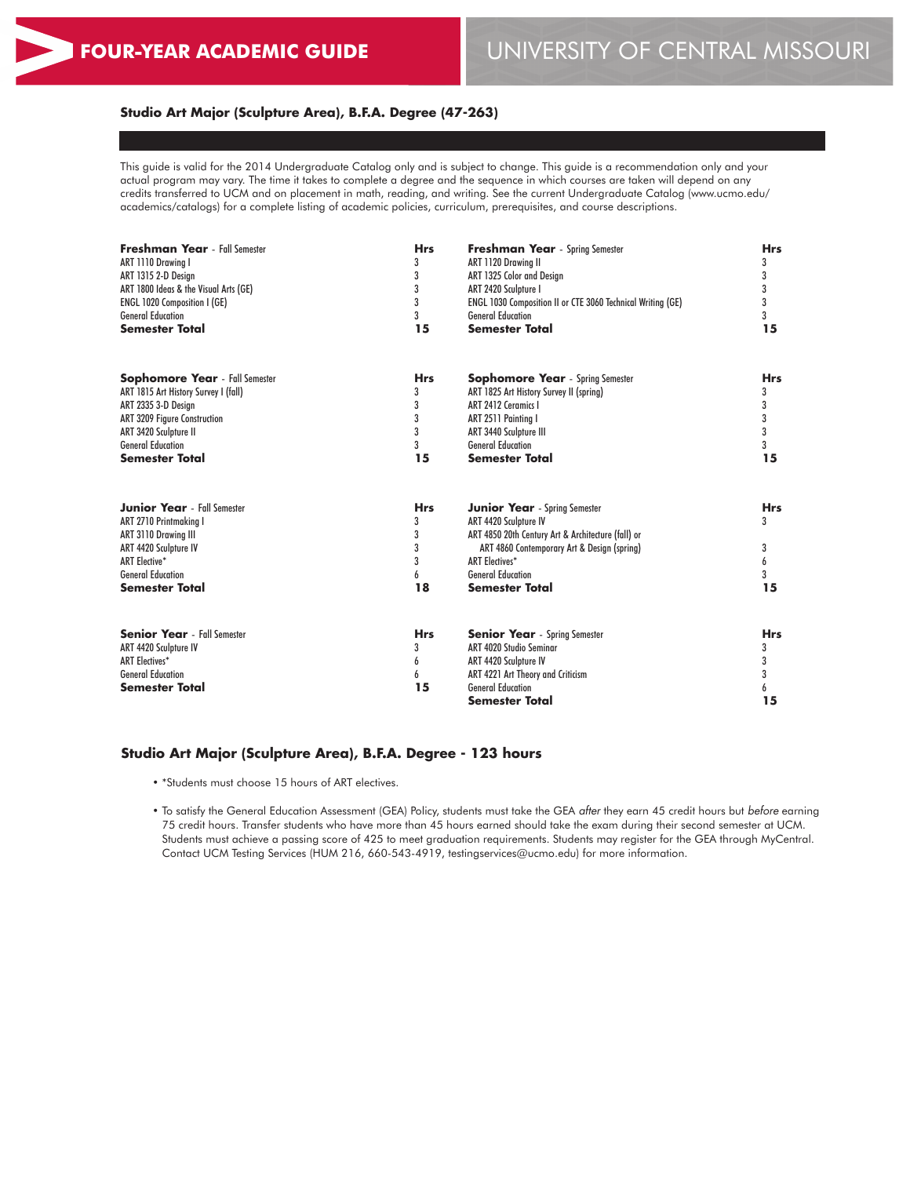# FOUR-YEAR ACADEMIC GUIDE

# UNIVERSITY OF CENTRAL MISSOURI

## Studio Art Major (Sculpture Area), B.F.A. Degree (47-263)

This guide is valid for the 2014 Undergraduate Catalog only and is subject to change. This guide is a recommendation only and your actual program may vary. The time it takes to complete a degree and the sequence in which courses are taken will depend on any credits transferred to UCM and on placement in math, reading, and writing. See the current Undergraduate Catalog (www.ucmo.edu/academics/catalogs) for a complete listing of academic policies, curriculum, prerequisites, and course descriptions.

| **Freshman Year** - Fall Semester | **Hrs** | **Freshman Year** - Spring Semester | **Hrs** |
|---|---|---|---|
| ART 1110 Drawing I | 3 | ART 1120 Drawing II | 3 |
| ART 1315 2-D Design | 3 | ART 1325 Color and Design | 3 |
| ART 1800 Ideas & the Visual Arts (GE) | 3 | ART 2420 Sculpture I | 3 |
| ENGL 1020 Composition I (GE) | 3 | ENGL 1030 Composition II or CTE 3060 Technical Writing (GE) | 3 |
| General Education | 3 | General Education | 3 |
| **Semester Total** | **15** | **Semester Total** | **15** |

| **Sophomore Year** - Fall Semester | **Hrs** | **Sophomore Year** - Spring Semester | **Hrs** |
|---|---|---|---|
| ART 1815 Art History Survey I (fall) | 3 | ART 1825 Art History Survey II (spring) | 3 |
| ART 2335 3-D Design | 3 | ART 2412 Ceramics I | 3 |
| ART 3209 Figure Construction | 3 | ART 2511 Painting I | 3 |
| ART 3420 Sculpture II | 3 | ART 3440 Sculpture III | 3 |
| General Education | 3 | General Education | 3 |
| **Semester Total** | **15** | **Semester Total** | **15** |

| **Junior Year** - Fall Semester | **Hrs** | **Junior Year** - Spring Semester | **Hrs** |
|---|---|---|---|
| ART 2710 Printmaking I | 3 | ART 4420 Sculpture IV | 3 |
| ART 3110 Drawing III | 3 | ART 4850 20th Century Art & Architecture (fall) or ART 4860 Contemporary Art & Design (spring) | 3 |
| ART 4420 Sculpture IV | 3 | ART Electives* | 6 |
| ART Elective* | 3 | General Education | 3 |
| General Education | 6 | | |
| **Semester Total** | **18** | **Semester Total** | **15** |

| **Senior Year** - Fall Semester | **Hrs** | **Senior Year** - Spring Semester | **Hrs** |
|---|---|---|---|
| ART 4420 Sculpture IV | 3 | ART 4020 Studio Seminar | 3 |
| ART Electives* | 6 | ART 4420 Sculpture IV | 3 |
| General Education | 6 | ART 4221 Art Theory and Criticism | 3 |
| | | General Education | 6 |
| **Semester Total** | **15** | **Semester Total** | **15** |

## Studio Art Major (Sculpture Area), B.F.A. Degree - 123 hours

- *Students must choose 15 hours of ART electives.
- To satisfy the General Education Assessment (GEA) Policy, students must take the GEA *after* they earn 45 credit hours but *before* earning 75 credit hours. Transfer students who have more than 45 hours earned should take the exam during their second semester at UCM. Students must achieve a passing score of 425 to meet graduation requirements. Students may register for the GEA through MyCentral. Contact UCM Testing Services (HUM 216, 660-543-4919, testingservices@ucmo.edu) for more information.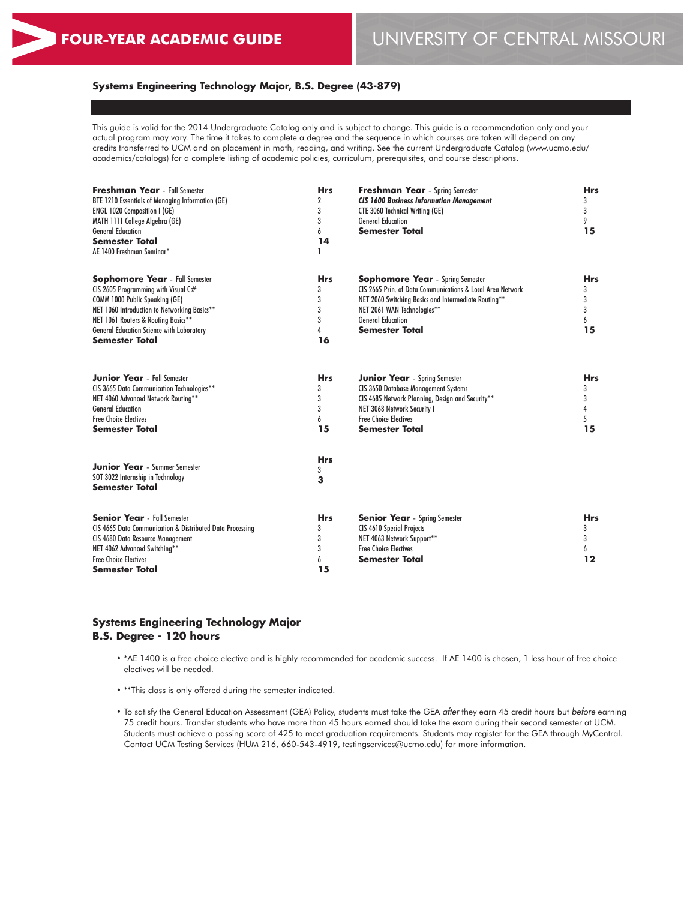# FOUR-YEAR ACADEMIC GUIDE

# UNIVERSITY OF CENTRAL MISSOURI

## Systems Engineering Technology Major, B.S. Degree (43-879)

This guide is valid for the 2014 Undergraduate Catalog only and is subject to change. This guide is a recommendation only and your actual program may vary. The time it takes to complete a degree and the sequence in which courses are taken will depend on any credits transferred to UCM and on placement in math, reading, and writing. See the current Undergraduate Catalog (www.ucmo.edu/academics/catalogs) for a complete listing of academic policies, curriculum, prerequisites, and course descriptions.

| **Freshman Year** - Fall Semester | **Hrs** |
|---|---|
| BTE 1210 Essentials of Managing Information (GE) | 2 |
| ENGL 1020 Composition I (GE) | 3 |
| MATH 1111 College Algebra (GE) | 3 |
| General Education | 6 |
| **Semester Total** | **14** |
| AE 1400 Freshman Seminar* | 1 |

| **Freshman Year** - Spring Semester | **Hrs** |
|---|---|
| ***CIS 1600 Business Information Management*** | 3 |
| CTE 3060 Technical Writing (GE) | 3 |
| General Education | 9 |
| **Semester Total** | **15** |

| **Sophomore Year** - Fall Semester | **Hrs** |
|---|---|
| CIS 2605 Programming with Visual C# | 3 |
| COMM 1000 Public Speaking (GE) | 3 |
| NET 1060 Introduction to Networking Basics** | 3 |
| NET 1061 Routers & Routing Basics** | 3 |
| General Education Science with Laboratory | 4 |
| **Semester Total** | **16** |

| **Sophomore Year** - Spring Semester | **Hrs** |
|---|---|
| CIS 2665 Prin. of Data Communications & Local Area Network | 3 |
| NET 2060 Switching Basics and Intermediate Routing** | 3 |
| NET 2061 WAN Technologies** | 3 |
| General Education | 6 |
| **Semester Total** | **15** |

| **Junior Year** - Fall Semester | **Hrs** |
|---|---|
| CIS 3665 Data Communication Technologies** | 3 |
| NET 4060 Advanced Network Routing** | 3 |
| General Education | 3 |
| Free Choice Electives | 6 |
| **Semester Total** | **15** |

| **Junior Year** - Spring Semester | **Hrs** |
|---|---|
| CIS 3650 Database Management Systems | 3 |
| CIS 4685 Network Planning, Design and Security** | 3 |
| NET 3068 Network Security I | 4 |
| Free Choice Electives | 5 |
| **Semester Total** | **15** |

| **Junior Year** - Summer Semester | **Hrs** |
|---|---|
| SOT 3022 Internship in Technology | 3 |
| **Semester Total** | **3** |

| **Senior Year** - Fall Semester | **Hrs** |
|---|---|
| CIS 4665 Data Communication & Distributed Data Processing | 3 |
| CIS 4680 Data Resource Management | 3 |
| NET 4062 Advanced Switching** | 3 |
| Free Choice Electives | 6 |
| **Semester Total** | **15** |

| **Senior Year** - Spring Semester | **Hrs** |
|---|---|
| CIS 4610 Special Projects | 3 |
| NET 4063 Network Support** | 3 |
| Free Choice Electives | 6 |
| **Semester Total** | **12** |

### Systems Engineering Technology Major
### B.S. Degree - 120 hours

- *AE 1400 is a free choice elective and is highly recommended for academic success. If AE 1400 is chosen, 1 less hour of free choice electives will be needed.
- **This class is only offered during the semester indicated.
- To satisfy the General Education Assessment (GEA) Policy, students must take the GEA *after* they earn 45 credit hours but *before* earning 75 credit hours. Transfer students who have more than 45 hours earned should take the exam during their second semester at UCM. Students must achieve a passing score of 425 to meet graduation requirements. Students may register for the GEA through MyCentral. Contact UCM Testing Services (HUM 216, 660-543-4919, testingservices@ucmo.edu) for more information.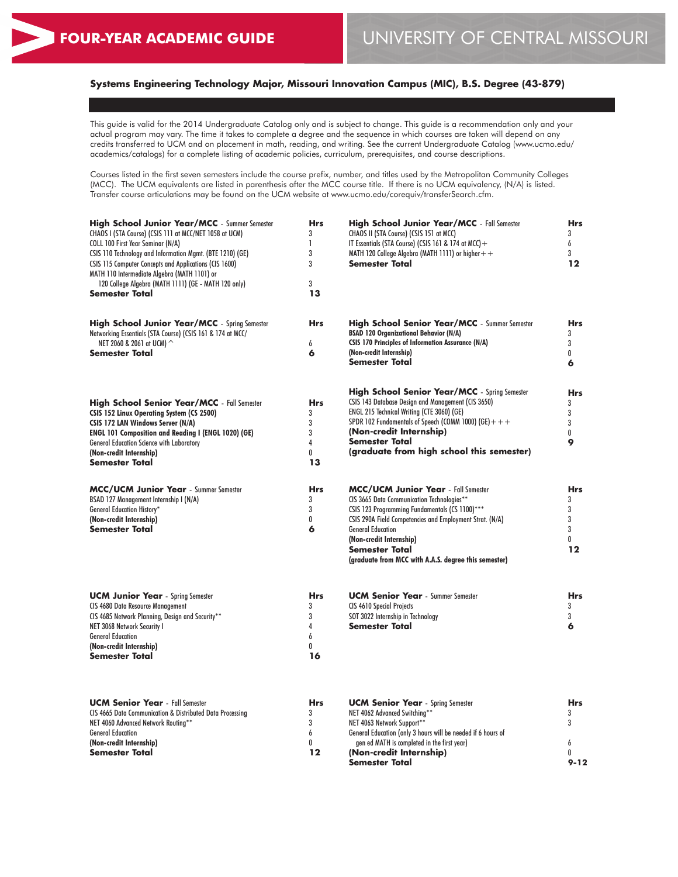# FOUR-YEAR ACADEMIC GUIDE

# UNIVERSITY OF CENTRAL MISSOURI

## Systems Engineering Technology Major, Missouri Innovation Campus (MIC), B.S. Degree (43-879)

This guide is valid for the 2014 Undergraduate Catalog only and is subject to change. This guide is a recommendation only and your actual program may vary. The time it takes to complete a degree and the sequence in which courses are taken will depend on any credits transferred to UCM and on placement in math, reading, and writing. See the current Undergraduate Catalog (www.ucmo.edu/academics/catalogs) for a complete listing of academic policies, curriculum, prerequisites, and course descriptions.

Courses listed in the first seven semesters include the course prefix, number, and titles used by the Metropolitan Community Colleges (MCC). The UCM equivalents are listed in parentheses after the MCC course title. If there is no UCM equivalency, (N/A) is listed. Transfer course articulations may be found on the UCM website at www.ucmo.edu/corequiv/transferSearch.cfm.

| **High School Junior Year/MCC** - Summer Semester | **Hrs** |
|---|---|
| CHAOS I (STA Course) (CSIS 111 at MCC/NET 1058 at UCM) | 3 |
| COLL 100 First Year Seminar (N/A) | 1 |
| CSIS 110 Technology and Information Mgmt. (BTE 1210) (GE) | 3 |
| CSIS 115 Computer Concepts and Applications (CIS 1600) | 3 |
| MATH 110 Intermediate Algebra (MATH 1101) or 120 College Algebra (MATH 1111) (GE - MATH 120 only) | 3 |
| **Semester Total** | **13** |

| **High School Junior Year/MCC** - Fall Semester | **Hrs** |
|---|---|
| CHAOS II (STA Course) (CSIS 151 at MCC) | 3 |
| IT Essentials (STA Course) (CSIS 161 & 174 at MCC)+ | 6 |
| MATH 120 College Algebra (MATH 1111) or higher++ | 3 |
| **Semester Total** | **12** |

| **High School Junior Year/MCC** - Spring Semester | **Hrs** |
|---|---|
| Networking Essentials (STA Course) (CSIS 161 & 174 at MCC/ NET 2060 & 2061 at UCM) ^ | 6 |
| **Semester Total** | **6** |

| **High School Senior Year/MCC** - Summer Semester | **Hrs** |
|---|---|
| **BSAD 120 Organizational Behavior (N/A)** | 3 |
| **CSIS 170 Principles of Information Assurance (N/A)** | 3 |
| **(Non-credit Internship)** | 0 |
| **Semester Total** | **6** |

| **High School Senior Year/MCC** - Fall Semester | **Hrs** |
|---|---|
| **CSIS 152 Linux Operating System (CS 2500)** | 3 |
| **CSIS 172 LAN Windows Server (N/A)** | 3 |
| **ENGL 101 Composition and Reading I (ENGL 1020) (GE)** | 3 |
| General Education Science with Laboratory | 4 |
| **(Non-credit Internship)** | 0 |
| **Semester Total** | **13** |

| **High School Senior Year/MCC** - Spring Semester | **Hrs** |
|---|---|
| CSIS 143 Database Design and Management (CIS 3650) | 3 |
| ENGL 215 Technical Writing (CTE 3060) (GE) | 3 |
| SPDR 102 Fundamentals of Speech (COMM 1000) (GE)+++ | 3 |
| **(Non-credit Internship)** | 0 |
| **Semester Total** | **9** |
| **(graduate from high school this semester)** | |

| **MCC/UCM Junior Year** - Summer Semester | **Hrs** |
|---|---|
| BSAD 127 Management Internship I (N/A) | 3 |
| General Education History* | 3 |
| **(Non-credit Internship)** | 0 |
| **Semester Total** | **6** |

| **MCC/UCM Junior Year** - Fall Semester | **Hrs** |
|---|---|
| CIS 3665 Data Communication Technologies** | 3 |
| CSIS 123 Programming Fundamentals (CS 1100)*** | 3 |
| CSIS 290A Field Competencies and Employment Strat. (N/A) | 3 |
| General Education | 3 |
| **(Non-credit Internship)** | 0 |
| **Semester Total** | **12** |
| **(graduate from MCC with A.A.S. degree this semester)** | |

| **UCM Junior Year** - Spring Semester | **Hrs** |
|---|---|
| CIS 4680 Data Resource Management | 3 |
| CIS 4685 Network Planning, Design and Security** | 3 |
| NET 3068 Network Security I | 4 |
| General Education | 6 |
| **(Non-credit Internship)** | 0 |
| **Semester Total** | **16** |

| **UCM Senior Year** - Summer Semester | **Hrs** |
|---|---|
| CIS 4610 Special Projects | 3 |
| SOT 3022 Internship in Technology | 3 |
| **Semester Total** | **6** |

| **UCM Senior Year** - Fall Semester | **Hrs** |
|---|---|
| CIS 4665 Data Communication & Distributed Data Processing | 3 |
| NET 4060 Advanced Network Routing** | 3 |
| General Education | 6 |
| **(Non-credit Internship)** | 0 |
| **Semester Total** | **12** |

| **UCM Senior Year** - Spring Semester | **Hrs** |
|---|---|
| NET 4062 Advanced Switching** | 3 |
| NET 4063 Network Support** | 3 |
| General Education (only 3 hours will be needed if 6 hours of gen ed MATH is completed in the first year) | 6 |
| **(Non-credit Internship)** | 0 |
| **Semester Total** | **9-12** |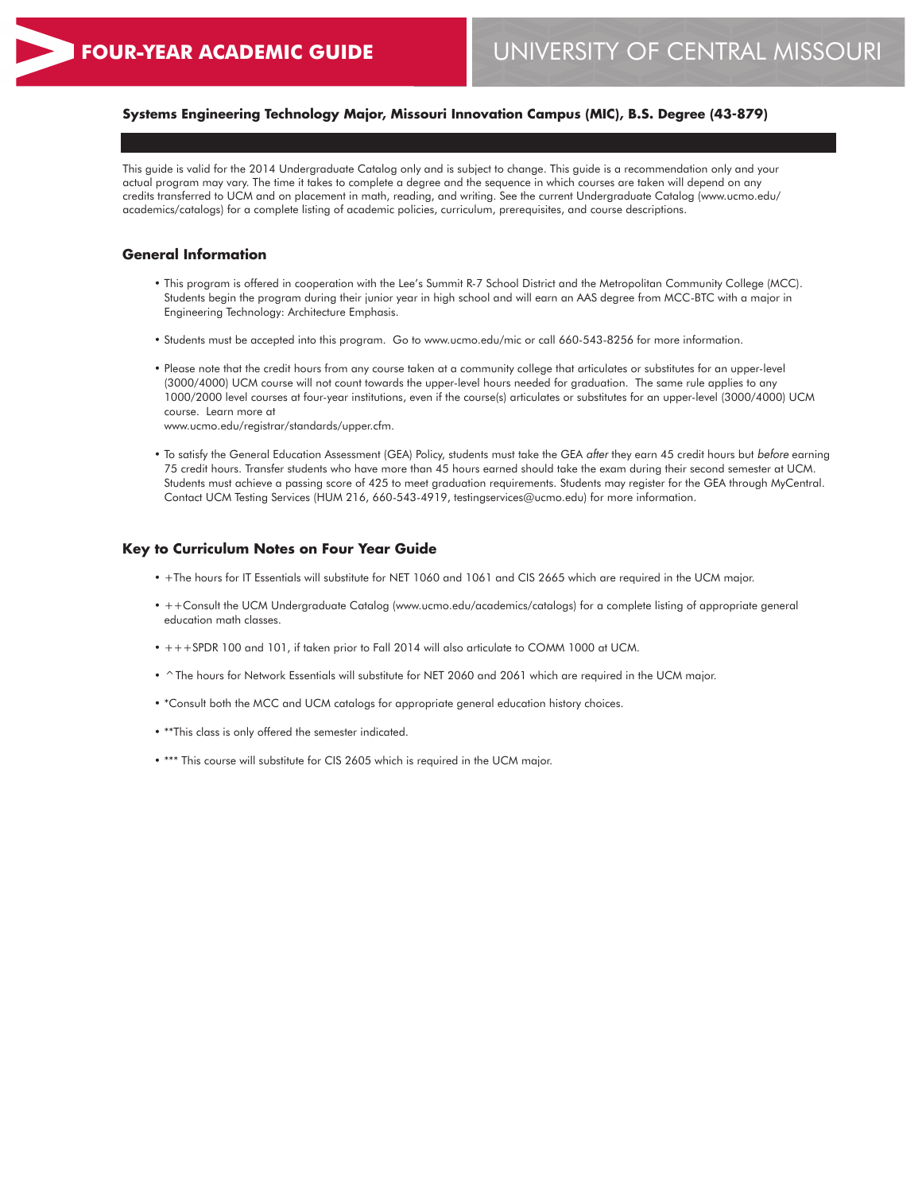FOUR-YEAR ACADEMIC GUIDE

UNIVERSITY OF CENTRAL MISSOURI

**Systems Engineering Technology Major, Missouri Innovation Campus (MIC), B.S. Degree (43-879)**

This guide is valid for the 2014 Undergraduate Catalog only and is subject to change. This guide is a recommendation only and your actual program may vary. The time it takes to complete a degree and the sequence in which courses are taken will depend on any credits transferred to UCM and on placement in math, reading, and writing. See the current Undergraduate Catalog (www.ucmo.edu/academics/catalogs) for a complete listing of academic policies, curriculum, prerequisites, and course descriptions.

## General Information

- This program is offered in cooperation with the Lee's Summit R-7 School District and the Metropolitan Community College (MCC). Students begin the program during their junior year in high school and will earn an AAS degree from MCC-BTC with a major in Engineering Technology: Architecture Emphasis.
- Students must be accepted into this program. Go to www.ucmo.edu/mic or call 660-543-8256 for more information.
- Please note that the credit hours from any course taken at a community college that articulates or substitutes for an upper-level (3000/4000) UCM course will not count towards the upper-level hours needed for graduation. The same rule applies to any 1000/2000 level courses at four-year institutions, even if the course(s) articulates or substitutes for an upper-level (3000/4000) UCM course. Learn more at www.ucmo.edu/registrar/standards/upper.cfm.
- To satisfy the General Education Assessment (GEA) Policy, students must take the GEA *after* they earn 45 credit hours but *before* earning 75 credit hours. Transfer students who have more than 45 hours earned should take the exam during their second semester at UCM. Students must achieve a passing score of 425 to meet graduation requirements. Students may register for the GEA through MyCentral. Contact UCM Testing Services (HUM 216, 660-543-4919, testingservices@ucmo.edu) for more information.

## Key to Curriculum Notes on Four Year Guide

- +The hours for IT Essentials will substitute for NET 1060 and 1061 and CIS 2665 which are required in the UCM major.
- ++Consult the UCM Undergraduate Catalog (www.ucmo.edu/academics/catalogs) for a complete listing of appropriate general education math classes.
- +++SPDR 100 and 101, if taken prior to Fall 2014 will also articulate to COMM 1000 at UCM.
- ^The hours for Network Essentials will substitute for NET 2060 and 2061 which are required in the UCM major.
- *Consult both the MCC and UCM catalogs for appropriate general education history choices.
- **This class is only offered the semester indicated.
- *** This course will substitute for CIS 2605 which is required in the UCM major.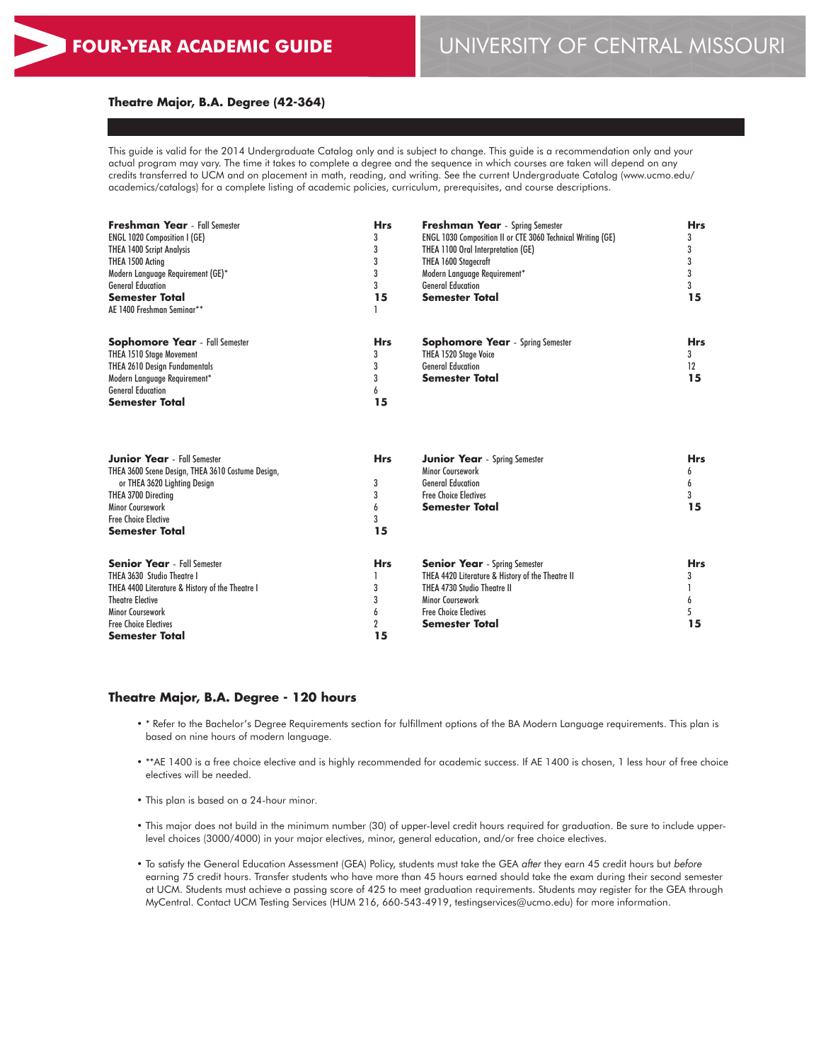# FOUR-YEAR ACADEMIC GUIDE

# UNIVERSITY OF CENTRAL MISSOURI

## Theatre Major, B.A. Degree (42-364)

This guide is valid for the 2014 Undergraduate Catalog only and is subject to change. This guide is a recommendation only and your actual program may vary. The time it takes to complete a degree and the sequence in which courses are taken will depend on any credits transferred to UCM and on placement in math, reading, and writing. See the current Undergraduate Catalog (www.ucmo.edu/academics/catalogs) for a complete listing of academic policies, curriculum, prerequisites, and course descriptions.

| **Freshman Year** - Fall Semester | **Hrs** |
|---|---|
| ENGL 1020 Composition I (GE) | 3 |
| THEA 1400 Script Analysis | 3 |
| THEA 1500 Acting | 3 |
| Modern Language Requirement (GE)* | 3 |
| General Education | 3 |
| **Semester Total** | **15** |
| AE 1400 Freshman Seminar** | 1 |

| **Freshman Year** - Spring Semester | **Hrs** |
|---|---|
| ENGL 1030 Composition II or CTE 3060 Technical Writing (GE) | 3 |
| THEA 1100 Oral Interpretation (GE) | 3 |
| THEA 1600 Stagecraft | 3 |
| Modern Language Requirement* | 3 |
| General Education | 3 |
| **Semester Total** | **15** |

| **Sophomore Year** - Fall Semester | **Hrs** |
|---|---|
| THEA 1510 Stage Movement | 3 |
| THEA 2610 Design Fundamentals | 3 |
| Modern Language Requirement* | 3 |
| General Education | 6 |
| **Semester Total** | **15** |

| **Sophomore Year** - Spring Semester | **Hrs** |
|---|---|
| THEA 1520 Stage Voice | 3 |
| General Education | 12 |
| **Semester Total** | **15** |

| **Junior Year** - Fall Semester | **Hrs** |
|---|---|
| THEA 3600 Scene Design, THEA 3610 Costume Design, or THEA 3620 Lighting Design | 3 |
| THEA 3700 Directing | 3 |
| Minor Coursework | 6 |
| Free Choice Elective | 3 |
| **Semester Total** | **15** |

| **Junior Year** - Spring Semester | **Hrs** |
|---|---|
| Minor Coursework | 6 |
| General Education | 6 |
| Free Choice Electives | 3 |
| **Semester Total** | **15** |

| **Senior Year** - Fall Semester | **Hrs** |
|---|---|
| THEA 3630 Studio Theatre I | 1 |
| THEA 4400 Literature & History of the Theatre I | 3 |
| Theatre Elective | 3 |
| Minor Coursework | 6 |
| Free Choice Electives | 2 |
| **Semester Total** | **15** |

| **Senior Year** - Spring Semester | **Hrs** |
|---|---|
| THEA 4420 Literature & History of the Theatre II | 3 |
| THEA 4730 Studio Theatre II | 1 |
| Minor Coursework | 6 |
| Free Choice Electives | 5 |
| **Semester Total** | **15** |

## Theatre Major, B.A. Degree - 120 hours

- * Refer to the Bachelor's Degree Requirements section for fulfillment options of the BA Modern Language requirements. This plan is based on nine hours of modern language.
- **AE 1400 is a free choice elective and is highly recommended for academic success. If AE 1400 is chosen, 1 less hour of free choice electives will be needed.
- This plan is based on a 24-hour minor.
- This major does not build in the minimum number (30) of upper-level credit hours required for graduation. Be sure to include upper-level choices (3000/4000) in your major electives, minor, general education, and/or free choice electives.
- To satisfy the General Education Assessment (GEA) Policy, students must take the GEA *after* they earn 45 credit hours but *before* earning 75 credit hours. Transfer students who have more than 45 hours earned should take the exam during their second semester at UCM. Students must achieve a passing score of 425 to meet graduation requirements. Students may register for the GEA through MyCentral. Contact UCM Testing Services (HUM 216, 660-543-4919, testingservices@ucmo.edu) for more information.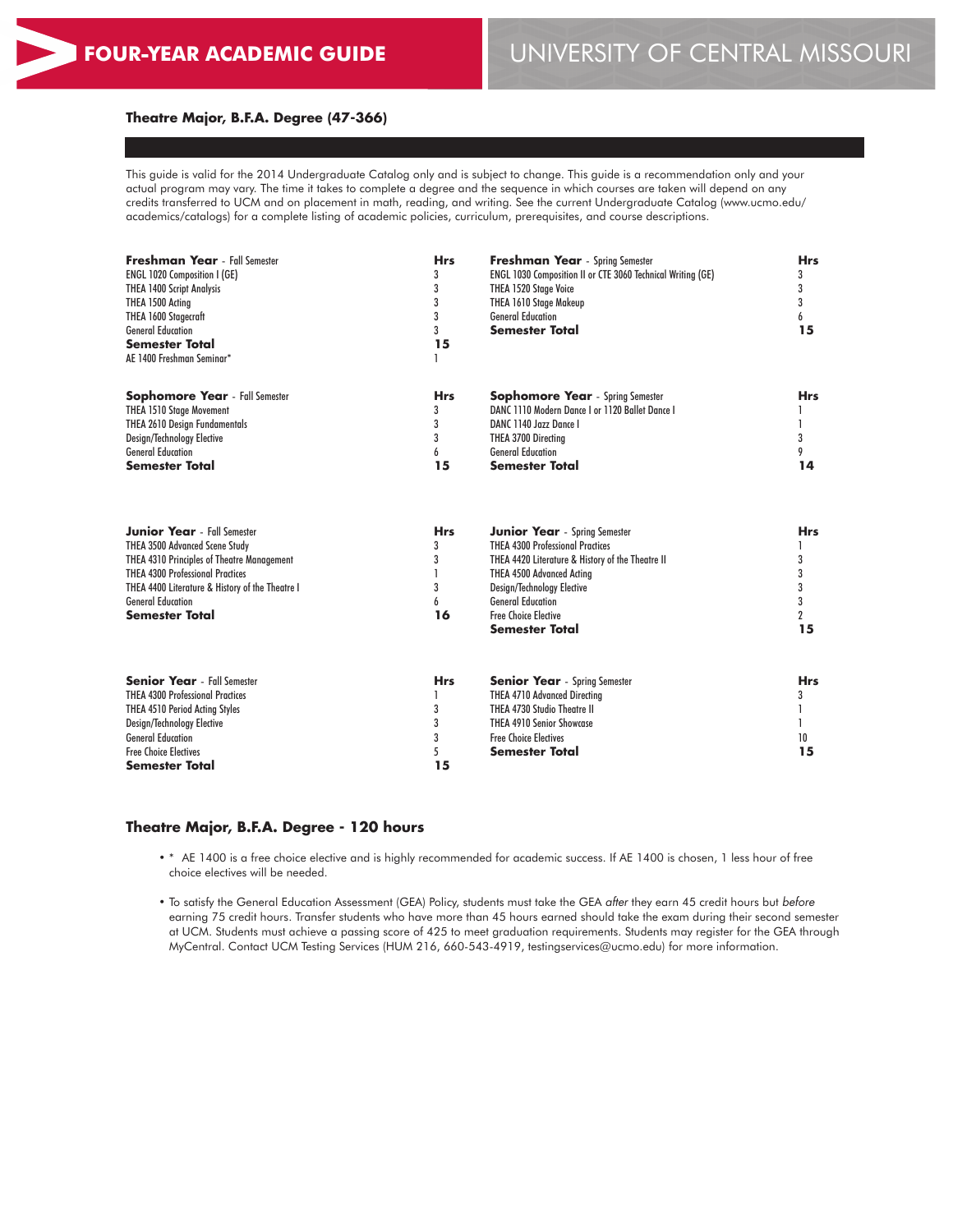# FOUR-YEAR ACADEMIC GUIDE

# UNIVERSITY OF CENTRAL MISSOURI

## Theatre Major, B.F.A. Degree (47-366)

This guide is valid for the 2014 Undergraduate Catalog only and is subject to change. This guide is a recommendation only and your actual program may vary. The time it takes to complete a degree and the sequence in which courses are taken will depend on any credits transferred to UCM and on placement in math, reading, and writing. See the current Undergraduate Catalog (www.ucmo.edu/academics/catalogs) for a complete listing of academic policies, curriculum, prerequisites, and course descriptions.

| **Freshman Year** - Fall Semester | **Hrs** | **Freshman Year** - Spring Semester | **Hrs** |
|---|---|---|---|
| ENGL 1020 Composition I (GE) | 3 | ENGL 1030 Composition II or CTE 3060 Technical Writing (GE) | 3 |
| THEA 1400 Script Analysis | 3 | THEA 1520 Stage Voice | 3 |
| THEA 1500 Acting | 3 | THEA 1610 Stage Makeup | 3 |
| THEA 1600 Stagecraft | 3 | General Education | 6 |
| General Education | 3 | **Semester Total** | **15** |
| **Semester Total** | **15** | | |
| AE 1400 Freshman Seminar* | 1 | | |

| **Sophomore Year** - Fall Semester | **Hrs** | **Sophomore Year** - Spring Semester | **Hrs** |
|---|---|---|---|
| THEA 1510 Stage Movement | 3 | DANC 1110 Modern Dance I or 1120 Ballet Dance I | 1 |
| THEA 2610 Design Fundamentals | 3 | DANC 1140 Jazz Dance I | 1 |
| Design/Technology Elective | 3 | THEA 3700 Directing | 3 |
| General Education | 6 | General Education | 9 |
| **Semester Total** | **15** | **Semester Total** | **14** |

| **Junior Year** - Fall Semester | **Hrs** | **Junior Year** - Spring Semester | **Hrs** |
|---|---|---|---|
| THEA 3500 Advanced Scene Study | 3 | THEA 4300 Professional Practices | 1 |
| THEA 4310 Principles of Theatre Management | 3 | THEA 4420 Literature & History of the Theatre II | 3 |
| THEA 4300 Professional Practices | 1 | THEA 4500 Advanced Acting | 3 |
| THEA 4400 Literature & History of the Theatre I | 3 | Design/Technology Elective | 3 |
| General Education | 6 | General Education | 3 |
| **Semester Total** | **16** | Free Choice Elective | 2 |
| | | **Semester Total** | **15** |

| **Senior Year** - Fall Semester | **Hrs** | **Senior Year** - Spring Semester | **Hrs** |
|---|---|---|---|
| THEA 4300 Professional Practices | 1 | THEA 4710 Advanced Directing | 3 |
| THEA 4510 Period Acting Styles | 3 | THEA 4730 Studio Theatre II | 1 |
| Design/Technology Elective | 3 | THEA 4910 Senior Showcase | 1 |
| General Education | 3 | Free Choice Electives | 10 |
| Free Choice Electives | 5 | **Semester Total** | **15** |
| **Semester Total** | **15** | | |

## Theatre Major, B.F.A. Degree - 120 hours

- * AE 1400 is a free choice elective and is highly recommended for academic success. If AE 1400 is chosen, 1 less hour of free choice electives will be needed.
- To satisfy the General Education Assessment (GEA) Policy, students must take the GEA *after* they earn 45 credit hours but *before* earning 75 credit hours. Transfer students who have more than 45 hours earned should take the exam during their second semester at UCM. Students must achieve a passing score of 425 to meet graduation requirements. Students may register for the GEA through MyCentral. Contact UCM Testing Services (HUM 216, 660-543-4919, testingservices@ucmo.edu) for more information.